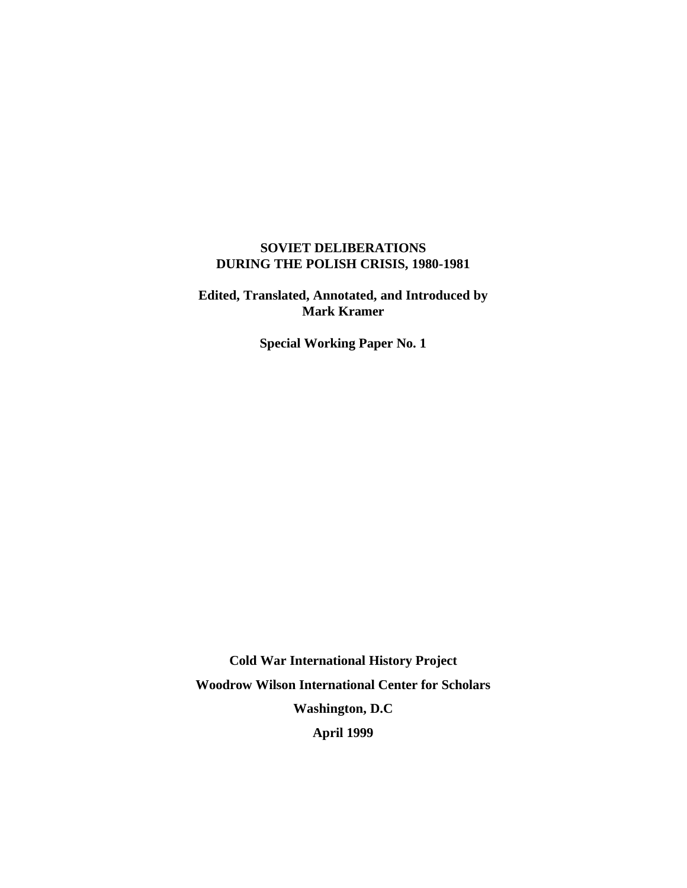# SOVIET DELIBERATIONS DURING THE POLISH CRISIS, 1980-1981

**Edited, Translated, Annotated, and Introduced by**
**Mark Kramer**

**Special Working Paper No. 1**

**Cold War International History Project**

**Woodrow Wilson International Center for Scholars**

**Washington, D.C**

**April 1999**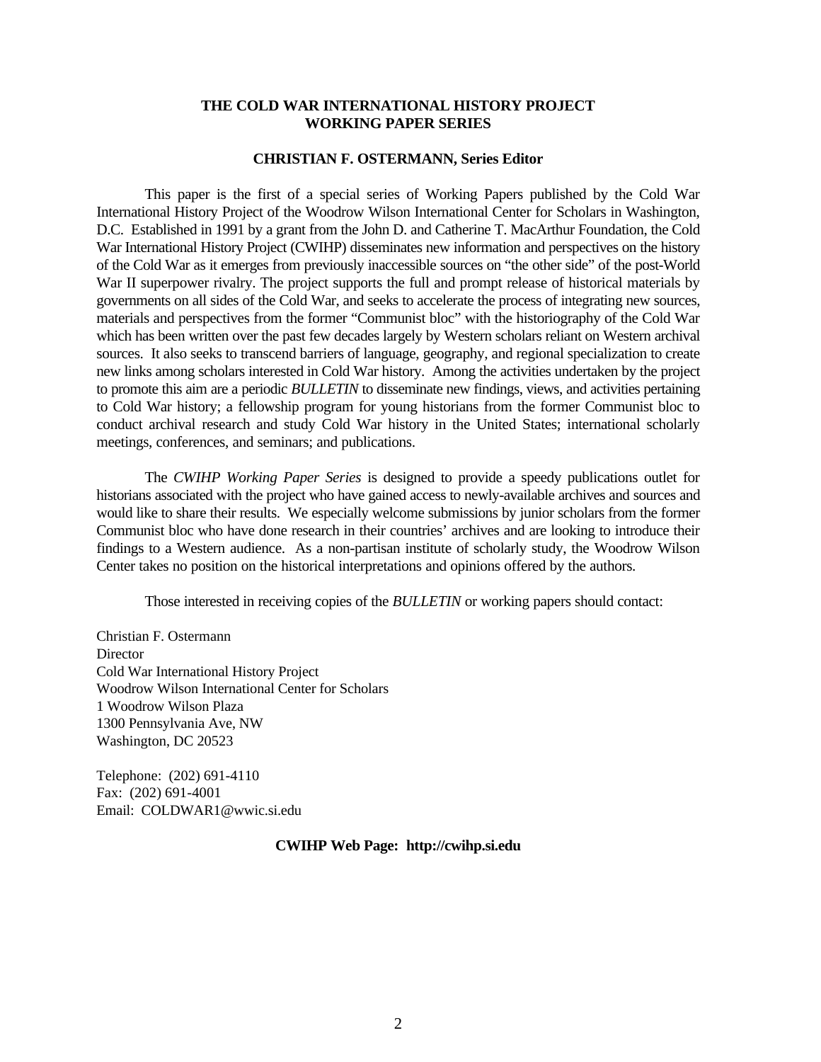**THE COLD WAR INTERNATIONAL HISTORY PROJECT**
**WORKING PAPER SERIES**

**CHRISTIAN F. OSTERMANN, Series Editor**

This paper is the first of a special series of Working Papers published by the Cold War International History Project of the Woodrow Wilson International Center for Scholars in Washington, D.C. Established in 1991 by a grant from the John D. and Catherine T. MacArthur Foundation, the Cold War International History Project (CWIHP) disseminates new information and perspectives on the history of the Cold War as it emerges from previously inaccessible sources on "the other side" of the post-World War II superpower rivalry. The project supports the full and prompt release of historical materials by governments on all sides of the Cold War, and seeks to accelerate the process of integrating new sources, materials and perspectives from the former "Communist bloc" with the historiography of the Cold War which has been written over the past few decades largely by Western scholars reliant on Western archival sources. It also seeks to transcend barriers of language, geography, and regional specialization to create new links among scholars interested in Cold War history. Among the activities undertaken by the project to promote this aim are a periodic *BULLETIN* to disseminate new findings, views, and activities pertaining to Cold War history; a fellowship program for young historians from the former Communist bloc to conduct archival research and study Cold War history in the United States; international scholarly meetings, conferences, and seminars; and publications.

The *CWIHP Working Paper Series* is designed to provide a speedy publications outlet for historians associated with the project who have gained access to newly-available archives and sources and would like to share their results. We especially welcome submissions by junior scholars from the former Communist bloc who have done research in their countries' archives and are looking to introduce their findings to a Western audience. As a non-partisan institute of scholarly study, the Woodrow Wilson Center takes no position on the historical interpretations and opinions offered by the authors.

Those interested in receiving copies of the *BULLETIN* or working papers should contact:

Christian F. Ostermann
Director
Cold War International History Project
Woodrow Wilson International Center for Scholars
1 Woodrow Wilson Plaza
1300 Pennsylvania Ave, NW
Washington, DC 20523

Telephone: (202) 691-4110
Fax: (202) 691-4001
Email: COLDWAR1@wwic.si.edu

**CWIHP Web Page: http://cwihp.si.edu**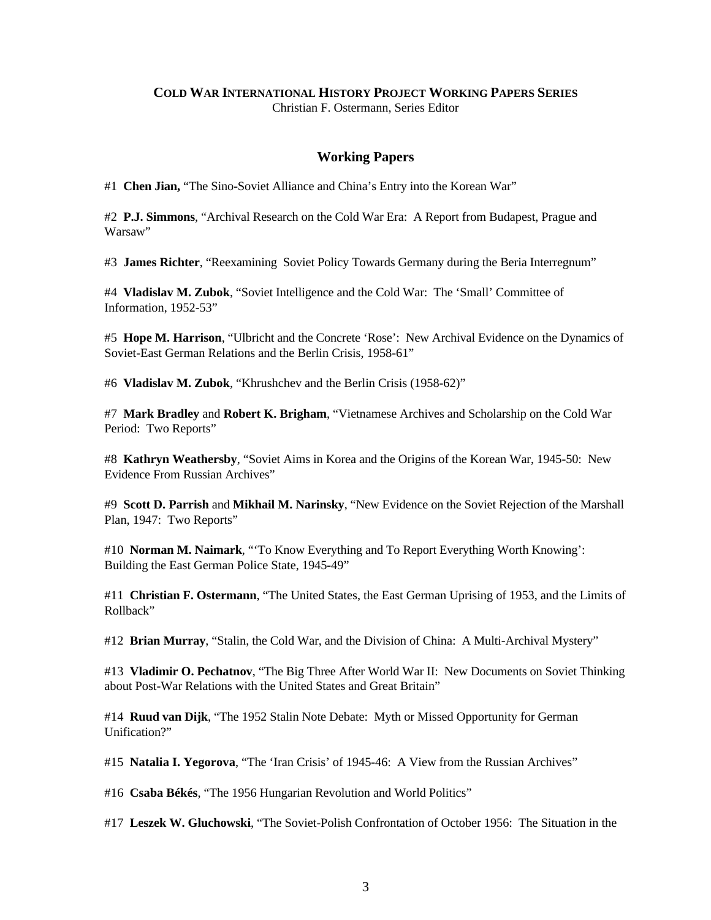**COLD WAR INTERNATIONAL HISTORY PROJECT WORKING PAPERS SERIES**
Christian F. Ostermann, Series Editor

## Working Papers

#1 **Chen Jian,** "The Sino-Soviet Alliance and China's Entry into the Korean War"

#2 **P.J. Simmons**, "Archival Research on the Cold War Era: A Report from Budapest, Prague and Warsaw"

#3 **James Richter**, "Reexamining Soviet Policy Towards Germany during the Beria Interregnum"

#4 **Vladislav M. Zubok**, "Soviet Intelligence and the Cold War: The 'Small' Committee of Information, 1952-53"

#5 **Hope M. Harrison**, "Ulbricht and the Concrete 'Rose': New Archival Evidence on the Dynamics of Soviet-East German Relations and the Berlin Crisis, 1958-61"

#6 **Vladislav M. Zubok**, "Khrushchev and the Berlin Crisis (1958-62)"

#7 **Mark Bradley** and **Robert K. Brigham**, "Vietnamese Archives and Scholarship on the Cold War Period: Two Reports"

#8 **Kathryn Weathersby**, "Soviet Aims in Korea and the Origins of the Korean War, 1945-50: New Evidence From Russian Archives"

#9 **Scott D. Parrish** and **Mikhail M. Narinsky**, "New Evidence on the Soviet Rejection of the Marshall Plan, 1947: Two Reports"

#10 **Norman M. Naimark**, "'To Know Everything and To Report Everything Worth Knowing': Building the East German Police State, 1945-49"

#11 **Christian F. Ostermann**, "The United States, the East German Uprising of 1953, and the Limits of Rollback"

#12 **Brian Murray**, "Stalin, the Cold War, and the Division of China: A Multi-Archival Mystery"

#13 **Vladimir O. Pechatnov**, "The Big Three After World War II: New Documents on Soviet Thinking about Post-War Relations with the United States and Great Britain"

#14 **Ruud van Dijk**, "The 1952 Stalin Note Debate: Myth or Missed Opportunity for German Unification?"

#15 **Natalia I. Yegorova**, "The 'Iran Crisis' of 1945-46: A View from the Russian Archives"

#16 **Csaba Békés**, "The 1956 Hungarian Revolution and World Politics"

#17 **Leszek W. Gluchowski**, "The Soviet-Polish Confrontation of October 1956: The Situation in the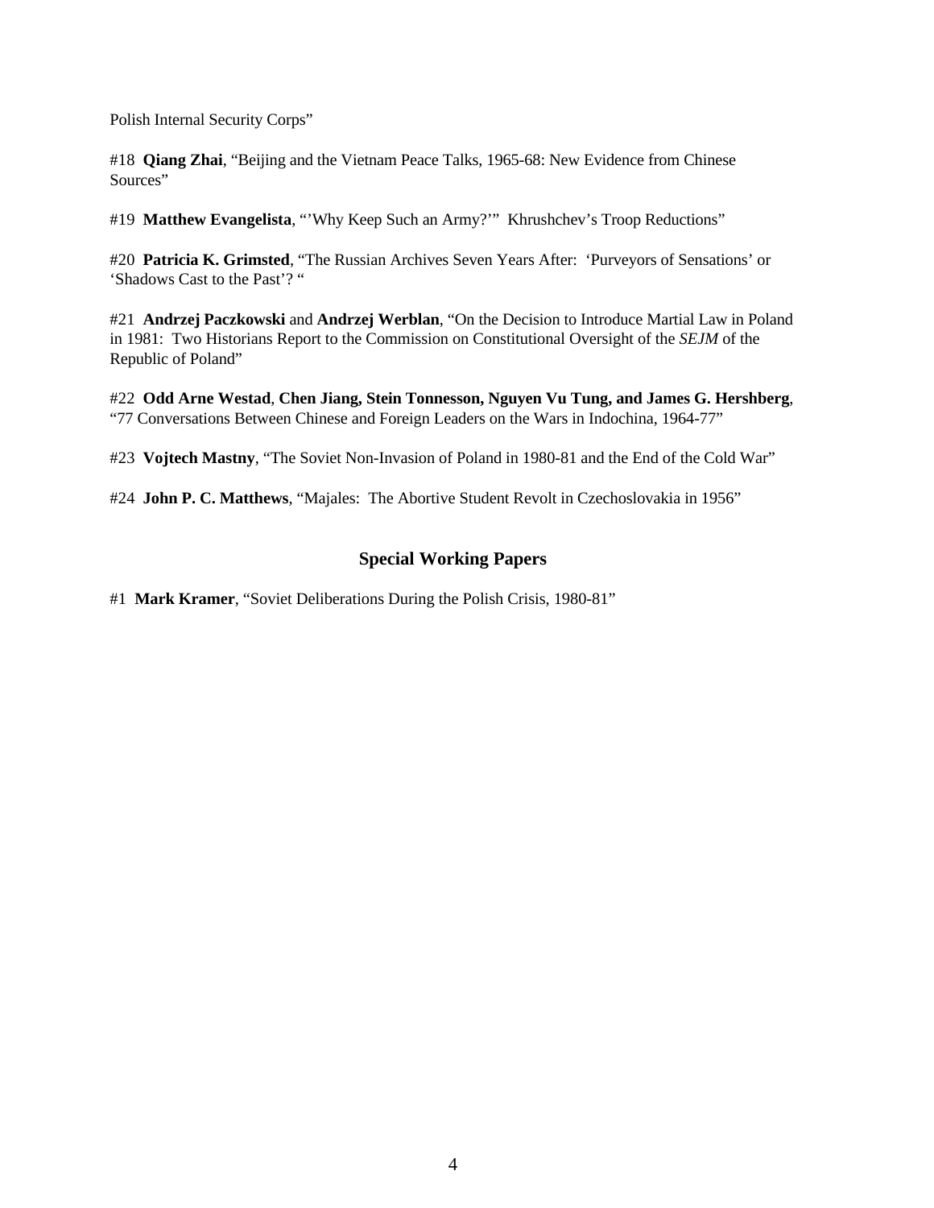Polish Internal Security Corps"

#18 **Qiang Zhai**, "Beijing and the Vietnam Peace Talks, 1965-68: New Evidence from Chinese Sources"

#19 **Matthew Evangelista**, "'Why Keep Such an Army?'" Khrushchev's Troop Reductions"

#20 **Patricia K. Grimsted**, "The Russian Archives Seven Years After: 'Purveyors of Sensations' or 'Shadows Cast to the Past'? "

#21 **Andrzej Paczkowski** and **Andrzej Werblan**, "On the Decision to Introduce Martial Law in Poland in 1981: Two Historians Report to the Commission on Constitutional Oversight of the *SEJM* of the Republic of Poland"

#22 **Odd Arne Westad**, **Chen Jiang, Stein Tonnesson, Nguyen Vu Tung, and James G. Hershberg**, "77 Conversations Between Chinese and Foreign Leaders on the Wars in Indochina, 1964-77"

#23 **Vojtech Mastny**, "The Soviet Non-Invasion of Poland in 1980-81 and the End of the Cold War"

#24 **John P. C. Matthews**, "Majales: The Abortive Student Revolt in Czechoslovakia in 1956"

## Special Working Papers

#1 **Mark Kramer**, "Soviet Deliberations During the Polish Crisis, 1980-81"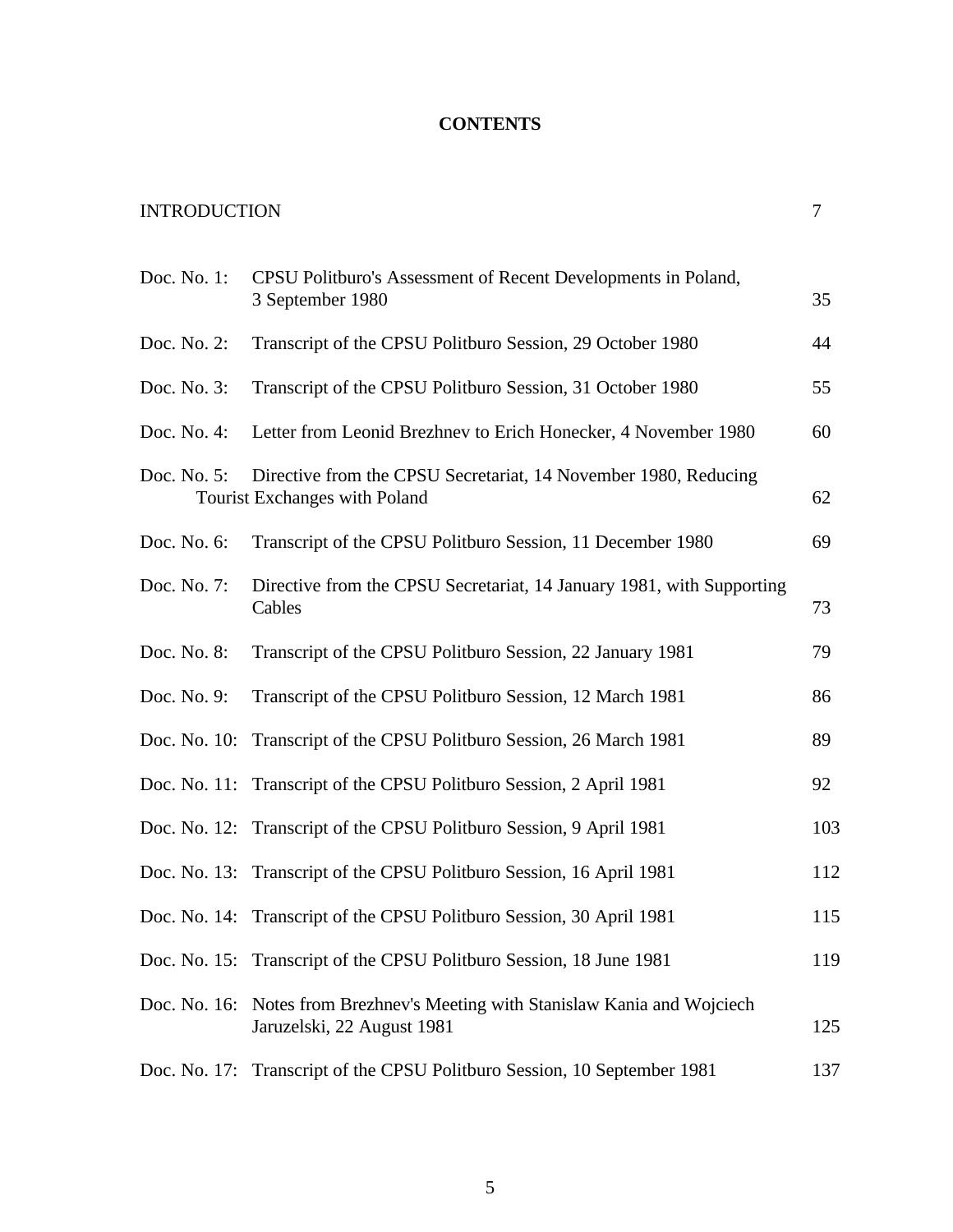# CONTENTS

| | | |
|---|---|---|
| INTRODUCTION | | 7 |
| Doc. No. 1: | CPSU Politburo's Assessment of Recent Developments in Poland, 3 September 1980 | 35 |
| Doc. No. 2: | Transcript of the CPSU Politburo Session, 29 October 1980 | 44 |
| Doc. No. 3: | Transcript of the CPSU Politburo Session, 31 October 1980 | 55 |
| Doc. No. 4: | Letter from Leonid Brezhnev to Erich Honecker, 4 November 1980 | 60 |
| Doc. No. 5: | Directive from the CPSU Secretariat, 14 November 1980, Reducing Tourist Exchanges with Poland | 62 |
| Doc. No. 6: | Transcript of the CPSU Politburo Session, 11 December 1980 | 69 |
| Doc. No. 7: | Directive from the CPSU Secretariat, 14 January 1981, with Supporting Cables | 73 |
| Doc. No. 8: | Transcript of the CPSU Politburo Session, 22 January 1981 | 79 |
| Doc. No. 9: | Transcript of the CPSU Politburo Session, 12 March 1981 | 86 |
| Doc. No. 10: | Transcript of the CPSU Politburo Session, 26 March 1981 | 89 |
| Doc. No. 11: | Transcript of the CPSU Politburo Session, 2 April 1981 | 92 |
| Doc. No. 12: | Transcript of the CPSU Politburo Session, 9 April 1981 | 103 |
| Doc. No. 13: | Transcript of the CPSU Politburo Session, 16 April 1981 | 112 |
| Doc. No. 14: | Transcript of the CPSU Politburo Session, 30 April 1981 | 115 |
| Doc. No. 15: | Transcript of the CPSU Politburo Session, 18 June 1981 | 119 |
| Doc. No. 16: | Notes from Brezhnev's Meeting with Stanislaw Kania and Wojciech Jaruzelski, 22 August 1981 | 125 |
| Doc. No. 17: | Transcript of the CPSU Politburo Session, 10 September 1981 | 137 |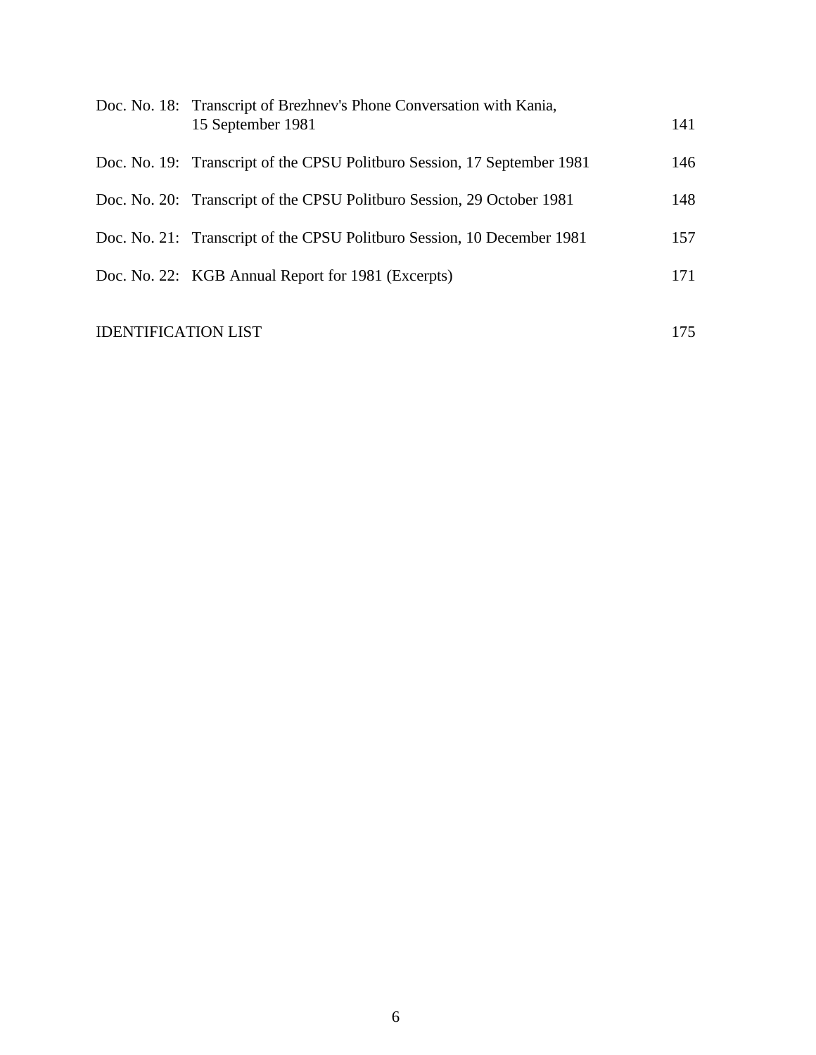| | | |
|---|---|---|
| Doc. No. 18: | Transcript of Brezhnev's Phone Conversation with Kania, 15 September 1981 | 141 |
| Doc. No. 19: | Transcript of the CPSU Politburo Session, 17 September 1981 | 146 |
| Doc. No. 20: | Transcript of the CPSU Politburo Session, 29 October 1981 | 148 |
| Doc. No. 21: | Transcript of the CPSU Politburo Session, 10 December 1981 | 157 |
| Doc. No. 22: | KGB Annual Report for 1981 (Excerpts) | 171 |

IDENTIFICATION LIST 175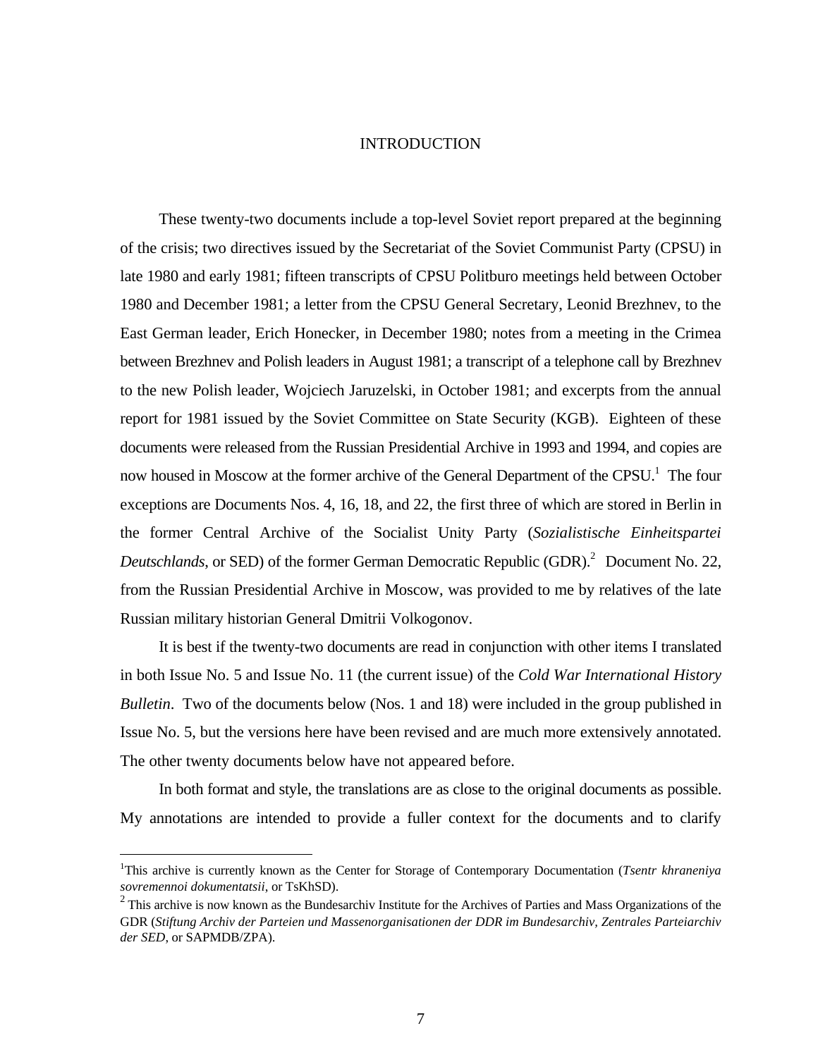# INTRODUCTION

These twenty-two documents include a top-level Soviet report prepared at the beginning of the crisis; two directives issued by the Secretariat of the Soviet Communist Party (CPSU) in late 1980 and early 1981; fifteen transcripts of CPSU Politburo meetings held between October 1980 and December 1981; a letter from the CPSU General Secretary, Leonid Brezhnev, to the East German leader, Erich Honecker, in December 1980; notes from a meeting in the Crimea between Brezhnev and Polish leaders in August 1981; a transcript of a telephone call by Brezhnev to the new Polish leader, Wojciech Jaruzelski, in October 1981; and excerpts from the annual report for 1981 issued by the Soviet Committee on State Security (KGB). Eighteen of these documents were released from the Russian Presidential Archive in 1993 and 1994, and copies are now housed in Moscow at the former archive of the General Department of the CPSU.[1] The four exceptions are Documents Nos. 4, 16, 18, and 22, the first three of which are stored in Berlin in the former Central Archive of the Socialist Unity Party (*Sozialistische Einheitspartei Deutschlands*, or SED) of the former German Democratic Republic (GDR).[2] Document No. 22, from the Russian Presidential Archive in Moscow, was provided to me by relatives of the late Russian military historian General Dmitrii Volkogonov.

It is best if the twenty-two documents are read in conjunction with other items I translated in both Issue No. 5 and Issue No. 11 (the current issue) of the *Cold War International History Bulletin*. Two of the documents below (Nos. 1 and 18) were included in the group published in Issue No. 5, but the versions here have been revised and are much more extensively annotated. The other twenty documents below have not appeared before.

In both format and style, the translations are as close to the original documents as possible. My annotations are intended to provide a fuller context for the documents and to clarify

---

[1] This archive is currently known as the Center for Storage of Contemporary Documentation (*Tsentr khraneniya sovremennoi dokumentatsii*, or TsKhSD).

[2] This archive is now known as the Bundesarchiv Institute for the Archives of Parties and Mass Organizations of the GDR (*Stiftung Archiv der Parteien und Massenorganisationen der DDR im Bundesarchiv, Zentrales Parteiarchiv der SED*, or SAPMDB/ZPA).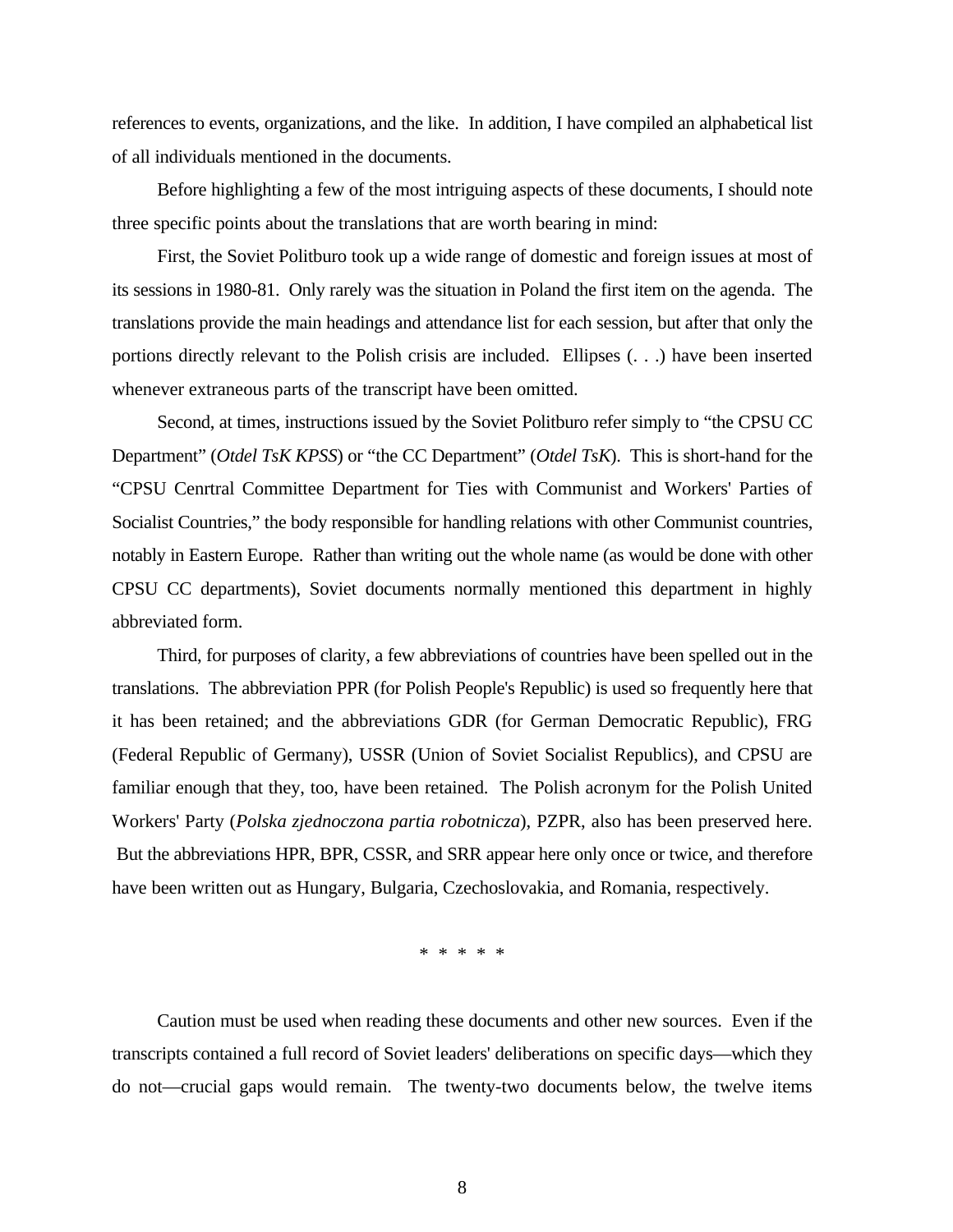references to events, organizations, and the like. In addition, I have compiled an alphabetical list of all individuals mentioned in the documents.

Before highlighting a few of the most intriguing aspects of these documents, I should note three specific points about the translations that are worth bearing in mind:

First, the Soviet Politburo took up a wide range of domestic and foreign issues at most of its sessions in 1980-81. Only rarely was the situation in Poland the first item on the agenda. The translations provide the main headings and attendance list for each session, but after that only the portions directly relevant to the Polish crisis are included. Ellipses (. . .) have been inserted whenever extraneous parts of the transcript have been omitted.

Second, at times, instructions issued by the Soviet Politburo refer simply to "the CPSU CC Department" (*Otdel TsK KPSS*) or "the CC Department" (*Otdel TsK*). This is short-hand for the "CPSU Cenrtral Committee Department for Ties with Communist and Workers' Parties of Socialist Countries," the body responsible for handling relations with other Communist countries, notably in Eastern Europe. Rather than writing out the whole name (as would be done with other CPSU CC departments), Soviet documents normally mentioned this department in highly abbreviated form.

Third, for purposes of clarity, a few abbreviations of countries have been spelled out in the translations. The abbreviation PPR (for Polish People's Republic) is used so frequently here that it has been retained; and the abbreviations GDR (for German Democratic Republic), FRG (Federal Republic of Germany), USSR (Union of Soviet Socialist Republics), and CPSU are familiar enough that they, too, have been retained. The Polish acronym for the Polish United Workers' Party (*Polska zjednoczona partia robotnicza*), PZPR, also has been preserved here. But the abbreviations HPR, BPR, CSSR, and SRR appear here only once or twice, and therefore have been written out as Hungary, Bulgaria, Czechoslovakia, and Romania, respectively.

\* \* \* \* \*

Caution must be used when reading these documents and other new sources. Even if the transcripts contained a full record of Soviet leaders' deliberations on specific days—which they do not—crucial gaps would remain. The twenty-two documents below, the twelve items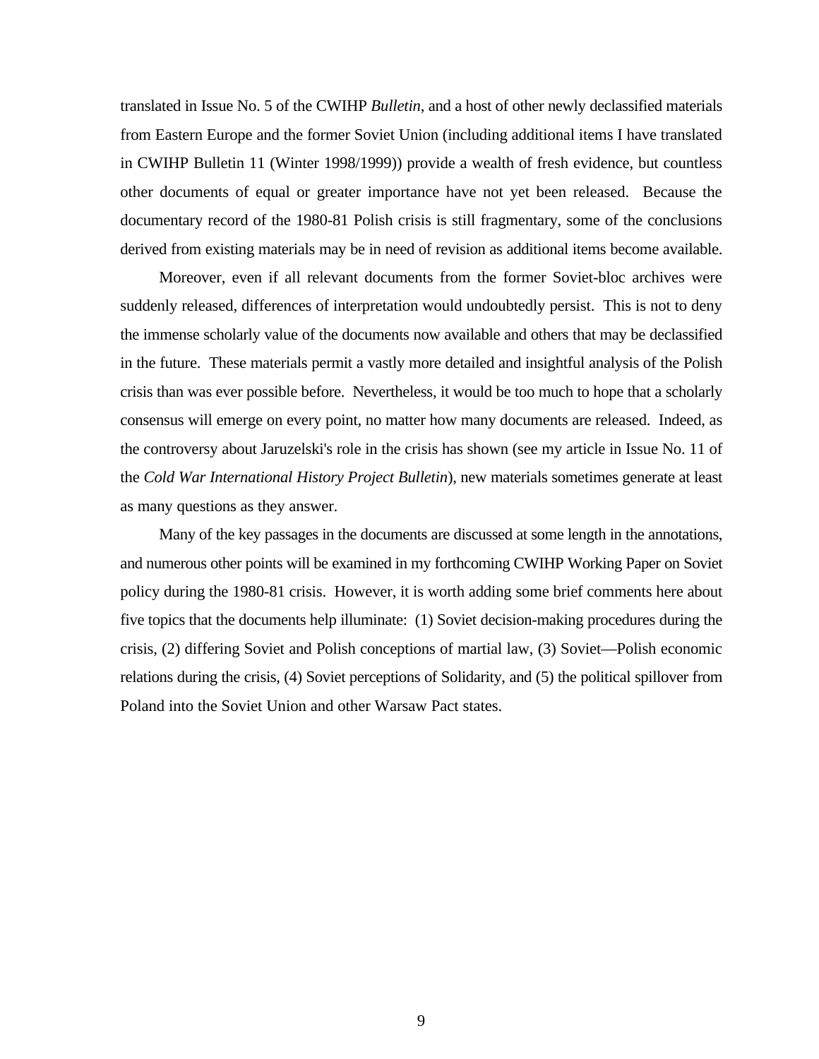translated in Issue No. 5 of the CWIHP *Bulletin*, and a host of other newly declassified materials from Eastern Europe and the former Soviet Union (including additional items I have translated in CWIHP Bulletin 11 (Winter 1998/1999)) provide a wealth of fresh evidence, but countless other documents of equal or greater importance have not yet been released. Because the documentary record of the 1980-81 Polish crisis is still fragmentary, some of the conclusions derived from existing materials may be in need of revision as additional items become available.

Moreover, even if all relevant documents from the former Soviet-bloc archives were suddenly released, differences of interpretation would undoubtedly persist. This is not to deny the immense scholarly value of the documents now available and others that may be declassified in the future. These materials permit a vastly more detailed and insightful analysis of the Polish crisis than was ever possible before. Nevertheless, it would be too much to hope that a scholarly consensus will emerge on every point, no matter how many documents are released. Indeed, as the controversy about Jaruzelski's role in the crisis has shown (see my article in Issue No. 11 of the *Cold War International History Project Bulletin*), new materials sometimes generate at least as many questions as they answer.

Many of the key passages in the documents are discussed at some length in the annotations, and numerous other points will be examined in my forthcoming CWIHP Working Paper on Soviet policy during the 1980-81 crisis. However, it is worth adding some brief comments here about five topics that the documents help illuminate: (1) Soviet decision-making procedures during the crisis, (2) differing Soviet and Polish conceptions of martial law, (3) Soviet—Polish economic relations during the crisis, (4) Soviet perceptions of Solidarity, and (5) the political spillover from Poland into the Soviet Union and other Warsaw Pact states.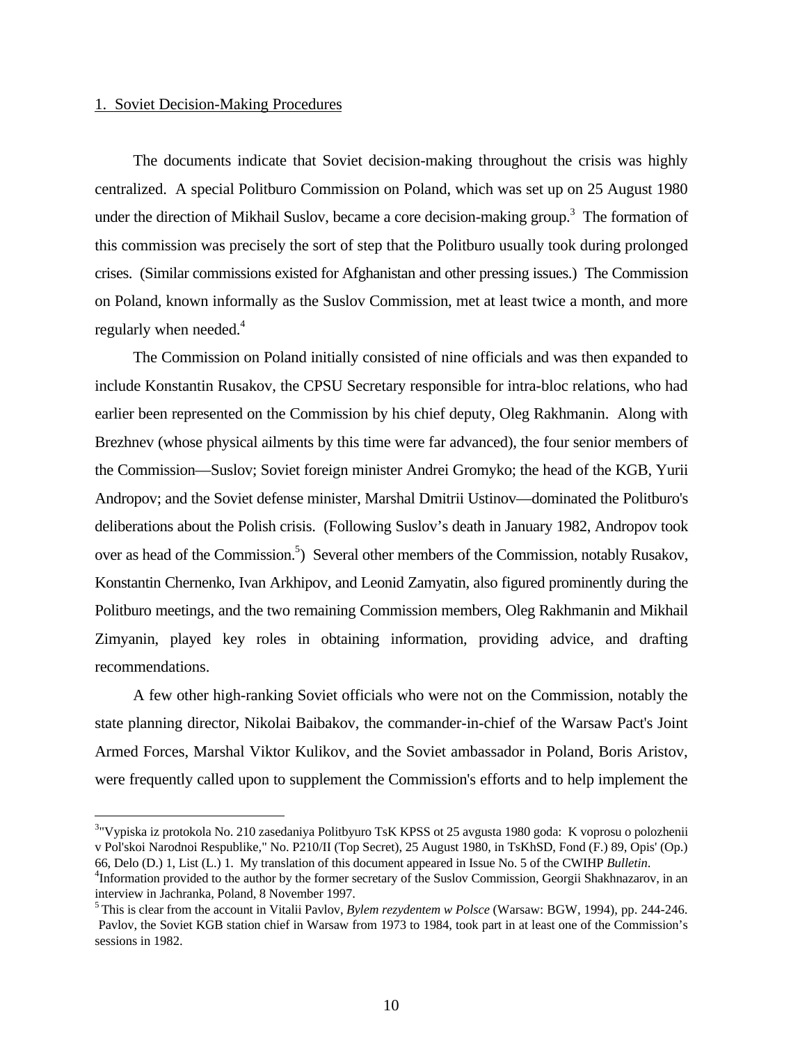## 1. Soviet Decision-Making Procedures

The documents indicate that Soviet decision-making throughout the crisis was highly centralized. A special Politburo Commission on Poland, which was set up on 25 August 1980 under the direction of Mikhail Suslov, became a core decision-making group.[3] The formation of this commission was precisely the sort of step that the Politburo usually took during prolonged crises. (Similar commissions existed for Afghanistan and other pressing issues.) The Commission on Poland, known informally as the Suslov Commission, met at least twice a month, and more regularly when needed.[4]

The Commission on Poland initially consisted of nine officials and was then expanded to include Konstantin Rusakov, the CPSU Secretary responsible for intra-bloc relations, who had earlier been represented on the Commission by his chief deputy, Oleg Rakhmanin. Along with Brezhnev (whose physical ailments by this time were far advanced), the four senior members of the Commission—Suslov; Soviet foreign minister Andrei Gromyko; the head of the KGB, Yurii Andropov; and the Soviet defense minister, Marshal Dmitrii Ustinov—dominated the Politburo's deliberations about the Polish crisis. (Following Suslov's death in January 1982, Andropov took over as head of the Commission.[5]) Several other members of the Commission, notably Rusakov, Konstantin Chernenko, Ivan Arkhipov, and Leonid Zamyatin, also figured prominently during the Politburo meetings, and the two remaining Commission members, Oleg Rakhmanin and Mikhail Zimyanin, played key roles in obtaining information, providing advice, and drafting recommendations.

A few other high-ranking Soviet officials who were not on the Commission, notably the state planning director, Nikolai Baibakov, the commander-in-chief of the Warsaw Pact's Joint Armed Forces, Marshal Viktor Kulikov, and the Soviet ambassador in Poland, Boris Aristov, were frequently called upon to supplement the Commission's efforts and to help implement the

---

[3] "Vypiska iz protokola No. 210 zasedaniya Politbyuro TsK KPSS ot 25 avgusta 1980 goda: K voprosu o polozhenii v Pol'skoi Narodnoi Respublike," No. P210/II (Top Secret), 25 August 1980, in TsKhSD, Fond (F.) 89, Opis' (Op.) 66, Delo (D.) 1, List (L.) 1. My translation of this document appeared in Issue No. 5 of the CWIHP *Bulletin*.

[4] Information provided to the author by the former secretary of the Suslov Commission, Georgii Shakhnazarov, in an interview in Jachranka, Poland, 8 November 1997.

[5] This is clear from the account in Vitalii Pavlov, *Bylem rezydentem w Polsce* (Warsaw: BGW, 1994), pp. 244-246. Pavlov, the Soviet KGB station chief in Warsaw from 1973 to 1984, took part in at least one of the Commission's sessions in 1982.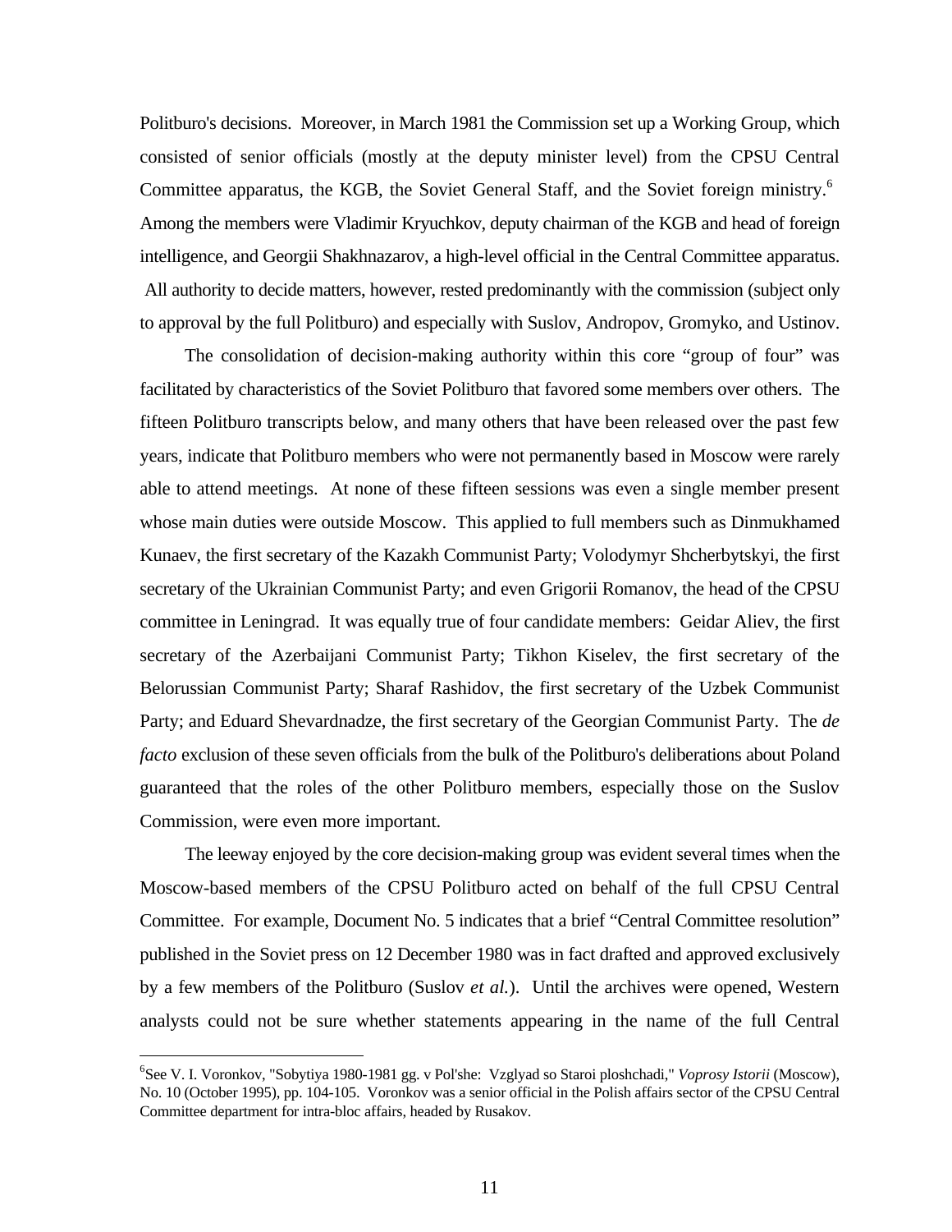Politburo's decisions. Moreover, in March 1981 the Commission set up a Working Group, which consisted of senior officials (mostly at the deputy minister level) from the CPSU Central Committee apparatus, the KGB, the Soviet General Staff, and the Soviet foreign ministry.[6] Among the members were Vladimir Kryuchkov, deputy chairman of the KGB and head of foreign intelligence, and Georgii Shakhnazarov, a high-level official in the Central Committee apparatus. All authority to decide matters, however, rested predominantly with the commission (subject only to approval by the full Politburo) and especially with Suslov, Andropov, Gromyko, and Ustinov.

The consolidation of decision-making authority within this core "group of four" was facilitated by characteristics of the Soviet Politburo that favored some members over others. The fifteen Politburo transcripts below, and many others that have been released over the past few years, indicate that Politburo members who were not permanently based in Moscow were rarely able to attend meetings. At none of these fifteen sessions was even a single member present whose main duties were outside Moscow. This applied to full members such as Dinmukhamed Kunaev, the first secretary of the Kazakh Communist Party; Volodymyr Shcherbytskyi, the first secretary of the Ukrainian Communist Party; and even Grigorii Romanov, the head of the CPSU committee in Leningrad. It was equally true of four candidate members: Geidar Aliev, the first secretary of the Azerbaijani Communist Party; Tikhon Kiselev, the first secretary of the Belorussian Communist Party; Sharaf Rashidov, the first secretary of the Uzbek Communist Party; and Eduard Shevardnadze, the first secretary of the Georgian Communist Party. The *de facto* exclusion of these seven officials from the bulk of the Politburo's deliberations about Poland guaranteed that the roles of the other Politburo members, especially those on the Suslov Commission, were even more important.

The leeway enjoyed by the core decision-making group was evident several times when the Moscow-based members of the CPSU Politburo acted on behalf of the full CPSU Central Committee. For example, Document No. 5 indicates that a brief "Central Committee resolution" published in the Soviet press on 12 December 1980 was in fact drafted and approved exclusively by a few members of the Politburo (Suslov *et al.*). Until the archives were opened, Western analysts could not be sure whether statements appearing in the name of the full Central

---

[6] See V. I. Voronkov, "Sobytiya 1980-1981 gg. v Pol'she: Vzglyad so Staroi ploshchadi," *Voprosy Istorii* (Moscow), No. 10 (October 1995), pp. 104-105. Voronkov was a senior official in the Polish affairs sector of the CPSU Central Committee department for intra-bloc affairs, headed by Rusakov.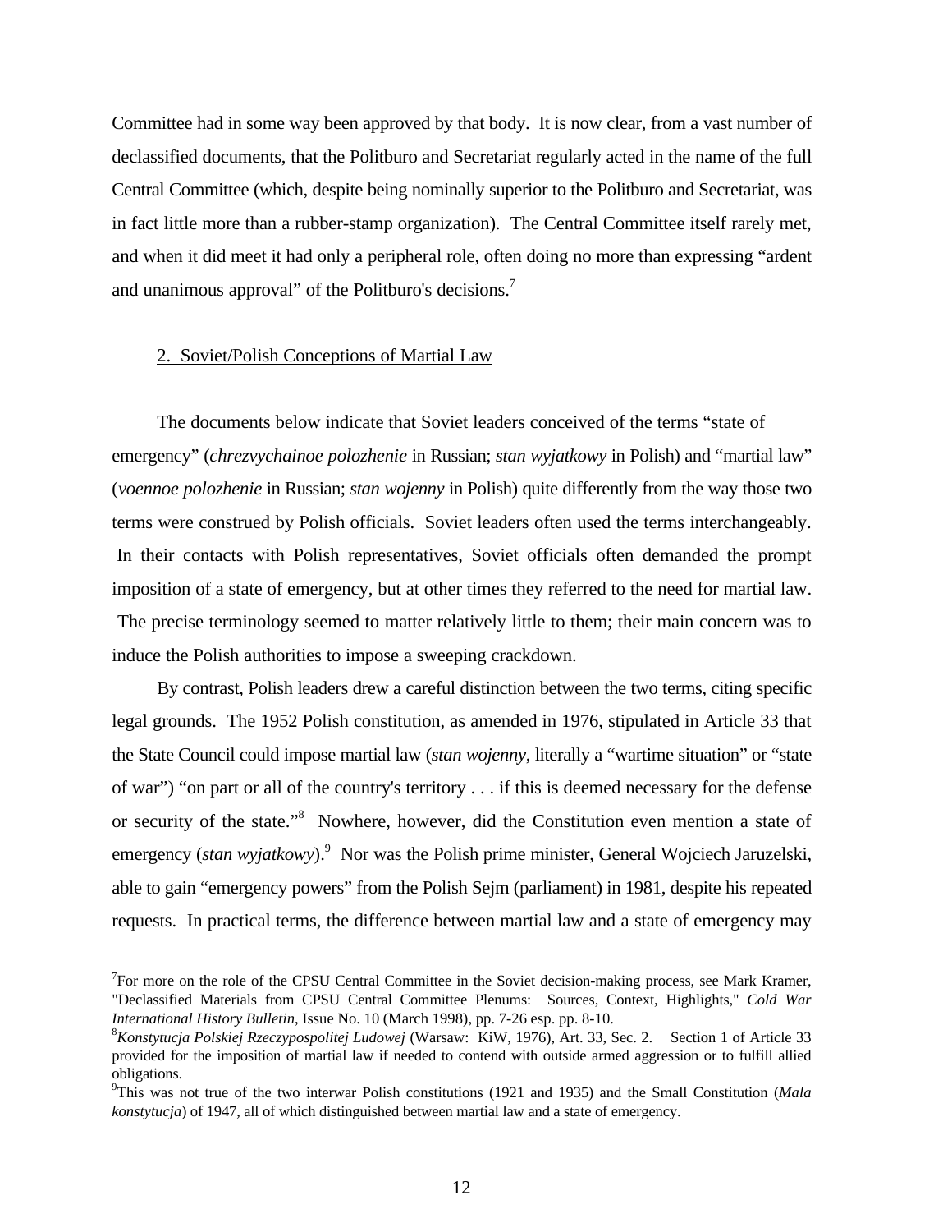Committee had in some way been approved by that body. It is now clear, from a vast number of declassified documents, that the Politburo and Secretariat regularly acted in the name of the full Central Committee (which, despite being nominally superior to the Politburo and Secretariat, was in fact little more than a rubber-stamp organization). The Central Committee itself rarely met, and when it did meet it had only a peripheral role, often doing no more than expressing "ardent and unanimous approval" of the Politburo's decisions.[7]

2. Soviet/Polish Conceptions of Martial Law

The documents below indicate that Soviet leaders conceived of the terms "state of emergency" (*chrezvychainoe polozhenie* in Russian; *stan wyjatkowy* in Polish) and "martial law" (*voennoe polozhenie* in Russian; *stan wojenny* in Polish) quite differently from the way those two terms were construed by Polish officials. Soviet leaders often used the terms interchangeably. In their contacts with Polish representatives, Soviet officials often demanded the prompt imposition of a state of emergency, but at other times they referred to the need for martial law. The precise terminology seemed to matter relatively little to them; their main concern was to induce the Polish authorities to impose a sweeping crackdown.

By contrast, Polish leaders drew a careful distinction between the two terms, citing specific legal grounds. The 1952 Polish constitution, as amended in 1976, stipulated in Article 33 that the State Council could impose martial law (*stan wojenny*, literally a "wartime situation" or "state of war") "on part or all of the country's territory . . . if this is deemed necessary for the defense or security of the state."[8] Nowhere, however, did the Constitution even mention a state of emergency (*stan wyjatkowy*).[9] Nor was the Polish prime minister, General Wojciech Jaruzelski, able to gain "emergency powers" from the Polish Sejm (parliament) in 1981, despite his repeated requests. In practical terms, the difference between martial law and a state of emergency may

---

[7] For more on the role of the CPSU Central Committee in the Soviet decision-making process, see Mark Kramer, "Declassified Materials from CPSU Central Committee Plenums: Sources, Context, Highlights," *Cold War International History Bulletin*, Issue No. 10 (March 1998), pp. 7-26 esp. pp. 8-10.

[8] *Konstytucja Polskiej Rzeczypospolitej Ludowej* (Warsaw: KiW, 1976), Art. 33, Sec. 2. Section 1 of Article 33 provided for the imposition of martial law if needed to contend with outside armed aggression or to fulfill allied obligations.

[9] This was not true of the two interwar Polish constitutions (1921 and 1935) and the Small Constitution (*Mala konstytucja*) of 1947, all of which distinguished between martial law and a state of emergency.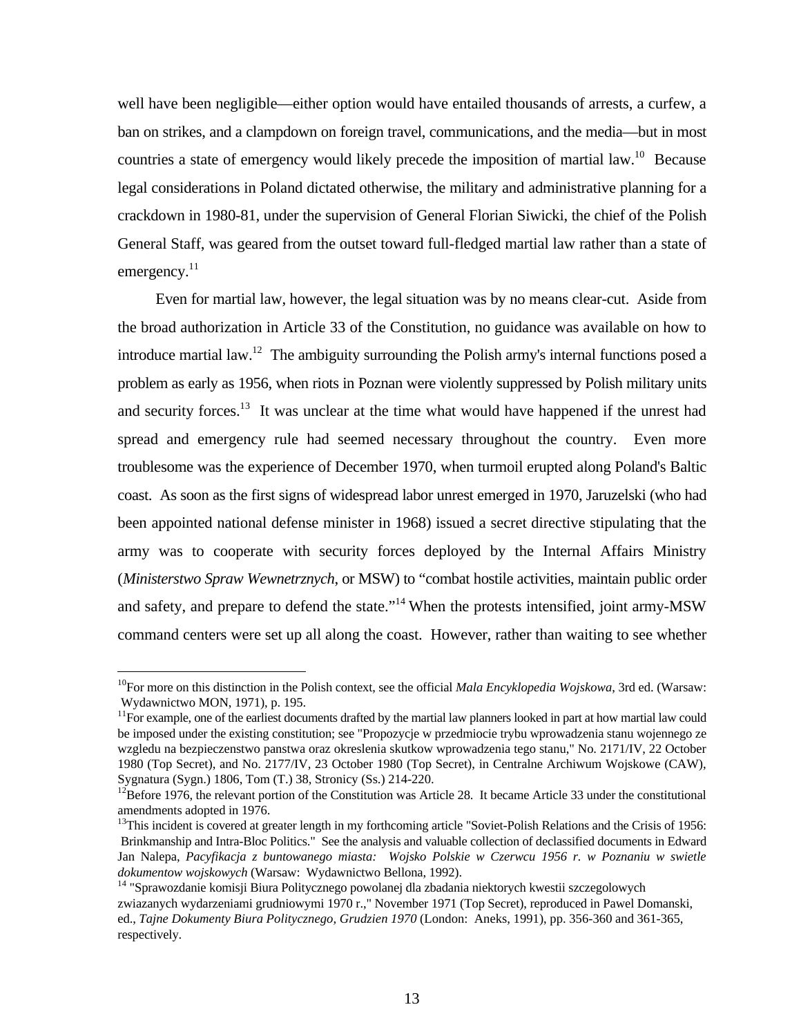well have been negligible—either option would have entailed thousands of arrests, a curfew, a ban on strikes, and a clampdown on foreign travel, communications, and the media—but in most countries a state of emergency would likely precede the imposition of martial law.[10] Because legal considerations in Poland dictated otherwise, the military and administrative planning for a crackdown in 1980-81, under the supervision of General Florian Siwicki, the chief of the Polish General Staff, was geared from the outset toward full-fledged martial law rather than a state of emergency.[11]

Even for martial law, however, the legal situation was by no means clear-cut. Aside from the broad authorization in Article 33 of the Constitution, no guidance was available on how to introduce martial law.[12] The ambiguity surrounding the Polish army's internal functions posed a problem as early as 1956, when riots in Poznan were violently suppressed by Polish military units and security forces.[13] It was unclear at the time what would have happened if the unrest had spread and emergency rule had seemed necessary throughout the country. Even more troublesome was the experience of December 1970, when turmoil erupted along Poland's Baltic coast. As soon as the first signs of widespread labor unrest emerged in 1970, Jaruzelski (who had been appointed national defense minister in 1968) issued a secret directive stipulating that the army was to cooperate with security forces deployed by the Internal Affairs Ministry (*Ministerstwo Spraw Wewnetrznych*, or MSW) to "combat hostile activities, maintain public order and safety, and prepare to defend the state."[14] When the protests intensified, joint army-MSW command centers were set up all along the coast. However, rather than waiting to see whether

---

[10]For more on this distinction in the Polish context, see the official *Mala Encyklopedia Wojskowa*, 3rd ed. (Warsaw: Wydawnictwo MON, 1971), p. 195.

[11]For example, one of the earliest documents drafted by the martial law planners looked in part at how martial law could be imposed under the existing constitution; see "Propozycje w przedmiocie trybu wprowadzenia stanu wojennego ze wzgledu na bezpieczenstwo panstwa oraz okreslenia skutkow wprowadzenia tego stanu," No. 2171/IV, 22 October 1980 (Top Secret), and No. 2177/IV, 23 October 1980 (Top Secret), in Centralne Archiwum Wojskowe (CAW), Sygnatura (Sygn.) 1806, Tom (T.) 38, Stronicy (Ss.) 214-220.

[12]Before 1976, the relevant portion of the Constitution was Article 28. It became Article 33 under the constitutional amendments adopted in 1976.

[13]This incident is covered at greater length in my forthcoming article "Soviet-Polish Relations and the Crisis of 1956: Brinkmanship and Intra-Bloc Politics." See the analysis and valuable collection of declassified documents in Edward Jan Nalepa, *Pacyfikacja z buntowanego miasta: Wojsko Polskie w Czerwcu 1956 r. w Poznaniu w swietle dokumentow wojskowych* (Warsaw: Wydawnictwo Bellona, 1992).

[14] "Sprawozdanie komisji Biura Politycznego powolanej dla zbadania niektorych kwestii szczegolowych zwiazanych wydarzeniami grudniowymi 1970 r.," November 1971 (Top Secret), reproduced in Pawel Domanski, ed., *Tajne Dokumenty Biura Politycznego, Grudzien 1970* (London: Aneks, 1991), pp. 356-360 and 361-365, respectively.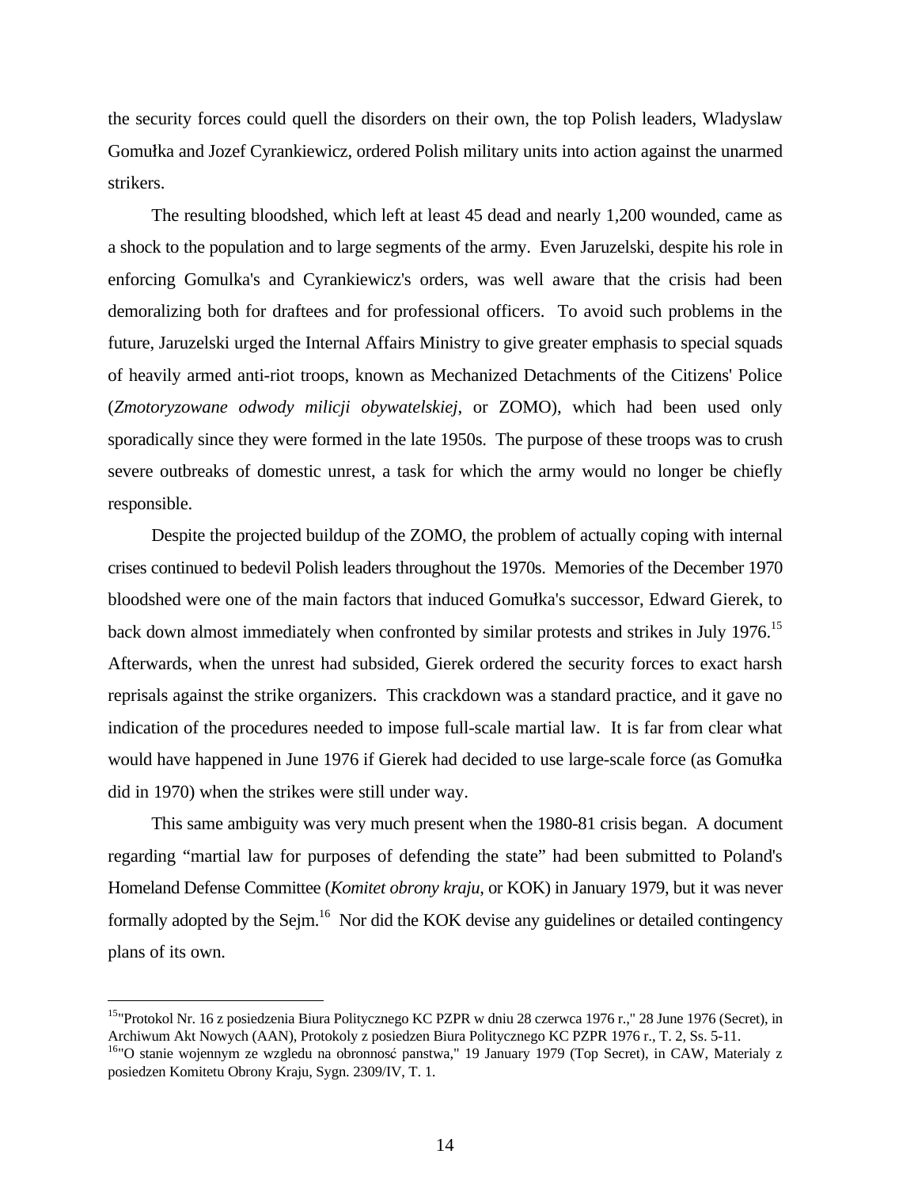the security forces could quell the disorders on their own, the top Polish leaders, Wladyslaw Gomułka and Jozef Cyrankiewicz, ordered Polish military units into action against the unarmed strikers.

The resulting bloodshed, which left at least 45 dead and nearly 1,200 wounded, came as a shock to the population and to large segments of the army. Even Jaruzelski, despite his role in enforcing Gomulka's and Cyrankiewicz's orders, was well aware that the crisis had been demoralizing both for draftees and for professional officers. To avoid such problems in the future, Jaruzelski urged the Internal Affairs Ministry to give greater emphasis to special squads of heavily armed anti-riot troops, known as Mechanized Detachments of the Citizens' Police (*Zmotoryzowane odwody milicji obywatelskiej*, or ZOMO), which had been used only sporadically since they were formed in the late 1950s. The purpose of these troops was to crush severe outbreaks of domestic unrest, a task for which the army would no longer be chiefly responsible.

Despite the projected buildup of the ZOMO, the problem of actually coping with internal crises continued to bedevil Polish leaders throughout the 1970s. Memories of the December 1970 bloodshed were one of the main factors that induced Gomułka's successor, Edward Gierek, to back down almost immediately when confronted by similar protests and strikes in July 1976.[15] Afterwards, when the unrest had subsided, Gierek ordered the security forces to exact harsh reprisals against the strike organizers. This crackdown was a standard practice, and it gave no indication of the procedures needed to impose full-scale martial law. It is far from clear what would have happened in June 1976 if Gierek had decided to use large-scale force (as Gomułka did in 1970) when the strikes were still under way.

This same ambiguity was very much present when the 1980-81 crisis began. A document regarding "martial law for purposes of defending the state" had been submitted to Poland's Homeland Defense Committee (*Komitet obrony kraju*, or KOK) in January 1979, but it was never formally adopted by the Sejm.[16] Nor did the KOK devise any guidelines or detailed contingency plans of its own.

---

[15]"Protokol Nr. 16 z posiedzenia Biura Politycznego KC PZPR w dniu 28 czerwca 1976 r.," 28 June 1976 (Secret), in Archiwum Akt Nowych (AAN), Protokoly z posiedzen Biura Politycznego KC PZPR 1976 r., T. 2, Ss. 5-11.

[16]"O stanie wojennym ze wzgledu na obronnosć panstwa," 19 January 1979 (Top Secret), in CAW, Materialy z posiedzen Komitetu Obrony Kraju, Sygn. 2309/IV, T. 1.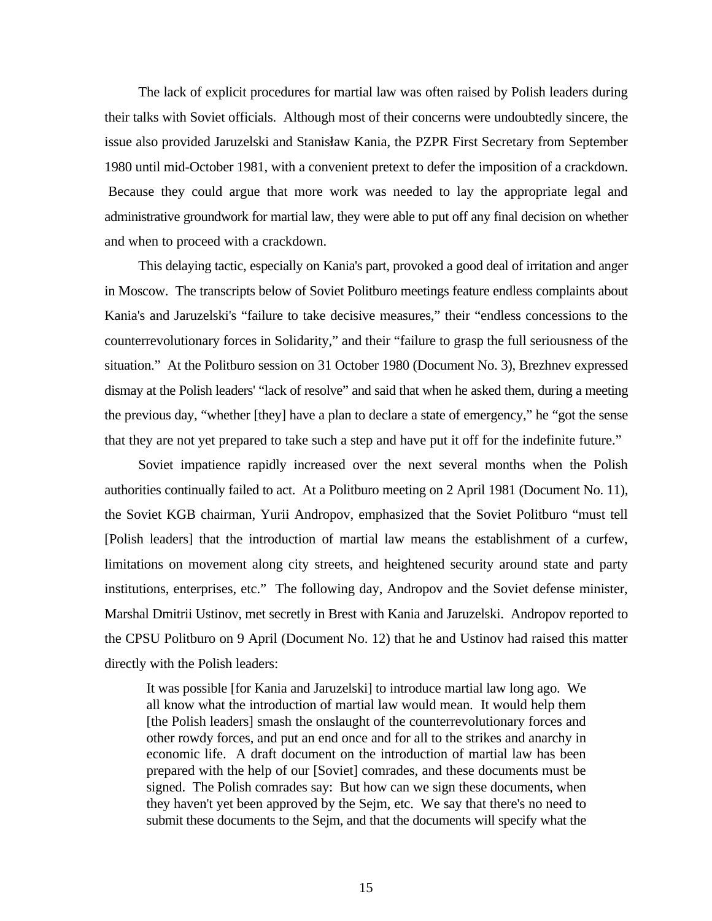The lack of explicit procedures for martial law was often raised by Polish leaders during their talks with Soviet officials. Although most of their concerns were undoubtedly sincere, the issue also provided Jaruzelski and Stanisław Kania, the PZPR First Secretary from September 1980 until mid-October 1981, with a convenient pretext to defer the imposition of a crackdown. Because they could argue that more work was needed to lay the appropriate legal and administrative groundwork for martial law, they were able to put off any final decision on whether and when to proceed with a crackdown.

This delaying tactic, especially on Kania's part, provoked a good deal of irritation and anger in Moscow. The transcripts below of Soviet Politburo meetings feature endless complaints about Kania's and Jaruzelski's "failure to take decisive measures," their "endless concessions to the counterrevolutionary forces in Solidarity," and their "failure to grasp the full seriousness of the situation." At the Politburo session on 31 October 1980 (Document No. 3), Brezhnev expressed dismay at the Polish leaders' "lack of resolve" and said that when he asked them, during a meeting the previous day, "whether [they] have a plan to declare a state of emergency," he "got the sense that they are not yet prepared to take such a step and have put it off for the indefinite future."

Soviet impatience rapidly increased over the next several months when the Polish authorities continually failed to act. At a Politburo meeting on 2 April 1981 (Document No. 11), the Soviet KGB chairman, Yurii Andropov, emphasized that the Soviet Politburo "must tell [Polish leaders] that the introduction of martial law means the establishment of a curfew, limitations on movement along city streets, and heightened security around state and party institutions, enterprises, etc." The following day, Andropov and the Soviet defense minister, Marshal Dmitrii Ustinov, met secretly in Brest with Kania and Jaruzelski. Andropov reported to the CPSU Politburo on 9 April (Document No. 12) that he and Ustinov had raised this matter directly with the Polish leaders:

> It was possible [for Kania and Jaruzelski] to introduce martial law long ago. We all know what the introduction of martial law would mean. It would help them [the Polish leaders] smash the onslaught of the counterrevolutionary forces and other rowdy forces, and put an end once and for all to the strikes and anarchy in economic life. A draft document on the introduction of martial law has been prepared with the help of our [Soviet] comrades, and these documents must be signed. The Polish comrades say: But how can we sign these documents, when they haven't yet been approved by the Sejm, etc. We say that there's no need to submit these documents to the Sejm, and that the documents will specify what the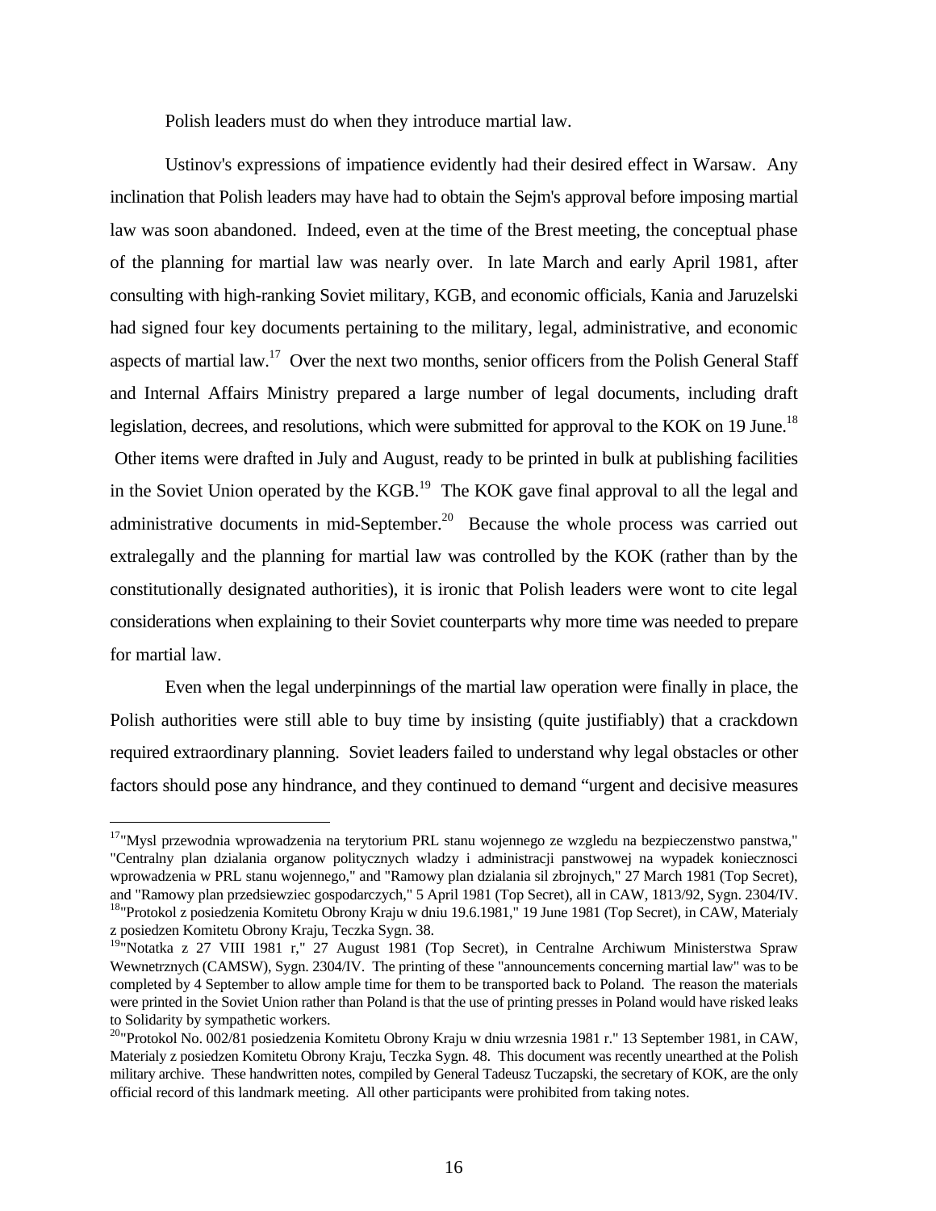Polish leaders must do when they introduce martial law.

Ustinov's expressions of impatience evidently had their desired effect in Warsaw. Any inclination that Polish leaders may have had to obtain the Sejm's approval before imposing martial law was soon abandoned. Indeed, even at the time of the Brest meeting, the conceptual phase of the planning for martial law was nearly over. In late March and early April 1981, after consulting with high-ranking Soviet military, KGB, and economic officials, Kania and Jaruzelski had signed four key documents pertaining to the military, legal, administrative, and economic aspects of martial law.[17] Over the next two months, senior officers from the Polish General Staff and Internal Affairs Ministry prepared a large number of legal documents, including draft legislation, decrees, and resolutions, which were submitted for approval to the KOK on 19 June.[18] Other items were drafted in July and August, ready to be printed in bulk at publishing facilities in the Soviet Union operated by the KGB.[19] The KOK gave final approval to all the legal and administrative documents in mid-September.[20] Because the whole process was carried out extralegally and the planning for martial law was controlled by the KOK (rather than by the constitutionally designated authorities), it is ironic that Polish leaders were wont to cite legal considerations when explaining to their Soviet counterparts why more time was needed to prepare for martial law.

Even when the legal underpinnings of the martial law operation were finally in place, the Polish authorities were still able to buy time by insisting (quite justifiably) that a crackdown required extraordinary planning. Soviet leaders failed to understand why legal obstacles or other factors should pose any hindrance, and they continued to demand "urgent and decisive measures

---

[17]"Mysl przewodnia wprowadzenia na terytorium PRL stanu wojennego ze wzgledu na bezpieczenstwo panstwa," "Centralny plan dzialania organow politycznych wladzy i administracji panstwowej na wypadek koniecznosci wprowadzenia w PRL stanu wojennego," and "Ramowy plan dzialania sil zbrojnych," 27 March 1981 (Top Secret), and "Ramowy plan przedsiewziec gospodarczych," 5 April 1981 (Top Secret), all in CAW, 1813/92, Sygn. 2304/IV.

[18]"Protokol z posiedzenia Komitetu Obrony Kraju w dniu 19.6.1981," 19 June 1981 (Top Secret), in CAW, Materialy z posiedzen Komitetu Obrony Kraju, Teczka Sygn. 38.

[19]"Notatka z 27 VIII 1981 r," 27 August 1981 (Top Secret), in Centralne Archiwum Ministerstwa Spraw Wewnetrznych (CAMSW), Sygn. 2304/IV. The printing of these "announcements concerning martial law" was to be completed by 4 September to allow ample time for them to be transported back to Poland. The reason the materials were printed in the Soviet Union rather than Poland is that the use of printing presses in Poland would have risked leaks to Solidarity by sympathetic workers.

[20]"Protokol No. 002/81 posiedzenia Komitetu Obrony Kraju w dniu wrzesnia 1981 r." 13 September 1981, in CAW, Materialy z posiedzen Komitetu Obrony Kraju, Teczka Sygn. 48. This document was recently unearthed at the Polish military archive. These handwritten notes, compiled by General Tadeusz Tuczapski, the secretary of KOK, are the only official record of this landmark meeting. All other participants were prohibited from taking notes.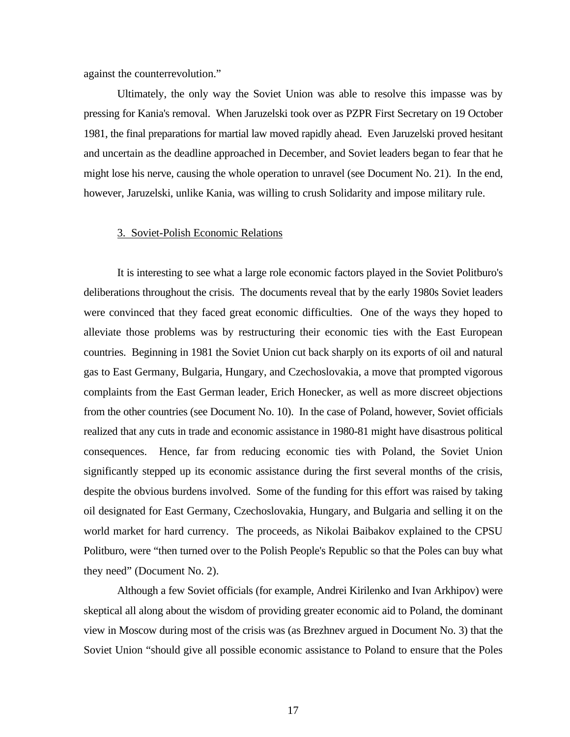against the counterrevolution."

Ultimately, the only way the Soviet Union was able to resolve this impasse was by pressing for Kania's removal. When Jaruzelski took over as PZPR First Secretary on 19 October 1981, the final preparations for martial law moved rapidly ahead. Even Jaruzelski proved hesitant and uncertain as the deadline approached in December, and Soviet leaders began to fear that he might lose his nerve, causing the whole operation to unravel (see Document No. 21). In the end, however, Jaruzelski, unlike Kania, was willing to crush Solidarity and impose military rule.

### 3. Soviet-Polish Economic Relations

It is interesting to see what a large role economic factors played in the Soviet Politburo's deliberations throughout the crisis. The documents reveal that by the early 1980s Soviet leaders were convinced that they faced great economic difficulties. One of the ways they hoped to alleviate those problems was by restructuring their economic ties with the East European countries. Beginning in 1981 the Soviet Union cut back sharply on its exports of oil and natural gas to East Germany, Bulgaria, Hungary, and Czechoslovakia, a move that prompted vigorous complaints from the East German leader, Erich Honecker, as well as more discreet objections from the other countries (see Document No. 10). In the case of Poland, however, Soviet officials realized that any cuts in trade and economic assistance in 1980-81 might have disastrous political consequences. Hence, far from reducing economic ties with Poland, the Soviet Union significantly stepped up its economic assistance during the first several months of the crisis, despite the obvious burdens involved. Some of the funding for this effort was raised by taking oil designated for East Germany, Czechoslovakia, Hungary, and Bulgaria and selling it on the world market for hard currency. The proceeds, as Nikolai Baibakov explained to the CPSU Politburo, were "then turned over to the Polish People's Republic so that the Poles can buy what they need" (Document No. 2).

Although a few Soviet officials (for example, Andrei Kirilenko and Ivan Arkhipov) were skeptical all along about the wisdom of providing greater economic aid to Poland, the dominant view in Moscow during most of the crisis was (as Brezhnev argued in Document No. 3) that the Soviet Union "should give all possible economic assistance to Poland to ensure that the Poles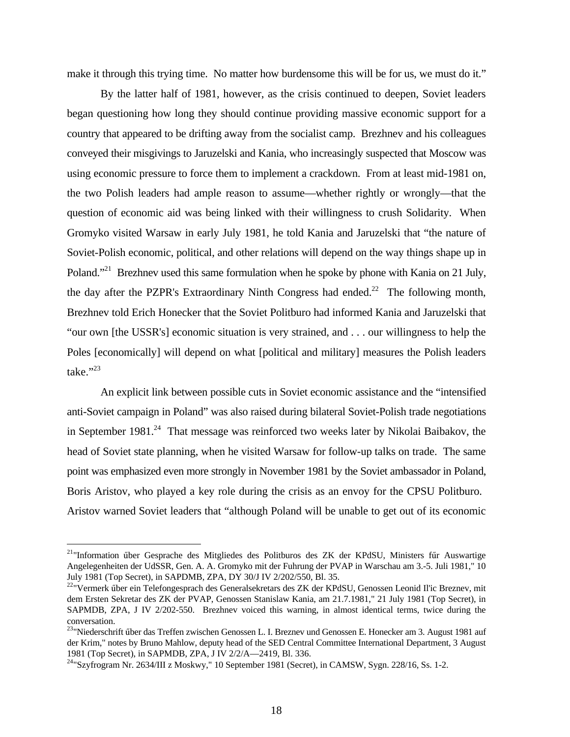make it through this trying time. No matter how burdensome this will be for us, we must do it."

By the latter half of 1981, however, as the crisis continued to deepen, Soviet leaders began questioning how long they should continue providing massive economic support for a country that appeared to be drifting away from the socialist camp. Brezhnev and his colleagues conveyed their misgivings to Jaruzelski and Kania, who increasingly suspected that Moscow was using economic pressure to force them to implement a crackdown. From at least mid-1981 on, the two Polish leaders had ample reason to assume—whether rightly or wrongly—that the question of economic aid was being linked with their willingness to crush Solidarity. When Gromyko visited Warsaw in early July 1981, he told Kania and Jaruzelski that "the nature of Soviet-Polish economic, political, and other relations will depend on the way things shape up in Poland."[21] Brezhnev used this same formulation when he spoke by phone with Kania on 21 July, the day after the PZPR's Extraordinary Ninth Congress had ended.[22] The following month, Brezhnev told Erich Honecker that the Soviet Politburo had informed Kania and Jaruzelski that "our own [the USSR's] economic situation is very strained, and . . . our willingness to help the Poles [economically] will depend on what [political and military] measures the Polish leaders take."[23]

An explicit link between possible cuts in Soviet economic assistance and the "intensified anti-Soviet campaign in Poland" was also raised during bilateral Soviet-Polish trade negotiations in September 1981.[24] That message was reinforced two weeks later by Nikolai Baibakov, the head of Soviet state planning, when he visited Warsaw for follow-up talks on trade. The same point was emphasized even more strongly in November 1981 by the Soviet ambassador in Poland, Boris Aristov, who played a key role during the crisis as an envoy for the CPSU Politburo. Aristov warned Soviet leaders that "although Poland will be unable to get out of its economic

---

[21]"Information űber Gesprache des Mitgliedes des Politburos des ZK der KPdSU, Ministers fűr Auswartige Angelegenheiten der UdSSR, Gen. A. A. Gromyko mit der Fuhrung der PVAP in Warschau am 3.-5. Juli 1981," 10 July 1981 (Top Secret), in SAPDMB, ZPA, DY 30/J IV 2/202/550, Bl. 35.

[22]"Vermerk űber ein Telefongesprach des Generalsekretars des ZK der KPdSU, Genossen Leonid Il'ic Breznev, mit dem Ersten Sekretar des ZK der PVAP, Genossen Stanislaw Kania, am 21.7.1981," 21 July 1981 (Top Secret), in SAPMDB, ZPA, J IV 2/202-550. Brezhnev voiced this warning, in almost identical terms, twice during the conversation.

[23]"Niederschrift űber das Treffen zwischen Genossen L. I. Breznev und Genossen E. Honecker am 3. August 1981 auf der Krim," notes by Bruno Mahlow, deputy head of the SED Central Committee International Department, 3 August 1981 (Top Secret), in SAPMDB, ZPA, J IV 2/2/A—2419, Bl. 336.

[24]"Szyfrogram Nr. 2634/III z Moskwy," 10 September 1981 (Secret), in CAMSW, Sygn. 228/16, Ss. 1-2.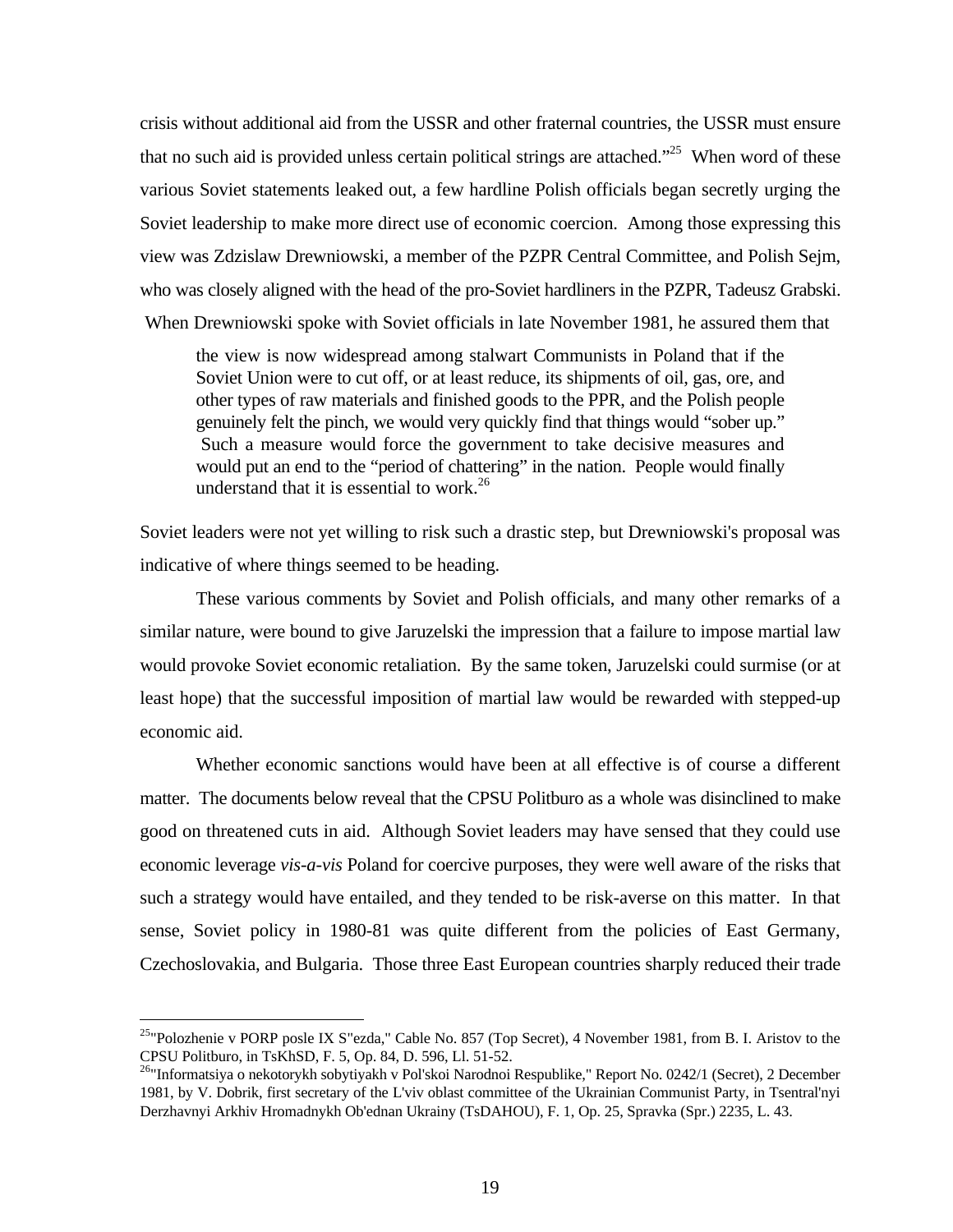crisis without additional aid from the USSR and other fraternal countries, the USSR must ensure that no such aid is provided unless certain political strings are attached."[25] When word of these various Soviet statements leaked out, a few hardline Polish officials began secretly urging the Soviet leadership to make more direct use of economic coercion. Among those expressing this view was Zdzislaw Drewniowski, a member of the PZPR Central Committee, and Polish Sejm, who was closely aligned with the head of the pro-Soviet hardliners in the PZPR, Tadeusz Grabski. When Drewniowski spoke with Soviet officials in late November 1981, he assured them that

> the view is now widespread among stalwart Communists in Poland that if the Soviet Union were to cut off, or at least reduce, its shipments of oil, gas, ore, and other types of raw materials and finished goods to the PPR, and the Polish people genuinely felt the pinch, we would very quickly find that things would "sober up." Such a measure would force the government to take decisive measures and would put an end to the "period of chattering" in the nation. People would finally understand that it is essential to work.[26]

Soviet leaders were not yet willing to risk such a drastic step, but Drewniowski's proposal was indicative of where things seemed to be heading.

These various comments by Soviet and Polish officials, and many other remarks of a similar nature, were bound to give Jaruzelski the impression that a failure to impose martial law would provoke Soviet economic retaliation. By the same token, Jaruzelski could surmise (or at least hope) that the successful imposition of martial law would be rewarded with stepped-up economic aid.

Whether economic sanctions would have been at all effective is of course a different matter. The documents below reveal that the CPSU Politburo as a whole was disinclined to make good on threatened cuts in aid. Although Soviet leaders may have sensed that they could use economic leverage *vis-a-vis* Poland for coercive purposes, they were well aware of the risks that such a strategy would have entailed, and they tended to be risk-averse on this matter. In that sense, Soviet policy in 1980-81 was quite different from the policies of East Germany, Czechoslovakia, and Bulgaria. Those three East European countries sharply reduced their trade

---

[25] "Polozhenie v PORP posle IX S"ezda," Cable No. 857 (Top Secret), 4 November 1981, from B. I. Aristov to the CPSU Politburo, in TsKhSD, F. 5, Op. 84, D. 596, Ll. 51-52.

[26] "Informatsiya o nekotorykh sobytiyakh v Pol'skoi Narodnoi Respublike," Report No. 0242/1 (Secret), 2 December 1981, by V. Dobrik, first secretary of the L'viv oblast committee of the Ukrainian Communist Party, in Tsentral'nyi Derzhavnyi Arkhiv Hromadnykh Ob'ednan Ukrainy (TsDAHOU), F. 1, Op. 25, Spravka (Spr.) 2235, L. 43.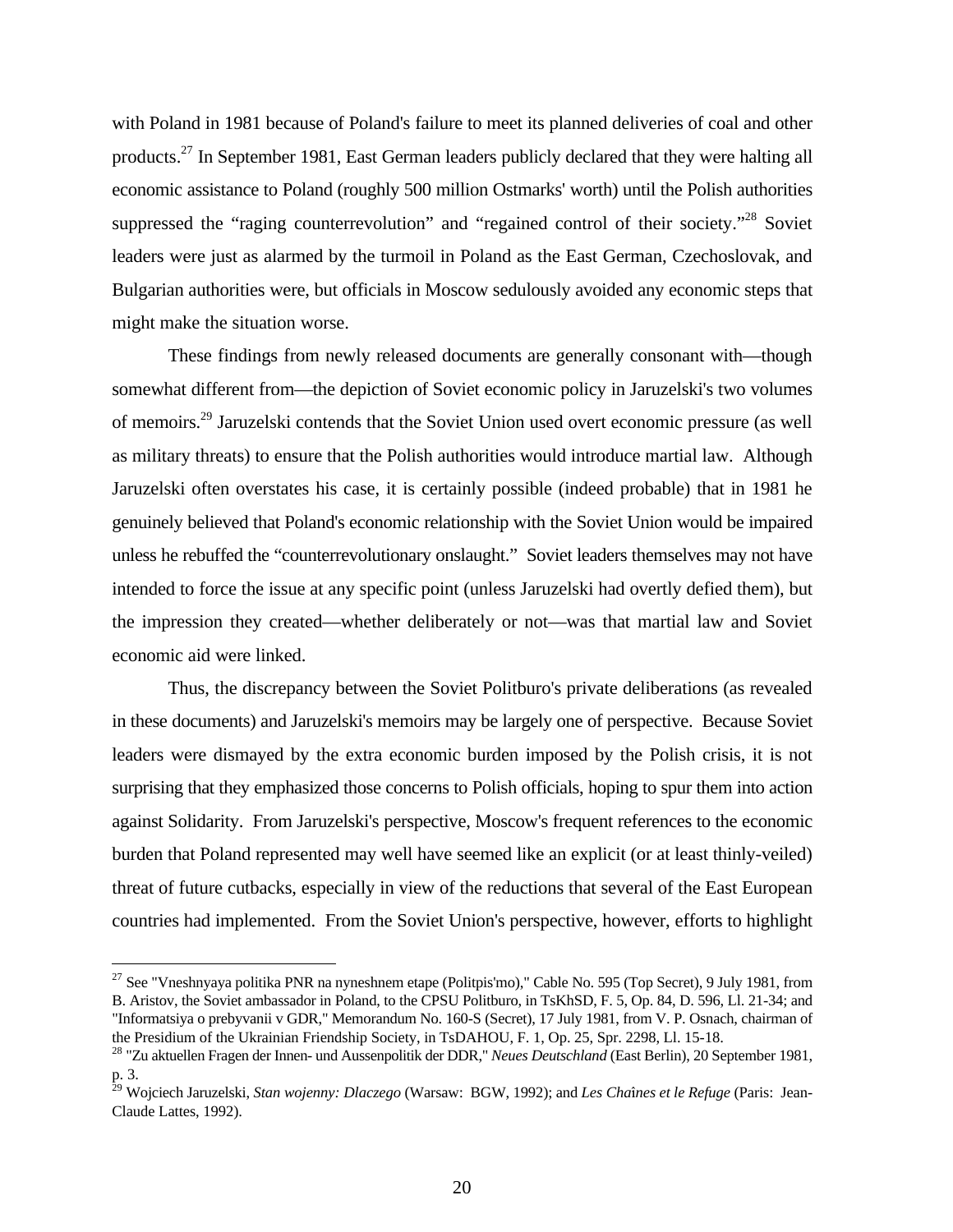with Poland in 1981 because of Poland's failure to meet its planned deliveries of coal and other products.[27] In September 1981, East German leaders publicly declared that they were halting all economic assistance to Poland (roughly 500 million Ostmarks' worth) until the Polish authorities suppressed the "raging counterrevolution" and "regained control of their society."[28] Soviet leaders were just as alarmed by the turmoil in Poland as the East German, Czechoslovak, and Bulgarian authorities were, but officials in Moscow sedulously avoided any economic steps that might make the situation worse.

These findings from newly released documents are generally consonant with—though somewhat different from—the depiction of Soviet economic policy in Jaruzelski's two volumes of memoirs.[29] Jaruzelski contends that the Soviet Union used overt economic pressure (as well as military threats) to ensure that the Polish authorities would introduce martial law. Although Jaruzelski often overstates his case, it is certainly possible (indeed probable) that in 1981 he genuinely believed that Poland's economic relationship with the Soviet Union would be impaired unless he rebuffed the "counterrevolutionary onslaught." Soviet leaders themselves may not have intended to force the issue at any specific point (unless Jaruzelski had overtly defied them), but the impression they created—whether deliberately or not—was that martial law and Soviet economic aid were linked.

Thus, the discrepancy between the Soviet Politburo's private deliberations (as revealed in these documents) and Jaruzelski's memoirs may be largely one of perspective. Because Soviet leaders were dismayed by the extra economic burden imposed by the Polish crisis, it is not surprising that they emphasized those concerns to Polish officials, hoping to spur them into action against Solidarity. From Jaruzelski's perspective, Moscow's frequent references to the economic burden that Poland represented may well have seemed like an explicit (or at least thinly-veiled) threat of future cutbacks, especially in view of the reductions that several of the East European countries had implemented. From the Soviet Union's perspective, however, efforts to highlight

---

[27] See "Vneshnyaya politika PNR na nyneshnem etape (Politpis'mo)," Cable No. 595 (Top Secret), 9 July 1981, from B. Aristov, the Soviet ambassador in Poland, to the CPSU Politburo, in TsKhSD, F. 5, Op. 84, D. 596, Ll. 21-34; and "Informatsiya o prebyvanii v GDR," Memorandum No. 160-S (Secret), 17 July 1981, from V. P. Osnach, chairman of the Presidium of the Ukrainian Friendship Society, in TsDAHOU, F. 1, Op. 25, Spr. 2298, Ll. 15-18.

[28] "Zu aktuellen Fragen der Innen- und Aussenpolitik der DDR," *Neues Deutschland* (East Berlin), 20 September 1981, p. 3.

[29] Wojciech Jaruzelski, *Stan wojenny: Dlaczego* (Warsaw: BGW, 1992); and *Les Chaînes et le Refuge* (Paris: Jean-Claude Lattes, 1992).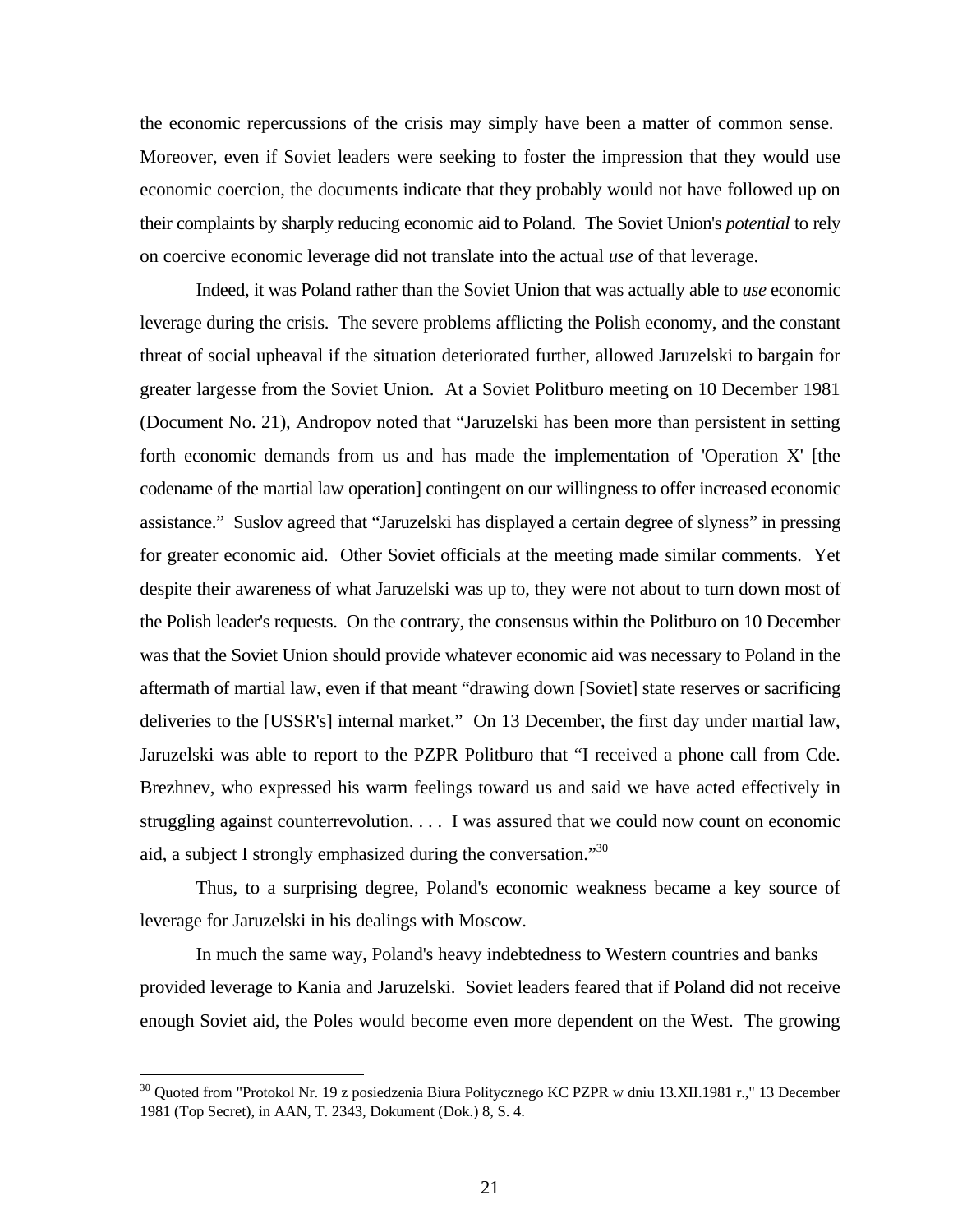the economic repercussions of the crisis may simply have been a matter of common sense. Moreover, even if Soviet leaders were seeking to foster the impression that they would use economic coercion, the documents indicate that they probably would not have followed up on their complaints by sharply reducing economic aid to Poland. The Soviet Union's *potential* to rely on coercive economic leverage did not translate into the actual *use* of that leverage.

Indeed, it was Poland rather than the Soviet Union that was actually able to *use* economic leverage during the crisis. The severe problems afflicting the Polish economy, and the constant threat of social upheaval if the situation deteriorated further, allowed Jaruzelski to bargain for greater largesse from the Soviet Union. At a Soviet Politburo meeting on 10 December 1981 (Document No. 21), Andropov noted that "Jaruzelski has been more than persistent in setting forth economic demands from us and has made the implementation of 'Operation X' [the codename of the martial law operation] contingent on our willingness to offer increased economic assistance." Suslov agreed that "Jaruzelski has displayed a certain degree of slyness" in pressing for greater economic aid. Other Soviet officials at the meeting made similar comments. Yet despite their awareness of what Jaruzelski was up to, they were not about to turn down most of the Polish leader's requests. On the contrary, the consensus within the Politburo on 10 December was that the Soviet Union should provide whatever economic aid was necessary to Poland in the aftermath of martial law, even if that meant "drawing down [Soviet] state reserves or sacrificing deliveries to the [USSR's] internal market." On 13 December, the first day under martial law, Jaruzelski was able to report to the PZPR Politburo that "I received a phone call from Cde. Brezhnev, who expressed his warm feelings toward us and said we have acted effectively in struggling against counterrevolution. . . . I was assured that we could now count on economic aid, a subject I strongly emphasized during the conversation."[30]

Thus, to a surprising degree, Poland's economic weakness became a key source of leverage for Jaruzelski in his dealings with Moscow.

In much the same way, Poland's heavy indebtedness to Western countries and banks provided leverage to Kania and Jaruzelski. Soviet leaders feared that if Poland did not receive enough Soviet aid, the Poles would become even more dependent on the West. The growing

---

[30] Quoted from "Protokol Nr. 19 z posiedzenia Biura Politycznego KC PZPR w dniu 13.XII.1981 r.," 13 December 1981 (Top Secret), in AAN, T. 2343, Dokument (Dok.) 8, S. 4.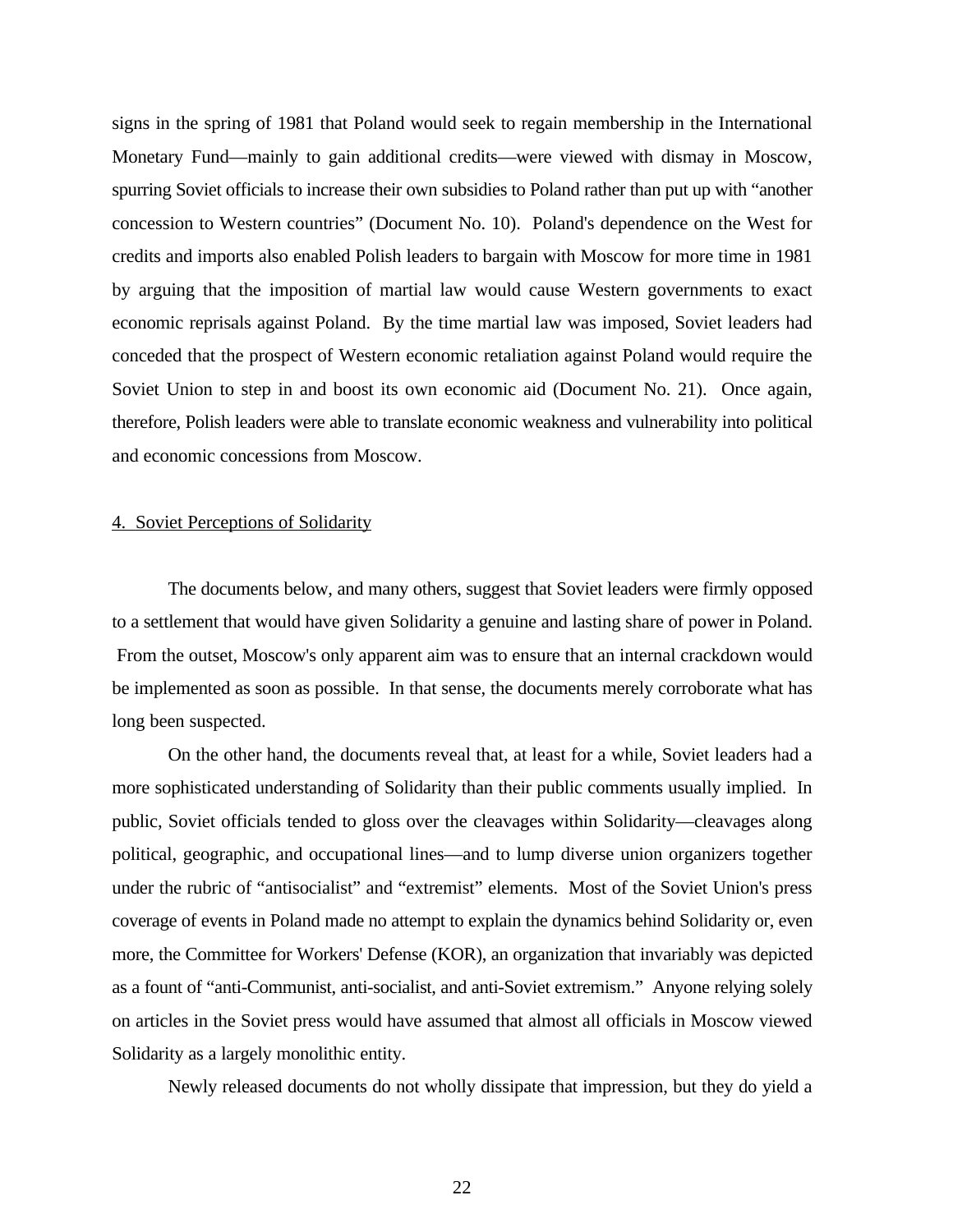signs in the spring of 1981 that Poland would seek to regain membership in the International Monetary Fund—mainly to gain additional credits—were viewed with dismay in Moscow, spurring Soviet officials to increase their own subsidies to Poland rather than put up with "another concession to Western countries" (Document No. 10). Poland's dependence on the West for credits and imports also enabled Polish leaders to bargain with Moscow for more time in 1981 by arguing that the imposition of martial law would cause Western governments to exact economic reprisals against Poland. By the time martial law was imposed, Soviet leaders had conceded that the prospect of Western economic retaliation against Poland would require the Soviet Union to step in and boost its own economic aid (Document No. 21). Once again, therefore, Polish leaders were able to translate economic weakness and vulnerability into political and economic concessions from Moscow.

## 4. Soviet Perceptions of Solidarity

The documents below, and many others, suggest that Soviet leaders were firmly opposed to a settlement that would have given Solidarity a genuine and lasting share of power in Poland. From the outset, Moscow's only apparent aim was to ensure that an internal crackdown would be implemented as soon as possible. In that sense, the documents merely corroborate what has long been suspected.

On the other hand, the documents reveal that, at least for a while, Soviet leaders had a more sophisticated understanding of Solidarity than their public comments usually implied. In public, Soviet officials tended to gloss over the cleavages within Solidarity—cleavages along political, geographic, and occupational lines—and to lump diverse union organizers together under the rubric of "antisocialist" and "extremist" elements. Most of the Soviet Union's press coverage of events in Poland made no attempt to explain the dynamics behind Solidarity or, even more, the Committee for Workers' Defense (KOR), an organization that invariably was depicted as a fount of "anti-Communist, anti-socialist, and anti-Soviet extremism." Anyone relying solely on articles in the Soviet press would have assumed that almost all officials in Moscow viewed Solidarity as a largely monolithic entity.

Newly released documents do not wholly dissipate that impression, but they do yield a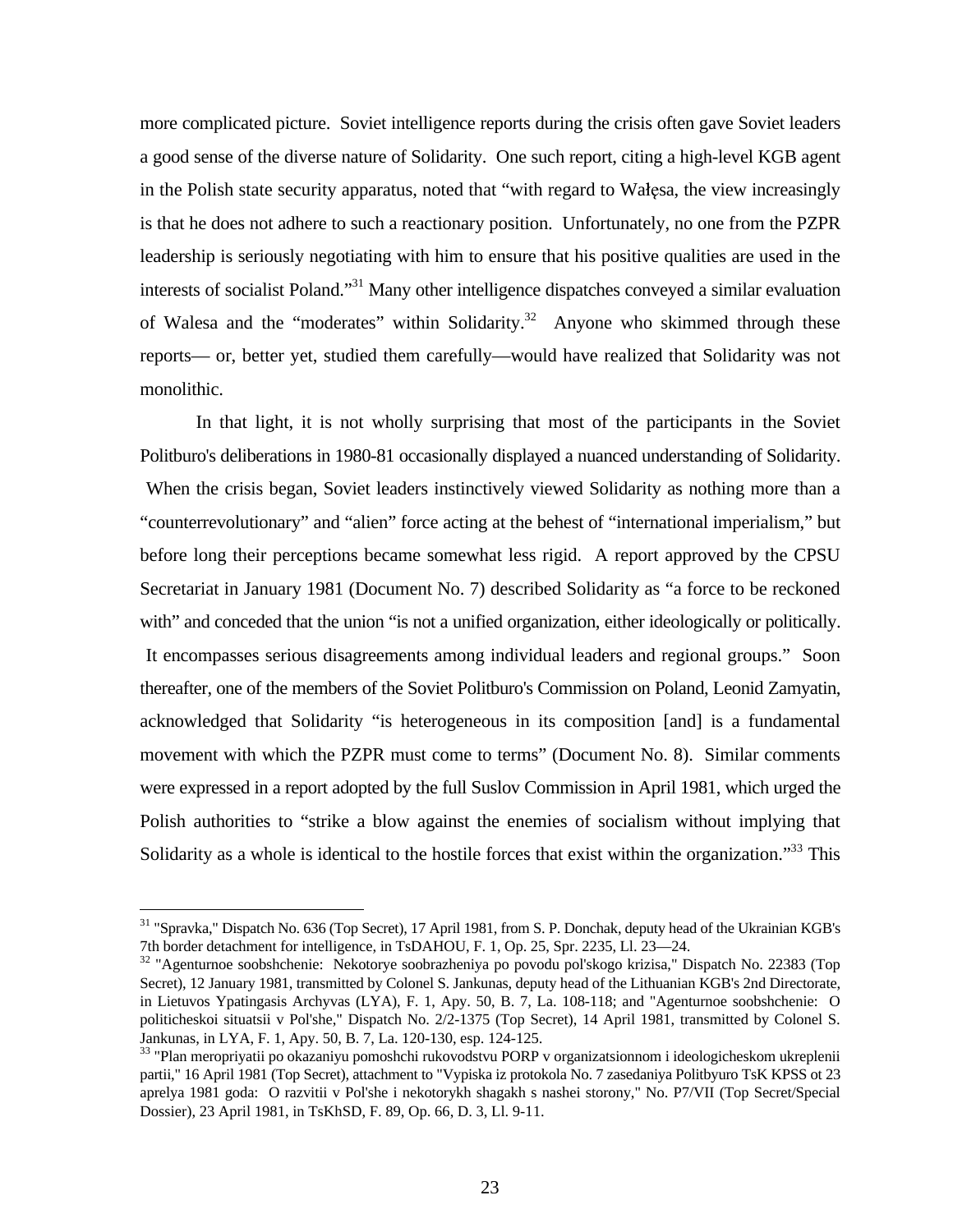more complicated picture. Soviet intelligence reports during the crisis often gave Soviet leaders a good sense of the diverse nature of Solidarity. One such report, citing a high-level KGB agent in the Polish state security apparatus, noted that "with regard to Wałęsa, the view increasingly is that he does not adhere to such a reactionary position. Unfortunately, no one from the PZPR leadership is seriously negotiating with him to ensure that his positive qualities are used in the interests of socialist Poland."[31] Many other intelligence dispatches conveyed a similar evaluation of Walesa and the "moderates" within Solidarity.[32] Anyone who skimmed through these reports— or, better yet, studied them carefully—would have realized that Solidarity was not monolithic.

In that light, it is not wholly surprising that most of the participants in the Soviet Politburo's deliberations in 1980-81 occasionally displayed a nuanced understanding of Solidarity. When the crisis began, Soviet leaders instinctively viewed Solidarity as nothing more than a "counterrevolutionary" and "alien" force acting at the behest of "international imperialism," but before long their perceptions became somewhat less rigid. A report approved by the CPSU Secretariat in January 1981 (Document No. 7) described Solidarity as "a force to be reckoned with" and conceded that the union "is not a unified organization, either ideologically or politically. It encompasses serious disagreements among individual leaders and regional groups." Soon thereafter, one of the members of the Soviet Politburo's Commission on Poland, Leonid Zamyatin, acknowledged that Solidarity "is heterogeneous in its composition [and] is a fundamental movement with which the PZPR must come to terms" (Document No. 8). Similar comments were expressed in a report adopted by the full Suslov Commission in April 1981, which urged the Polish authorities to "strike a blow against the enemies of socialism without implying that Solidarity as a whole is identical to the hostile forces that exist within the organization."[33] This

---

[31] "Spravka," Dispatch No. 636 (Top Secret), 17 April 1981, from S. P. Donchak, deputy head of the Ukrainian KGB's 7th border detachment for intelligence, in TsDAHOU, F. 1, Op. 25, Spr. 2235, Ll. 23—24.

[32] "Agenturnoe soobshchenie: Nekotorye soobrazheniya po povodu pol'skogo krizisa," Dispatch No. 22383 (Top Secret), 12 January 1981, transmitted by Colonel S. Jankunas, deputy head of the Lithuanian KGB's 2nd Directorate, in Lietuvos Ypatingasis Archyvas (LYA), F. 1, Apy. 50, B. 7, La. 108-118; and "Agenturnoe soobshchenie: O politicheskoi situatsii v Pol'she," Dispatch No. 2/2-1375 (Top Secret), 14 April 1981, transmitted by Colonel S. Jankunas, in LYA, F. 1, Apy. 50, B. 7, La. 120-130, esp. 124-125.

[33] "Plan meropriyatii po okazaniyu pomoshchi rukovodstvu PORP v organizatsionnom i ideologicheskom ukreplenii partii," 16 April 1981 (Top Secret), attachment to "Vypiska iz protokola No. 7 zasedaniya Politbyuro TsK KPSS ot 23 aprelya 1981 goda: O razvitii v Pol'she i nekotorykh shagakh s nashei storony," No. P7/VII (Top Secret/Special Dossier), 23 April 1981, in TsKhSD, F. 89, Op. 66, D. 3, Ll. 9-11.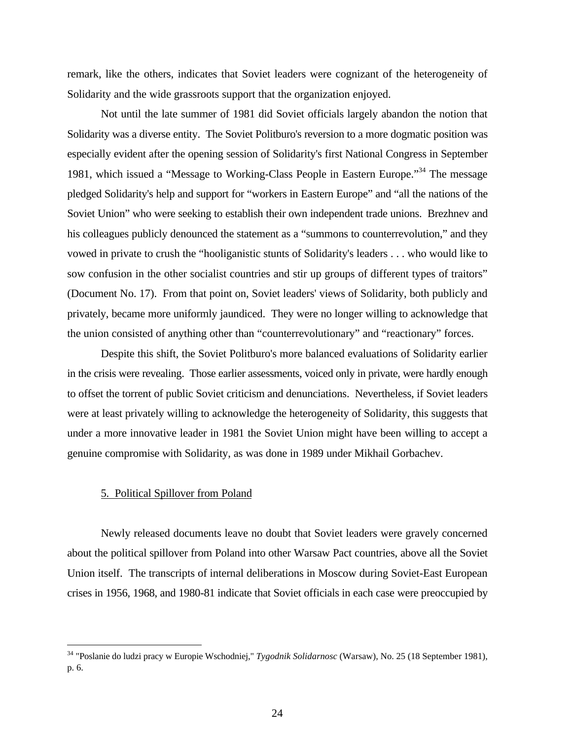remark, like the others, indicates that Soviet leaders were cognizant of the heterogeneity of Solidarity and the wide grassroots support that the organization enjoyed.

Not until the late summer of 1981 did Soviet officials largely abandon the notion that Solidarity was a diverse entity. The Soviet Politburo's reversion to a more dogmatic position was especially evident after the opening session of Solidarity's first National Congress in September 1981, which issued a "Message to Working-Class People in Eastern Europe."[34] The message pledged Solidarity's help and support for "workers in Eastern Europe" and "all the nations of the Soviet Union" who were seeking to establish their own independent trade unions. Brezhnev and his colleagues publicly denounced the statement as a "summons to counterrevolution," and they vowed in private to crush the "hooliganistic stunts of Solidarity's leaders . . . who would like to sow confusion in the other socialist countries and stir up groups of different types of traitors" (Document No. 17). From that point on, Soviet leaders' views of Solidarity, both publicly and privately, became more uniformly jaundiced. They were no longer willing to acknowledge that the union consisted of anything other than "counterrevolutionary" and "reactionary" forces.

Despite this shift, the Soviet Politburo's more balanced evaluations of Solidarity earlier in the crisis were revealing. Those earlier assessments, voiced only in private, were hardly enough to offset the torrent of public Soviet criticism and denunciations. Nevertheless, if Soviet leaders were at least privately willing to acknowledge the heterogeneity of Solidarity, this suggests that under a more innovative leader in 1981 the Soviet Union might have been willing to accept a genuine compromise with Solidarity, as was done in 1989 under Mikhail Gorbachev.

## 5. Political Spillover from Poland

Newly released documents leave no doubt that Soviet leaders were gravely concerned about the political spillover from Poland into other Warsaw Pact countries, above all the Soviet Union itself. The transcripts of internal deliberations in Moscow during Soviet-East European crises in 1956, 1968, and 1980-81 indicate that Soviet officials in each case were preoccupied by

---

[34] "Poslanie do ludzi pracy w Europie Wschodniej," *Tygodnik Solidarnosc* (Warsaw), No. 25 (18 September 1981), p. 6.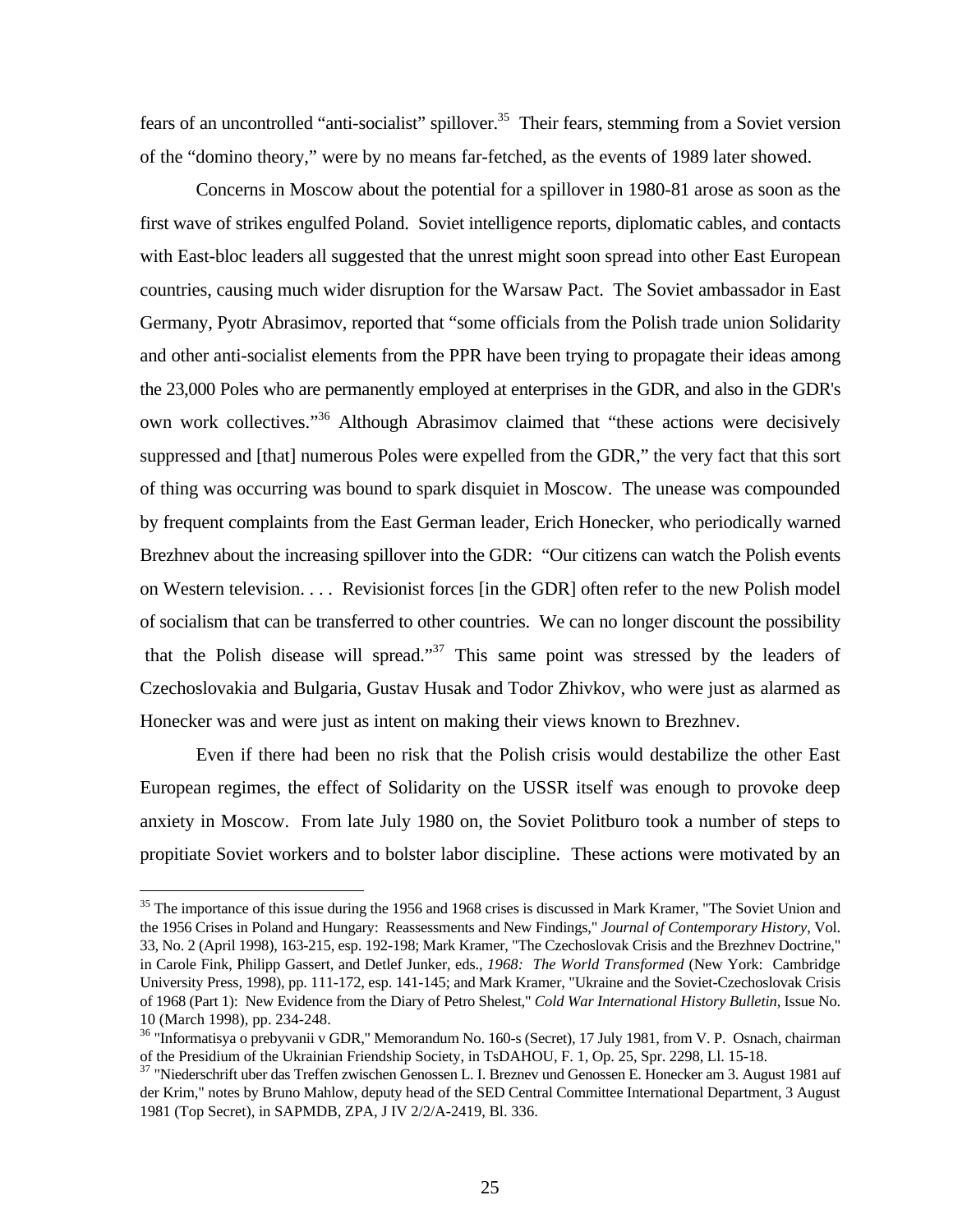fears of an uncontrolled "anti-socialist" spillover.[35] Their fears, stemming from a Soviet version of the "domino theory," were by no means far-fetched, as the events of 1989 later showed.

Concerns in Moscow about the potential for a spillover in 1980-81 arose as soon as the first wave of strikes engulfed Poland. Soviet intelligence reports, diplomatic cables, and contacts with East-bloc leaders all suggested that the unrest might soon spread into other East European countries, causing much wider disruption for the Warsaw Pact. The Soviet ambassador in East Germany, Pyotr Abrasimov, reported that "some officials from the Polish trade union Solidarity and other anti-socialist elements from the PPR have been trying to propagate their ideas among the 23,000 Poles who are permanently employed at enterprises in the GDR, and also in the GDR's own work collectives."[36] Although Abrasimov claimed that "these actions were decisively suppressed and [that] numerous Poles were expelled from the GDR," the very fact that this sort of thing was occurring was bound to spark disquiet in Moscow. The unease was compounded by frequent complaints from the East German leader, Erich Honecker, who periodically warned Brezhnev about the increasing spillover into the GDR: "Our citizens can watch the Polish events on Western television. . . . Revisionist forces [in the GDR] often refer to the new Polish model of socialism that can be transferred to other countries. We can no longer discount the possibility that the Polish disease will spread."[37] This same point was stressed by the leaders of Czechoslovakia and Bulgaria, Gustav Husak and Todor Zhivkov, who were just as alarmed as Honecker was and were just as intent on making their views known to Brezhnev.

Even if there had been no risk that the Polish crisis would destabilize the other East European regimes, the effect of Solidarity on the USSR itself was enough to provoke deep anxiety in Moscow. From late July 1980 on, the Soviet Politburo took a number of steps to propitiate Soviet workers and to bolster labor discipline. These actions were motivated by an

---

[35] The importance of this issue during the 1956 and 1968 crises is discussed in Mark Kramer, "The Soviet Union and the 1956 Crises in Poland and Hungary: Reassessments and New Findings," *Journal of Contemporary History*, Vol. 33, No. 2 (April 1998), 163-215, esp. 192-198; Mark Kramer, "The Czechoslovak Crisis and the Brezhnev Doctrine," in Carole Fink, Philipp Gassert, and Detlef Junker, eds., *1968: The World Transformed* (New York: Cambridge University Press, 1998), pp. 111-172, esp. 141-145; and Mark Kramer, "Ukraine and the Soviet-Czechoslovak Crisis of 1968 (Part 1): New Evidence from the Diary of Petro Shelest," *Cold War International History Bulletin*, Issue No. 10 (March 1998), pp. 234-248.

[36] "Informatisya o prebyvanii v GDR," Memorandum No. 160-s (Secret), 17 July 1981, from V. P. Osnach, chairman of the Presidium of the Ukrainian Friendship Society, in TsDAHOU, F. 1, Op. 25, Spr. 2298, Ll. 15-18.

[37] "Niederschrift uber das Treffen zwischen Genossen L. I. Breznev und Genossen E. Honecker am 3. August 1981 auf der Krim," notes by Bruno Mahlow, deputy head of the SED Central Committee International Department, 3 August 1981 (Top Secret), in SAPMDB, ZPA, J IV 2/2/A-2419, Bl. 336.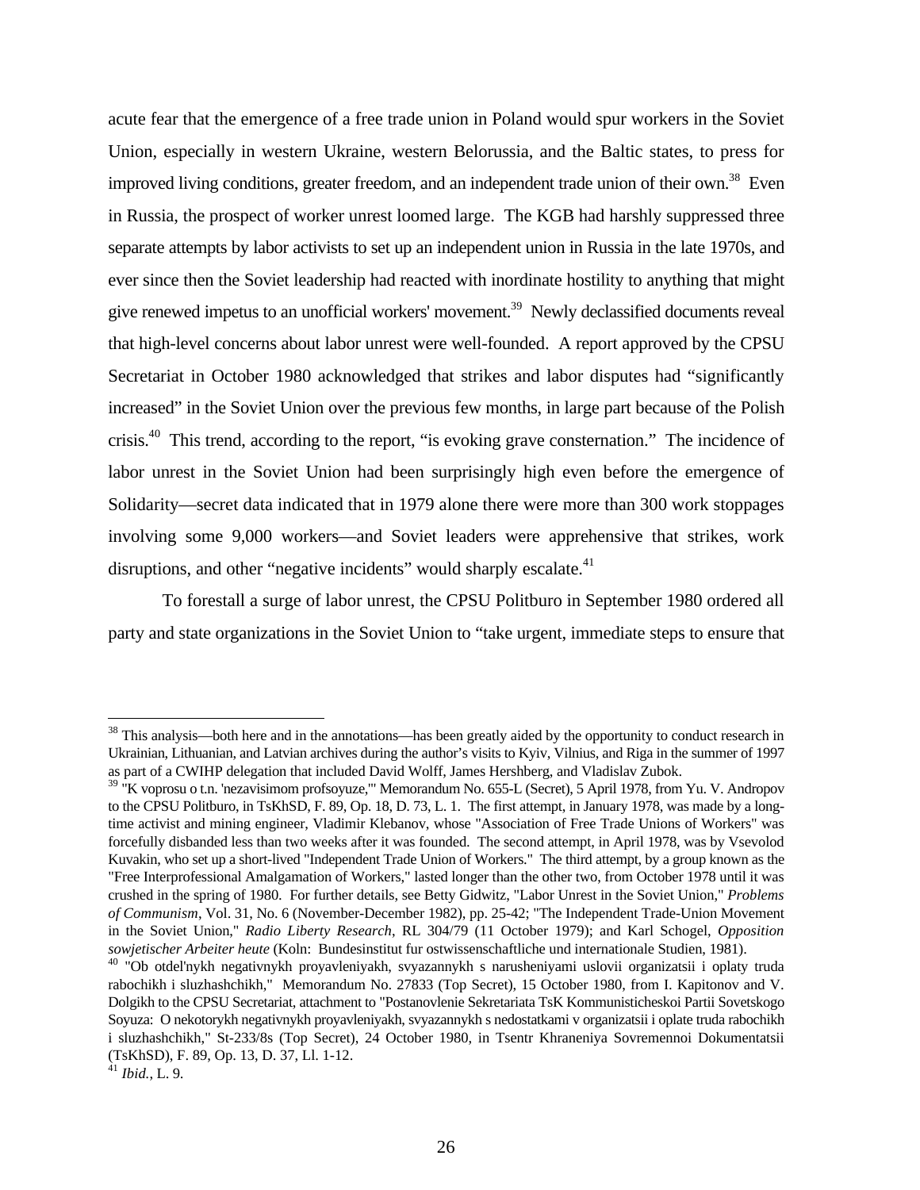acute fear that the emergence of a free trade union in Poland would spur workers in the Soviet Union, especially in western Ukraine, western Belorussia, and the Baltic states, to press for improved living conditions, greater freedom, and an independent trade union of their own.[38] Even in Russia, the prospect of worker unrest loomed large. The KGB had harshly suppressed three separate attempts by labor activists to set up an independent union in Russia in the late 1970s, and ever since then the Soviet leadership had reacted with inordinate hostility to anything that might give renewed impetus to an unofficial workers' movement.[39] Newly declassified documents reveal that high-level concerns about labor unrest were well-founded. A report approved by the CPSU Secretariat in October 1980 acknowledged that strikes and labor disputes had "significantly increased" in the Soviet Union over the previous few months, in large part because of the Polish crisis.[40] This trend, according to the report, "is evoking grave consternation." The incidence of labor unrest in the Soviet Union had been surprisingly high even before the emergence of Solidarity—secret data indicated that in 1979 alone there were more than 300 work stoppages involving some 9,000 workers—and Soviet leaders were apprehensive that strikes, work disruptions, and other "negative incidents" would sharply escalate.[41]

To forestall a surge of labor unrest, the CPSU Politburo in September 1980 ordered all party and state organizations in the Soviet Union to "take urgent, immediate steps to ensure that

---

[38] This analysis—both here and in the annotations—has been greatly aided by the opportunity to conduct research in Ukrainian, Lithuanian, and Latvian archives during the author's visits to Kyiv, Vilnius, and Riga in the summer of 1997 as part of a CWIHP delegation that included David Wolff, James Hershberg, and Vladislav Zubok.

[39] "K voprosu o t.n. 'nezavisimom profsoyuze,'" Memorandum No. 655-L (Secret), 5 April 1978, from Yu. V. Andropov to the CPSU Politburo, in TsKhSD, F. 89, Op. 18, D. 73, L. 1. The first attempt, in January 1978, was made by a long-time activist and mining engineer, Vladimir Klebanov, whose "Association of Free Trade Unions of Workers" was forcefully disbanded less than two weeks after it was founded. The second attempt, in April 1978, was by Vsevolod Kuvakin, who set up a short-lived "Independent Trade Union of Workers." The third attempt, by a group known as the "Free Interprofessional Amalgamation of Workers," lasted longer than the other two, from October 1978 until it was crushed in the spring of 1980. For further details, see Betty Gidwitz, "Labor Unrest in the Soviet Union," *Problems of Communism*, Vol. 31, No. 6 (November-December 1982), pp. 25-42; "The Independent Trade-Union Movement in the Soviet Union," *Radio Liberty Research*, RL 304/79 (11 October 1979); and Karl Schogel, *Opposition sowjetischer Arbeiter heute* (Koln: Bundesinstitut fur ostwissenschaftliche und internationale Studien, 1981).

[40] "Ob otdel'nykh negativnykh proyavleniyakh, svyazannykh s narusheniyami uslovii organizatsii i oplaty truda rabochikh i sluzhashchikh," Memorandum No. 27833 (Top Secret), 15 October 1980, from I. Kapitonov and V. Dolgikh to the CPSU Secretariat, attachment to "Postanovlenie Sekretariata TsK Kommunisticheskoi Partii Sovetskogo Soyuza: O nekotorykh negativnykh proyavleniyakh, svyazannykh s nedostatkami v organizatsii i oplate truda rabochikh i sluzhashchikh," St-233/8s (Top Secret), 24 October 1980, in Tsentr Khraneniya Sovremennoi Dokumentatsii (TsKhSD), F. 89, Op. 13, D. 37, Ll. 1-12.

[41] *Ibid.*, L. 9.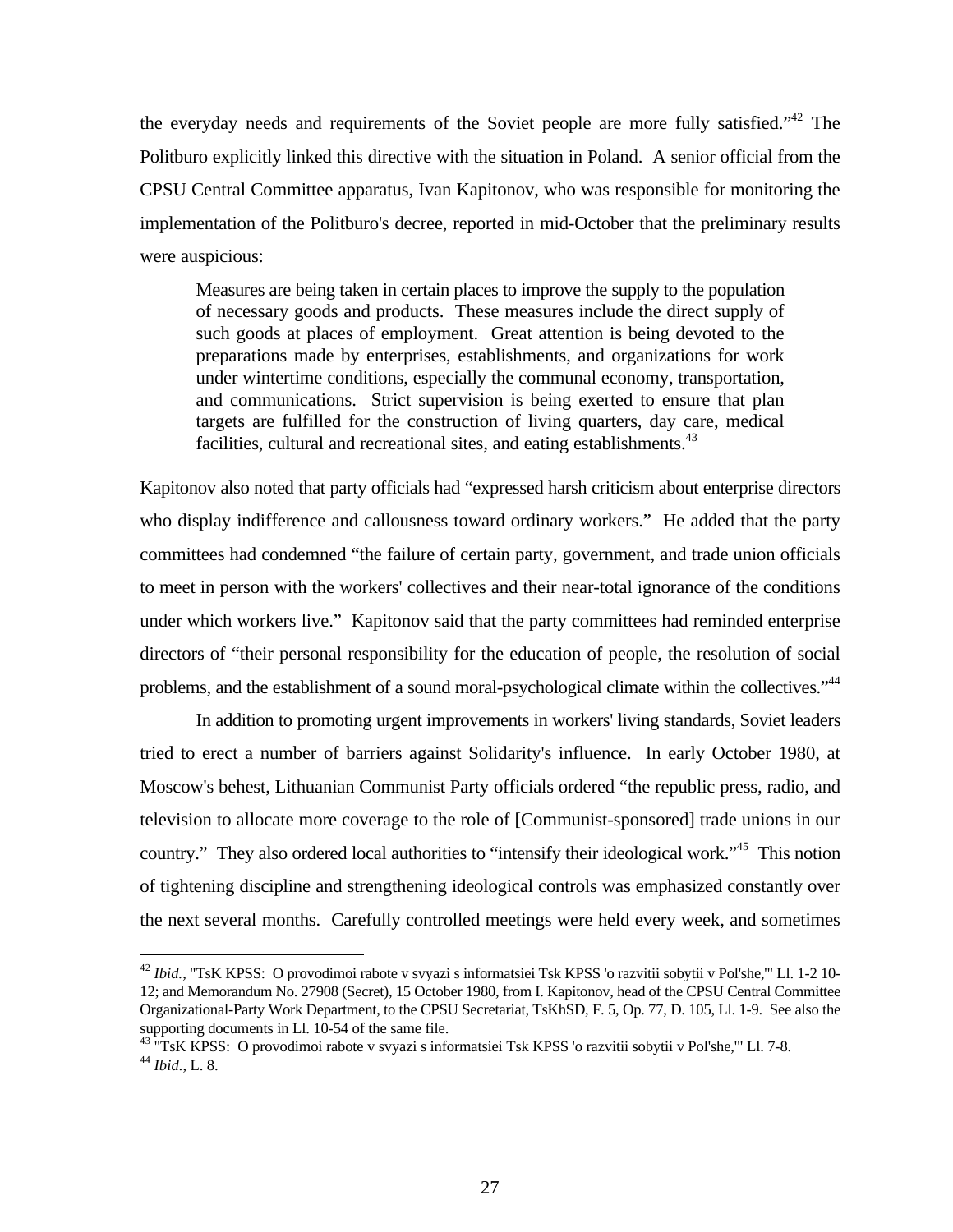the everyday needs and requirements of the Soviet people are more fully satisfied."[42] The Politburo explicitly linked this directive with the situation in Poland. A senior official from the CPSU Central Committee apparatus, Ivan Kapitonov, who was responsible for monitoring the implementation of the Politburo's decree, reported in mid-October that the preliminary results were auspicious:

> Measures are being taken in certain places to improve the supply to the population of necessary goods and products. These measures include the direct supply of such goods at places of employment. Great attention is being devoted to the preparations made by enterprises, establishments, and organizations for work under wintertime conditions, especially the communal economy, transportation, and communications. Strict supervision is being exerted to ensure that plan targets are fulfilled for the construction of living quarters, day care, medical facilities, cultural and recreational sites, and eating establishments.[43]

Kapitonov also noted that party officials had "expressed harsh criticism about enterprise directors who display indifference and callousness toward ordinary workers." He added that the party committees had condemned "the failure of certain party, government, and trade union officials to meet in person with the workers' collectives and their near-total ignorance of the conditions under which workers live." Kapitonov said that the party committees had reminded enterprise directors of "their personal responsibility for the education of people, the resolution of social problems, and the establishment of a sound moral-psychological climate within the collectives."[44]

In addition to promoting urgent improvements in workers' living standards, Soviet leaders tried to erect a number of barriers against Solidarity's influence. In early October 1980, at Moscow's behest, Lithuanian Communist Party officials ordered "the republic press, radio, and television to allocate more coverage to the role of [Communist-sponsored] trade unions in our country." They also ordered local authorities to "intensify their ideological work."[45] This notion of tightening discipline and strengthening ideological controls was emphasized constantly over the next several months. Carefully controlled meetings were held every week, and sometimes

---

[42] *Ibid.*, "TsK KPSS: O provodimoi rabote v svyazi s informatsiei Tsk KPSS 'o razvitii sobytii v Pol'she,'" Ll. 1-2 10-12; and Memorandum No. 27908 (Secret), 15 October 1980, from I. Kapitonov, head of the CPSU Central Committee Organizational-Party Work Department, to the CPSU Secretariat, TsKhSD, F. 5, Op. 77, D. 105, Ll. 1-9. See also the supporting documents in Ll. 10-54 of the same file.

[43] "TsK KPSS: O provodimoi rabote v svyazi s informatsiei Tsk KPSS 'o razvitii sobytii v Pol'she,'" Ll. 7-8.

[44] *Ibid.*, L. 8.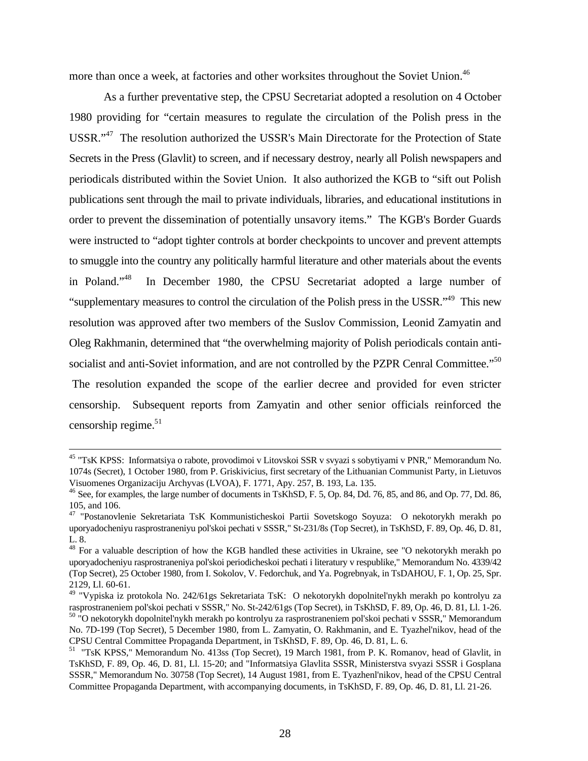more than once a week, at factories and other worksites throughout the Soviet Union.[46]

As a further preventative step, the CPSU Secretariat adopted a resolution on 4 October 1980 providing for "certain measures to regulate the circulation of the Polish press in the USSR."[47] The resolution authorized the USSR's Main Directorate for the Protection of State Secrets in the Press (Glavlit) to screen, and if necessary destroy, nearly all Polish newspapers and periodicals distributed within the Soviet Union. It also authorized the KGB to "sift out Polish publications sent through the mail to private individuals, libraries, and educational institutions in order to prevent the dissemination of potentially unsavory items." The KGB's Border Guards were instructed to "adopt tighter controls at border checkpoints to uncover and prevent attempts to smuggle into the country any politically harmful literature and other materials about the events in Poland."[48] In December 1980, the CPSU Secretariat adopted a large number of "supplementary measures to control the circulation of the Polish press in the USSR."[49] This new resolution was approved after two members of the Suslov Commission, Leonid Zamyatin and Oleg Rakhmanin, determined that "the overwhelming majority of Polish periodicals contain anti-socialist and anti-Soviet information, and are not controlled by the PZPR Cenral Committee."[50] The resolution expanded the scope of the earlier decree and provided for even stricter censorship. Subsequent reports from Zamyatin and other senior officials reinforced the censorship regime.[51]

---

[45] "TsK KPSS: Informatsiya o rabote, provodimoi v Litovskoi SSR v svyazi s sobytiyami v PNR," Memorandum No. 1074s (Secret), 1 October 1980, from P. Griskivicius, first secretary of the Lithuanian Communist Party, in Lietuvos Visuomenes Organizaciju Archyvas (LVOA), F. 1771, Apy. 257, B. 193, La. 135.

[46] See, for examples, the large number of documents in TsKhSD, F. 5, Op. 84, Dd. 76, 85, and 86, and Op. 77, Dd. 86, 105, and 106.

[47] "Postanovlenie Sekretariata TsK Kommunisticheskoi Partii Sovetskogo Soyuza: O nekotorykh merakh po uporyadocheniyu rasprostraneniyu pol'skoi pechati v SSSR," St-231/8s (Top Secret), in TsKhSD, F. 89, Op. 46, D. 81, L. 8.

[48] For a valuable description of how the KGB handled these activities in Ukraine, see "O nekotorykh merakh po uporyadocheniyu rasprostraneniya pol'skoi periodicheskoi pechati i literatury v respublike," Memorandum No. 4339/42 (Top Secret), 25 October 1980, from I. Sokolov, V. Fedorchuk, and Ya. Pogrebnyak, in TsDAHOU, F. 1, Op. 25, Spr. 2129, Ll. 60-61.

[49] "Vypiska iz protokola No. 242/61gs Sekretariata TsK: O nekotorykh dopolnitel'nykh merakh po kontrolyu za rasprostraneniem pol'skoi pechati v SSSR," No. St-242/61gs (Top Secret), in TsKhSD, F. 89, Op. 46, D. 81, Ll. 1-26.

[50] "O nekotorykh dopolnitel'nykh merakh po kontrolyu za rasprostraneniem pol'skoi pechati v SSSR," Memorandum No. 7D-199 (Top Secret), 5 December 1980, from L. Zamyatin, O. Rakhmanin, and E. Tyazhel'nikov, head of the CPSU Central Committee Propaganda Department, in TsKhSD, F. 89, Op. 46, D. 81, L. 6.

[51] "TsK KPSS," Memorandum No. 413ss (Top Secret), 19 March 1981, from P. K. Romanov, head of Glavlit, in TsKhSD, F. 89, Op. 46, D. 81, Ll. 15-20; and "Informatsiya Glavlita SSSR, Ministerstva svyazi SSSR i Gosplana SSSR," Memorandum No. 30758 (Top Secret), 14 August 1981, from E. Tyazhenl'nikov, head of the CPSU Central Committee Propaganda Department, with accompanying documents, in TsKhSD, F. 89, Op. 46, D. 81, Ll. 21-26.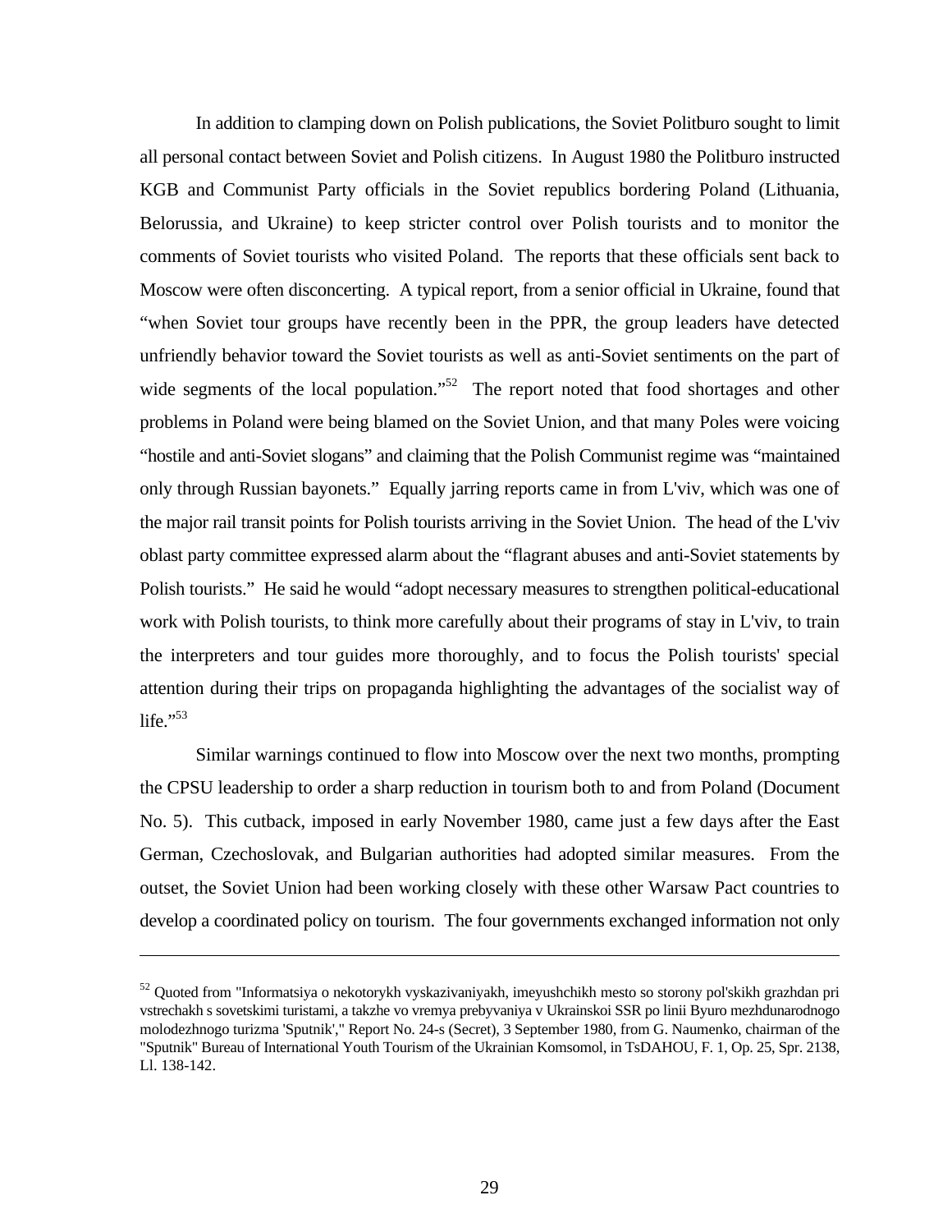In addition to clamping down on Polish publications, the Soviet Politburo sought to limit all personal contact between Soviet and Polish citizens. In August 1980 the Politburo instructed KGB and Communist Party officials in the Soviet republics bordering Poland (Lithuania, Belorussia, and Ukraine) to keep stricter control over Polish tourists and to monitor the comments of Soviet tourists who visited Poland. The reports that these officials sent back to Moscow were often disconcerting. A typical report, from a senior official in Ukraine, found that "when Soviet tour groups have recently been in the PPR, the group leaders have detected unfriendly behavior toward the Soviet tourists as well as anti-Soviet sentiments on the part of wide segments of the local population."[52] The report noted that food shortages and other problems in Poland were being blamed on the Soviet Union, and that many Poles were voicing "hostile and anti-Soviet slogans" and claiming that the Polish Communist regime was "maintained only through Russian bayonets." Equally jarring reports came in from L'viv, which was one of the major rail transit points for Polish tourists arriving in the Soviet Union. The head of the L'viv oblast party committee expressed alarm about the "flagrant abuses and anti-Soviet statements by Polish tourists." He said he would "adopt necessary measures to strengthen political-educational work with Polish tourists, to think more carefully about their programs of stay in L'viv, to train the interpreters and tour guides more thoroughly, and to focus the Polish tourists' special attention during their trips on propaganda highlighting the advantages of the socialist way of life."[53]

Similar warnings continued to flow into Moscow over the next two months, prompting the CPSU leadership to order a sharp reduction in tourism both to and from Poland (Document No. 5). This cutback, imposed in early November 1980, came just a few days after the East German, Czechoslovak, and Bulgarian authorities had adopted similar measures. From the outset, the Soviet Union had been working closely with these other Warsaw Pact countries to develop a coordinated policy on tourism. The four governments exchanged information not only

---

[52] Quoted from "Informatsiya o nekotorykh vyskazivaniyakh, imeyushchikh mesto so storony pol'skikh grazhdan pri vstrechakh s sovetskimi turistami, a takzhe vo vremya prebyvaniya v Ukrainskoi SSR po linii Byuro mezhdunarodnogo molodezhnogo turizma 'Sputnik'," Report No. 24-s (Secret), 3 September 1980, from G. Naumenko, chairman of the "Sputnik" Bureau of International Youth Tourism of the Ukrainian Komsomol, in TsDAHOU, F. 1, Op. 25, Spr. 2138, Ll. 138-142.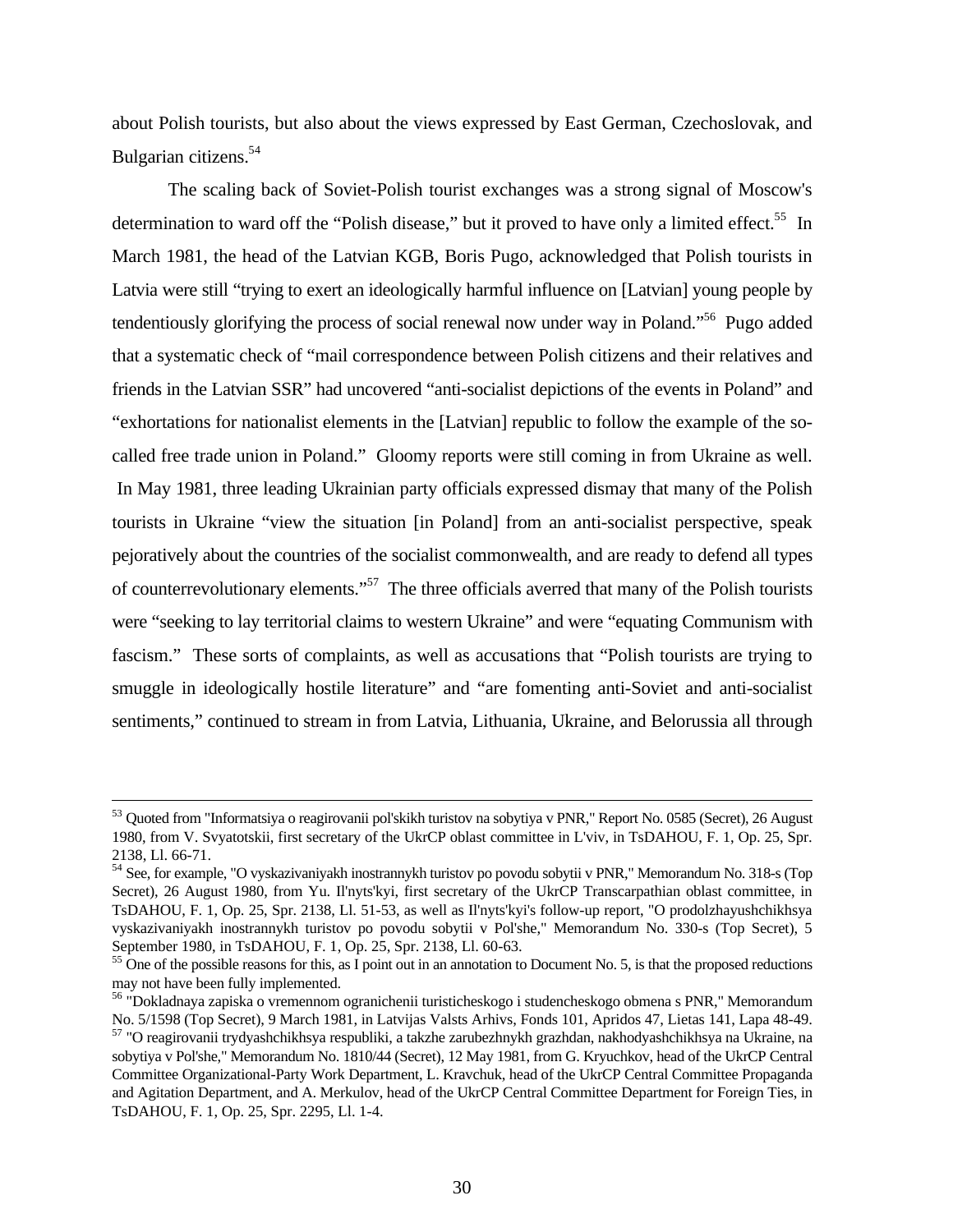about Polish tourists, but also about the views expressed by East German, Czechoslovak, and Bulgarian citizens.[54]

The scaling back of Soviet-Polish tourist exchanges was a strong signal of Moscow's determination to ward off the "Polish disease," but it proved to have only a limited effect.[55] In March 1981, the head of the Latvian KGB, Boris Pugo, acknowledged that Polish tourists in Latvia were still "trying to exert an ideologically harmful influence on [Latvian] young people by tendentiously glorifying the process of social renewal now under way in Poland."[56] Pugo added that a systematic check of "mail correspondence between Polish citizens and their relatives and friends in the Latvian SSR" had uncovered "anti-socialist depictions of the events in Poland" and "exhortations for nationalist elements in the [Latvian] republic to follow the example of the so-called free trade union in Poland." Gloomy reports were still coming in from Ukraine as well. In May 1981, three leading Ukrainian party officials expressed dismay that many of the Polish tourists in Ukraine "view the situation [in Poland] from an anti-socialist perspective, speak pejoratively about the countries of the socialist commonwealth, and are ready to defend all types of counterrevolutionary elements."[57] The three officials averred that many of the Polish tourists were "seeking to lay territorial claims to western Ukraine" and were "equating Communism with fascism." These sorts of complaints, as well as accusations that "Polish tourists are trying to smuggle in ideologically hostile literature" and "are fomenting anti-Soviet and anti-socialist sentiments," continued to stream in from Latvia, Lithuania, Ukraine, and Belorussia all through

---

[53] Quoted from "Informatsiya o reagirovanii pol'skikh turistov na sobytiya v PNR," Report No. 0585 (Secret), 26 August 1980, from V. Svyatotskii, first secretary of the UkrCP oblast committee in L'viv, in TsDAHOU, F. 1, Op. 25, Spr. 2138, Ll. 66-71.

[54] See, for example, "O vyskazivaniyakh inostrannykh turistov po povodu sobytii v PNR," Memorandum No. 318-s (Top Secret), 26 August 1980, from Yu. Il'nyts'kyi, first secretary of the UkrCP Transcarpathian oblast committee, in TsDAHOU, F. 1, Op. 25, Spr. 2138, Ll. 51-53, as well as Il'nyts'kyi's follow-up report, "O prodolzhayushchikhsya vyskazivaniyakh inostrannykh turistov po povodu sobytii v Pol'she," Memorandum No. 330-s (Top Secret), 5 September 1980, in TsDAHOU, F. 1, Op. 25, Spr. 2138, Ll. 60-63.

[55] One of the possible reasons for this, as I point out in an annotation to Document No. 5, is that the proposed reductions may not have been fully implemented.

[56] "Dokladnaya zapiska o vremennom ogranichenii turisticheskogo i studencheskogo obmena s PNR," Memorandum No. 5/1598 (Top Secret), 9 March 1981, in Latvijas Valsts Arhivs, Fonds 101, Apridos 47, Lietas 141, Lapa 48-49.

[57] "O reagirovanii trydyashchikhsya respubliki, a takzhe zarubezhnykh grazhdan, nakhodyashchikhsya na Ukraine, na sobytiya v Pol'she," Memorandum No. 1810/44 (Secret), 12 May 1981, from G. Kryuchkov, head of the UkrCP Central Committee Organizational-Party Work Department, L. Kravchuk, head of the UkrCP Central Committee Propaganda and Agitation Department, and A. Merkulov, head of the UkrCP Central Committee Department for Foreign Ties, in TsDAHOU, F. 1, Op. 25, Spr. 2295, Ll. 1-4.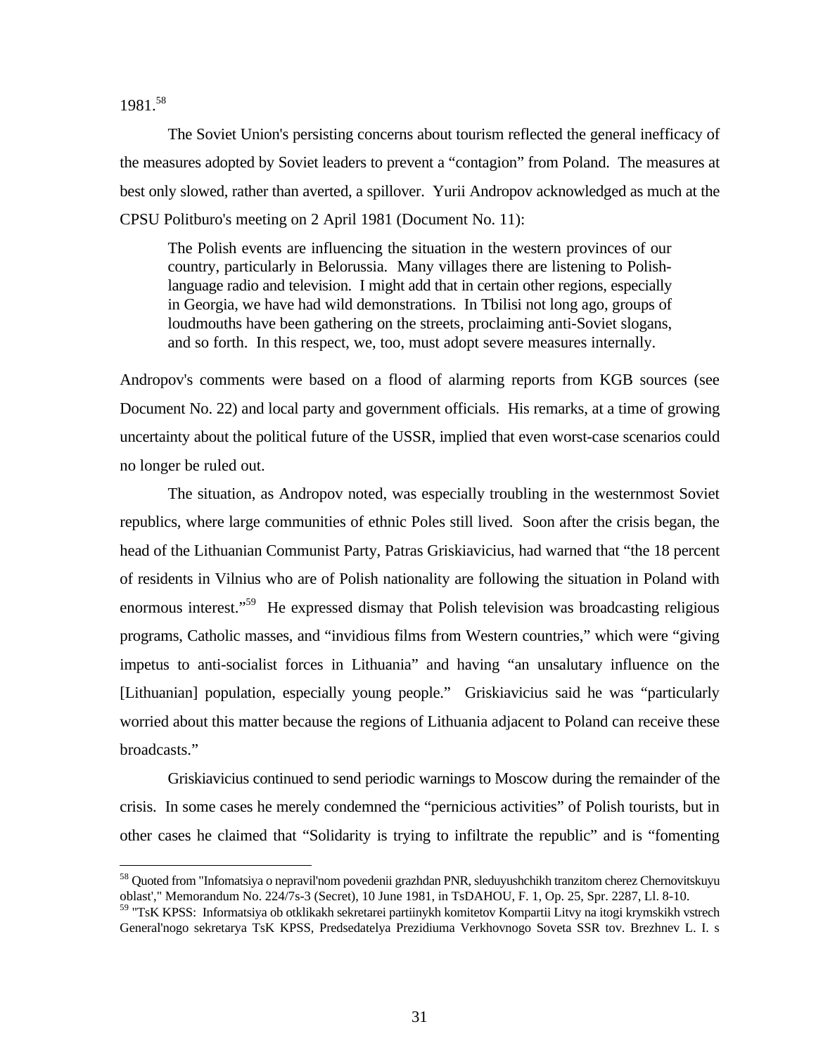1981.[58]

The Soviet Union's persisting concerns about tourism reflected the general inefficacy of the measures adopted by Soviet leaders to prevent a "contagion" from Poland. The measures at best only slowed, rather than averted, a spillover. Yurii Andropov acknowledged as much at the CPSU Politburo's meeting on 2 April 1981 (Document No. 11):

> The Polish events are influencing the situation in the western provinces of our country, particularly in Belorussia. Many villages there are listening to Polish-language radio and television. I might add that in certain other regions, especially in Georgia, we have had wild demonstrations. In Tbilisi not long ago, groups of loudmouths have been gathering on the streets, proclaiming anti-Soviet slogans, and so forth. In this respect, we, too, must adopt severe measures internally.

Andropov's comments were based on a flood of alarming reports from KGB sources (see Document No. 22) and local party and government officials. His remarks, at a time of growing uncertainty about the political future of the USSR, implied that even worst-case scenarios could no longer be ruled out.

The situation, as Andropov noted, was especially troubling in the westernmost Soviet republics, where large communities of ethnic Poles still lived. Soon after the crisis began, the head of the Lithuanian Communist Party, Patras Griskiavicius, had warned that "the 18 percent of residents in Vilnius who are of Polish nationality are following the situation in Poland with enormous interest."[59] He expressed dismay that Polish television was broadcasting religious programs, Catholic masses, and "invidious films from Western countries," which were "giving impetus to anti-socialist forces in Lithuania" and having "an unsalutary influence on the [Lithuanian] population, especially young people." Griskiavicius said he was "particularly worried about this matter because the regions of Lithuania adjacent to Poland can receive these broadcasts."

Griskiavicius continued to send periodic warnings to Moscow during the remainder of the crisis. In some cases he merely condemned the "pernicious activities" of Polish tourists, but in other cases he claimed that "Solidarity is trying to infiltrate the republic" and is "fomenting

---

[58] Quoted from "Infomatsiya o nepravil'nom povedenii grazhdan PNR, sleduyushchikh tranzitom cherez Chernovitskuyu oblast'," Memorandum No. 224/7s-3 (Secret), 10 June 1981, in TsDAHOU, F. 1, Op. 25, Spr. 2287, Ll. 8-10.

[59] "TsK KPSS: Informatsiya ob otklikakh sekretarei partiinykh komitetov Kompartii Litvy na itogi krymskikh vstrech General'nogo sekretarya TsK KPSS, Predsedatelya Prezidiuma Verkhovnogo Soveta SSR tov. Brezhnev L. I. s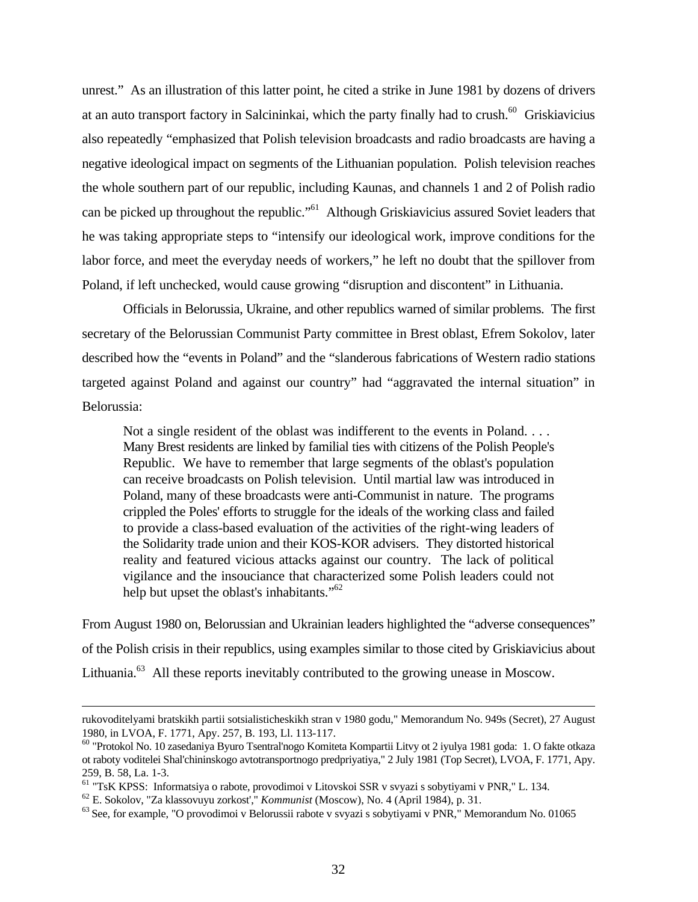unrest." As an illustration of this latter point, he cited a strike in June 1981 by dozens of drivers at an auto transport factory in Salcininkai, which the party finally had to crush.[60] Griskiavicius also repeatedly "emphasized that Polish television broadcasts and radio broadcasts are having a negative ideological impact on segments of the Lithuanian population. Polish television reaches the whole southern part of our republic, including Kaunas, and channels 1 and 2 of Polish radio can be picked up throughout the republic."[61] Although Griskiavicius assured Soviet leaders that he was taking appropriate steps to "intensify our ideological work, improve conditions for the labor force, and meet the everyday needs of workers," he left no doubt that the spillover from Poland, if left unchecked, would cause growing "disruption and discontent" in Lithuania.

Officials in Belorussia, Ukraine, and other republics warned of similar problems. The first secretary of the Belorussian Communist Party committee in Brest oblast, Efrem Sokolov, later described how the "events in Poland" and the "slanderous fabrications of Western radio stations targeted against Poland and against our country" had "aggravated the internal situation" in Belorussia:

> Not a single resident of the oblast was indifferent to the events in Poland. . . . Many Brest residents are linked by familial ties with citizens of the Polish People's Republic. We have to remember that large segments of the oblast's population can receive broadcasts on Polish television. Until martial law was introduced in Poland, many of these broadcasts were anti-Communist in nature. The programs crippled the Poles' efforts to struggle for the ideals of the working class and failed to provide a class-based evaluation of the activities of the right-wing leaders of the Solidarity trade union and their KOS-KOR advisers. They distorted historical reality and featured vicious attacks against our country. The lack of political vigilance and the insouciance that characterized some Polish leaders could not help but upset the oblast's inhabitants."[62]

From August 1980 on, Belorussian and Ukrainian leaders highlighted the "adverse consequences" of the Polish crisis in their republics, using examples similar to those cited by Griskiavicius about Lithuania.[63] All these reports inevitably contributed to the growing unease in Moscow.

---

rukovoditelyami bratskikh partii sotsialisticheskikh stran v 1980 godu," Memorandum No. 949s (Secret), 27 August 1980, in LVOA, F. 1771, Apy. 257, B. 193, Ll. 113-117.

[60] "Protokol No. 10 zasedaniya Byuro Tsentral'nogo Komiteta Kompartii Litvy ot 2 iyulya 1981 goda: 1. O fakte otkaza ot raboty voditelei Shal'chininskogo avtotransportnogo predpriyatiya," 2 July 1981 (Top Secret), LVOA, F. 1771, Apy. 259, B. 58, La. 1-3.

[61] "TsK KPSS: Informatsiya o rabote, provodimoi v Litovskoi SSR v svyazi s sobytiyami v PNR," L. 134.

[62] E. Sokolov, "Za klassovuyu zorkost'," *Kommunist* (Moscow), No. 4 (April 1984), p. 31.

[63] See, for example, "O provodimoi v Belorussii rabote v svyazi s sobytiyami v PNR," Memorandum No. 01065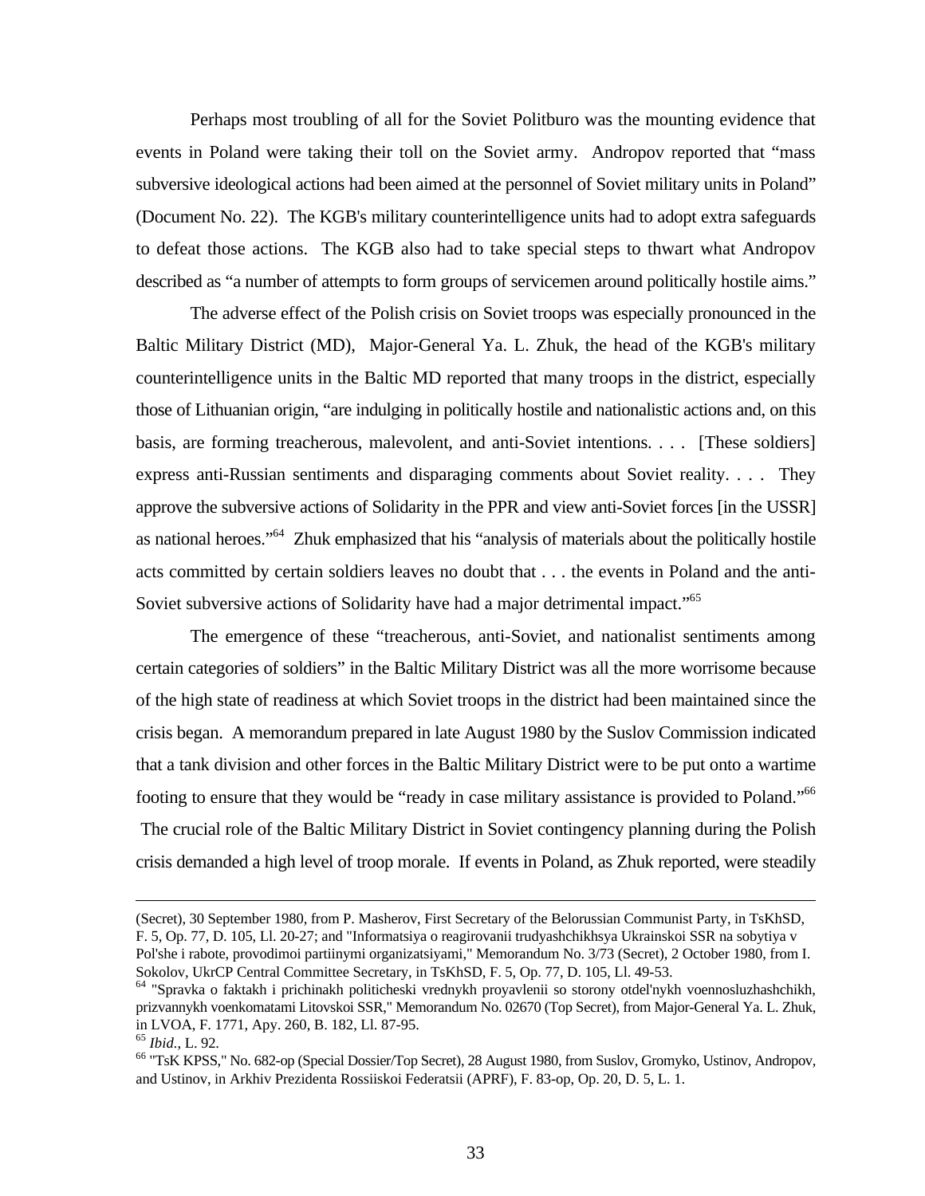Perhaps most troubling of all for the Soviet Politburo was the mounting evidence that events in Poland were taking their toll on the Soviet army. Andropov reported that "mass subversive ideological actions had been aimed at the personnel of Soviet military units in Poland" (Document No. 22). The KGB's military counterintelligence units had to adopt extra safeguards to defeat those actions. The KGB also had to take special steps to thwart what Andropov described as "a number of attempts to form groups of servicemen around politically hostile aims."

The adverse effect of the Polish crisis on Soviet troops was especially pronounced in the Baltic Military District (MD), Major-General Ya. L. Zhuk, the head of the KGB's military counterintelligence units in the Baltic MD reported that many troops in the district, especially those of Lithuanian origin, "are indulging in politically hostile and nationalistic actions and, on this basis, are forming treacherous, malevolent, and anti-Soviet intentions. . . . [These soldiers] express anti-Russian sentiments and disparaging comments about Soviet reality. . . . They approve the subversive actions of Solidarity in the PPR and view anti-Soviet forces [in the USSR] as national heroes."[64] Zhuk emphasized that his "analysis of materials about the politically hostile acts committed by certain soldiers leaves no doubt that . . . the events in Poland and the anti-Soviet subversive actions of Solidarity have had a major detrimental impact."[65]

The emergence of these "treacherous, anti-Soviet, and nationalist sentiments among certain categories of soldiers" in the Baltic Military District was all the more worrisome because of the high state of readiness at which Soviet troops in the district had been maintained since the crisis began. A memorandum prepared in late August 1980 by the Suslov Commission indicated that a tank division and other forces in the Baltic Military District were to be put onto a wartime footing to ensure that they would be "ready in case military assistance is provided to Poland."[66] The crucial role of the Baltic Military District in Soviet contingency planning during the Polish crisis demanded a high level of troop morale. If events in Poland, as Zhuk reported, were steadily

---

(Secret), 30 September 1980, from P. Masherov, First Secretary of the Belorussian Communist Party, in TsKhSD, F. 5, Op. 77, D. 105, Ll. 20-27; and "Informatsiya o reagirovanii trudyashchikhsya Ukrainskoi SSR na sobytiya v Pol'she i rabote, provodimoi partiinymi organizatsiyami," Memorandum No. 3/73 (Secret), 2 October 1980, from I. Sokolov, UkrCP Central Committee Secretary, in TsKhSD, F. 5, Op. 77, D. 105, Ll. 49-53.

[64] "Spravka o faktakh i prichinakh politicheski vrednykh proyavlenii so storony otdel'nykh voennosluzhashchikh, prizvannykh voenkomatami Litovskoi SSR," Memorandum No. 02670 (Top Secret), from Major-General Ya. L. Zhuk, in LVOA, F. 1771, Apy. 260, B. 182, Ll. 87-95.

[65] *Ibid*., L. 92.

[66] "TsK KPSS," No. 682-op (Special Dossier/Top Secret), 28 August 1980, from Suslov, Gromyko, Ustinov, Andropov, and Ustinov, in Arkhiv Prezidenta Rossiiskoi Federatsii (APRF), F. 83-op, Op. 20, D. 5, L. 1.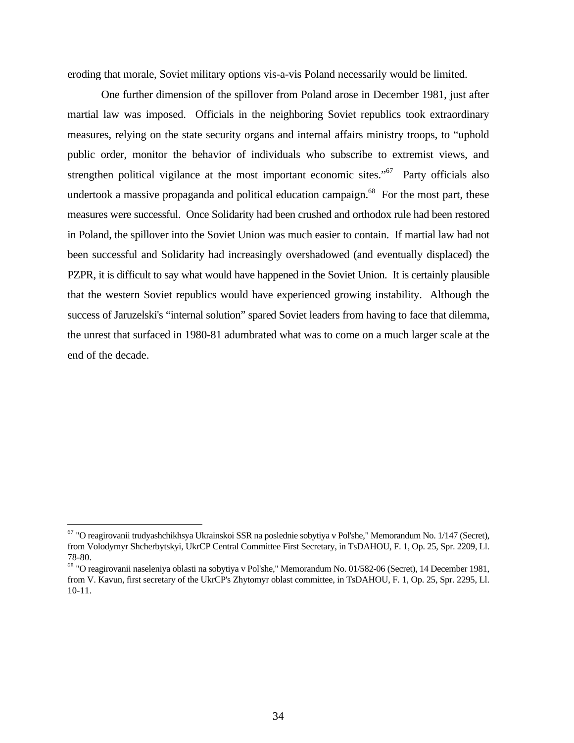eroding that morale, Soviet military options vis-a-vis Poland necessarily would be limited.

One further dimension of the spillover from Poland arose in December 1981, just after martial law was imposed. Officials in the neighboring Soviet republics took extraordinary measures, relying on the state security organs and internal affairs ministry troops, to "uphold public order, monitor the behavior of individuals who subscribe to extremist views, and strengthen political vigilance at the most important economic sites."[67] Party officials also undertook a massive propaganda and political education campaign.[68] For the most part, these measures were successful. Once Solidarity had been crushed and orthodox rule had been restored in Poland, the spillover into the Soviet Union was much easier to contain. If martial law had not been successful and Solidarity had increasingly overshadowed (and eventually displaced) the PZPR, it is difficult to say what would have happened in the Soviet Union. It is certainly plausible that the western Soviet republics would have experienced growing instability. Although the success of Jaruzelski's "internal solution" spared Soviet leaders from having to face that dilemma, the unrest that surfaced in 1980-81 adumbrated what was to come on a much larger scale at the end of the decade.

---

[67] "O reagirovanii trudyashchikhsya Ukrainskoi SSR na poslednie sobytiya v Pol'she," Memorandum No. 1/147 (Secret), from Volodymyr Shcherbytskyi, UkrCP Central Committee First Secretary, in TsDAHOU, F. 1, Op. 25, Spr. 2209, Ll. 78-80.

[68] "O reagirovanii naseleniya oblasti na sobytiya v Pol'she," Memorandum No. 01/582-06 (Secret), 14 December 1981, from V. Kavun, first secretary of the UkrCP's Zhytomyr oblast committee, in TsDAHOU, F. 1, Op. 25, Spr. 2295, Ll. 10-11.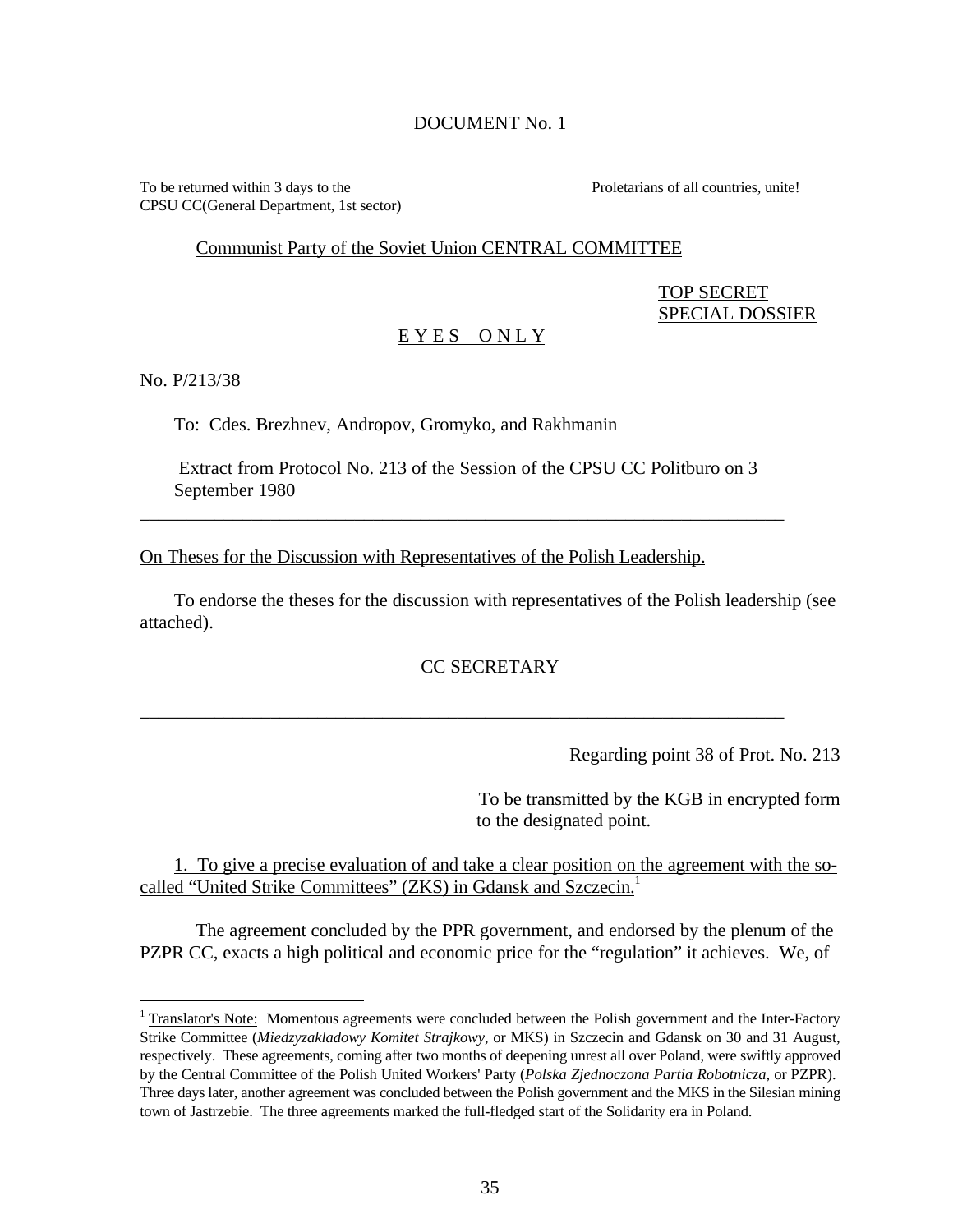DOCUMENT No. 1

To be returned within 3 days to the CPSU CC(General Department, 1st sector)

Proletarians of all countries, unite!

Communist Party of the Soviet Union CENTRAL COMMITTEE

TOP SECRET
SPECIAL DOSSIER

E Y E S   O N L Y

No. P/213/38

To: Cdes. Brezhnev, Andropov, Gromyko, and Rakhmanin

Extract from Protocol No. 213 of the Session of the CPSU CC Politburo on 3 September 1980

---

On Theses for the Discussion with Representatives of the Polish Leadership.

To endorse the theses for the discussion with representatives of the Polish leadership (see attached).

CC SECRETARY

---

Regarding point 38 of Prot. No. 213

To be transmitted by the KGB in encrypted form to the designated point.

1. To give a precise evaluation of and take a clear position on the agreement with the so-called "United Strike Committees" (ZKS) in Gdansk and Szczecin.[1]

The agreement concluded by the PPR government, and endorsed by the plenum of the PZPR CC, exacts a high political and economic price for the "regulation" it achieves. We, of

---

[1] Translator's Note: Momentous agreements were concluded between the Polish government and the Inter-Factory Strike Committee (*Miedzyzakladowy Komitet Strajkowy*, or MKS) in Szczecin and Gdansk on 30 and 31 August, respectively. These agreements, coming after two months of deepening unrest all over Poland, were swiftly approved by the Central Committee of the Polish United Workers' Party (*Polska Zjednoczona Partia Robotnicza*, or PZPR). Three days later, another agreement was concluded between the Polish government and the MKS in the Silesian mining town of Jastrzebie. The three agreements marked the full-fledged start of the Solidarity era in Poland.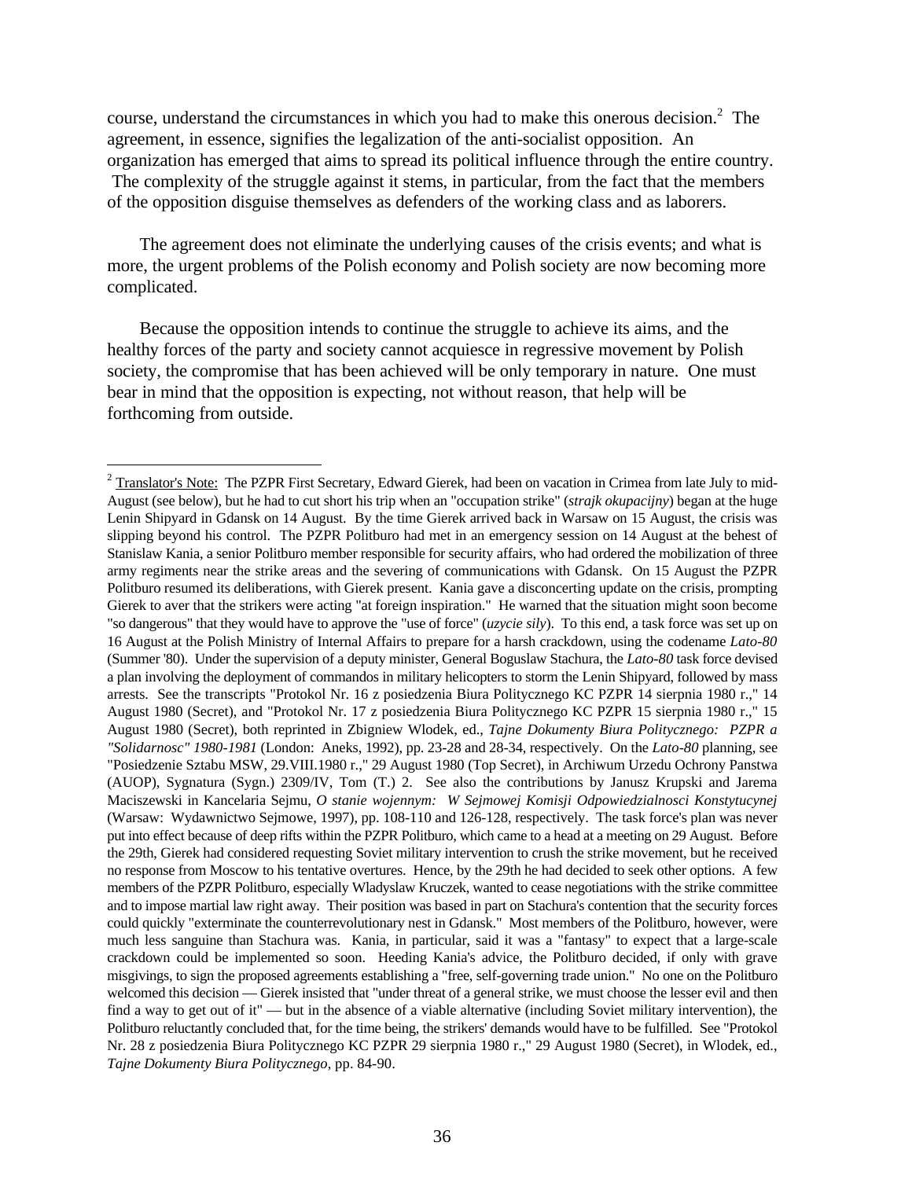course, understand the circumstances in which you had to make this onerous decision.[2] The agreement, in essence, signifies the legalization of the anti-socialist opposition. An organization has emerged that aims to spread its political influence through the entire country. The complexity of the struggle against it stems, in particular, from the fact that the members of the opposition disguise themselves as defenders of the working class and as laborers.

The agreement does not eliminate the underlying causes of the crisis events; and what is more, the urgent problems of the Polish economy and Polish society are now becoming more complicated.

Because the opposition intends to continue the struggle to achieve its aims, and the healthy forces of the party and society cannot acquiesce in regressive movement by Polish society, the compromise that has been achieved will be only temporary in nature. One must bear in mind that the opposition is expecting, not without reason, that help will be forthcoming from outside.

---

[2] Translator's Note: The PZPR First Secretary, Edward Gierek, had been on vacation in Crimea from late July to mid-August (see below), but he had to cut short his trip when an "occupation strike" (*strajk okupacijny*) began at the huge Lenin Shipyard in Gdansk on 14 August. By the time Gierek arrived back in Warsaw on 15 August, the crisis was slipping beyond his control. The PZPR Politburo had met in an emergency session on 14 August at the behest of Stanislaw Kania, a senior Politburo member responsible for security affairs, who had ordered the mobilization of three army regiments near the strike areas and the severing of communications with Gdansk. On 15 August the PZPR Politburo resumed its deliberations, with Gierek present. Kania gave a disconcerting update on the crisis, prompting Gierek to aver that the strikers were acting "at foreign inspiration." He warned that the situation might soon become "so dangerous" that they would have to approve the "use of force" (*uzycie sily*). To this end, a task force was set up on 16 August at the Polish Ministry of Internal Affairs to prepare for a harsh crackdown, using the codename *Lato-80* (Summer '80). Under the supervision of a deputy minister, General Boguslaw Stachura, the *Lato-80* task force devised a plan involving the deployment of commandos in military helicopters to storm the Lenin Shipyard, followed by mass arrests. See the transcripts "Protokol Nr. 16 z posiedzenia Biura Politycznego KC PZPR 14 sierpnia 1980 r.," 14 August 1980 (Secret), and "Protokol Nr. 17 z posiedzenia Biura Politycznego KC PZPR 15 sierpnia 1980 r.," 15 August 1980 (Secret), both reprinted in Zbigniew Wlodek, ed., *Tajne Dokumenty Biura Politycznego: PZPR a "Solidarnosc" 1980-1981* (London: Aneks, 1992), pp. 23-28 and 28-34, respectively. On the *Lato-80* planning, see "Posiedzenie Sztabu MSW, 29.VIII.1980 r.," 29 August 1980 (Top Secret), in Archiwum Urzedu Ochrony Panstwa (AUOP), Sygnatura (Sygn.) 2309/IV, Tom (T.) 2. See also the contributions by Janusz Krupski and Jarema Maciszewski in Kancelaria Sejmu, *O stanie wojennym: W Sejmowej Komisji Odpowiedzialnosci Konstytucyjnej* (Warsaw: Wydawnictwo Sejmowe, 1997), pp. 108-110 and 126-128, respectively. The task force's plan was never put into effect because of deep rifts within the PZPR Politburo, which came to a head at a meeting on 29 August. Before the 29th, Gierek had considered requesting Soviet military intervention to crush the strike movement, but he received no response from Moscow to his tentative overtures. Hence, by the 29th he had decided to seek other options. A few members of the PZPR Politburo, especially Wladyslaw Kruczek, wanted to cease negotiations with the strike committee and to impose martial law right away. Their position was based in part on Stachura's contention that the security forces could quickly "exterminate the counterrevolutionary nest in Gdansk." Most members of the Politburo, however, were much less sanguine than Stachura was. Kania, in particular, said it was a "fantasy" to expect that a large-scale crackdown could be implemented so soon. Heeding Kania's advice, the Politburo decided, if only with grave misgivings, to sign the proposed agreements establishing a "free, self-governing trade union." No one on the Politburo welcomed this decision — Gierek insisted that "under threat of a general strike, we must choose the lesser evil and then find a way to get out of it" — but in the absence of a viable alternative (including Soviet military intervention), the Politburo reluctantly concluded that, for the time being, the strikers' demands would have to be fulfilled. See "Protokol Nr. 28 z posiedzenia Biura Politycznego KC PZPR 29 sierpnia 1980 r.," 29 August 1980 (Secret), in Wlodek, ed., *Tajne Dokumenty Biura Politycznego*, pp. 84-90.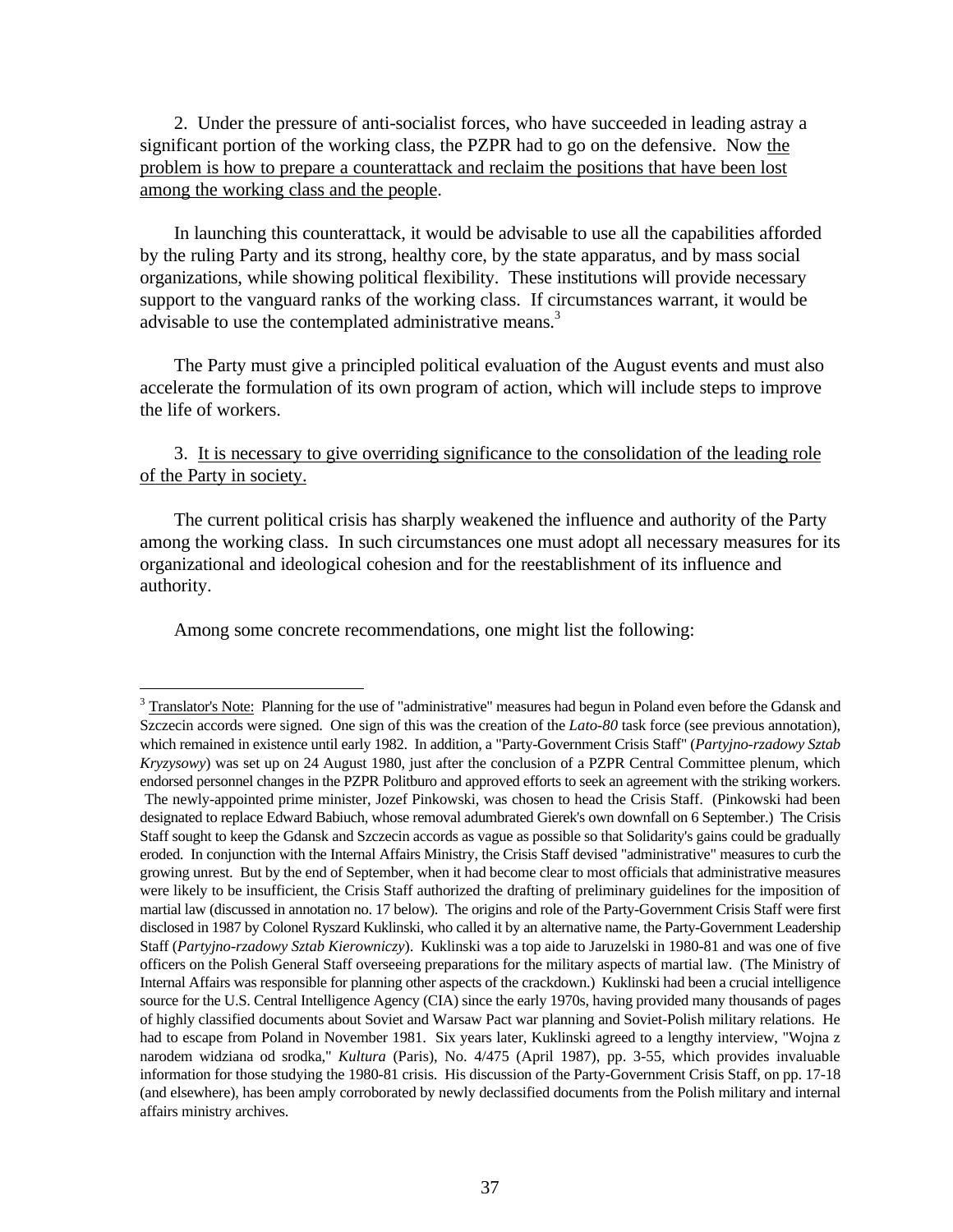2. Under the pressure of anti-socialist forces, who have succeeded in leading astray a significant portion of the working class, the PZPR had to go on the defensive. Now <u>the problem is how to prepare a counterattack and reclaim the positions that have been lost among the working class and the people</u>.

In launching this counterattack, it would be advisable to use all the capabilities afforded by the ruling Party and its strong, healthy core, by the state apparatus, and by mass social organizations, while showing political flexibility. These institutions will provide necessary support to the vanguard ranks of the working class. If circumstances warrant, it would be advisable to use the contemplated administrative means.[3]

The Party must give a principled political evaluation of the August events and must also accelerate the formulation of its own program of action, which will include steps to improve the life of workers.

3. <u>It is necessary to give overriding significance to the consolidation of the leading role of the Party in society.</u>

The current political crisis has sharply weakened the influence and authority of the Party among the working class. In such circumstances one must adopt all necessary measures for its organizational and ideological cohesion and for the reestablishment of its influence and authority.

Among some concrete recommendations, one might list the following:

---

[3] <u>Translator's Note:</u> Planning for the use of "administrative" measures had begun in Poland even before the Gdansk and Szczecin accords were signed. One sign of this was the creation of the *Lato-80* task force (see previous annotation), which remained in existence until early 1982. In addition, a "Party-Government Crisis Staff" (*Partyjno-rzadowy Sztab Kryzysowy*) was set up on 24 August 1980, just after the conclusion of a PZPR Central Committee plenum, which endorsed personnel changes in the PZPR Politburo and approved efforts to seek an agreement with the striking workers. The newly-appointed prime minister, Jozef Pinkowski, was chosen to head the Crisis Staff. (Pinkowski had been designated to replace Edward Babiuch, whose removal adumbrated Gierek's own downfall on 6 September.) The Crisis Staff sought to keep the Gdansk and Szczecin accords as vague as possible so that Solidarity's gains could be gradually eroded. In conjunction with the Internal Affairs Ministry, the Crisis Staff devised "administrative" measures to curb the growing unrest. But by the end of September, when it had become clear to most officials that administrative measures were likely to be insufficient, the Crisis Staff authorized the drafting of preliminary guidelines for the imposition of martial law (discussed in annotation no. 17 below). The origins and role of the Party-Government Crisis Staff were first disclosed in 1987 by Colonel Ryszard Kuklinski, who called it by an alternative name, the Party-Government Leadership Staff (*Partyjno-rzadowy Sztab Kierowniczy*). Kuklinski was a top aide to Jaruzelski in 1980-81 and was one of five officers on the Polish General Staff overseeing preparations for the military aspects of martial law. (The Ministry of Internal Affairs was responsible for planning other aspects of the crackdown.) Kuklinski had been a crucial intelligence source for the U.S. Central Intelligence Agency (CIA) since the early 1970s, having provided many thousands of pages of highly classified documents about Soviet and Warsaw Pact war planning and Soviet-Polish military relations. He had to escape from Poland in November 1981. Six years later, Kuklinski agreed to a lengthy interview, "Wojna z narodem widziana od srodka," *Kultura* (Paris), No. 4/475 (April 1987), pp. 3-55, which provides invaluable information for those studying the 1980-81 crisis. His discussion of the Party-Government Crisis Staff, on pp. 17-18 (and elsewhere), has been amply corroborated by newly declassified documents from the Polish military and internal affairs ministry archives.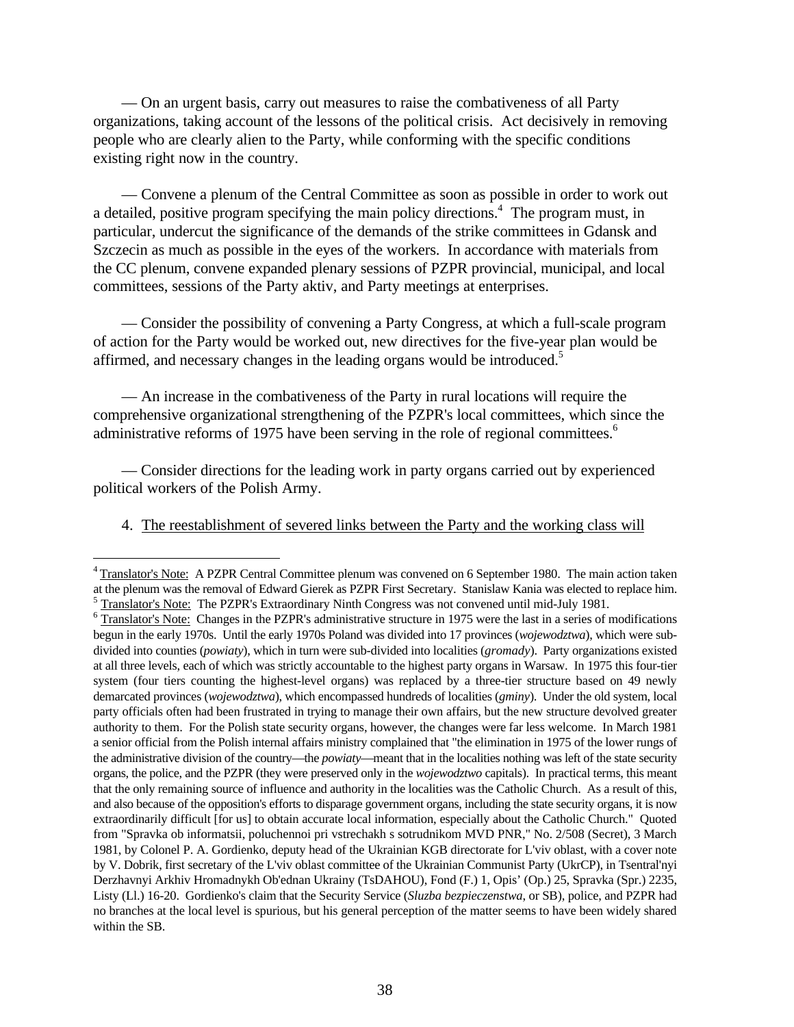— On an urgent basis, carry out measures to raise the combativeness of all Party organizations, taking account of the lessons of the political crisis. Act decisively in removing people who are clearly alien to the Party, while conforming with the specific conditions existing right now in the country.

— Convene a plenum of the Central Committee as soon as possible in order to work out a detailed, positive program specifying the main policy directions.[4] The program must, in particular, undercut the significance of the demands of the strike committees in Gdansk and Szczecin as much as possible in the eyes of the workers. In accordance with materials from the CC plenum, convene expanded plenary sessions of PZPR provincial, municipal, and local committees, sessions of the Party aktiv, and Party meetings at enterprises.

— Consider the possibility of convening a Party Congress, at which a full-scale program of action for the Party would be worked out, new directives for the five-year plan would be affirmed, and necessary changes in the leading organs would be introduced.[5]

— An increase in the combativeness of the Party in rural locations will require the comprehensive organizational strengthening of the PZPR's local committees, which since the administrative reforms of 1975 have been serving in the role of regional committees.[6]

— Consider directions for the leading work in party organs carried out by experienced political workers of the Polish Army.

4. <u>The reestablishment of severed links between the Party and the working class will</u>

---

[4] <u>Translator's Note:</u> A PZPR Central Committee plenum was convened on 6 September 1980. The main action taken at the plenum was the removal of Edward Gierek as PZPR First Secretary. Stanislaw Kania was elected to replace him.

[5] <u>Translator's Note:</u> The PZPR's Extraordinary Ninth Congress was not convened until mid-July 1981.

[6] <u>Translator's Note:</u> Changes in the PZPR's administrative structure in 1975 were the last in a series of modifications begun in the early 1970s. Until the early 1970s Poland was divided into 17 provinces (*wojewodztwa*), which were sub-divided into counties (*powiaty*), which in turn were sub-divided into localities (*gromady*). Party organizations existed at all three levels, each of which was strictly accountable to the highest party organs in Warsaw. In 1975 this four-tier system (four tiers counting the highest-level organs) was replaced by a three-tier structure based on 49 newly demarcated provinces (*wojewodztwa*), which encompassed hundreds of localities (*gminy*). Under the old system, local party officials often had been frustrated in trying to manage their own affairs, but the new structure devolved greater authority to them. For the Polish state security organs, however, the changes were far less welcome. In March 1981 a senior official from the Polish internal affairs ministry complained that "the elimination in 1975 of the lower rungs of the administrative division of the country—the *powiaty*—meant that in the localities nothing was left of the state security organs, the police, and the PZPR (they were preserved only in the *wojewodztwo* capitals). In practical terms, this meant that the only remaining source of influence and authority in the localities was the Catholic Church. As a result of this, and also because of the opposition's efforts to disparage government organs, including the state security organs, it is now extraordinarily difficult [for us] to obtain accurate local information, especially about the Catholic Church." Quoted from "Spravka ob informatsii, poluchennoi pri vstrechakh s sotrudnikom MVD PNR," No. 2/508 (Secret), 3 March 1981, by Colonel P. A. Gordienko, deputy head of the Ukrainian KGB directorate for L'viv oblast, with a cover note by V. Dobrik, first secretary of the L'viv oblast committee of the Ukrainian Communist Party (UkrCP), in Tsentral'nyi Derzhavnyi Arkhiv Hromadnykh Ob'ednan Ukrainy (TsDAHOU), Fond (F.) 1, Opis' (Op.) 25, Spravka (Spr.) 2235, Listy (Ll.) 16-20. Gordienko's claim that the Security Service (*Sluzba bezpieczenstwa*, or SB), police, and PZPR had no branches at the local level is spurious, but his general perception of the matter seems to have been widely shared within the SB.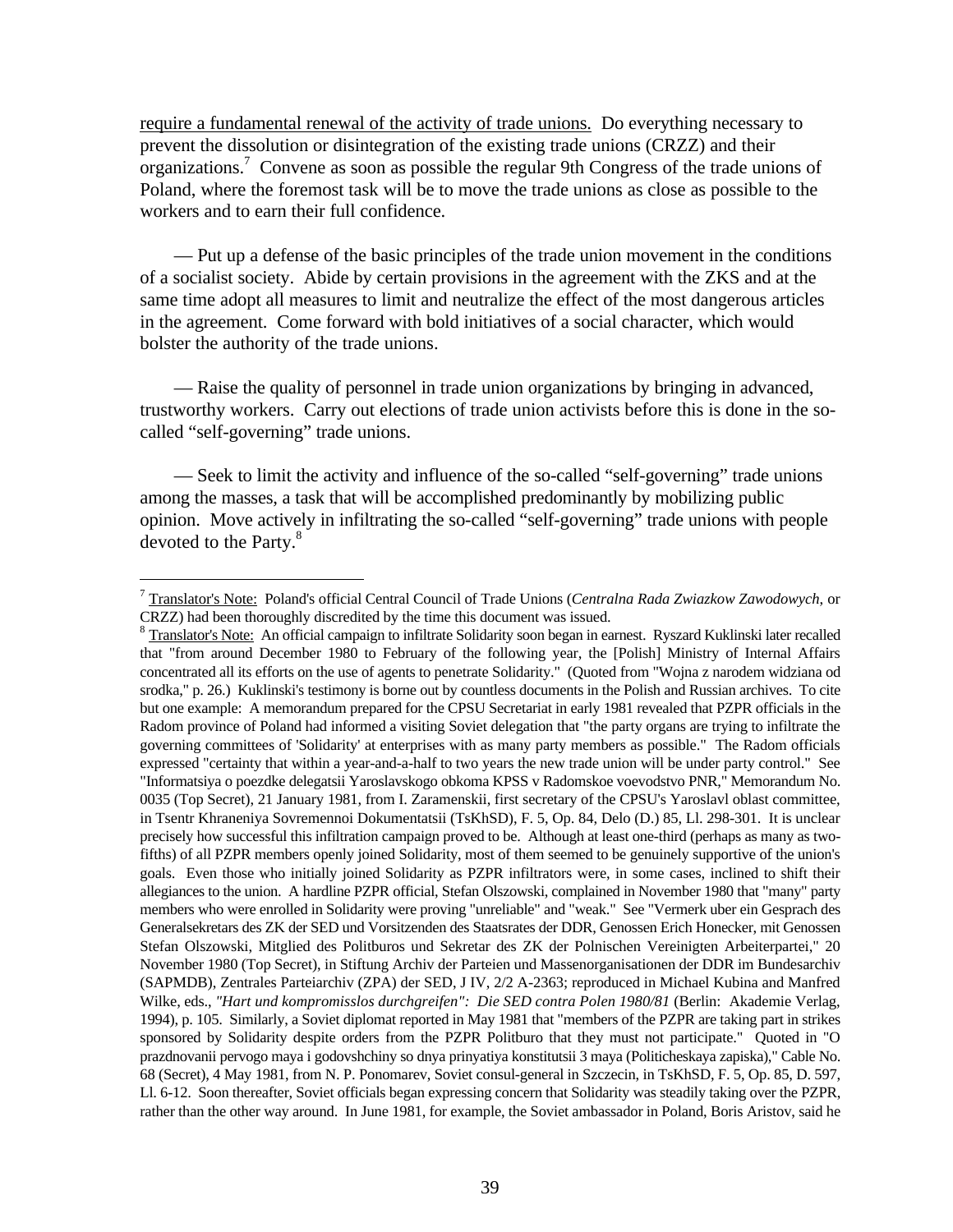require a fundamental renewal of the activity of trade unions. Do everything necessary to prevent the dissolution or disintegration of the existing trade unions (CRZZ) and their organizations.[7] Convene as soon as possible the regular 9th Congress of the trade unions of Poland, where the foremost task will be to move the trade unions as close as possible to the workers and to earn their full confidence.

— Put up a defense of the basic principles of the trade union movement in the conditions of a socialist society. Abide by certain provisions in the agreement with the ZKS and at the same time adopt all measures to limit and neutralize the effect of the most dangerous articles in the agreement. Come forward with bold initiatives of a social character, which would bolster the authority of the trade unions.

— Raise the quality of personnel in trade union organizations by bringing in advanced, trustworthy workers. Carry out elections of trade union activists before this is done in the so-called "self-governing" trade unions.

— Seek to limit the activity and influence of the so-called "self-governing" trade unions among the masses, a task that will be accomplished predominantly by mobilizing public opinion. Move actively in infiltrating the so-called "self-governing" trade unions with people devoted to the Party.[8]

---

[7] Translator's Note: Poland's official Central Council of Trade Unions (*Centralna Rada Zwiazkow Zawodowych*, or CRZZ) had been thoroughly discredited by the time this document was issued.

[8] Translator's Note: An official campaign to infiltrate Solidarity soon began in earnest. Ryszard Kuklinski later recalled that "from around December 1980 to February of the following year, the [Polish] Ministry of Internal Affairs concentrated all its efforts on the use of agents to penetrate Solidarity." (Quoted from "Wojna z narodem widziana od srodka," p. 26.) Kuklinski's testimony is borne out by countless documents in the Polish and Russian archives. To cite but one example: A memorandum prepared for the CPSU Secretariat in early 1981 revealed that PZPR officials in the Radom province of Poland had informed a visiting Soviet delegation that "the party organs are trying to infiltrate the governing committees of 'Solidarity' at enterprises with as many party members as possible." The Radom officials expressed "certainty that within a year-and-a-half to two years the new trade union will be under party control." See "Informatsiya o poezdke delegatsii Yaroslavskogo obkoma KPSS v Radomskoe voevodstvo PNR," Memorandum No. 0035 (Top Secret), 21 January 1981, from I. Zaramenskii, first secretary of the CPSU's Yaroslavl oblast committee, in Tsentr Khraneniya Sovremennoi Dokumentatsii (TsKhSD), F. 5, Op. 84, Delo (D.) 85, Ll. 298-301. It is unclear precisely how successful this infiltration campaign proved to be. Although at least one-third (perhaps as many as two-fifths) of all PZPR members openly joined Solidarity, most of them seemed to be genuinely supportive of the union's goals. Even those who initially joined Solidarity as PZPR infiltrators were, in some cases, inclined to shift their allegiances to the union. A hardline PZPR official, Stefan Olszowski, complained in November 1980 that "many" party members who were enrolled in Solidarity were proving "unreliable" and "weak." See "Vermerk uber ein Gesprach des Generalsekretars des ZK der SED und Vorsitzenden des Staatsrates der DDR, Genossen Erich Honecker, mit Genossen Stefan Olszowski, Mitglied des Politburos und Sekretar des ZK der Polnischen Vereinigten Arbeiterpartei," 20 November 1980 (Top Secret), in Stiftung Archiv der Parteien und Massenorganisationen der DDR im Bundesarchiv (SAPMDB), Zentrales Parteiarchiv (ZPA) der SED, J IV, 2/2 A-2363; reproduced in Michael Kubina and Manfred Wilke, eds., *"Hart und kompromisslos durchgreifen": Die SED contra Polen 1980/81* (Berlin: Akademie Verlag, 1994), p. 105. Similarly, a Soviet diplomat reported in May 1981 that "members of the PZPR are taking part in strikes sponsored by Solidarity despite orders from the PZPR Politburo that they must not participate." Quoted in "O prazdnovanii pervogo maya i godovshchiny so dnya prinyatiya konstitutsii 3 maya (Politicheskaya zapiska)," Cable No. 68 (Secret), 4 May 1981, from N. P. Ponomarev, Soviet consul-general in Szczecin, in TsKhSD, F. 5, Op. 85, D. 597, Ll. 6-12. Soon thereafter, Soviet officials began expressing concern that Solidarity was steadily taking over the PZPR, rather than the other way around. In June 1981, for example, the Soviet ambassador in Poland, Boris Aristov, said he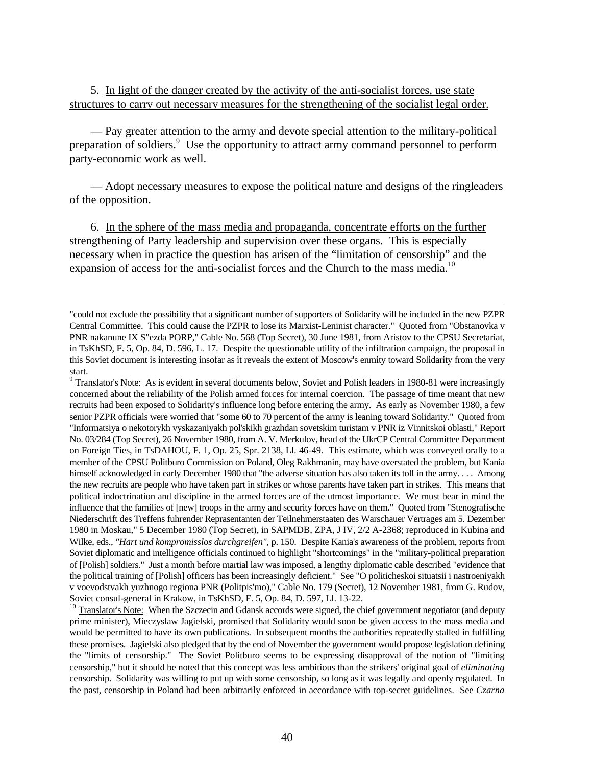5. <u>In light of the danger created by the activity of the anti-socialist forces, use state structures to carry out necessary measures for the strengthening of the socialist legal order.</u>

— Pay greater attention to the army and devote special attention to the military-political preparation of soldiers.[9] Use the opportunity to attract army command personnel to perform party-economic work as well.

— Adopt necessary measures to expose the political nature and designs of the ringleaders of the opposition.

6. <u>In the sphere of the mass media and propaganda, concentrate efforts on the further strengthening of Party leadership and supervision over these organs.</u> This is especially necessary when in practice the question has arisen of the "limitation of censorship" and the expansion of access for the anti-socialist forces and the Church to the mass media.[10]

---

"could not exclude the possibility that a significant number of supporters of Solidarity will be included in the new PZPR Central Committee. This could cause the PZPR to lose its Marxist-Leninist character." Quoted from "Obstanovka v PNR nakanune IX S"ezda PORP," Cable No. 568 (Top Secret), 30 June 1981, from Aristov to the CPSU Secretariat, in TsKhSD, F. 5, Op. 84, D. 596, L. 17. Despite the questionable utility of the infiltration campaign, the proposal in this Soviet document is interesting insofar as it reveals the extent of Moscow's enmity toward Solidarity from the very start.

[9] <u>Translator's Note:</u> As is evident in several documents below, Soviet and Polish leaders in 1980-81 were increasingly concerned about the reliability of the Polish armed forces for internal coercion. The passage of time meant that new recruits had been exposed to Solidarity's influence long before entering the army. As early as November 1980, a few senior PZPR officials were worried that "some 60 to 70 percent of the army is leaning toward Solidarity." Quoted from "Informatsiya o nekotorykh vyskazaniyakh pol'skikh grazhdan sovetskim turistam v PNR iz Vinnitskoi oblasti," Report No. 03/284 (Top Secret), 26 November 1980, from A. V. Merkulov, head of the UkrCP Central Committee Department on Foreign Ties, in TsDAHOU, F. 1, Op. 25, Spr. 2138, Ll. 46-49. This estimate, which was conveyed orally to a member of the CPSU Politburo Commission on Poland, Oleg Rakhmanin, may have overstated the problem, but Kania himself acknowledged in early December 1980 that "the adverse situation has also taken its toll in the army. . . . Among the new recruits are people who have taken part in strikes or whose parents have taken part in strikes. This means that political indoctrination and discipline in the armed forces are of the utmost importance. We must bear in mind the influence that the families of [new] troops in the army and security forces have on them." Quoted from "Stenografische Niederschrift des Treffens fuhrender Reprasentanten der Teilnehmerstaaten des Warschauer Vertrages am 5. Dezember 1980 in Moskau," 5 December 1980 (Top Secret), in SAPMDB, ZPA, J IV, 2/2 A-2368; reproduced in Kubina and Wilke, eds., *"Hart und kompromisslos durchgreifen"*, p. 150. Despite Kania's awareness of the problem, reports from Soviet diplomatic and intelligence officials continued to highlight "shortcomings" in the "military-political preparation of [Polish] soldiers." Just a month before martial law was imposed, a lengthy diplomatic cable described "evidence that the political training of [Polish] officers has been increasingly deficient." See "O politicheskoi situatsii i nastroeniyakh v voevodstvakh yuzhnogo regiona PNR (Politpis'mo)," Cable No. 179 (Secret), 12 November 1981, from G. Rudov, Soviet consul-general in Krakow, in TsKhSD, F. 5, Op. 84, D. 597, Ll. 13-22.

[10] <u>Translator's Note:</u> When the Szczecin and Gdansk accords were signed, the chief government negotiator (and deputy prime minister), Mieczyslaw Jagielski, promised that Solidarity would soon be given access to the mass media and would be permitted to have its own publications. In subsequent months the authorities repeatedly stalled in fulfilling these promises. Jagielski also pledged that by the end of November the government would propose legislation defining the "limits of censorship." The Soviet Politburo seems to be expressing disapproval of the notion of "limiting censorship," but it should be noted that this concept was less ambitious than the strikers' original goal of *eliminating* censorship. Solidarity was willing to put up with some censorship, so long as it was legally and openly regulated. In the past, censorship in Poland had been arbitrarily enforced in accordance with top-secret guidelines. See *Czarna*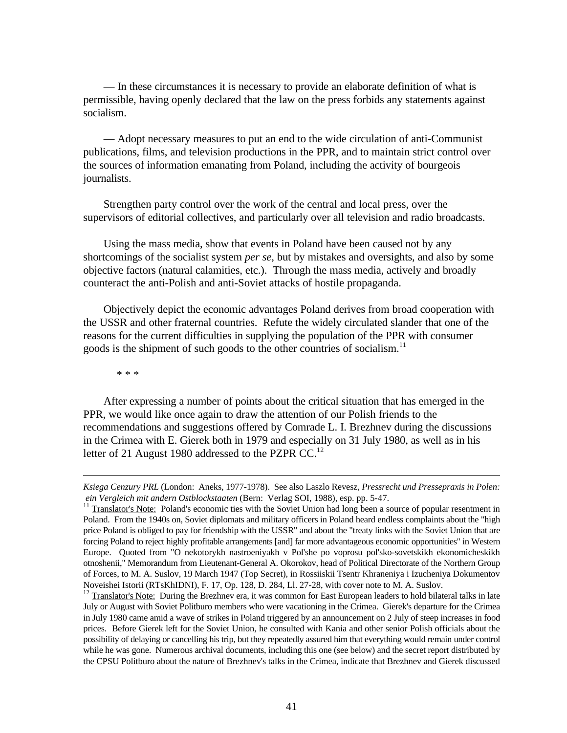— In these circumstances it is necessary to provide an elaborate definition of what is permissible, having openly declared that the law on the press forbids any statements against socialism.

— Adopt necessary measures to put an end to the wide circulation of anti-Communist publications, films, and television productions in the PPR, and to maintain strict control over the sources of information emanating from Poland, including the activity of bourgeois journalists.

Strengthen party control over the work of the central and local press, over the supervisors of editorial collectives, and particularly over all television and radio broadcasts.

Using the mass media, show that events in Poland have been caused not by any shortcomings of the socialist system *per se*, but by mistakes and oversights, and also by some objective factors (natural calamities, etc.). Through the mass media, actively and broadly counteract the anti-Polish and anti-Soviet attacks of hostile propaganda.

Objectively depict the economic advantages Poland derives from broad cooperation with the USSR and other fraternal countries. Refute the widely circulated slander that one of the reasons for the current difficulties in supplying the population of the PPR with consumer goods is the shipment of such goods to the other countries of socialism.[11]

\* \* \*

After expressing a number of points about the critical situation that has emerged in the PPR, we would like once again to draw the attention of our Polish friends to the recommendations and suggestions offered by Comrade L. I. Brezhnev during the discussions in the Crimea with E. Gierek both in 1979 and especially on 31 July 1980, as well as in his letter of 21 August 1980 addressed to the PZPR CC.[12]

---

*Ksiega Cenzury PRL* (London: Aneks, 1977-1978). See also Laszlo Revesz, *Pressrecht und Pressepraxis in Polen: ein Vergleich mit andern Ostblockstaaten* (Bern: Verlag SOI, 1988), esp. pp. 5-47.

[11] Translator's Note: Poland's economic ties with the Soviet Union had long been a source of popular resentment in Poland. From the 1940s on, Soviet diplomats and military officers in Poland heard endless complaints about the "high price Poland is obliged to pay for friendship with the USSR" and about the "treaty links with the Soviet Union that are forcing Poland to reject highly profitable arrangements [and] far more advantageous economic opportunities" in Western Europe. Quoted from "O nekotorykh nastroeniyakh v Pol'she po voprosu pol'sko-sovetskikh ekonomicheskikh otnoshenii," Memorandum from Lieutenant-General A. Okorokov, head of Political Directorate of the Northern Group of Forces, to M. A. Suslov, 19 March 1947 (Top Secret), in Rossiiskii Tsentr Khraneniya i Izucheniya Dokumentov Noveishei Istorii (RTsKhIDNI), F. 17, Op. 128, D. 284, Ll. 27-28, with cover note to M. A. Suslov.

[12] Translator's Note: During the Brezhnev era, it was common for East European leaders to hold bilateral talks in late July or August with Soviet Politburo members who were vacationing in the Crimea. Gierek's departure for the Crimea in July 1980 came amid a wave of strikes in Poland triggered by an announcement on 2 July of steep increases in food prices. Before Gierek left for the Soviet Union, he consulted with Kania and other senior Polish officials about the possibility of delaying or cancelling his trip, but they repeatedly assured him that everything would remain under control while he was gone. Numerous archival documents, including this one (see below) and the secret report distributed by the CPSU Politburo about the nature of Brezhnev's talks in the Crimea, indicate that Brezhnev and Gierek discussed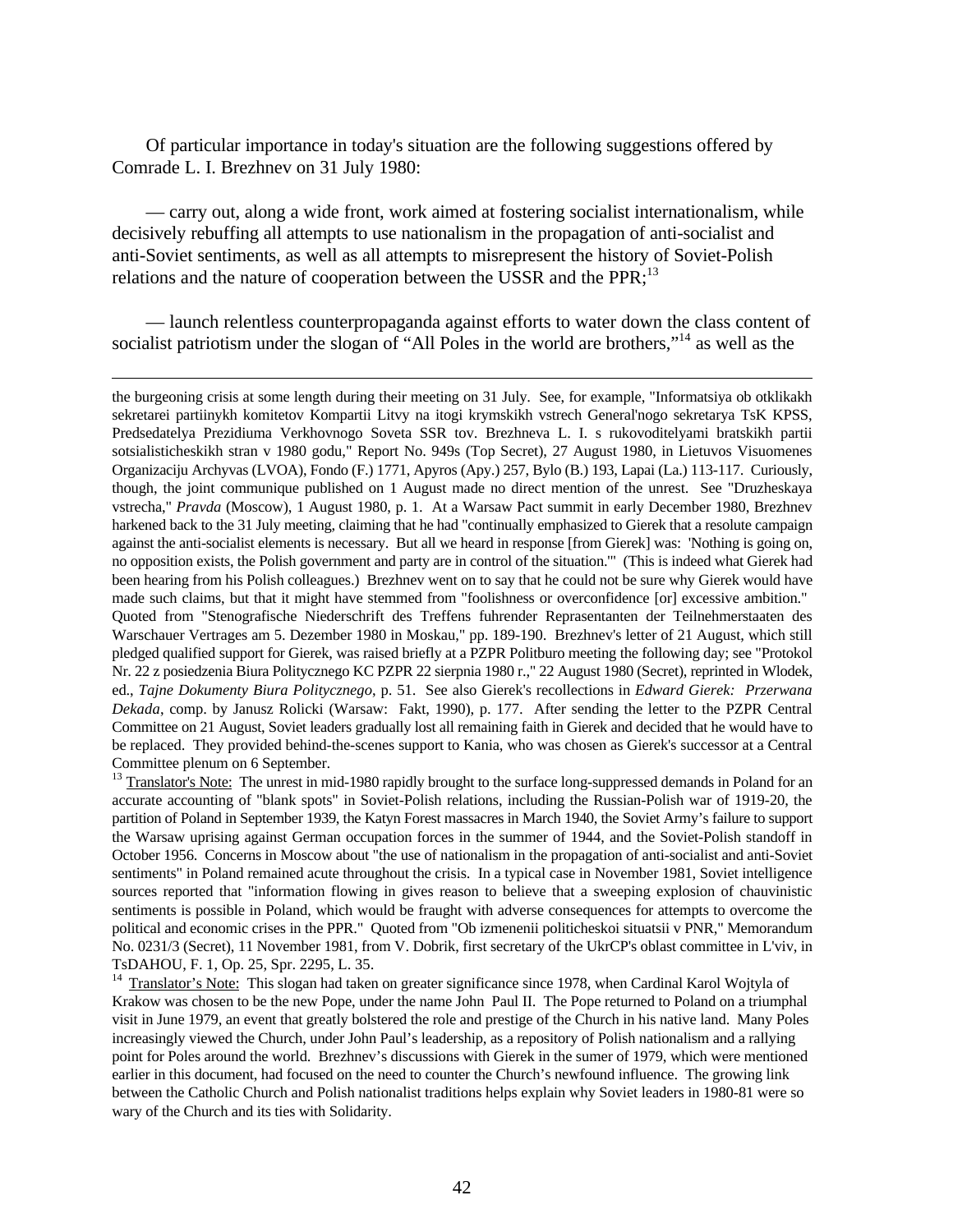Of particular importance in today's situation are the following suggestions offered by Comrade L. I. Brezhnev on 31 July 1980:

— carry out, along a wide front, work aimed at fostering socialist internationalism, while decisively rebuffing all attempts to use nationalism in the propagation of anti-socialist and anti-Soviet sentiments, as well as all attempts to misrepresent the history of Soviet-Polish relations and the nature of cooperation between the USSR and the PPR;[13]

— launch relentless counterpropaganda against efforts to water down the class content of socialist patriotism under the slogan of "All Poles in the world are brothers,"[14] as well as the

---

the burgeoning crisis at some length during their meeting on 31 July. See, for example, "Informatsiya ob otklikakh sekretarei partiinykh komitetov Kompartii Litvy na itogi krymskikh vstrech General'nogo sekretarya TsK KPSS, Predsedatelya Prezidiuma Verkhovnogo Soveta SSR tov. Brezhneva L. I. s rukovoditelyami bratskikh partii sotsialisticheskikh stran v 1980 godu," Report No. 949s (Top Secret), 27 August 1980, in Lietuvos Visuomenes Organizaciju Archyvas (LVOA), Fondo (F.) 1771, Apyros (Apy.) 257, Bylo (B.) 193, Lapai (La.) 113-117. Curiously, though, the joint communique published on 1 August made no direct mention of the unrest. See "Druzheskaya vstrecha," *Pravda* (Moscow), 1 August 1980, p. 1. At a Warsaw Pact summit in early December 1980, Brezhnev harkened back to the 31 July meeting, claiming that he had "continually emphasized to Gierek that a resolute campaign against the anti-socialist elements is necessary. But all we heard in response [from Gierek] was: 'Nothing is going on, no opposition exists, the Polish government and party are in control of the situation.'" (This is indeed what Gierek had been hearing from his Polish colleagues.) Brezhnev went on to say that he could not be sure why Gierek would have made such claims, but that it might have stemmed from "foolishness or overconfidence [or] excessive ambition." Quoted from "Stenografische Niederschrift des Treffens fuhrender Reprasentanten der Teilnehmerstaaten des Warschauer Vertrages am 5. Dezember 1980 in Moskau," pp. 189-190. Brezhnev's letter of 21 August, which still pledged qualified support for Gierek, was raised briefly at a PZPR Politburo meeting the following day; see "Protokol Nr. 22 z posiedzenia Biura Politycznego KC PZPR 22 sierpnia 1980 r.," 22 August 1980 (Secret), reprinted in Wlodek, ed., *Tajne Dokumenty Biura Politycznego*, p. 51. See also Gierek's recollections in *Edward Gierek: Przerwana Dekada*, comp. by Janusz Rolicki (Warsaw: Fakt, 1990), p. 177. After sending the letter to the PZPR Central Committee on 21 August, Soviet leaders gradually lost all remaining faith in Gierek and decided that he would have to be replaced. They provided behind-the-scenes support to Kania, who was chosen as Gierek's successor at a Central Committee plenum on 6 September.

[13] Translator's Note: The unrest in mid-1980 rapidly brought to the surface long-suppressed demands in Poland for an accurate accounting of "blank spots" in Soviet-Polish relations, including the Russian-Polish war of 1919-20, the partition of Poland in September 1939, the Katyn Forest massacres in March 1940, the Soviet Army's failure to support the Warsaw uprising against German occupation forces in the summer of 1944, and the Soviet-Polish standoff in October 1956. Concerns in Moscow about "the use of nationalism in the propagation of anti-socialist and anti-Soviet sentiments" in Poland remained acute throughout the crisis. In a typical case in November 1981, Soviet intelligence sources reported that "information flowing in gives reason to believe that a sweeping explosion of chauvinistic sentiments is possible in Poland, which would be fraught with adverse consequences for attempts to overcome the political and economic crises in the PPR." Quoted from "Ob izmenenii politicheskoi situatsii v PNR," Memorandum No. 0231/3 (Secret), 11 November 1981, from V. Dobrik, first secretary of the UkrCP's oblast committee in L'viv, in TsDAHOU, F. 1, Op. 25, Spr. 2295, L. 35.

[14] Translator's Note: This slogan had taken on greater significance since 1978, when Cardinal Karol Wojtyla of Krakow was chosen to be the new Pope, under the name John Paul II. The Pope returned to Poland on a triumphal visit in June 1979, an event that greatly bolstered the role and prestige of the Church in his native land. Many Poles increasingly viewed the Church, under John Paul's leadership, as a repository of Polish nationalism and a rallying point for Poles around the world. Brezhnev's discussions with Gierek in the sumer of 1979, which were mentioned earlier in this document, had focused on the need to counter the Church's newfound influence. The growing link between the Catholic Church and Polish nationalist traditions helps explain why Soviet leaders in 1980-81 were so wary of the Church and its ties with Solidarity.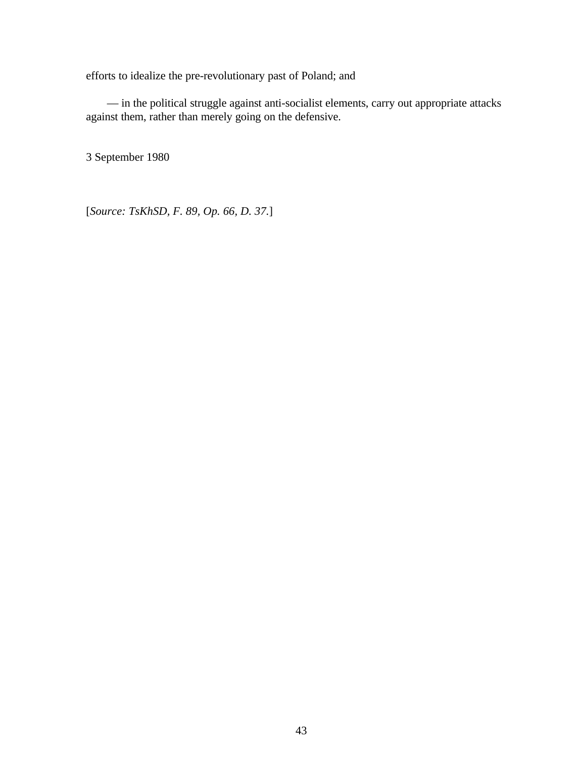efforts to idealize the pre-revolutionary past of Poland; and

— in the political struggle against anti-socialist elements, carry out appropriate attacks against them, rather than merely going on the defensive.

3 September 1980

[*Source: TsKhSD, F. 89, Op. 66, D. 37.*]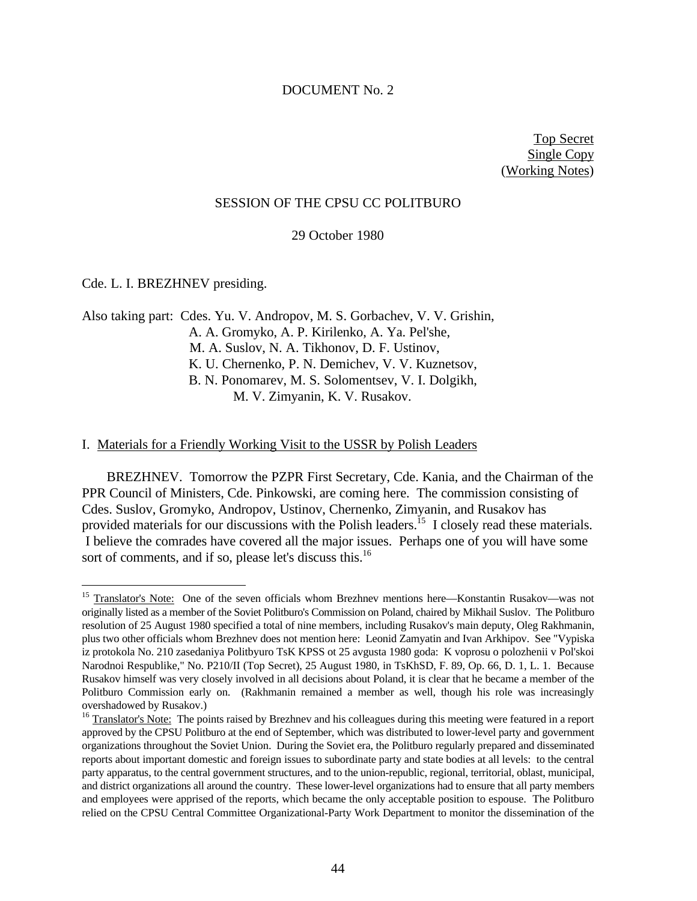DOCUMENT No. 2

Top Secret
Single Copy
(Working Notes)

SESSION OF THE CPSU CC POLITBURO

29 October 1980

Cde. L. I. BREZHNEV presiding.

Also taking part: Cdes. Yu. V. Andropov, M. S. Gorbachev, V. V. Grishin, A. A. Gromyko, A. P. Kirilenko, A. Ya. Pel'she, M. A. Suslov, N. A. Tikhonov, D. F. Ustinov, K. U. Chernenko, P. N. Demichev, V. V. Kuznetsov, B. N. Ponomarev, M. S. Solomentsev, V. I. Dolgikh, M. V. Zimyanin, K. V. Rusakov.

I. Materials for a Friendly Working Visit to the USSR by Polish Leaders

BREZHNEV. Tomorrow the PZPR First Secretary, Cde. Kania, and the Chairman of the PPR Council of Ministers, Cde. Pinkowski, are coming here. The commission consisting of Cdes. Suslov, Gromyko, Andropov, Ustinov, Chernenko, Zimyanin, and Rusakov has provided materials for our discussions with the Polish leaders.[15] I closely read these materials. I believe the comrades have covered all the major issues. Perhaps one of you will have some sort of comments, and if so, please let's discuss this.[16]

---

[15] Translator's Note: One of the seven officials whom Brezhnev mentions here—Konstantin Rusakov—was not originally listed as a member of the Soviet Politburo's Commission on Poland, chaired by Mikhail Suslov. The Politburo resolution of 25 August 1980 specified a total of nine members, including Rusakov's main deputy, Oleg Rakhmanin, plus two other officials whom Brezhnev does not mention here: Leonid Zamyatin and Ivan Arkhipov. See "Vypiska iz protokola No. 210 zasedaniya Politbyuro TsK KPSS ot 25 avgusta 1980 goda: K voprosu o polozhenii v Pol'skoi Narodnoi Respublike," No. P210/II (Top Secret), 25 August 1980, in TsKhSD, F. 89, Op. 66, D. 1, L. 1. Because Rusakov himself was very closely involved in all decisions about Poland, it is clear that he became a member of the Politburo Commission early on. (Rakhmanin remained a member as well, though his role was increasingly overshadowed by Rusakov.)

[16] Translator's Note: The points raised by Brezhnev and his colleagues during this meeting were featured in a report approved by the CPSU Politburo at the end of September, which was distributed to lower-level party and government organizations throughout the Soviet Union. During the Soviet era, the Politburo regularly prepared and disseminated reports about important domestic and foreign issues to subordinate party and state bodies at all levels: to the central party apparatus, to the central government structures, and to the union-republic, regional, territorial, oblast, municipal, and district organizations all around the country. These lower-level organizations had to ensure that all party members and employees were apprised of the reports, which became the only acceptable position to espouse. The Politburo relied on the CPSU Central Committee Organizational-Party Work Department to monitor the dissemination of the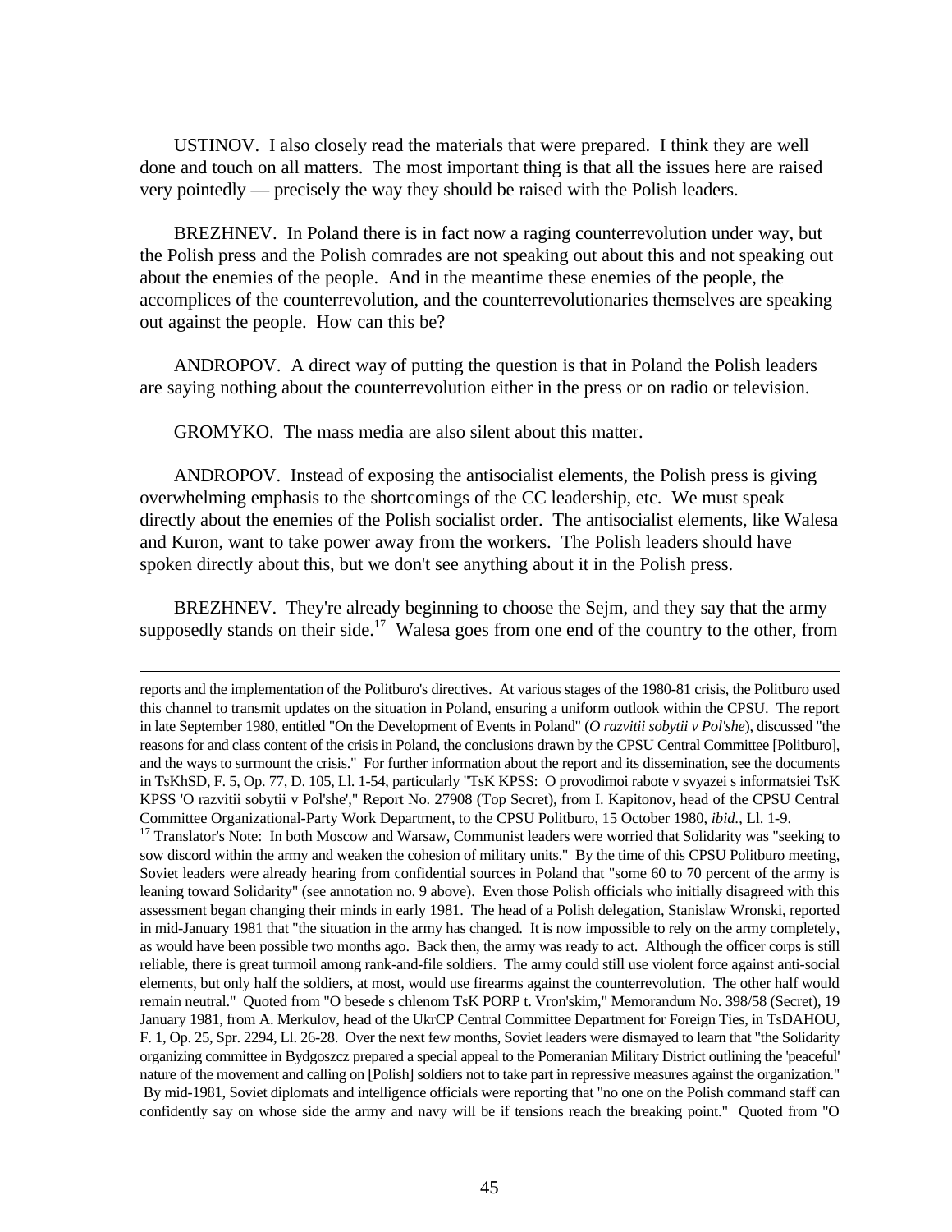USTINOV. I also closely read the materials that were prepared. I think they are well done and touch on all matters. The most important thing is that all the issues here are raised very pointedly — precisely the way they should be raised with the Polish leaders.

BREZHNEV. In Poland there is in fact now a raging counterrevolution under way, but the Polish press and the Polish comrades are not speaking out about this and not speaking out about the enemies of the people. And in the meantime these enemies of the people, the accomplices of the counterrevolution, and the counterrevolutionaries themselves are speaking out against the people. How can this be?

ANDROPOV. A direct way of putting the question is that in Poland the Polish leaders are saying nothing about the counterrevolution either in the press or on radio or television.

GROMYKO. The mass media are also silent about this matter.

ANDROPOV. Instead of exposing the antisocialist elements, the Polish press is giving overwhelming emphasis to the shortcomings of the CC leadership, etc. We must speak directly about the enemies of the Polish socialist order. The antisocialist elements, like Walesa and Kuron, want to take power away from the workers. The Polish leaders should have spoken directly about this, but we don't see anything about it in the Polish press.

BREZHNEV. They're already beginning to choose the Sejm, and they say that the army supposedly stands on their side.[17] Walesa goes from one end of the country to the other, from

---

reports and the implementation of the Politburo's directives. At various stages of the 1980-81 crisis, the Politburo used this channel to transmit updates on the situation in Poland, ensuring a uniform outlook within the CPSU. The report in late September 1980, entitled "On the Development of Events in Poland" (*O razvitii sobytii v Pol'she*), discussed "the reasons for and class content of the crisis in Poland, the conclusions drawn by the CPSU Central Committee [Politburo], and the ways to surmount the crisis." For further information about the report and its dissemination, see the documents in TsKhSD, F. 5, Op. 77, D. 105, Ll. 1-54, particularly "TsK KPSS: O provodimoi rabote v svyazei s informatsiei TsK KPSS 'O razvitii sobytii v Pol'she'," Report No. 27908 (Top Secret), from I. Kapitonov, head of the CPSU Central Committee Organizational-Party Work Department, to the CPSU Politburo, 15 October 1980, *ibid*., Ll. 1-9.

[17] Translator's Note: In both Moscow and Warsaw, Communist leaders were worried that Solidarity was "seeking to sow discord within the army and weaken the cohesion of military units." By the time of this CPSU Politburo meeting, Soviet leaders were already hearing from confidential sources in Poland that "some 60 to 70 percent of the army is leaning toward Solidarity" (see annotation no. 9 above). Even those Polish officials who initially disagreed with this assessment began changing their minds in early 1981. The head of a Polish delegation, Stanislaw Wronski, reported in mid-January 1981 that "the situation in the army has changed. It is now impossible to rely on the army completely, as would have been possible two months ago. Back then, the army was ready to act. Although the officer corps is still reliable, there is great turmoil among rank-and-file soldiers. The army could still use violent force against anti-social elements, but only half the soldiers, at most, would use firearms against the counterrevolution. The other half would remain neutral." Quoted from "O besede s chlenom TsK PORP t. Vron'skim," Memorandum No. 398/58 (Secret), 19 January 1981, from A. Merkulov, head of the UkrCP Central Committee Department for Foreign Ties, in TsDAHOU, F. 1, Op. 25, Spr. 2294, Ll. 26-28. Over the next few months, Soviet leaders were dismayed to learn that "the Solidarity organizing committee in Bydgoszcz prepared a special appeal to the Pomeranian Military District outlining the 'peaceful' nature of the movement and calling on [Polish] soldiers not to take part in repressive measures against the organization." By mid-1981, Soviet diplomats and intelligence officials were reporting that "no one on the Polish command staff can confidently say on whose side the army and navy will be if tensions reach the breaking point." Quoted from "O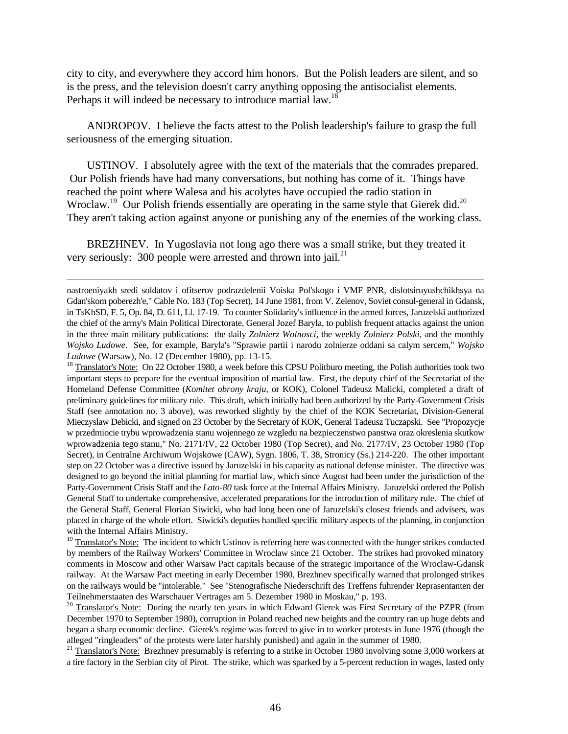city to city, and everywhere they accord him honors. But the Polish leaders are silent, and so is the press, and the television doesn't carry anything opposing the antisocialist elements. Perhaps it will indeed be necessary to introduce martial law.[18]

ANDROPOV. I believe the facts attest to the Polish leadership's failure to grasp the full seriousness of the emerging situation.

USTINOV. I absolutely agree with the text of the materials that the comrades prepared. Our Polish friends have had many conversations, but nothing has come of it. Things have reached the point where Walesa and his acolytes have occupied the radio station in Wroclaw.[19] Our Polish friends essentially are operating in the same style that Gierek did.[20] They aren't taking action against anyone or punishing any of the enemies of the working class.

BREZHNEV. In Yugoslavia not long ago there was a small strike, but they treated it very seriously: 300 people were arrested and thrown into jail.[21]

---

nastroeniyakh sredi soldatov i ofitserov podrazdelenii Voiska Pol'skogo i VMF PNR, dislotsiruyushchikhsya na Gdan'skom poberezh'e," Cable No. 183 (Top Secret), 14 June 1981, from V. Zelenov, Soviet consul-general in Gdansk, in TsKhSD, F. 5, Op. 84, D. 611, Ll. 17-19. To counter Solidarity's influence in the armed forces, Jaruzelski authorized the chief of the army's Main Political Directorate, General Jozef Baryla, to publish frequent attacks against the union in the three main military publications: the daily *Zolnierz Wolnosci*, the weekly *Zolnierz Polski*, and the monthly *Wojsko Ludowe*. See, for example, Baryla's "Sprawie partii i narodu zolnierze oddani sa calym sercem," *Wojsko Ludowe* (Warsaw), No. 12 (December 1980), pp. 13-15.

[18] Translator's Note: On 22 October 1980, a week before this CPSU Politburo meeting, the Polish authorities took two important steps to prepare for the eventual imposition of martial law. First, the deputy chief of the Secretariat of the Homeland Defense Committee (*Komitet obrony kraju*, or KOK), Colonel Tadeusz Malicki, completed a draft of preliminary guidelines for military rule. This draft, which initially had been authorized by the Party-Government Crisis Staff (see annotation no. 3 above), was reworked slightly by the chief of the KOK Secretariat, Division-General Mieczyslaw Debicki, and signed on 23 October by the Secretary of KOK, General Tadeusz Tuczapski. See "Propozycje w przedmiocie trybu wprowadzenia stanu wojennego ze wzgledu na bezpieczenstwo panstwa oraz okreslenia skutkow wprowadzenia tego stanu," No. 2171/IV, 22 October 1980 (Top Secret), and No. 2177/IV, 23 October 1980 (Top Secret), in Centralne Archiwum Wojskowe (CAW), Sygn. 1806, T. 38, Stronicy (Ss.) 214-220. The other important step on 22 October was a directive issued by Jaruzelski in his capacity as national defense minister. The directive was designed to go beyond the initial planning for martial law, which since August had been under the jurisdiction of the Party-Government Crisis Staff and the *Lato-80* task force at the Internal Affairs Ministry. Jaruzelski ordered the Polish General Staff to undertake comprehensive, accelerated preparations for the introduction of military rule. The chief of the General Staff, General Florian Siwicki, who had long been one of Jaruzelski's closest friends and advisers, was placed in charge of the whole effort. Siwicki's deputies handled specific military aspects of the planning, in conjunction with the Internal Affairs Ministry.

[19] Translator's Note: The incident to which Ustinov is referring here was connected with the hunger strikes conducted by members of the Railway Workers' Committee in Wroclaw since 21 October. The strikes had provoked minatory comments in Moscow and other Warsaw Pact capitals because of the strategic importance of the Wroclaw-Gdansk railway. At the Warsaw Pact meeting in early December 1980, Brezhnev specifically warned that prolonged strikes on the railways would be "intolerable." See "Stenografische Niederschrift des Treffens fuhrender Reprasentanten der Teilnehmerstaaten des Warschauer Vertrages am 5. Dezember 1980 in Moskau," p. 193.

[20] Translator's Note: During the nearly ten years in which Edward Gierek was First Secretary of the PZPR (from December 1970 to September 1980), corruption in Poland reached new heights and the country ran up huge debts and began a sharp economic decline. Gierek's regime was forced to give in to worker protests in June 1976 (though the alleged "ringleaders" of the protests were later harshly punished) and again in the summer of 1980.

[21] Translator's Note: Brezhnev presumably is referring to a strike in October 1980 involving some 3,000 workers at a tire factory in the Serbian city of Pirot. The strike, which was sparked by a 5-percent reduction in wages, lasted only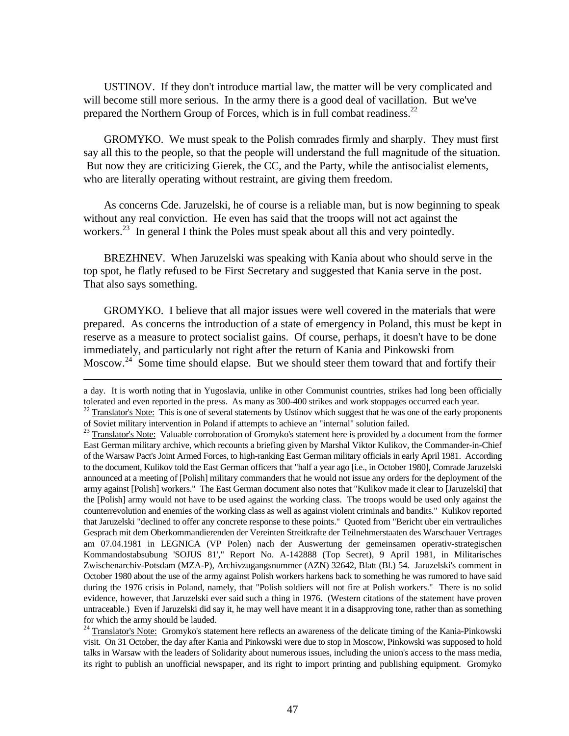USTINOV. If they don't introduce martial law, the matter will be very complicated and will become still more serious. In the army there is a good deal of vacillation. But we've prepared the Northern Group of Forces, which is in full combat readiness.[22]

GROMYKO. We must speak to the Polish comrades firmly and sharply. They must first say all this to the people, so that the people will understand the full magnitude of the situation. But now they are criticizing Gierek, the CC, and the Party, while the antisocialist elements, who are literally operating without restraint, are giving them freedom.

As concerns Cde. Jaruzelski, he of course is a reliable man, but is now beginning to speak without any real conviction. He even has said that the troops will not act against the workers.[23] In general I think the Poles must speak about all this and very pointedly.

BREZHNEV. When Jaruzelski was speaking with Kania about who should serve in the top spot, he flatly refused to be First Secretary and suggested that Kania serve in the post. That also says something.

GROMYKO. I believe that all major issues were well covered in the materials that were prepared. As concerns the introduction of a state of emergency in Poland, this must be kept in reserve as a measure to protect socialist gains. Of course, perhaps, it doesn't have to be done immediately, and particularly not right after the return of Kania and Pinkowski from Moscow.[24] Some time should elapse. But we should steer them toward that and fortify their

---

a day. It is worth noting that in Yugoslavia, unlike in other Communist countries, strikes had long been officially tolerated and even reported in the press. As many as 300-400 strikes and work stoppages occurred each year.

[22] Translator's Note: This is one of several statements by Ustinov which suggest that he was one of the early proponents of Soviet military intervention in Poland if attempts to achieve an "internal" solution failed.

[23] Translator's Note: Valuable corroboration of Gromyko's statement here is provided by a document from the former East German military archive, which recounts a briefing given by Marshal Viktor Kulikov, the Commander-in-Chief of the Warsaw Pact's Joint Armed Forces, to high-ranking East German military officials in early April 1981. According to the document, Kulikov told the East German officers that "half a year ago [i.e., in October 1980], Comrade Jaruzelski announced at a meeting of [Polish] military commanders that he would not issue any orders for the deployment of the army against [Polish] workers." The East German document also notes that "Kulikov made it clear to [Jaruzelski] that the [Polish] army would not have to be used against the working class. The troops would be used only against the counterrevolution and enemies of the working class as well as against violent criminals and bandits." Kulikov reported that Jaruzelski "declined to offer any concrete response to these points." Quoted from "Bericht uber ein vertrauliches Gesprach mit dem Oberkommandierenden der Vereinten Streitkrafte der Teilnehmerstaaten des Warschauer Vertrages am 07.04.1981 in LEGNICA (VP Polen) nach der Auswertung der gemeinsamen operativ-strategischen Kommandostabsubung 'SOJUS 81'," Report No. A-142888 (Top Secret), 9 April 1981, in Militarisches Zwischenarchiv-Potsdam (MZA-P), Archivzugangsnummer (AZN) 32642, Blatt (Bl.) 54. Jaruzelski's comment in October 1980 about the use of the army against Polish workers harkens back to something he was rumored to have said during the 1976 crisis in Poland, namely, that "Polish soldiers will not fire at Polish workers." There is no solid evidence, however, that Jaruzelski ever said such a thing in 1976. (Western citations of the statement have proven untraceable.) Even if Jaruzelski did say it, he may well have meant it in a disapproving tone, rather than as something for which the army should be lauded.

[24] Translator's Note: Gromyko's statement here reflects an awareness of the delicate timing of the Kania-Pinkowski visit. On 31 October, the day after Kania and Pinkowski were due to stop in Moscow, Pinkowski was supposed to hold talks in Warsaw with the leaders of Solidarity about numerous issues, including the union's access to the mass media, its right to publish an unofficial newspaper, and its right to import printing and publishing equipment. Gromyko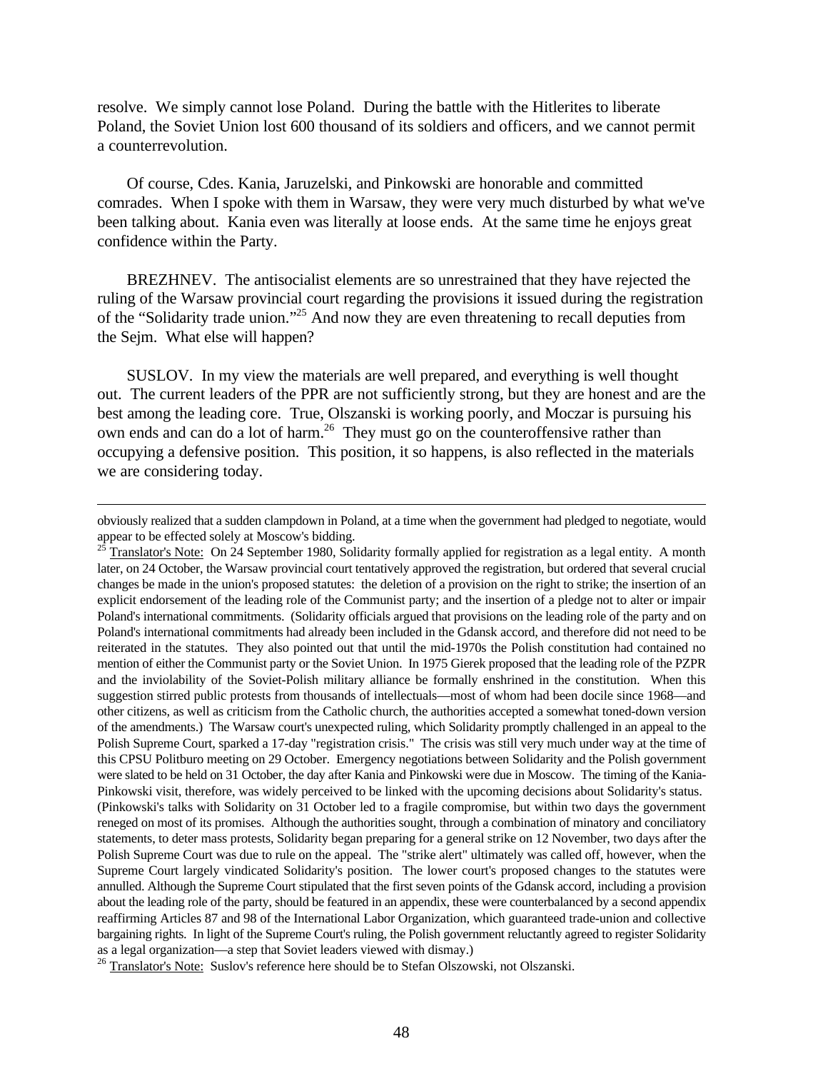resolve. We simply cannot lose Poland. During the battle with the Hitlerites to liberate Poland, the Soviet Union lost 600 thousand of its soldiers and officers, and we cannot permit a counterrevolution.

Of course, Cdes. Kania, Jaruzelski, and Pinkowski are honorable and committed comrades. When I spoke with them in Warsaw, they were very much disturbed by what we've been talking about. Kania even was literally at loose ends. At the same time he enjoys great confidence within the Party.

BREZHNEV. The antisocialist elements are so unrestrained that they have rejected the ruling of the Warsaw provincial court regarding the provisions it issued during the registration of the "Solidarity trade union."[25] And now they are even threatening to recall deputies from the Sejm. What else will happen?

SUSLOV. In my view the materials are well prepared, and everything is well thought out. The current leaders of the PPR are not sufficiently strong, but they are honest and are the best among the leading core. True, Olszanski is working poorly, and Moczar is pursuing his own ends and can do a lot of harm.[26] They must go on the counteroffensive rather than occupying a defensive position. This position, it so happens, is also reflected in the materials we are considering today.

---

obviously realized that a sudden clampdown in Poland, at a time when the government had pledged to negotiate, would appear to be effected solely at Moscow's bidding.

[25] Translator's Note: On 24 September 1980, Solidarity formally applied for registration as a legal entity. A month later, on 24 October, the Warsaw provincial court tentatively approved the registration, but ordered that several crucial changes be made in the union's proposed statutes: the deletion of a provision on the right to strike; the insertion of an explicit endorsement of the leading role of the Communist party; and the insertion of a pledge not to alter or impair Poland's international commitments. (Solidarity officials argued that provisions on the leading role of the party and on Poland's international commitments had already been included in the Gdansk accord, and therefore did not need to be reiterated in the statutes. They also pointed out that until the mid-1970s the Polish constitution had contained no mention of either the Communist party or the Soviet Union. In 1975 Gierek proposed that the leading role of the PZPR and the inviolability of the Soviet-Polish military alliance be formally enshrined in the constitution. When this suggestion stirred public protests from thousands of intellectuals—most of whom had been docile since 1968—and other citizens, as well as criticism from the Catholic church, the authorities accepted a somewhat toned-down version of the amendments.) The Warsaw court's unexpected ruling, which Solidarity promptly challenged in an appeal to the Polish Supreme Court, sparked a 17-day "registration crisis." The crisis was still very much under way at the time of this CPSU Politburo meeting on 29 October. Emergency negotiations between Solidarity and the Polish government were slated to be held on 31 October, the day after Kania and Pinkowski were due in Moscow. The timing of the Kania-Pinkowski visit, therefore, was widely perceived to be linked with the upcoming decisions about Solidarity's status. (Pinkowski's talks with Solidarity on 31 October led to a fragile compromise, but within two days the government reneged on most of its promises. Although the authorities sought, through a combination of minatory and conciliatory statements, to deter mass protests, Solidarity began preparing for a general strike on 12 November, two days after the Polish Supreme Court was due to rule on the appeal. The "strike alert" ultimately was called off, however, when the Supreme Court largely vindicated Solidarity's position. The lower court's proposed changes to the statutes were annulled. Although the Supreme Court stipulated that the first seven points of the Gdansk accord, including a provision about the leading role of the party, should be featured in an appendix, these were counterbalanced by a second appendix reaffirming Articles 87 and 98 of the International Labor Organization, which guaranteed trade-union and collective bargaining rights. In light of the Supreme Court's ruling, the Polish government reluctantly agreed to register Solidarity as a legal organization—a step that Soviet leaders viewed with dismay.)

[26] Translator's Note: Suslov's reference here should be to Stefan Olszowski, not Olszanski.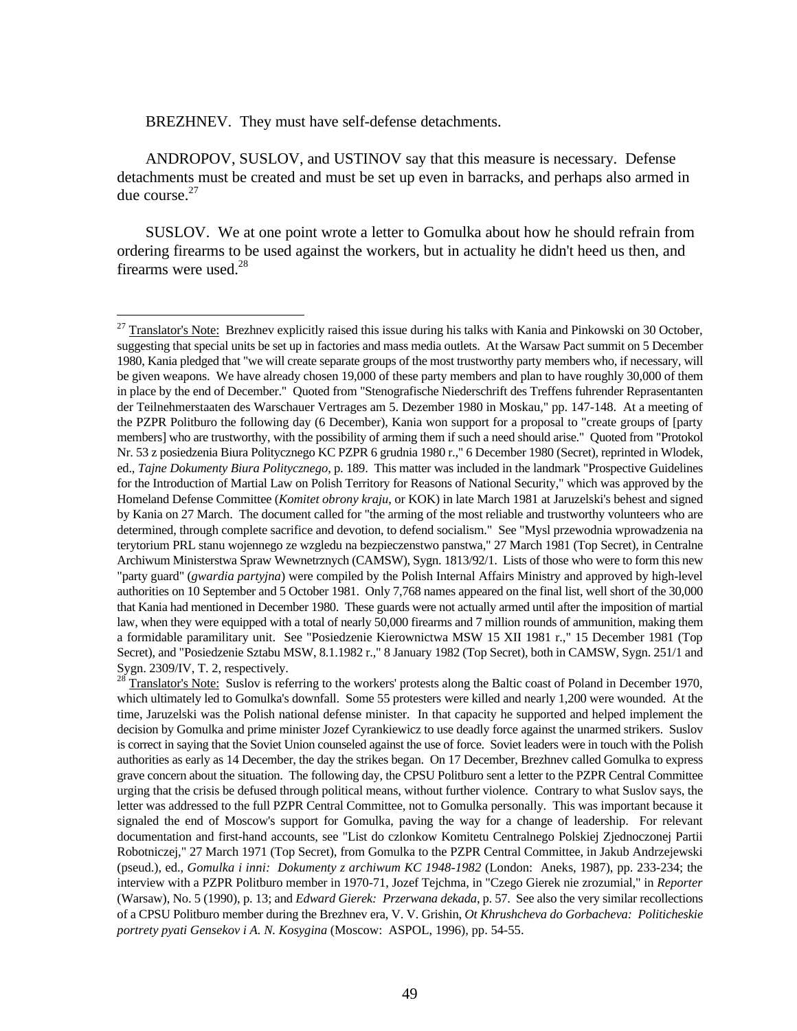BREZHNEV. They must have self-defense detachments.

ANDROPOV, SUSLOV, and USTINOV say that this measure is necessary. Defense detachments must be created and must be set up even in barracks, and perhaps also armed in due course.[27]

SUSLOV. We at one point wrote a letter to Gomulka about how he should refrain from ordering firearms to be used against the workers, but in actuality he didn't heed us then, and firearms were used.[28]

---

[27] Translator's Note: Brezhnev explicitly raised this issue during his talks with Kania and Pinkowski on 30 October, suggesting that special units be set up in factories and mass media outlets. At the Warsaw Pact summit on 5 December 1980, Kania pledged that "we will create separate groups of the most trustworthy party members who, if necessary, will be given weapons. We have already chosen 19,000 of these party members and plan to have roughly 30,000 of them in place by the end of December." Quoted from "Stenografische Niederschrift des Treffens fuhrender Reprasentanten der Teilnehmerstaaten des Warschauer Vertrages am 5. Dezember 1980 in Moskau," pp. 147-148. At a meeting of the PZPR Politburo the following day (6 December), Kania won support for a proposal to "create groups of [party members] who are trustworthy, with the possibility of arming them if such a need should arise." Quoted from "Protokol Nr. 53 z posiedzenia Biura Politycznego KC PZPR 6 grudnia 1980 r.," 6 December 1980 (Secret), reprinted in Wlodek, ed., *Tajne Dokumenty Biura Politycznego*, p. 189. This matter was included in the landmark "Prospective Guidelines for the Introduction of Martial Law on Polish Territory for Reasons of National Security," which was approved by the Homeland Defense Committee (*Komitet obrony kraju*, or KOK) in late March 1981 at Jaruzelski's behest and signed by Kania on 27 March. The document called for "the arming of the most reliable and trustworthy volunteers who are determined, through complete sacrifice and devotion, to defend socialism." See "Mysl przewodnia wprowadzenia na terytorium PRL stanu wojennego ze wzgledu na bezpieczenstwo panstwa," 27 March 1981 (Top Secret), in Centralne Archiwum Ministerstwa Spraw Wewnetrznych (CAMSW), Sygn. 1813/92/1. Lists of those who were to form this new "party guard" (*gwardia partyjna*) were compiled by the Polish Internal Affairs Ministry and approved by high-level authorities on 10 September and 5 October 1981. Only 7,768 names appeared on the final list, well short of the 30,000 that Kania had mentioned in December 1980. These guards were not actually armed until after the imposition of martial law, when they were equipped with a total of nearly 50,000 firearms and 7 million rounds of ammunition, making them a formidable paramilitary unit. See "Posiedzenie Kierownictwa MSW 15 XII 1981 r.," 15 December 1981 (Top Secret), and "Posiedzenie Sztabu MSW, 8.1.1982 r.," 8 January 1982 (Top Secret), both in CAMSW, Sygn. 251/1 and Sygn. 2309/IV, T. 2, respectively.

[28] Translator's Note: Suslov is referring to the workers' protests along the Baltic coast of Poland in December 1970, which ultimately led to Gomulka's downfall. Some 55 protesters were killed and nearly 1,200 were wounded. At the time, Jaruzelski was the Polish national defense minister. In that capacity he supported and helped implement the decision by Gomulka and prime minister Jozef Cyrankiewicz to use deadly force against the unarmed strikers. Suslov is correct in saying that the Soviet Union counseled against the use of force. Soviet leaders were in touch with the Polish authorities as early as 14 December, the day the strikes began. On 17 December, Brezhnev called Gomulka to express grave concern about the situation. The following day, the CPSU Politburo sent a letter to the PZPR Central Committee urging that the crisis be defused through political means, without further violence. Contrary to what Suslov says, the letter was addressed to the full PZPR Central Committee, not to Gomulka personally. This was important because it signaled the end of Moscow's support for Gomulka, paving the way for a change of leadership. For relevant documentation and first-hand accounts, see "List do czlonkow Komitetu Centralnego Polskiej Zjednoczonej Partii Robotniczej," 27 March 1971 (Top Secret), from Gomulka to the PZPR Central Committee, in Jakub Andrzejewski (pseud.), ed., *Gomulka i inni: Dokumenty z archiwum KC 1948-1982* (London: Aneks, 1987), pp. 233-234; the interview with a PZPR Politburo member in 1970-71, Jozef Tejchma, in "Czego Gierek nie zrozumial," in *Reporter* (Warsaw), No. 5 (1990), p. 13; and *Edward Gierek: Przerwana dekada*, p. 57. See also the very similar recollections of a CPSU Politburo member during the Brezhnev era, V. V. Grishin, *Ot Khrushcheva do Gorbacheva: Politicheskie portrety pyati Gensekov i A. N. Kosygina* (Moscow: ASPOL, 1996), pp. 54-55.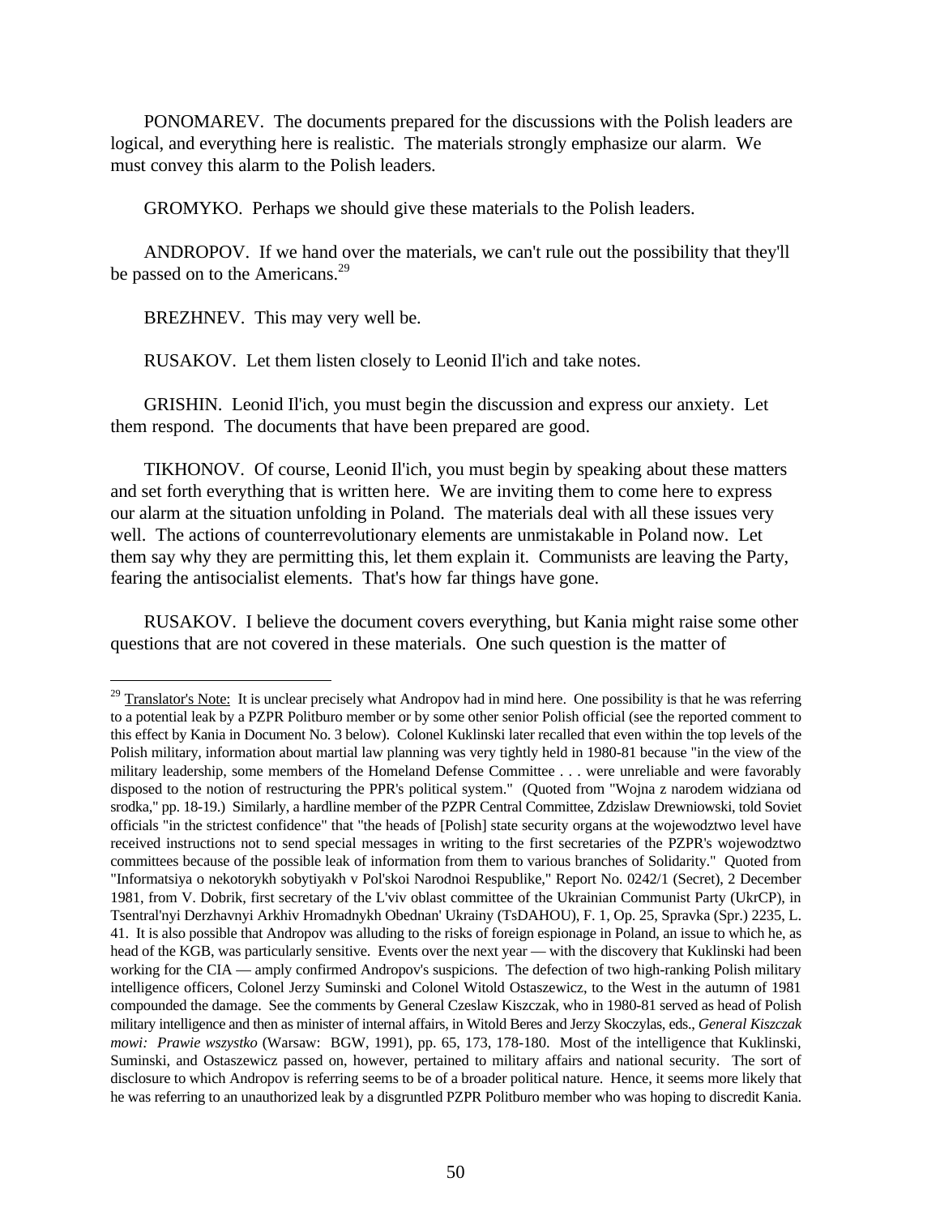PONOMAREV. The documents prepared for the discussions with the Polish leaders are logical, and everything here is realistic. The materials strongly emphasize our alarm. We must convey this alarm to the Polish leaders.

GROMYKO. Perhaps we should give these materials to the Polish leaders.

ANDROPOV. If we hand over the materials, we can't rule out the possibility that they'll be passed on to the Americans.[29]

BREZHNEV. This may very well be.

RUSAKOV. Let them listen closely to Leonid Il'ich and take notes.

GRISHIN. Leonid Il'ich, you must begin the discussion and express our anxiety. Let them respond. The documents that have been prepared are good.

TIKHONOV. Of course, Leonid Il'ich, you must begin by speaking about these matters and set forth everything that is written here. We are inviting them to come here to express our alarm at the situation unfolding in Poland. The materials deal with all these issues very well. The actions of counterrevolutionary elements are unmistakable in Poland now. Let them say why they are permitting this, let them explain it. Communists are leaving the Party, fearing the antisocialist elements. That's how far things have gone.

RUSAKOV. I believe the document covers everything, but Kania might raise some other questions that are not covered in these materials. One such question is the matter of

---

[29] Translator's Note: It is unclear precisely what Andropov had in mind here. One possibility is that he was referring to a potential leak by a PZPR Politburo member or by some other senior Polish official (see the reported comment to this effect by Kania in Document No. 3 below). Colonel Kuklinski later recalled that even within the top levels of the Polish military, information about martial law planning was very tightly held in 1980-81 because "in the view of the military leadership, some members of the Homeland Defense Committee . . . were unreliable and were favorably disposed to the notion of restructuring the PPR's political system." (Quoted from "Wojna z narodem widziana od srodka," pp. 18-19.) Similarly, a hardline member of the PZPR Central Committee, Zdzislaw Drewniowski, told Soviet officials "in the strictest confidence" that "the heads of [Polish] state security organs at the wojewodztwo level have received instructions not to send special messages in writing to the first secretaries of the PZPR's wojewodztwo committees because of the possible leak of information from them to various branches of Solidarity." Quoted from "Informatsiya o nekotorykh sobytiyakh v Pol'skoi Narodnoi Respublike," Report No. 0242/1 (Secret), 2 December 1981, from V. Dobrik, first secretary of the L'viv oblast committee of the Ukrainian Communist Party (UkrCP), in Tsentral'nyi Derzhavnyi Arkhiv Hromadnykh Obednan' Ukrainy (TsDAHOU), F. 1, Op. 25, Spravka (Spr.) 2235, L. 41. It is also possible that Andropov was alluding to the risks of foreign espionage in Poland, an issue to which he, as head of the KGB, was particularly sensitive. Events over the next year — with the discovery that Kuklinski had been working for the CIA — amply confirmed Andropov's suspicions. The defection of two high-ranking Polish military intelligence officers, Colonel Jerzy Suminski and Colonel Witold Ostaszewicz, to the West in the autumn of 1981 compounded the damage. See the comments by General Czeslaw Kiszczak, who in 1980-81 served as head of Polish military intelligence and then as minister of internal affairs, in Witold Beres and Jerzy Skoczylas, eds., *General Kiszczak mowi: Prawie wszystko* (Warsaw: BGW, 1991), pp. 65, 173, 178-180. Most of the intelligence that Kuklinski, Suminski, and Ostaszewicz passed on, however, pertained to military affairs and national security. The sort of disclosure to which Andropov is referring seems to be of a broader political nature. Hence, it seems more likely that he was referring to an unauthorized leak by a disgruntled PZPR Politburo member who was hoping to discredit Kania.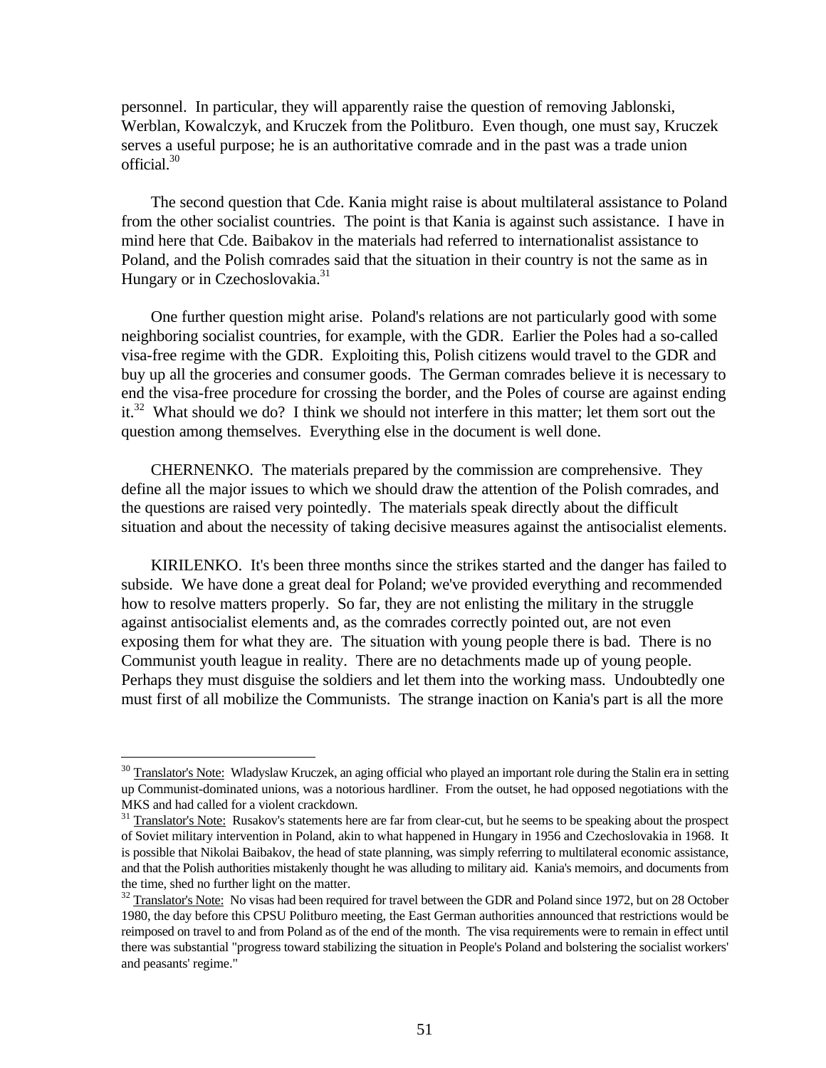personnel. In particular, they will apparently raise the question of removing Jablonski, Werblan, Kowalczyk, and Kruczek from the Politburo. Even though, one must say, Kruczek serves a useful purpose; he is an authoritative comrade and in the past was a trade union official.[30]

The second question that Cde. Kania might raise is about multilateral assistance to Poland from the other socialist countries. The point is that Kania is against such assistance. I have in mind here that Cde. Baibakov in the materials had referred to internationalist assistance to Poland, and the Polish comrades said that the situation in their country is not the same as in Hungary or in Czechoslovakia.[31]

One further question might arise. Poland's relations are not particularly good with some neighboring socialist countries, for example, with the GDR. Earlier the Poles had a so-called visa-free regime with the GDR. Exploiting this, Polish citizens would travel to the GDR and buy up all the groceries and consumer goods. The German comrades believe it is necessary to end the visa-free procedure for crossing the border, and the Poles of course are against ending it.[32] What should we do? I think we should not interfere in this matter; let them sort out the question among themselves. Everything else in the document is well done.

CHERNENKO. The materials prepared by the commission are comprehensive. They define all the major issues to which we should draw the attention of the Polish comrades, and the questions are raised very pointedly. The materials speak directly about the difficult situation and about the necessity of taking decisive measures against the antisocialist elements.

KIRILENKO. It's been three months since the strikes started and the danger has failed to subside. We have done a great deal for Poland; we've provided everything and recommended how to resolve matters properly. So far, they are not enlisting the military in the struggle against antisocialist elements and, as the comrades correctly pointed out, are not even exposing them for what they are. The situation with young people there is bad. There is no Communist youth league in reality. There are no detachments made up of young people. Perhaps they must disguise the soldiers and let them into the working mass. Undoubtedly one must first of all mobilize the Communists. The strange inaction on Kania's part is all the more

---

[30] Translator's Note: Wladyslaw Kruczek, an aging official who played an important role during the Stalin era in setting up Communist-dominated unions, was a notorious hardliner. From the outset, he had opposed negotiations with the MKS and had called for a violent crackdown.

[31] Translator's Note: Rusakov's statements here are far from clear-cut, but he seems to be speaking about the prospect of Soviet military intervention in Poland, akin to what happened in Hungary in 1956 and Czechoslovakia in 1968. It is possible that Nikolai Baibakov, the head of state planning, was simply referring to multilateral economic assistance, and that the Polish authorities mistakenly thought he was alluding to military aid. Kania's memoirs, and documents from the time, shed no further light on the matter.

[32] Translator's Note: No visas had been required for travel between the GDR and Poland since 1972, but on 28 October 1980, the day before this CPSU Politburo meeting, the East German authorities announced that restrictions would be reimposed on travel to and from Poland as of the end of the month. The visa requirements were to remain in effect until there was substantial "progress toward stabilizing the situation in People's Poland and bolstering the socialist workers' and peasants' regime."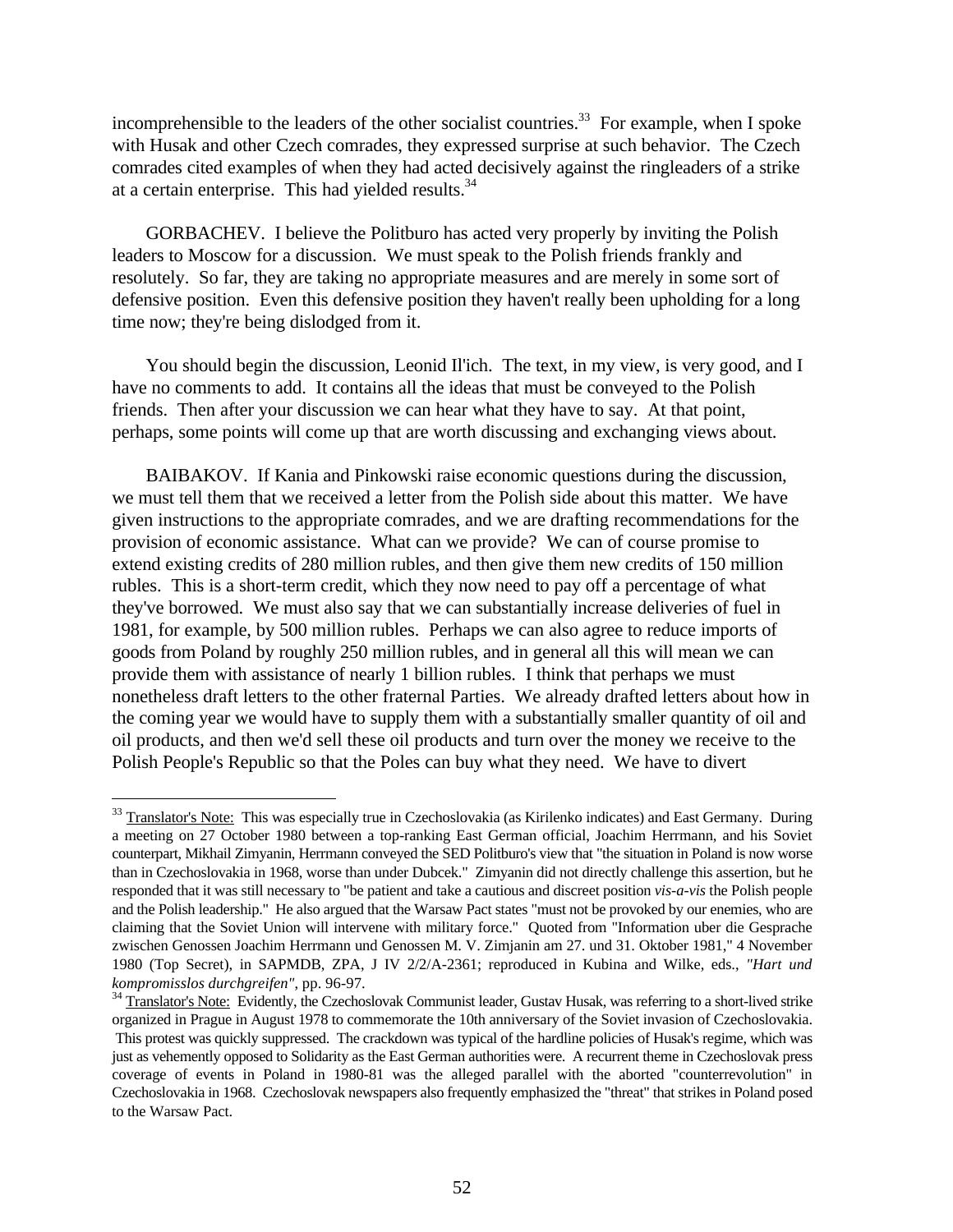incomprehensible to the leaders of the other socialist countries.[33] For example, when I spoke with Husak and other Czech comrades, they expressed surprise at such behavior. The Czech comrades cited examples of when they had acted decisively against the ringleaders of a strike at a certain enterprise. This had yielded results.[34]

GORBACHEV. I believe the Politburo has acted very properly by inviting the Polish leaders to Moscow for a discussion. We must speak to the Polish friends frankly and resolutely. So far, they are taking no appropriate measures and are merely in some sort of defensive position. Even this defensive position they haven't really been upholding for a long time now; they're being dislodged from it.

You should begin the discussion, Leonid Il'ich. The text, in my view, is very good, and I have no comments to add. It contains all the ideas that must be conveyed to the Polish friends. Then after your discussion we can hear what they have to say. At that point, perhaps, some points will come up that are worth discussing and exchanging views about.

BAIBAKOV. If Kania and Pinkowski raise economic questions during the discussion, we must tell them that we received a letter from the Polish side about this matter. We have given instructions to the appropriate comrades, and we are drafting recommendations for the provision of economic assistance. What can we provide? We can of course promise to extend existing credits of 280 million rubles, and then give them new credits of 150 million rubles. This is a short-term credit, which they now need to pay off a percentage of what they've borrowed. We must also say that we can substantially increase deliveries of fuel in 1981, for example, by 500 million rubles. Perhaps we can also agree to reduce imports of goods from Poland by roughly 250 million rubles, and in general all this will mean we can provide them with assistance of nearly 1 billion rubles. I think that perhaps we must nonetheless draft letters to the other fraternal Parties. We already drafted letters about how in the coming year we would have to supply them with a substantially smaller quantity of oil and oil products, and then we'd sell these oil products and turn over the money we receive to the Polish People's Republic so that the Poles can buy what they need. We have to divert

---

[33] Translator's Note: This was especially true in Czechoslovakia (as Kirilenko indicates) and East Germany. During a meeting on 27 October 1980 between a top-ranking East German official, Joachim Herrmann, and his Soviet counterpart, Mikhail Zimyanin, Herrmann conveyed the SED Politburo's view that "the situation in Poland is now worse than in Czechoslovakia in 1968, worse than under Dubcek." Zimyanin did not directly challenge this assertion, but he responded that it was still necessary to "be patient and take a cautious and discreet position *vis-a-vis* the Polish people and the Polish leadership." He also argued that the Warsaw Pact states "must not be provoked by our enemies, who are claiming that the Soviet Union will intervene with military force." Quoted from "Information uber die Gesprache zwischen Genossen Joachim Herrmann und Genossen M. V. Zimjanin am 27. und 31. Oktober 1981," 4 November 1980 (Top Secret), in SAPMDB, ZPA, J IV 2/2/A-2361; reproduced in Kubina and Wilke, eds., *"Hart und kompromisslos durchgreifen"*, pp. 96-97.

[34] Translator's Note: Evidently, the Czechoslovak Communist leader, Gustav Husak, was referring to a short-lived strike organized in Prague in August 1978 to commemorate the 10th anniversary of the Soviet invasion of Czechoslovakia. This protest was quickly suppressed. The crackdown was typical of the hardline policies of Husak's regime, which was just as vehemently opposed to Solidarity as the East German authorities were. A recurrent theme in Czechoslovak press coverage of events in Poland in 1980-81 was the alleged parallel with the aborted "counterrevolution" in Czechoslovakia in 1968. Czechoslovak newspapers also frequently emphasized the "threat" that strikes in Poland posed to the Warsaw Pact.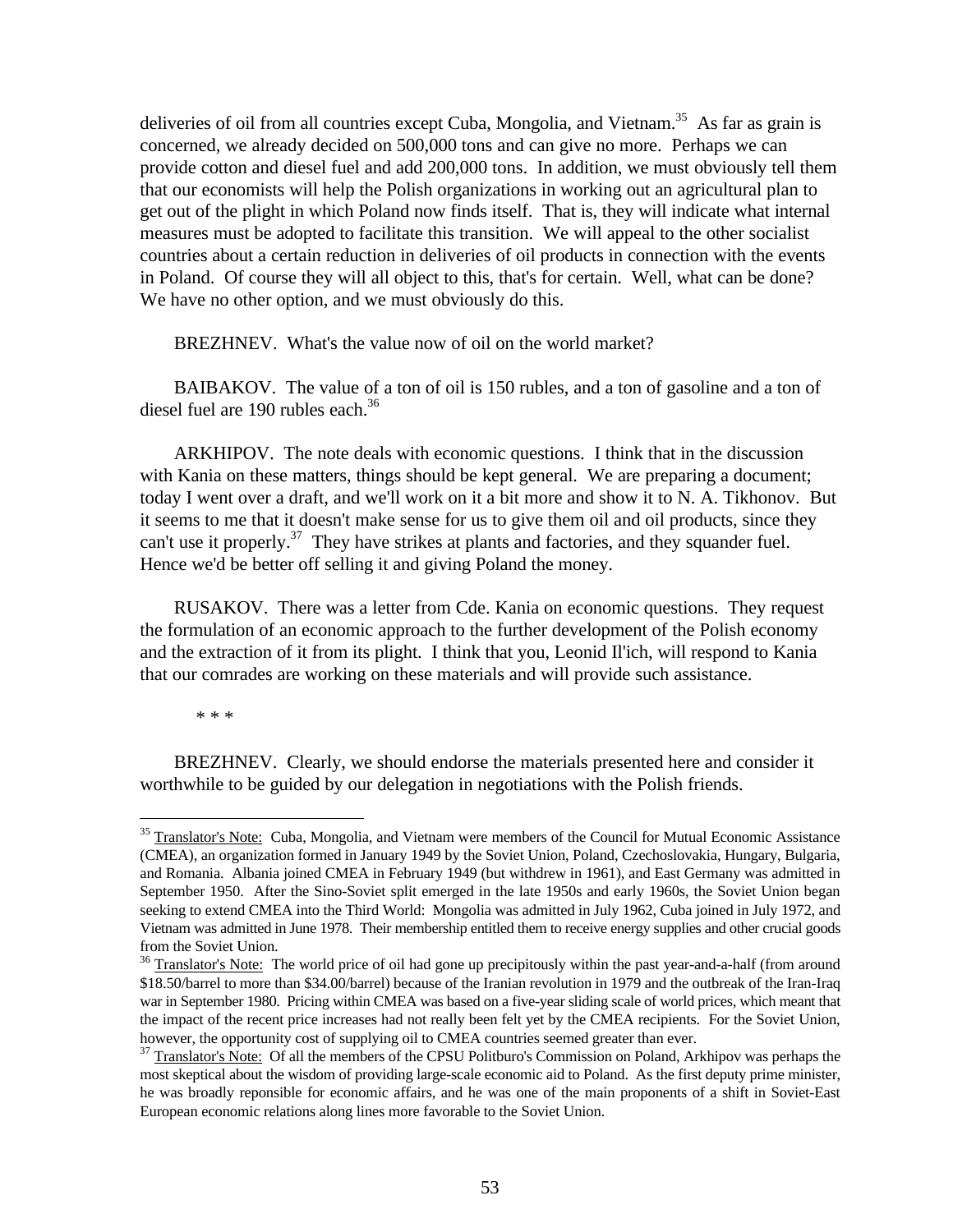deliveries of oil from all countries except Cuba, Mongolia, and Vietnam.[35] As far as grain is concerned, we already decided on 500,000 tons and can give no more. Perhaps we can provide cotton and diesel fuel and add 200,000 tons. In addition, we must obviously tell them that our economists will help the Polish organizations in working out an agricultural plan to get out of the plight in which Poland now finds itself. That is, they will indicate what internal measures must be adopted to facilitate this transition. We will appeal to the other socialist countries about a certain reduction in deliveries of oil products in connection with the events in Poland. Of course they will all object to this, that's for certain. Well, what can be done? We have no other option, and we must obviously do this.

BREZHNEV. What's the value now of oil on the world market?

BAIBAKOV. The value of a ton of oil is 150 rubles, and a ton of gasoline and a ton of diesel fuel are 190 rubles each.[36]

ARKHIPOV. The note deals with economic questions. I think that in the discussion with Kania on these matters, things should be kept general. We are preparing a document; today I went over a draft, and we'll work on it a bit more and show it to N. A. Tikhonov. But it seems to me that it doesn't make sense for us to give them oil and oil products, since they can't use it properly.[37] They have strikes at plants and factories, and they squander fuel. Hence we'd be better off selling it and giving Poland the money.

RUSAKOV. There was a letter from Cde. Kania on economic questions. They request the formulation of an economic approach to the further development of the Polish economy and the extraction of it from its plight. I think that you, Leonid Il'ich, will respond to Kania that our comrades are working on these materials and will provide such assistance.

* * *

BREZHNEV. Clearly, we should endorse the materials presented here and consider it worthwhile to be guided by our delegation in negotiations with the Polish friends.

---

[35] Translator's Note: Cuba, Mongolia, and Vietnam were members of the Council for Mutual Economic Assistance (CMEA), an organization formed in January 1949 by the Soviet Union, Poland, Czechoslovakia, Hungary, Bulgaria, and Romania. Albania joined CMEA in February 1949 (but withdrew in 1961), and East Germany was admitted in September 1950. After the Sino-Soviet split emerged in the late 1950s and early 1960s, the Soviet Union began seeking to extend CMEA into the Third World: Mongolia was admitted in July 1962, Cuba joined in July 1972, and Vietnam was admitted in June 1978. Their membership entitled them to receive energy supplies and other crucial goods from the Soviet Union.

[36] Translator's Note: The world price of oil had gone up precipitously within the past year-and-a-half (from around \$18.50/barrel to more than \$34.00/barrel) because of the Iranian revolution in 1979 and the outbreak of the Iran-Iraq war in September 1980. Pricing within CMEA was based on a five-year sliding scale of world prices, which meant that the impact of the recent price increases had not really been felt yet by the CMEA recipients. For the Soviet Union, however, the opportunity cost of supplying oil to CMEA countries seemed greater than ever.

[37] Translator's Note: Of all the members of the CPSU Politburo's Commission on Poland, Arkhipov was perhaps the most skeptical about the wisdom of providing large-scale economic aid to Poland. As the first deputy prime minister, he was broadly reponsible for economic affairs, and he was one of the main proponents of a shift in Soviet-East European economic relations along lines more favorable to the Soviet Union.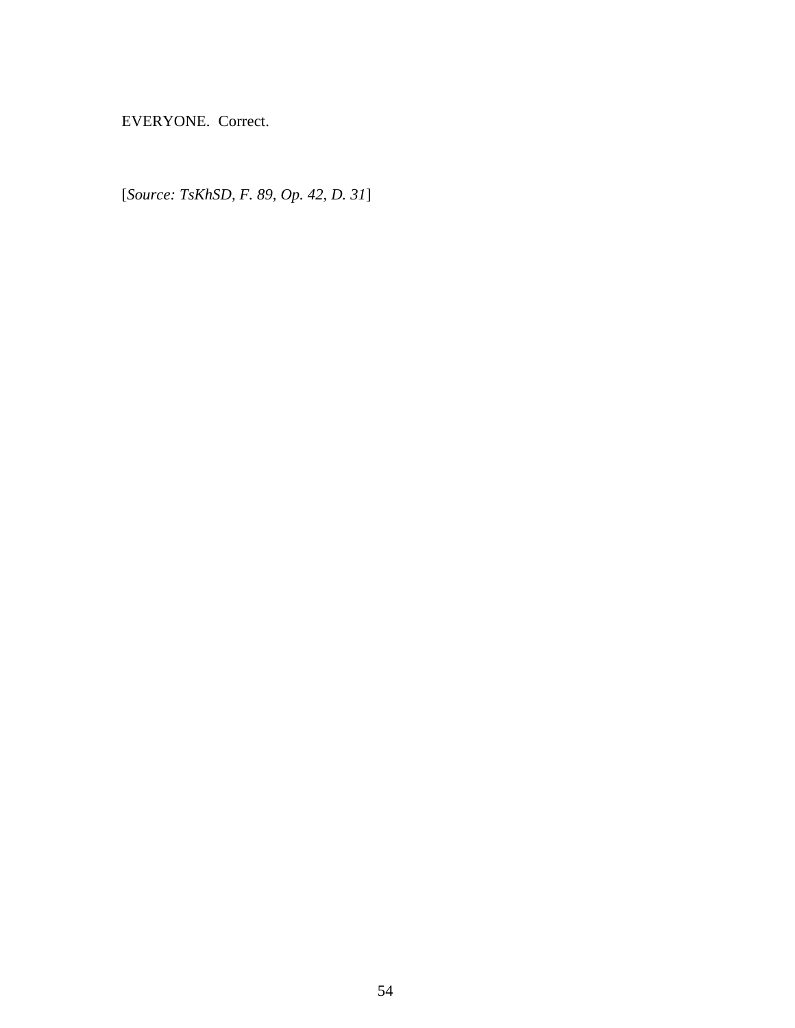EVERYONE.  Correct.

[*Source: TsKhSD, F. 89, Op. 42, D. 31*]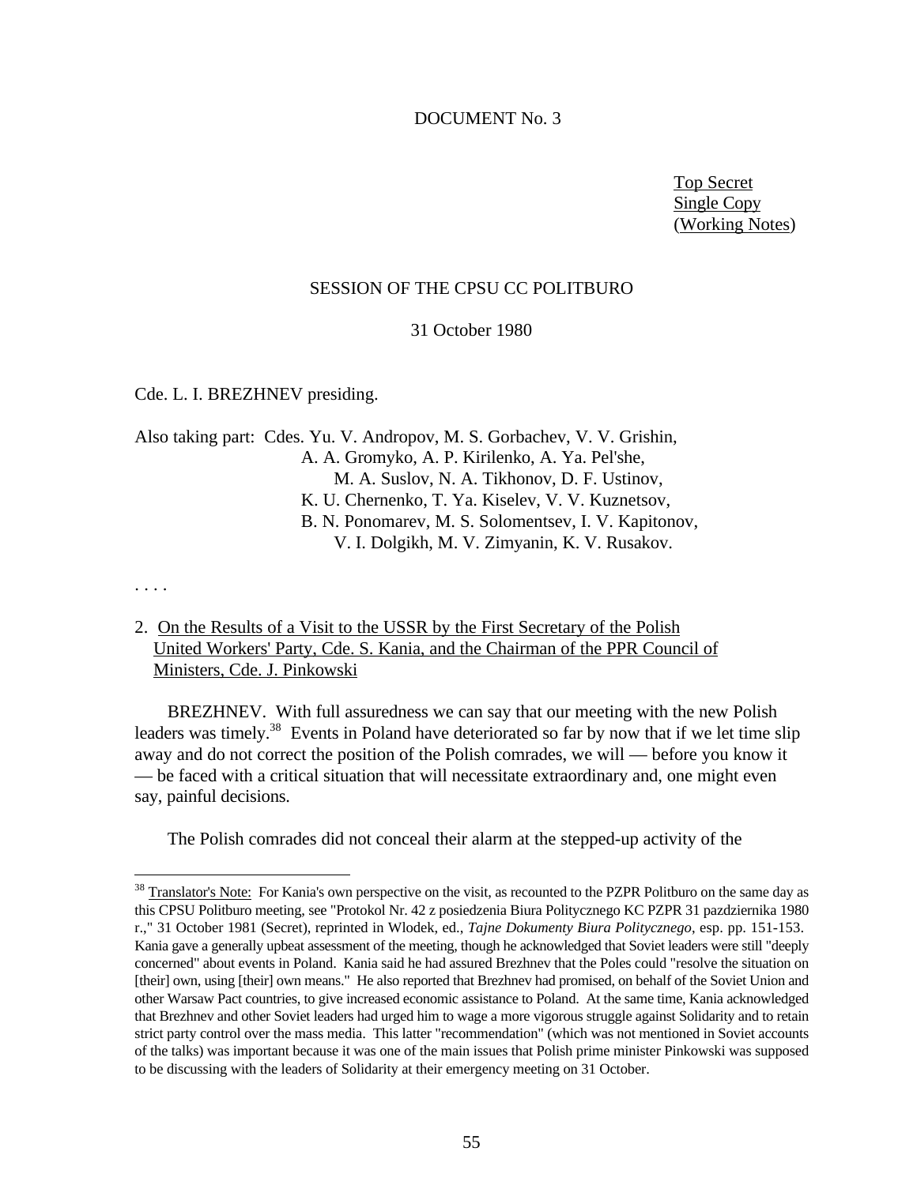DOCUMENT No. 3

Top Secret
Single Copy
(Working Notes)

SESSION OF THE CPSU CC POLITBURO

31 October 1980

Cde. L. I. BREZHNEV presiding.

Also taking part: Cdes. Yu. V. Andropov, M. S. Gorbachev, V. V. Grishin, A. A. Gromyko, A. P. Kirilenko, A. Ya. Pel'she, M. A. Suslov, N. A. Tikhonov, D. F. Ustinov, K. U. Chernenko, T. Ya. Kiselev, V. V. Kuznetsov, B. N. Ponomarev, M. S. Solomentsev, I. V. Kapitonov, V. I. Dolgikh, M. V. Zimyanin, K. V. Rusakov.

. . . .

2. On the Results of a Visit to the USSR by the First Secretary of the Polish United Workers' Party, Cde. S. Kania, and the Chairman of the PPR Council of Ministers, Cde. J. Pinkowski

BREZHNEV. With full assuredness we can say that our meeting with the new Polish leaders was timely.[38] Events in Poland have deteriorated so far by now that if we let time slip away and do not correct the position of the Polish comrades, we will — before you know it — be faced with a critical situation that will necessitate extraordinary and, one might even say, painful decisions.

The Polish comrades did not conceal their alarm at the stepped-up activity of the

[38] Translator's Note: For Kania's own perspective on the visit, as recounted to the PZPR Politburo on the same day as this CPSU Politburo meeting, see "Protokol Nr. 42 z posiedzenia Biura Politycznego KC PZPR 31 pazdziernika 1980 r.," 31 October 1981 (Secret), reprinted in Wlodek, ed., *Tajne Dokumenty Biura Politycznego*, esp. pp. 151-153. Kania gave a generally upbeat assessment of the meeting, though he acknowledged that Soviet leaders were still "deeply concerned" about events in Poland. Kania said he had assured Brezhnev that the Poles could "resolve the situation on [their] own, using [their] own means." He also reported that Brezhnev had promised, on behalf of the Soviet Union and other Warsaw Pact countries, to give increased economic assistance to Poland. At the same time, Kania acknowledged that Brezhnev and other Soviet leaders had urged him to wage a more vigorous struggle against Solidarity and to retain strict party control over the mass media. This latter "recommendation" (which was not mentioned in Soviet accounts of the talks) was important because it was one of the main issues that Polish prime minister Pinkowski was supposed to be discussing with the leaders of Solidarity at their emergency meeting on 31 October.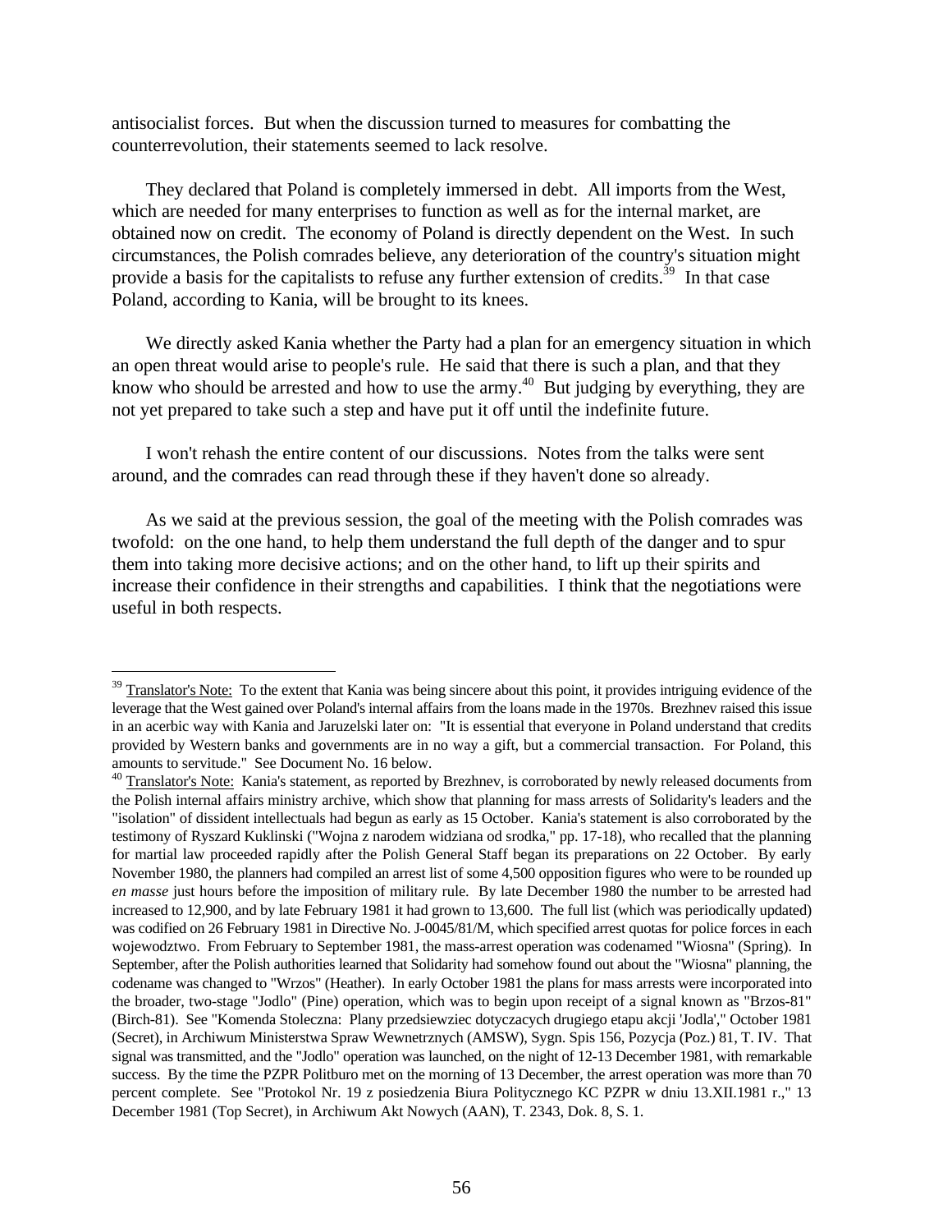antisocialist forces. But when the discussion turned to measures for combatting the counterrevolution, their statements seemed to lack resolve.

They declared that Poland is completely immersed in debt. All imports from the West, which are needed for many enterprises to function as well as for the internal market, are obtained now on credit. The economy of Poland is directly dependent on the West. In such circumstances, the Polish comrades believe, any deterioration of the country's situation might provide a basis for the capitalists to refuse any further extension of credits.[39] In that case Poland, according to Kania, will be brought to its knees.

We directly asked Kania whether the Party had a plan for an emergency situation in which an open threat would arise to people's rule. He said that there is such a plan, and that they know who should be arrested and how to use the army.[40] But judging by everything, they are not yet prepared to take such a step and have put it off until the indefinite future.

I won't rehash the entire content of our discussions. Notes from the talks were sent around, and the comrades can read through these if they haven't done so already.

As we said at the previous session, the goal of the meeting with the Polish comrades was twofold: on the one hand, to help them understand the full depth of the danger and to spur them into taking more decisive actions; and on the other hand, to lift up their spirits and increase their confidence in their strengths and capabilities. I think that the negotiations were useful in both respects.

---

[39] Translator's Note: To the extent that Kania was being sincere about this point, it provides intriguing evidence of the leverage that the West gained over Poland's internal affairs from the loans made in the 1970s. Brezhnev raised this issue in an acerbic way with Kania and Jaruzelski later on: "It is essential that everyone in Poland understand that credits provided by Western banks and governments are in no way a gift, but a commercial transaction. For Poland, this amounts to servitude." See Document No. 16 below.

[40] Translator's Note: Kania's statement, as reported by Brezhnev, is corroborated by newly released documents from the Polish internal affairs ministry archive, which show that planning for mass arrests of Solidarity's leaders and the "isolation" of dissident intellectuals had begun as early as 15 October. Kania's statement is also corroborated by the testimony of Ryszard Kuklinski ("Wojna z narodem widziana od srodka," pp. 17-18), who recalled that the planning for martial law proceeded rapidly after the Polish General Staff began its preparations on 22 October. By early November 1980, the planners had compiled an arrest list of some 4,500 opposition figures who were to be rounded up *en masse* just hours before the imposition of military rule. By late December 1980 the number to be arrested had increased to 12,900, and by late February 1981 it had grown to 13,600. The full list (which was periodically updated) was codified on 26 February 1981 in Directive No. J-0045/81/M, which specified arrest quotas for police forces in each wojewodztwo. From February to September 1981, the mass-arrest operation was codenamed "Wiosna" (Spring). In September, after the Polish authorities learned that Solidarity had somehow found out about the "Wiosna" planning, the codename was changed to "Wrzos" (Heather). In early October 1981 the plans for mass arrests were incorporated into the broader, two-stage "Jodlo" (Pine) operation, which was to begin upon receipt of a signal known as "Brzos-81" (Birch-81). See "Komenda Stoleczna: Plany przedsiewziec dotyczacych drugiego etapu akcji 'Jodla'," October 1981 (Secret), in Archiwum Ministerstwa Spraw Wewnetrznych (AMSW), Sygn. Spis 156, Pozycja (Poz.) 81, T. IV. That signal was transmitted, and the "Jodlo" operation was launched, on the night of 12-13 December 1981, with remarkable success. By the time the PZPR Politburo met on the morning of 13 December, the arrest operation was more than 70 percent complete. See "Protokol Nr. 19 z posiedzenia Biura Politycznego KC PZPR w dniu 13.XII.1981 r.," 13 December 1981 (Top Secret), in Archiwum Akt Nowych (AAN), T. 2343, Dok. 8, S. 1.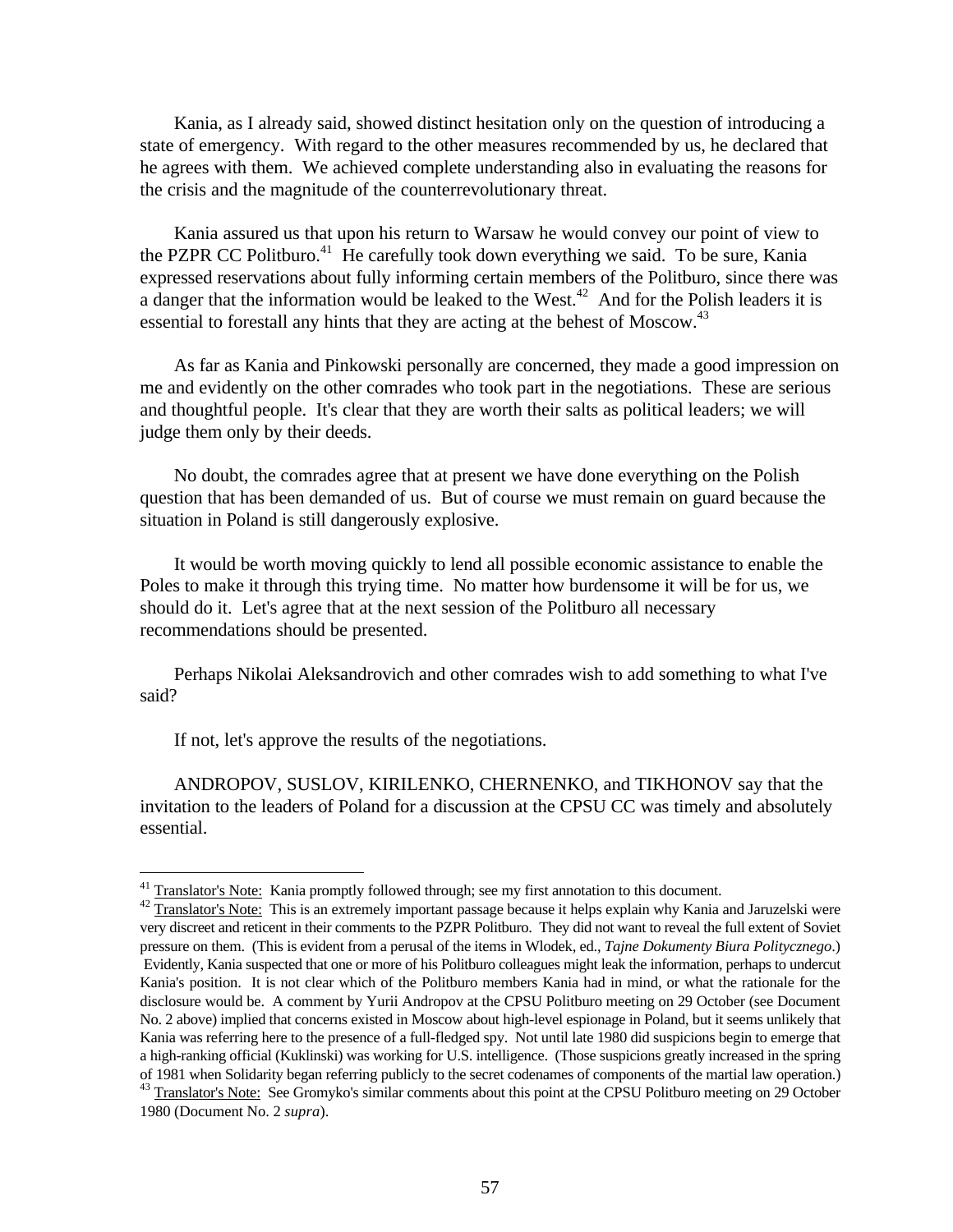Kania, as I already said, showed distinct hesitation only on the question of introducing a state of emergency. With regard to the other measures recommended by us, he declared that he agrees with them. We achieved complete understanding also in evaluating the reasons for the crisis and the magnitude of the counterrevolutionary threat.

Kania assured us that upon his return to Warsaw he would convey our point of view to the PZPR CC Politburo.[41] He carefully took down everything we said. To be sure, Kania expressed reservations about fully informing certain members of the Politburo, since there was a danger that the information would be leaked to the West.[42] And for the Polish leaders it is essential to forestall any hints that they are acting at the behest of Moscow.[43]

As far as Kania and Pinkowski personally are concerned, they made a good impression on me and evidently on the other comrades who took part in the negotiations. These are serious and thoughtful people. It's clear that they are worth their salts as political leaders; we will judge them only by their deeds.

No doubt, the comrades agree that at present we have done everything on the Polish question that has been demanded of us. But of course we must remain on guard because the situation in Poland is still dangerously explosive.

It would be worth moving quickly to lend all possible economic assistance to enable the Poles to make it through this trying time. No matter how burdensome it will be for us, we should do it. Let's agree that at the next session of the Politburo all necessary recommendations should be presented.

Perhaps Nikolai Aleksandrovich and other comrades wish to add something to what I've said?

If not, let's approve the results of the negotiations.

ANDROPOV, SUSLOV, KIRILENKO, CHERNENKO, and TIKHONOV say that the invitation to the leaders of Poland for a discussion at the CPSU CC was timely and absolutely essential.

---

[41] Translator's Note: Kania promptly followed through; see my first annotation to this document.

[42] Translator's Note: This is an extremely important passage because it helps explain why Kania and Jaruzelski were very discreet and reticent in their comments to the PZPR Politburo. They did not want to reveal the full extent of Soviet pressure on them. (This is evident from a perusal of the items in Wlodek, ed., *Tajne Dokumenty Biura Politycznego*.) Evidently, Kania suspected that one or more of his Politburo colleagues might leak the information, perhaps to undercut Kania's position. It is not clear which of the Politburo members Kania had in mind, or what the rationale for the disclosure would be. A comment by Yurii Andropov at the CPSU Politburo meeting on 29 October (see Document No. 2 above) implied that concerns existed in Moscow about high-level espionage in Poland, but it seems unlikely that Kania was referring here to the presence of a full-fledged spy. Not until late 1980 did suspicions begin to emerge that a high-ranking official (Kuklinski) was working for U.S. intelligence. (Those suspicions greatly increased in the spring of 1981 when Solidarity began referring publicly to the secret codenames of components of the martial law operation.)

[43] Translator's Note: See Gromyko's similar comments about this point at the CPSU Politburo meeting on 29 October 1980 (Document No. 2 *supra*).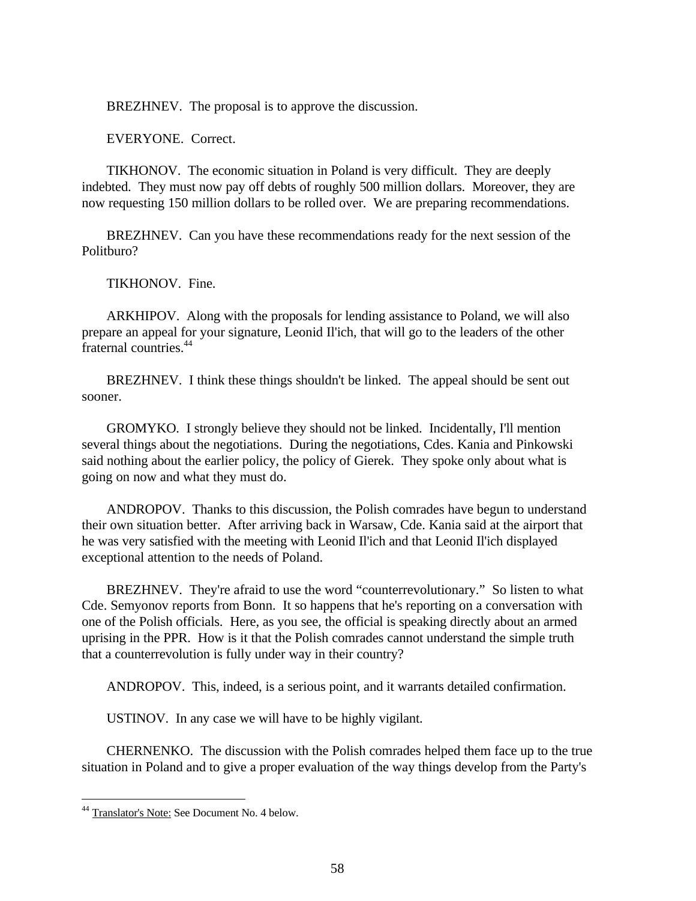BREZHNEV. The proposal is to approve the discussion.

EVERYONE. Correct.

TIKHONOV. The economic situation in Poland is very difficult. They are deeply indebted. They must now pay off debts of roughly 500 million dollars. Moreover, they are now requesting 150 million dollars to be rolled over. We are preparing recommendations.

BREZHNEV. Can you have these recommendations ready for the next session of the Politburo?

TIKHONOV. Fine.

ARKHIPOV. Along with the proposals for lending assistance to Poland, we will also prepare an appeal for your signature, Leonid Il'ich, that will go to the leaders of the other fraternal countries.[44]

BREZHNEV. I think these things shouldn't be linked. The appeal should be sent out sooner.

GROMYKO. I strongly believe they should not be linked. Incidentally, I'll mention several things about the negotiations. During the negotiations, Cdes. Kania and Pinkowski said nothing about the earlier policy, the policy of Gierek. They spoke only about what is going on now and what they must do.

ANDROPOV. Thanks to this discussion, the Polish comrades have begun to understand their own situation better. After arriving back in Warsaw, Cde. Kania said at the airport that he was very satisfied with the meeting with Leonid Il'ich and that Leonid Il'ich displayed exceptional attention to the needs of Poland.

BREZHNEV. They're afraid to use the word "counterrevolutionary." So listen to what Cde. Semyonov reports from Bonn. It so happens that he's reporting on a conversation with one of the Polish officials. Here, as you see, the official is speaking directly about an armed uprising in the PPR. How is it that the Polish comrades cannot understand the simple truth that a counterrevolution is fully under way in their country?

ANDROPOV. This, indeed, is a serious point, and it warrants detailed confirmation.

USTINOV. In any case we will have to be highly vigilant.

CHERNENKO. The discussion with the Polish comrades helped them face up to the true situation in Poland and to give a proper evaluation of the way things develop from the Party's

---

[44] Translator's Note: See Document No. 4 below.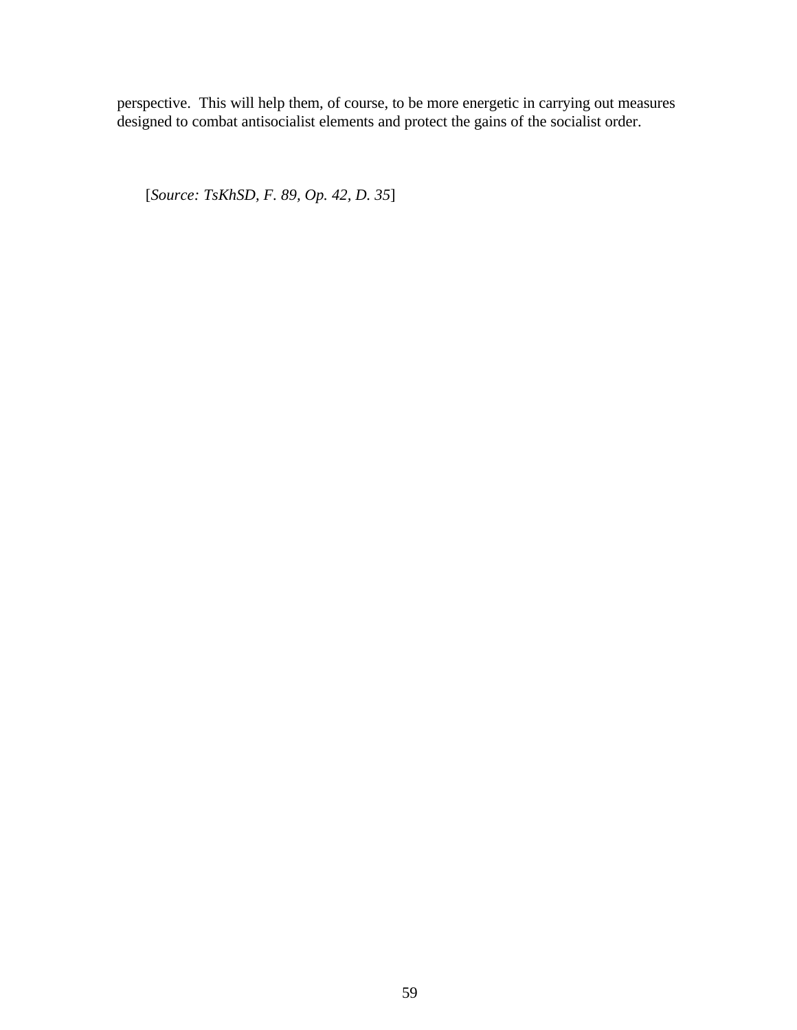perspective. This will help them, of course, to be more energetic in carrying out measures designed to combat antisocialist elements and protect the gains of the socialist order.

[*Source: TsKhSD, F. 89, Op. 42, D. 35*]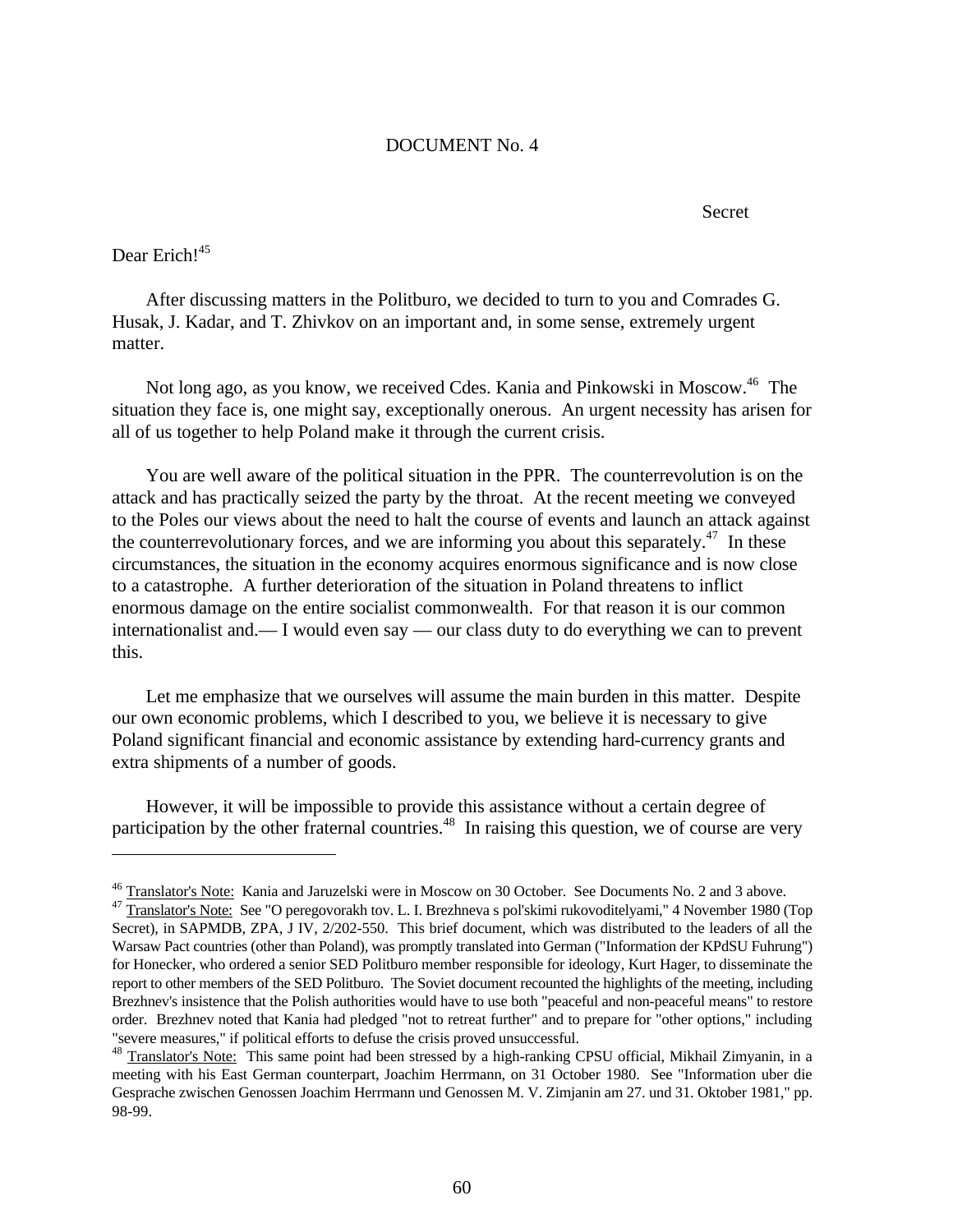DOCUMENT No. 4

Secret

Dear Erich![45]

After discussing matters in the Politburo, we decided to turn to you and Comrades G. Husak, J. Kadar, and T. Zhivkov on an important and, in some sense, extremely urgent matter.

Not long ago, as you know, we received Cdes. Kania and Pinkowski in Moscow.[46] The situation they face is, one might say, exceptionally onerous. An urgent necessity has arisen for all of us together to help Poland make it through the current crisis.

You are well aware of the political situation in the PPR. The counterrevolution is on the attack and has practically seized the party by the throat. At the recent meeting we conveyed to the Poles our views about the need to halt the course of events and launch an attack against the counterrevolutionary forces, and we are informing you about this separately.[47] In these circumstances, the situation in the economy acquires enormous significance and is now close to a catastrophe. A further deterioration of the situation in Poland threatens to inflict enormous damage on the entire socialist commonwealth. For that reason it is our common internationalist and.— I would even say — our class duty to do everything we can to prevent this.

Let me emphasize that we ourselves will assume the main burden in this matter. Despite our own economic problems, which I described to you, we believe it is necessary to give Poland significant financial and economic assistance by extending hard-currency grants and extra shipments of a number of goods.

However, it will be impossible to provide this assistance without a certain degree of participation by the other fraternal countries.[48] In raising this question, we of course are very

---

[46] Translator's Note: Kania and Jaruzelski were in Moscow on 30 October. See Documents No. 2 and 3 above.

[47] Translator's Note: See "O peregovorakh tov. L. I. Brezhneva s pol'skimi rukovoditelyami," 4 November 1980 (Top Secret), in SAPMDB, ZPA, J IV, 2/202-550. This brief document, which was distributed to the leaders of all the Warsaw Pact countries (other than Poland), was promptly translated into German ("Information der KPdSU Fuhrung") for Honecker, who ordered a senior SED Politburo member responsible for ideology, Kurt Hager, to disseminate the report to other members of the SED Politburo. The Soviet document recounted the highlights of the meeting, including Brezhnev's insistence that the Polish authorities would have to use both "peaceful and non-peaceful means" to restore order. Brezhnev noted that Kania had pledged "not to retreat further" and to prepare for "other options," including "severe measures," if political efforts to defuse the crisis proved unsuccessful.

[48] Translator's Note: This same point had been stressed by a high-ranking CPSU official, Mikhail Zimyanin, in a meeting with his East German counterpart, Joachim Herrmann, on 31 October 1980. See "Information uber die Gesprache zwischen Genossen Joachim Herrmann und Genossen M. V. Zimjanin am 27. und 31. Oktober 1981," pp. 98-99.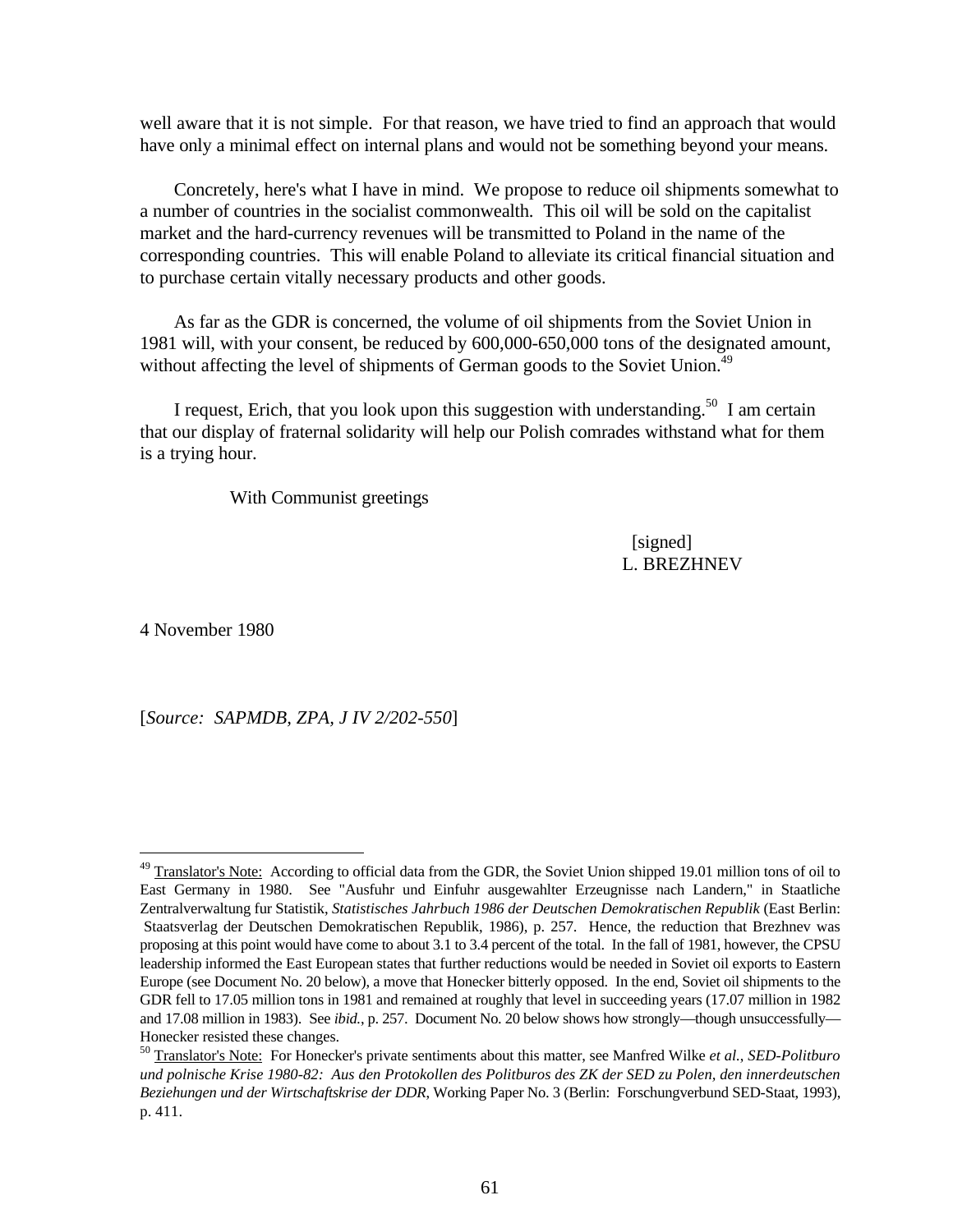well aware that it is not simple. For that reason, we have tried to find an approach that would have only a minimal effect on internal plans and would not be something beyond your means.

Concretely, here's what I have in mind. We propose to reduce oil shipments somewhat to a number of countries in the socialist commonwealth. This oil will be sold on the capitalist market and the hard-currency revenues will be transmitted to Poland in the name of the corresponding countries. This will enable Poland to alleviate its critical financial situation and to purchase certain vitally necessary products and other goods.

As far as the GDR is concerned, the volume of oil shipments from the Soviet Union in 1981 will, with your consent, be reduced by 600,000-650,000 tons of the designated amount, without affecting the level of shipments of German goods to the Soviet Union.[49]

I request, Erich, that you look upon this suggestion with understanding.[50] I am certain that our display of fraternal solidarity will help our Polish comrades withstand what for them is a trying hour.

With Communist greetings

[signed]
L. BREZHNEV

4 November 1980

[*Source: SAPMDB, ZPA, J IV 2/202-550*]

---

[49] Translator's Note: According to official data from the GDR, the Soviet Union shipped 19.01 million tons of oil to East Germany in 1980. See "Ausfuhr und Einfuhr ausgewahlter Erzeugnisse nach Landern," in Staatliche Zentralverwaltung fur Statistik, *Statistisches Jahrbuch 1986 der Deutschen Demokratischen Republik* (East Berlin: Staatsverlag der Deutschen Demokratischen Republik, 1986), p. 257. Hence, the reduction that Brezhnev was proposing at this point would have come to about 3.1 to 3.4 percent of the total. In the fall of 1981, however, the CPSU leadership informed the East European states that further reductions would be needed in Soviet oil exports to Eastern Europe (see Document No. 20 below), a move that Honecker bitterly opposed. In the end, Soviet oil shipments to the GDR fell to 17.05 million tons in 1981 and remained at roughly that level in succeeding years (17.07 million in 1982 and 17.08 million in 1983). See *ibid.*, p. 257. Document No. 20 below shows how strongly—though unsuccessfully—Honecker resisted these changes.

[50] Translator's Note: For Honecker's private sentiments about this matter, see Manfred Wilke *et al.*, *SED-Politburo und polnische Krise 1980-82: Aus den Protokollen des Politburos des ZK der SED zu Polen, den innerdeutschen Beziehungen und der Wirtschaftskrise der DDR,* Working Paper No. 3 (Berlin: Forschungverbund SED-Staat, 1993), p. 411.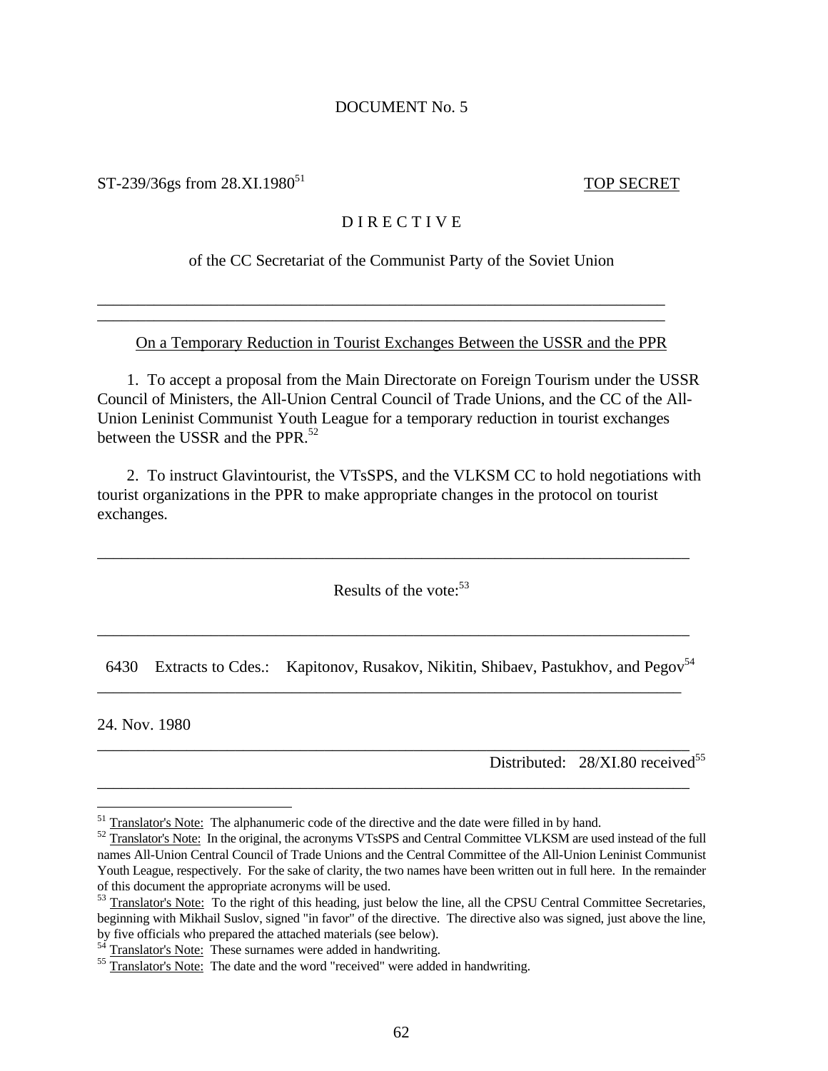DOCUMENT No. 5

ST-239/36gs from 28.XI.1980[51] **TOP SECRET**

D I R E C T I V E

of the CC Secretariat of the Communist Party of the Soviet Union

---

On a Temporary Reduction in Tourist Exchanges Between the USSR and the PPR

1. To accept a proposal from the Main Directorate on Foreign Tourism under the USSR Council of Ministers, the All-Union Central Council of Trade Unions, and the CC of the All-Union Leninist Communist Youth League for a temporary reduction in tourist exchanges between the USSR and the PPR.[52]

2. To instruct Glavintourist, the VTsSPS, and the VLKSM CC to hold negotiations with tourist organizations in the PPR to make appropriate changes in the protocol on tourist exchanges.

---

Results of the vote:[53]

---

6430 Extracts to Cdes.: Kapitonov, Rusakov, Nikitin, Shibaev, Pastukhov, and Pegov[54]

---

24. Nov. 1980

---

Distributed: 28/XI.80 received[55]

---

[51] Translator's Note: The alphanumeric code of the directive and the date were filled in by hand.

[52] Translator's Note: In the original, the acronyms VTsSPS and Central Committee VLKSM are used instead of the full names All-Union Central Council of Trade Unions and the Central Committee of the All-Union Leninist Communist Youth League, respectively. For the sake of clarity, the two names have been written out in full here. In the remainder of this document the appropriate acronyms will be used.

[53] Translator's Note: To the right of this heading, just below the line, all the CPSU Central Committee Secretaries, beginning with Mikhail Suslov, signed "in favor" of the directive. The directive also was signed, just above the line, by five officials who prepared the attached materials (see below).

[54] Translator's Note: These surnames were added in handwriting.

[55] Translator's Note: The date and the word "received" were added in handwriting.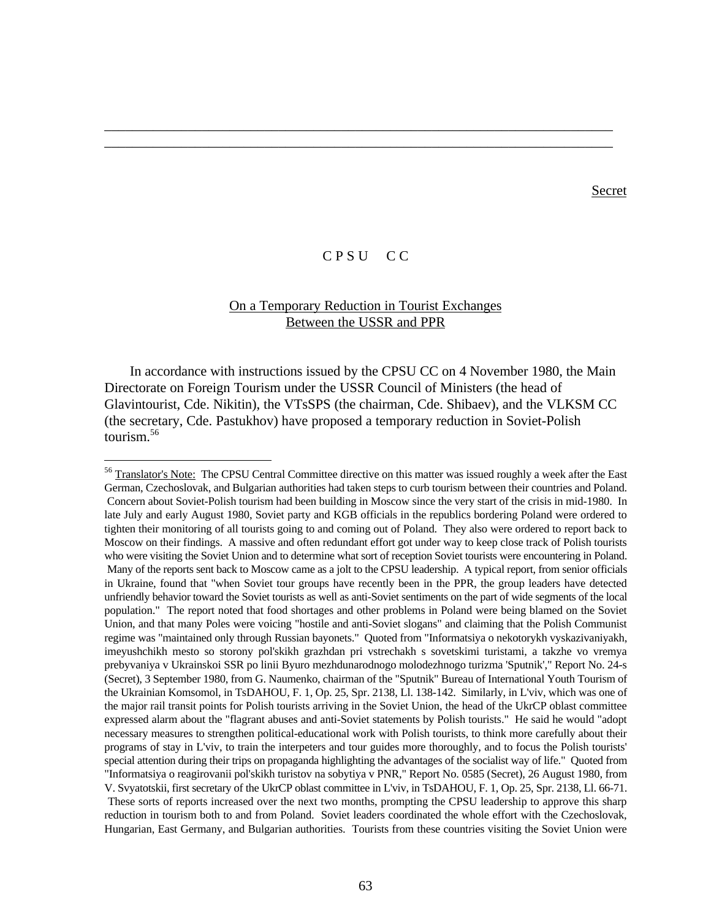---

---

Secret

C P S U C C

On a Temporary Reduction in Tourist Exchanges
Between the USSR and PPR

In accordance with instructions issued by the CPSU CC on 4 November 1980, the Main Directorate on Foreign Tourism under the USSR Council of Ministers (the head of Glavintourist, Cde. Nikitin), the VTsSPS (the chairman, Cde. Shibaev), and the VLKSM CC (the secretary, Cde. Pastukhov) have proposed a temporary reduction in Soviet-Polish tourism.[56]

---

[56] Translator's Note: The CPSU Central Committee directive on this matter was issued roughly a week after the East German, Czechoslovak, and Bulgarian authorities had taken steps to curb tourism between their countries and Poland. Concern about Soviet-Polish tourism had been building in Moscow since the very start of the crisis in mid-1980. In late July and early August 1980, Soviet party and KGB officials in the republics bordering Poland were ordered to tighten their monitoring of all tourists going to and coming out of Poland. They also were ordered to report back to Moscow on their findings. A massive and often redundant effort got under way to keep close track of Polish tourists who were visiting the Soviet Union and to determine what sort of reception Soviet tourists were encountering in Poland. Many of the reports sent back to Moscow came as a jolt to the CPSU leadership. A typical report, from senior officials in Ukraine, found that "when Soviet tour groups have recently been in the PPR, the group leaders have detected unfriendly behavior toward the Soviet tourists as well as anti-Soviet sentiments on the part of wide segments of the local population." The report noted that food shortages and other problems in Poland were being blamed on the Soviet Union, and that many Poles were voicing "hostile and anti-Soviet slogans" and claiming that the Polish Communist regime was "maintained only through Russian bayonets." Quoted from "Informatsiya o nekotorykh vyskazivaniyakh, imeyushchikh mesto so storony pol'skikh grazhdan pri vstrechakh s sovetskimi turistami, a takzhe vo vremya prebyvaniya v Ukrainskoi SSR po linii Byuro mezhdunarodnogo molodezhnogo turizma 'Sputnik'," Report No. 24-s (Secret), 3 September 1980, from G. Naumenko, chairman of the "Sputnik" Bureau of International Youth Tourism of the Ukrainian Komsomol, in TsDAHOU, F. 1, Op. 25, Spr. 2138, Ll. 138-142. Similarly, in L'viv, which was one of the major rail transit points for Polish tourists arriving in the Soviet Union, the head of the UkrCP oblast committee expressed alarm about the "flagrant abuses and anti-Soviet statements by Polish tourists." He said he would "adopt necessary measures to strengthen political-educational work with Polish tourists, to think more carefully about their programs of stay in L'viv, to train the interpeters and tour guides more thoroughly, and to focus the Polish tourists' special attention during their trips on propaganda highlighting the advantages of the socialist way of life." Quoted from "Informatsiya o reagirovanii pol'skikh turistov na sobytiya v PNR," Report No. 0585 (Secret), 26 August 1980, from V. Svyatotskii, first secretary of the UkrCP oblast committee in L'viv, in TsDAHOU, F. 1, Op. 25, Spr. 2138, Ll. 66-71. These sorts of reports increased over the next two months, prompting the CPSU leadership to approve this sharp reduction in tourism both to and from Poland. Soviet leaders coordinated the whole effort with the Czechoslovak, Hungarian, East Germany, and Bulgarian authorities. Tourists from these countries visiting the Soviet Union were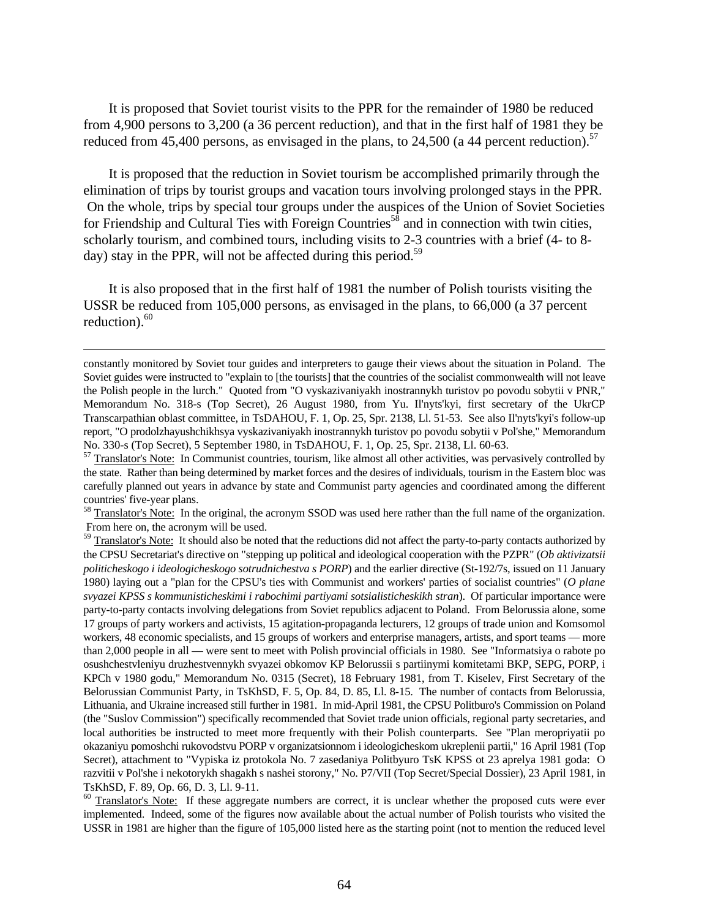It is proposed that Soviet tourist visits to the PPR for the remainder of 1980 be reduced from 4,900 persons to 3,200 (a 36 percent reduction), and that in the first half of 1981 they be reduced from 45,400 persons, as envisaged in the plans, to 24,500 (a 44 percent reduction).[57]

It is proposed that the reduction in Soviet tourism be accomplished primarily through the elimination of trips by tourist groups and vacation tours involving prolonged stays in the PPR. On the whole, trips by special tour groups under the auspices of the Union of Soviet Societies for Friendship and Cultural Ties with Foreign Countries[58] and in connection with twin cities, scholarly tourism, and combined tours, including visits to 2-3 countries with a brief (4- to 8-day) stay in the PPR, will not be affected during this period.[59]

It is also proposed that in the first half of 1981 the number of Polish tourists visiting the USSR be reduced from 105,000 persons, as envisaged in the plans, to 66,000 (a 37 percent reduction).[60]

---

constantly monitored by Soviet tour guides and interpreters to gauge their views about the situation in Poland. The Soviet guides were instructed to "explain to [the tourists] that the countries of the socialist commonwealth will not leave the Polish people in the lurch." Quoted from "O vyskazivaniyakh inostrannykh turistov po povodu sobytii v PNR," Memorandum No. 318-s (Top Secret), 26 August 1980, from Yu. Il'nyts'kyi, first secretary of the UkrCP Transcarpathian oblast committee, in TsDAHOU, F. 1, Op. 25, Spr. 2138, Ll. 51-53. See also Il'nyts'kyi's follow-up report, "O prodolzhayushchikhsya vyskazivaniyakh inostrannykh turistov po povodu sobytii v Pol'she," Memorandum No. 330-s (Top Secret), 5 September 1980, in TsDAHOU, F. 1, Op. 25, Spr. 2138, Ll. 60-63.

[57] Translator's Note: In Communist countries, tourism, like almost all other activities, was pervasively controlled by the state. Rather than being determined by market forces and the desires of individuals, tourism in the Eastern bloc was carefully planned out years in advance by state and Communist party agencies and coordinated among the different countries' five-year plans.

[58] Translator's Note: In the original, the acronym SSOD was used here rather than the full name of the organization. From here on, the acronym will be used.

[59] Translator's Note: It should also be noted that the reductions did not affect the party-to-party contacts authorized by the CPSU Secretariat's directive on "stepping up political and ideological cooperation with the PZPR" (*Ob aktivizatsii politicheskogo i ideologicheskogo sotrudnichestva s PORP*) and the earlier directive (St-192/7s, issued on 11 January 1980) laying out a "plan for the CPSU's ties with Communist and workers' parties of socialist countries" (*O plane svyazei KPSS s kommunisticheskimi i rabochimi partiyami sotsialisticheskikh stran*). Of particular importance were party-to-party contacts involving delegations from Soviet republics adjacent to Poland. From Belorussia alone, some 17 groups of party workers and activists, 15 agitation-propaganda lecturers, 12 groups of trade union and Komsomol workers, 48 economic specialists, and 15 groups of workers and enterprise managers, artists, and sport teams — more than 2,000 people in all — were sent to meet with Polish provincial officials in 1980. See "Informatsiya o rabote po osushchestvleniyu druzhestvennykh svyazei obkomov KP Belorussii s partiinymi komitetami BKP, SEPG, PORP, i KPCh v 1980 godu," Memorandum No. 0315 (Secret), 18 February 1981, from T. Kiselev, First Secretary of the Belorussian Communist Party, in TsKhSD, F. 5, Op. 84, D. 85, Ll. 8-15. The number of contacts from Belorussia, Lithuania, and Ukraine increased still further in 1981. In mid-April 1981, the CPSU Politburo's Commission on Poland (the "Suslov Commission") specifically recommended that Soviet trade union officials, regional party secretaries, and local authorities be instructed to meet more frequently with their Polish counterparts. See "Plan meropriyatii po okazaniyu pomoshchi rukovodstvu PORP v organizatsionnom i ideologicheskom ukreplenii partii," 16 April 1981 (Top Secret), attachment to "Vypiska iz protokola No. 7 zasedaniya Politbyuro TsK KPSS ot 23 aprelya 1981 goda: O razvitii v Pol'she i nekotorykh shagakh s nashei storony," No. P7/VII (Top Secret/Special Dossier), 23 April 1981, in TsKhSD, F. 89, Op. 66, D. 3, Ll. 9-11.

[60] Translator's Note: If these aggregate numbers are correct, it is unclear whether the proposed cuts were ever implemented. Indeed, some of the figures now available about the actual number of Polish tourists who visited the USSR in 1981 are higher than the figure of 105,000 listed here as the starting point (not to mention the reduced level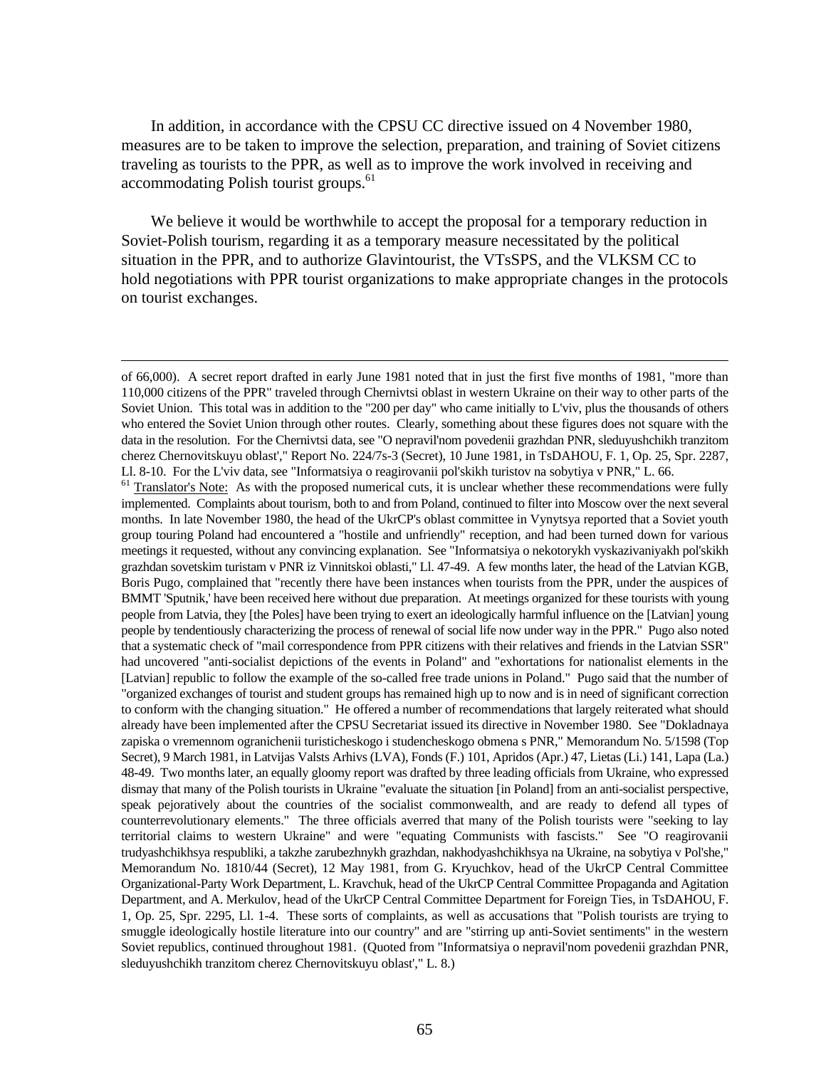In addition, in accordance with the CPSU CC directive issued on 4 November 1980, measures are to be taken to improve the selection, preparation, and training of Soviet citizens traveling as tourists to the PPR, as well as to improve the work involved in receiving and accommodating Polish tourist groups.[61]

We believe it would be worthwhile to accept the proposal for a temporary reduction in Soviet-Polish tourism, regarding it as a temporary measure necessitated by the political situation in the PPR, and to authorize Glavintourist, the VTsSPS, and the VLKSM CC to hold negotiations with PPR tourist organizations to make appropriate changes in the protocols on tourist exchanges.

---

of 66,000). A secret report drafted in early June 1981 noted that in just the first five months of 1981, "more than 110,000 citizens of the PPR" traveled through Chernivtsi oblast in western Ukraine on their way to other parts of the Soviet Union. This total was in addition to the "200 per day" who came initially to L'viv, plus the thousands of others who entered the Soviet Union through other routes. Clearly, something about these figures does not square with the data in the resolution. For the Chernivtsi data, see "O nepravil'nom povedenii grazhdan PNR, sleduyushchikh tranzitom cherez Chernovitskuyu oblast'," Report No. 224/7s-3 (Secret), 10 June 1981, in TsDAHOU, F. 1, Op. 25, Spr. 2287, Ll. 8-10. For the L'viv data, see "Informatsiya o reagirovanii pol'skikh turistov na sobytiya v PNR," L. 66.

[61] Translator's Note: As with the proposed numerical cuts, it is unclear whether these recommendations were fully implemented. Complaints about tourism, both to and from Poland, continued to filter into Moscow over the next several months. In late November 1980, the head of the UkrCP's oblast committee in Vynytsya reported that a Soviet youth group touring Poland had encountered a "hostile and unfriendly" reception, and had been turned down for various meetings it requested, without any convincing explanation. See "Informatsiya o nekotorykh vyskazivaniyakh pol'skikh grazhdan sovetskim turistam v PNR iz Vinnitskoi oblasti," Ll. 47-49. A few months later, the head of the Latvian KGB, Boris Pugo, complained that "recently there have been instances when tourists from the PPR, under the auspices of BMMT 'Sputnik,' have been received here without due preparation. At meetings organized for these tourists with young people from Latvia, they [the Poles] have been trying to exert an ideologically harmful influence on the [Latvian] young people by tendentiously characterizing the process of renewal of social life now under way in the PPR." Pugo also noted that a systematic check of "mail correspondence from PPR citizens with their relatives and friends in the Latvian SSR" had uncovered "anti-socialist depictions of the events in Poland" and "exhortations for nationalist elements in the [Latvian] republic to follow the example of the so-called free trade unions in Poland." Pugo said that the number of "organized exchanges of tourist and student groups has remained high up to now and is in need of significant correction to conform with the changing situation." He offered a number of recommendations that largely reiterated what should already have been implemented after the CPSU Secretariat issued its directive in November 1980. See "Dokladnaya zapiska o vremennom ogranichenii turisticheskogo i studencheskogo obmena s PNR," Memorandum No. 5/1598 (Top Secret), 9 March 1981, in Latvijas Valsts Arhivs (LVA), Fonds (F.) 101, Apridos (Apr.) 47, Lietas (Li.) 141, Lapa (La.) 48-49. Two months later, an equally gloomy report was drafted by three leading officials from Ukraine, who expressed dismay that many of the Polish tourists in Ukraine "evaluate the situation [in Poland] from an anti-socialist perspective, speak pejoratively about the countries of the socialist commonwealth, and are ready to defend all types of counterrevolutionary elements." The three officials averred that many of the Polish tourists were "seeking to lay territorial claims to western Ukraine" and were "equating Communists with fascists." See "O reagirovanii trudyashchikhsya respubliki, a takzhe zarubezhnykh grazhdan, nakhodyashchikhsya na Ukraine, na sobytiya v Pol'she," Memorandum No. 1810/44 (Secret), 12 May 1981, from G. Kryuchkov, head of the UkrCP Central Committee Organizational-Party Work Department, L. Kravchuk, head of the UkrCP Central Committee Propaganda and Agitation Department, and A. Merkulov, head of the UkrCP Central Committee Department for Foreign Ties, in TsDAHOU, F. 1, Op. 25, Spr. 2295, Ll. 1-4. These sorts of complaints, as well as accusations that "Polish tourists are trying to smuggle ideologically hostile literature into our country" and are "stirring up anti-Soviet sentiments" in the western Soviet republics, continued throughout 1981. (Quoted from "Informatsiya o nepravil'nom povedenii grazhdan PNR, sleduyushchikh tranzitom cherez Chernovitskuyu oblast'," L. 8.)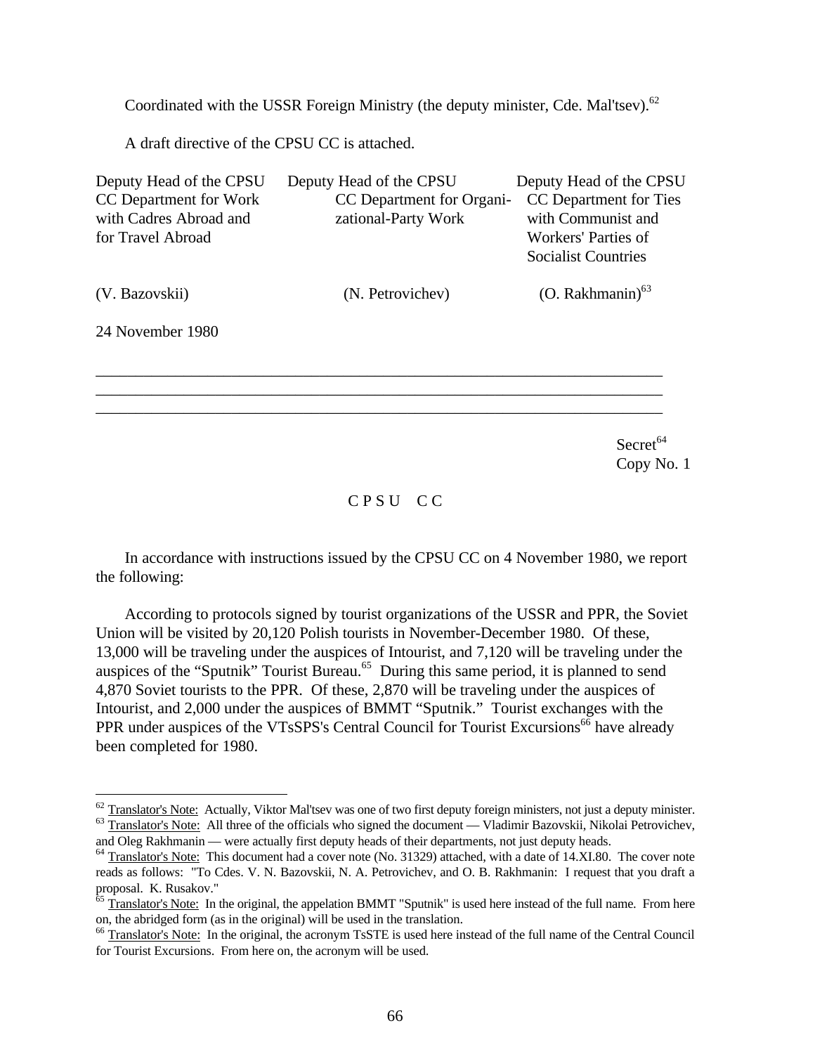Coordinated with the USSR Foreign Ministry (the deputy minister, Cde. Mal'tsev).[62]

A draft directive of the CPSU CC is attached.

| Deputy Head of the CPSU CC Department for Work with Cadres Abroad and for Travel Abroad | Deputy Head of the CPSU CC Department for Organizational-Party Work | Deputy Head of the CPSU CC Department for Ties with Communist and Workers' Parties of Socialist Countries |
|---|---|---|
| (V. Bazovskii) | (N. Petrovichev) | (O. Rakhmanin)[63] |

24 November 1980

---

Secret[64]
Copy No. 1

C P S U C C

In accordance with instructions issued by the CPSU CC on 4 November 1980, we report the following:

According to protocols signed by tourist organizations of the USSR and PPR, the Soviet Union will be visited by 20,120 Polish tourists in November-December 1980. Of these, 13,000 will be traveling under the auspices of Intourist, and 7,120 will be traveling under the auspices of the "Sputnik" Tourist Bureau.[65] During this same period, it is planned to send 4,870 Soviet tourists to the PPR. Of these, 2,870 will be traveling under the auspices of Intourist, and 2,000 under the auspices of BMMT "Sputnik." Tourist exchanges with the PPR under auspices of the VTsSPS's Central Council for Tourist Excursions[66] have already been completed for 1980.

---

[62] Translator's Note: Actually, Viktor Mal'tsev was one of two first deputy foreign ministers, not just a deputy minister.

[63] Translator's Note: All three of the officials who signed the document — Vladimir Bazovskii, Nikolai Petrovichev, and Oleg Rakhmanin — were actually first deputy heads of their departments, not just deputy heads.

[64] Translator's Note: This document had a cover note (No. 31329) attached, with a date of 14.XI.80. The cover note reads as follows: "To Cdes. V. N. Bazovskii, N. A. Petrovichev, and O. B. Rakhmanin: I request that you draft a proposal. K. Rusakov."

[65] Translator's Note: In the original, the appelation BMMT "Sputnik" is used here instead of the full name. From here on, the abridged form (as in the original) will be used in the translation.

[66] Translator's Note: In the original, the acronym TsSTE is used here instead of the full name of the Central Council for Tourist Excursions. From here on, the acronym will be used.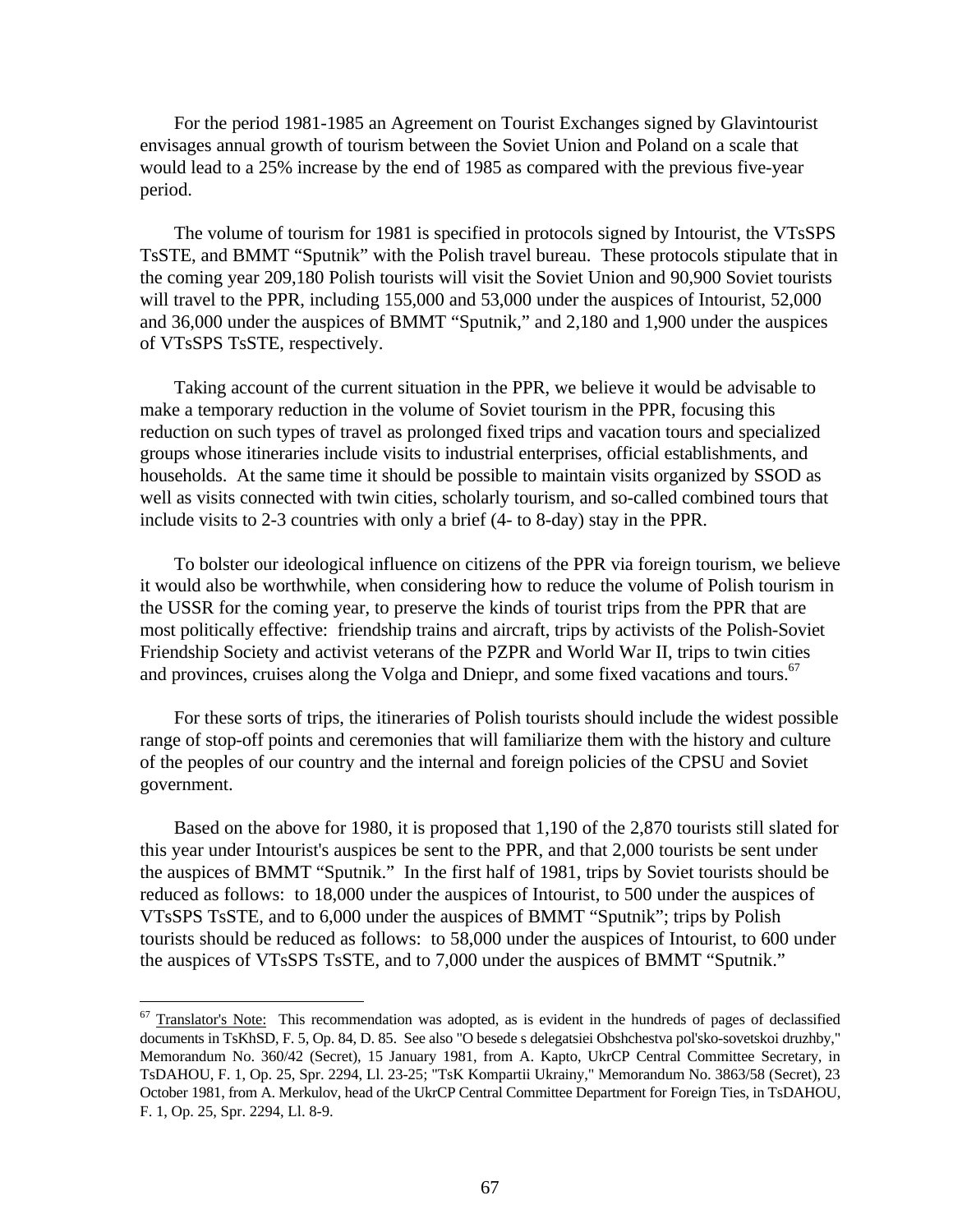For the period 1981-1985 an Agreement on Tourist Exchanges signed by Glavintourist envisages annual growth of tourism between the Soviet Union and Poland on a scale that would lead to a 25% increase by the end of 1985 as compared with the previous five-year period.

The volume of tourism for 1981 is specified in protocols signed by Intourist, the VTsSPS TsSTE, and BMMT "Sputnik" with the Polish travel bureau. These protocols stipulate that in the coming year 209,180 Polish tourists will visit the Soviet Union and 90,900 Soviet tourists will travel to the PPR, including 155,000 and 53,000 under the auspices of Intourist, 52,000 and 36,000 under the auspices of BMMT "Sputnik," and 2,180 and 1,900 under the auspices of VTsSPS TsSTE, respectively.

Taking account of the current situation in the PPR, we believe it would be advisable to make a temporary reduction in the volume of Soviet tourism in the PPR, focusing this reduction on such types of travel as prolonged fixed trips and vacation tours and specialized groups whose itineraries include visits to industrial enterprises, official establishments, and households. At the same time it should be possible to maintain visits organized by SSOD as well as visits connected with twin cities, scholarly tourism, and so-called combined tours that include visits to 2-3 countries with only a brief (4- to 8-day) stay in the PPR.

To bolster our ideological influence on citizens of the PPR via foreign tourism, we believe it would also be worthwhile, when considering how to reduce the volume of Polish tourism in the USSR for the coming year, to preserve the kinds of tourist trips from the PPR that are most politically effective: friendship trains and aircraft, trips by activists of the Polish-Soviet Friendship Society and activist veterans of the PZPR and World War II, trips to twin cities and provinces, cruises along the Volga and Dniepr, and some fixed vacations and tours.[67]

For these sorts of trips, the itineraries of Polish tourists should include the widest possible range of stop-off points and ceremonies that will familiarize them with the history and culture of the peoples of our country and the internal and foreign policies of the CPSU and Soviet government.

Based on the above for 1980, it is proposed that 1,190 of the 2,870 tourists still slated for this year under Intourist's auspices be sent to the PPR, and that 2,000 tourists be sent under the auspices of BMMT "Sputnik." In the first half of 1981, trips by Soviet tourists should be reduced as follows: to 18,000 under the auspices of Intourist, to 500 under the auspices of VTsSPS TsSTE, and to 6,000 under the auspices of BMMT "Sputnik"; trips by Polish tourists should be reduced as follows: to 58,000 under the auspices of Intourist, to 600 under the auspices of VTsSPS TsSTE, and to 7,000 under the auspices of BMMT "Sputnik."

---

[67] Translator's Note: This recommendation was adopted, as is evident in the hundreds of pages of declassified documents in TsKhSD, F. 5, Op. 84, D. 85. See also "O besede s delegatsiei Obshchestva pol'sko-sovetskoi druzhby," Memorandum No. 360/42 (Secret), 15 January 1981, from A. Kapto, UkrCP Central Committee Secretary, in TsDAHOU, F. 1, Op. 25, Spr. 2294, Ll. 23-25; "TsK Kompartii Ukrainy," Memorandum No. 3863/58 (Secret), 23 October 1981, from A. Merkulov, head of the UkrCP Central Committee Department for Foreign Ties, in TsDAHOU, F. 1, Op. 25, Spr. 2294, Ll. 8-9.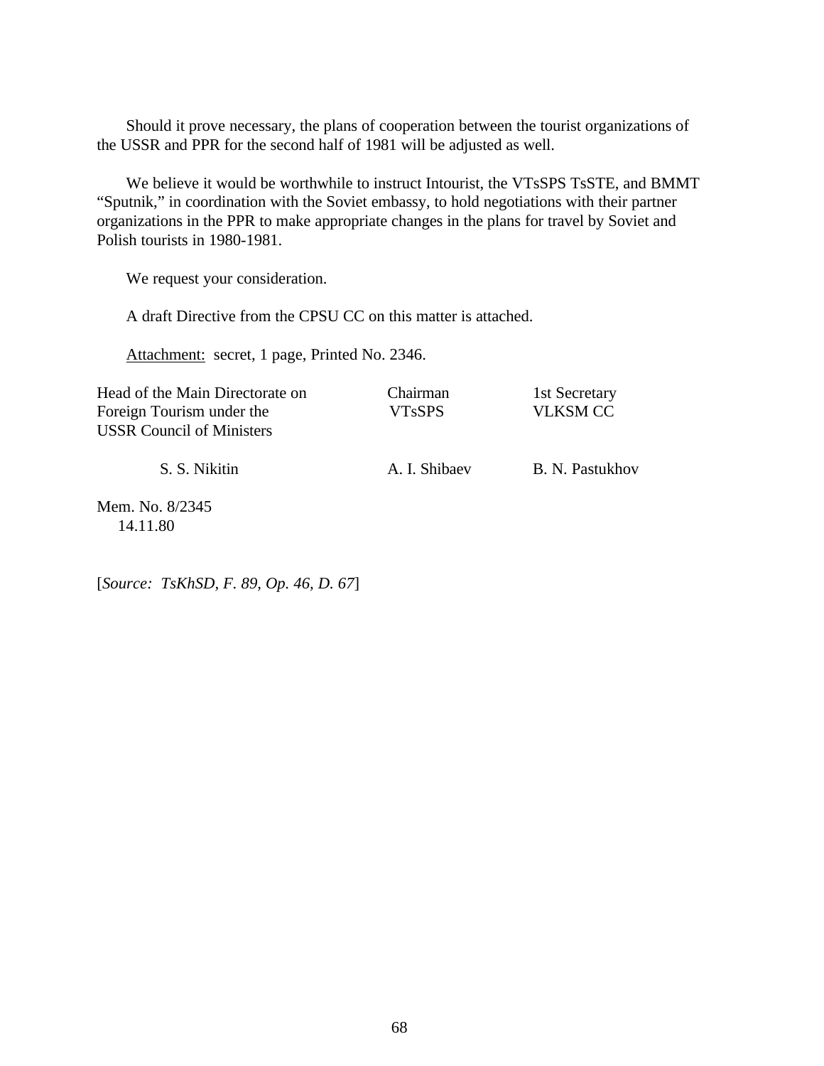Should it prove necessary, the plans of cooperation between the tourist organizations of the USSR and PPR for the second half of 1981 will be adjusted as well.

We believe it would be worthwhile to instruct Intourist, the VTsSPS TsSTE, and BMMT "Sputnik," in coordination with the Soviet embassy, to hold negotiations with their partner organizations in the PPR to make appropriate changes in the plans for travel by Soviet and Polish tourists in 1980-1981.

We request your consideration.

A draft Directive from the CPSU CC on this matter is attached.

<u>Attachment:</u> secret, 1 page, Printed No. 2346.

| Head of the Main Directorate on Foreign Tourism under the USSR Council of Ministers | Chairman VTsSPS | 1st Secretary VLKSM CC |
|---|---|---|
| S. S. Nikitin | A. I. Shibaev | B. N. Pastukhov |

Mem. No. 8/2345
14.11.80

[*Source: TsKhSD, F. 89, Op. 46, D. 67*]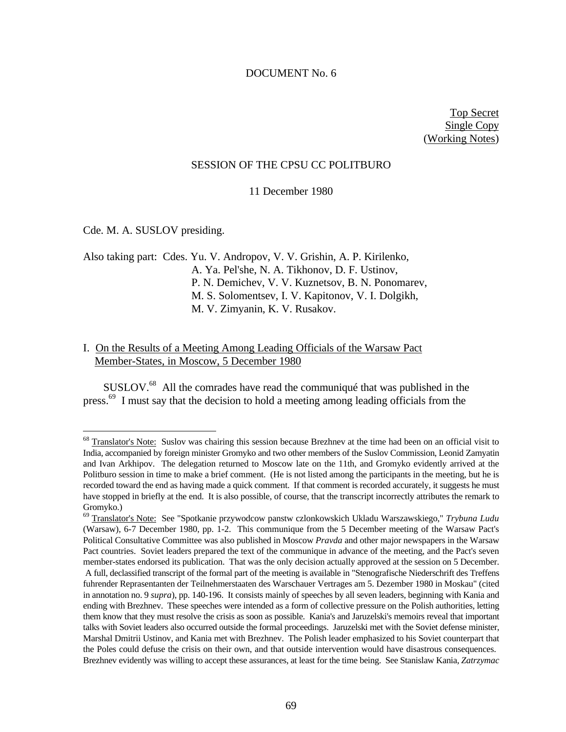DOCUMENT No. 6

Top Secret
Single Copy
(Working Notes)

SESSION OF THE CPSU CC POLITBURO

11 December 1980

Cde. M. A. SUSLOV presiding.

Also taking part: Cdes. Yu. V. Andropov, V. V. Grishin, A. P. Kirilenko, A. Ya. Pel'she, N. A. Tikhonov, D. F. Ustinov, P. N. Demichev, V. V. Kuznetsov, B. N. Ponomarev, M. S. Solomentsev, I. V. Kapitonov, V. I. Dolgikh, M. V. Zimyanin, K. V. Rusakov.

I. On the Results of a Meeting Among Leading Officials of the Warsaw Pact Member-States, in Moscow, 5 December 1980

SUSLOV.[68] All the comrades have read the communiqué that was published in the press.[69] I must say that the decision to hold a meeting among leading officials from the

---

[68] Translator's Note: Suslov was chairing this session because Brezhnev at the time had been on an official visit to India, accompanied by foreign minister Gromyko and two other members of the Suslov Commission, Leonid Zamyatin and Ivan Arkhipov. The delegation returned to Moscow late on the 11th, and Gromyko evidently arrived at the Politburo session in time to make a brief comment. (He is not listed among the participants in the meeting, but he is recorded toward the end as having made a quick comment. If that comment is recorded accurately, it suggests he must have stopped in briefly at the end. It is also possible, of course, that the transcript incorrectly attributes the remark to Gromyko.)

[69] Translator's Note: See "Spotkanie przywodcow panstw czlonkowskich Ukladu Warszawskiego," *Trybuna Ludu* (Warsaw), 6-7 December 1980, pp. 1-2. This communique from the 5 December meeting of the Warsaw Pact's Political Consultative Committee was also published in Moscow *Pravda* and other major newspapers in the Warsaw Pact countries. Soviet leaders prepared the text of the communique in advance of the meeting, and the Pact's seven member-states endorsed its publication. That was the only decision actually approved at the session on 5 December. A full, declassified transcript of the formal part of the meeting is available in "Stenografische Niederschrift des Treffens fuhrender Reprasentanten der Teilnehmerstaaten des Warschauer Vertrages am 5. Dezember 1980 in Moskau" (cited in annotation no. 9 *supra*), pp. 140-196. It consists mainly of speeches by all seven leaders, beginning with Kania and ending with Brezhnev. These speeches were intended as a form of collective pressure on the Polish authorities, letting them know that they must resolve the crisis as soon as possible. Kania's and Jaruzelski's memoirs reveal that important talks with Soviet leaders also occurred outside the formal proceedings. Jaruzelski met with the Soviet defense minister, Marshal Dmitrii Ustinov, and Kania met with Brezhnev. The Polish leader emphasized to his Soviet counterpart that the Poles could defuse the crisis on their own, and that outside intervention would have disastrous consequences. Brezhnev evidently was willing to accept these assurances, at least for the time being. See Stanislaw Kania, *Zatrzymac*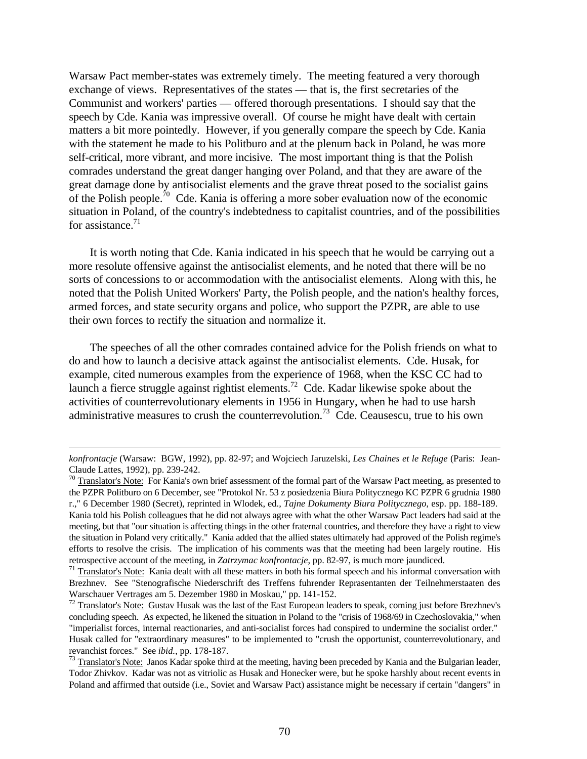Warsaw Pact member-states was extremely timely. The meeting featured a very thorough exchange of views. Representatives of the states — that is, the first secretaries of the Communist and workers' parties — offered thorough presentations. I should say that the speech by Cde. Kania was impressive overall. Of course he might have dealt with certain matters a bit more pointedly. However, if you generally compare the speech by Cde. Kania with the statement he made to his Politburo and at the plenum back in Poland, he was more self-critical, more vibrant, and more incisive. The most important thing is that the Polish comrades understand the great danger hanging over Poland, and that they are aware of the great damage done by antisocialist elements and the grave threat posed to the socialist gains of the Polish people.[70] Cde. Kania is offering a more sober evaluation now of the economic situation in Poland, of the country's indebtedness to capitalist countries, and of the possibilities for assistance.[71]

It is worth noting that Cde. Kania indicated in his speech that he would be carrying out a more resolute offensive against the antisocialist elements, and he noted that there will be no sorts of concessions to or accommodation with the antisocialist elements. Along with this, he noted that the Polish United Workers' Party, the Polish people, and the nation's healthy forces, armed forces, and state security organs and police, who support the PZPR, are able to use their own forces to rectify the situation and normalize it.

The speeches of all the other comrades contained advice for the Polish friends on what to do and how to launch a decisive attack against the antisocialist elements. Cde. Husak, for example, cited numerous examples from the experience of 1968, when the KSC CC had to launch a fierce struggle against rightist elements.[72] Cde. Kadar likewise spoke about the activities of counterrevolutionary elements in 1956 in Hungary, when he had to use harsh administrative measures to crush the counterrevolution.[73] Cde. Ceausescu, true to his own

---

*konfrontacje* (Warsaw: BGW, 1992), pp. 82-97; and Wojciech Jaruzelski, *Les Chaines et le Refuge* (Paris: Jean-Claude Lattes, 1992), pp. 239-242.

[70] Translator's Note: For Kania's own brief assessment of the formal part of the Warsaw Pact meeting, as presented to the PZPR Politburo on 6 December, see "Protokol Nr. 53 z posiedzenia Biura Politycznego KC PZPR 6 grudnia 1980 r.," 6 December 1980 (Secret), reprinted in Wlodek, ed., *Tajne Dokumenty Biura Politycznego*, esp. pp. 188-189. Kania told his Polish colleagues that he did not always agree with what the other Warsaw Pact leaders had said at the meeting, but that "our situation is affecting things in the other fraternal countries, and therefore they have a right to view the situation in Poland very critically." Kania added that the allied states ultimately had approved of the Polish regime's efforts to resolve the crisis. The implication of his comments was that the meeting had been largely routine. His retrospective account of the meeting, in *Zatrzymac konfrontacje*, pp. 82-97, is much more jaundiced.

[71] Translator's Note: Kania dealt with all these matters in both his formal speech and his informal conversation with Brezhnev. See "Stenografische Niederschrift des Treffens fuhrender Reprasentanten der Teilnehmerstaaten des Warschauer Vertrages am 5. Dezember 1980 in Moskau," pp. 141-152.

[72] Translator's Note: Gustav Husak was the last of the East European leaders to speak, coming just before Brezhnev's concluding speech. As expected, he likened the situation in Poland to the "crisis of 1968/69 in Czechoslovakia," when "imperialist forces, internal reactionaries, and anti-socialist forces had conspired to undermine the socialist order." Husak called for "extraordinary measures" to be implemented to "crush the opportunist, counterrevolutionary, and revanchist forces." See *ibid.*, pp. 178-187.

[73] Translator's Note: Janos Kadar spoke third at the meeting, having been preceded by Kania and the Bulgarian leader, Todor Zhivkov. Kadar was not as vitriolic as Husak and Honecker were, but he spoke harshly about recent events in Poland and affirmed that outside (i.e., Soviet and Warsaw Pact) assistance might be necessary if certain "dangers" in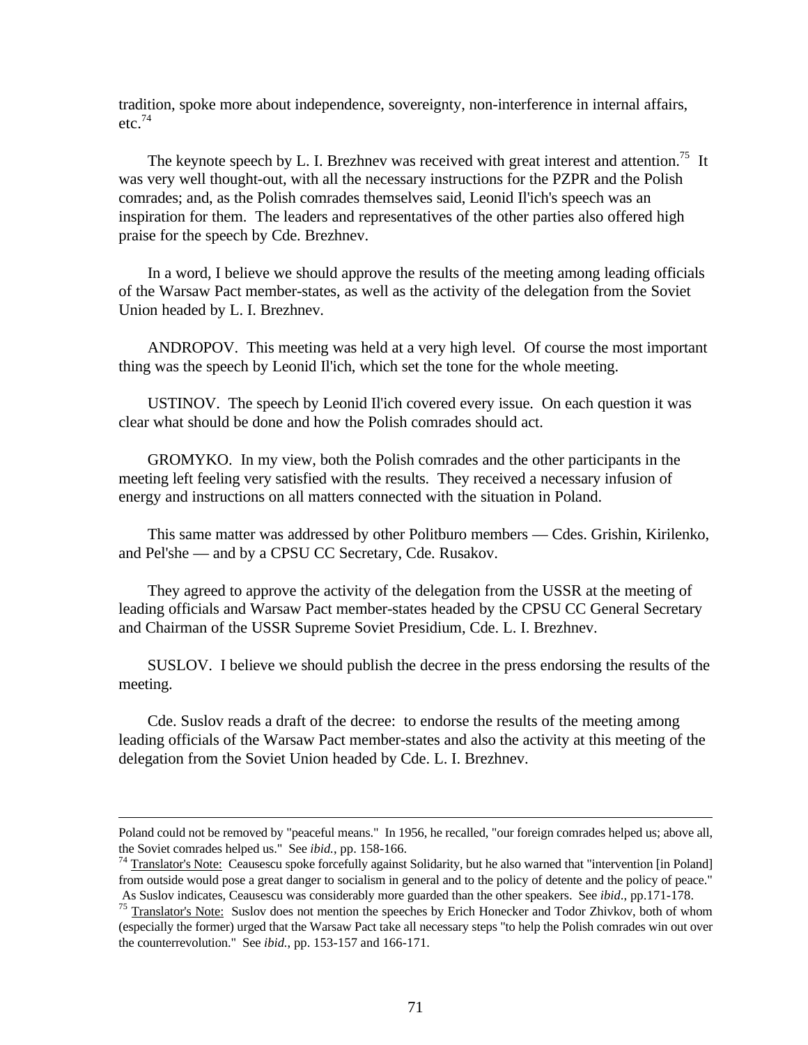tradition, spoke more about independence, sovereignty, non-interference in internal affairs, etc.[74]

The keynote speech by L. I. Brezhnev was received with great interest and attention.[75] It was very well thought-out, with all the necessary instructions for the PZPR and the Polish comrades; and, as the Polish comrades themselves said, Leonid Il'ich's speech was an inspiration for them. The leaders and representatives of the other parties also offered high praise for the speech by Cde. Brezhnev.

In a word, I believe we should approve the results of the meeting among leading officials of the Warsaw Pact member-states, as well as the activity of the delegation from the Soviet Union headed by L. I. Brezhnev.

ANDROPOV. This meeting was held at a very high level. Of course the most important thing was the speech by Leonid Il'ich, which set the tone for the whole meeting.

USTINOV. The speech by Leonid Il'ich covered every issue. On each question it was clear what should be done and how the Polish comrades should act.

GROMYKO. In my view, both the Polish comrades and the other participants in the meeting left feeling very satisfied with the results. They received a necessary infusion of energy and instructions on all matters connected with the situation in Poland.

This same matter was addressed by other Politburo members — Cdes. Grishin, Kirilenko, and Pel'she — and by a CPSU CC Secretary, Cde. Rusakov.

They agreed to approve the activity of the delegation from the USSR at the meeting of leading officials and Warsaw Pact member-states headed by the CPSU CC General Secretary and Chairman of the USSR Supreme Soviet Presidium, Cde. L. I. Brezhnev.

SUSLOV. I believe we should publish the decree in the press endorsing the results of the meeting.

Cde. Suslov reads a draft of the decree: to endorse the results of the meeting among leading officials of the Warsaw Pact member-states and also the activity at this meeting of the delegation from the Soviet Union headed by Cde. L. I. Brezhnev.

---

Poland could not be removed by "peaceful means." In 1956, he recalled, "our foreign comrades helped us; above all, the Soviet comrades helped us." See *ibid.*, pp. 158-166.

[74] Translator's Note: Ceausescu spoke forcefully against Solidarity, but he also warned that "intervention [in Poland] from outside would pose a great danger to socialism in general and to the policy of detente and the policy of peace." As Suslov indicates, Ceausescu was considerably more guarded than the other speakers. See *ibid*., pp.171-178.

[75] Translator's Note: Suslov does not mention the speeches by Erich Honecker and Todor Zhivkov, both of whom (especially the former) urged that the Warsaw Pact take all necessary steps "to help the Polish comrades win out over the counterrevolution." See *ibid.*, pp. 153-157 and 166-171.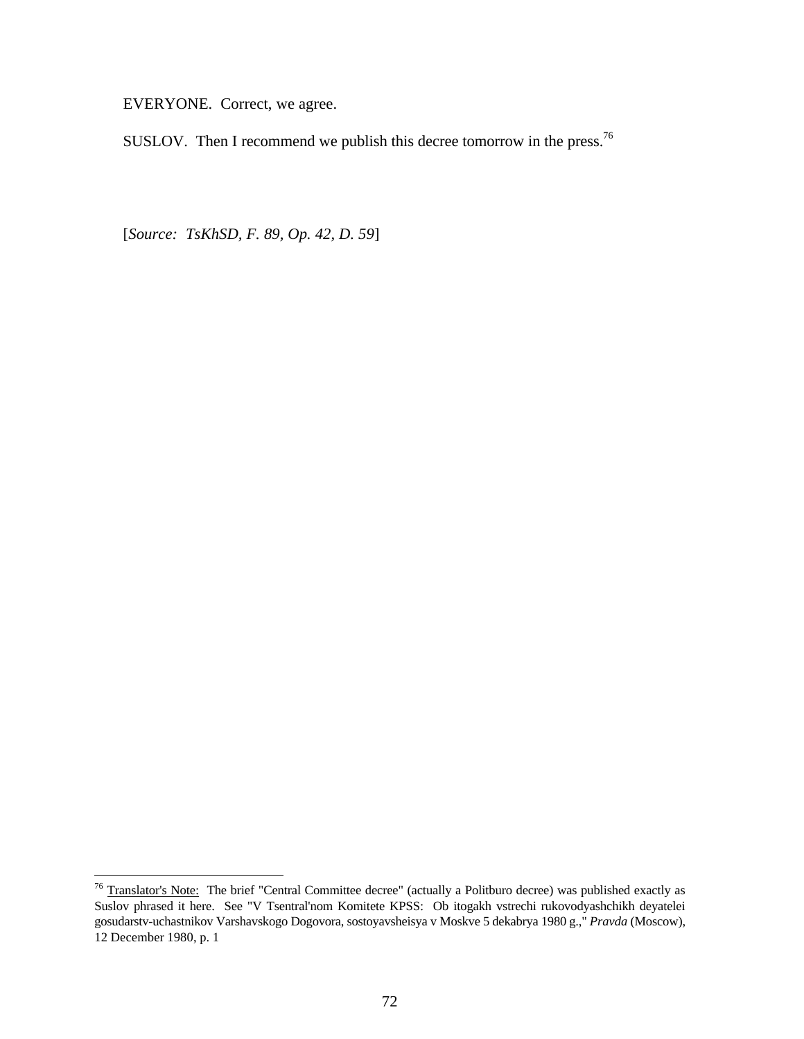EVERYONE. Correct, we agree.

SUSLOV. Then I recommend we publish this decree tomorrow in the press.[76]

[*Source: TsKhSD, F. 89, Op. 42, D. 59*]

---

[76] Translator's Note: The brief "Central Committee decree" (actually a Politburo decree) was published exactly as Suslov phrased it here. See "V Tsentral'nom Komitete KPSS: Ob itogakh vstrechi rukovodyashchikh deyatelei gosudarstv-uchastnikov Varshavskogo Dogovora, sostoyavsheisya v Moskve 5 dekabrya 1980 g.," *Pravda* (Moscow), 12 December 1980, p. 1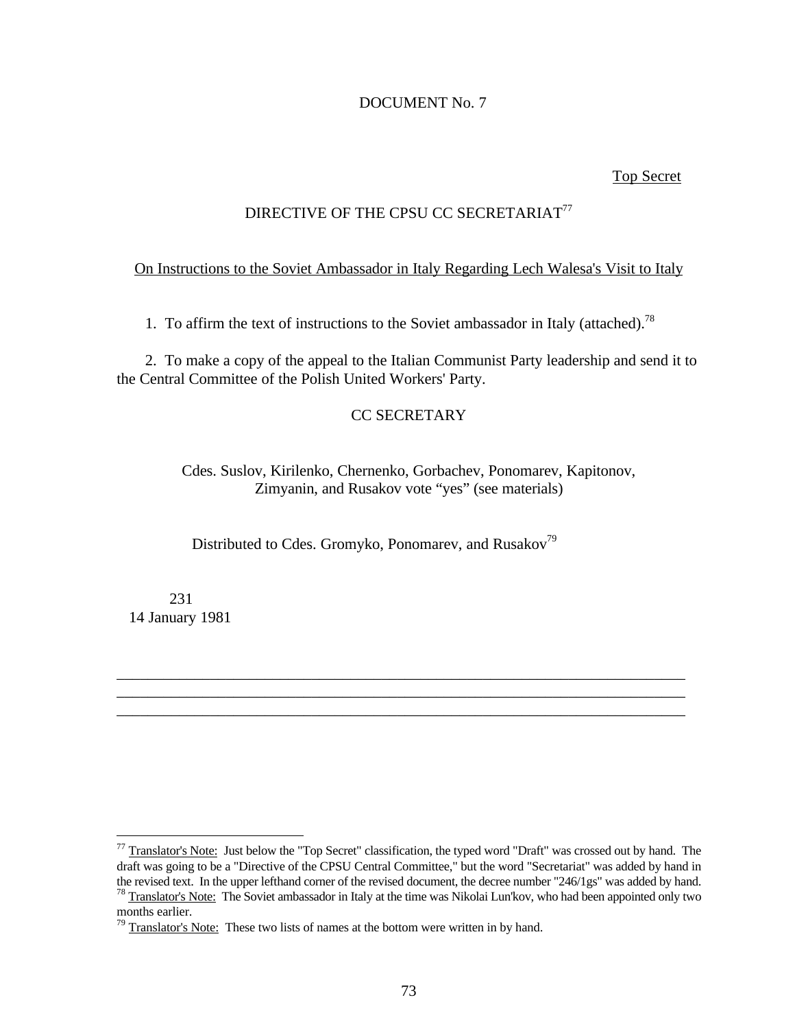DOCUMENT No. 7

Top Secret

## DIRECTIVE OF THE CPSU CC SECRETARIAT[77]

On Instructions to the Soviet Ambassador in Italy Regarding Lech Walesa's Visit to Italy

1. To affirm the text of instructions to the Soviet ambassador in Italy (attached).[78]

2. To make a copy of the appeal to the Italian Communist Party leadership and send it to the Central Committee of the Polish United Workers' Party.

CC SECRETARY

Cdes. Suslov, Kirilenko, Chernenko, Gorbachev, Ponomarev, Kapitonov, Zimyanin, and Rusakov vote "yes" (see materials)

Distributed to Cdes. Gromyko, Ponomarev, and Rusakov[79]

231
14 January 1981

---

[77] Translator's Note: Just below the "Top Secret" classification, the typed word "Draft" was crossed out by hand. The draft was going to be a "Directive of the CPSU Central Committee," but the word "Secretariat" was added by hand in the revised text. In the upper lefthand corner of the revised document, the decree number "246/1gs" was added by hand.

[78] Translator's Note: The Soviet ambassador in Italy at the time was Nikolai Lun'kov, who had been appointed only two months earlier.

[79] Translator's Note: These two lists of names at the bottom were written in by hand.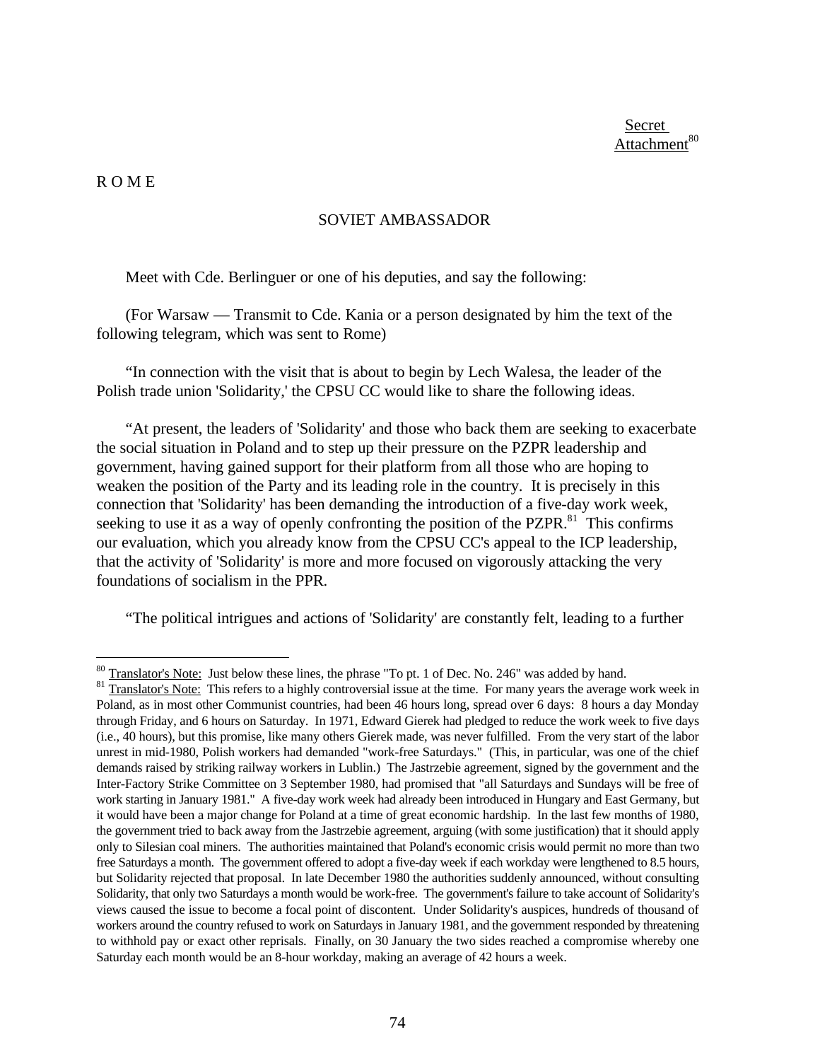Secret
Attachment[80]

R O M E

SOVIET AMBASSADOR

Meet with Cde. Berlinguer or one of his deputies, and say the following:

(For Warsaw — Transmit to Cde. Kania or a person designated by him the text of the following telegram, which was sent to Rome)

"In connection with the visit that is about to begin by Lech Walesa, the leader of the Polish trade union 'Solidarity,' the CPSU CC would like to share the following ideas.

"At present, the leaders of 'Solidarity' and those who back them are seeking to exacerbate the social situation in Poland and to step up their pressure on the PZPR leadership and government, having gained support for their platform from all those who are hoping to weaken the position of the Party and its leading role in the country. It is precisely in this connection that 'Solidarity' has been demanding the introduction of a five-day work week, seeking to use it as a way of openly confronting the position of the PZPR.[81] This confirms our evaluation, which you already know from the CPSU CC's appeal to the ICP leadership, that the activity of 'Solidarity' is more and more focused on vigorously attacking the very foundations of socialism in the PPR.

"The political intrigues and actions of 'Solidarity' are constantly felt, leading to a further

---

[80] Translator's Note: Just below these lines, the phrase "To pt. 1 of Dec. No. 246" was added by hand.

[81] Translator's Note: This refers to a highly controversial issue at the time. For many years the average work week in Poland, as in most other Communist countries, had been 46 hours long, spread over 6 days: 8 hours a day Monday through Friday, and 6 hours on Saturday. In 1971, Edward Gierek had pledged to reduce the work week to five days (i.e., 40 hours), but this promise, like many others Gierek made, was never fulfilled. From the very start of the labor unrest in mid-1980, Polish workers had demanded "work-free Saturdays." (This, in particular, was one of the chief demands raised by striking railway workers in Lublin.) The Jastrzebie agreement, signed by the government and the Inter-Factory Strike Committee on 3 September 1980, had promised that "all Saturdays and Sundays will be free of work starting in January 1981." A five-day work week had already been introduced in Hungary and East Germany, but it would have been a major change for Poland at a time of great economic hardship. In the last few months of 1980, the government tried to back away from the Jastrzebie agreement, arguing (with some justification) that it should apply only to Silesian coal miners. The authorities maintained that Poland's economic crisis would permit no more than two free Saturdays a month. The government offered to adopt a five-day week if each workday were lengthened to 8.5 hours, but Solidarity rejected that proposal. In late December 1980 the authorities suddenly announced, without consulting Solidarity, that only two Saturdays a month would be work-free. The government's failure to take account of Solidarity's views caused the issue to become a focal point of discontent. Under Solidarity's auspices, hundreds of thousand of workers around the country refused to work on Saturdays in January 1981, and the government responded by threatening to withhold pay or exact other reprisals. Finally, on 30 January the two sides reached a compromise whereby one Saturday each month would be an 8-hour workday, making an average of 42 hours a week.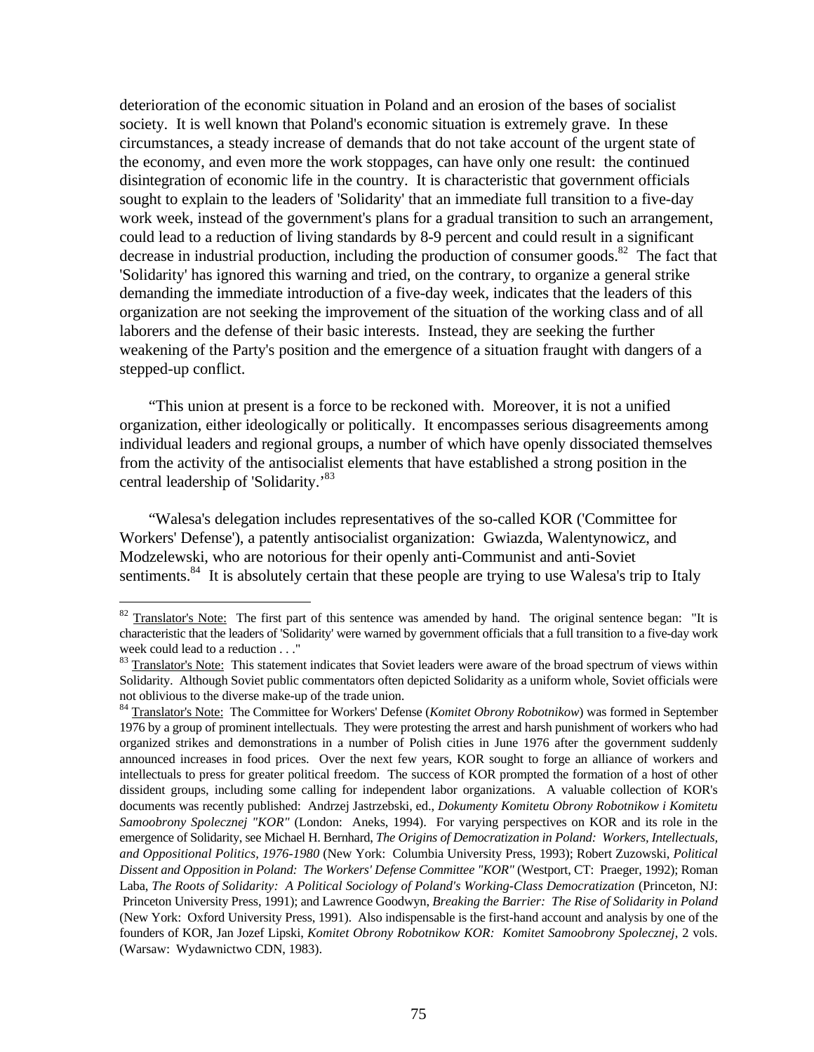deterioration of the economic situation in Poland and an erosion of the bases of socialist society. It is well known that Poland's economic situation is extremely grave. In these circumstances, a steady increase of demands that do not take account of the urgent state of the economy, and even more the work stoppages, can have only one result: the continued disintegration of economic life in the country. It is characteristic that government officials sought to explain to the leaders of 'Solidarity' that an immediate full transition to a five-day work week, instead of the government's plans for a gradual transition to such an arrangement, could lead to a reduction of living standards by 8-9 percent and could result in a significant decrease in industrial production, including the production of consumer goods.[82] The fact that 'Solidarity' has ignored this warning and tried, on the contrary, to organize a general strike demanding the immediate introduction of a five-day week, indicates that the leaders of this organization are not seeking the improvement of the situation of the working class and of all laborers and the defense of their basic interests. Instead, they are seeking the further weakening of the Party's position and the emergence of a situation fraught with dangers of a stepped-up conflict.

"This union at present is a force to be reckoned with. Moreover, it is not a unified organization, either ideologically or politically. It encompasses serious disagreements among individual leaders and regional groups, a number of which have openly dissociated themselves from the activity of the antisocialist elements that have established a strong position in the central leadership of 'Solidarity.'[83]

"Walesa's delegation includes representatives of the so-called KOR ('Committee for Workers' Defense'), a patently antisocialist organization: Gwiazda, Walentynowicz, and Modzelewski, who are notorious for their openly anti-Communist and anti-Soviet sentiments.[84] It is absolutely certain that these people are trying to use Walesa's trip to Italy

---

[82] Translator's Note: The first part of this sentence was amended by hand. The original sentence began: "It is characteristic that the leaders of 'Solidarity' were warned by government officials that a full transition to a five-day work week could lead to a reduction . . ."

[83] Translator's Note: This statement indicates that Soviet leaders were aware of the broad spectrum of views within Solidarity. Although Soviet public commentators often depicted Solidarity as a uniform whole, Soviet officials were not oblivious to the diverse make-up of the trade union.

[84] Translator's Note: The Committee for Workers' Defense (*Komitet Obrony Robotnikow*) was formed in September 1976 by a group of prominent intellectuals. They were protesting the arrest and harsh punishment of workers who had organized strikes and demonstrations in a number of Polish cities in June 1976 after the government suddenly announced increases in food prices. Over the next few years, KOR sought to forge an alliance of workers and intellectuals to press for greater political freedom. The success of KOR prompted the formation of a host of other dissident groups, including some calling for independent labor organizations. A valuable collection of KOR's documents was recently published: Andrzej Jastrzebski, ed., *Dokumenty Komitetu Obrony Robotnikow i Komitetu Samoobrony Spolecznej "KOR"* (London: Aneks, 1994). For varying perspectives on KOR and its role in the emergence of Solidarity, see Michael H. Bernhard, *The Origins of Democratization in Poland: Workers, Intellectuals, and Oppositional Politics, 1976-1980* (New York: Columbia University Press, 1993); Robert Zuzowski, *Political Dissent and Opposition in Poland: The Workers' Defense Committee "KOR"* (Westport, CT: Praeger, 1992); Roman Laba, *The Roots of Solidarity: A Political Sociology of Poland's Working-Class Democratization* (Princeton, NJ: Princeton University Press, 1991); and Lawrence Goodwyn, *Breaking the Barrier: The Rise of Solidarity in Poland* (New York: Oxford University Press, 1991). Also indispensable is the first-hand account and analysis by one of the founders of KOR, Jan Jozef Lipski, *Komitet Obrony Robotnikow KOR: Komitet Samoobrony Spolecznej*, 2 vols. (Warsaw: Wydawnictwo CDN, 1983).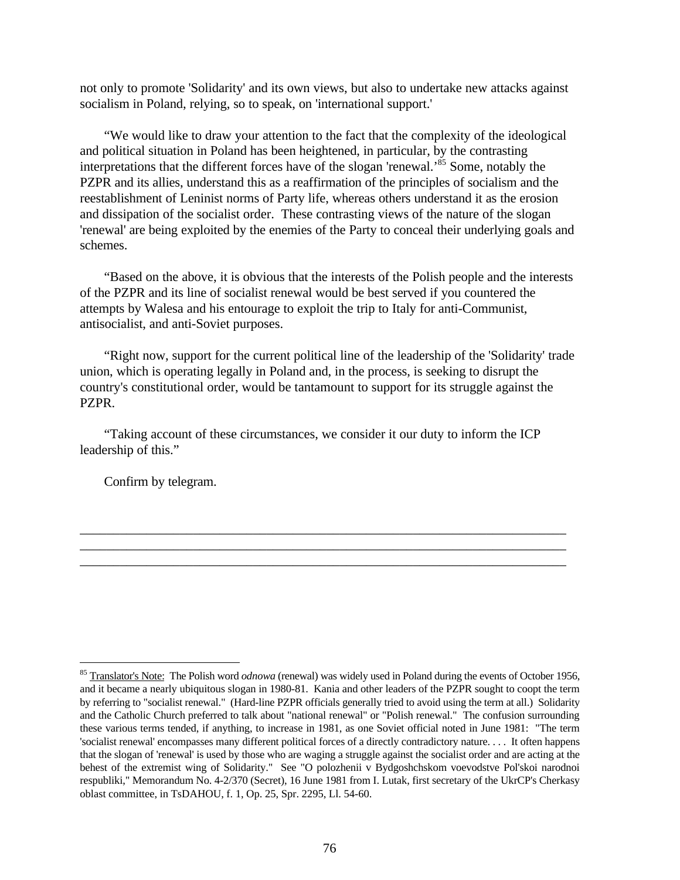not only to promote 'Solidarity' and its own views, but also to undertake new attacks against socialism in Poland, relying, so to speak, on 'international support.'

"We would like to draw your attention to the fact that the complexity of the ideological and political situation in Poland has been heightened, in particular, by the contrasting interpretations that the different forces have of the slogan 'renewal.'[85] Some, notably the PZPR and its allies, understand this as a reaffirmation of the principles of socialism and the reestablishment of Leninist norms of Party life, whereas others understand it as the erosion and dissipation of the socialist order. These contrasting views of the nature of the slogan 'renewal' are being exploited by the enemies of the Party to conceal their underlying goals and schemes.

"Based on the above, it is obvious that the interests of the Polish people and the interests of the PZPR and its line of socialist renewal would be best served if you countered the attempts by Walesa and his entourage to exploit the trip to Italy for anti-Communist, antisocialist, and anti-Soviet purposes.

"Right now, support for the current political line of the leadership of the 'Solidarity' trade union, which is operating legally in Poland and, in the process, is seeking to disrupt the country's constitutional order, would be tantamount to support for its struggle against the PZPR.

"Taking account of these circumstances, we consider it our duty to inform the ICP leadership of this."

Confirm by telegram.

---

---

---

[85] Translator's Note: The Polish word *odnowa* (renewal) was widely used in Poland during the events of October 1956, and it became a nearly ubiquitous slogan in 1980-81. Kania and other leaders of the PZPR sought to coopt the term by referring to "socialist renewal." (Hard-line PZPR officials generally tried to avoid using the term at all.) Solidarity and the Catholic Church preferred to talk about "national renewal" or "Polish renewal." The confusion surrounding these various terms tended, if anything, to increase in 1981, as one Soviet official noted in June 1981: "The term 'socialist renewal' encompasses many different political forces of a directly contradictory nature. . . . It often happens that the slogan of 'renewal' is used by those who are waging a struggle against the socialist order and are acting at the behest of the extremist wing of Solidarity." See "O polozhenii v Bydgoshchskom voevodstve Pol'skoi narodnoi respubliki," Memorandum No. 4-2/370 (Secret), 16 June 1981 from I. Lutak, first secretary of the UkrCP's Cherkasy oblast committee, in TsDAHOU, f. 1, Op. 25, Spr. 2295, Ll. 54-60.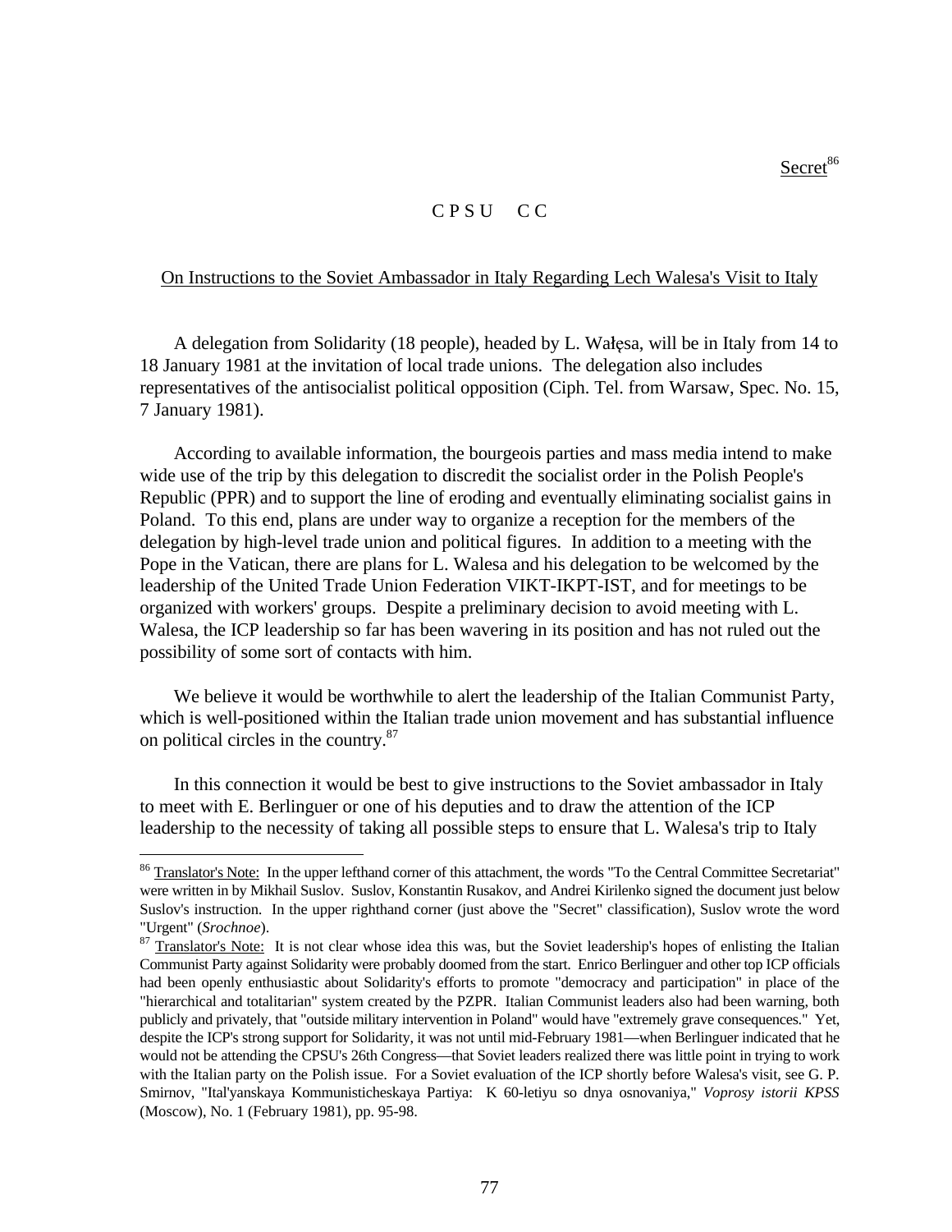Secret[86]

C P S U  C C

On Instructions to the Soviet Ambassador in Italy Regarding Lech Walesa's Visit to Italy

A delegation from Solidarity (18 people), headed by L. Wałęsa, will be in Italy from 14 to 18 January 1981 at the invitation of local trade unions. The delegation also includes representatives of the antisocialist political opposition (Ciph. Tel. from Warsaw, Spec. No. 15, 7 January 1981).

According to available information, the bourgeois parties and mass media intend to make wide use of the trip by this delegation to discredit the socialist order in the Polish People's Republic (PPR) and to support the line of eroding and eventually eliminating socialist gains in Poland. To this end, plans are under way to organize a reception for the members of the delegation by high-level trade union and political figures. In addition to a meeting with the Pope in the Vatican, there are plans for L. Walesa and his delegation to be welcomed by the leadership of the United Trade Union Federation VIKT-IKPT-IST, and for meetings to be organized with workers' groups. Despite a preliminary decision to avoid meeting with L. Walesa, the ICP leadership so far has been wavering in its position and has not ruled out the possibility of some sort of contacts with him.

We believe it would be worthwhile to alert the leadership of the Italian Communist Party, which is well-positioned within the Italian trade union movement and has substantial influence on political circles in the country.[87]

In this connection it would be best to give instructions to the Soviet ambassador in Italy to meet with E. Berlinguer or one of his deputies and to draw the attention of the ICP leadership to the necessity of taking all possible steps to ensure that L. Walesa's trip to Italy

---

[86] Translator's Note: In the upper lefthand corner of this attachment, the words "To the Central Committee Secretariat" were written in by Mikhail Suslov. Suslov, Konstantin Rusakov, and Andrei Kirilenko signed the document just below Suslov's instruction. In the upper righthand corner (just above the "Secret" classification), Suslov wrote the word "Urgent" (*Srochnoe*).

[87] Translator's Note: It is not clear whose idea this was, but the Soviet leadership's hopes of enlisting the Italian Communist Party against Solidarity were probably doomed from the start. Enrico Berlinguer and other top ICP officials had been openly enthusiastic about Solidarity's efforts to promote "democracy and participation" in place of the "hierarchical and totalitarian" system created by the PZPR. Italian Communist leaders also had been warning, both publicly and privately, that "outside military intervention in Poland" would have "extremely grave consequences." Yet, despite the ICP's strong support for Solidarity, it was not until mid-February 1981—when Berlinguer indicated that he would not be attending the CPSU's 26th Congress—that Soviet leaders realized there was little point in trying to work with the Italian party on the Polish issue. For a Soviet evaluation of the ICP shortly before Walesa's visit, see G. P. Smirnov, "Ital'yanskaya Kommunisticheskaya Partiya: K 60-letiyu so dnya osnovaniya," *Voprosy istorii KPSS* (Moscow), No. 1 (February 1981), pp. 95-98.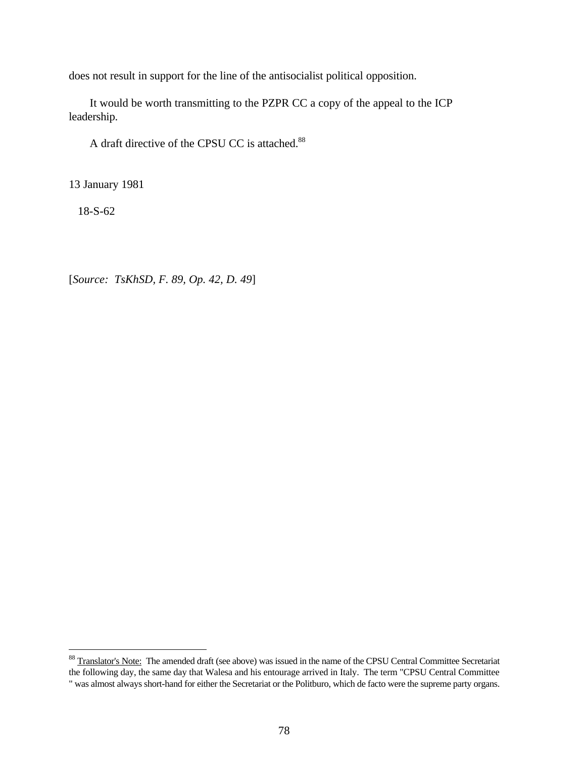does not result in support for the line of the antisocialist political opposition.

It would be worth transmitting to the PZPR CC a copy of the appeal to the ICP leadership.

A draft directive of the CPSU CC is attached.[88]

13 January 1981

18-S-62

[*Source: TsKhSD, F. 89, Op. 42, D. 49*]

---

[88] Translator's Note: The amended draft (see above) was issued in the name of the CPSU Central Committee Secretariat the following day, the same day that Walesa and his entourage arrived in Italy. The term "CPSU Central Committee " was almost always short-hand for either the Secretariat or the Politburo, which de facto were the supreme party organs.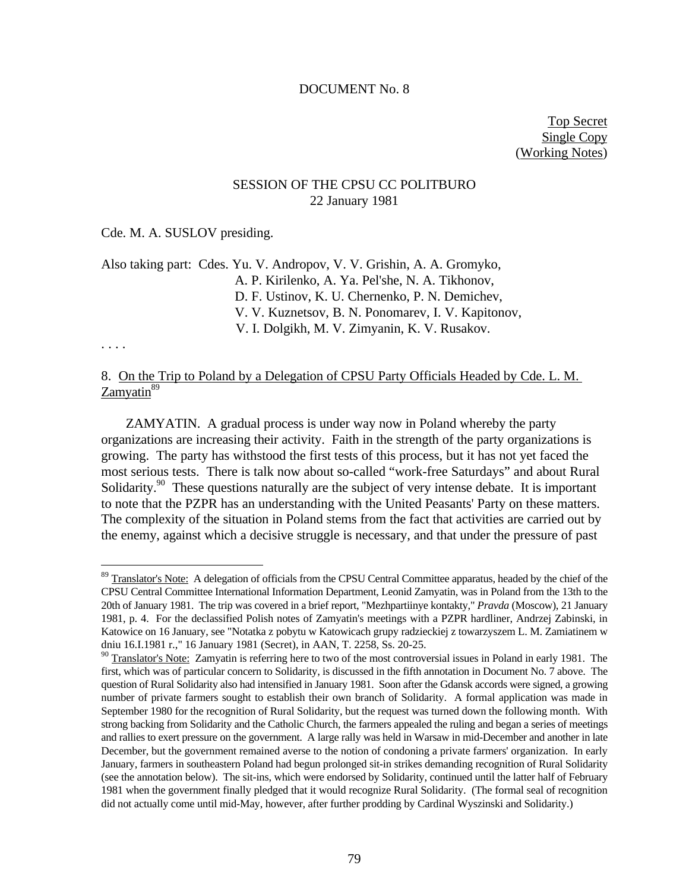DOCUMENT No. 8

Top Secret
Single Copy
(Working Notes)

SESSION OF THE CPSU CC POLITBURO
22 January 1981

Cde. M. A. SUSLOV presiding.

Also taking part: Cdes. Yu. V. Andropov, V. V. Grishin, A. A. Gromyko, A. P. Kirilenko, A. Ya. Pel'she, N. A. Tikhonov, D. F. Ustinov, K. U. Chernenko, P. N. Demichev, V. V. Kuznetsov, B. N. Ponomarev, I. V. Kapitonov, V. I. Dolgikh, M. V. Zimyanin, K. V. Rusakov.

. . . .

8. On the Trip to Poland by a Delegation of CPSU Party Officials Headed by Cde. L. M. Zamyatin[89]

ZAMYATIN. A gradual process is under way now in Poland whereby the party organizations are increasing their activity. Faith in the strength of the party organizations is growing. The party has withstood the first tests of this process, but it has not yet faced the most serious tests. There is talk now about so-called "work-free Saturdays" and about Rural Solidarity.[90] These questions naturally are the subject of very intense debate. It is important to note that the PZPR has an understanding with the United Peasants' Party on these matters. The complexity of the situation in Poland stems from the fact that activities are carried out by the enemy, against which a decisive struggle is necessary, and that under the pressure of past

---

[89] Translator's Note: A delegation of officials from the CPSU Central Committee apparatus, headed by the chief of the CPSU Central Committee International Information Department, Leonid Zamyatin, was in Poland from the 13th to the 20th of January 1981. The trip was covered in a brief report, "Mezhpartiinye kontakty," *Pravda* (Moscow), 21 January 1981, p. 4. For the declassified Polish notes of Zamyatin's meetings with a PZPR hardliner, Andrzej Zabinski, in Katowice on 16 January, see "Notatka z pobytu w Katowicach grupy radzieckiej z towarzyszem L. M. Zamiatinem w dniu 16.I.1981 r.," 16 January 1981 (Secret), in AAN, T. 2258, Ss. 20-25.

[90] Translator's Note: Zamyatin is referring here to two of the most controversial issues in Poland in early 1981. The first, which was of particular concern to Solidarity, is discussed in the fifth annotation in Document No. 7 above. The question of Rural Solidarity also had intensified in January 1981. Soon after the Gdansk accords were signed, a growing number of private farmers sought to establish their own branch of Solidarity. A formal application was made in September 1980 for the recognition of Rural Solidarity, but the request was turned down the following month. With strong backing from Solidarity and the Catholic Church, the farmers appealed the ruling and began a series of meetings and rallies to exert pressure on the government. A large rally was held in Warsaw in mid-December and another in late December, but the government remained averse to the notion of condoning a private farmers' organization. In early January, farmers in southeastern Poland had begun prolonged sit-in strikes demanding recognition of Rural Solidarity (see the annotation below). The sit-ins, which were endorsed by Solidarity, continued until the latter half of February 1981 when the government finally pledged that it would recognize Rural Solidarity. (The formal seal of recognition did not actually come until mid-May, however, after further prodding by Cardinal Wyszinski and Solidarity.)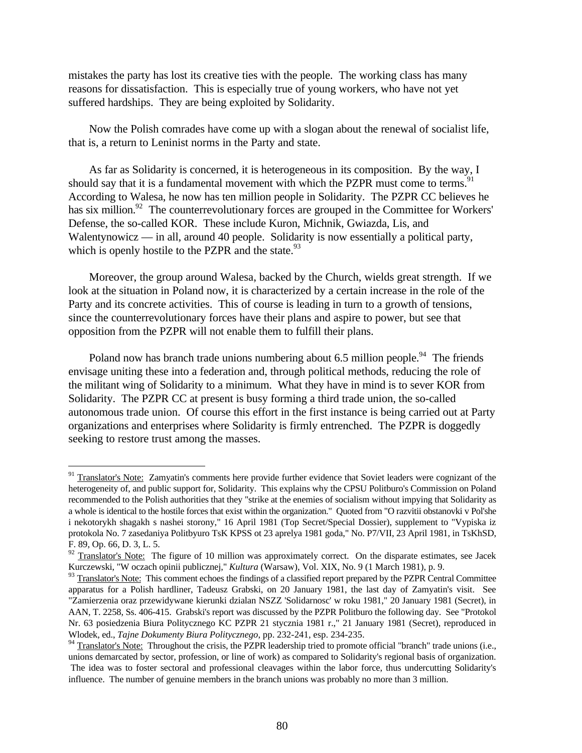mistakes the party has lost its creative ties with the people. The working class has many reasons for dissatisfaction. This is especially true of young workers, who have not yet suffered hardships. They are being exploited by Solidarity.

Now the Polish comrades have come up with a slogan about the renewal of socialist life, that is, a return to Leninist norms in the Party and state.

As far as Solidarity is concerned, it is heterogeneous in its composition. By the way, I should say that it is a fundamental movement with which the PZPR must come to terms.[91] According to Walesa, he now has ten million people in Solidarity. The PZPR CC believes he has six million.[92] The counterrevolutionary forces are grouped in the Committee for Workers' Defense, the so-called KOR. These include Kuron, Michnik, Gwiazda, Lis, and Walentynowicz — in all, around 40 people. Solidarity is now essentially a political party, which is openly hostile to the PZPR and the state.[93]

Moreover, the group around Walesa, backed by the Church, wields great strength. If we look at the situation in Poland now, it is characterized by a certain increase in the role of the Party and its concrete activities. This of course is leading in turn to a growth of tensions, since the counterrevolutionary forces have their plans and aspire to power, but see that opposition from the PZPR will not enable them to fulfill their plans.

Poland now has branch trade unions numbering about 6.5 million people.[94] The friends envisage uniting these into a federation and, through political methods, reducing the role of the militant wing of Solidarity to a minimum. What they have in mind is to sever KOR from Solidarity. The PZPR CC at present is busy forming a third trade union, the so-called autonomous trade union. Of course this effort in the first instance is being carried out at Party organizations and enterprises where Solidarity is firmly entrenched. The PZPR is doggedly seeking to restore trust among the masses.

---

[91] Translator's Note: Zamyatin's comments here provide further evidence that Soviet leaders were cognizant of the heterogeneity of, and public support for, Solidarity. This explains why the CPSU Politburo's Commission on Poland recommended to the Polish authorities that they "strike at the enemies of socialism without impying that Solidarity as a whole is identical to the hostile forces that exist within the organization." Quoted from "O razvitii obstanovki v Pol'she i nekotorykh shagakh s nashei storony," 16 April 1981 (Top Secret/Special Dossier), supplement to "Vypiska iz protokola No. 7 zasedaniya Politbyuro TsK KPSS ot 23 aprelya 1981 goda," No. P7/VII, 23 April 1981, in TsKhSD, F. 89, Op. 66, D. 3, L. 5.

[92] Translator's Note: The figure of 10 million was approximately correct. On the disparate estimates, see Jacek Kurczewski, "W oczach opinii publicznej," *Kultura* (Warsaw), Vol. XIX, No. 9 (1 March 1981), p. 9.

[93] Translator's Note: This comment echoes the findings of a classified report prepared by the PZPR Central Committee apparatus for a Polish hardliner, Tadeusz Grabski, on 20 January 1981, the last day of Zamyatin's visit. See "Zamierzenia oraz przewidywane kierunki dzialan NSZZ 'Solidarnosc' w roku 1981," 20 January 1981 (Secret), in AAN, T. 2258, Ss. 406-415. Grabski's report was discussed by the PZPR Politburo the following day. See "Protokol Nr. 63 posiedzenia Biura Politycznego KC PZPR 21 stycznia 1981 r.," 21 January 1981 (Secret), reproduced in Wlodek, ed., *Tajne Dokumenty Biura Politycznego*, pp. 232-241, esp. 234-235.

[94] Translator's Note: Throughout the crisis, the PZPR leadership tried to promote official "branch" trade unions (i.e., unions demarcated by sector, profession, or line of work) as compared to Solidarity's regional basis of organization. The idea was to foster sectoral and professional cleavages within the labor force, thus undercutting Solidarity's influence. The number of genuine members in the branch unions was probably no more than 3 million.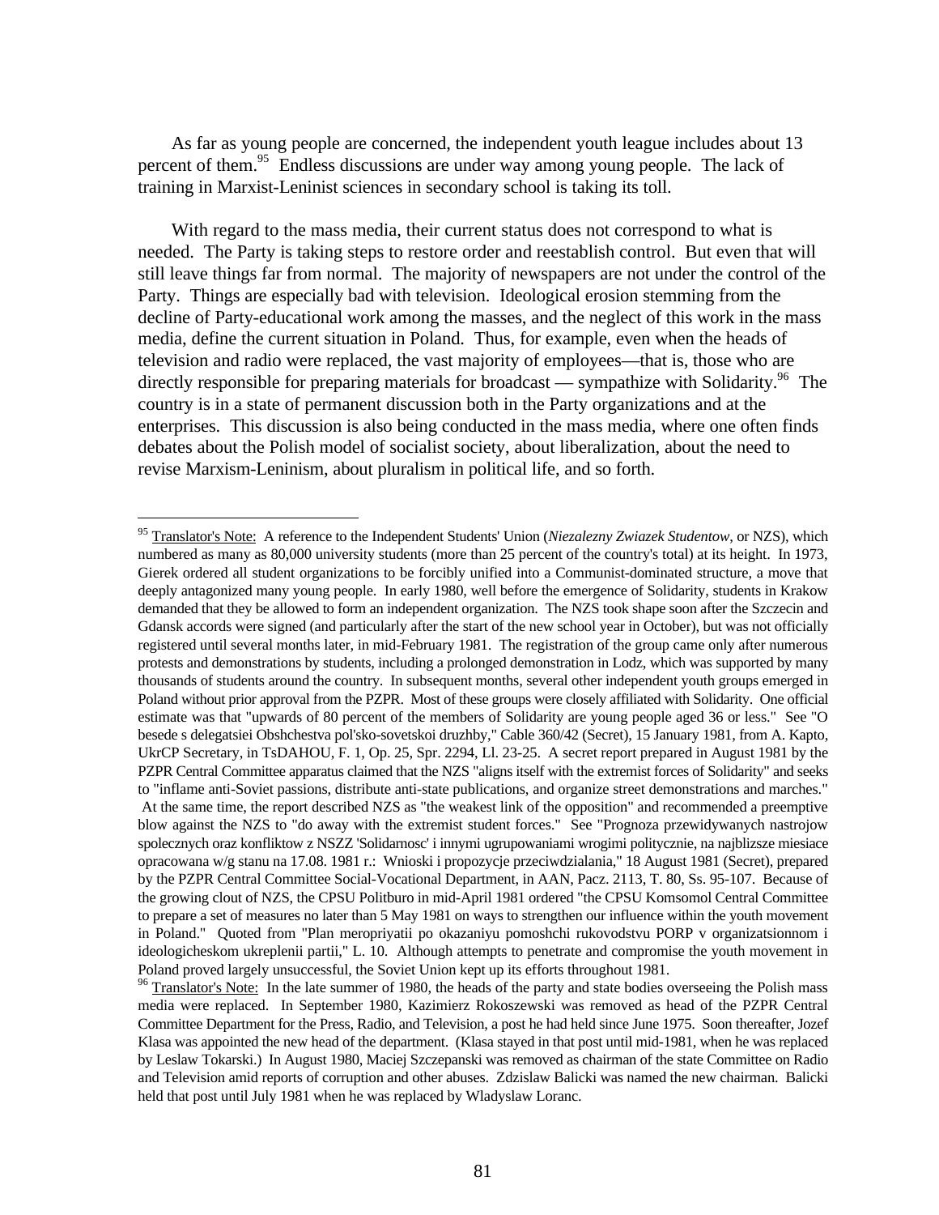As far as young people are concerned, the independent youth league includes about 13 percent of them.[95] Endless discussions are under way among young people. The lack of training in Marxist-Leninist sciences in secondary school is taking its toll.

With regard to the mass media, their current status does not correspond to what is needed. The Party is taking steps to restore order and reestablish control. But even that will still leave things far from normal. The majority of newspapers are not under the control of the Party. Things are especially bad with television. Ideological erosion stemming from the decline of Party-educational work among the masses, and the neglect of this work in the mass media, define the current situation in Poland. Thus, for example, even when the heads of television and radio were replaced, the vast majority of employees—that is, those who are directly responsible for preparing materials for broadcast — sympathize with Solidarity.[96] The country is in a state of permanent discussion both in the Party organizations and at the enterprises. This discussion is also being conducted in the mass media, where one often finds debates about the Polish model of socialist society, about liberalization, about the need to revise Marxism-Leninism, about pluralism in political life, and so forth.

---

[95] Translator's Note: A reference to the Independent Students' Union (*Niezalezny Zwiazek Studentow*, or NZS), which numbered as many as 80,000 university students (more than 25 percent of the country's total) at its height. In 1973, Gierek ordered all student organizations to be forcibly unified into a Communist-dominated structure, a move that deeply antagonized many young people. In early 1980, well before the emergence of Solidarity, students in Krakow demanded that they be allowed to form an independent organization. The NZS took shape soon after the Szczecin and Gdansk accords were signed (and particularly after the start of the new school year in October), but was not officially registered until several months later, in mid-February 1981. The registration of the group came only after numerous protests and demonstrations by students, including a prolonged demonstration in Lodz, which was supported by many thousands of students around the country. In subsequent months, several other independent youth groups emerged in Poland without prior approval from the PZPR. Most of these groups were closely affiliated with Solidarity. One official estimate was that "upwards of 80 percent of the members of Solidarity are young people aged 36 or less." See "O besede s delegatsiei Obshchestva pol'sko-sovetskoi druzhby," Cable 360/42 (Secret), 15 January 1981, from A. Kapto, UkrCP Secretary, in TsDAHOU, F. 1, Op. 25, Spr. 2294, Ll. 23-25. A secret report prepared in August 1981 by the PZPR Central Committee apparatus claimed that the NZS "aligns itself with the extremist forces of Solidarity" and seeks to "inflame anti-Soviet passions, distribute anti-state publications, and organize street demonstrations and marches." At the same time, the report described NZS as "the weakest link of the opposition" and recommended a preemptive blow against the NZS to "do away with the extremist student forces." See "Prognoza przewidywanych nastrojow spolecznych oraz konfliktow z NSZZ 'Solidarnosc' i innymi ugrupowaniami wrogimi politycznie, na najblizsze miesiace opracowana w/g stanu na 17.08. 1981 r.: Wnioski i propozycje przeciwdzialania," 18 August 1981 (Secret), prepared by the PZPR Central Committee Social-Vocational Department, in AAN, Pacz. 2113, T. 80, Ss. 95-107. Because of the growing clout of NZS, the CPSU Politburo in mid-April 1981 ordered "the CPSU Komsomol Central Committee to prepare a set of measures no later than 5 May 1981 on ways to strengthen our influence within the youth movement in Poland." Quoted from "Plan meropriyatii po okazaniyu pomoshchi rukovodstvu PORP v organizatsionnom i ideologicheskom ukreplenii partii," L. 10. Although attempts to penetrate and compromise the youth movement in Poland proved largely unsuccessful, the Soviet Union kept up its efforts throughout 1981.

[96] Translator's Note: In the late summer of 1980, the heads of the party and state bodies overseeing the Polish mass media were replaced. In September 1980, Kazimierz Rokoszewski was removed as head of the PZPR Central Committee Department for the Press, Radio, and Television, a post he had held since June 1975. Soon thereafter, Jozef Klasa was appointed the new head of the department. (Klasa stayed in that post until mid-1981, when he was replaced by Leslaw Tokarski.) In August 1980, Maciej Szczepanski was removed as chairman of the state Committee on Radio and Television amid reports of corruption and other abuses. Zdzislaw Balicki was named the new chairman. Balicki held that post until July 1981 when he was replaced by Wladyslaw Loranc.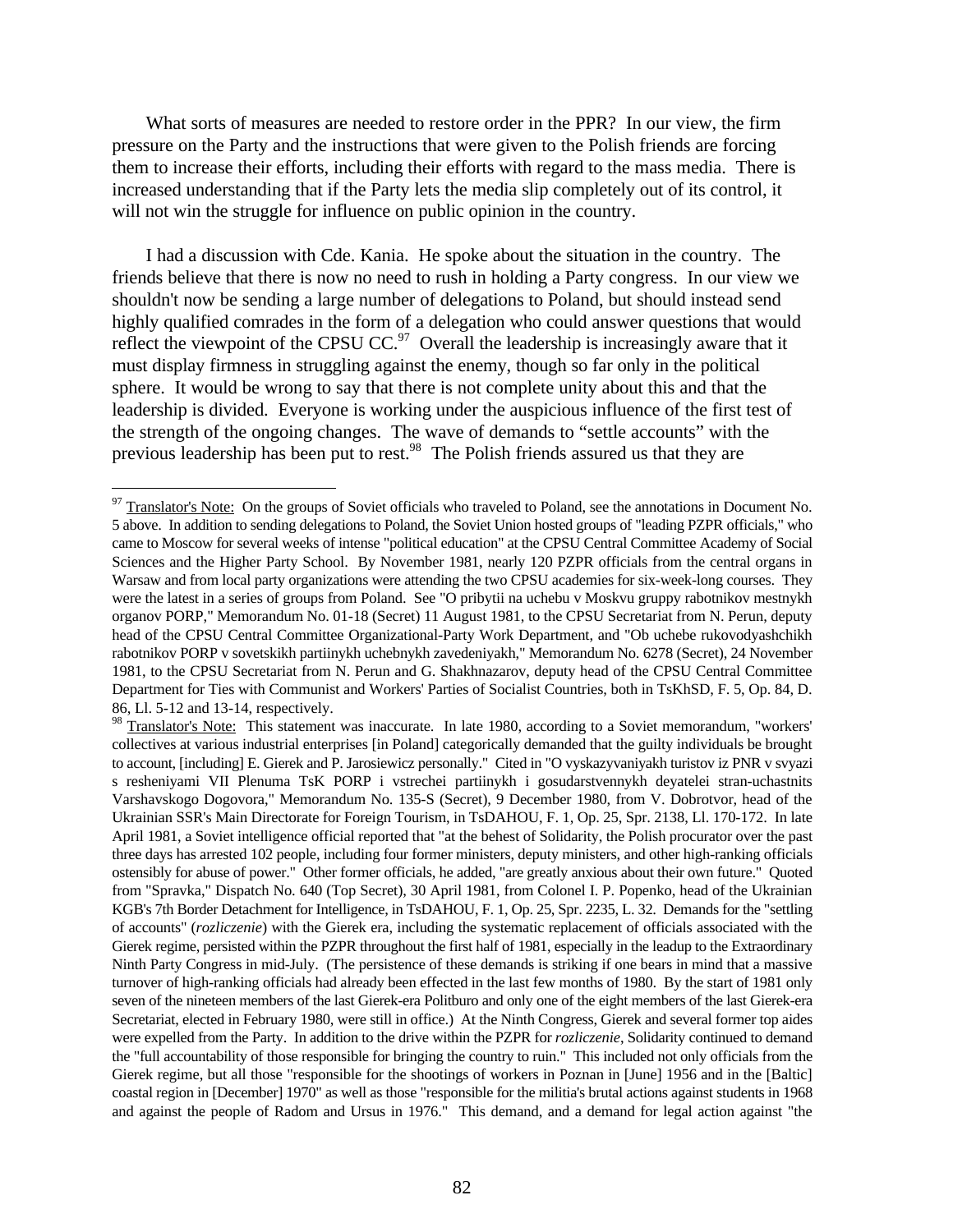What sorts of measures are needed to restore order in the PPR? In our view, the firm pressure on the Party and the instructions that were given to the Polish friends are forcing them to increase their efforts, including their efforts with regard to the mass media. There is increased understanding that if the Party lets the media slip completely out of its control, it will not win the struggle for influence on public opinion in the country.

I had a discussion with Cde. Kania. He spoke about the situation in the country. The friends believe that there is now no need to rush in holding a Party congress. In our view we shouldn't now be sending a large number of delegations to Poland, but should instead send highly qualified comrades in the form of a delegation who could answer questions that would reflect the viewpoint of the CPSU CC.[97] Overall the leadership is increasingly aware that it must display firmness in struggling against the enemy, though so far only in the political sphere. It would be wrong to say that there is not complete unity about this and that the leadership is divided. Everyone is working under the auspicious influence of the first test of the strength of the ongoing changes. The wave of demands to "settle accounts" with the previous leadership has been put to rest.[98] The Polish friends assured us that they are

---

[97] Translator's Note: On the groups of Soviet officials who traveled to Poland, see the annotations in Document No. 5 above. In addition to sending delegations to Poland, the Soviet Union hosted groups of "leading PZPR officials," who came to Moscow for several weeks of intense "political education" at the CPSU Central Committee Academy of Social Sciences and the Higher Party School. By November 1981, nearly 120 PZPR officials from the central organs in Warsaw and from local party organizations were attending the two CPSU academies for six-week-long courses. They were the latest in a series of groups from Poland. See "O pribytii na uchebu v Moskvu gruppy rabotnikov mestnykh organov PORP," Memorandum No. 01-18 (Secret) 11 August 1981, to the CPSU Secretariat from N. Perun, deputy head of the CPSU Central Committee Organizational-Party Work Department, and "Ob uchebe rukovodyashchikh rabotnikov PORP v sovetskikh partiinykh uchebnykh zavedeniyakh," Memorandum No. 6278 (Secret), 24 November 1981, to the CPSU Secretariat from N. Perun and G. Shakhnazarov, deputy head of the CPSU Central Committee Department for Ties with Communist and Workers' Parties of Socialist Countries, both in TsKhSD, F. 5, Op. 84, D. 86, Ll. 5-12 and 13-14, respectively.

[98] Translator's Note: This statement was inaccurate. In late 1980, according to a Soviet memorandum, "workers' collectives at various industrial enterprises [in Poland] categorically demanded that the guilty individuals be brought to account, [including] E. Gierek and P. Jarosiewicz personally." Cited in "O vyskazyvaniyakh turistov iz PNR v svyazi s resheniyami VII Plenuma TsK PORP i vstrechei partiinykh i gosudarstvennykh deyatelei stran-uchastnits Varshavskogo Dogovora," Memorandum No. 135-S (Secret), 9 December 1980, from V. Dobrotvor, head of the Ukrainian SSR's Main Directorate for Foreign Tourism, in TsDAHOU, F. 1, Op. 25, Spr. 2138, Ll. 170-172. In late April 1981, a Soviet intelligence official reported that "at the behest of Solidarity, the Polish procurator over the past three days has arrested 102 people, including four former ministers, deputy ministers, and other high-ranking officials ostensibly for abuse of power." Other former officials, he added, "are greatly anxious about their own future." Quoted from "Spravka," Dispatch No. 640 (Top Secret), 30 April 1981, from Colonel I. P. Popenko, head of the Ukrainian KGB's 7th Border Detachment for Intelligence, in TsDAHOU, F. 1, Op. 25, Spr. 2235, L. 32. Demands for the "settling of accounts" (*rozliczenie*) with the Gierek era, including the systematic replacement of officials associated with the Gierek regime, persisted within the PZPR throughout the first half of 1981, especially in the leadup to the Extraordinary Ninth Party Congress in mid-July. (The persistence of these demands is striking if one bears in mind that a massive turnover of high-ranking officials had already been effected in the last few months of 1980. By the start of 1981 only seven of the nineteen members of the last Gierek-era Politburo and only one of the eight members of the last Gierek-era Secretariat, elected in February 1980, were still in office.) At the Ninth Congress, Gierek and several former top aides were expelled from the Party. In addition to the drive within the PZPR for *rozliczenie*, Solidarity continued to demand the "full accountability of those responsible for bringing the country to ruin." This included not only officials from the Gierek regime, but all those "responsible for the shootings of workers in Poznan in [June] 1956 and in the [Baltic] coastal region in [December] 1970" as well as those "responsible for the militia's brutal actions against students in 1968 and against the people of Radom and Ursus in 1976." This demand, and a demand for legal action against "the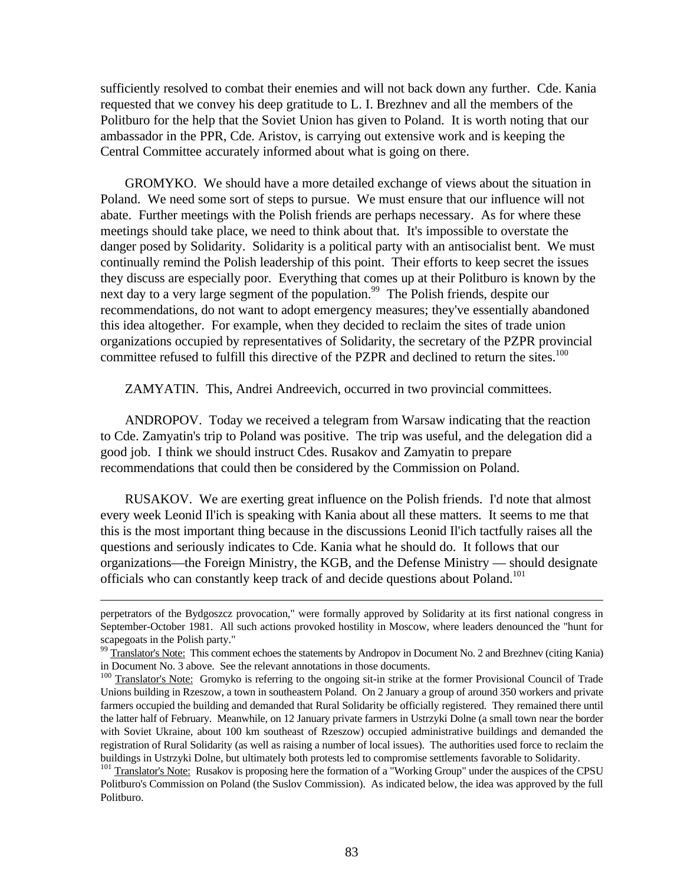sufficiently resolved to combat their enemies and will not back down any further. Cde. Kania requested that we convey his deep gratitude to L. I. Brezhnev and all the members of the Politburo for the help that the Soviet Union has given to Poland. It is worth noting that our ambassador in the PPR, Cde. Aristov, is carrying out extensive work and is keeping the Central Committee accurately informed about what is going on there.

GROMYKO. We should have a more detailed exchange of views about the situation in Poland. We need some sort of steps to pursue. We must ensure that our influence will not abate. Further meetings with the Polish friends are perhaps necessary. As for where these meetings should take place, we need to think about that. It's impossible to overstate the danger posed by Solidarity. Solidarity is a political party with an antisocialist bent. We must continually remind the Polish leadership of this point. Their efforts to keep secret the issues they discuss are especially poor. Everything that comes up at their Politburo is known by the next day to a very large segment of the population.[99] The Polish friends, despite our recommendations, do not want to adopt emergency measures; they've essentially abandoned this idea altogether. For example, when they decided to reclaim the sites of trade union organizations occupied by representatives of Solidarity, the secretary of the PZPR provincial committee refused to fulfill this directive of the PZPR and declined to return the sites.[100]

ZAMYATIN. This, Andrei Andreevich, occurred in two provincial committees.

ANDROPOV. Today we received a telegram from Warsaw indicating that the reaction to Cde. Zamyatin's trip to Poland was positive. The trip was useful, and the delegation did a good job. I think we should instruct Cdes. Rusakov and Zamyatin to prepare recommendations that could then be considered by the Commission on Poland.

RUSAKOV. We are exerting great influence on the Polish friends. I'd note that almost every week Leonid Il'ich is speaking with Kania about all these matters. It seems to me that this is the most important thing because in the discussions Leonid Il'ich tactfully raises all the questions and seriously indicates to Cde. Kania what he should do. It follows that our organizations—the Foreign Ministry, the KGB, and the Defense Ministry — should designate officials who can constantly keep track of and decide questions about Poland.[101]

---

perpetrators of the Bydgoszcz provocation," were formally approved by Solidarity at its first national congress in September-October 1981. All such actions provoked hostility in Moscow, where leaders denounced the "hunt for scapegoats in the Polish party."

[99] Translator's Note: This comment echoes the statements by Andropov in Document No. 2 and Brezhnev (citing Kania) in Document No. 3 above. See the relevant annotations in those documents.

[100] Translator's Note: Gromyko is referring to the ongoing sit-in strike at the former Provisional Council of Trade Unions building in Rzeszow, a town in southeastern Poland. On 2 January a group of around 350 workers and private farmers occupied the building and demanded that Rural Solidarity be officially registered. They remained there until the latter half of February. Meanwhile, on 12 January private farmers in Ustrzyki Dolne (a small town near the border with Soviet Ukraine, about 100 km southeast of Rzeszow) occupied administrative buildings and demanded the registration of Rural Solidarity (as well as raising a number of local issues). The authorities used force to reclaim the buildings in Ustrzyki Dolne, but ultimately both protests led to compromise settlements favorable to Solidarity.

[101] Translator's Note: Rusakov is proposing here the formation of a "Working Group" under the auspices of the CPSU Politburo's Commission on Poland (the Suslov Commission). As indicated below, the idea was approved by the full Politburo.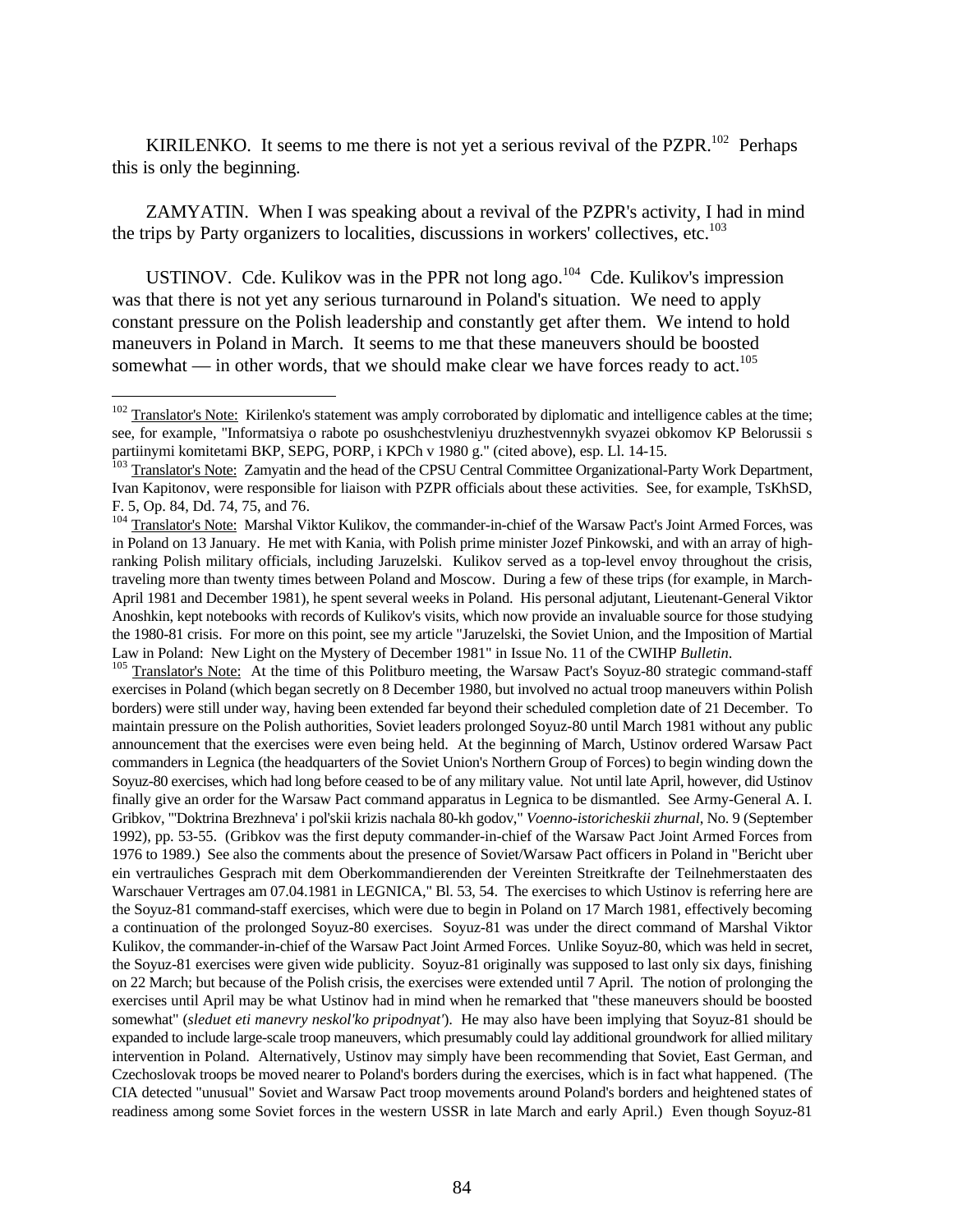KIRILENKO. It seems to me there is not yet a serious revival of the PZPR.[102] Perhaps this is only the beginning.

ZAMYATIN. When I was speaking about a revival of the PZPR's activity, I had in mind the trips by Party organizers to localities, discussions in workers' collectives, etc.[103]

USTINOV. Cde. Kulikov was in the PPR not long ago.[104] Cde. Kulikov's impression was that there is not yet any serious turnaround in Poland's situation. We need to apply constant pressure on the Polish leadership and constantly get after them. We intend to hold maneuvers in Poland in March. It seems to me that these maneuvers should be boosted somewhat — in other words, that we should make clear we have forces ready to act.[105]

---

[102] Translator's Note: Kirilenko's statement was amply corroborated by diplomatic and intelligence cables at the time; see, for example, "Informatsiya o rabote po osushchestvleniyu druzhestvennykh svyazei obkomov KP Belorussii s partiinymi komitetami BKP, SEPG, PORP, i KPCh v 1980 g." (cited above), esp. Ll. 14-15.

[103] Translator's Note: Zamyatin and the head of the CPSU Central Committee Organizational-Party Work Department, Ivan Kapitonov, were responsible for liaison with PZPR officials about these activities. See, for example, TsKhSD, F. 5, Op. 84, Dd. 74, 75, and 76.

[104] Translator's Note: Marshal Viktor Kulikov, the commander-in-chief of the Warsaw Pact's Joint Armed Forces, was in Poland on 13 January. He met with Kania, with Polish prime minister Jozef Pinkowski, and with an array of high-ranking Polish military officials, including Jaruzelski. Kulikov served as a top-level envoy throughout the crisis, traveling more than twenty times between Poland and Moscow. During a few of these trips (for example, in March-April 1981 and December 1981), he spent several weeks in Poland. His personal adjutant, Lieutenant-General Viktor Anoshkin, kept notebooks with records of Kulikov's visits, which now provide an invaluable source for those studying the 1980-81 crisis. For more on this point, see my article "Jaruzelski, the Soviet Union, and the Imposition of Martial Law in Poland: New Light on the Mystery of December 1981" in Issue No. 11 of the CWIHP *Bulletin*.

[105] Translator's Note: At the time of this Politburo meeting, the Warsaw Pact's Soyuz-80 strategic command-staff exercises in Poland (which began secretly on 8 December 1980, but involved no actual troop maneuvers within Polish borders) were still under way, having been extended far beyond their scheduled completion date of 21 December. To maintain pressure on the Polish authorities, Soviet leaders prolonged Soyuz-80 until March 1981 without any public announcement that the exercises were even being held. At the beginning of March, Ustinov ordered Warsaw Pact commanders in Legnica (the headquarters of the Soviet Union's Northern Group of Forces) to begin winding down the Soyuz-80 exercises, which had long before ceased to be of any military value. Not until late April, however, did Ustinov finally give an order for the Warsaw Pact command apparatus in Legnica to be dismantled. See Army-General A. I. Gribkov, "'Doktrina Brezhneva' i pol'skii krizis nachala 80-kh godov," *Voenno-istoricheskii zhurnal*, No. 9 (September 1992), pp. 53-55. (Gribkov was the first deputy commander-in-chief of the Warsaw Pact Joint Armed Forces from 1976 to 1989.) See also the comments about the presence of Soviet/Warsaw Pact officers in Poland in "Bericht uber ein vertrauliches Gesprach mit dem Oberkommandierenden der Vereinten Streitkrafte der Teilnehmerstaaten des Warschauer Vertrages am 07.04.1981 in LEGNICA," Bl. 53, 54. The exercises to which Ustinov is referring here are the Soyuz-81 command-staff exercises, which were due to begin in Poland on 17 March 1981, effectively becoming a continuation of the prolonged Soyuz-80 exercises. Soyuz-81 was under the direct command of Marshal Viktor Kulikov, the commander-in-chief of the Warsaw Pact Joint Armed Forces. Unlike Soyuz-80, which was held in secret, the Soyuz-81 exercises were given wide publicity. Soyuz-81 originally was supposed to last only six days, finishing on 22 March; but because of the Polish crisis, the exercises were extended until 7 April. The notion of prolonging the exercises until April may be what Ustinov had in mind when he remarked that "these maneuvers should be boosted somewhat" (*sleduet eti manevry neskol'ko pripodnyat'*). He may also have been implying that Soyuz-81 should be expanded to include large-scale troop maneuvers, which presumably could lay additional groundwork for allied military intervention in Poland. Alternatively, Ustinov may simply have been recommending that Soviet, East German, and Czechoslovak troops be moved nearer to Poland's borders during the exercises, which is in fact what happened. (The CIA detected "unusual" Soviet and Warsaw Pact troop movements around Poland's borders and heightened states of readiness among some Soviet forces in the western USSR in late March and early April.) Even though Soyuz-81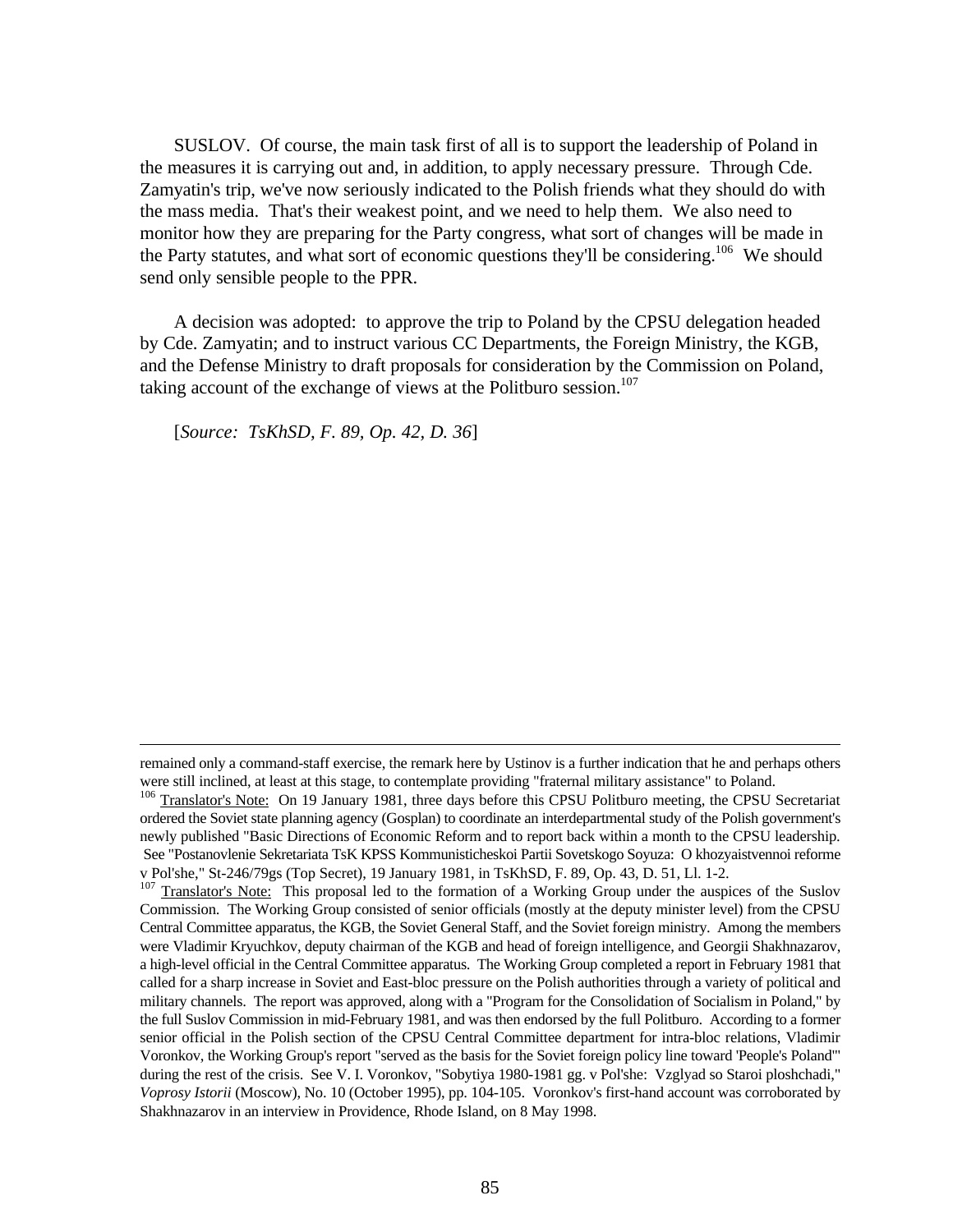SUSLOV. Of course, the main task first of all is to support the leadership of Poland in the measures it is carrying out and, in addition, to apply necessary pressure. Through Cde. Zamyatin's trip, we've now seriously indicated to the Polish friends what they should do with the mass media. That's their weakest point, and we need to help them. We also need to monitor how they are preparing for the Party congress, what sort of changes will be made in the Party statutes, and what sort of economic questions they'll be considering.[106] We should send only sensible people to the PPR.

A decision was adopted: to approve the trip to Poland by the CPSU delegation headed by Cde. Zamyatin; and to instruct various CC Departments, the Foreign Ministry, the KGB, and the Defense Ministry to draft proposals for consideration by the Commission on Poland, taking account of the exchange of views at the Politburo session.[107]

[*Source: TsKhSD, F. 89, Op. 42, D. 36*]

---

remained only a command-staff exercise, the remark here by Ustinov is a further indication that he and perhaps others were still inclined, at least at this stage, to contemplate providing "fraternal military assistance" to Poland.

[106] Translator's Note: On 19 January 1981, three days before this CPSU Politburo meeting, the CPSU Secretariat ordered the Soviet state planning agency (Gosplan) to coordinate an interdepartmental study of the Polish government's newly published "Basic Directions of Economic Reform and to report back within a month to the CPSU leadership. See "Postanovlenie Sekretariata TsK KPSS Kommunisticheskoi Partii Sovetskogo Soyuza: O khozyaistvennoi reforme v Pol'she," St-246/79gs (Top Secret), 19 January 1981, in TsKhSD, F. 89, Op. 43, D. 51, Ll. 1-2.

[107] Translator's Note: This proposal led to the formation of a Working Group under the auspices of the Suslov Commission. The Working Group consisted of senior officials (mostly at the deputy minister level) from the CPSU Central Committee apparatus, the KGB, the Soviet General Staff, and the Soviet foreign ministry. Among the members were Vladimir Kryuchkov, deputy chairman of the KGB and head of foreign intelligence, and Georgii Shakhnazarov, a high-level official in the Central Committee apparatus. The Working Group completed a report in February 1981 that called for a sharp increase in Soviet and East-bloc pressure on the Polish authorities through a variety of political and military channels. The report was approved, along with a "Program for the Consolidation of Socialism in Poland," by the full Suslov Commission in mid-February 1981, and was then endorsed by the full Politburo. According to a former senior official in the Polish section of the CPSU Central Committee department for intra-bloc relations, Vladimir Voronkov, the Working Group's report "served as the basis for the Soviet foreign policy line toward 'People's Poland'" during the rest of the crisis. See V. I. Voronkov, "Sobytiya 1980-1981 gg. v Pol'she: Vzglyad so Staroi ploshchadi," *Voprosy Istorii* (Moscow), No. 10 (October 1995), pp. 104-105. Voronkov's first-hand account was corroborated by Shakhnazarov in an interview in Providence, Rhode Island, on 8 May 1998.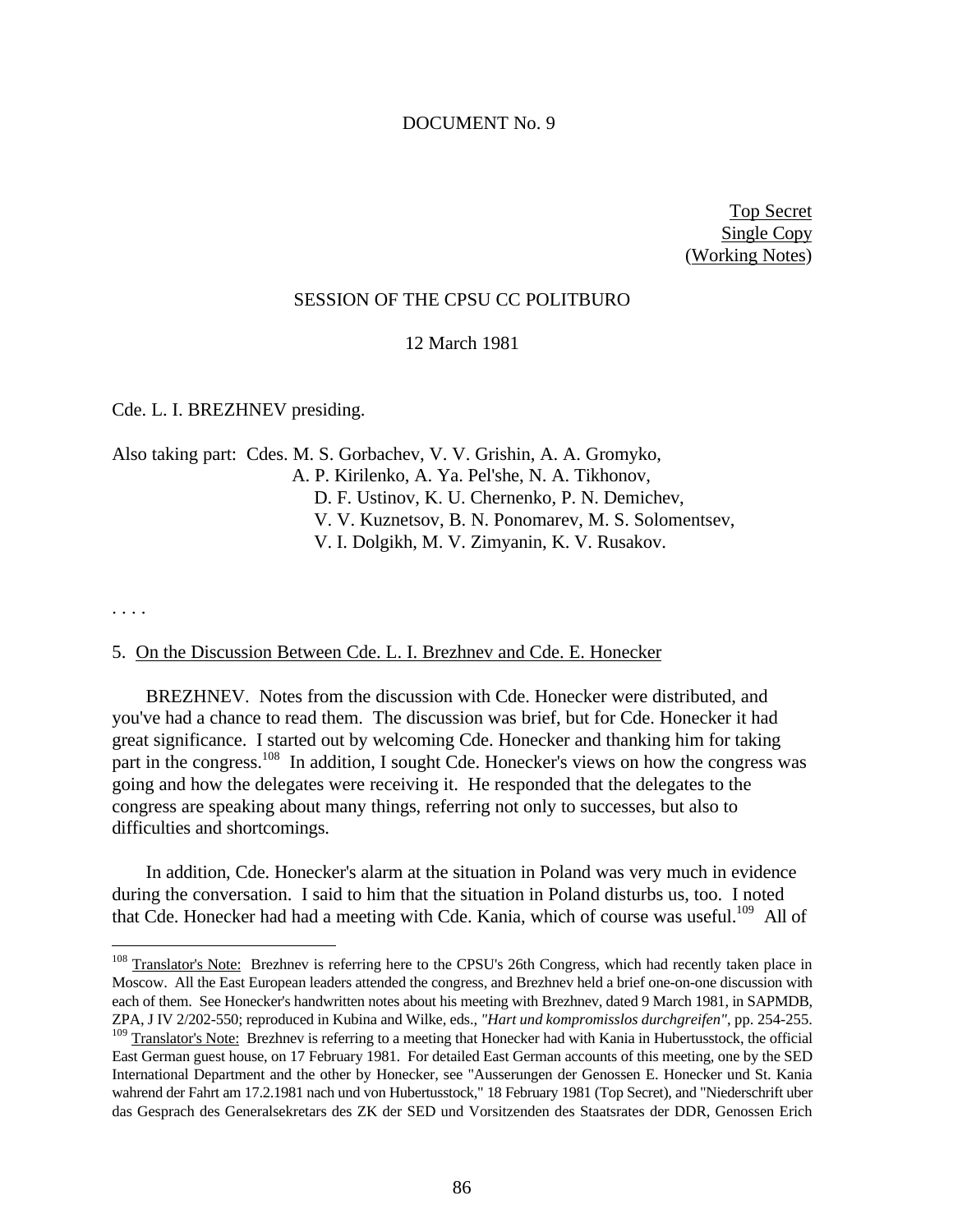DOCUMENT No. 9

Top Secret
Single Copy
(Working Notes)

SESSION OF THE CPSU CC POLITBURO

12 March 1981

Cde. L. I. BREZHNEV presiding.

Also taking part: Cdes. M. S. Gorbachev, V. V. Grishin, A. A. Gromyko, A. P. Kirilenko, A. Ya. Pel'she, N. A. Tikhonov, D. F. Ustinov, K. U. Chernenko, P. N. Demichev, V. V. Kuznetsov, B. N. Ponomarev, M. S. Solomentsev, V. I. Dolgikh, M. V. Zimyanin, K. V. Rusakov.

. . . .

5. On the Discussion Between Cde. L. I. Brezhnev and Cde. E. Honecker

BREZHNEV. Notes from the discussion with Cde. Honecker were distributed, and you've had a chance to read them. The discussion was brief, but for Cde. Honecker it had great significance. I started out by welcoming Cde. Honecker and thanking him for taking part in the congress.[108] In addition, I sought Cde. Honecker's views on how the congress was going and how the delegates were receiving it. He responded that the delegates to the congress are speaking about many things, referring not only to successes, but also to difficulties and shortcomings.

In addition, Cde. Honecker's alarm at the situation in Poland was very much in evidence during the conversation. I said to him that the situation in Poland disturbs us, too. I noted that Cde. Honecker had had a meeting with Cde. Kania, which of course was useful.[109] All of

[108] Translator's Note: Brezhnev is referring here to the CPSU's 26th Congress, which had recently taken place in Moscow. All the East European leaders attended the congress, and Brezhnev held a brief one-on-one discussion with each of them. See Honecker's handwritten notes about his meeting with Brezhnev, dated 9 March 1981, in SAPMDB, ZPA, J IV 2/202-550; reproduced in Kubina and Wilke, eds., *"Hart und kompromisslos durchgreifen"*, pp. 254-255.

[109] Translator's Note: Brezhnev is referring to a meeting that Honecker had with Kania in Hubertusstock, the official East German guest house, on 17 February 1981. For detailed East German accounts of this meeting, one by the SED International Department and the other by Honecker, see "Ausserungen der Genossen E. Honecker und St. Kania wahrend der Fahrt am 17.2.1981 nach und von Hubertusstock," 18 February 1981 (Top Secret), and "Niederschrift uber das Gesprach des Generalsekretars des ZK der SED und Vorsitzenden des Staatsrates der DDR, Genossen Erich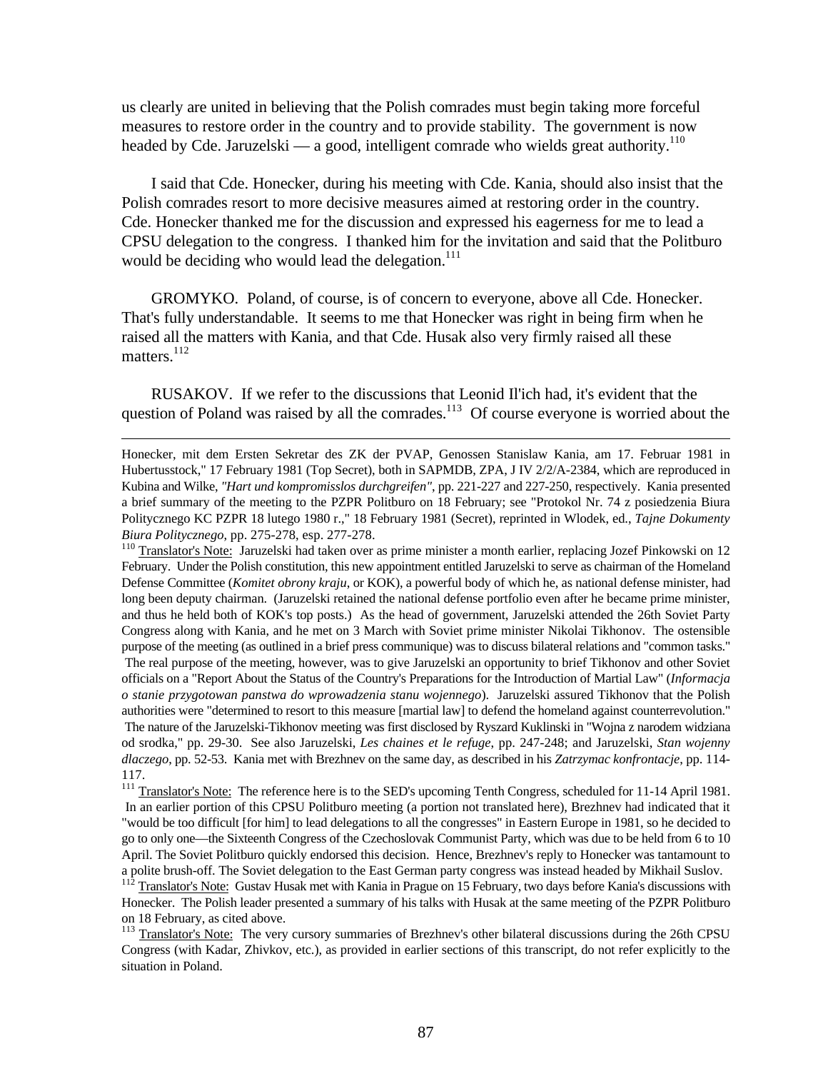us clearly are united in believing that the Polish comrades must begin taking more forceful measures to restore order in the country and to provide stability. The government is now headed by Cde. Jaruzelski — a good, intelligent comrade who wields great authority.[110]

I said that Cde. Honecker, during his meeting with Cde. Kania, should also insist that the Polish comrades resort to more decisive measures aimed at restoring order in the country. Cde. Honecker thanked me for the discussion and expressed his eagerness for me to lead a CPSU delegation to the congress. I thanked him for the invitation and said that the Politburo would be deciding who would lead the delegation.[111]

GROMYKO. Poland, of course, is of concern to everyone, above all Cde. Honecker. That's fully understandable. It seems to me that Honecker was right in being firm when he raised all the matters with Kania, and that Cde. Husak also very firmly raised all these matters.[112]

RUSAKOV. If we refer to the discussions that Leonid Il'ich had, it's evident that the question of Poland was raised by all the comrades.[113] Of course everyone is worried about the

---

Honecker, mit dem Ersten Sekretar des ZK der PVAP, Genossen Stanislaw Kania, am 17. Februar 1981 in Hubertusstock," 17 February 1981 (Top Secret), both in SAPMDB, ZPA, J IV 2/2/A-2384, which are reproduced in Kubina and Wilke, *"Hart und kompromisslos durchgreifen"*, pp. 221-227 and 227-250, respectively. Kania presented a brief summary of the meeting to the PZPR Politburo on 18 February; see "Protokol Nr. 74 z posiedzenia Biura Politycznego KC PZPR 18 lutego 1980 r.," 18 February 1981 (Secret), reprinted in Wlodek, ed., *Tajne Dokumenty Biura Politycznego*, pp. 275-278, esp. 277-278.

[110] Translator's Note: Jaruzelski had taken over as prime minister a month earlier, replacing Jozef Pinkowski on 12 February. Under the Polish constitution, this new appointment entitled Jaruzelski to serve as chairman of the Homeland Defense Committee (*Komitet obrony kraju*, or KOK), a powerful body of which he, as national defense minister, had long been deputy chairman. (Jaruzelski retained the national defense portfolio even after he became prime minister, and thus he held both of KOK's top posts.) As the head of government, Jaruzelski attended the 26th Soviet Party Congress along with Kania, and he met on 3 March with Soviet prime minister Nikolai Tikhonov. The ostensible purpose of the meeting (as outlined in a brief press communique) was to discuss bilateral relations and "common tasks." The real purpose of the meeting, however, was to give Jaruzelski an opportunity to brief Tikhonov and other Soviet officials on a "Report About the Status of the Country's Preparations for the Introduction of Martial Law" (*Informacja o stanie przygotowan panstwa do wprowadzenia stanu wojennego*). Jaruzelski assured Tikhonov that the Polish authorities were "determined to resort to this measure [martial law] to defend the homeland against counterrevolution." The nature of the Jaruzelski-Tikhonov meeting was first disclosed by Ryszard Kuklinski in "Wojna z narodem widziana od srodka," pp. 29-30. See also Jaruzelski, *Les chaines et le refuge*, pp. 247-248; and Jaruzelski, *Stan wojenny dlaczego*, pp. 52-53. Kania met with Brezhnev on the same day, as described in his *Zatrzymac konfrontacje*, pp. 114-117.

[111] Translator's Note: The reference here is to the SED's upcoming Tenth Congress, scheduled for 11-14 April 1981. In an earlier portion of this CPSU Politburo meeting (a portion not translated here), Brezhnev had indicated that it "would be too difficult [for him] to lead delegations to all the congresses" in Eastern Europe in 1981, so he decided to go to only one—the Sixteenth Congress of the Czechoslovak Communist Party, which was due to be held from 6 to 10 April. The Soviet Politburo quickly endorsed this decision. Hence, Brezhnev's reply to Honecker was tantamount to a polite brush-off. The Soviet delegation to the East German party congress was instead headed by Mikhail Suslov.

[112] Translator's Note: Gustav Husak met with Kania in Prague on 15 February, two days before Kania's discussions with Honecker. The Polish leader presented a summary of his talks with Husak at the same meeting of the PZPR Politburo on 18 February, as cited above.

[113] Translator's Note: The very cursory summaries of Brezhnev's other bilateral discussions during the 26th CPSU Congress (with Kadar, Zhivkov, etc.), as provided in earlier sections of this transcript, do not refer explicitly to the situation in Poland.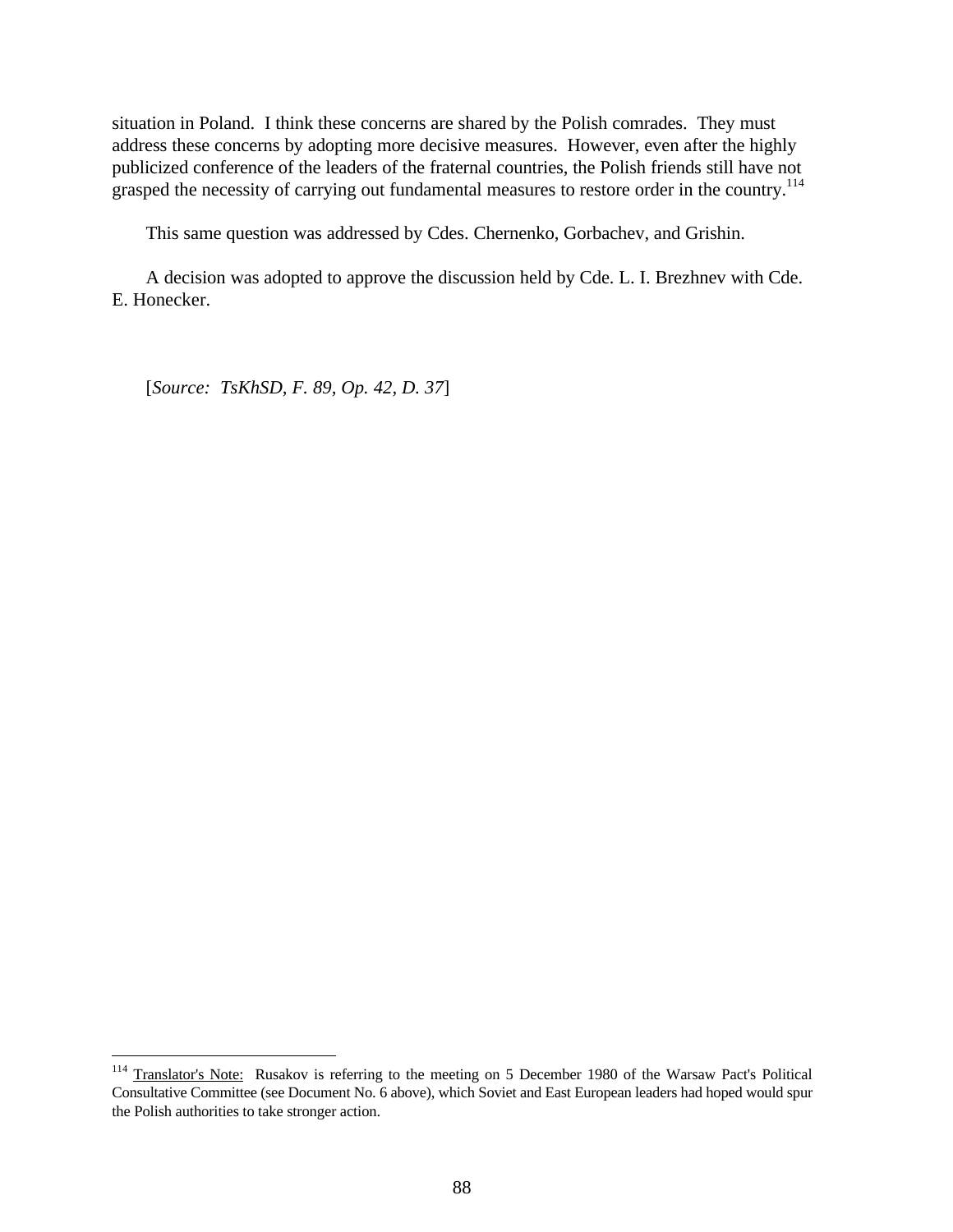situation in Poland. I think these concerns are shared by the Polish comrades. They must address these concerns by adopting more decisive measures. However, even after the highly publicized conference of the leaders of the fraternal countries, the Polish friends still have not grasped the necessity of carrying out fundamental measures to restore order in the country.[114]

This same question was addressed by Cdes. Chernenko, Gorbachev, and Grishin.

A decision was adopted to approve the discussion held by Cde. L. I. Brezhnev with Cde. E. Honecker.

[*Source: TsKhSD, F. 89, Op. 42, D. 37*]

---

[114] Translator's Note: Rusakov is referring to the meeting on 5 December 1980 of the Warsaw Pact's Political Consultative Committee (see Document No. 6 above), which Soviet and East European leaders had hoped would spur the Polish authorities to take stronger action.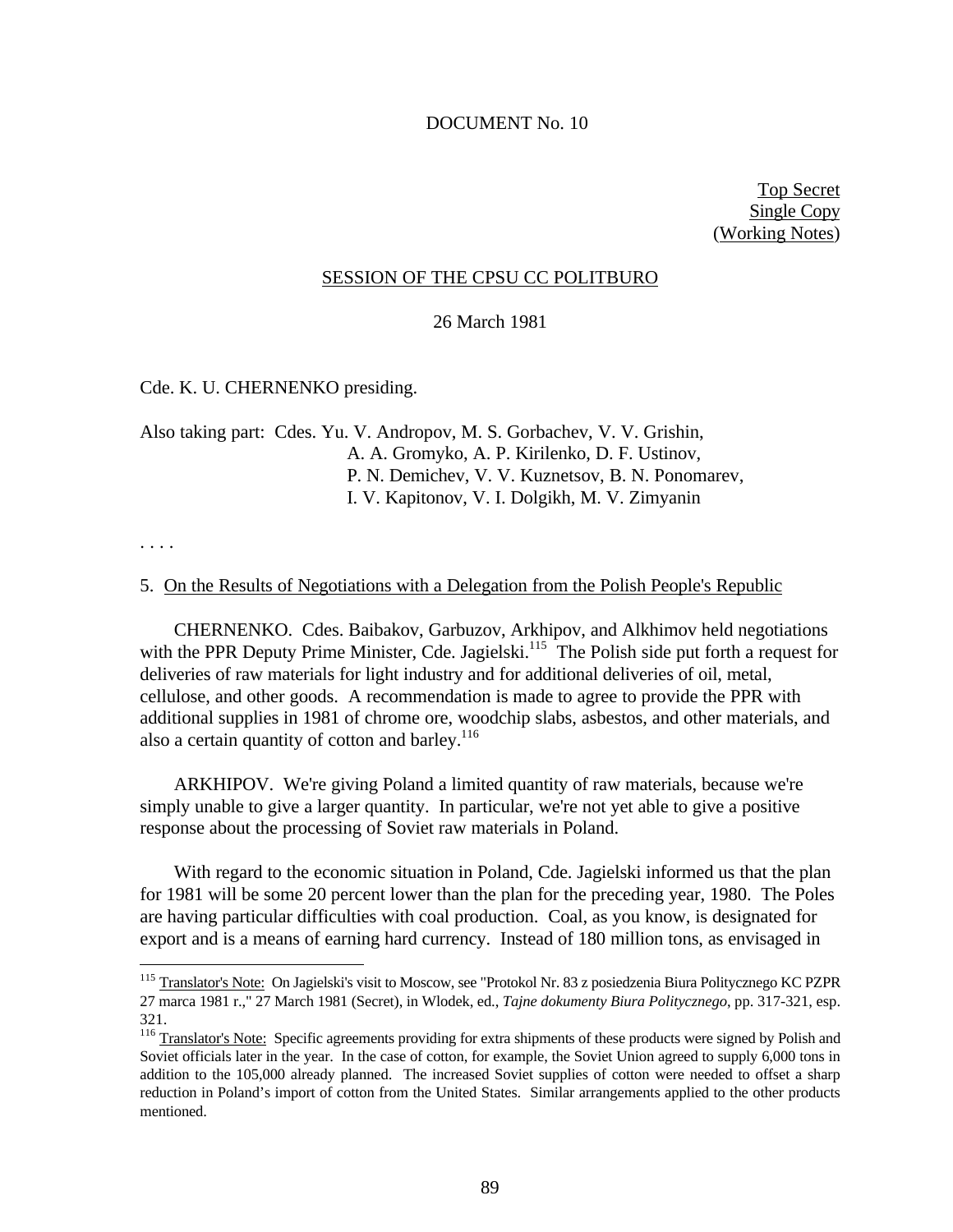DOCUMENT No. 10

Top Secret
Single Copy
(Working Notes)

SESSION OF THE CPSU CC POLITBURO

26 March 1981

Cde. K. U. CHERNENKO presiding.

Also taking part: Cdes. Yu. V. Andropov, M. S. Gorbachev, V. V. Grishin, A. A. Gromyko, A. P. Kirilenko, D. F. Ustinov, P. N. Demichev, V. V. Kuznetsov, B. N. Ponomarev, I. V. Kapitonov, V. I. Dolgikh, M. V. Zimyanin

. . . .

5. On the Results of Negotiations with a Delegation from the Polish People's Republic

CHERNENKO. Cdes. Baibakov, Garbuzov, Arkhipov, and Alkhimov held negotiations with the PPR Deputy Prime Minister, Cde. Jagielski.[115] The Polish side put forth a request for deliveries of raw materials for light industry and for additional deliveries of oil, metal, cellulose, and other goods. A recommendation is made to agree to provide the PPR with additional supplies in 1981 of chrome ore, woodchip slabs, asbestos, and other materials, and also a certain quantity of cotton and barley.[116]

ARKHIPOV. We're giving Poland a limited quantity of raw materials, because we're simply unable to give a larger quantity. In particular, we're not yet able to give a positive response about the processing of Soviet raw materials in Poland.

With regard to the economic situation in Poland, Cde. Jagielski informed us that the plan for 1981 will be some 20 percent lower than the plan for the preceding year, 1980. The Poles are having particular difficulties with coal production. Coal, as you know, is designated for export and is a means of earning hard currency. Instead of 180 million tons, as envisaged in

---

[115] Translator's Note: On Jagielski's visit to Moscow, see "Protokol Nr. 83 z posiedzenia Biura Politycznego KC PZPR 27 marca 1981 r.," 27 March 1981 (Secret), in Wlodek, ed., *Tajne dokumenty Biura Politycznego*, pp. 317-321, esp. 321.

[116] Translator's Note: Specific agreements providing for extra shipments of these products were signed by Polish and Soviet officials later in the year. In the case of cotton, for example, the Soviet Union agreed to supply 6,000 tons in addition to the 105,000 already planned. The increased Soviet supplies of cotton were needed to offset a sharp reduction in Poland's import of cotton from the United States. Similar arrangements applied to the other products mentioned.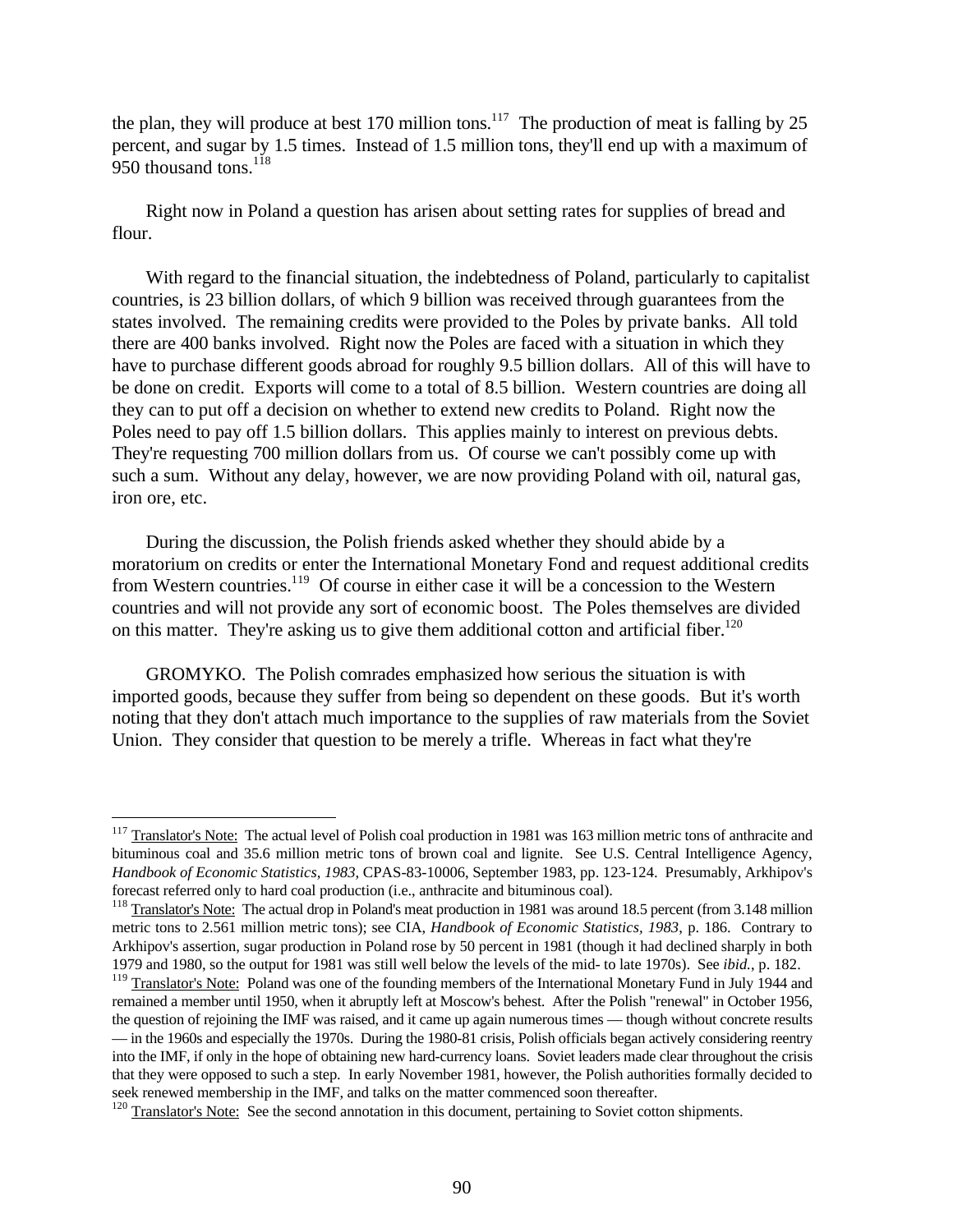the plan, they will produce at best 170 million tons.[117] The production of meat is falling by 25 percent, and sugar by 1.5 times. Instead of 1.5 million tons, they'll end up with a maximum of 950 thousand tons.[118]

Right now in Poland a question has arisen about setting rates for supplies of bread and flour.

With regard to the financial situation, the indebtedness of Poland, particularly to capitalist countries, is 23 billion dollars, of which 9 billion was received through guarantees from the states involved. The remaining credits were provided to the Poles by private banks. All told there are 400 banks involved. Right now the Poles are faced with a situation in which they have to purchase different goods abroad for roughly 9.5 billion dollars. All of this will have to be done on credit. Exports will come to a total of 8.5 billion. Western countries are doing all they can to put off a decision on whether to extend new credits to Poland. Right now the Poles need to pay off 1.5 billion dollars. This applies mainly to interest on previous debts. They're requesting 700 million dollars from us. Of course we can't possibly come up with such a sum. Without any delay, however, we are now providing Poland with oil, natural gas, iron ore, etc.

During the discussion, the Polish friends asked whether they should abide by a moratorium on credits or enter the International Monetary Fond and request additional credits from Western countries.[119] Of course in either case it will be a concession to the Western countries and will not provide any sort of economic boost. The Poles themselves are divided on this matter. They're asking us to give them additional cotton and artificial fiber.[120]

GROMYKO. The Polish comrades emphasized how serious the situation is with imported goods, because they suffer from being so dependent on these goods. But it's worth noting that they don't attach much importance to the supplies of raw materials from the Soviet Union. They consider that question to be merely a trifle. Whereas in fact what they're

---

[117] Translator's Note: The actual level of Polish coal production in 1981 was 163 million metric tons of anthracite and bituminous coal and 35.6 million metric tons of brown coal and lignite. See U.S. Central Intelligence Agency, *Handbook of Economic Statistics, 1983*, CPAS-83-10006, September 1983, pp. 123-124. Presumably, Arkhipov's forecast referred only to hard coal production (i.e., anthracite and bituminous coal).

[118] Translator's Note: The actual drop in Poland's meat production in 1981 was around 18.5 percent (from 3.148 million metric tons to 2.561 million metric tons); see CIA, *Handbook of Economic Statistics, 1983*, p. 186. Contrary to Arkhipov's assertion, sugar production in Poland rose by 50 percent in 1981 (though it had declined sharply in both 1979 and 1980, so the output for 1981 was still well below the levels of the mid- to late 1970s). See *ibid.*, p. 182.

[119] Translator's Note: Poland was one of the founding members of the International Monetary Fund in July 1944 and remained a member until 1950, when it abruptly left at Moscow's behest. After the Polish "renewal" in October 1956, the question of rejoining the IMF was raised, and it came up again numerous times — though without concrete results — in the 1960s and especially the 1970s. During the 1980-81 crisis, Polish officials began actively considering reentry into the IMF, if only in the hope of obtaining new hard-currency loans. Soviet leaders made clear throughout the crisis that they were opposed to such a step. In early November 1981, however, the Polish authorities formally decided to seek renewed membership in the IMF, and talks on the matter commenced soon thereafter.

[120] Translator's Note: See the second annotation in this document, pertaining to Soviet cotton shipments.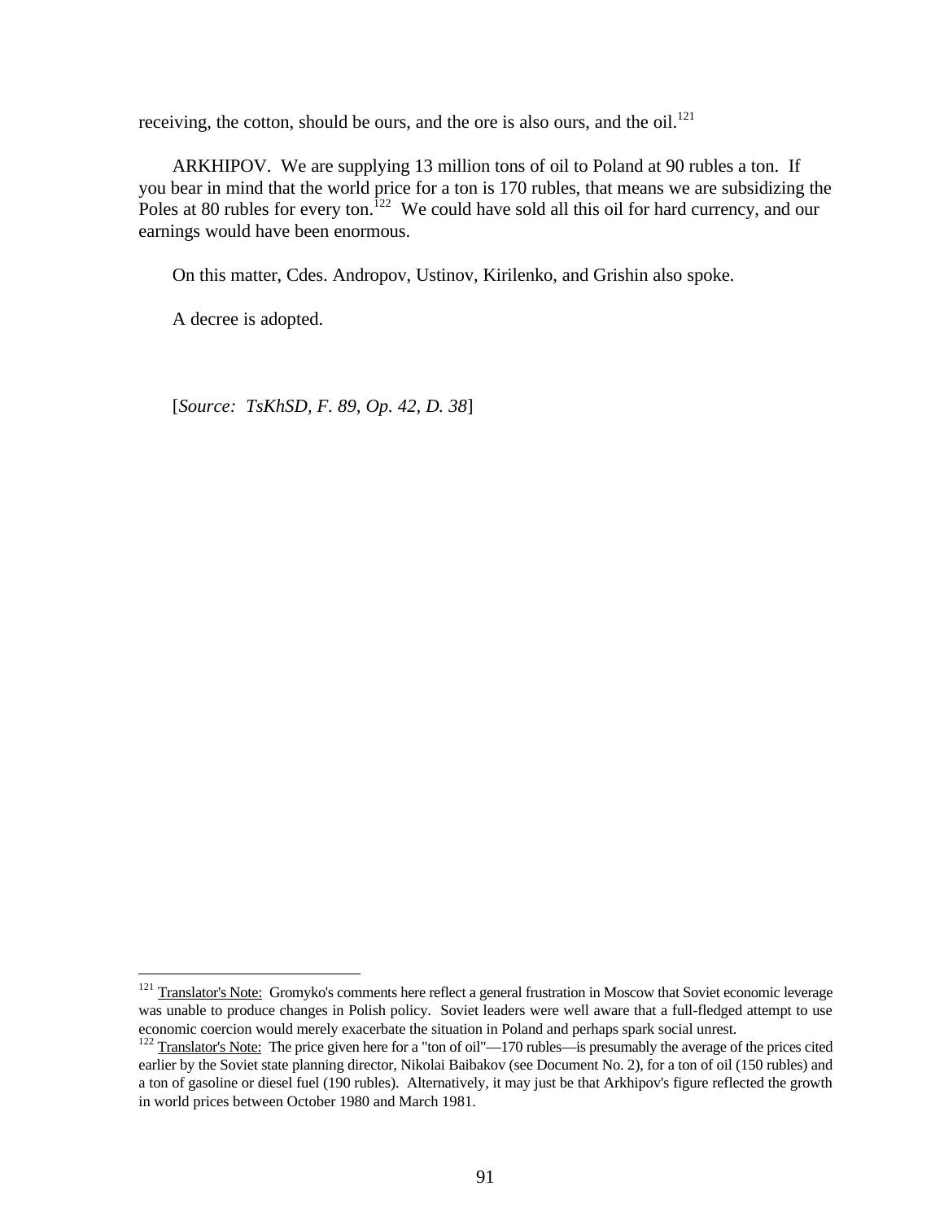receiving, the cotton, should be ours, and the ore is also ours, and the oil.[121]

ARKHIPOV. We are supplying 13 million tons of oil to Poland at 90 rubles a ton. If you bear in mind that the world price for a ton is 170 rubles, that means we are subsidizing the Poles at 80 rubles for every ton.[122] We could have sold all this oil for hard currency, and our earnings would have been enormous.

On this matter, Cdes. Andropov, Ustinov, Kirilenko, and Grishin also spoke.

A decree is adopted.

[*Source: TsKhSD, F. 89, Op. 42, D. 38*]

---

[121] Translator's Note: Gromyko's comments here reflect a general frustration in Moscow that Soviet economic leverage was unable to produce changes in Polish policy. Soviet leaders were well aware that a full-fledged attempt to use economic coercion would merely exacerbate the situation in Poland and perhaps spark social unrest.

[122] Translator's Note: The price given here for a "ton of oil"—170 rubles—is presumably the average of the prices cited earlier by the Soviet state planning director, Nikolai Baibakov (see Document No. 2), for a ton of oil (150 rubles) and a ton of gasoline or diesel fuel (190 rubles). Alternatively, it may just be that Arkhipov's figure reflected the growth in world prices between October 1980 and March 1981.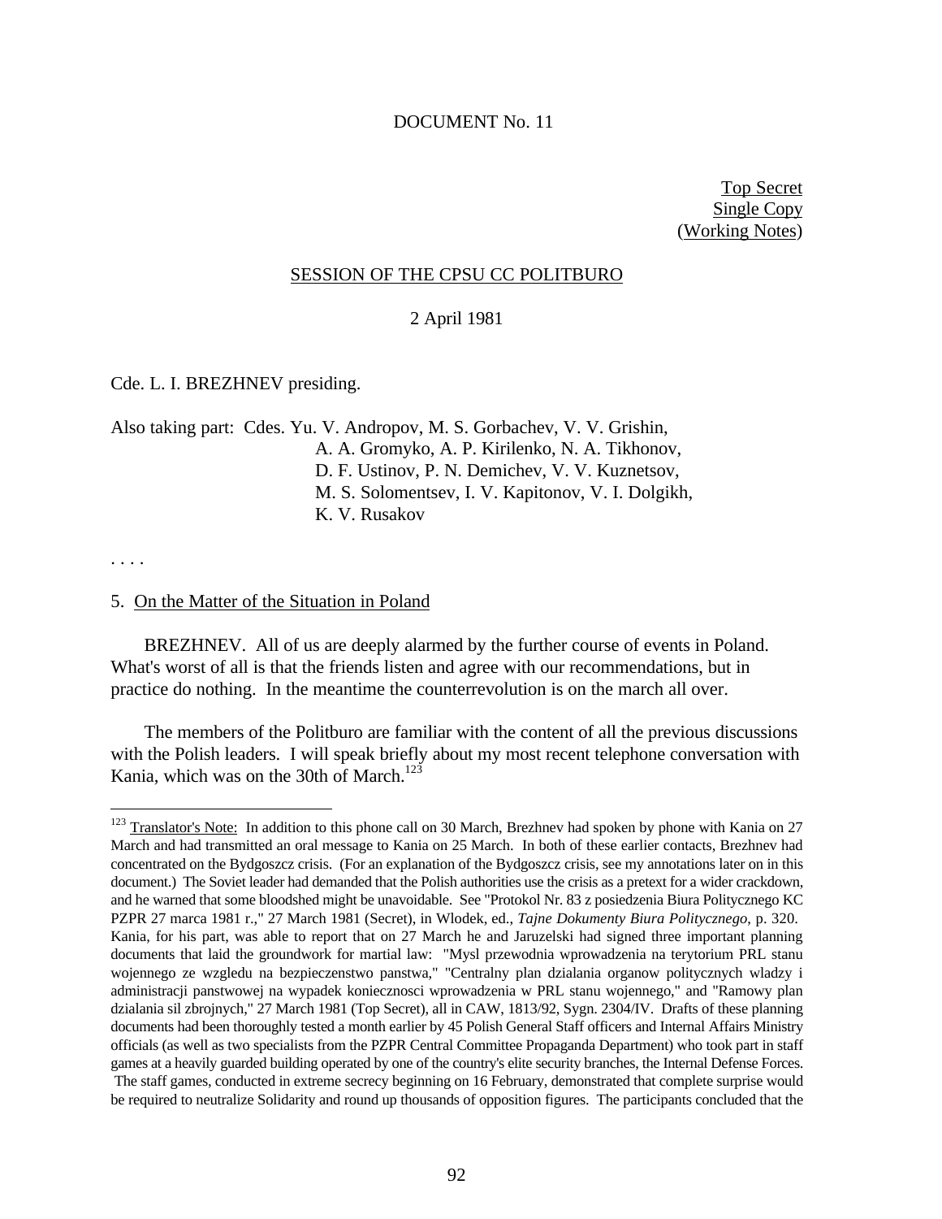DOCUMENT No. 11

Top Secret
Single Copy
(Working Notes)

SESSION OF THE CPSU CC POLITBURO

2 April 1981

Cde. L. I. BREZHNEV presiding.

Also taking part: Cdes. Yu. V. Andropov, M. S. Gorbachev, V. V. Grishin, A. A. Gromyko, A. P. Kirilenko, N. A. Tikhonov, D. F. Ustinov, P. N. Demichev, V. V. Kuznetsov, M. S. Solomentsev, I. V. Kapitonov, V. I. Dolgikh, K. V. Rusakov

. . . .

5. On the Matter of the Situation in Poland

BREZHNEV. All of us are deeply alarmed by the further course of events in Poland. What's worst of all is that the friends listen and agree with our recommendations, but in practice do nothing. In the meantime the counterrevolution is on the march all over.

The members of the Politburo are familiar with the content of all the previous discussions with the Polish leaders. I will speak briefly about my most recent telephone conversation with Kania, which was on the 30th of March.[123]

---

[123] Translator's Note: In addition to this phone call on 30 March, Brezhnev had spoken by phone with Kania on 27 March and had transmitted an oral message to Kania on 25 March. In both of these earlier contacts, Brezhnev had concentrated on the Bydgoszcz crisis. (For an explanation of the Bydgoszcz crisis, see my annotations later on in this document.) The Soviet leader had demanded that the Polish authorities use the crisis as a pretext for a wider crackdown, and he warned that some bloodshed might be unavoidable. See "Protokol Nr. 83 z posiedzenia Biura Politycznego KC PZPR 27 marca 1981 r.," 27 March 1981 (Secret), in Wlodek, ed., *Tajne Dokumenty Biura Politycznego*, p. 320. Kania, for his part, was able to report that on 27 March he and Jaruzelski had signed three important planning documents that laid the groundwork for martial law: "Mysl przewodnia wprowadzenia na terytorium PRL stanu wojennego ze wzgledu na bezpieczenstwo panstwa," "Centralny plan dzialania organow politycznych wladzy i administracji panstwowej na wypadek koniecznosci wprowadzenia w PRL stanu wojennego," and "Ramowy plan dzialania sil zbrojnych," 27 March 1981 (Top Secret), all in CAW, 1813/92, Sygn. 2304/IV. Drafts of these planning documents had been thoroughly tested a month earlier by 45 Polish General Staff officers and Internal Affairs Ministry officials (as well as two specialists from the PZPR Central Committee Propaganda Department) who took part in staff games at a heavily guarded building operated by one of the country's elite security branches, the Internal Defense Forces. The staff games, conducted in extreme secrecy beginning on 16 February, demonstrated that complete surprise would be required to neutralize Solidarity and round up thousands of opposition figures. The participants concluded that the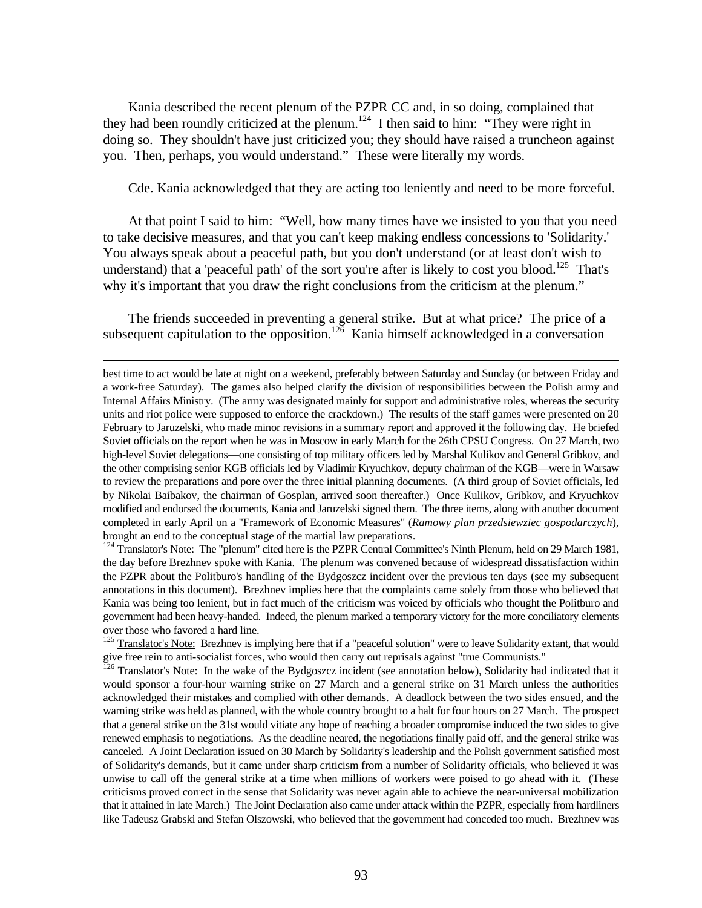Kania described the recent plenum of the PZPR CC and, in so doing, complained that they had been roundly criticized at the plenum.[124] I then said to him: "They were right in doing so. They shouldn't have just criticized you; they should have raised a truncheon against you. Then, perhaps, you would understand." These were literally my words.

Cde. Kania acknowledged that they are acting too leniently and need to be more forceful.

At that point I said to him: "Well, how many times have we insisted to you that you need to take decisive measures, and that you can't keep making endless concessions to 'Solidarity.' You always speak about a peaceful path, but you don't understand (or at least don't wish to understand) that a 'peaceful path' of the sort you're after is likely to cost you blood.[125] That's why it's important that you draw the right conclusions from the criticism at the plenum."

The friends succeeded in preventing a general strike. But at what price? The price of a subsequent capitulation to the opposition.[126] Kania himself acknowledged in a conversation

---

best time to act would be late at night on a weekend, preferably between Saturday and Sunday (or between Friday and a work-free Saturday). The games also helped clarify the division of responsibilities between the Polish army and Internal Affairs Ministry. (The army was designated mainly for support and administrative roles, whereas the security units and riot police were supposed to enforce the crackdown.) The results of the staff games were presented on 20 February to Jaruzelski, who made minor revisions in a summary report and approved it the following day. He briefed Soviet officials on the report when he was in Moscow in early March for the 26th CPSU Congress. On 27 March, two high-level Soviet delegations—one consisting of top military officers led by Marshal Kulikov and General Gribkov, and the other comprising senior KGB officials led by Vladimir Kryuchkov, deputy chairman of the KGB—were in Warsaw to review the preparations and pore over the three initial planning documents. (A third group of Soviet officials, led by Nikolai Baibakov, the chairman of Gosplan, arrived soon thereafter.) Once Kulikov, Gribkov, and Kryuchkov modified and endorsed the documents, Kania and Jaruzelski signed them. The three items, along with another document completed in early April on a "Framework of Economic Measures" (*Ramowy plan przedsiewziec gospodarczych*), brought an end to the conceptual stage of the martial law preparations.

[124] Translator's Note: The "plenum" cited here is the PZPR Central Committee's Ninth Plenum, held on 29 March 1981, the day before Brezhnev spoke with Kania. The plenum was convened because of widespread dissatisfaction within the PZPR about the Politburo's handling of the Bydgoszcz incident over the previous ten days (see my subsequent annotations in this document). Brezhnev implies here that the complaints came solely from those who believed that Kania was being too lenient, but in fact much of the criticism was voiced by officials who thought the Politburo and government had been heavy-handed. Indeed, the plenum marked a temporary victory for the more conciliatory elements over those who favored a hard line.

[125] Translator's Note: Brezhnev is implying here that if a "peaceful solution" were to leave Solidarity extant, that would give free rein to anti-socialist forces, who would then carry out reprisals against "true Communists."

[126] Translator's Note: In the wake of the Bydgoszcz incident (see annotation below), Solidarity had indicated that it would sponsor a four-hour warning strike on 27 March and a general strike on 31 March unless the authorities acknowledged their mistakes and complied with other demands. A deadlock between the two sides ensued, and the warning strike was held as planned, with the whole country brought to a halt for four hours on 27 March. The prospect that a general strike on the 31st would vitiate any hope of reaching a broader compromise induced the two sides to give renewed emphasis to negotiations. As the deadline neared, the negotiations finally paid off, and the general strike was canceled. A Joint Declaration issued on 30 March by Solidarity's leadership and the Polish government satisfied most of Solidarity's demands, but it came under sharp criticism from a number of Solidarity officials, who believed it was unwise to call off the general strike at a time when millions of workers were poised to go ahead with it. (These criticisms proved correct in the sense that Solidarity was never again able to achieve the near-universal mobilization that it attained in late March.) The Joint Declaration also came under attack within the PZPR, especially from hardliners like Tadeusz Grabski and Stefan Olszowski, who believed that the government had conceded too much. Brezhnev was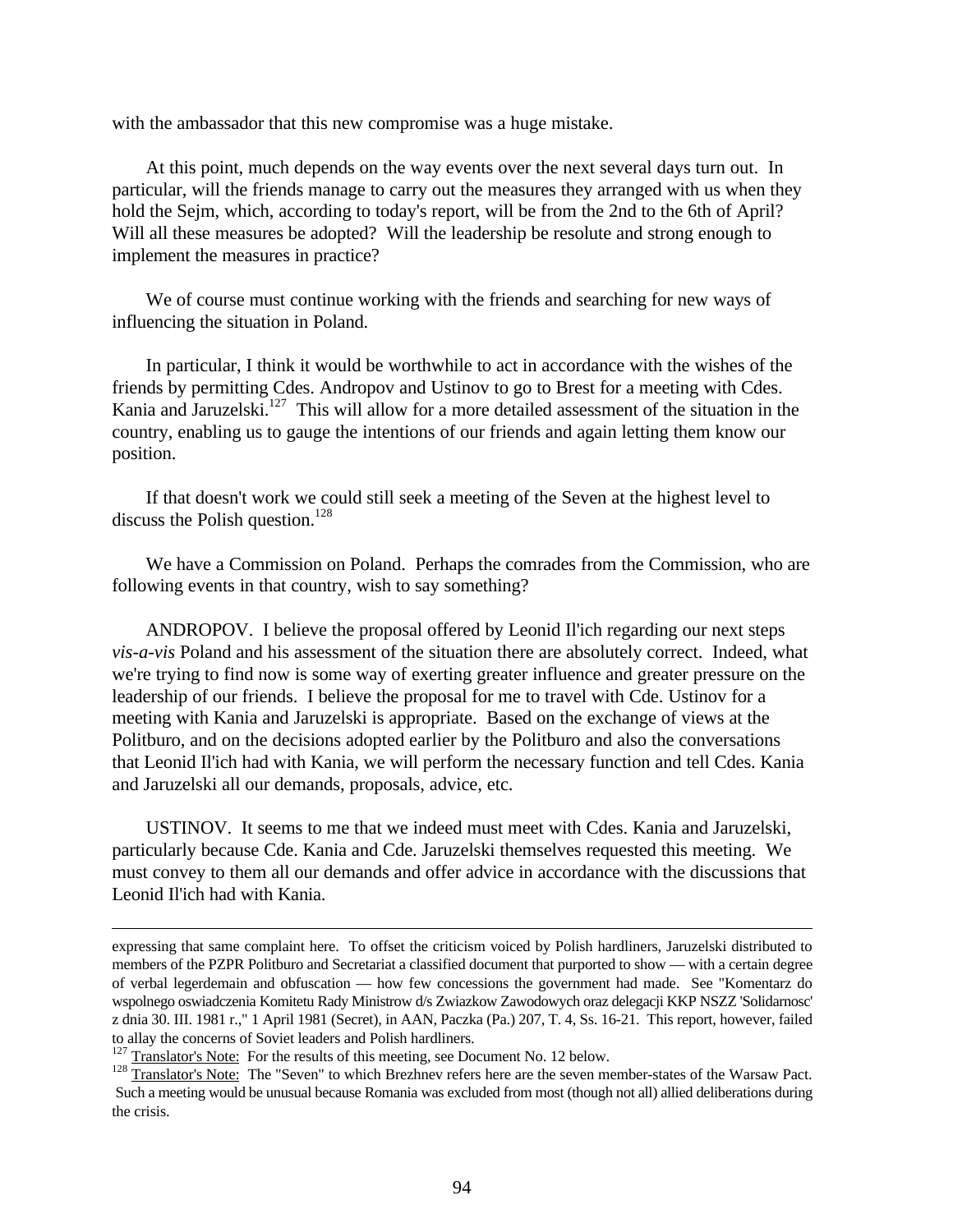with the ambassador that this new compromise was a huge mistake.

At this point, much depends on the way events over the next several days turn out. In particular, will the friends manage to carry out the measures they arranged with us when they hold the Sejm, which, according to today's report, will be from the 2nd to the 6th of April? Will all these measures be adopted? Will the leadership be resolute and strong enough to implement the measures in practice?

We of course must continue working with the friends and searching for new ways of influencing the situation in Poland.

In particular, I think it would be worthwhile to act in accordance with the wishes of the friends by permitting Cdes. Andropov and Ustinov to go to Brest for a meeting with Cdes. Kania and Jaruzelski.[127] This will allow for a more detailed assessment of the situation in the country, enabling us to gauge the intentions of our friends and again letting them know our position.

If that doesn't work we could still seek a meeting of the Seven at the highest level to discuss the Polish question.[128]

We have a Commission on Poland. Perhaps the comrades from the Commission, who are following events in that country, wish to say something?

ANDROPOV. I believe the proposal offered by Leonid Il'ich regarding our next steps *vis-a-vis* Poland and his assessment of the situation there are absolutely correct. Indeed, what we're trying to find now is some way of exerting greater influence and greater pressure on the leadership of our friends. I believe the proposal for me to travel with Cde. Ustinov for a meeting with Kania and Jaruzelski is appropriate. Based on the exchange of views at the Politburo, and on the decisions adopted earlier by the Politburo and also the conversations that Leonid Il'ich had with Kania, we will perform the necessary function and tell Cdes. Kania and Jaruzelski all our demands, proposals, advice, etc.

USTINOV. It seems to me that we indeed must meet with Cdes. Kania and Jaruzelski, particularly because Cde. Kania and Cde. Jaruzelski themselves requested this meeting. We must convey to them all our demands and offer advice in accordance with the discussions that Leonid Il'ich had with Kania.

---

expressing that same complaint here. To offset the criticism voiced by Polish hardliners, Jaruzelski distributed to members of the PZPR Politburo and Secretariat a classified document that purported to show — with a certain degree of verbal legerdemain and obfuscation — how few concessions the government had made. See "Komentarz do wspolnego oswiadczenia Komitetu Rady Ministrow d/s Zwiazkow Zawodowych oraz delegacji KKP NSZZ 'Solidarnosc' z dnia 30. III. 1981 r.," 1 April 1981 (Secret), in AAN, Paczka (Pa.) 207, T. 4, Ss. 16-21. This report, however, failed to allay the concerns of Soviet leaders and Polish hardliners.

[127] Translator's Note: For the results of this meeting, see Document No. 12 below.

[128] Translator's Note: The "Seven" to which Brezhnev refers here are the seven member-states of the Warsaw Pact. Such a meeting would be unusual because Romania was excluded from most (though not all) allied deliberations during the crisis.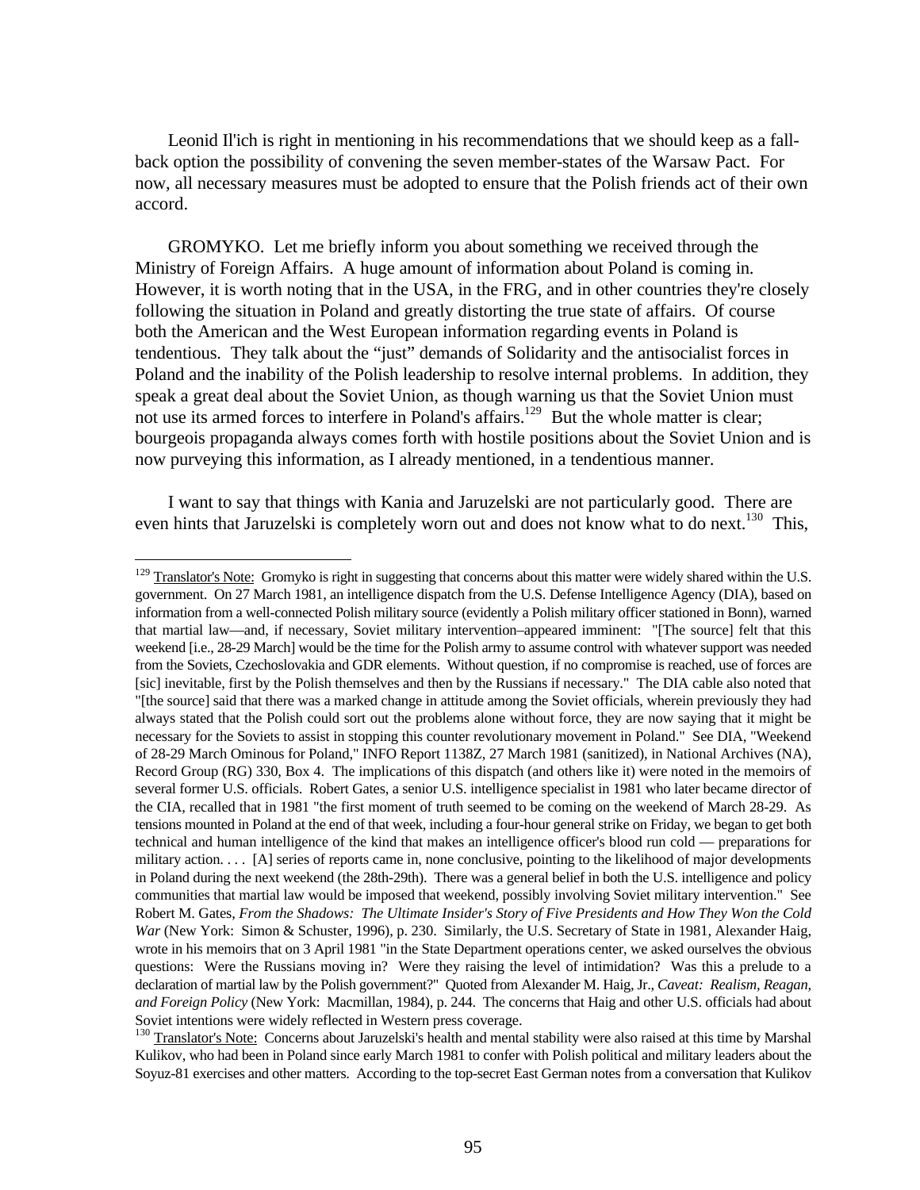Leonid Il'ich is right in mentioning in his recommendations that we should keep as a fall-back option the possibility of convening the seven member-states of the Warsaw Pact. For now, all necessary measures must be adopted to ensure that the Polish friends act of their own accord.

GROMYKO. Let me briefly inform you about something we received through the Ministry of Foreign Affairs. A huge amount of information about Poland is coming in. However, it is worth noting that in the USA, in the FRG, and in other countries they're closely following the situation in Poland and greatly distorting the true state of affairs. Of course both the American and the West European information regarding events in Poland is tendentious. They talk about the "just" demands of Solidarity and the antisocialist forces in Poland and the inability of the Polish leadership to resolve internal problems. In addition, they speak a great deal about the Soviet Union, as though warning us that the Soviet Union must not use its armed forces to interfere in Poland's affairs.[129] But the whole matter is clear; bourgeois propaganda always comes forth with hostile positions about the Soviet Union and is now purveying this information, as I already mentioned, in a tendentious manner.

I want to say that things with Kania and Jaruzelski are not particularly good. There are even hints that Jaruzelski is completely worn out and does not know what to do next.[130] This,

---

[129] Translator's Note: Gromyko is right in suggesting that concerns about this matter were widely shared within the U.S. government. On 27 March 1981, an intelligence dispatch from the U.S. Defense Intelligence Agency (DIA), based on information from a well-connected Polish military source (evidently a Polish military officer stationed in Bonn), warned that martial law—and, if necessary, Soviet military intervention–appeared imminent: "[The source] felt that this weekend [i.e., 28-29 March] would be the time for the Polish army to assume control with whatever support was needed from the Soviets, Czechoslovakia and GDR elements. Without question, if no compromise is reached, use of forces are [sic] inevitable, first by the Polish themselves and then by the Russians if necessary." The DIA cable also noted that "[the source] said that there was a marked change in attitude among the Soviet officials, wherein previously they had always stated that the Polish could sort out the problems alone without force, they are now saying that it might be necessary for the Soviets to assist in stopping this counter revolutionary movement in Poland." See DIA, "Weekend of 28-29 March Ominous for Poland," INFO Report 1138Z, 27 March 1981 (sanitized), in National Archives (NA), Record Group (RG) 330, Box 4. The implications of this dispatch (and others like it) were noted in the memoirs of several former U.S. officials. Robert Gates, a senior U.S. intelligence specialist in 1981 who later became director of the CIA, recalled that in 1981 "the first moment of truth seemed to be coming on the weekend of March 28-29. As tensions mounted in Poland at the end of that week, including a four-hour general strike on Friday, we began to get both technical and human intelligence of the kind that makes an intelligence officer's blood run cold — preparations for military action. . . . [A] series of reports came in, none conclusive, pointing to the likelihood of major developments in Poland during the next weekend (the 28th-29th). There was a general belief in both the U.S. intelligence and policy communities that martial law would be imposed that weekend, possibly involving Soviet military intervention." See Robert M. Gates, *From the Shadows: The Ultimate Insider's Story of Five Presidents and How They Won the Cold War* (New York: Simon & Schuster, 1996), p. 230. Similarly, the U.S. Secretary of State in 1981, Alexander Haig, wrote in his memoirs that on 3 April 1981 "in the State Department operations center, we asked ourselves the obvious questions: Were the Russians moving in? Were they raising the level of intimidation? Was this a prelude to a declaration of martial law by the Polish government?" Quoted from Alexander M. Haig, Jr., *Caveat: Realism, Reagan, and Foreign Policy* (New York: Macmillan, 1984), p. 244. The concerns that Haig and other U.S. officials had about Soviet intentions were widely reflected in Western press coverage.

[130] Translator's Note: Concerns about Jaruzelski's health and mental stability were also raised at this time by Marshal Kulikov, who had been in Poland since early March 1981 to confer with Polish political and military leaders about the Soyuz-81 exercises and other matters. According to the top-secret East German notes from a conversation that Kulikov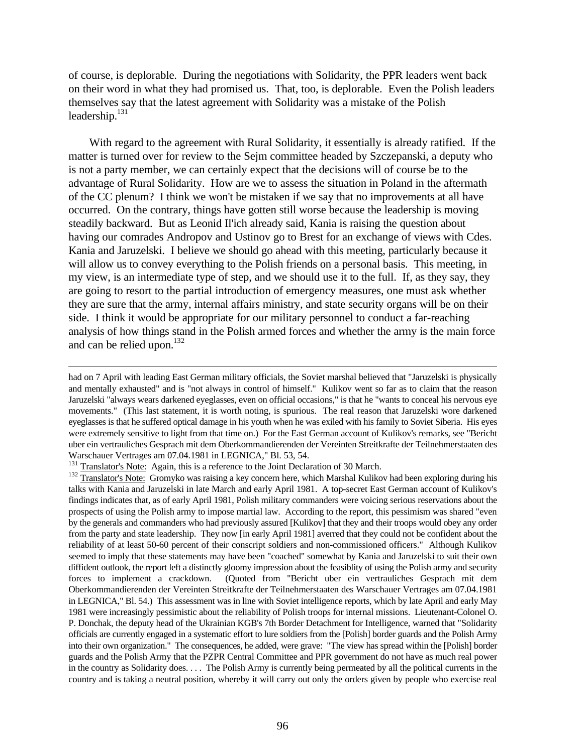of course, is deplorable. During the negotiations with Solidarity, the PPR leaders went back on their word in what they had promised us. That, too, is deplorable. Even the Polish leaders themselves say that the latest agreement with Solidarity was a mistake of the Polish leadership.[131]

With regard to the agreement with Rural Solidarity, it essentially is already ratified. If the matter is turned over for review to the Sejm committee headed by Szczepanski, a deputy who is not a party member, we can certainly expect that the decisions will of course be to the advantage of Rural Solidarity. How are we to assess the situation in Poland in the aftermath of the CC plenum? I think we won't be mistaken if we say that no improvements at all have occurred. On the contrary, things have gotten still worse because the leadership is moving steadily backward. But as Leonid Il'ich already said, Kania is raising the question about having our comrades Andropov and Ustinov go to Brest for an exchange of views with Cdes. Kania and Jaruzelski. I believe we should go ahead with this meeting, particularly because it will allow us to convey everything to the Polish friends on a personal basis. This meeting, in my view, is an intermediate type of step, and we should use it to the full. If, as they say, they are going to resort to the partial introduction of emergency measures, one must ask whether they are sure that the army, internal affairs ministry, and state security organs will be on their side. I think it would be appropriate for our military personnel to conduct a far-reaching analysis of how things stand in the Polish armed forces and whether the army is the main force and can be relied upon.[132]

---

had on 7 April with leading East German military officials, the Soviet marshal believed that "Jaruzelski is physically and mentally exhausted" and is "not always in control of himself." Kulikov went so far as to claim that the reason Jaruzelski "always wears darkened eyeglasses, even on official occasions," is that he "wants to conceal his nervous eye movements." (This last statement, it is worth noting, is spurious. The real reason that Jaruzelski wore darkened eyeglasses is that he suffered optical damage in his youth when he was exiled with his family to Soviet Siberia. His eyes were extremely sensitive to light from that time on.) For the East German account of Kulikov's remarks, see "Bericht uber ein vertrauliches Gesprach mit dem Oberkommandierenden der Vereinten Streitkrafte der Teilnehmerstaaten des Warschauer Vertrages am 07.04.1981 in LEGNICA," Bl. 53, 54.

[131] Translator's Note: Again, this is a reference to the Joint Declaration of 30 March.

[132] Translator's Note: Gromyko was raising a key concern here, which Marshal Kulikov had been exploring during his talks with Kania and Jaruzelski in late March and early April 1981. A top-secret East German account of Kulikov's findings indicates that, as of early April 1981, Polish military commanders were voicing serious reservations about the prospects of using the Polish army to impose martial law. According to the report, this pessimism was shared "even by the generals and commanders who had previously assured [Kulikov] that they and their troops would obey any order from the party and state leadership. They now [in early April 1981] averred that they could not be confident about the reliability of at least 50-60 percent of their conscript soldiers and non-commissioned officers." Although Kulikov seemed to imply that these statements may have been "coached" somewhat by Kania and Jaruzelski to suit their own diffident outlook, the report left a distinctly gloomy impression about the feasiblity of using the Polish army and security forces to implement a crackdown. (Quoted from "Bericht uber ein vertrauliches Gesprach mit dem Oberkommandierenden der Vereinten Streitkrafte der Teilnehmerstaaten des Warschauer Vertrages am 07.04.1981 in LEGNICA," Bl. 54.) This assessment was in line with Soviet intelligence reports, which by late April and early May 1981 were increasingly pessimistic about the reliability of Polish troops for internal missions. Lieutenant-Colonel O. P. Donchak, the deputy head of the Ukrainian KGB's 7th Border Detachment for Intelligence, warned that "Solidarity officials are currently engaged in a systematic effort to lure soldiers from the [Polish] border guards and the Polish Army into their own organization." The consequences, he added, were grave: "The view has spread within the [Polish] border guards and the Polish Army that the PZPR Central Committee and PPR government do not have as much real power in the country as Solidarity does. . . . The Polish Army is currently being permeated by all the political currents in the country and is taking a neutral position, whereby it will carry out only the orders given by people who exercise real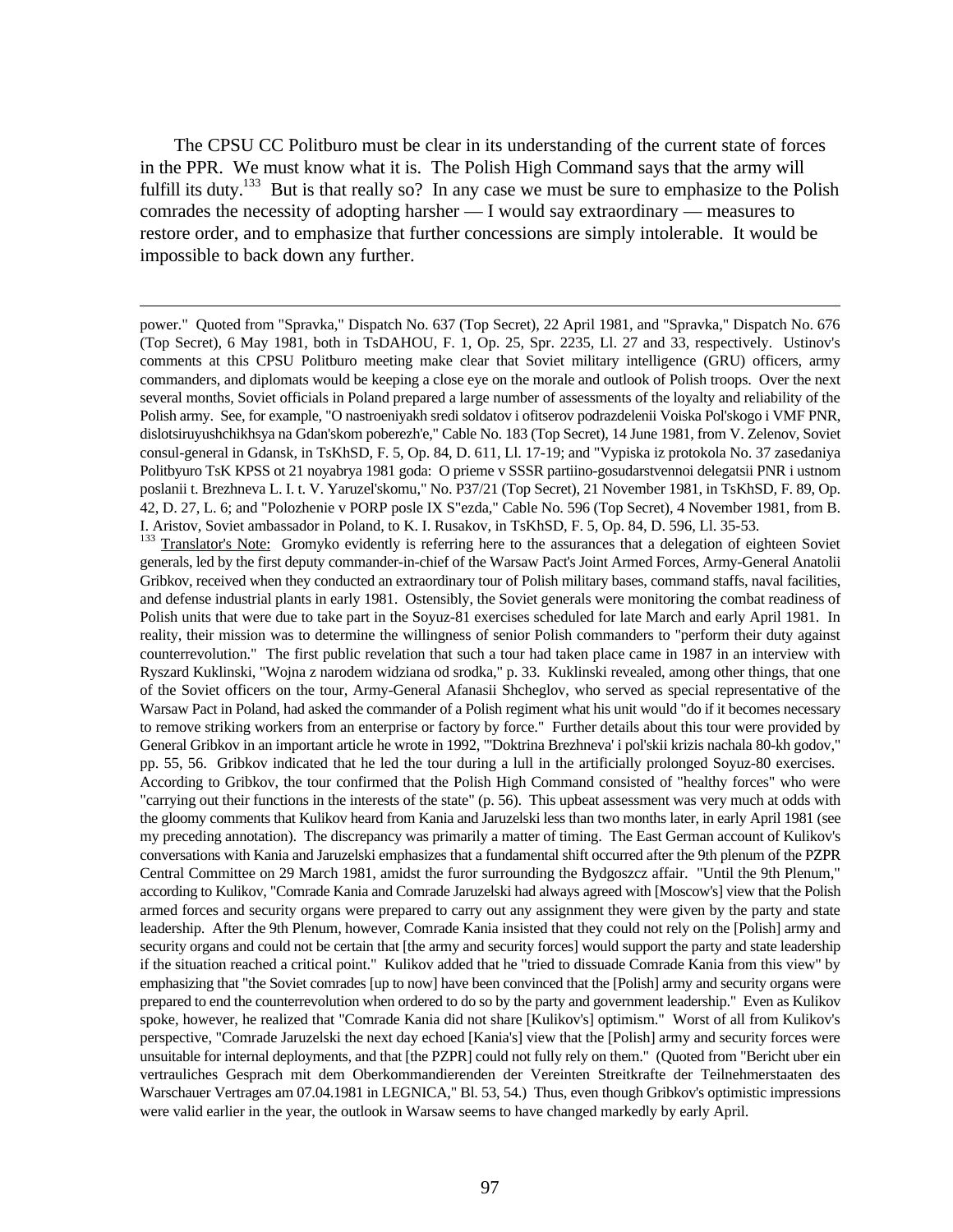The CPSU CC Politburo must be clear in its understanding of the current state of forces in the PPR. We must know what it is. The Polish High Command says that the army will fulfill its duty.[133] But is that really so? In any case we must be sure to emphasize to the Polish comrades the necessity of adopting harsher — I would say extraordinary — measures to restore order, and to emphasize that further concessions are simply intolerable. It would be impossible to back down any further.

---

power." Quoted from "Spravka," Dispatch No. 637 (Top Secret), 22 April 1981, and "Spravka," Dispatch No. 676 (Top Secret), 6 May 1981, both in TsDAHOU, F. 1, Op. 25, Spr. 2235, Ll. 27 and 33, respectively. Ustinov's comments at this CPSU Politburo meeting make clear that Soviet military intelligence (GRU) officers, army commanders, and diplomats would be keeping a close eye on the morale and outlook of Polish troops. Over the next several months, Soviet officials in Poland prepared a large number of assessments of the loyalty and reliability of the Polish army. See, for example, "O nastroeniyakh sredi soldatov i ofitserov podrazdelenii Voiska Pol'skogo i VMF PNR, dislotsiruyushchikhsya na Gdan'skom poberezh'e," Cable No. 183 (Top Secret), 14 June 1981, from V. Zelenov, Soviet consul-general in Gdansk, in TsKhSD, F. 5, Op. 84, D. 611, Ll. 17-19; and "Vypiska iz protokola No. 37 zasedaniya Politbyuro TsK KPSS ot 21 noyabrya 1981 goda: O prieme v SSSR partiino-gosudarstvennoi delegatsii PNR i ustnom poslanii t. Brezhneva L. I. t. V. Yaruzel'skomu," No. P37/21 (Top Secret), 21 November 1981, in TsKhSD, F. 89, Op. 42, D. 27, L. 6; and "Polozhenie v PORP posle IX S"ezda," Cable No. 596 (Top Secret), 4 November 1981, from B. I. Aristov, Soviet ambassador in Poland, to K. I. Rusakov, in TsKhSD, F. 5, Op. 84, D. 596, Ll. 35-53.

[133] Translator's Note: Gromyko evidently is referring here to the assurances that a delegation of eighteen Soviet generals, led by the first deputy commander-in-chief of the Warsaw Pact's Joint Armed Forces, Army-General Anatolii Gribkov, received when they conducted an extraordinary tour of Polish military bases, command staffs, naval facilities, and defense industrial plants in early 1981. Ostensibly, the Soviet generals were monitoring the combat readiness of Polish units that were due to take part in the Soyuz-81 exercises scheduled for late March and early April 1981. In reality, their mission was to determine the willingness of senior Polish commanders to "perform their duty against counterrevolution." The first public revelation that such a tour had taken place came in 1987 in an interview with Ryszard Kuklinski, "Wojna z narodem widziana od srodka," p. 33. Kuklinski revealed, among other things, that one of the Soviet officers on the tour, Army-General Afanasii Shcheglov, who served as special representative of the Warsaw Pact in Poland, had asked the commander of a Polish regiment what his unit would "do if it becomes necessary to remove striking workers from an enterprise or factory by force." Further details about this tour were provided by General Gribkov in an important article he wrote in 1992, "'Doktrina Brezhneva' i pol'skii krizis nachala 80-kh godov," pp. 55, 56. Gribkov indicated that he led the tour during a lull in the artificially prolonged Soyuz-80 exercises. According to Gribkov, the tour confirmed that the Polish High Command consisted of "healthy forces" who were "carrying out their functions in the interests of the state" (p. 56). This upbeat assessment was very much at odds with the gloomy comments that Kulikov heard from Kania and Jaruzelski less than two months later, in early April 1981 (see my preceding annotation). The discrepancy was primarily a matter of timing. The East German account of Kulikov's conversations with Kania and Jaruzelski emphasizes that a fundamental shift occurred after the 9th plenum of the PZPR Central Committee on 29 March 1981, amidst the furor surrounding the Bydgoszcz affair. "Until the 9th Plenum," according to Kulikov, "Comrade Kania and Comrade Jaruzelski had always agreed with [Moscow's] view that the Polish armed forces and security organs were prepared to carry out any assignment they were given by the party and state leadership. After the 9th Plenum, however, Comrade Kania insisted that they could not rely on the [Polish] army and security organs and could not be certain that [the army and security forces] would support the party and state leadership if the situation reached a critical point." Kulikov added that he "tried to dissuade Comrade Kania from this view" by emphasizing that "the Soviet comrades [up to now] have been convinced that the [Polish] army and security organs were prepared to end the counterrevolution when ordered to do so by the party and government leadership." Even as Kulikov spoke, however, he realized that "Comrade Kania did not share [Kulikov's] optimism." Worst of all from Kulikov's perspective, "Comrade Jaruzelski the next day echoed [Kania's] view that the [Polish] army and security forces were unsuitable for internal deployments, and that [the PZPR] could not fully rely on them." (Quoted from "Bericht uber ein vertrauliches Gesprach mit dem Oberkommandierenden der Vereinten Streitkrafte der Teilnehmerstaaten des Warschauer Vertrages am 07.04.1981 in LEGNICA," Bl. 53, 54.) Thus, even though Gribkov's optimistic impressions were valid earlier in the year, the outlook in Warsaw seems to have changed markedly by early April.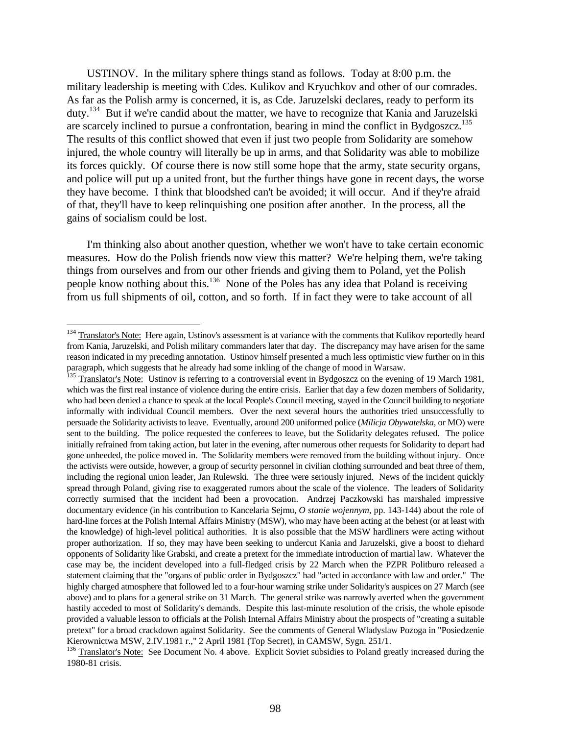USTINOV. In the military sphere things stand as follows. Today at 8:00 p.m. the military leadership is meeting with Cdes. Kulikov and Kryuchkov and other of our comrades. As far as the Polish army is concerned, it is, as Cde. Jaruzelski declares, ready to perform its duty.[134] But if we're candid about the matter, we have to recognize that Kania and Jaruzelski are scarcely inclined to pursue a confrontation, bearing in mind the conflict in Bydgoszcz.[135] The results of this conflict showed that even if just two people from Solidarity are somehow injured, the whole country will literally be up in arms, and that Solidarity was able to mobilize its forces quickly. Of course there is now still some hope that the army, state security organs, and police will put up a united front, but the further things have gone in recent days, the worse they have become. I think that bloodshed can't be avoided; it will occur. And if they're afraid of that, they'll have to keep relinquishing one position after another. In the process, all the gains of socialism could be lost.

I'm thinking also about another question, whether we won't have to take certain economic measures. How do the Polish friends now view this matter? We're helping them, we're taking things from ourselves and from our other friends and giving them to Poland, yet the Polish people know nothing about this.[136] None of the Poles has any idea that Poland is receiving from us full shipments of oil, cotton, and so forth. If in fact they were to take account of all

---

[134] Translator's Note: Here again, Ustinov's assessment is at variance with the comments that Kulikov reportedly heard from Kania, Jaruzelski, and Polish military commanders later that day. The discrepancy may have arisen for the same reason indicated in my preceding annotation. Ustinov himself presented a much less optimistic view further on in this paragraph, which suggests that he already had some inkling of the change of mood in Warsaw.

[135] Translator's Note: Ustinov is referring to a controversial event in Bydgoszcz on the evening of 19 March 1981, which was the first real instance of violence during the entire crisis. Earlier that day a few dozen members of Solidarity, who had been denied a chance to speak at the local People's Council meeting, stayed in the Council building to negotiate informally with individual Council members. Over the next several hours the authorities tried unsuccessfully to persuade the Solidarity activists to leave. Eventually, around 200 uniformed police (*Milicja Obywatelska*, or MO) were sent to the building. The police requested the conferees to leave, but the Solidarity delegates refused. The police initially refrained from taking action, but later in the evening, after numerous other requests for Solidarity to depart had gone unheeded, the police moved in. The Solidarity members were removed from the building without injury. Once the activists were outside, however, a group of security personnel in civilian clothing surrounded and beat three of them, including the regional union leader, Jan Rulewski. The three were seriously injured. News of the incident quickly spread through Poland, giving rise to exaggerated rumors about the scale of the violence. The leaders of Solidarity correctly surmised that the incident had been a provocation. Andrzej Paczkowski has marshaled impressive documentary evidence (in his contribution to Kancelaria Sejmu, *O stanie wojennym*, pp. 143-144) about the role of hard-line forces at the Polish Internal Affairs Ministry (MSW), who may have been acting at the behest (or at least with the knowledge) of high-level political authorities. It is also possible that the MSW hardliners were acting without proper authorization. If so, they may have been seeking to undercut Kania and Jaruzelski, give a boost to diehard opponents of Solidarity like Grabski, and create a pretext for the immediate introduction of martial law. Whatever the case may be, the incident developed into a full-fledged crisis by 22 March when the PZPR Politburo released a statement claiming that the "organs of public order in Bydgoszcz" had "acted in accordance with law and order." The highly charged atmosphere that followed led to a four-hour warning strike under Solidarity's auspices on 27 March (see above) and to plans for a general strike on 31 March. The general strike was narrowly averted when the government hastily acceded to most of Solidarity's demands. Despite this last-minute resolution of the crisis, the whole episode provided a valuable lesson to officials at the Polish Internal Affairs Ministry about the prospects of "creating a suitable pretext" for a broad crackdown against Solidarity. See the comments of General Wladyslaw Pozoga in "Posiedzenie Kierownictwa MSW, 2.IV.1981 r.," 2 April 1981 (Top Secret), in CAMSW, Sygn. 251/1.

[136] Translator's Note: See Document No. 4 above. Explicit Soviet subsidies to Poland greatly increased during the 1980-81 crisis.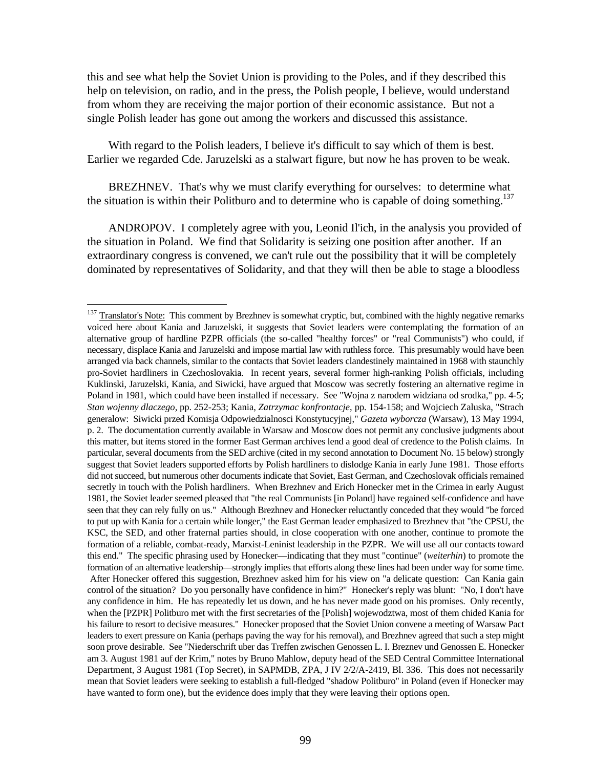this and see what help the Soviet Union is providing to the Poles, and if they described this help on television, on radio, and in the press, the Polish people, I believe, would understand from whom they are receiving the major portion of their economic assistance. But not a single Polish leader has gone out among the workers and discussed this assistance.

With regard to the Polish leaders, I believe it's difficult to say which of them is best. Earlier we regarded Cde. Jaruzelski as a stalwart figure, but now he has proven to be weak.

BREZHNEV. That's why we must clarify everything for ourselves: to determine what the situation is within their Politburo and to determine who is capable of doing something.[137]

ANDROPOV. I completely agree with you, Leonid Il'ich, in the analysis you provided of the situation in Poland. We find that Solidarity is seizing one position after another. If an extraordinary congress is convened, we can't rule out the possibility that it will be completely dominated by representatives of Solidarity, and that they will then be able to stage a bloodless

---

[137] Translator's Note: This comment by Brezhnev is somewhat cryptic, but, combined with the highly negative remarks voiced here about Kania and Jaruzelski, it suggests that Soviet leaders were contemplating the formation of an alternative group of hardline PZPR officials (the so-called "healthy forces" or "real Communists") who could, if necessary, displace Kania and Jaruzelski and impose martial law with ruthless force. This presumably would have been arranged via back channels, similar to the contacts that Soviet leaders clandestinely maintained in 1968 with staunchly pro-Soviet hardliners in Czechoslovakia. In recent years, several former high-ranking Polish officials, including Kuklinski, Jaruzelski, Kania, and Siwicki, have argued that Moscow was secretly fostering an alternative regime in Poland in 1981, which could have been installed if necessary. See "Wojna z narodem widziana od srodka," pp. 4-5; *Stan wojenny dlaczego*, pp. 252-253; Kania, *Zatrzymac konfrontacje*, pp. 154-158; and Wojciech Zaluska, "Strach generalow: Siwicki przed Komisja Odpowiedzialnosci Konstytucyjnej," *Gazeta wyborcza* (Warsaw), 13 May 1994, p. 2. The documentation currently available in Warsaw and Moscow does not permit any conclusive judgments about this matter, but items stored in the former East German archives lend a good deal of credence to the Polish claims. In particular, several documents from the SED archive (cited in my second annotation to Document No. 15 below) strongly suggest that Soviet leaders supported efforts by Polish hardliners to dislodge Kania in early June 1981. Those efforts did not succeed, but numerous other documents indicate that Soviet, East German, and Czechoslovak officials remained secretly in touch with the Polish hardliners. When Brezhnev and Erich Honecker met in the Crimea in early August 1981, the Soviet leader seemed pleased that "the real Communists [in Poland] have regained self-confidence and have seen that they can rely fully on us." Although Brezhnev and Honecker reluctantly conceded that they would "be forced to put up with Kania for a certain while longer," the East German leader emphasized to Brezhnev that "the CPSU, the KSC, the SED, and other fraternal parties should, in close cooperation with one another, continue to promote the formation of a reliable, combat-ready, Marxist-Leninist leadership in the PZPR. We will use all our contacts toward this end." The specific phrasing used by Honecker—indicating that they must "continue" (*weiterhin*) to promote the formation of an alternative leadership—strongly implies that efforts along these lines had been under way for some time. After Honecker offered this suggestion, Brezhnev asked him for his view on "a delicate question: Can Kania gain control of the situation? Do you personally have confidence in him?" Honecker's reply was blunt: "No, I don't have any confidence in him. He has repeatedly let us down, and he has never made good on his promises. Only recently, when the [PZPR] Politburo met with the first secretaries of the [Polish] wojewodztwa, most of them chided Kania for his failure to resort to decisive measures." Honecker proposed that the Soviet Union convene a meeting of Warsaw Pact leaders to exert pressure on Kania (perhaps paving the way for his removal), and Brezhnev agreed that such a step might soon prove desirable. See "Niederschrift uber das Treffen zwischen Genossen L. I. Breznev und Genossen E. Honecker am 3. August 1981 auf der Krim," notes by Bruno Mahlow, deputy head of the SED Central Committee International Department, 3 August 1981 (Top Secret), in SAPMDB, ZPA, J IV 2/2/A-2419, Bl. 336. This does not necessarily mean that Soviet leaders were seeking to establish a full-fledged "shadow Politburo" in Poland (even if Honecker may have wanted to form one), but the evidence does imply that they were leaving their options open.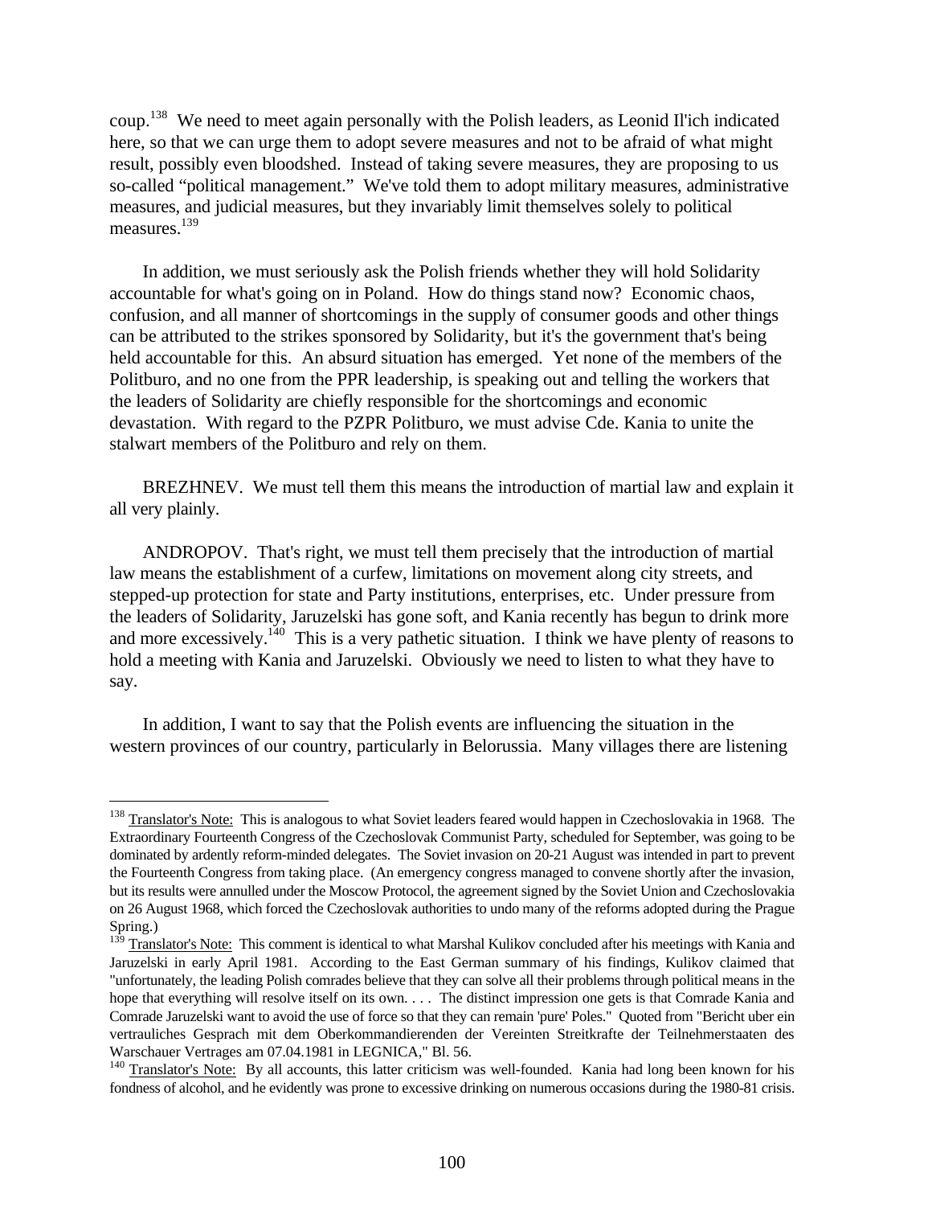coup.[138] We need to meet again personally with the Polish leaders, as Leonid Il'ich indicated here, so that we can urge them to adopt severe measures and not to be afraid of what might result, possibly even bloodshed. Instead of taking severe measures, they are proposing to us so-called "political management." We've told them to adopt military measures, administrative measures, and judicial measures, but they invariably limit themselves solely to political measures.[139]

In addition, we must seriously ask the Polish friends whether they will hold Solidarity accountable for what's going on in Poland. How do things stand now? Economic chaos, confusion, and all manner of shortcomings in the supply of consumer goods and other things can be attributed to the strikes sponsored by Solidarity, but it's the government that's being held accountable for this. An absurd situation has emerged. Yet none of the members of the Politburo, and no one from the PPR leadership, is speaking out and telling the workers that the leaders of Solidarity are chiefly responsible for the shortcomings and economic devastation. With regard to the PZPR Politburo, we must advise Cde. Kania to unite the stalwart members of the Politburo and rely on them.

BREZHNEV. We must tell them this means the introduction of martial law and explain it all very plainly.

ANDROPOV. That's right, we must tell them precisely that the introduction of martial law means the establishment of a curfew, limitations on movement along city streets, and stepped-up protection for state and Party institutions, enterprises, etc. Under pressure from the leaders of Solidarity, Jaruzelski has gone soft, and Kania recently has begun to drink more and more excessively.[140] This is a very pathetic situation. I think we have plenty of reasons to hold a meeting with Kania and Jaruzelski. Obviously we need to listen to what they have to say.

In addition, I want to say that the Polish events are influencing the situation in the western provinces of our country, particularly in Belorussia. Many villages there are listening

---

[138] Translator's Note: This is analogous to what Soviet leaders feared would happen in Czechoslovakia in 1968. The Extraordinary Fourteenth Congress of the Czechoslovak Communist Party, scheduled for September, was going to be dominated by ardently reform-minded delegates. The Soviet invasion on 20-21 August was intended in part to prevent the Fourteenth Congress from taking place. (An emergency congress managed to convene shortly after the invasion, but its results were annulled under the Moscow Protocol, the agreement signed by the Soviet Union and Czechoslovakia on 26 August 1968, which forced the Czechoslovak authorities to undo many of the reforms adopted during the Prague Spring.)

[139] Translator's Note: This comment is identical to what Marshal Kulikov concluded after his meetings with Kania and Jaruzelski in early April 1981. According to the East German summary of his findings, Kulikov claimed that "unfortunately, the leading Polish comrades believe that they can solve all their problems through political means in the hope that everything will resolve itself on its own. . . . The distinct impression one gets is that Comrade Kania and Comrade Jaruzelski want to avoid the use of force so that they can remain 'pure' Poles." Quoted from "Bericht uber ein vertrauliches Gesprach mit dem Oberkommandierenden der Vereinten Streitkrafte der Teilnehmerstaaten des Warschauer Vertrages am 07.04.1981 in LEGNICA," Bl. 56.

[140] Translator's Note: By all accounts, this latter criticism was well-founded. Kania had long been known for his fondness of alcohol, and he evidently was prone to excessive drinking on numerous occasions during the 1980-81 crisis.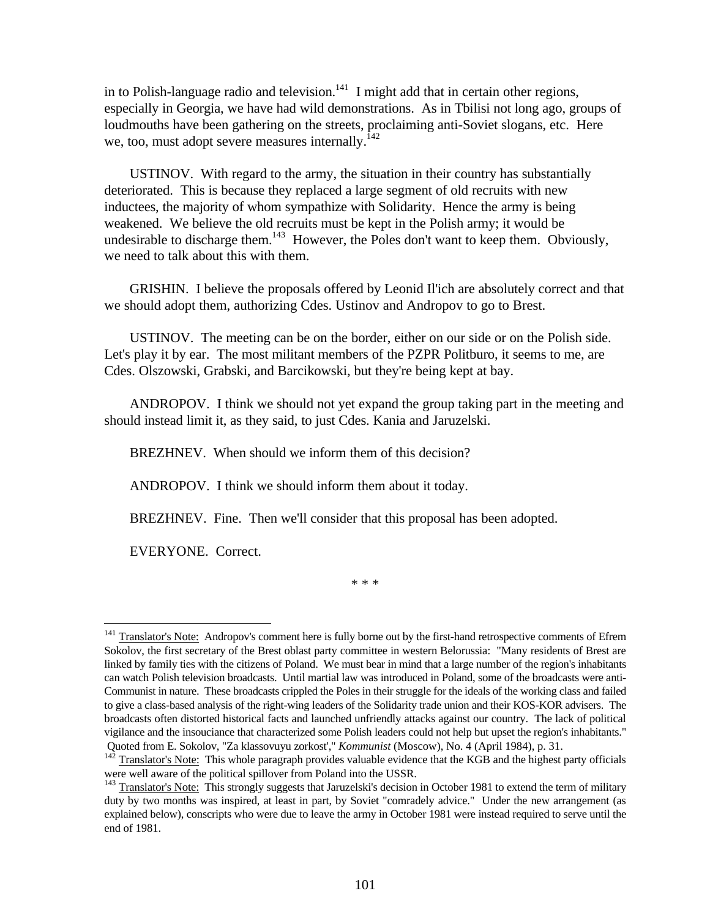in to Polish-language radio and television.[141] I might add that in certain other regions, especially in Georgia, we have had wild demonstrations. As in Tbilisi not long ago, groups of loudmouths have been gathering on the streets, proclaiming anti-Soviet slogans, etc. Here we, too, must adopt severe measures internally.[142]

USTINOV. With regard to the army, the situation in their country has substantially deteriorated. This is because they replaced a large segment of old recruits with new inductees, the majority of whom sympathize with Solidarity. Hence the army is being weakened. We believe the old recruits must be kept in the Polish army; it would be undesirable to discharge them.[143] However, the Poles don't want to keep them. Obviously, we need to talk about this with them.

GRISHIN. I believe the proposals offered by Leonid Il'ich are absolutely correct and that we should adopt them, authorizing Cdes. Ustinov and Andropov to go to Brest.

USTINOV. The meeting can be on the border, either on our side or on the Polish side. Let's play it by ear. The most militant members of the PZPR Politburo, it seems to me, are Cdes. Olszowski, Grabski, and Barcikowski, but they're being kept at bay.

ANDROPOV. I think we should not yet expand the group taking part in the meeting and should instead limit it, as they said, to just Cdes. Kania and Jaruzelski.

BREZHNEV. When should we inform them of this decision?

ANDROPOV. I think we should inform them about it today.

BREZHNEV. Fine. Then we'll consider that this proposal has been adopted.

EVERYONE. Correct.

\* \* \*

---

[141] Translator's Note: Andropov's comment here is fully borne out by the first-hand retrospective comments of Efrem Sokolov, the first secretary of the Brest oblast party committee in western Belorussia: "Many residents of Brest are linked by family ties with the citizens of Poland. We must bear in mind that a large number of the region's inhabitants can watch Polish television broadcasts. Until martial law was introduced in Poland, some of the broadcasts were anti-Communist in nature. These broadcasts crippled the Poles in their struggle for the ideals of the working class and failed to give a class-based analysis of the right-wing leaders of the Solidarity trade union and their KOS-KOR advisers. The broadcasts often distorted historical facts and launched unfriendly attacks against our country. The lack of political vigilance and the insouciance that characterized some Polish leaders could not help but upset the region's inhabitants." Quoted from E. Sokolov, "Za klassovuyu zorkost'," *Kommunist* (Moscow), No. 4 (April 1984), p. 31.

[142] Translator's Note: This whole paragraph provides valuable evidence that the KGB and the highest party officials were well aware of the political spillover from Poland into the USSR.

[143] Translator's Note: This strongly suggests that Jaruzelski's decision in October 1981 to extend the term of military duty by two months was inspired, at least in part, by Soviet "comradely advice." Under the new arrangement (as explained below), conscripts who were due to leave the army in October 1981 were instead required to serve until the end of 1981.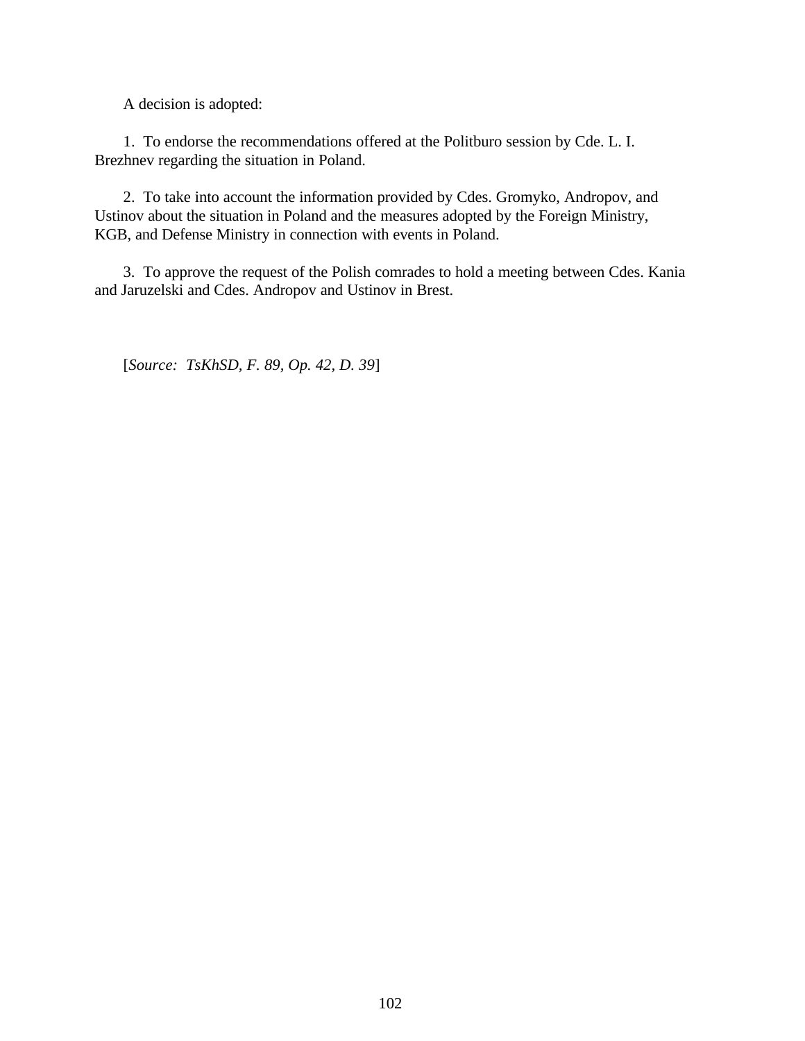A decision is adopted:

1. To endorse the recommendations offered at the Politburo session by Cde. L. I. Brezhnev regarding the situation in Poland.

2. To take into account the information provided by Cdes. Gromyko, Andropov, and Ustinov about the situation in Poland and the measures adopted by the Foreign Ministry, KGB, and Defense Ministry in connection with events in Poland.

3. To approve the request of the Polish comrades to hold a meeting between Cdes. Kania and Jaruzelski and Cdes. Andropov and Ustinov in Brest.

[*Source: TsKhSD, F. 89, Op. 42, D. 39*]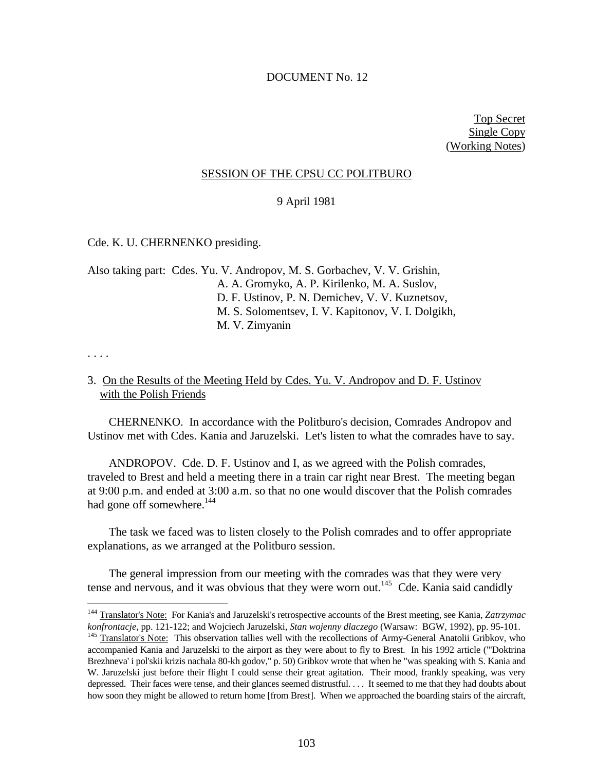DOCUMENT No. 12

Top Secret
Single Copy
(Working Notes)

SESSION OF THE CPSU CC POLITBURO

9 April 1981

Cde. K. U. CHERNENKO presiding.

Also taking part: Cdes. Yu. V. Andropov, M. S. Gorbachev, V. V. Grishin, A. A. Gromyko, A. P. Kirilenko, M. A. Suslov, D. F. Ustinov, P. N. Demichev, V. V. Kuznetsov, M. S. Solomentsev, I. V. Kapitonov, V. I. Dolgikh, M. V. Zimyanin

. . . .

3. On the Results of the Meeting Held by Cdes. Yu. V. Andropov and D. F. Ustinov with the Polish Friends

CHERNENKO. In accordance with the Politburo's decision, Comrades Andropov and Ustinov met with Cdes. Kania and Jaruzelski. Let's listen to what the comrades have to say.

ANDROPOV. Cde. D. F. Ustinov and I, as we agreed with the Polish comrades, traveled to Brest and held a meeting there in a train car right near Brest. The meeting began at 9:00 p.m. and ended at 3:00 a.m. so that no one would discover that the Polish comrades had gone off somewhere.[144]

The task we faced was to listen closely to the Polish comrades and to offer appropriate explanations, as we arranged at the Politburo session.

The general impression from our meeting with the comrades was that they were very tense and nervous, and it was obvious that they were worn out.[145] Cde. Kania said candidly

---

[144] Translator's Note: For Kania's and Jaruzelski's retrospective accounts of the Brest meeting, see Kania, *Zatrzymac konfrontacje*, pp. 121-122; and Wojciech Jaruzelski, *Stan wojenny dlaczego* (Warsaw: BGW, 1992), pp. 95-101.

[145] Translator's Note: This observation tallies well with the recollections of Army-General Anatolii Gribkov, who accompanied Kania and Jaruzelski to the airport as they were about to fly to Brest. In his 1992 article ("'Doktrina Brezhneva' i pol'skii krizis nachala 80-kh godov," p. 50) Gribkov wrote that when he "was speaking with S. Kania and W. Jaruzelski just before their flight I could sense their great agitation. Their mood, frankly speaking, was very depressed. Their faces were tense, and their glances seemed distrustful. . . . It seemed to me that they had doubts about how soon they might be allowed to return home [from Brest]. When we approached the boarding stairs of the aircraft,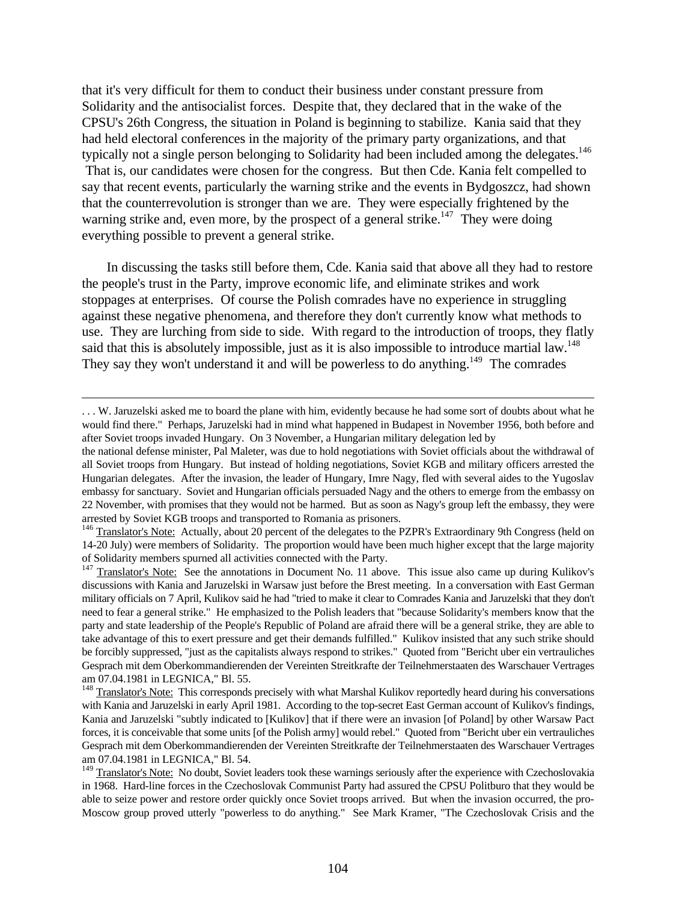that it's very difficult for them to conduct their business under constant pressure from Solidarity and the antisocialist forces. Despite that, they declared that in the wake of the CPSU's 26th Congress, the situation in Poland is beginning to stabilize. Kania said that they had held electoral conferences in the majority of the primary party organizations, and that typically not a single person belonging to Solidarity had been included among the delegates.[146] That is, our candidates were chosen for the congress. But then Cde. Kania felt compelled to say that recent events, particularly the warning strike and the events in Bydgoszcz, had shown that the counterrevolution is stronger than we are. They were especially frightened by the warning strike and, even more, by the prospect of a general strike.[147] They were doing everything possible to prevent a general strike.

In discussing the tasks still before them, Cde. Kania said that above all they had to restore the people's trust in the Party, improve economic life, and eliminate strikes and work stoppages at enterprises. Of course the Polish comrades have no experience in struggling against these negative phenomena, and therefore they don't currently know what methods to use. They are lurching from side to side. With regard to the introduction of troops, they flatly said that this is absolutely impossible, just as it is also impossible to introduce martial law.[148] They say they won't understand it and will be powerless to do anything.[149] The comrades

---

. . . W. Jaruzelski asked me to board the plane with him, evidently because he had some sort of doubts about what he would find there." Perhaps, Jaruzelski had in mind what happened in Budapest in November 1956, both before and after Soviet troops invaded Hungary. On 3 November, a Hungarian military delegation led by the national defense minister, Pal Maleter, was due to hold negotiations with Soviet officials about the withdrawal of all Soviet troops from Hungary. But instead of holding negotiations, Soviet KGB and military officers arrested the Hungarian delegates. After the invasion, the leader of Hungary, Imre Nagy, fled with several aides to the Yugoslav embassy for sanctuary. Soviet and Hungarian officials persuaded Nagy and the others to emerge from the embassy on 22 November, with promises that they would not be harmed. But as soon as Nagy's group left the embassy, they were arrested by Soviet KGB troops and transported to Romania as prisoners.

[146] Translator's Note: Actually, about 20 percent of the delegates to the PZPR's Extraordinary 9th Congress (held on 14-20 July) were members of Solidarity. The proportion would have been much higher except that the large majority of Solidarity members spurned all activities connected with the Party.

[147] Translator's Note: See the annotations in Document No. 11 above. This issue also came up during Kulikov's discussions with Kania and Jaruzelski in Warsaw just before the Brest meeting. In a conversation with East German military officials on 7 April, Kulikov said he had "tried to make it clear to Comrades Kania and Jaruzelski that they don't need to fear a general strike." He emphasized to the Polish leaders that "because Solidarity's members know that the party and state leadership of the People's Republic of Poland are afraid there will be a general strike, they are able to take advantage of this to exert pressure and get their demands fulfilled." Kulikov insisted that any such strike should be forcibly suppressed, "just as the capitalists always respond to strikes." Quoted from "Bericht uber ein vertrauliches Gesprach mit dem Oberkommandierenden der Vereinten Streitkrafte der Teilnehmerstaaten des Warschauer Vertrages am 07.04.1981 in LEGNICA," Bl. 55.

[148] Translator's Note: This corresponds precisely with what Marshal Kulikov reportedly heard during his conversations with Kania and Jaruzelski in early April 1981. According to the top-secret East German account of Kulikov's findings, Kania and Jaruzelski "subtly indicated to [Kulikov] that if there were an invasion [of Poland] by other Warsaw Pact forces, it is conceivable that some units [of the Polish army] would rebel." Quoted from "Bericht uber ein vertrauliches Gesprach mit dem Oberkommandierenden der Vereinten Streitkrafte der Teilnehmerstaaten des Warschauer Vertrages am 07.04.1981 in LEGNICA," Bl. 54.

[149] Translator's Note: No doubt, Soviet leaders took these warnings seriously after the experience with Czechoslovakia in 1968. Hard-line forces in the Czechoslovak Communist Party had assured the CPSU Politburo that they would be able to seize power and restore order quickly once Soviet troops arrived. But when the invasion occurred, the pro-Moscow group proved utterly "powerless to do anything." See Mark Kramer, "The Czechoslovak Crisis and the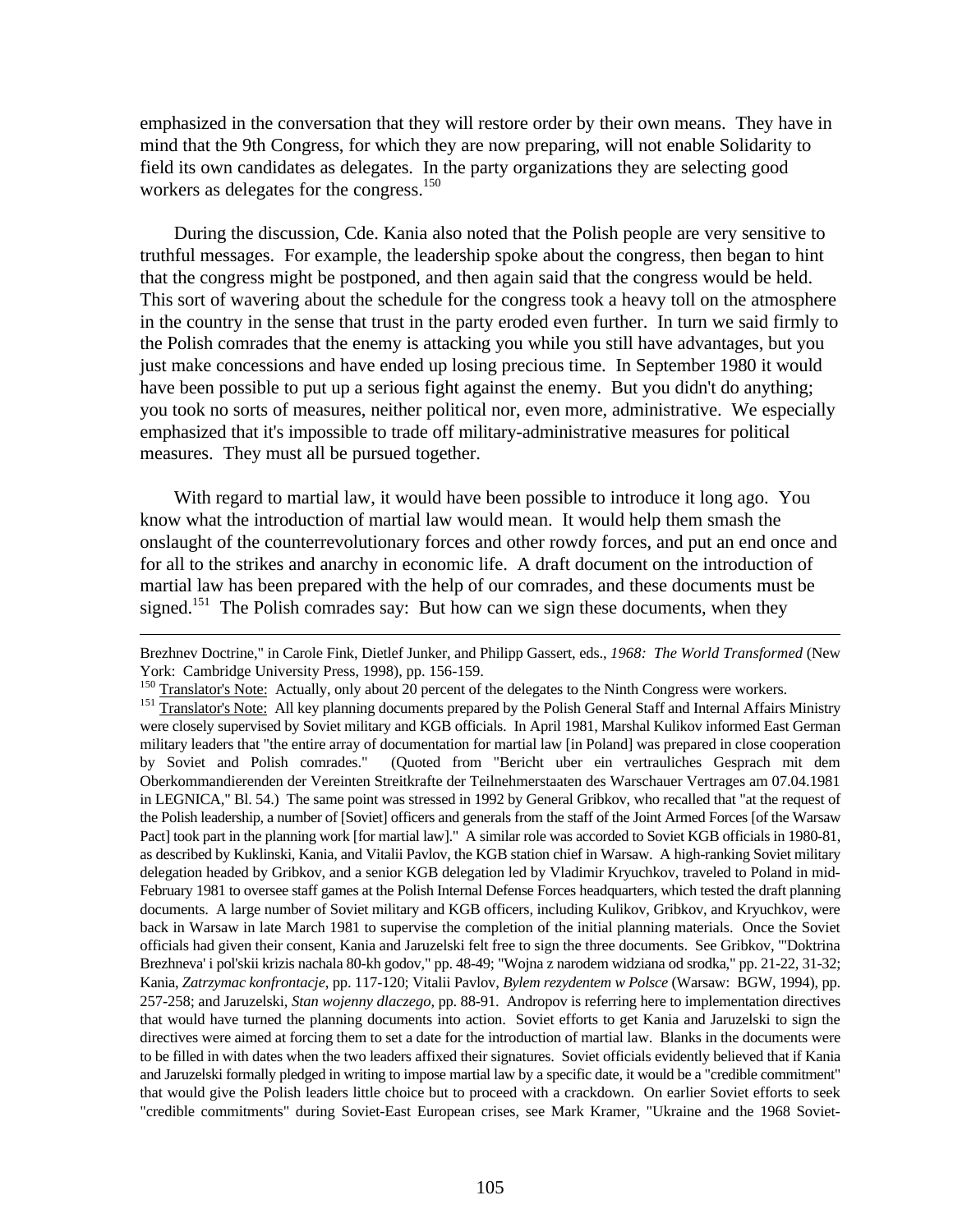emphasized in the conversation that they will restore order by their own means. They have in mind that the 9th Congress, for which they are now preparing, will not enable Solidarity to field its own candidates as delegates. In the party organizations they are selecting good workers as delegates for the congress.[150]

During the discussion, Cde. Kania also noted that the Polish people are very sensitive to truthful messages. For example, the leadership spoke about the congress, then began to hint that the congress might be postponed, and then again said that the congress would be held. This sort of wavering about the schedule for the congress took a heavy toll on the atmosphere in the country in the sense that trust in the party eroded even further. In turn we said firmly to the Polish comrades that the enemy is attacking you while you still have advantages, but you just make concessions and have ended up losing precious time. In September 1980 it would have been possible to put up a serious fight against the enemy. But you didn't do anything; you took no sorts of measures, neither political nor, even more, administrative. We especially emphasized that it's impossible to trade off military-administrative measures for political measures. They must all be pursued together.

With regard to martial law, it would have been possible to introduce it long ago. You know what the introduction of martial law would mean. It would help them smash the onslaught of the counterrevolutionary forces and other rowdy forces, and put an end once and for all to the strikes and anarchy in economic life. A draft document on the introduction of martial law has been prepared with the help of our comrades, and these documents must be signed.[151] The Polish comrades say: But how can we sign these documents, when they

---

Brezhnev Doctrine," in Carole Fink, Dietlef Junker, and Philipp Gassert, eds., *1968: The World Transformed* (New York: Cambridge University Press, 1998), pp. 156-159.

[150] Translator's Note: Actually, only about 20 percent of the delegates to the Ninth Congress were workers.

[151] Translator's Note: All key planning documents prepared by the Polish General Staff and Internal Affairs Ministry were closely supervised by Soviet military and KGB officials. In April 1981, Marshal Kulikov informed East German military leaders that "the entire array of documentation for martial law [in Poland] was prepared in close cooperation by Soviet and Polish comrades." (Quoted from "Bericht uber ein vertrauliches Gesprach mit dem Oberkommandierenden der Vereinten Streitkrafte der Teilnehmerstaaten des Warschauer Vertrages am 07.04.1981 in LEGNICA," Bl. 54.) The same point was stressed in 1992 by General Gribkov, who recalled that "at the request of the Polish leadership, a number of [Soviet] officers and generals from the staff of the Joint Armed Forces [of the Warsaw Pact] took part in the planning work [for martial law]." A similar role was accorded to Soviet KGB officials in 1980-81, as described by Kuklinski, Kania, and Vitalii Pavlov, the KGB station chief in Warsaw. A high-ranking Soviet military delegation headed by Gribkov, and a senior KGB delegation led by Vladimir Kryuchkov, traveled to Poland in mid-February 1981 to oversee staff games at the Polish Internal Defense Forces headquarters, which tested the draft planning documents. A large number of Soviet military and KGB officers, including Kulikov, Gribkov, and Kryuchkov, were back in Warsaw in late March 1981 to supervise the completion of the initial planning materials. Once the Soviet officials had given their consent, Kania and Jaruzelski felt free to sign the three documents. See Gribkov, "'Doktrina Brezhneva' i pol'skii krizis nachala 80-kh godov," pp. 48-49; "Wojna z narodem widziana od srodka," pp. 21-22, 31-32; Kania, *Zatrzymac konfrontacje*, pp. 117-120; Vitalii Pavlov, *Bylem rezydentem w Polsce* (Warsaw: BGW, 1994), pp. 257-258; and Jaruzelski, *Stan wojenny dlaczego*, pp. 88-91. Andropov is referring here to implementation directives that would have turned the planning documents into action. Soviet efforts to get Kania and Jaruzelski to sign the directives were aimed at forcing them to set a date for the introduction of martial law. Blanks in the documents were to be filled in with dates when the two leaders affixed their signatures. Soviet officials evidently believed that if Kania and Jaruzelski formally pledged in writing to impose martial law by a specific date, it would be a "credible commitment" that would give the Polish leaders little choice but to proceed with a crackdown. On earlier Soviet efforts to seek "credible commitments" during Soviet-East European crises, see Mark Kramer, "Ukraine and the 1968 Soviet-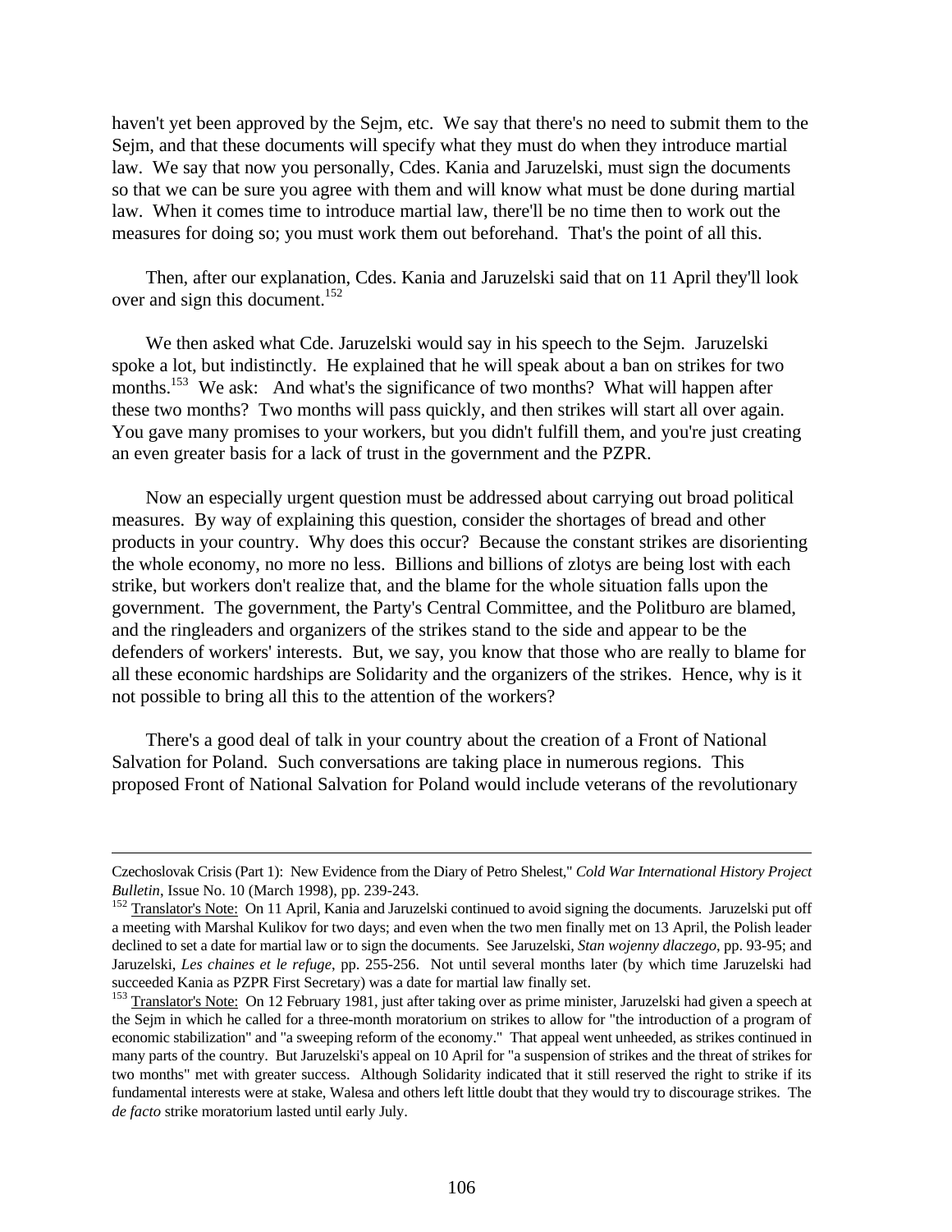haven't yet been approved by the Sejm, etc. We say that there's no need to submit them to the Sejm, and that these documents will specify what they must do when they introduce martial law. We say that now you personally, Cdes. Kania and Jaruzelski, must sign the documents so that we can be sure you agree with them and will know what must be done during martial law. When it comes time to introduce martial law, there'll be no time then to work out the measures for doing so; you must work them out beforehand. That's the point of all this.

Then, after our explanation, Cdes. Kania and Jaruzelski said that on 11 April they'll look over and sign this document.[152]

We then asked what Cde. Jaruzelski would say in his speech to the Sejm. Jaruzelski spoke a lot, but indistinctly. He explained that he will speak about a ban on strikes for two months.[153] We ask: And what's the significance of two months? What will happen after these two months? Two months will pass quickly, and then strikes will start all over again. You gave many promises to your workers, but you didn't fulfill them, and you're just creating an even greater basis for a lack of trust in the government and the PZPR.

Now an especially urgent question must be addressed about carrying out broad political measures. By way of explaining this question, consider the shortages of bread and other products in your country. Why does this occur? Because the constant strikes are disorienting the whole economy, no more no less. Billions and billions of zlotys are being lost with each strike, but workers don't realize that, and the blame for the whole situation falls upon the government. The government, the Party's Central Committee, and the Politburo are blamed, and the ringleaders and organizers of the strikes stand to the side and appear to be the defenders of workers' interests. But, we say, you know that those who are really to blame for all these economic hardships are Solidarity and the organizers of the strikes. Hence, why is it not possible to bring all this to the attention of the workers?

There's a good deal of talk in your country about the creation of a Front of National Salvation for Poland. Such conversations are taking place in numerous regions. This proposed Front of National Salvation for Poland would include veterans of the revolutionary

---

Czechoslovak Crisis (Part 1): New Evidence from the Diary of Petro Shelest," *Cold War International History Project Bulletin*, Issue No. 10 (March 1998), pp. 239-243.

[152] Translator's Note: On 11 April, Kania and Jaruzelski continued to avoid signing the documents. Jaruzelski put off a meeting with Marshal Kulikov for two days; and even when the two men finally met on 13 April, the Polish leader declined to set a date for martial law or to sign the documents. See Jaruzelski, *Stan wojenny dlaczego*, pp. 93-95; and Jaruzelski, *Les chaines et le refuge*, pp. 255-256. Not until several months later (by which time Jaruzelski had succeeded Kania as PZPR First Secretary) was a date for martial law finally set.

[153] Translator's Note: On 12 February 1981, just after taking over as prime minister, Jaruzelski had given a speech at the Sejm in which he called for a three-month moratorium on strikes to allow for "the introduction of a program of economic stabilization" and "a sweeping reform of the economy." That appeal went unheeded, as strikes continued in many parts of the country. But Jaruzelski's appeal on 10 April for "a suspension of strikes and the threat of strikes for two months" met with greater success. Although Solidarity indicated that it still reserved the right to strike if its fundamental interests were at stake, Walesa and others left little doubt that they would try to discourage strikes. The *de facto* strike moratorium lasted until early July.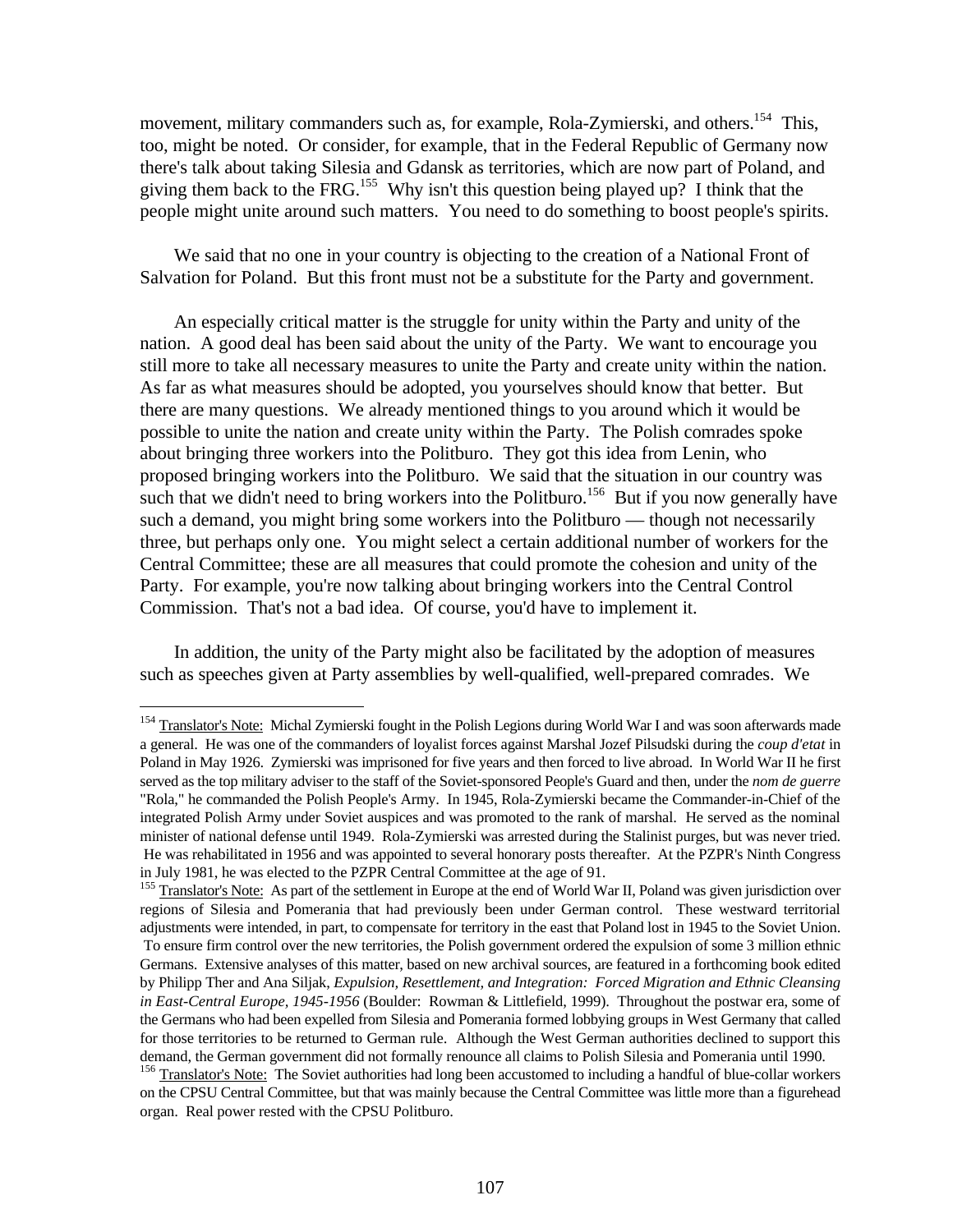movement, military commanders such as, for example, Rola-Zymierski, and others.[154] This, too, might be noted. Or consider, for example, that in the Federal Republic of Germany now there's talk about taking Silesia and Gdansk as territories, which are now part of Poland, and giving them back to the FRG.[155] Why isn't this question being played up? I think that the people might unite around such matters. You need to do something to boost people's spirits.

We said that no one in your country is objecting to the creation of a National Front of Salvation for Poland. But this front must not be a substitute for the Party and government.

An especially critical matter is the struggle for unity within the Party and unity of the nation. A good deal has been said about the unity of the Party. We want to encourage you still more to take all necessary measures to unite the Party and create unity within the nation. As far as what measures should be adopted, you yourselves should know that better. But there are many questions. We already mentioned things to you around which it would be possible to unite the nation and create unity within the Party. The Polish comrades spoke about bringing three workers into the Politburo. They got this idea from Lenin, who proposed bringing workers into the Politburo. We said that the situation in our country was such that we didn't need to bring workers into the Politburo.[156] But if you now generally have such a demand, you might bring some workers into the Politburo — though not necessarily three, but perhaps only one. You might select a certain additional number of workers for the Central Committee; these are all measures that could promote the cohesion and unity of the Party. For example, you're now talking about bringing workers into the Central Control Commission. That's not a bad idea. Of course, you'd have to implement it.

In addition, the unity of the Party might also be facilitated by the adoption of measures such as speeches given at Party assemblies by well-qualified, well-prepared comrades. We

---

[154] Translator's Note: Michal Zymierski fought in the Polish Legions during World War I and was soon afterwards made a general. He was one of the commanders of loyalist forces against Marshal Jozef Pilsudski during the *coup d'etat* in Poland in May 1926. Zymierski was imprisoned for five years and then forced to live abroad. In World War II he first served as the top military adviser to the staff of the Soviet-sponsored People's Guard and then, under the *nom de guerre* "Rola," he commanded the Polish People's Army. In 1945, Rola-Zymierski became the Commander-in-Chief of the integrated Polish Army under Soviet auspices and was promoted to the rank of marshal. He served as the nominal minister of national defense until 1949. Rola-Zymierski was arrested during the Stalinist purges, but was never tried. He was rehabilitated in 1956 and was appointed to several honorary posts thereafter. At the PZPR's Ninth Congress in July 1981, he was elected to the PZPR Central Committee at the age of 91.

[155] Translator's Note: As part of the settlement in Europe at the end of World War II, Poland was given jurisdiction over regions of Silesia and Pomerania that had previously been under German control. These westward territorial adjustments were intended, in part, to compensate for territory in the east that Poland lost in 1945 to the Soviet Union. To ensure firm control over the new territories, the Polish government ordered the expulsion of some 3 million ethnic Germans. Extensive analyses of this matter, based on new archival sources, are featured in a forthcoming book edited by Philipp Ther and Ana Siljak, *Expulsion, Resettlement, and Integration: Forced Migration and Ethnic Cleansing in East-Central Europe, 1945-1956* (Boulder: Rowman & Littlefield, 1999). Throughout the postwar era, some of the Germans who had been expelled from Silesia and Pomerania formed lobbying groups in West Germany that called for those territories to be returned to German rule. Although the West German authorities declined to support this demand, the German government did not formally renounce all claims to Polish Silesia and Pomerania until 1990.

[156] Translator's Note: The Soviet authorities had long been accustomed to including a handful of blue-collar workers on the CPSU Central Committee, but that was mainly because the Central Committee was little more than a figurehead organ. Real power rested with the CPSU Politburo.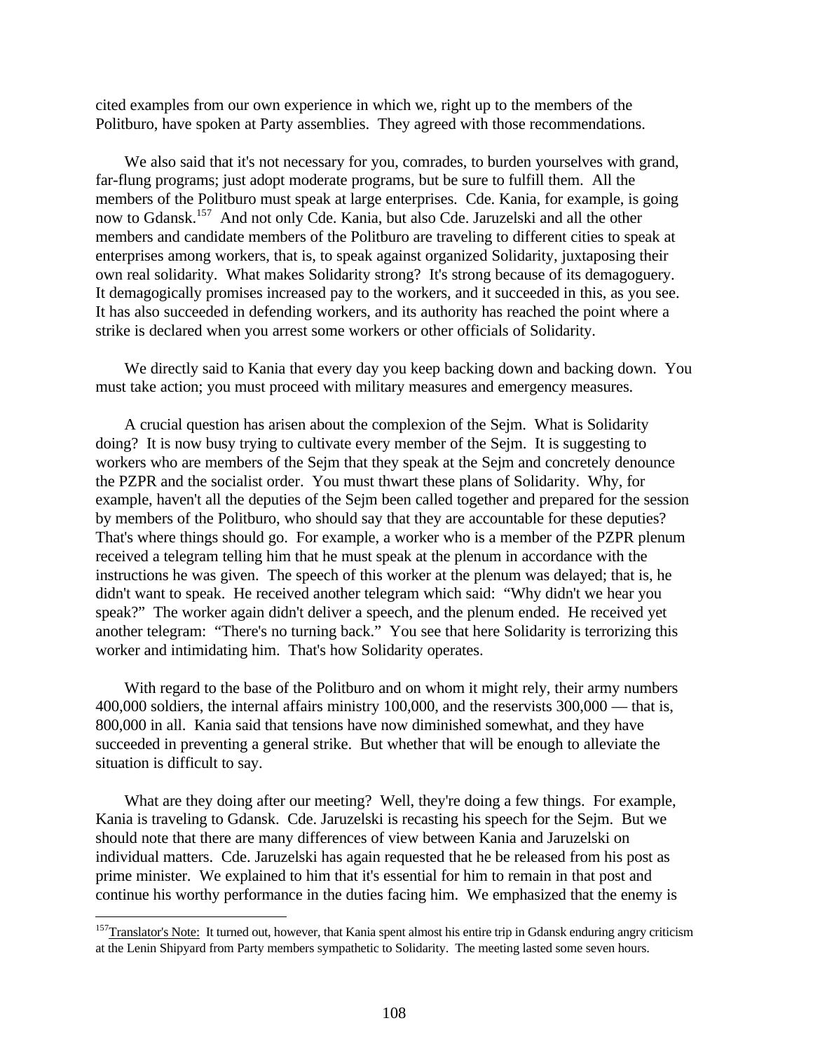cited examples from our own experience in which we, right up to the members of the Politburo, have spoken at Party assemblies. They agreed with those recommendations.

We also said that it's not necessary for you, comrades, to burden yourselves with grand, far-flung programs; just adopt moderate programs, but be sure to fulfill them. All the members of the Politburo must speak at large enterprises. Cde. Kania, for example, is going now to Gdansk.[157] And not only Cde. Kania, but also Cde. Jaruzelski and all the other members and candidate members of the Politburo are traveling to different cities to speak at enterprises among workers, that is, to speak against organized Solidarity, juxtaposing their own real solidarity. What makes Solidarity strong? It's strong because of its demagoguery. It demagogically promises increased pay to the workers, and it succeeded in this, as you see. It has also succeeded in defending workers, and its authority has reached the point where a strike is declared when you arrest some workers or other officials of Solidarity.

We directly said to Kania that every day you keep backing down and backing down. You must take action; you must proceed with military measures and emergency measures.

A crucial question has arisen about the complexion of the Sejm. What is Solidarity doing? It is now busy trying to cultivate every member of the Sejm. It is suggesting to workers who are members of the Sejm that they speak at the Sejm and concretely denounce the PZPR and the socialist order. You must thwart these plans of Solidarity. Why, for example, haven't all the deputies of the Sejm been called together and prepared for the session by members of the Politburo, who should say that they are accountable for these deputies? That's where things should go. For example, a worker who is a member of the PZPR plenum received a telegram telling him that he must speak at the plenum in accordance with the instructions he was given. The speech of this worker at the plenum was delayed; that is, he didn't want to speak. He received another telegram which said: "Why didn't we hear you speak?" The worker again didn't deliver a speech, and the plenum ended. He received yet another telegram: "There's no turning back." You see that here Solidarity is terrorizing this worker and intimidating him. That's how Solidarity operates.

With regard to the base of the Politburo and on whom it might rely, their army numbers 400,000 soldiers, the internal affairs ministry 100,000, and the reservists 300,000 — that is, 800,000 in all. Kania said that tensions have now diminished somewhat, and they have succeeded in preventing a general strike. But whether that will be enough to alleviate the situation is difficult to say.

What are they doing after our meeting? Well, they're doing a few things. For example, Kania is traveling to Gdansk. Cde. Jaruzelski is recasting his speech for the Sejm. But we should note that there are many differences of view between Kania and Jaruzelski on individual matters. Cde. Jaruzelski has again requested that he be released from his post as prime minister. We explained to him that it's essential for him to remain in that post and continue his worthy performance in the duties facing him. We emphasized that the enemy is

---

[157] Translator's Note: It turned out, however, that Kania spent almost his entire trip in Gdansk enduring angry criticism at the Lenin Shipyard from Party members sympathetic to Solidarity. The meeting lasted some seven hours.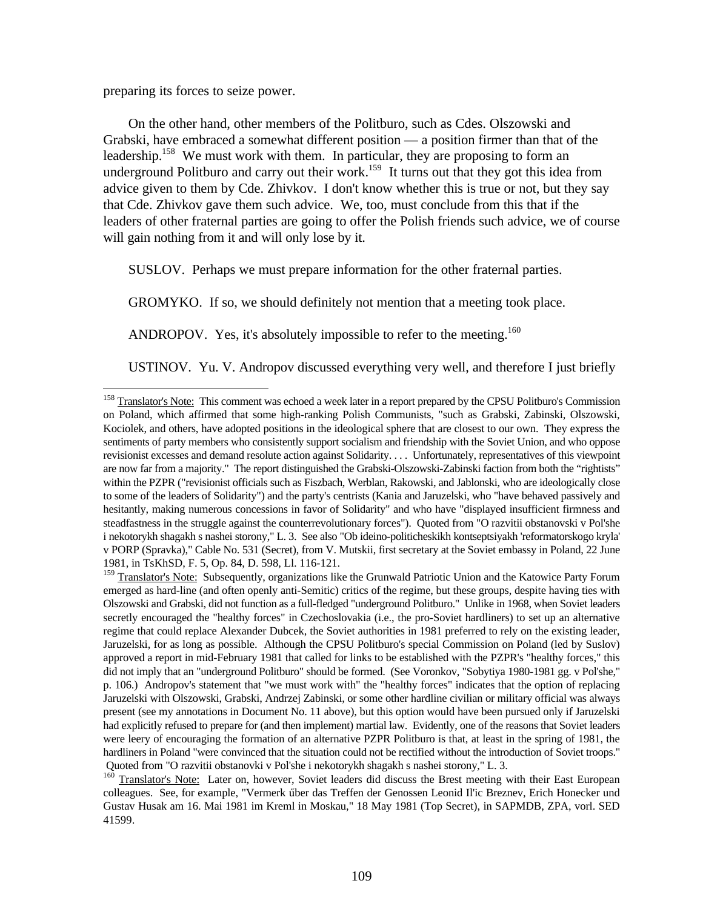preparing its forces to seize power.

On the other hand, other members of the Politburo, such as Cdes. Olszowski and Grabski, have embraced a somewhat different position — a position firmer than that of the leadership.[158] We must work with them. In particular, they are proposing to form an underground Politburo and carry out their work.[159] It turns out that they got this idea from advice given to them by Cde. Zhivkov. I don't know whether this is true or not, but they say that Cde. Zhivkov gave them such advice. We, too, must conclude from this that if the leaders of other fraternal parties are going to offer the Polish friends such advice, we of course will gain nothing from it and will only lose by it.

SUSLOV. Perhaps we must prepare information for the other fraternal parties.

GROMYKO. If so, we should definitely not mention that a meeting took place.

ANDROPOV. Yes, it's absolutely impossible to refer to the meeting.[160]

USTINOV. Yu. V. Andropov discussed everything very well, and therefore I just briefly

---

[158] Translator's Note: This comment was echoed a week later in a report prepared by the CPSU Politburo's Commission on Poland, which affirmed that some high-ranking Polish Communists, "such as Grabski, Zabinski, Olszowski, Kociolek, and others, have adopted positions in the ideological sphere that are closest to our own. They express the sentiments of party members who consistently support socialism and friendship with the Soviet Union, and who oppose revisionist excesses and demand resolute action against Solidarity. . . . Unfortunately, representatives of this viewpoint are now far from a majority." The report distinguished the Grabski-Olszowski-Zabinski faction from both the "rightists" within the PZPR ("revisionist officials such as Fiszbach, Werblan, Rakowski, and Jablonski, who are ideologically close to some of the leaders of Solidarity") and the party's centrists (Kania and Jaruzelski, who "have behaved passively and hesitantly, making numerous concessions in favor of Solidarity" and who have "displayed insufficient firmness and steadfastness in the struggle against the counterrevolutionary forces"). Quoted from "O razvitii obstanovski v Pol'she i nekotorykh shagakh s nashei storony," L. 3. See also "Ob ideino-politicheskikh kontseptsiyakh 'reformatorskogo kryla' v PORP (Spravka)," Cable No. 531 (Secret), from V. Mutskii, first secretary at the Soviet embassy in Poland, 22 June 1981, in TsKhSD, F. 5, Op. 84, D. 598, Ll. 116-121.

[159] Translator's Note: Subsequently, organizations like the Grunwald Patriotic Union and the Katowice Party Forum emerged as hard-line (and often openly anti-Semitic) critics of the regime, but these groups, despite having ties with Olszowski and Grabski, did not function as a full-fledged "underground Politburo." Unlike in 1968, when Soviet leaders secretly encouraged the "healthy forces" in Czechoslovakia (i.e., the pro-Soviet hardliners) to set up an alternative regime that could replace Alexander Dubcek, the Soviet authorities in 1981 preferred to rely on the existing leader, Jaruzelski, for as long as possible. Although the CPSU Politburo's special Commission on Poland (led by Suslov) approved a report in mid-February 1981 that called for links to be established with the PZPR's "healthy forces," this did not imply that an "underground Politburo" should be formed. (See Voronkov, "Sobytiya 1980-1981 gg. v Pol'she," p. 106.) Andropov's statement that "we must work with" the "healthy forces" indicates that the option of replacing Jaruzelski with Olszowski, Grabski, Andrzej Zabinski, or some other hardline civilian or military official was always present (see my annotations in Document No. 11 above), but this option would have been pursued only if Jaruzelski had explicitly refused to prepare for (and then implement) martial law. Evidently, one of the reasons that Soviet leaders were leery of encouraging the formation of an alternative PZPR Politburo is that, at least in the spring of 1981, the hardliners in Poland "were convinced that the situation could not be rectified without the introduction of Soviet troops." Quoted from "O razvitii obstanovki v Pol'she i nekotorykh shagakh s nashei storony," L. 3.

[160] Translator's Note: Later on, however, Soviet leaders did discuss the Brest meeting with their East European colleagues. See, for example, "Vermerk űber das Treffen der Genossen Leonid Il'ic Breznev, Erich Honecker und Gustav Husak am 16. Mai 1981 im Kreml in Moskau," 18 May 1981 (Top Secret), in SAPMDB, ZPA, vorl. SED 41599.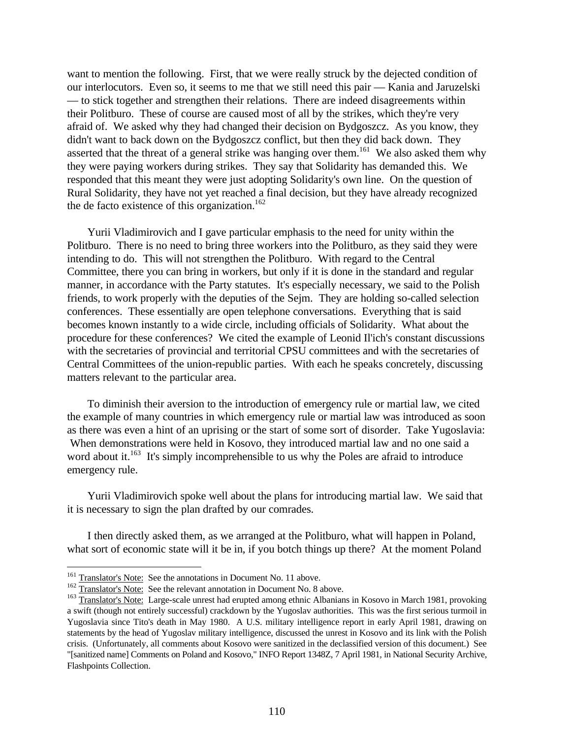want to mention the following. First, that we were really struck by the dejected condition of our interlocutors. Even so, it seems to me that we still need this pair — Kania and Jaruzelski — to stick together and strengthen their relations. There are indeed disagreements within their Politburo. These of course are caused most of all by the strikes, which they're very afraid of. We asked why they had changed their decision on Bydgoszcz. As you know, they didn't want to back down on the Bydgoszcz conflict, but then they did back down. They asserted that the threat of a general strike was hanging over them.[161] We also asked them why they were paying workers during strikes. They say that Solidarity has demanded this. We responded that this meant they were just adopting Solidarity's own line. On the question of Rural Solidarity, they have not yet reached a final decision, but they have already recognized the de facto existence of this organization.[162]

Yurii Vladimirovich and I gave particular emphasis to the need for unity within the Politburo. There is no need to bring three workers into the Politburo, as they said they were intending to do. This will not strengthen the Politburo. With regard to the Central Committee, there you can bring in workers, but only if it is done in the standard and regular manner, in accordance with the Party statutes. It's especially necessary, we said to the Polish friends, to work properly with the deputies of the Sejm. They are holding so-called selection conferences. These essentially are open telephone conversations. Everything that is said becomes known instantly to a wide circle, including officials of Solidarity. What about the procedure for these conferences? We cited the example of Leonid Il'ich's constant discussions with the secretaries of provincial and territorial CPSU committees and with the secretaries of Central Committees of the union-republic parties. With each he speaks concretely, discussing matters relevant to the particular area.

To diminish their aversion to the introduction of emergency rule or martial law, we cited the example of many countries in which emergency rule or martial law was introduced as soon as there was even a hint of an uprising or the start of some sort of disorder. Take Yugoslavia: When demonstrations were held in Kosovo, they introduced martial law and no one said a word about it.[163] It's simply incomprehensible to us why the Poles are afraid to introduce emergency rule.

Yurii Vladimirovich spoke well about the plans for introducing martial law. We said that it is necessary to sign the plan drafted by our comrades.

I then directly asked them, as we arranged at the Politburo, what will happen in Poland, what sort of economic state will it be in, if you botch things up there? At the moment Poland

---

[161] Translator's Note: See the annotations in Document No. 11 above.

[162] Translator's Note: See the relevant annotation in Document No. 8 above.

[163] Translator's Note: Large-scale unrest had erupted among ethnic Albanians in Kosovo in March 1981, provoking a swift (though not entirely successful) crackdown by the Yugoslav authorities. This was the first serious turmoil in Yugoslavia since Tito's death in May 1980. A U.S. military intelligence report in early April 1981, drawing on statements by the head of Yugoslav military intelligence, discussed the unrest in Kosovo and its link with the Polish crisis. (Unfortunately, all comments about Kosovo were sanitized in the declassified version of this document.) See "[sanitized name] Comments on Poland and Kosovo," INFO Report 1348Z, 7 April 1981, in National Security Archive, Flashpoints Collection.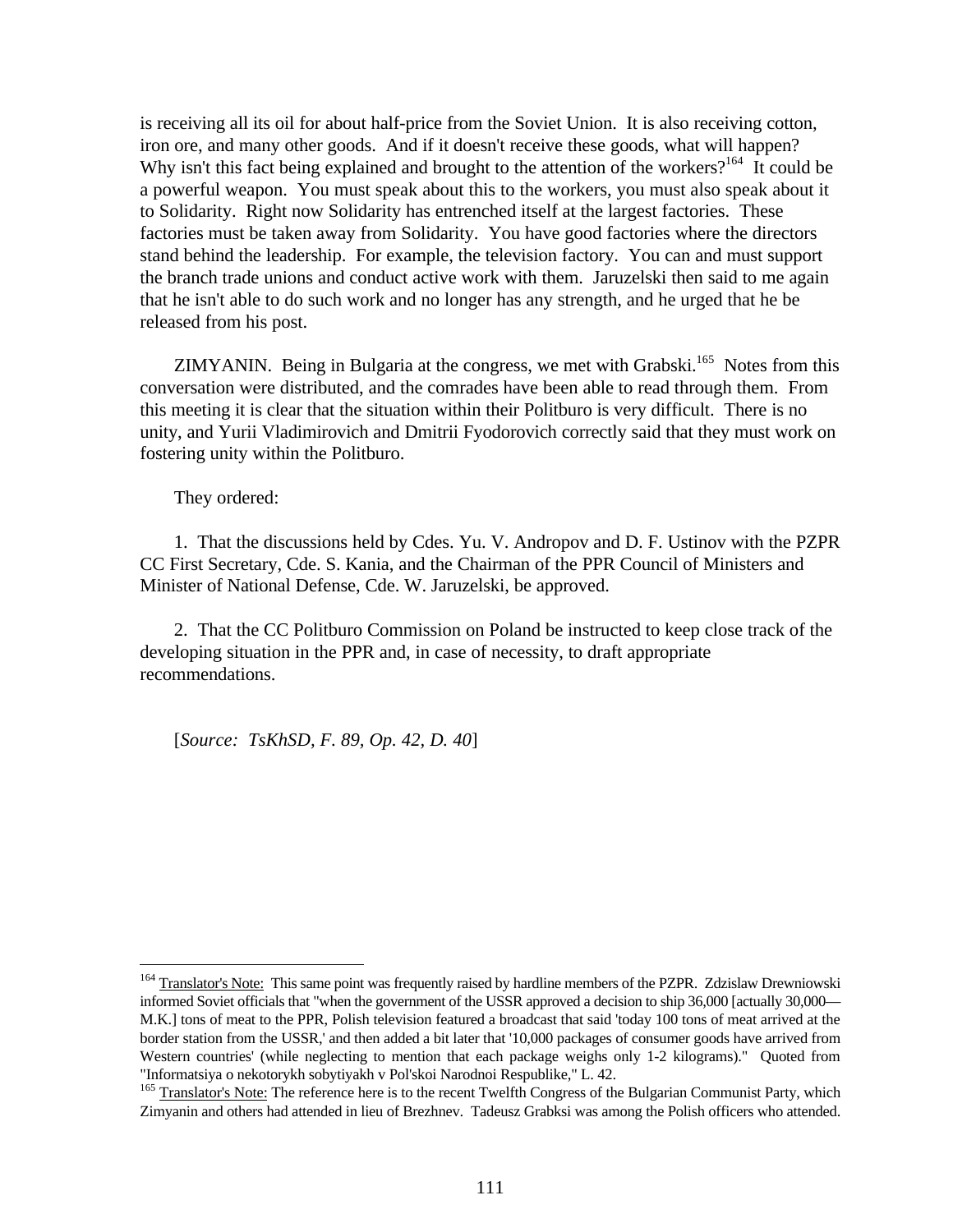is receiving all its oil for about half-price from the Soviet Union. It is also receiving cotton, iron ore, and many other goods. And if it doesn't receive these goods, what will happen? Why isn't this fact being explained and brought to the attention of the workers?[164] It could be a powerful weapon. You must speak about this to the workers, you must also speak about it to Solidarity. Right now Solidarity has entrenched itself at the largest factories. These factories must be taken away from Solidarity. You have good factories where the directors stand behind the leadership. For example, the television factory. You can and must support the branch trade unions and conduct active work with them. Jaruzelski then said to me again that he isn't able to do such work and no longer has any strength, and he urged that he be released from his post.

ZIMYANIN. Being in Bulgaria at the congress, we met with Grabski.[165] Notes from this conversation were distributed, and the comrades have been able to read through them. From this meeting it is clear that the situation within their Politburo is very difficult. There is no unity, and Yurii Vladimirovich and Dmitrii Fyodorovich correctly said that they must work on fostering unity within the Politburo.

They ordered:

1. That the discussions held by Cdes. Yu. V. Andropov and D. F. Ustinov with the PZPR CC First Secretary, Cde. S. Kania, and the Chairman of the PPR Council of Ministers and Minister of National Defense, Cde. W. Jaruzelski, be approved.

2. That the CC Politburo Commission on Poland be instructed to keep close track of the developing situation in the PPR and, in case of necessity, to draft appropriate recommendations.

[*Source: TsKhSD, F. 89, Op. 42, D. 40*]

---

[164] Translator's Note: This same point was frequently raised by hardline members of the PZPR. Zdzislaw Drewniowski informed Soviet officials that "when the government of the USSR approved a decision to ship 36,000 [actually 30,000—M.K.] tons of meat to the PPR, Polish television featured a broadcast that said 'today 100 tons of meat arrived at the border station from the USSR,' and then added a bit later that '10,000 packages of consumer goods have arrived from Western countries' (while neglecting to mention that each package weighs only 1-2 kilograms)." Quoted from "Informatsiya o nekotorykh sobytiyakh v Pol'skoi Narodnoi Respublike," L. 42.

[165] Translator's Note: The reference here is to the recent Twelfth Congress of the Bulgarian Communist Party, which Zimyanin and others had attended in lieu of Brezhnev. Tadeusz Grabksi was among the Polish officers who attended.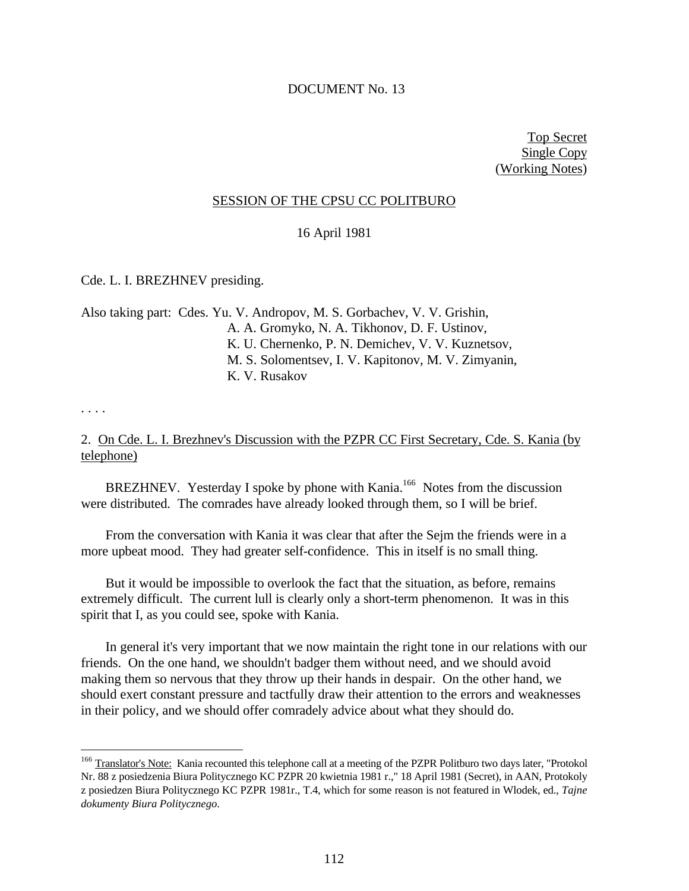DOCUMENT No. 13

Top Secret
Single Copy
(Working Notes)

SESSION OF THE CPSU CC POLITBURO

16 April 1981

Cde. L. I. BREZHNEV presiding.

Also taking part: Cdes. Yu. V. Andropov, M. S. Gorbachev, V. V. Grishin, A. A. Gromyko, N. A. Tikhonov, D. F. Ustinov, K. U. Chernenko, P. N. Demichev, V. V. Kuznetsov, M. S. Solomentsev, I. V. Kapitonov, M. V. Zimyanin, K. V. Rusakov

. . . .

2. On Cde. L. I. Brezhnev's Discussion with the PZPR CC First Secretary, Cde. S. Kania (by telephone)

BREZHNEV. Yesterday I spoke by phone with Kania.[166] Notes from the discussion were distributed. The comrades have already looked through them, so I will be brief.

From the conversation with Kania it was clear that after the Sejm the friends were in a more upbeat mood. They had greater self-confidence. This in itself is no small thing.

But it would be impossible to overlook the fact that the situation, as before, remains extremely difficult. The current lull is clearly only a short-term phenomenon. It was in this spirit that I, as you could see, spoke with Kania.

In general it's very important that we now maintain the right tone in our relations with our friends. On the one hand, we shouldn't badger them without need, and we should avoid making them so nervous that they throw up their hands in despair. On the other hand, we should exert constant pressure and tactfully draw their attention to the errors and weaknesses in their policy, and we should offer comradely advice about what they should do.

---

[166] Translator's Note: Kania recounted this telephone call at a meeting of the PZPR Politburo two days later, "Protokol Nr. 88 z posiedzenia Biura Politycznego KC PZPR 20 kwietnia 1981 r.," 18 April 1981 (Secret), in AAN, Protokoly z posiedzen Biura Politycznego KC PZPR 1981r., T.4, which for some reason is not featured in Wlodek, ed., *Tajne dokumenty Biura Politycznego*.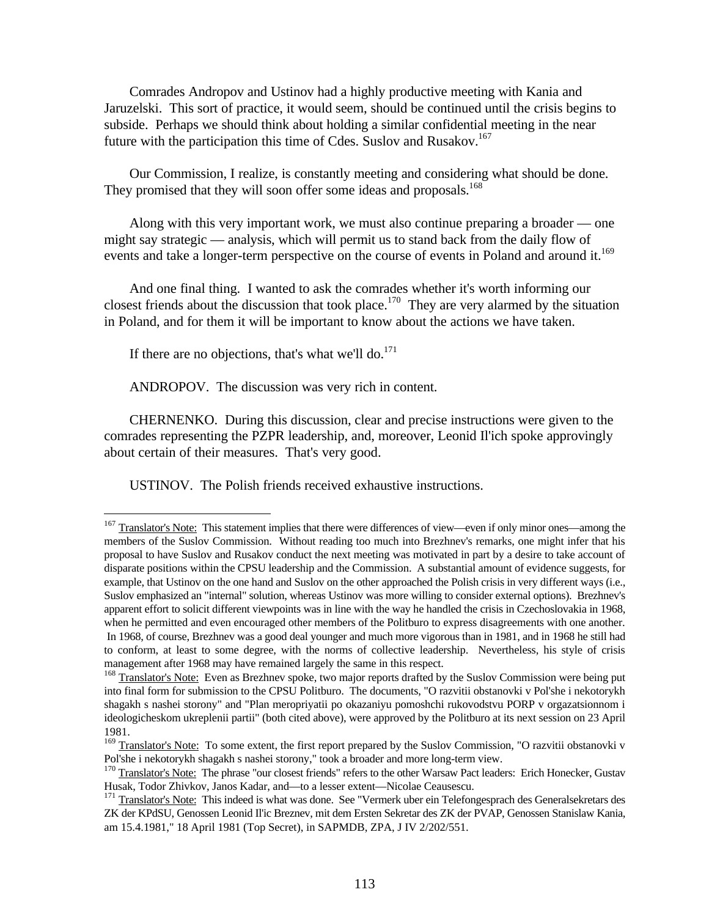Comrades Andropov and Ustinov had a highly productive meeting with Kania and Jaruzelski. This sort of practice, it would seem, should be continued until the crisis begins to subside. Perhaps we should think about holding a similar confidential meeting in the near future with the participation this time of Cdes. Suslov and Rusakov.[167]

Our Commission, I realize, is constantly meeting and considering what should be done. They promised that they will soon offer some ideas and proposals.[168]

Along with this very important work, we must also continue preparing a broader — one might say strategic — analysis, which will permit us to stand back from the daily flow of events and take a longer-term perspective on the course of events in Poland and around it.[169]

And one final thing. I wanted to ask the comrades whether it's worth informing our closest friends about the discussion that took place.[170] They are very alarmed by the situation in Poland, and for them it will be important to know about the actions we have taken.

If there are no objections, that's what we'll do.[171]

ANDROPOV. The discussion was very rich in content.

CHERNENKO. During this discussion, clear and precise instructions were given to the comrades representing the PZPR leadership, and, moreover, Leonid Il'ich spoke approvingly about certain of their measures. That's very good.

USTINOV. The Polish friends received exhaustive instructions.

---

[167] Translator's Note: This statement implies that there were differences of view—even if only minor ones—among the members of the Suslov Commission. Without reading too much into Brezhnev's remarks, one might infer that his proposal to have Suslov and Rusakov conduct the next meeting was motivated in part by a desire to take account of disparate positions within the CPSU leadership and the Commission. A substantial amount of evidence suggests, for example, that Ustinov on the one hand and Suslov on the other approached the Polish crisis in very different ways (i.e., Suslov emphasized an "internal" solution, whereas Ustinov was more willing to consider external options). Brezhnev's apparent effort to solicit different viewpoints was in line with the way he handled the crisis in Czechoslovakia in 1968, when he permitted and even encouraged other members of the Politburo to express disagreements with one another. In 1968, of course, Brezhnev was a good deal younger and much more vigorous than in 1981, and in 1968 he still had to conform, at least to some degree, with the norms of collective leadership. Nevertheless, his style of crisis management after 1968 may have remained largely the same in this respect.

[168] Translator's Note: Even as Brezhnev spoke, two major reports drafted by the Suslov Commission were being put into final form for submission to the CPSU Politburo. The documents, "O razvitii obstanovki v Pol'she i nekotorykh shagakh s nashei storony" and "Plan meropriyatii po okazaniyu pomoshchi rukovodstvu PORP v orgazatsionnom i ideologicheskom ukreplenii partii" (both cited above), were approved by the Politburo at its next session on 23 April 1981.

[169] Translator's Note: To some extent, the first report prepared by the Suslov Commission, "O razvitii obstanovki v Pol'she i nekotorykh shagakh s nashei storony," took a broader and more long-term view.

[170] Translator's Note: The phrase "our closest friends" refers to the other Warsaw Pact leaders: Erich Honecker, Gustav Husak, Todor Zhivkov, Janos Kadar, and—to a lesser extent—Nicolae Ceausescu.

[171] Translator's Note: This indeed is what was done. See "Vermerk uber ein Telefongesprach des Generalsekretars des ZK der KPdSU, Genossen Leonid Il'ic Breznev, mit dem Ersten Sekretar des ZK der PVAP, Genossen Stanislaw Kania, am 15.4.1981," 18 April 1981 (Top Secret), in SAPMDB, ZPA, J IV 2/202/551.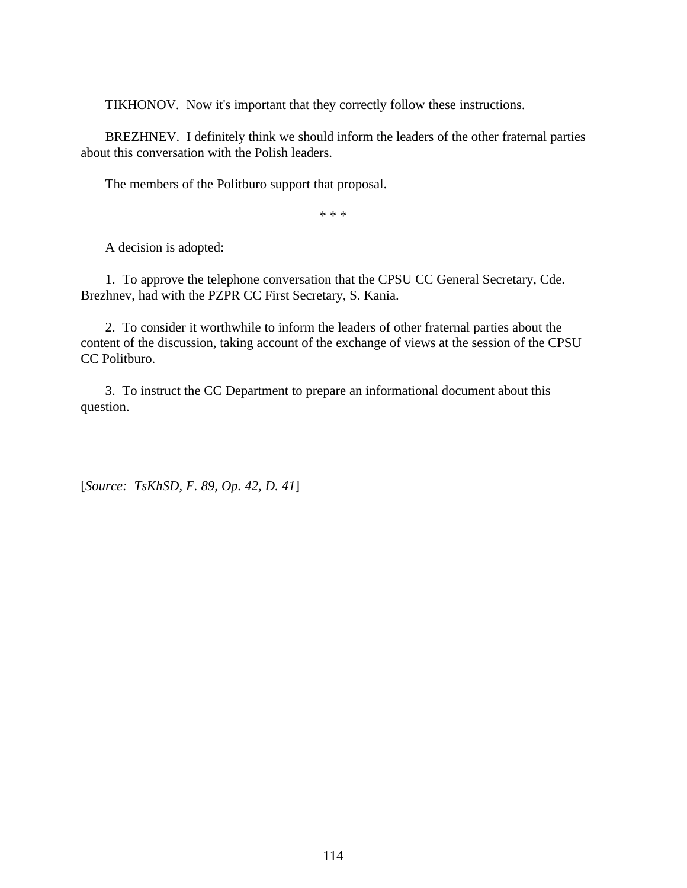TIKHONOV. Now it's important that they correctly follow these instructions.

BREZHNEV. I definitely think we should inform the leaders of the other fraternal parties about this conversation with the Polish leaders.

The members of the Politburo support that proposal.

* * *

A decision is adopted:

1. To approve the telephone conversation that the CPSU CC General Secretary, Cde. Brezhnev, had with the PZPR CC First Secretary, S. Kania.

2. To consider it worthwhile to inform the leaders of other fraternal parties about the content of the discussion, taking account of the exchange of views at the session of the CPSU CC Politburo.

3. To instruct the CC Department to prepare an informational document about this question.

[*Source: TsKhSD, F. 89, Op. 42, D. 41*]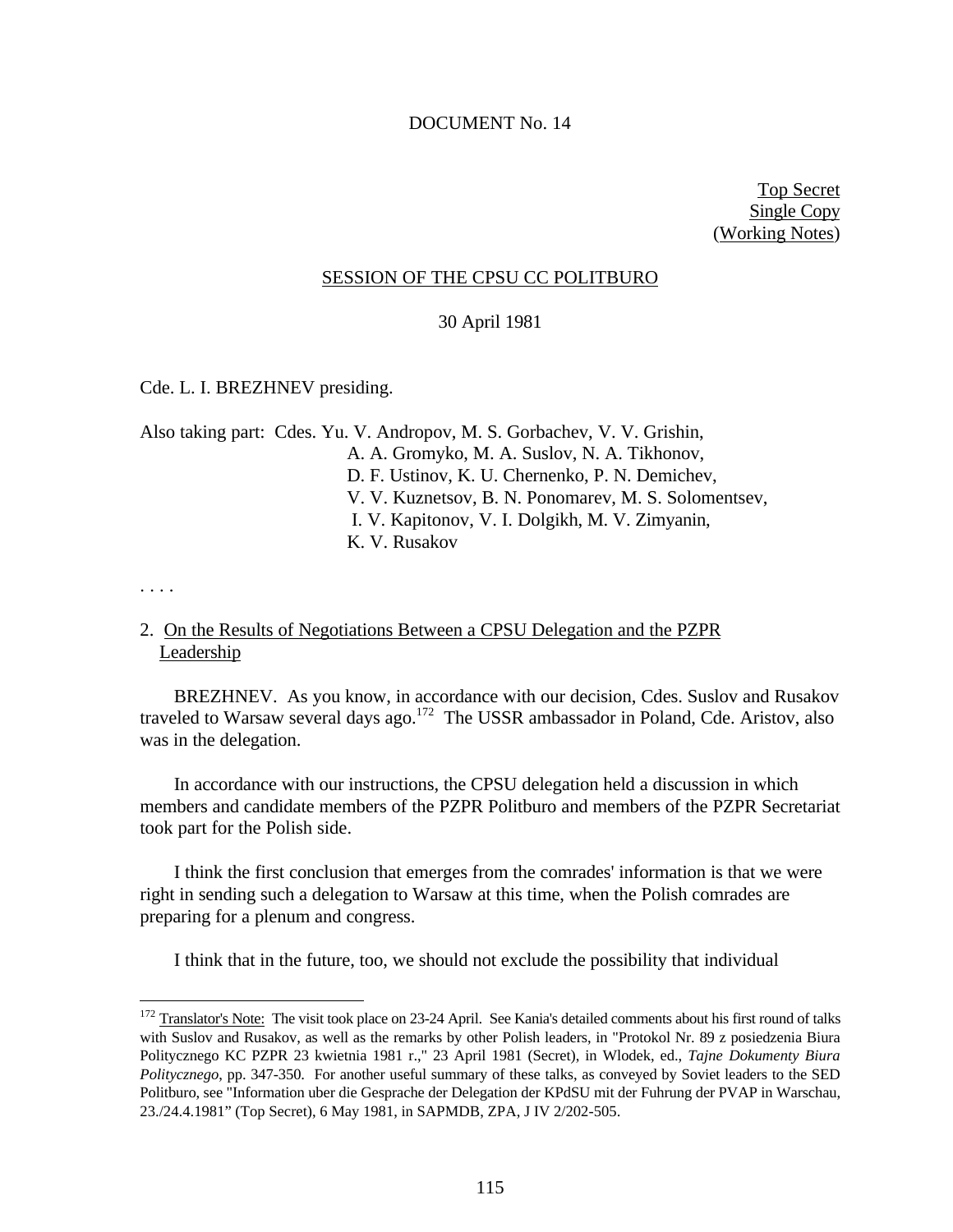DOCUMENT No. 14

Top Secret
Single Copy
(Working Notes)

SESSION OF THE CPSU CC POLITBURO

30 April 1981

Cde. L. I. BREZHNEV presiding.

Also taking part: Cdes. Yu. V. Andropov, M. S. Gorbachev, V. V. Grishin, A. A. Gromyko, M. A. Suslov, N. A. Tikhonov, D. F. Ustinov, K. U. Chernenko, P. N. Demichev, V. V. Kuznetsov, B. N. Ponomarev, M. S. Solomentsev, I. V. Kapitonov, V. I. Dolgikh, M. V. Zimyanin, K. V. Rusakov

. . . .

2. On the Results of Negotiations Between a CPSU Delegation and the PZPR Leadership

BREZHNEV. As you know, in accordance with our decision, Cdes. Suslov and Rusakov traveled to Warsaw several days ago.[172] The USSR ambassador in Poland, Cde. Aristov, also was in the delegation.

In accordance with our instructions, the CPSU delegation held a discussion in which members and candidate members of the PZPR Politburo and members of the PZPR Secretariat took part for the Polish side.

I think the first conclusion that emerges from the comrades' information is that we were right in sending such a delegation to Warsaw at this time, when the Polish comrades are preparing for a plenum and congress.

I think that in the future, too, we should not exclude the possibility that individual

---

[172] Translator's Note: The visit took place on 23-24 April. See Kania's detailed comments about his first round of talks with Suslov and Rusakov, as well as the remarks by other Polish leaders, in "Protokol Nr. 89 z posiedzenia Biura Politycznego KC PZPR 23 kwietnia 1981 r.," 23 April 1981 (Secret), in Wlodek, ed., *Tajne Dokumenty Biura Politycznego*, pp. 347-350. For another useful summary of these talks, as conveyed by Soviet leaders to the SED Politburo, see "Information uber die Gesprache der Delegation der KPdSU mit der Fuhrung der PVAP in Warschau, 23./24.4.1981" (Top Secret), 6 May 1981, in SAPMDB, ZPA, J IV 2/202-505.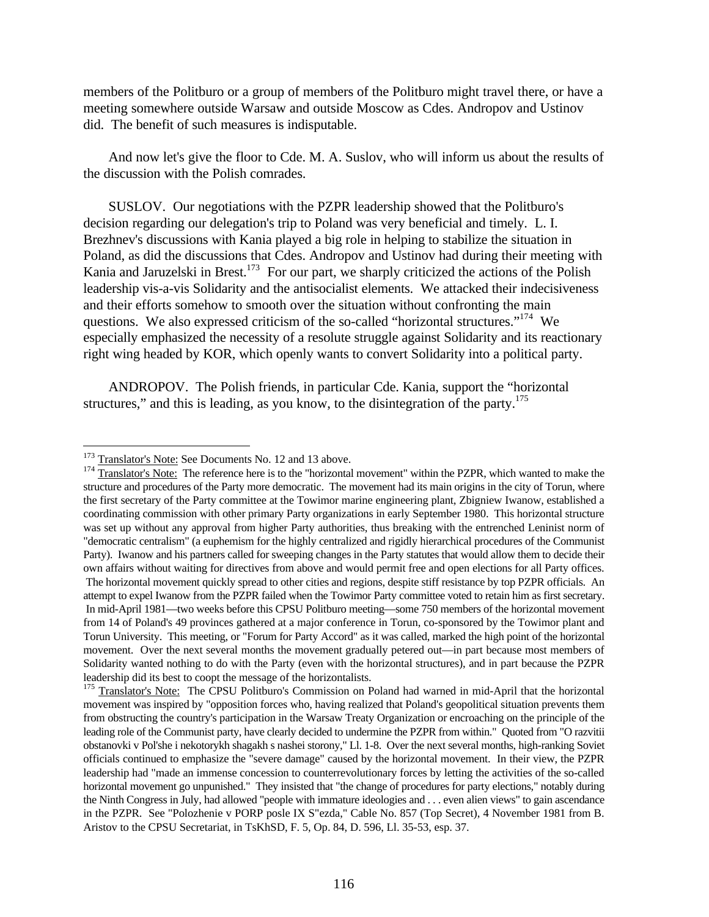members of the Politburo or a group of members of the Politburo might travel there, or have a meeting somewhere outside Warsaw and outside Moscow as Cdes. Andropov and Ustinov did. The benefit of such measures is indisputable.

And now let's give the floor to Cde. M. A. Suslov, who will inform us about the results of the discussion with the Polish comrades.

SUSLOV. Our negotiations with the PZPR leadership showed that the Politburo's decision regarding our delegation's trip to Poland was very beneficial and timely. L. I. Brezhnev's discussions with Kania played a big role in helping to stabilize the situation in Poland, as did the discussions that Cdes. Andropov and Ustinov had during their meeting with Kania and Jaruzelski in Brest.[173] For our part, we sharply criticized the actions of the Polish leadership vis-a-vis Solidarity and the antisocialist elements. We attacked their indecisiveness and their efforts somehow to smooth over the situation without confronting the main questions. We also expressed criticism of the so-called "horizontal structures."[174] We especially emphasized the necessity of a resolute struggle against Solidarity and its reactionary right wing headed by KOR, which openly wants to convert Solidarity into a political party.

ANDROPOV. The Polish friends, in particular Cde. Kania, support the "horizontal structures," and this is leading, as you know, to the disintegration of the party.[175]

---

[173] Translator's Note: See Documents No. 12 and 13 above.

[174] Translator's Note: The reference here is to the "horizontal movement" within the PZPR, which wanted to make the structure and procedures of the Party more democratic. The movement had its main origins in the city of Torun, where the first secretary of the Party committee at the Towimor marine engineering plant, Zbigniew Iwanow, established a coordinating commission with other primary Party organizations in early September 1980. This horizontal structure was set up without any approval from higher Party authorities, thus breaking with the entrenched Leninist norm of "democratic centralism" (a euphemism for the highly centralized and rigidly hierarchical procedures of the Communist Party). Iwanow and his partners called for sweeping changes in the Party statutes that would allow them to decide their own affairs without waiting for directives from above and would permit free and open elections for all Party offices. The horizontal movement quickly spread to other cities and regions, despite stiff resistance by top PZPR officials. An attempt to expel Iwanow from the PZPR failed when the Towimor Party committee voted to retain him as first secretary. In mid-April 1981—two weeks before this CPSU Politburo meeting—some 750 members of the horizontal movement from 14 of Poland's 49 provinces gathered at a major conference in Torun, co-sponsored by the Towimor plant and Torun University. This meeting, or "Forum for Party Accord" as it was called, marked the high point of the horizontal movement. Over the next several months the movement gradually petered out—in part because most members of Solidarity wanted nothing to do with the Party (even with the horizontal structures), and in part because the PZPR leadership did its best to coopt the message of the horizontalists.

[175] Translator's Note: The CPSU Politburo's Commission on Poland had warned in mid-April that the horizontal movement was inspired by "opposition forces who, having realized that Poland's geopolitical situation prevents them from obstructing the country's participation in the Warsaw Treaty Organization or encroaching on the principle of the leading role of the Communist party, have clearly decided to undermine the PZPR from within." Quoted from "O razvitii obstanovki v Pol'she i nekotorykh shagakh s nashei storony," Ll. 1-8. Over the next several months, high-ranking Soviet officials continued to emphasize the "severe damage" caused by the horizontal movement. In their view, the PZPR leadership had "made an immense concession to counterrevolutionary forces by letting the activities of the so-called horizontal movement go unpunished." They insisted that "the change of procedures for party elections," notably during the Ninth Congress in July, had allowed "people with immature ideologies and . . . even alien views" to gain ascendance in the PZPR. See "Polozhenie v PORP posle IX S"ezda," Cable No. 857 (Top Secret), 4 November 1981 from B. Aristov to the CPSU Secretariat, in TsKhSD, F. 5, Op. 84, D. 596, Ll. 35-53, esp. 37.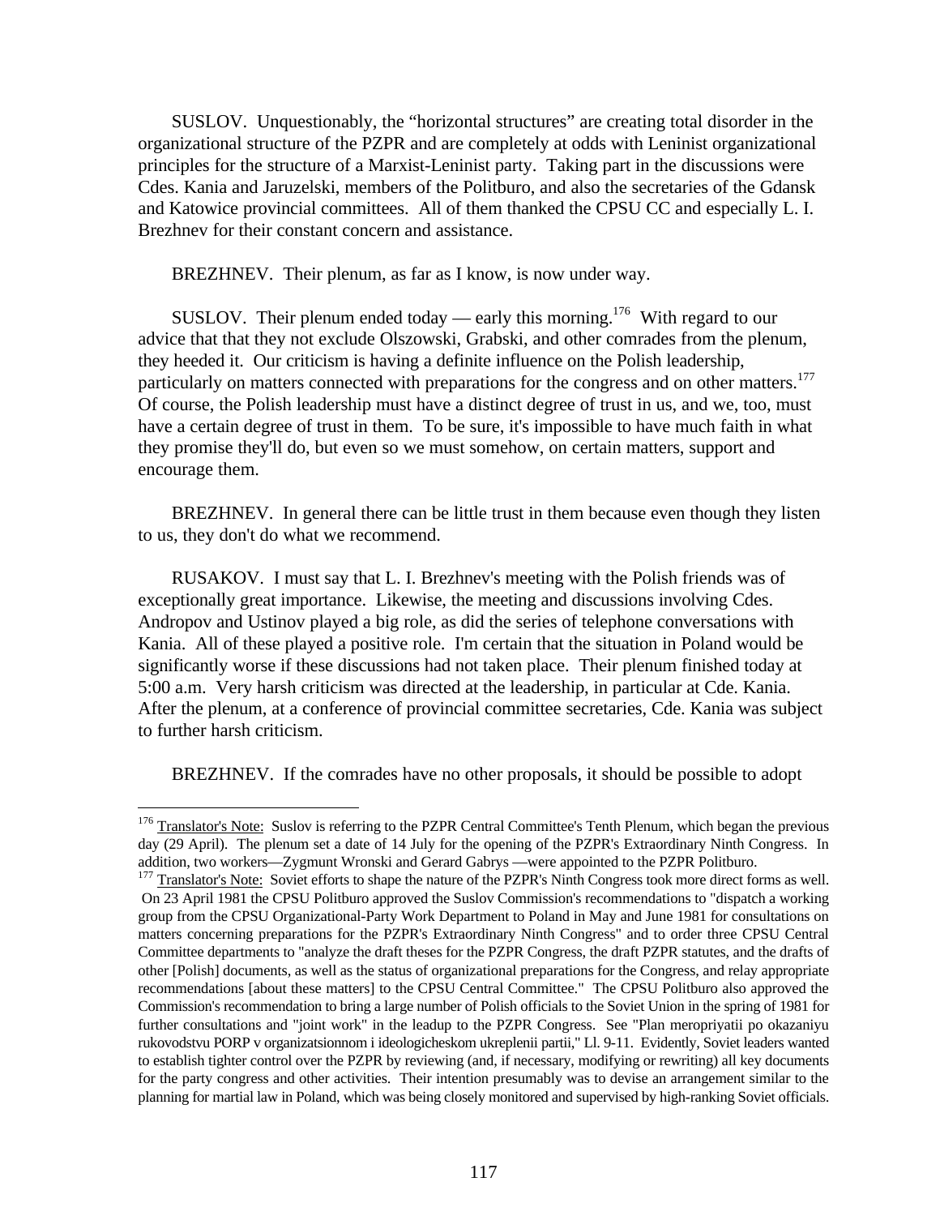SUSLOV. Unquestionably, the "horizontal structures" are creating total disorder in the organizational structure of the PZPR and are completely at odds with Leninist organizational principles for the structure of a Marxist-Leninist party. Taking part in the discussions were Cdes. Kania and Jaruzelski, members of the Politburo, and also the secretaries of the Gdansk and Katowice provincial committees. All of them thanked the CPSU CC and especially L. I. Brezhnev for their constant concern and assistance.

BREZHNEV. Their plenum, as far as I know, is now under way.

SUSLOV. Their plenum ended today — early this morning.[176] With regard to our advice that that they not exclude Olszowski, Grabski, and other comrades from the plenum, they heeded it. Our criticism is having a definite influence on the Polish leadership, particularly on matters connected with preparations for the congress and on other matters.[177] Of course, the Polish leadership must have a distinct degree of trust in us, and we, too, must have a certain degree of trust in them. To be sure, it's impossible to have much faith in what they promise they'll do, but even so we must somehow, on certain matters, support and encourage them.

BREZHNEV. In general there can be little trust in them because even though they listen to us, they don't do what we recommend.

RUSAKOV. I must say that L. I. Brezhnev's meeting with the Polish friends was of exceptionally great importance. Likewise, the meeting and discussions involving Cdes. Andropov and Ustinov played a big role, as did the series of telephone conversations with Kania. All of these played a positive role. I'm certain that the situation in Poland would be significantly worse if these discussions had not taken place. Their plenum finished today at 5:00 a.m. Very harsh criticism was directed at the leadership, in particular at Cde. Kania. After the plenum, at a conference of provincial committee secretaries, Cde. Kania was subject to further harsh criticism.

BREZHNEV. If the comrades have no other proposals, it should be possible to adopt

---

[176] Translator's Note: Suslov is referring to the PZPR Central Committee's Tenth Plenum, which began the previous day (29 April). The plenum set a date of 14 July for the opening of the PZPR's Extraordinary Ninth Congress. In addition, two workers—Zygmunt Wronski and Gerard Gabrys —were appointed to the PZPR Politburo.

[177] Translator's Note: Soviet efforts to shape the nature of the PZPR's Ninth Congress took more direct forms as well. On 23 April 1981 the CPSU Politburo approved the Suslov Commission's recommendations to "dispatch a working group from the CPSU Organizational-Party Work Department to Poland in May and June 1981 for consultations on matters concerning preparations for the PZPR's Extraordinary Ninth Congress" and to order three CPSU Central Committee departments to "analyze the draft theses for the PZPR Congress, the draft PZPR statutes, and the drafts of other [Polish] documents, as well as the status of organizational preparations for the Congress, and relay appropriate recommendations [about these matters] to the CPSU Central Committee." The CPSU Politburo also approved the Commission's recommendation to bring a large number of Polish officials to the Soviet Union in the spring of 1981 for further consultations and "joint work" in the leadup to the PZPR Congress. See "Plan meropriyatii po okazaniyu rukovodstvu PORP v organizatsionnom i ideologicheskom ukreplenii partii," Ll. 9-11. Evidently, Soviet leaders wanted to establish tighter control over the PZPR by reviewing (and, if necessary, modifying or rewriting) all key documents for the party congress and other activities. Their intention presumably was to devise an arrangement similar to the planning for martial law in Poland, which was being closely monitored and supervised by high-ranking Soviet officials.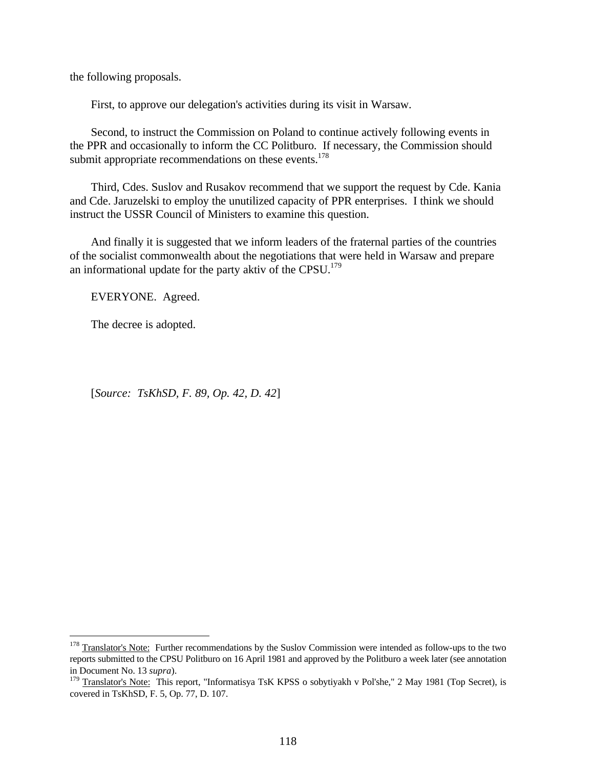the following proposals.

First, to approve our delegation's activities during its visit in Warsaw.

Second, to instruct the Commission on Poland to continue actively following events in the PPR and occasionally to inform the CC Politburo. If necessary, the Commission should submit appropriate recommendations on these events.[178]

Third, Cdes. Suslov and Rusakov recommend that we support the request by Cde. Kania and Cde. Jaruzelski to employ the unutilized capacity of PPR enterprises. I think we should instruct the USSR Council of Ministers to examine this question.

And finally it is suggested that we inform leaders of the fraternal parties of the countries of the socialist commonwealth about the negotiations that were held in Warsaw and prepare an informational update for the party aktiv of the CPSU.[179]

EVERYONE. Agreed.

The decree is adopted.

[*Source: TsKhSD, F. 89, Op. 42, D. 42*]

---

[178] Translator's Note: Further recommendations by the Suslov Commission were intended as follow-ups to the two reports submitted to the CPSU Politburo on 16 April 1981 and approved by the Politburo a week later (see annotation in Document No. 13 *supra*).

[179] Translator's Note: This report, "Informatisya TsK KPSS o sobytiyakh v Pol'she," 2 May 1981 (Top Secret), is covered in TsKhSD, F. 5, Op. 77, D. 107.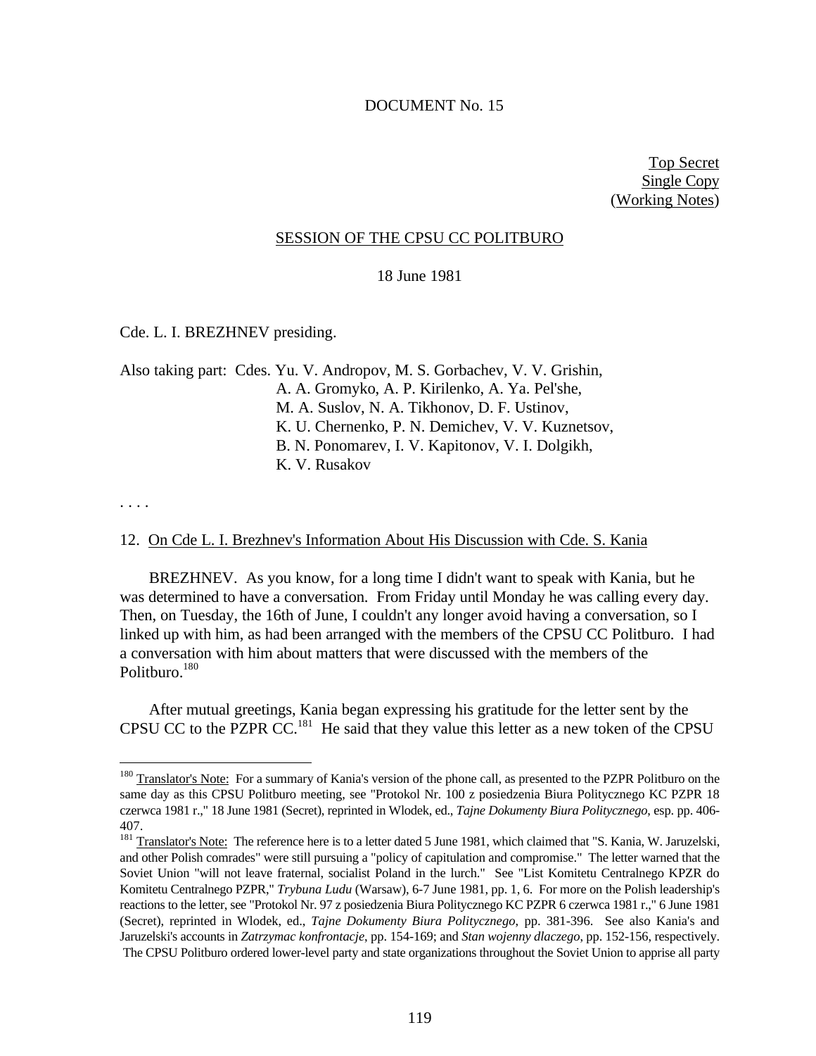DOCUMENT No. 15

Top Secret
Single Copy
(Working Notes)

SESSION OF THE CPSU CC POLITBURO

18 June 1981

Cde. L. I. BREZHNEV presiding.

Also taking part: Cdes. Yu. V. Andropov, M. S. Gorbachev, V. V. Grishin, A. A. Gromyko, A. P. Kirilenko, A. Ya. Pel'she, M. A. Suslov, N. A. Tikhonov, D. F. Ustinov, K. U. Chernenko, P. N. Demichev, V. V. Kuznetsov, B. N. Ponomarev, I. V. Kapitonov, V. I. Dolgikh, K. V. Rusakov

. . . .

12. On Cde L. I. Brezhnev's Information About His Discussion with Cde. S. Kania

BREZHNEV. As you know, for a long time I didn't want to speak with Kania, but he was determined to have a conversation. From Friday until Monday he was calling every day. Then, on Tuesday, the 16th of June, I couldn't any longer avoid having a conversation, so I linked up with him, as had been arranged with the members of the CPSU CC Politburo. I had a conversation with him about matters that were discussed with the members of the Politburo.[180]

After mutual greetings, Kania began expressing his gratitude for the letter sent by the CPSU CC to the PZPR CC.[181] He said that they value this letter as a new token of the CPSU

---

[180] Translator's Note: For a summary of Kania's version of the phone call, as presented to the PZPR Politburo on the same day as this CPSU Politburo meeting, see "Protokol Nr. 100 z posiedzenia Biura Politycznego KC PZPR 18 czerwca 1981 r.," 18 June 1981 (Secret), reprinted in Wlodek, ed., *Tajne Dokumenty Biura Politycznego*, esp. pp. 406-407.

[181] Translator's Note: The reference here is to a letter dated 5 June 1981, which claimed that "S. Kania, W. Jaruzelski, and other Polish comrades" were still pursuing a "policy of capitulation and compromise." The letter warned that the Soviet Union "will not leave fraternal, socialist Poland in the lurch." See "List Komitetu Centralnego KPZR do Komitetu Centralnego PZPR," *Trybuna Ludu* (Warsaw), 6-7 June 1981, pp. 1, 6. For more on the Polish leadership's reactions to the letter, see "Protokol Nr. 97 z posiedzenia Biura Politycznego KC PZPR 6 czerwca 1981 r.," 6 June 1981 (Secret), reprinted in Wlodek, ed., *Tajne Dokumenty Biura Politycznego*, pp. 381-396. See also Kania's and Jaruzelski's accounts in *Zatrzymac konfrontacje*, pp. 154-169; and *Stan wojenny dlaczego*, pp. 152-156, respectively. The CPSU Politburo ordered lower-level party and state organizations throughout the Soviet Union to apprise all party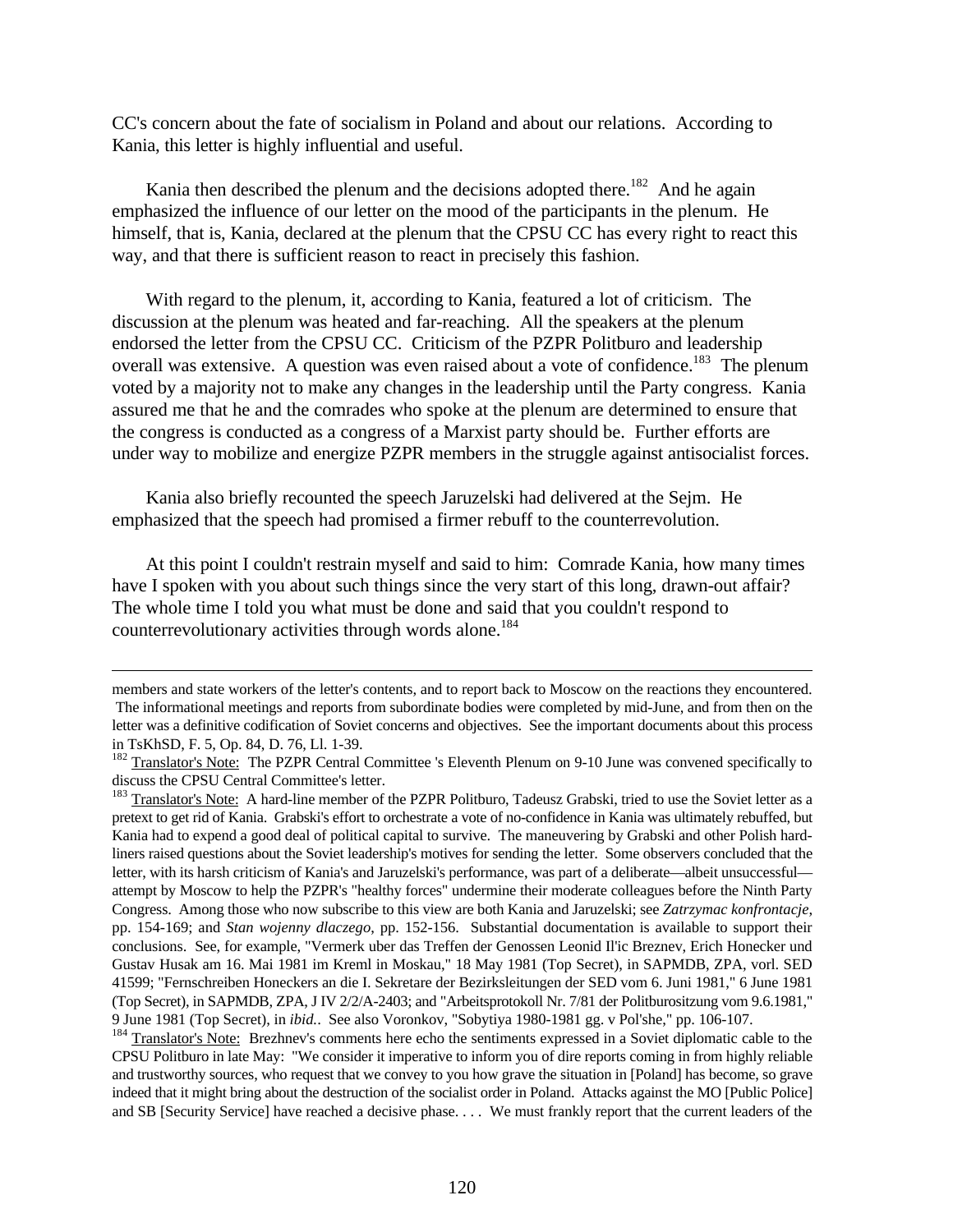CC's concern about the fate of socialism in Poland and about our relations. According to Kania, this letter is highly influential and useful.

Kania then described the plenum and the decisions adopted there.[182] And he again emphasized the influence of our letter on the mood of the participants in the plenum. He himself, that is, Kania, declared at the plenum that the CPSU CC has every right to react this way, and that there is sufficient reason to react in precisely this fashion.

With regard to the plenum, it, according to Kania, featured a lot of criticism. The discussion at the plenum was heated and far-reaching. All the speakers at the plenum endorsed the letter from the CPSU CC. Criticism of the PZPR Politburo and leadership overall was extensive. A question was even raised about a vote of confidence.[183] The plenum voted by a majority not to make any changes in the leadership until the Party congress. Kania assured me that he and the comrades who spoke at the plenum are determined to ensure that the congress is conducted as a congress of a Marxist party should be. Further efforts are under way to mobilize and energize PZPR members in the struggle against antisocialist forces.

Kania also briefly recounted the speech Jaruzelski had delivered at the Sejm. He emphasized that the speech had promised a firmer rebuff to the counterrevolution.

At this point I couldn't restrain myself and said to him: Comrade Kania, how many times have I spoken with you about such things since the very start of this long, drawn-out affair? The whole time I told you what must be done and said that you couldn't respond to counterrevolutionary activities through words alone.[184]

---

members and state workers of the letter's contents, and to report back to Moscow on the reactions they encountered. The informational meetings and reports from subordinate bodies were completed by mid-June, and from then on the letter was a definitive codification of Soviet concerns and objectives. See the important documents about this process in TsKhSD, F. 5, Op. 84, D. 76, Ll. 1-39.

[182] Translator's Note: The PZPR Central Committee 's Eleventh Plenum on 9-10 June was convened specifically to discuss the CPSU Central Committee's letter.

[183] Translator's Note: A hard-line member of the PZPR Politburo, Tadeusz Grabski, tried to use the Soviet letter as a pretext to get rid of Kania. Grabski's effort to orchestrate a vote of no-confidence in Kania was ultimately rebuffed, but Kania had to expend a good deal of political capital to survive. The maneuvering by Grabski and other Polish hard-liners raised questions about the Soviet leadership's motives for sending the letter. Some observers concluded that the letter, with its harsh criticism of Kania's and Jaruzelski's performance, was part of a deliberate—albeit unsuccessful—attempt by Moscow to help the PZPR's "healthy forces" undermine their moderate colleagues before the Ninth Party Congress. Among those who now subscribe to this view are both Kania and Jaruzelski; see *Zatrzymac konfrontacje*, pp. 154-169; and *Stan wojenny dlaczego*, pp. 152-156. Substantial documentation is available to support their conclusions. See, for example, "Vermerk uber das Treffen der Genossen Leonid Il'ic Breznev, Erich Honecker und Gustav Husak am 16. Mai 1981 im Kreml in Moskau," 18 May 1981 (Top Secret), in SAPMDB, ZPA, vorl. SED 41599; "Fernschreiben Honeckers an die I. Sekretare der Bezirksleitungen der SED vom 6. Juni 1981," 6 June 1981 (Top Secret), in SAPMDB, ZPA, J IV 2/2/A-2403; and "Arbeitsprotokoll Nr. 7/81 der Politburositzung vom 9.6.1981," 9 June 1981 (Top Secret), in *ibid.*. See also Voronkov, "Sobytiya 1980-1981 gg. v Pol'she," pp. 106-107.

[184] Translator's Note: Brezhnev's comments here echo the sentiments expressed in a Soviet diplomatic cable to the CPSU Politburo in late May: "We consider it imperative to inform you of dire reports coming in from highly reliable and trustworthy sources, who request that we convey to you how grave the situation in [Poland] has become, so grave indeed that it might bring about the destruction of the socialist order in Poland. Attacks against the MO [Public Police] and SB [Security Service] have reached a decisive phase. . . . We must frankly report that the current leaders of the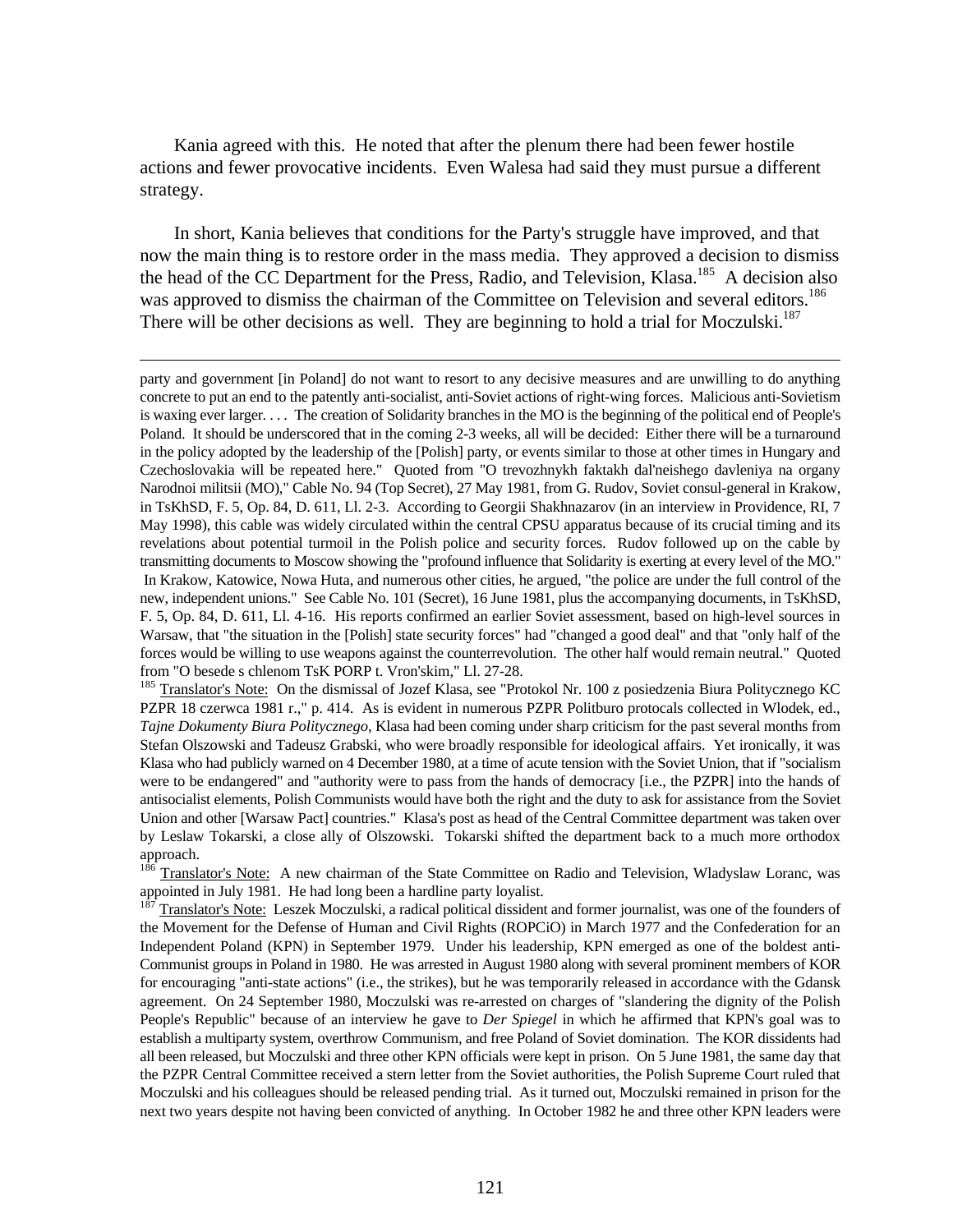Kania agreed with this. He noted that after the plenum there had been fewer hostile actions and fewer provocative incidents. Even Walesa had said they must pursue a different strategy.

In short, Kania believes that conditions for the Party's struggle have improved, and that now the main thing is to restore order in the mass media. They approved a decision to dismiss the head of the CC Department for the Press, Radio, and Television, Klasa.[185] A decision also was approved to dismiss the chairman of the Committee on Television and several editors.[186] There will be other decisions as well. They are beginning to hold a trial for Moczulski.[187]

---

party and government [in Poland] do not want to resort to any decisive measures and are unwilling to do anything concrete to put an end to the patently anti-socialist, anti-Soviet actions of right-wing forces. Malicious anti-Sovietism is waxing ever larger. . . . The creation of Solidarity branches in the MO is the beginning of the political end of People's Poland. It should be underscored that in the coming 2-3 weeks, all will be decided: Either there will be a turnaround in the policy adopted by the leadership of the [Polish] party, or events similar to those at other times in Hungary and Czechoslovakia will be repeated here." Quoted from "O trevozhnykh faktakh dal'neishego davleniya na organy Narodnoi militsii (MO)," Cable No. 94 (Top Secret), 27 May 1981, from G. Rudov, Soviet consul-general in Krakow, in TsKhSD, F. 5, Op. 84, D. 611, Ll. 2-3. According to Georgii Shakhnazarov (in an interview in Providence, RI, 7 May 1998), this cable was widely circulated within the central CPSU apparatus because of its crucial timing and its revelations about potential turmoil in the Polish police and security forces. Rudov followed up on the cable by transmitting documents to Moscow showing the "profound influence that Solidarity is exerting at every level of the MO." In Krakow, Katowice, Nowa Huta, and numerous other cities, he argued, "the police are under the full control of the new, independent unions." See Cable No. 101 (Secret), 16 June 1981, plus the accompanying documents, in TsKhSD, F. 5, Op. 84, D. 611, Ll. 4-16. His reports confirmed an earlier Soviet assessment, based on high-level sources in Warsaw, that "the situation in the [Polish] state security forces" had "changed a good deal" and that "only half of the forces would be willing to use weapons against the counterrevolution. The other half would remain neutral." Quoted from "O besede s chlenom TsK PORP t. Vron'skim," Ll. 27-28.

[185] Translator's Note: On the dismissal of Jozef Klasa, see "Protokol Nr. 100 z posiedzenia Biura Politycznego KC PZPR 18 czerwca 1981 r.," p. 414. As is evident in numerous PZPR Politburo protocals collected in Wlodek, ed., *Tajne Dokumenty Biura Politycznego*, Klasa had been coming under sharp criticism for the past several months from Stefan Olszowski and Tadeusz Grabski, who were broadly responsible for ideological affairs. Yet ironically, it was Klasa who had publicly warned on 4 December 1980, at a time of acute tension with the Soviet Union, that if "socialism were to be endangered" and "authority were to pass from the hands of democracy [i.e., the PZPR] into the hands of antisocialist elements, Polish Communists would have both the right and the duty to ask for assistance from the Soviet Union and other [Warsaw Pact] countries." Klasa's post as head of the Central Committee department was taken over by Leslaw Tokarski, a close ally of Olszowski. Tokarski shifted the department back to a much more orthodox approach.

[186] Translator's Note: A new chairman of the State Committee on Radio and Television, Wladyslaw Loranc, was appointed in July 1981. He had long been a hardline party loyalist.

[187] Translator's Note: Leszek Moczulski, a radical political dissident and former journalist, was one of the founders of the Movement for the Defense of Human and Civil Rights (ROPCiO) in March 1977 and the Confederation for an Independent Poland (KPN) in September 1979. Under his leadership, KPN emerged as one of the boldest anti-Communist groups in Poland in 1980. He was arrested in August 1980 along with several prominent members of KOR for encouraging "anti-state actions" (i.e., the strikes), but he was temporarily released in accordance with the Gdansk agreement. On 24 September 1980, Moczulski was re-arrested on charges of "slandering the dignity of the Polish People's Republic" because of an interview he gave to *Der Spiegel* in which he affirmed that KPN's goal was to establish a multiparty system, overthrow Communism, and free Poland of Soviet domination. The KOR dissidents had all been released, but Moczulski and three other KPN officials were kept in prison. On 5 June 1981, the same day that the PZPR Central Committee received a stern letter from the Soviet authorities, the Polish Supreme Court ruled that Moczulski and his colleagues should be released pending trial. As it turned out, Moczulski remained in prison for the next two years despite not having been convicted of anything. In October 1982 he and three other KPN leaders were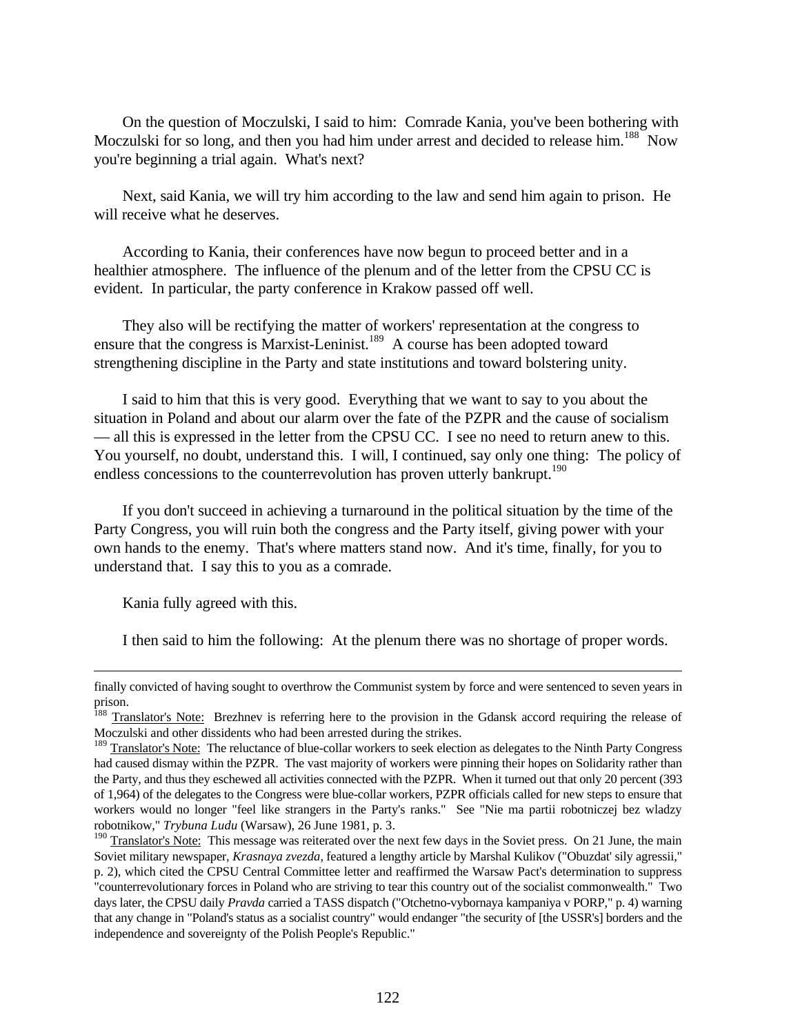On the question of Moczulski, I said to him: Comrade Kania, you've been bothering with Moczulski for so long, and then you had him under arrest and decided to release him.[188] Now you're beginning a trial again. What's next?

Next, said Kania, we will try him according to the law and send him again to prison. He will receive what he deserves.

According to Kania, their conferences have now begun to proceed better and in a healthier atmosphere. The influence of the plenum and of the letter from the CPSU CC is evident. In particular, the party conference in Krakow passed off well.

They also will be rectifying the matter of workers' representation at the congress to ensure that the congress is Marxist-Leninist.[189] A course has been adopted toward strengthening discipline in the Party and state institutions and toward bolstering unity.

I said to him that this is very good. Everything that we want to say to you about the situation in Poland and about our alarm over the fate of the PZPR and the cause of socialism — all this is expressed in the letter from the CPSU CC. I see no need to return anew to this. You yourself, no doubt, understand this. I will, I continued, say only one thing: The policy of endless concessions to the counterrevolution has proven utterly bankrupt.[190]

If you don't succeed in achieving a turnaround in the political situation by the time of the Party Congress, you will ruin both the congress and the Party itself, giving power with your own hands to the enemy. That's where matters stand now. And it's time, finally, for you to understand that. I say this to you as a comrade.

Kania fully agreed with this.

I then said to him the following: At the plenum there was no shortage of proper words.

---

finally convicted of having sought to overthrow the Communist system by force and were sentenced to seven years in prison.

[188] Translator's Note: Brezhnev is referring here to the provision in the Gdansk accord requiring the release of Moczulski and other dissidents who had been arrested during the strikes.

[189] Translator's Note: The reluctance of blue-collar workers to seek election as delegates to the Ninth Party Congress had caused dismay within the PZPR. The vast majority of workers were pinning their hopes on Solidarity rather than the Party, and thus they eschewed all activities connected with the PZPR. When it turned out that only 20 percent (393 of 1,964) of the delegates to the Congress were blue-collar workers, PZPR officials called for new steps to ensure that workers would no longer "feel like strangers in the Party's ranks." See "Nie ma partii robotniczej bez wladzy robotnikow," *Trybuna Ludu* (Warsaw), 26 June 1981, p. 3.

[190] Translator's Note: This message was reiterated over the next few days in the Soviet press. On 21 June, the main Soviet military newspaper, *Krasnaya zvezda*, featured a lengthy article by Marshal Kulikov ("Obuzdat' sily agressii," p. 2), which cited the CPSU Central Committee letter and reaffirmed the Warsaw Pact's determination to suppress "counterrevolutionary forces in Poland who are striving to tear this country out of the socialist commonwealth." Two days later, the CPSU daily *Pravda* carried a TASS dispatch ("Otchetno-vybornaya kampaniya v PORP," p. 4) warning that any change in "Poland's status as a socialist country" would endanger "the security of [the USSR's] borders and the independence and sovereignty of the Polish People's Republic."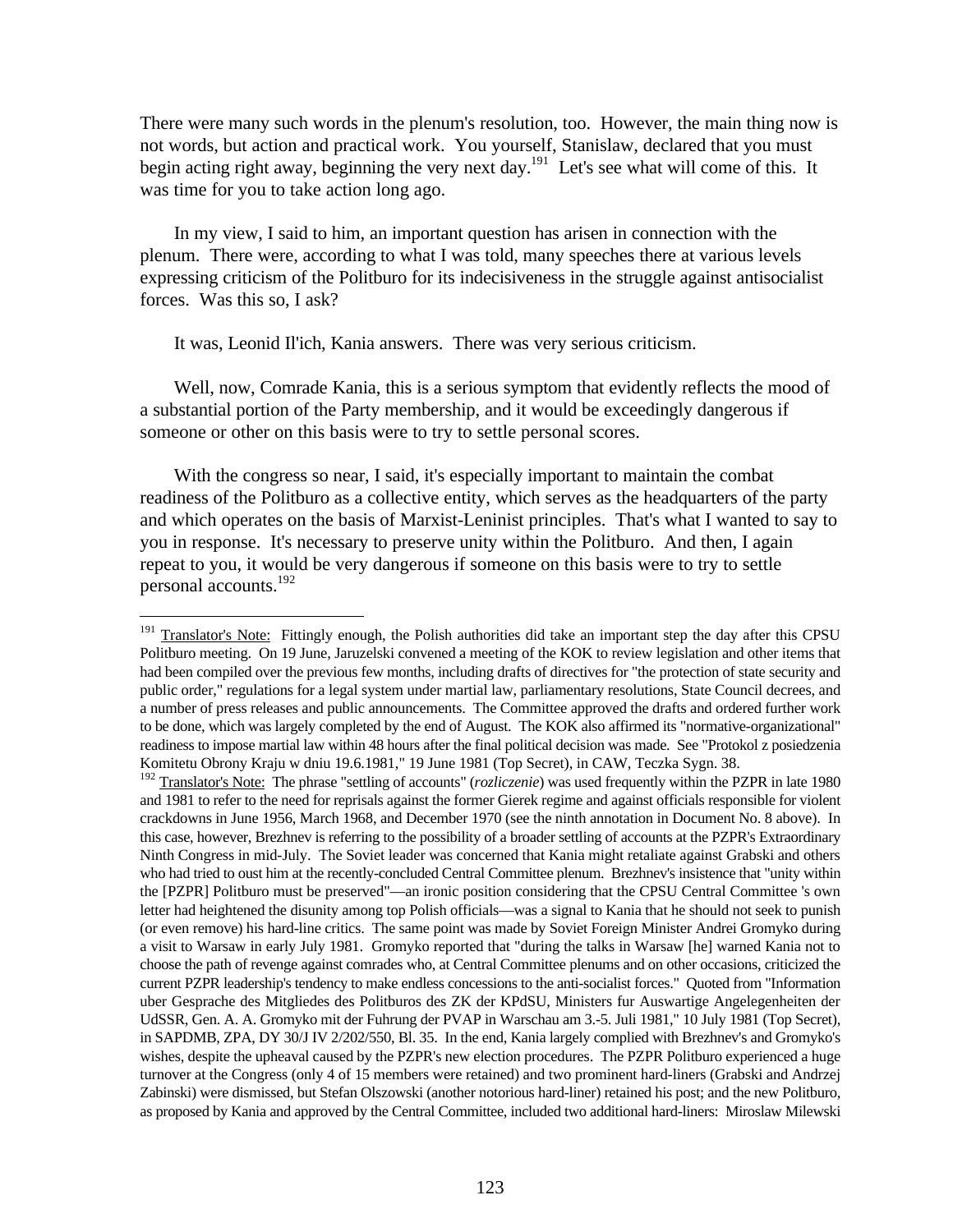There were many such words in the plenum's resolution, too. However, the main thing now is not words, but action and practical work. You yourself, Stanislaw, declared that you must begin acting right away, beginning the very next day.[191] Let's see what will come of this. It was time for you to take action long ago.

In my view, I said to him, an important question has arisen in connection with the plenum. There were, according to what I was told, many speeches there at various levels expressing criticism of the Politburo for its indecisiveness in the struggle against antisocialist forces. Was this so, I ask?

It was, Leonid Il'ich, Kania answers. There was very serious criticism.

Well, now, Comrade Kania, this is a serious symptom that evidently reflects the mood of a substantial portion of the Party membership, and it would be exceedingly dangerous if someone or other on this basis were to try to settle personal scores.

With the congress so near, I said, it's especially important to maintain the combat readiness of the Politburo as a collective entity, which serves as the headquarters of the party and which operates on the basis of Marxist-Leninist principles. That's what I wanted to say to you in response. It's necessary to preserve unity within the Politburo. And then, I again repeat to you, it would be very dangerous if someone on this basis were to try to settle personal accounts.[192]

---

[191] Translator's Note: Fittingly enough, the Polish authorities did take an important step the day after this CPSU Politburo meeting. On 19 June, Jaruzelski convened a meeting of the KOK to review legislation and other items that had been compiled over the previous few months, including drafts of directives for "the protection of state security and public order," regulations for a legal system under martial law, parliamentary resolutions, State Council decrees, and a number of press releases and public announcements. The Committee approved the drafts and ordered further work to be done, which was largely completed by the end of August. The KOK also affirmed its "normative-organizational" readiness to impose martial law within 48 hours after the final political decision was made. See "Protokol z posiedzenia Komitetu Obrony Kraju w dniu 19.6.1981," 19 June 1981 (Top Secret), in CAW, Teczka Sygn. 38.

[192] Translator's Note: The phrase "settling of accounts" (*rozliczenie*) was used frequently within the PZPR in late 1980 and 1981 to refer to the need for reprisals against the former Gierek regime and against officials responsible for violent crackdowns in June 1956, March 1968, and December 1970 (see the ninth annotation in Document No. 8 above). In this case, however, Brezhnev is referring to the possibility of a broader settling of accounts at the PZPR's Extraordinary Ninth Congress in mid-July. The Soviet leader was concerned that Kania might retaliate against Grabski and others who had tried to oust him at the recently-concluded Central Committee plenum. Brezhnev's insistence that "unity within the [PZPR] Politburo must be preserved"—an ironic position considering that the CPSU Central Committee 's own letter had heightened the disunity among top Polish officials—was a signal to Kania that he should not seek to punish (or even remove) his hard-line critics. The same point was made by Soviet Foreign Minister Andrei Gromyko during a visit to Warsaw in early July 1981. Gromyko reported that "during the talks in Warsaw [he] warned Kania not to choose the path of revenge against comrades who, at Central Committee plenums and on other occasions, criticized the current PZPR leadership's tendency to make endless concessions to the anti-socialist forces." Quoted from "Information uber Gesprache des Mitgliedes des Politburos des ZK der KPdSU, Ministers fur Auswartige Angelegenheiten der UdSSR, Gen. A. A. Gromyko mit der Fuhrung der PVAP in Warschau am 3.-5. Juli 1981," 10 July 1981 (Top Secret), in SAPDMB, ZPA, DY 30/J IV 2/202/550, Bl. 35. In the end, Kania largely complied with Brezhnev's and Gromyko's wishes, despite the upheaval caused by the PZPR's new election procedures. The PZPR Politburo experienced a huge turnover at the Congress (only 4 of 15 members were retained) and two prominent hard-liners (Grabski and Andrzej Zabinski) were dismissed, but Stefan Olszowski (another notorious hard-liner) retained his post; and the new Politburo, as proposed by Kania and approved by the Central Committee, included two additional hard-liners: Miroslaw Milewski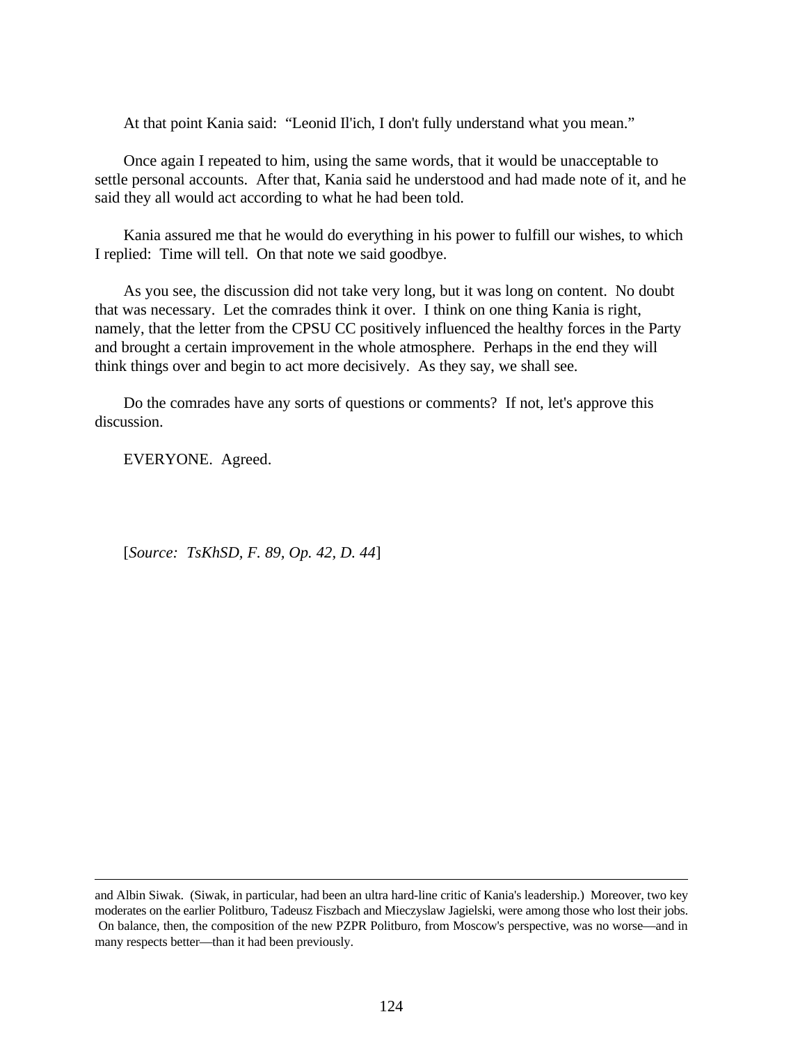At that point Kania said: "Leonid Il'ich, I don't fully understand what you mean."

Once again I repeated to him, using the same words, that it would be unacceptable to settle personal accounts. After that, Kania said he understood and had made note of it, and he said they all would act according to what he had been told.

Kania assured me that he would do everything in his power to fulfill our wishes, to which I replied: Time will tell. On that note we said goodbye.

As you see, the discussion did not take very long, but it was long on content. No doubt that was necessary. Let the comrades think it over. I think on one thing Kania is right, namely, that the letter from the CPSU CC positively influenced the healthy forces in the Party and brought a certain improvement in the whole atmosphere. Perhaps in the end they will think things over and begin to act more decisively. As they say, we shall see.

Do the comrades have any sorts of questions or comments? If not, let's approve this discussion.

EVERYONE. Agreed.

[*Source: TsKhSD, F. 89, Op. 42, D. 44*]

---

and Albin Siwak. (Siwak, in particular, had been an ultra hard-line critic of Kania's leadership.) Moreover, two key moderates on the earlier Politburo, Tadeusz Fiszbach and Mieczyslaw Jagielski, were among those who lost their jobs. On balance, then, the composition of the new PZPR Politburo, from Moscow's perspective, was no worse—and in many respects better—than it had been previously.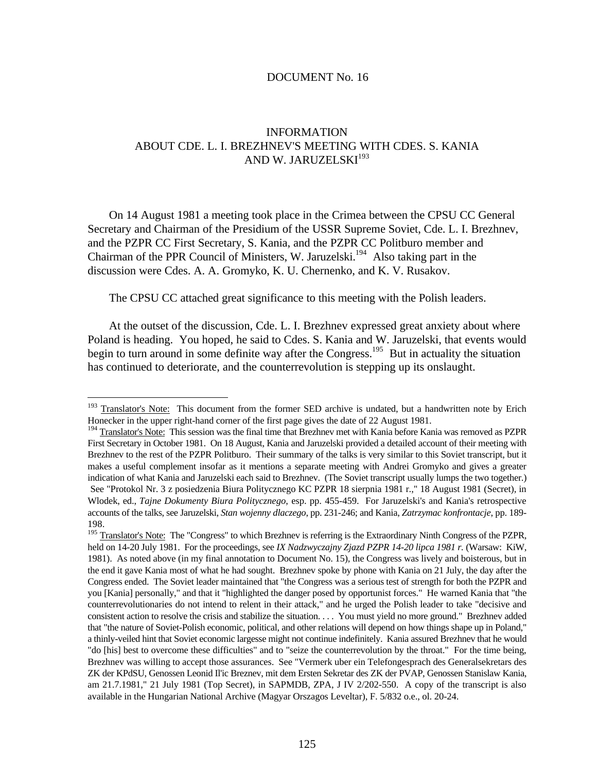DOCUMENT No. 16

## INFORMATION
## ABOUT CDE. L. I. BREZHNEV'S MEETING WITH CDES. S. KANIA AND W. JARUZELSKI[193]

On 14 August 1981 a meeting took place in the Crimea between the CPSU CC General Secretary and Chairman of the Presidium of the USSR Supreme Soviet, Cde. L. I. Brezhnev, and the PZPR CC First Secretary, S. Kania, and the PZPR CC Politburo member and Chairman of the PPR Council of Ministers, W. Jaruzelski.[194] Also taking part in the discussion were Cdes. A. A. Gromyko, K. U. Chernenko, and K. V. Rusakov.

The CPSU CC attached great significance to this meeting with the Polish leaders.

At the outset of the discussion, Cde. L. I. Brezhnev expressed great anxiety about where Poland is heading. You hoped, he said to Cdes. S. Kania and W. Jaruzelski, that events would begin to turn around in some definite way after the Congress.[195] But in actuality the situation has continued to deteriorate, and the counterrevolution is stepping up its onslaught.

---

[193] Translator's Note: This document from the former SED archive is undated, but a handwritten note by Erich Honecker in the upper right-hand corner of the first page gives the date of 22 August 1981.

[194] Translator's Note: This session was the final time that Brezhnev met with Kania before Kania was removed as PZPR First Secretary in October 1981. On 18 August, Kania and Jaruzelski provided a detailed account of their meeting with Brezhnev to the rest of the PZPR Politburo. Their summary of the talks is very similar to this Soviet transcript, but it makes a useful complement insofar as it mentions a separate meeting with Andrei Gromyko and gives a greater indication of what Kania and Jaruzelski each said to Brezhnev. (The Soviet transcript usually lumps the two together.) See "Protokol Nr. 3 z posiedzenia Biura Politycznego KC PZPR 18 sierpnia 1981 r.," 18 August 1981 (Secret), in Wlodek, ed., *Tajne Dokumenty Biura Politycznego*, esp. pp. 455-459. For Jaruzelski's and Kania's retrospective accounts of the talks, see Jaruzelski, *Stan wojenny dlaczego*, pp. 231-246; and Kania, *Zatrzymac konfrontacje*, pp. 189-198.

[195] Translator's Note: The "Congress" to which Brezhnev is referring is the Extraordinary Ninth Congress of the PZPR, held on 14-20 July 1981. For the proceedings, see *IX Nadzwyczajny Zjazd PZPR 14-20 lipca 1981 r.* (Warsaw: KiW, 1981). As noted above (in my final annotation to Document No. 15), the Congress was lively and boisterous, but in the end it gave Kania most of what he had sought. Brezhnev spoke by phone with Kania on 21 July, the day after the Congress ended. The Soviet leader maintained that "the Congress was a serious test of strength for both the PZPR and you [Kania] personally," and that it "highlighted the danger posed by opportunist forces." He warned Kania that "the counterrevolutionaries do not intend to relent in their attack," and he urged the Polish leader to take "decisive and consistent action to resolve the crisis and stabilize the situation. . . . You must yield no more ground." Brezhnev added that "the nature of Soviet-Polish economic, political, and other relations will depend on how things shape up in Poland," a thinly-veiled hint that Soviet economic largesse might not continue indefinitely. Kania assured Brezhnev that he would "do [his] best to overcome these difficulties" and to "seize the counterrevolution by the throat." For the time being, Brezhnev was willing to accept those assurances. See "Vermerk uber ein Telefongesprach des Generalsekretars des ZK der KPdSU, Genossen Leonid Il'ic Breznev, mit dem Ersten Sekretar des ZK der PVAP, Genossen Stanislaw Kania, am 21.7.1981," 21 July 1981 (Top Secret), in SAPMDB, ZPA, J IV 2/202-550. A copy of the transcript is also available in the Hungarian National Archive (Magyar Orszagos Leveltar), F. 5/832 o.e., ol. 20-24.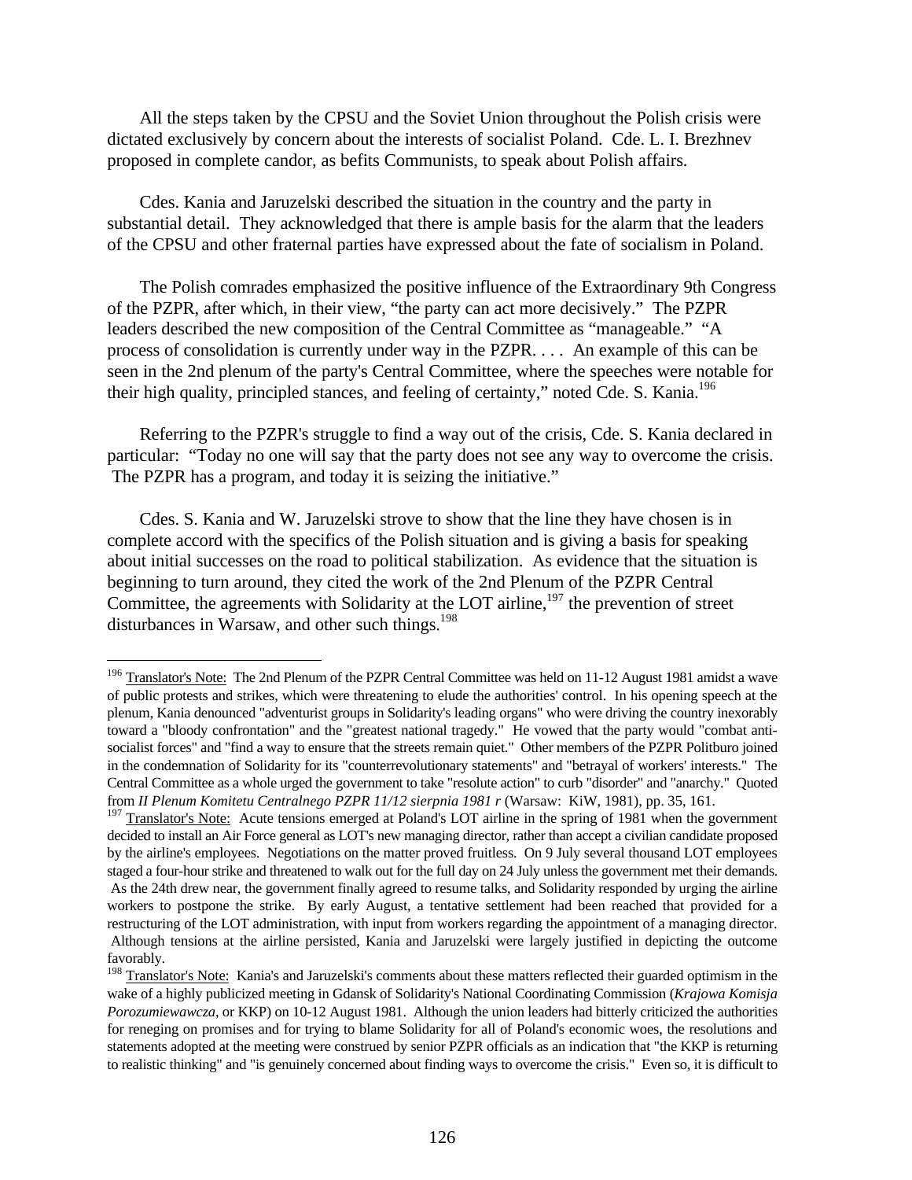All the steps taken by the CPSU and the Soviet Union throughout the Polish crisis were dictated exclusively by concern about the interests of socialist Poland. Cde. L. I. Brezhnev proposed in complete candor, as befits Communists, to speak about Polish affairs.

Cdes. Kania and Jaruzelski described the situation in the country and the party in substantial detail. They acknowledged that there is ample basis for the alarm that the leaders of the CPSU and other fraternal parties have expressed about the fate of socialism in Poland.

The Polish comrades emphasized the positive influence of the Extraordinary 9th Congress of the PZPR, after which, in their view, "the party can act more decisively." The PZPR leaders described the new composition of the Central Committee as "manageable." "A process of consolidation is currently under way in the PZPR. . . . An example of this can be seen in the 2nd plenum of the party's Central Committee, where the speeches were notable for their high quality, principled stances, and feeling of certainty," noted Cde. S. Kania.[196]

Referring to the PZPR's struggle to find a way out of the crisis, Cde. S. Kania declared in particular: "Today no one will say that the party does not see any way to overcome the crisis. The PZPR has a program, and today it is seizing the initiative."

Cdes. S. Kania and W. Jaruzelski strove to show that the line they have chosen is in complete accord with the specifics of the Polish situation and is giving a basis for speaking about initial successes on the road to political stabilization. As evidence that the situation is beginning to turn around, they cited the work of the 2nd Plenum of the PZPR Central Committee, the agreements with Solidarity at the LOT airline,[197] the prevention of street disturbances in Warsaw, and other such things.[198]

---

[196] Translator's Note: The 2nd Plenum of the PZPR Central Committee was held on 11-12 August 1981 amidst a wave of public protests and strikes, which were threatening to elude the authorities' control. In his opening speech at the plenum, Kania denounced "adventurist groups in Solidarity's leading organs" who were driving the country inexorably toward a "bloody confrontation" and the "greatest national tragedy." He vowed that the party would "combat anti-socialist forces" and "find a way to ensure that the streets remain quiet." Other members of the PZPR Politburo joined in the condemnation of Solidarity for its "counterrevolutionary statements" and "betrayal of workers' interests." The Central Committee as a whole urged the government to take "resolute action" to curb "disorder" and "anarchy." Quoted from *II Plenum Komitetu Centralnego PZPR 11/12 sierpnia 1981 r* (Warsaw: KiW, 1981), pp. 35, 161.

[197] Translator's Note: Acute tensions emerged at Poland's LOT airline in the spring of 1981 when the government decided to install an Air Force general as LOT's new managing director, rather than accept a civilian candidate proposed by the airline's employees. Negotiations on the matter proved fruitless. On 9 July several thousand LOT employees staged a four-hour strike and threatened to walk out for the full day on 24 July unless the government met their demands. As the 24th drew near, the government finally agreed to resume talks, and Solidarity responded by urging the airline workers to postpone the strike. By early August, a tentative settlement had been reached that provided for a restructuring of the LOT administration, with input from workers regarding the appointment of a managing director. Although tensions at the airline persisted, Kania and Jaruzelski were largely justified in depicting the outcome favorably.

[198] Translator's Note: Kania's and Jaruzelski's comments about these matters reflected their guarded optimism in the wake of a highly publicized meeting in Gdansk of Solidarity's National Coordinating Commission (*Krajowa Komisja Porozumiewawcza*, or KKP) on 10-12 August 1981. Although the union leaders had bitterly criticized the authorities for reneging on promises and for trying to blame Solidarity for all of Poland's economic woes, the resolutions and statements adopted at the meeting were construed by senior PZPR officials as an indication that "the KKP is returning to realistic thinking" and "is genuinely concerned about finding ways to overcome the crisis." Even so, it is difficult to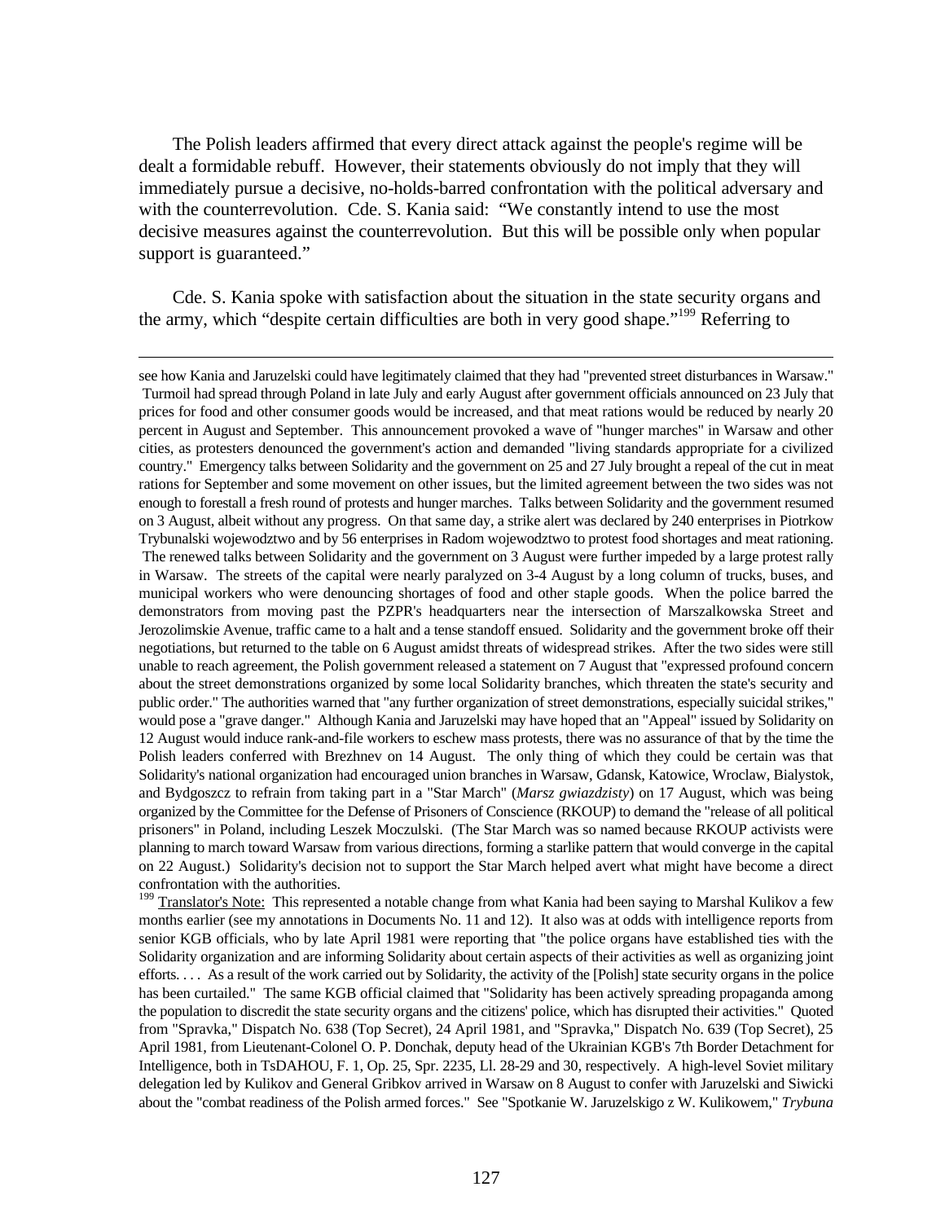The Polish leaders affirmed that every direct attack against the people's regime will be dealt a formidable rebuff. However, their statements obviously do not imply that they will immediately pursue a decisive, no-holds-barred confrontation with the political adversary and with the counterrevolution. Cde. S. Kania said: "We constantly intend to use the most decisive measures against the counterrevolution. But this will be possible only when popular support is guaranteed."

Cde. S. Kania spoke with satisfaction about the situation in the state security organs and the army, which "despite certain difficulties are both in very good shape."[199] Referring to

---

see how Kania and Jaruzelski could have legitimately claimed that they had "prevented street disturbances in Warsaw." Turmoil had spread through Poland in late July and early August after government officials announced on 23 July that prices for food and other consumer goods would be increased, and that meat rations would be reduced by nearly 20 percent in August and September. This announcement provoked a wave of "hunger marches" in Warsaw and other cities, as protesters denounced the government's action and demanded "living standards appropriate for a civilized country." Emergency talks between Solidarity and the government on 25 and 27 July brought a repeal of the cut in meat rations for September and some movement on other issues, but the limited agreement between the two sides was not enough to forestall a fresh round of protests and hunger marches. Talks between Solidarity and the government resumed on 3 August, albeit without any progress. On that same day, a strike alert was declared by 240 enterprises in Piotrkow Trybunalski wojewodztwo and by 56 enterprises in Radom wojewodztwo to protest food shortages and meat rationing. The renewed talks between Solidarity and the government on 3 August were further impeded by a large protest rally in Warsaw. The streets of the capital were nearly paralyzed on 3-4 August by a long column of trucks, buses, and municipal workers who were denouncing shortages of food and other staple goods. When the police barred the demonstrators from moving past the PZPR's headquarters near the intersection of Marszalkowska Street and Jerozolimskie Avenue, traffic came to a halt and a tense standoff ensued. Solidarity and the government broke off their negotiations, but returned to the table on 6 August amidst threats of widespread strikes. After the two sides were still unable to reach agreement, the Polish government released a statement on 7 August that "expressed profound concern about the street demonstrations organized by some local Solidarity branches, which threaten the state's security and public order." The authorities warned that "any further organization of street demonstrations, especially suicidal strikes," would pose a "grave danger." Although Kania and Jaruzelski may have hoped that an "Appeal" issued by Solidarity on 12 August would induce rank-and-file workers to eschew mass protests, there was no assurance of that by the time the Polish leaders conferred with Brezhnev on 14 August. The only thing of which they could be certain was that Solidarity's national organization had encouraged union branches in Warsaw, Gdansk, Katowice, Wroclaw, Bialystok, and Bydgoszcz to refrain from taking part in a "Star March" (*Marsz gwiazdzisty*) on 17 August, which was being organized by the Committee for the Defense of Prisoners of Conscience (RKOUP) to demand the "release of all political prisoners" in Poland, including Leszek Moczulski. (The Star March was so named because RKOUP activists were planning to march toward Warsaw from various directions, forming a starlike pattern that would converge in the capital on 22 August.) Solidarity's decision not to support the Star March helped avert what might have become a direct confrontation with the authorities.

[199] Translator's Note: This represented a notable change from what Kania had been saying to Marshal Kulikov a few months earlier (see my annotations in Documents No. 11 and 12). It also was at odds with intelligence reports from senior KGB officials, who by late April 1981 were reporting that "the police organs have established ties with the Solidarity organization and are informing Solidarity about certain aspects of their activities as well as organizing joint efforts. . . . As a result of the work carried out by Solidarity, the activity of the [Polish] state security organs in the police has been curtailed." The same KGB official claimed that "Solidarity has been actively spreading propaganda among the population to discredit the state security organs and the citizens' police, which has disrupted their activities." Quoted from "Spravka," Dispatch No. 638 (Top Secret), 24 April 1981, and "Spravka," Dispatch No. 639 (Top Secret), 25 April 1981, from Lieutenant-Colonel O. P. Donchak, deputy head of the Ukrainian KGB's 7th Border Detachment for Intelligence, both in TsDAHOU, F. 1, Op. 25, Spr. 2235, Ll. 28-29 and 30, respectively. A high-level Soviet military delegation led by Kulikov and General Gribkov arrived in Warsaw on 8 August to confer with Jaruzelski and Siwicki about the "combat readiness of the Polish armed forces." See "Spotkanie W. Jaruzelskigo z W. Kulikowem," *Trybuna*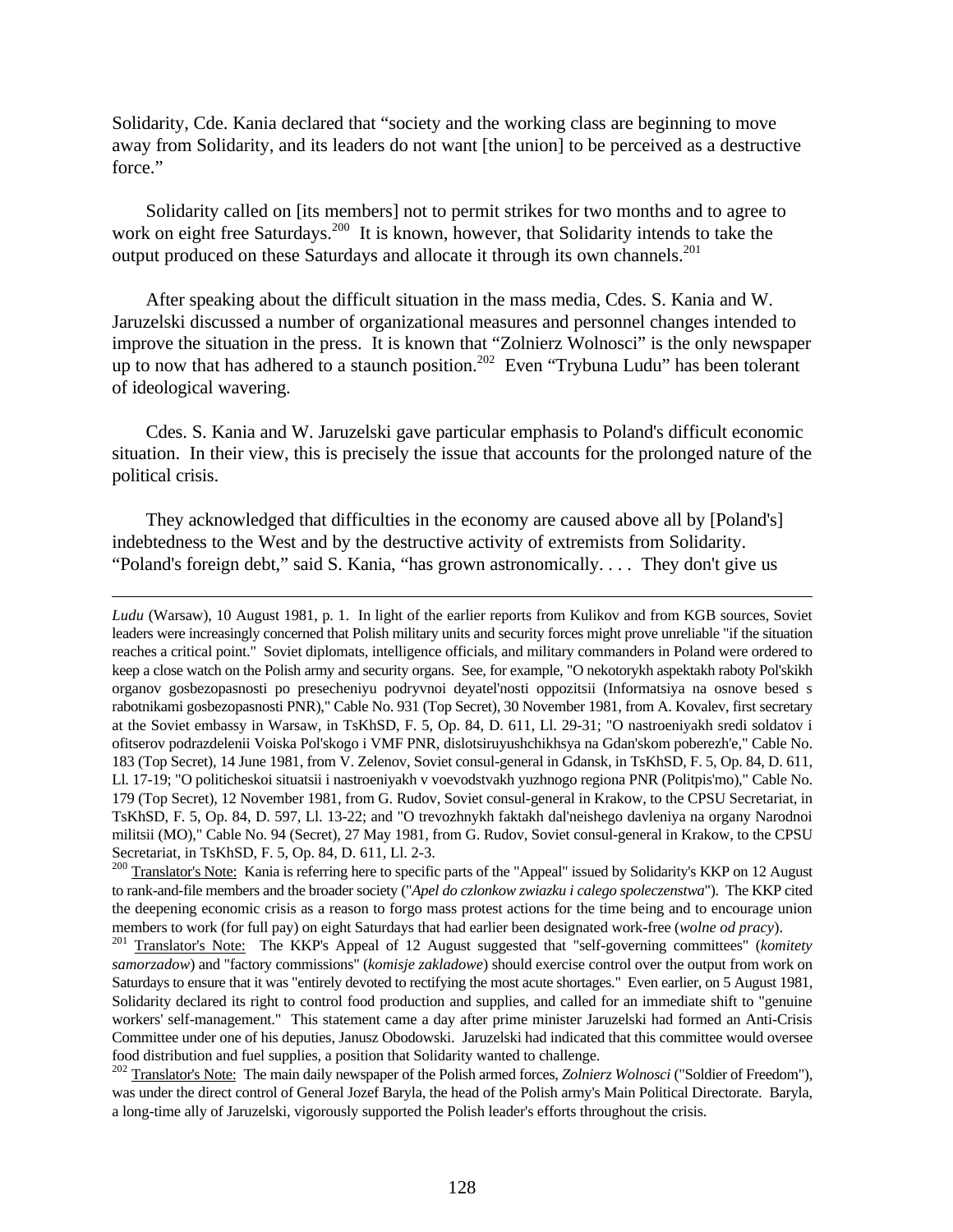Solidarity, Cde. Kania declared that "society and the working class are beginning to move away from Solidarity, and its leaders do not want [the union] to be perceived as a destructive force."

Solidarity called on [its members] not to permit strikes for two months and to agree to work on eight free Saturdays.[200] It is known, however, that Solidarity intends to take the output produced on these Saturdays and allocate it through its own channels.[201]

After speaking about the difficult situation in the mass media, Cdes. S. Kania and W. Jaruzelski discussed a number of organizational measures and personnel changes intended to improve the situation in the press. It is known that "Zolnierz Wolnosci" is the only newspaper up to now that has adhered to a staunch position.[202] Even "Trybuna Ludu" has been tolerant of ideological wavering.

Cdes. S. Kania and W. Jaruzelski gave particular emphasis to Poland's difficult economic situation. In their view, this is precisely the issue that accounts for the prolonged nature of the political crisis.

They acknowledged that difficulties in the economy are caused above all by [Poland's] indebtedness to the West and by the destructive activity of extremists from Solidarity. "Poland's foreign debt," said S. Kania, "has grown astronomically. . . . They don't give us

---

*Ludu* (Warsaw), 10 August 1981, p. 1. In light of the earlier reports from Kulikov and from KGB sources, Soviet leaders were increasingly concerned that Polish military units and security forces might prove unreliable "if the situation reaches a critical point." Soviet diplomats, intelligence officials, and military commanders in Poland were ordered to keep a close watch on the Polish army and security organs. See, for example, "O nekotorykh aspektakh raboty Pol'skikh organov gosbezopasnosti po presecheniyu podryvnoi deyatel'nosti oppozitsii (Informatsiya na osnove besed s rabotnikami gosbezopasnosti PNR)," Cable No. 931 (Top Secret), 30 November 1981, from A. Kovalev, first secretary at the Soviet embassy in Warsaw, in TsKhSD, F. 5, Op. 84, D. 611, Ll. 29-31; "O nastroeniyakh sredi soldatov i ofitserov podrazdelenii Voiska Pol'skogo i VMF PNR, dislotsiruyushchikhsya na Gdan'skom poberezh'e," Cable No. 183 (Top Secret), 14 June 1981, from V. Zelenov, Soviet consul-general in Gdansk, in TsKhSD, F. 5, Op. 84, D. 611, Ll. 17-19; "O politicheskoi situatsii i nastroeniyakh v voevodstvakh yuzhnogo regiona PNR (Politpis'mo)," Cable No. 179 (Top Secret), 12 November 1981, from G. Rudov, Soviet consul-general in Krakow, to the CPSU Secretariat, in TsKhSD, F. 5, Op. 84, D. 597, Ll. 13-22; and "O trevozhnykh faktakh dal'neishego davleniya na organy Narodnoi militsii (MO)," Cable No. 94 (Secret), 27 May 1981, from G. Rudov, Soviet consul-general in Krakow, to the CPSU Secretariat, in TsKhSD, F. 5, Op. 84, D. 611, Ll. 2-3.

[200] Translator's Note: Kania is referring here to specific parts of the "Appeal" issued by Solidarity's KKP on 12 August to rank-and-file members and the broader society ("*Apel do czlonkow zwiazku i calego spoleczenstwa*"). The KKP cited the deepening economic crisis as a reason to forgo mass protest actions for the time being and to encourage union members to work (for full pay) on eight Saturdays that had earlier been designated work-free (*wolne od pracy*).

[201] Translator's Note: The KKP's Appeal of 12 August suggested that "self-governing committees" (*komitety samorzadow*) and "factory commissions" (*komisje zakladowe*) should exercise control over the output from work on Saturdays to ensure that it was "entirely devoted to rectifying the most acute shortages." Even earlier, on 5 August 1981, Solidarity declared its right to control food production and supplies, and called for an immediate shift to "genuine workers' self-management." This statement came a day after prime minister Jaruzelski had formed an Anti-Crisis Committee under one of his deputies, Janusz Obodowski. Jaruzelski had indicated that this committee would oversee food distribution and fuel supplies, a position that Solidarity wanted to challenge.

[202] Translator's Note: The main daily newspaper of the Polish armed forces, *Zolnierz Wolnosci* ("Soldier of Freedom"), was under the direct control of General Jozef Baryla, the head of the Polish army's Main Political Directorate. Baryla, a long-time ally of Jaruzelski, vigorously supported the Polish leader's efforts throughout the crisis.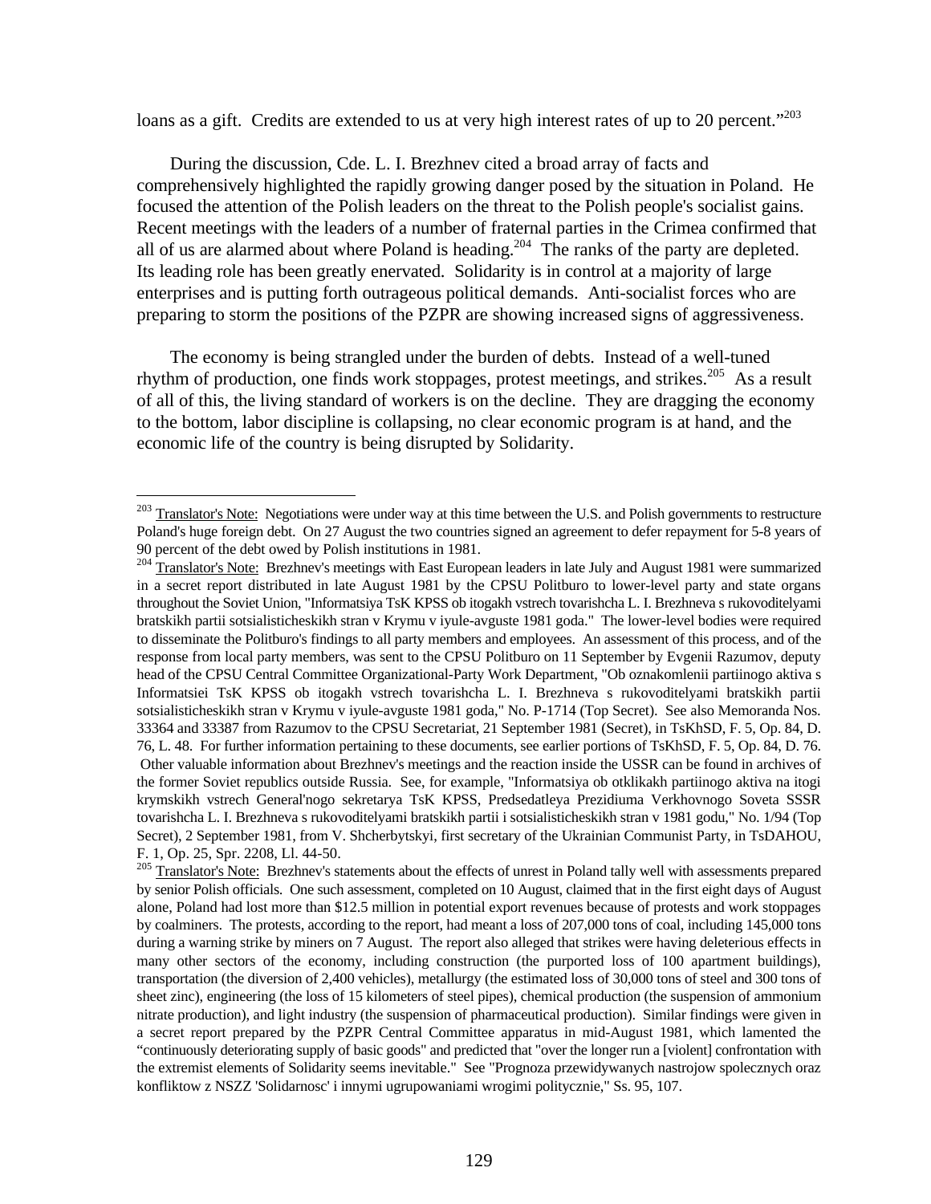loans as a gift. Credits are extended to us at very high interest rates of up to 20 percent."[203]

During the discussion, Cde. L. I. Brezhnev cited a broad array of facts and comprehensively highlighted the rapidly growing danger posed by the situation in Poland. He focused the attention of the Polish leaders on the threat to the Polish people's socialist gains. Recent meetings with the leaders of a number of fraternal parties in the Crimea confirmed that all of us are alarmed about where Poland is heading.[204] The ranks of the party are depleted. Its leading role has been greatly enervated. Solidarity is in control at a majority of large enterprises and is putting forth outrageous political demands. Anti-socialist forces who are preparing to storm the positions of the PZPR are showing increased signs of aggressiveness.

The economy is being strangled under the burden of debts. Instead of a well-tuned rhythm of production, one finds work stoppages, protest meetings, and strikes.[205] As a result of all of this, the living standard of workers is on the decline. They are dragging the economy to the bottom, labor discipline is collapsing, no clear economic program is at hand, and the economic life of the country is being disrupted by Solidarity.

---

[203] Translator's Note: Negotiations were under way at this time between the U.S. and Polish governments to restructure Poland's huge foreign debt. On 27 August the two countries signed an agreement to defer repayment for 5-8 years of 90 percent of the debt owed by Polish institutions in 1981.

[204] Translator's Note: Brezhnev's meetings with East European leaders in late July and August 1981 were summarized in a secret report distributed in late August 1981 by the CPSU Politburo to lower-level party and state organs throughout the Soviet Union, "Informatsiya TsK KPSS ob itogakh vstrech tovarishcha L. I. Brezhneva s rukovoditelyami bratskikh partii sotsialisticheskikh stran v Krymu v iyule-avguste 1981 goda." The lower-level bodies were required to disseminate the Politburo's findings to all party members and employees. An assessment of this process, and of the response from local party members, was sent to the CPSU Politburo on 11 September by Evgenii Razumov, deputy head of the CPSU Central Committee Organizational-Party Work Department, "Ob oznakomlenii partiinogo aktiva s Informatsiei TsK KPSS ob itogakh vstrech tovarishcha L. I. Brezhneva s rukovoditelyami bratskikh partii sotsialisticheskikh stran v Krymu v iyule-avguste 1981 goda," No. P-1714 (Top Secret). See also Memoranda Nos. 33364 and 33387 from Razumov to the CPSU Secretariat, 21 September 1981 (Secret), in TsKhSD, F. 5, Op. 84, D. 76, L. 48. For further information pertaining to these documents, see earlier portions of TsKhSD, F. 5, Op. 84, D. 76. Other valuable information about Brezhnev's meetings and the reaction inside the USSR can be found in archives of the former Soviet republics outside Russia. See, for example, "Informatsiya ob otklikakh partiinogo aktiva na itogi krymskikh vstrech General'nogo sekretarya TsK KPSS, Predsedatleya Prezidiuma Verkhovnogo Soveta SSSR tovarishcha L. I. Brezhneva s rukovoditelyami bratskikh partii i sotsialisticheskikh stran v 1981 godu," No. 1/94 (Top Secret), 2 September 1981, from V. Shcherbytskyi, first secretary of the Ukrainian Communist Party, in TsDAHOU, F. 1, Op. 25, Spr. 2208, Ll. 44-50.

[205] Translator's Note: Brezhnev's statements about the effects of unrest in Poland tally well with assessments prepared by senior Polish officials. One such assessment, completed on 10 August, claimed that in the first eight days of August alone, Poland had lost more than $12.5 million in potential export revenues because of protests and work stoppages by coalminers. The protests, according to the report, had meant a loss of 207,000 tons of coal, including 145,000 tons during a warning strike by miners on 7 August. The report also alleged that strikes were having deleterious effects in many other sectors of the economy, including construction (the purported loss of 100 apartment buildings), transportation (the diversion of 2,400 vehicles), metallurgy (the estimated loss of 30,000 tons of steel and 300 tons of sheet zinc), engineering (the loss of 15 kilometers of steel pipes), chemical production (the suspension of ammonium nitrate production), and light industry (the suspension of pharmaceutical production). Similar findings were given in a secret report prepared by the PZPR Central Committee apparatus in mid-August 1981, which lamented the "continuously deteriorating supply of basic goods" and predicted that "over the longer run a [violent] confrontation with the extremist elements of Solidarity seems inevitable." See "Prognoza przewidywanych nastrojow spolecznych oraz konfliktow z NSZZ 'Solidarnosc' i innymi ugrupowaniami wrogimi politycznie," Ss. 95, 107.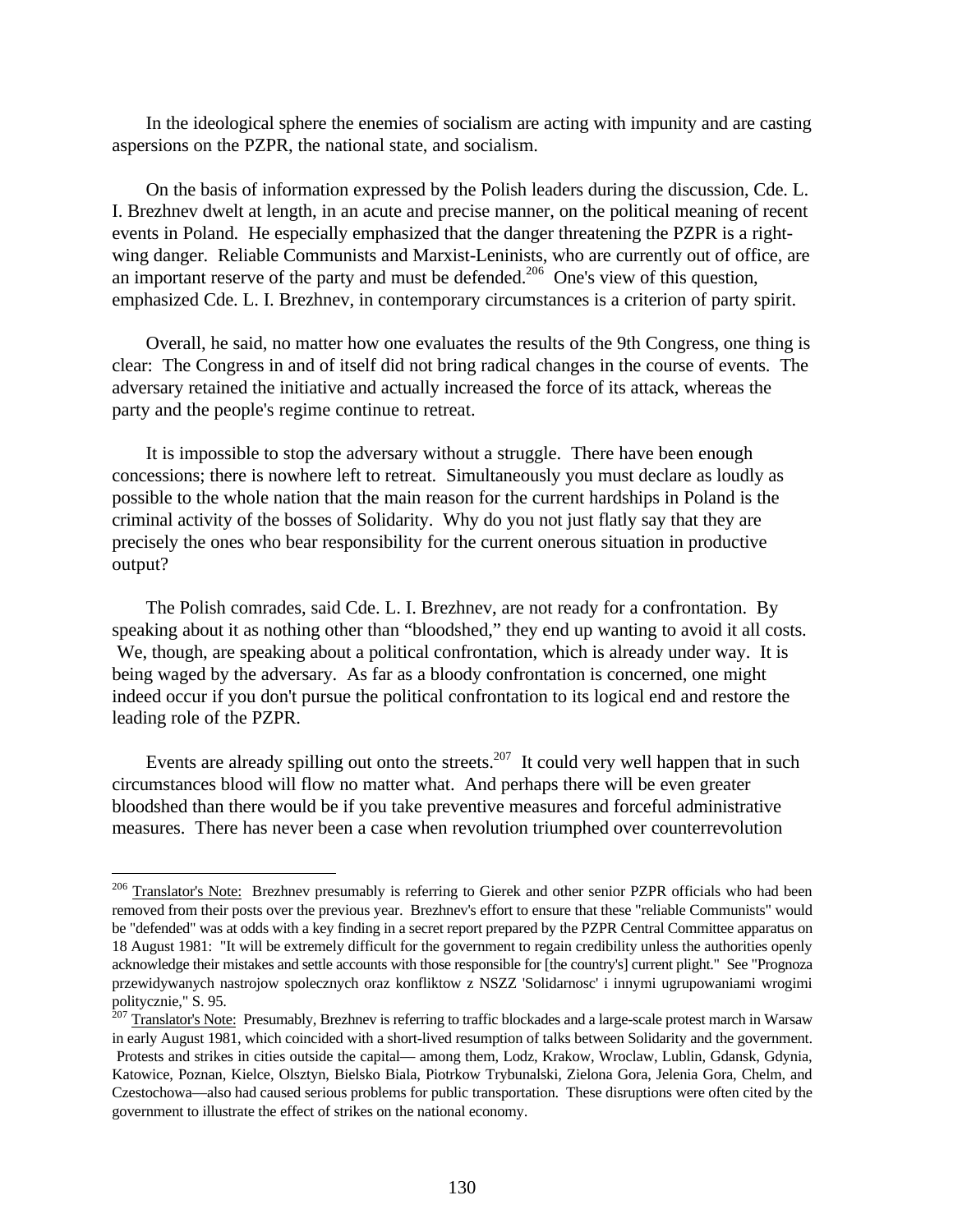In the ideological sphere the enemies of socialism are acting with impunity and are casting aspersions on the PZPR, the national state, and socialism.

On the basis of information expressed by the Polish leaders during the discussion, Cde. L. I. Brezhnev dwelt at length, in an acute and precise manner, on the political meaning of recent events in Poland. He especially emphasized that the danger threatening the PZPR is a right-wing danger. Reliable Communists and Marxist-Leninists, who are currently out of office, are an important reserve of the party and must be defended.[206] One's view of this question, emphasized Cde. L. I. Brezhnev, in contemporary circumstances is a criterion of party spirit.

Overall, he said, no matter how one evaluates the results of the 9th Congress, one thing is clear: The Congress in and of itself did not bring radical changes in the course of events. The adversary retained the initiative and actually increased the force of its attack, whereas the party and the people's regime continue to retreat.

It is impossible to stop the adversary without a struggle. There have been enough concessions; there is nowhere left to retreat. Simultaneously you must declare as loudly as possible to the whole nation that the main reason for the current hardships in Poland is the criminal activity of the bosses of Solidarity. Why do you not just flatly say that they are precisely the ones who bear responsibility for the current onerous situation in productive output?

The Polish comrades, said Cde. L. I. Brezhnev, are not ready for a confrontation. By speaking about it as nothing other than "bloodshed," they end up wanting to avoid it all costs. We, though, are speaking about a political confrontation, which is already under way. It is being waged by the adversary. As far as a bloody confrontation is concerned, one might indeed occur if you don't pursue the political confrontation to its logical end and restore the leading role of the PZPR.

Events are already spilling out onto the streets.[207] It could very well happen that in such circumstances blood will flow no matter what. And perhaps there will be even greater bloodshed than there would be if you take preventive measures and forceful administrative measures. There has never been a case when revolution triumphed over counterrevolution

---

[206] Translator's Note: Brezhnev presumably is referring to Gierek and other senior PZPR officials who had been removed from their posts over the previous year. Brezhnev's effort to ensure that these "reliable Communists" would be "defended" was at odds with a key finding in a secret report prepared by the PZPR Central Committee apparatus on 18 August 1981: "It will be extremely difficult for the government to regain credibility unless the authorities openly acknowledge their mistakes and settle accounts with those responsible for [the country's] current plight." See "Prognoza przewidywanych nastrojow spolecznych oraz konfliktow z NSZZ 'Solidarnosc' i innymi ugrupowaniami wrogimi politycznie," S. 95.

[207] Translator's Note: Presumably, Brezhnev is referring to traffic blockades and a large-scale protest march in Warsaw in early August 1981, which coincided with a short-lived resumption of talks between Solidarity and the government. Protests and strikes in cities outside the capital— among them, Lodz, Krakow, Wroclaw, Lublin, Gdansk, Gdynia, Katowice, Poznan, Kielce, Olsztyn, Bielsko Biala, Piotrkow Trybunalski, Zielona Gora, Jelenia Gora, Chelm, and Czestochowa—also had caused serious problems for public transportation. These disruptions were often cited by the government to illustrate the effect of strikes on the national economy.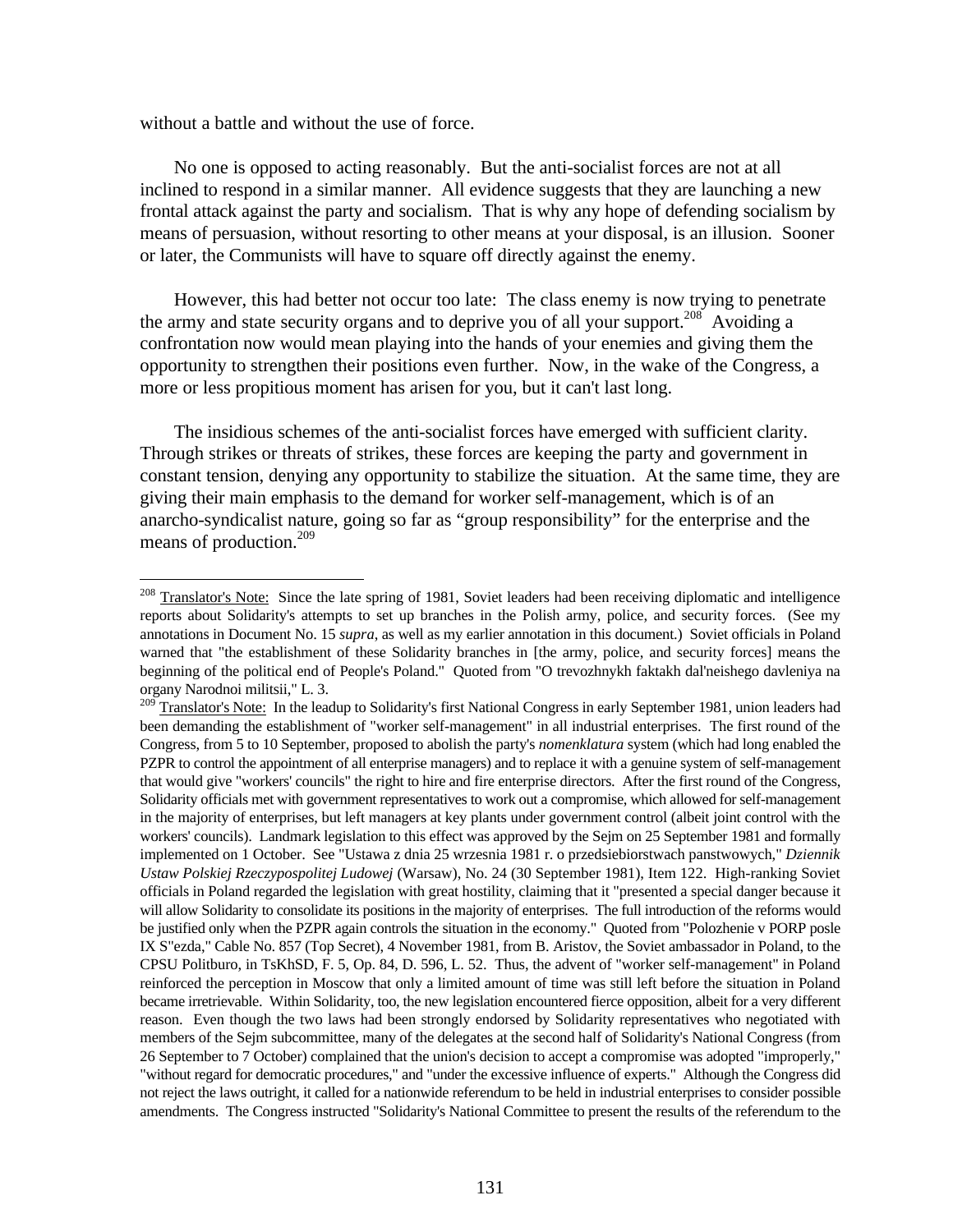without a battle and without the use of force.

No one is opposed to acting reasonably. But the anti-socialist forces are not at all inclined to respond in a similar manner. All evidence suggests that they are launching a new frontal attack against the party and socialism. That is why any hope of defending socialism by means of persuasion, without resorting to other means at your disposal, is an illusion. Sooner or later, the Communists will have to square off directly against the enemy.

However, this had better not occur too late: The class enemy is now trying to penetrate the army and state security organs and to deprive you of all your support.[208] Avoiding a confrontation now would mean playing into the hands of your enemies and giving them the opportunity to strengthen their positions even further. Now, in the wake of the Congress, a more or less propitious moment has arisen for you, but it can't last long.

The insidious schemes of the anti-socialist forces have emerged with sufficient clarity. Through strikes or threats of strikes, these forces are keeping the party and government in constant tension, denying any opportunity to stabilize the situation. At the same time, they are giving their main emphasis to the demand for worker self-management, which is of an anarcho-syndicalist nature, going so far as "group responsibility" for the enterprise and the means of production.[209]

---

[208] Translator's Note: Since the late spring of 1981, Soviet leaders had been receiving diplomatic and intelligence reports about Solidarity's attempts to set up branches in the Polish army, police, and security forces. (See my annotations in Document No. 15 *supra*, as well as my earlier annotation in this document.) Soviet officials in Poland warned that "the establishment of these Solidarity branches in [the army, police, and security forces] means the beginning of the political end of People's Poland." Quoted from "O trevozhnykh faktakh dal'neishego davleniya na organy Narodnoi militsii," L. 3.

[209] Translator's Note: In the leadup to Solidarity's first National Congress in early September 1981, union leaders had been demanding the establishment of "worker self-management" in all industrial enterprises. The first round of the Congress, from 5 to 10 September, proposed to abolish the party's *nomenklatura* system (which had long enabled the PZPR to control the appointment of all enterprise managers) and to replace it with a genuine system of self-management that would give "workers' councils" the right to hire and fire enterprise directors. After the first round of the Congress, Solidarity officials met with government representatives to work out a compromise, which allowed for self-management in the majority of enterprises, but left managers at key plants under government control (albeit joint control with the workers' councils). Landmark legislation to this effect was approved by the Sejm on 25 September 1981 and formally implemented on 1 October. See "Ustawa z dnia 25 wrzesnia 1981 r. o przedsiebiorstwach panstwowych," *Dziennik Ustaw Polskiej Rzeczypospolitej Ludowej* (Warsaw), No. 24 (30 September 1981), Item 122. High-ranking Soviet officials in Poland regarded the legislation with great hostility, claiming that it "presented a special danger because it will allow Solidarity to consolidate its positions in the majority of enterprises. The full introduction of the reforms would be justified only when the PZPR again controls the situation in the economy." Quoted from "Polozhenie v PORP posle IX S"ezda," Cable No. 857 (Top Secret), 4 November 1981, from B. Aristov, the Soviet ambassador in Poland, to the CPSU Politburo, in TsKhSD, F. 5, Op. 84, D. 596, L. 52. Thus, the advent of "worker self-management" in Poland reinforced the perception in Moscow that only a limited amount of time was still left before the situation in Poland became irretrievable. Within Solidarity, too, the new legislation encountered fierce opposition, albeit for a very different reason. Even though the two laws had been strongly endorsed by Solidarity representatives who negotiated with members of the Sejm subcommittee, many of the delegates at the second half of Solidarity's National Congress (from 26 September to 7 October) complained that the union's decision to accept a compromise was adopted "improperly," "without regard for democratic procedures," and "under the excessive influence of experts." Although the Congress did not reject the laws outright, it called for a nationwide referendum to be held in industrial enterprises to consider possible amendments. The Congress instructed "Solidarity's National Committee to present the results of the referendum to the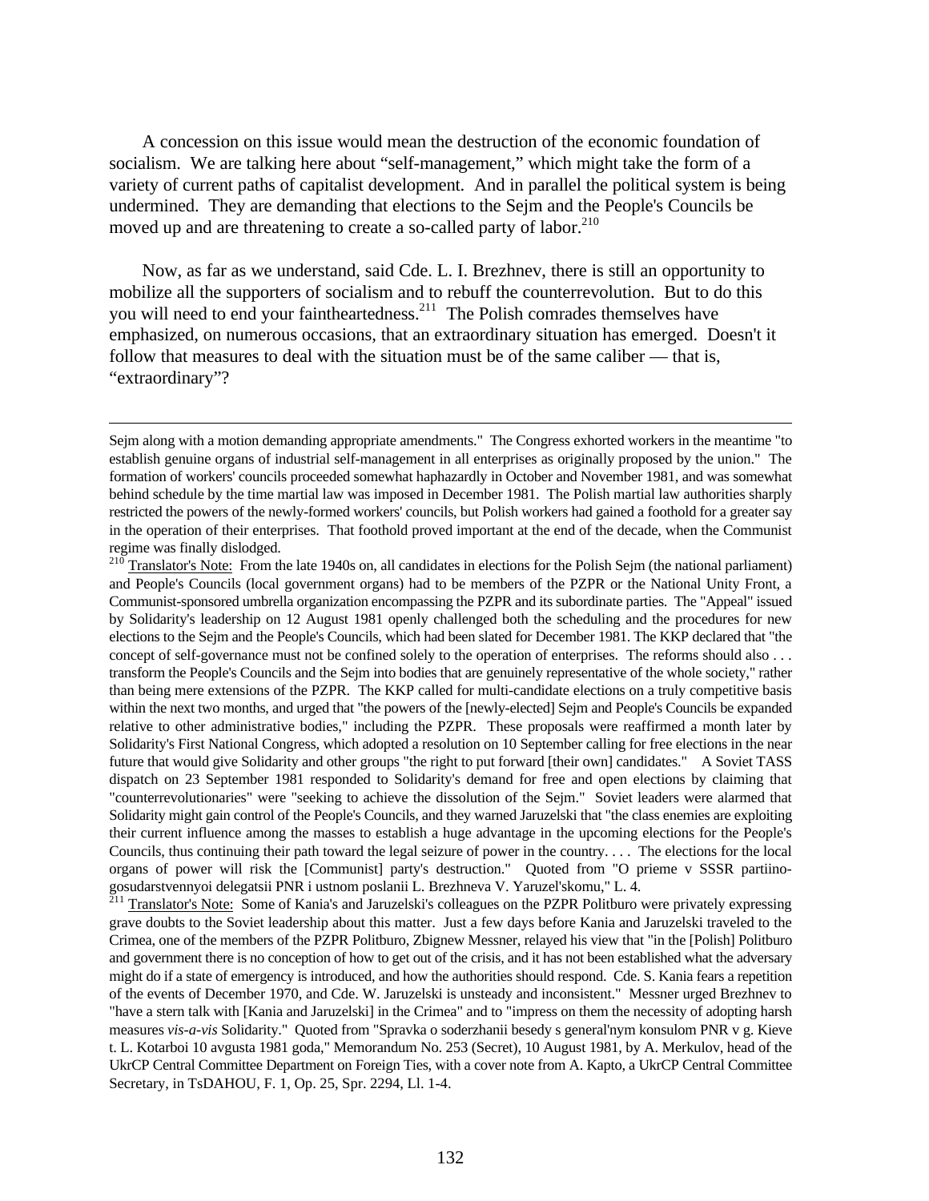A concession on this issue would mean the destruction of the economic foundation of socialism. We are talking here about "self-management," which might take the form of a variety of current paths of capitalist development. And in parallel the political system is being undermined. They are demanding that elections to the Sejm and the People's Councils be moved up and are threatening to create a so-called party of labor.[210]

Now, as far as we understand, said Cde. L. I. Brezhnev, there is still an opportunity to mobilize all the supporters of socialism and to rebuff the counterrevolution. But to do this you will need to end your faintheartedness.[211] The Polish comrades themselves have emphasized, on numerous occasions, that an extraordinary situation has emerged. Doesn't it follow that measures to deal with the situation must be of the same caliber — that is, "extraordinary"?

---

Sejm along with a motion demanding appropriate amendments." The Congress exhorted workers in the meantime "to establish genuine organs of industrial self-management in all enterprises as originally proposed by the union." The formation of workers' councils proceeded somewhat haphazardly in October and November 1981, and was somewhat behind schedule by the time martial law was imposed in December 1981. The Polish martial law authorities sharply restricted the powers of the newly-formed workers' councils, but Polish workers had gained a foothold for a greater say in the operation of their enterprises. That foothold proved important at the end of the decade, when the Communist regime was finally dislodged.

[210] Translator's Note: From the late 1940s on, all candidates in elections for the Polish Sejm (the national parliament) and People's Councils (local government organs) had to be members of the PZPR or the National Unity Front, a Communist-sponsored umbrella organization encompassing the PZPR and its subordinate parties. The "Appeal" issued by Solidarity's leadership on 12 August 1981 openly challenged both the scheduling and the procedures for new elections to the Sejm and the People's Councils, which had been slated for December 1981. The KKP declared that "the concept of self-governance must not be confined solely to the operation of enterprises. The reforms should also . . . transform the People's Councils and the Sejm into bodies that are genuinely representative of the whole society," rather than being mere extensions of the PZPR. The KKP called for multi-candidate elections on a truly competitive basis within the next two months, and urged that "the powers of the [newly-elected] Sejm and People's Councils be expanded relative to other administrative bodies," including the PZPR. These proposals were reaffirmed a month later by Solidarity's First National Congress, which adopted a resolution on 10 September calling for free elections in the near future that would give Solidarity and other groups "the right to put forward [their own] candidates." A Soviet TASS dispatch on 23 September 1981 responded to Solidarity's demand for free and open elections by claiming that "counterrevolutionaries" were "seeking to achieve the dissolution of the Sejm." Soviet leaders were alarmed that Solidarity might gain control of the People's Councils, and they warned Jaruzelski that "the class enemies are exploiting their current influence among the masses to establish a huge advantage in the upcoming elections for the People's Councils, thus continuing their path toward the legal seizure of power in the country. . . . The elections for the local organs of power will risk the [Communist] party's destruction." Quoted from "O prieme v SSSR partiino-gosudarstvennyoi delegatsii PNR i ustnom poslanii L. Brezhneva V. Yaruzel'skomu," L. 4.

[211] Translator's Note: Some of Kania's and Jaruzelski's colleagues on the PZPR Politburo were privately expressing grave doubts to the Soviet leadership about this matter. Just a few days before Kania and Jaruzelski traveled to the Crimea, one of the members of the PZPR Politburo, Zbignew Messner, relayed his view that "in the [Polish] Politburo and government there is no conception of how to get out of the crisis, and it has not been established what the adversary might do if a state of emergency is introduced, and how the authorities should respond. Cde. S. Kania fears a repetition of the events of December 1970, and Cde. W. Jaruzelski is unsteady and inconsistent." Messner urged Brezhnev to "have a stern talk with [Kania and Jaruzelski] in the Crimea" and to "impress on them the necessity of adopting harsh measures *vis-a-vis* Solidarity." Quoted from "Spravka o soderzhanii besedy s general'nym konsulom PNR v g. Kieve t. L. Kotarboi 10 avgusta 1981 goda," Memorandum No. 253 (Secret), 10 August 1981, by A. Merkulov, head of the UkrCP Central Committee Department on Foreign Ties, with a cover note from A. Kapto, a UkrCP Central Committee Secretary, in TsDAHOU, F. 1, Op. 25, Spr. 2294, Ll. 1-4.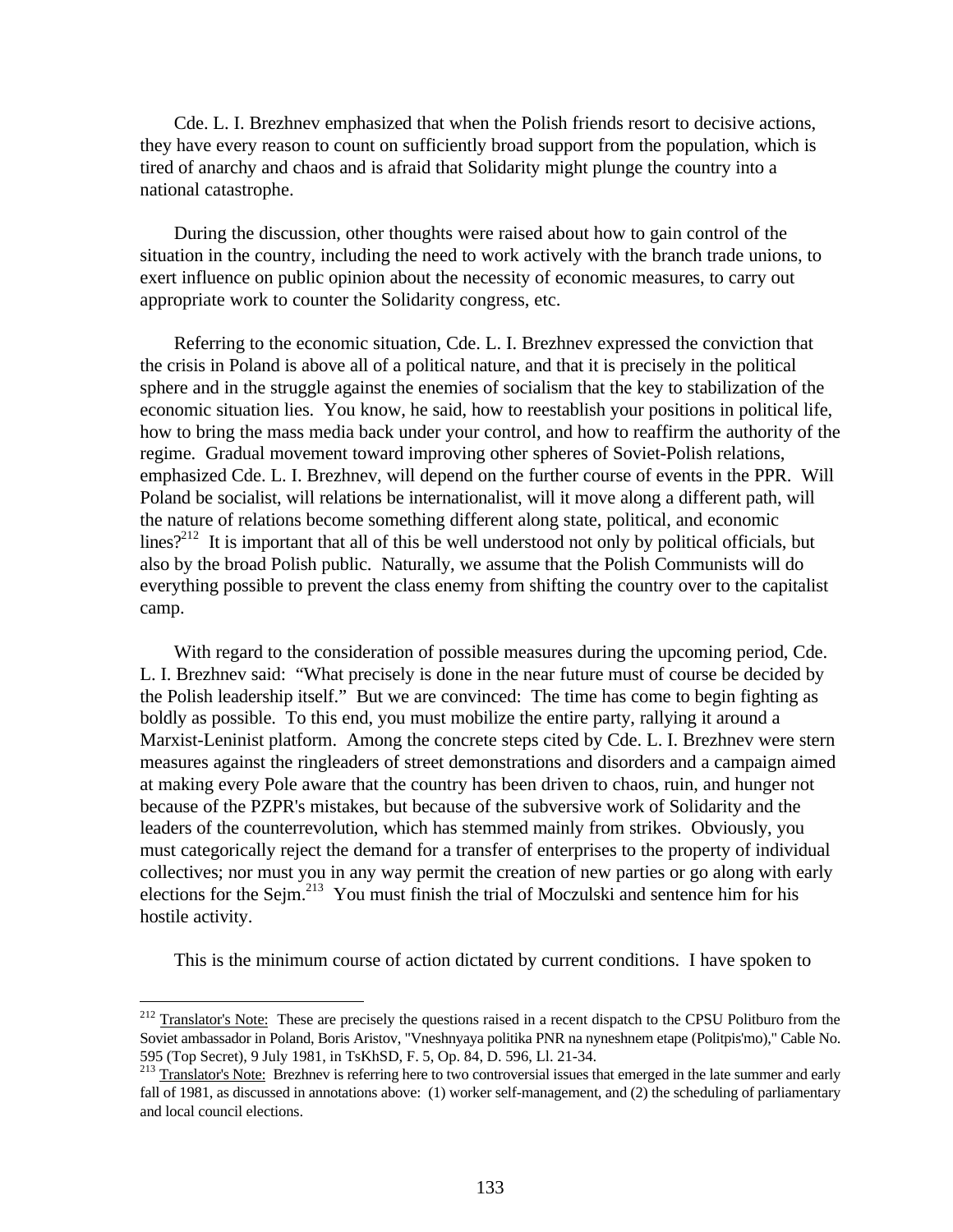Cde. L. I. Brezhnev emphasized that when the Polish friends resort to decisive actions, they have every reason to count on sufficiently broad support from the population, which is tired of anarchy and chaos and is afraid that Solidarity might plunge the country into a national catastrophe.

During the discussion, other thoughts were raised about how to gain control of the situation in the country, including the need to work actively with the branch trade unions, to exert influence on public opinion about the necessity of economic measures, to carry out appropriate work to counter the Solidarity congress, etc.

Referring to the economic situation, Cde. L. I. Brezhnev expressed the conviction that the crisis in Poland is above all of a political nature, and that it is precisely in the political sphere and in the struggle against the enemies of socialism that the key to stabilization of the economic situation lies. You know, he said, how to reestablish your positions in political life, how to bring the mass media back under your control, and how to reaffirm the authority of the regime. Gradual movement toward improving other spheres of Soviet-Polish relations, emphasized Cde. L. I. Brezhnev, will depend on the further course of events in the PPR. Will Poland be socialist, will relations be internationalist, will it move along a different path, will the nature of relations become something different along state, political, and economic lines?[212] It is important that all of this be well understood not only by political officials, but also by the broad Polish public. Naturally, we assume that the Polish Communists will do everything possible to prevent the class enemy from shifting the country over to the capitalist camp.

With regard to the consideration of possible measures during the upcoming period, Cde. L. I. Brezhnev said: "What precisely is done in the near future must of course be decided by the Polish leadership itself." But we are convinced: The time has come to begin fighting as boldly as possible. To this end, you must mobilize the entire party, rallying it around a Marxist-Leninist platform. Among the concrete steps cited by Cde. L. I. Brezhnev were stern measures against the ringleaders of street demonstrations and disorders and a campaign aimed at making every Pole aware that the country has been driven to chaos, ruin, and hunger not because of the PZPR's mistakes, but because of the subversive work of Solidarity and the leaders of the counterrevolution, which has stemmed mainly from strikes. Obviously, you must categorically reject the demand for a transfer of enterprises to the property of individual collectives; nor must you in any way permit the creation of new parties or go along with early elections for the Sejm.[213] You must finish the trial of Moczulski and sentence him for his hostile activity.

This is the minimum course of action dictated by current conditions. I have spoken to

---

[212] Translator's Note: These are precisely the questions raised in a recent dispatch to the CPSU Politburo from the Soviet ambassador in Poland, Boris Aristov, "Vneshnyaya politika PNR na nyneshnem etape (Politpis'mo)," Cable No. 595 (Top Secret), 9 July 1981, in TsKhSD, F. 5, Op. 84, D. 596, Ll. 21-34.

[213] Translator's Note: Brezhnev is referring here to two controversial issues that emerged in the late summer and early fall of 1981, as discussed in annotations above: (1) worker self-management, and (2) the scheduling of parliamentary and local council elections.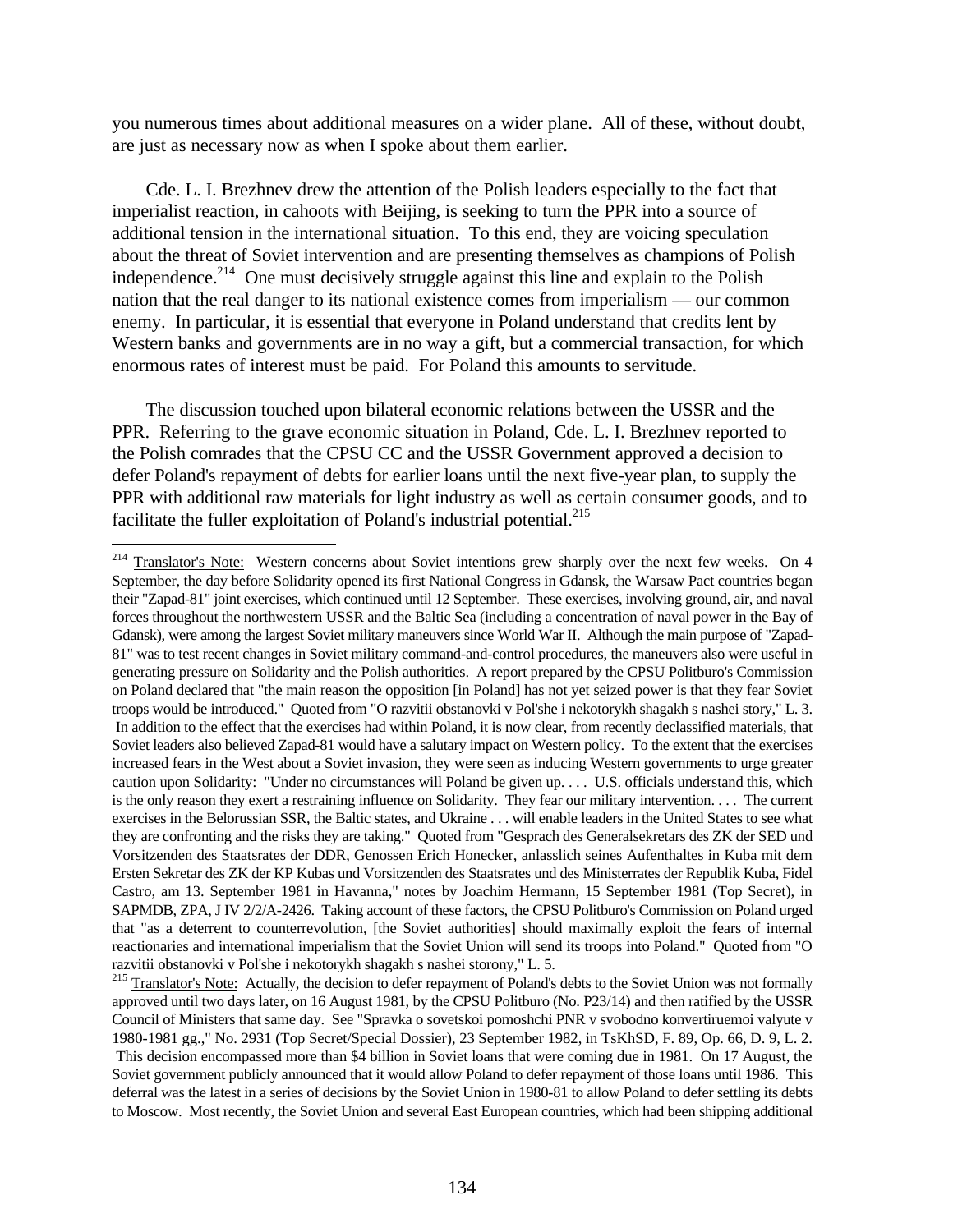you numerous times about additional measures on a wider plane. All of these, without doubt, are just as necessary now as when I spoke about them earlier.

Cde. L. I. Brezhnev drew the attention of the Polish leaders especially to the fact that imperialist reaction, in cahoots with Beijing, is seeking to turn the PPR into a source of additional tension in the international situation. To this end, they are voicing speculation about the threat of Soviet intervention and are presenting themselves as champions of Polish independence.[214] One must decisively struggle against this line and explain to the Polish nation that the real danger to its national existence comes from imperialism — our common enemy. In particular, it is essential that everyone in Poland understand that credits lent by Western banks and governments are in no way a gift, but a commercial transaction, for which enormous rates of interest must be paid. For Poland this amounts to servitude.

The discussion touched upon bilateral economic relations between the USSR and the PPR. Referring to the grave economic situation in Poland, Cde. L. I. Brezhnev reported to the Polish comrades that the CPSU CC and the USSR Government approved a decision to defer Poland's repayment of debts for earlier loans until the next five-year plan, to supply the PPR with additional raw materials for light industry as well as certain consumer goods, and to facilitate the fuller exploitation of Poland's industrial potential.[215]

---

[214] Translator's Note: Western concerns about Soviet intentions grew sharply over the next few weeks. On 4 September, the day before Solidarity opened its first National Congress in Gdansk, the Warsaw Pact countries began their "Zapad-81" joint exercises, which continued until 12 September. These exercises, involving ground, air, and naval forces throughout the northwestern USSR and the Baltic Sea (including a concentration of naval power in the Bay of Gdansk), were among the largest Soviet military maneuvers since World War II. Although the main purpose of "Zapad-81" was to test recent changes in Soviet military command-and-control procedures, the maneuvers also were useful in generating pressure on Solidarity and the Polish authorities. A report prepared by the CPSU Politburo's Commission on Poland declared that "the main reason the opposition [in Poland] has not yet seized power is that they fear Soviet troops would be introduced." Quoted from "O razvitii obstanovki v Pol'she i nekotorykh shagakh s nashei story," L. 3. In addition to the effect that the exercises had within Poland, it is now clear, from recently declassified materials, that Soviet leaders also believed Zapad-81 would have a salutary impact on Western policy. To the extent that the exercises increased fears in the West about a Soviet invasion, they were seen as inducing Western governments to urge greater caution upon Solidarity: "Under no circumstances will Poland be given up. . . . U.S. officials understand this, which is the only reason they exert a restraining influence on Solidarity. They fear our military intervention. . . . The current exercises in the Belorussian SSR, the Baltic states, and Ukraine . . . will enable leaders in the United States to see what they are confronting and the risks they are taking." Quoted from "Gesprach des Generalsekretars des ZK der SED und Vorsitzenden des Staatsrates der DDR, Genossen Erich Honecker, anlasslich seines Aufenthaltes in Kuba mit dem Ersten Sekretar des ZK der KP Kubas und Vorsitzenden des Staatsrates und des Ministerrates der Republik Kuba, Fidel Castro, am 13. September 1981 in Havanna," notes by Joachim Hermann, 15 September 1981 (Top Secret), in SAPMDB, ZPA, J IV 2/2/A-2426. Taking account of these factors, the CPSU Politburo's Commission on Poland urged that "as a deterrent to counterrevolution, [the Soviet authorities] should maximally exploit the fears of internal reactionaries and international imperialism that the Soviet Union will send its troops into Poland." Quoted from "O razvitii obstanovki v Pol'she i nekotorykh shagakh s nashei storony," L. 5.

[215] Translator's Note: Actually, the decision to defer repayment of Poland's debts to the Soviet Union was not formally approved until two days later, on 16 August 1981, by the CPSU Politburo (No. P23/14) and then ratified by the USSR Council of Ministers that same day. See "Spravka o sovetskoi pomoshchi PNR v svobodno konvertiruemoi valyute v 1980-1981 gg.," No. 2931 (Top Secret/Special Dossier), 23 September 1982, in TsKhSD, F. 89, Op. 66, D. 9, L. 2. This decision encompassed more than $4 billion in Soviet loans that were coming due in 1981. On 17 August, the Soviet government publicly announced that it would allow Poland to defer repayment of those loans until 1986. This deferral was the latest in a series of decisions by the Soviet Union in 1980-81 to allow Poland to defer settling its debts to Moscow. Most recently, the Soviet Union and several East European countries, which had been shipping additional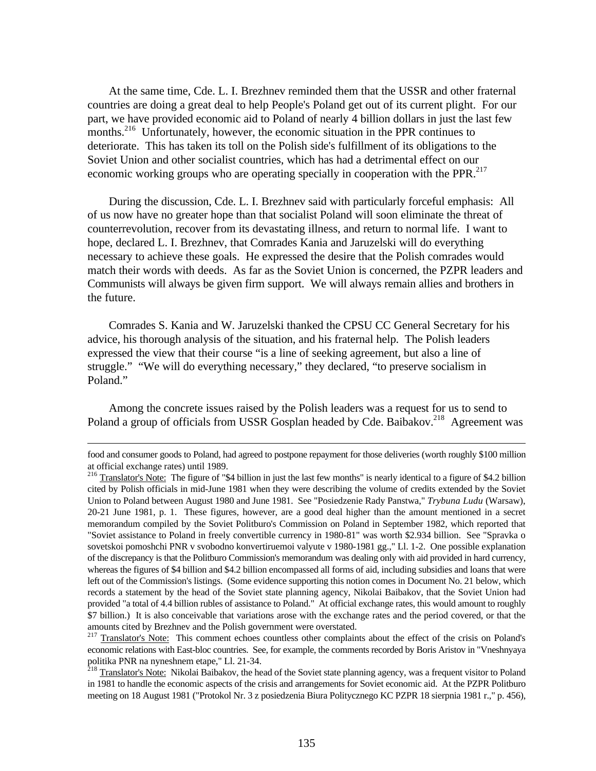At the same time, Cde. L. I. Brezhnev reminded them that the USSR and other fraternal countries are doing a great deal to help People's Poland get out of its current plight. For our part, we have provided economic aid to Poland of nearly 4 billion dollars in just the last few months.[216] Unfortunately, however, the economic situation in the PPR continues to deteriorate. This has taken its toll on the Polish side's fulfillment of its obligations to the Soviet Union and other socialist countries, which has had a detrimental effect on our economic working groups who are operating specially in cooperation with the PPR.[217]

During the discussion, Cde. L. I. Brezhnev said with particularly forceful emphasis: All of us now have no greater hope than that socialist Poland will soon eliminate the threat of counterrevolution, recover from its devastating illness, and return to normal life. I want to hope, declared L. I. Brezhnev, that Comrades Kania and Jaruzelski will do everything necessary to achieve these goals. He expressed the desire that the Polish comrades would match their words with deeds. As far as the Soviet Union is concerned, the PZPR leaders and Communists will always be given firm support. We will always remain allies and brothers in the future.

Comrades S. Kania and W. Jaruzelski thanked the CPSU CC General Secretary for his advice, his thorough analysis of the situation, and his fraternal help. The Polish leaders expressed the view that their course "is a line of seeking agreement, but also a line of struggle." "We will do everything necessary," they declared, "to preserve socialism in Poland."

Among the concrete issues raised by the Polish leaders was a request for us to send to Poland a group of officials from USSR Gosplan headed by Cde. Baibakov.[218] Agreement was

---

food and consumer goods to Poland, had agreed to postpone repayment for those deliveries (worth roughly $100 million at official exchange rates) until 1989.

[216] Translator's Note: The figure of "$4 billion in just the last few months" is nearly identical to a figure of $4.2 billion cited by Polish officials in mid-June 1981 when they were describing the volume of credits extended by the Soviet Union to Poland between August 1980 and June 1981. See "Posiedzenie Rady Panstwa," *Trybuna Ludu* (Warsaw), 20-21 June 1981, p. 1. These figures, however, are a good deal higher than the amount mentioned in a secret memorandum compiled by the Soviet Politburo's Commission on Poland in September 1982, which reported that "Soviet assistance to Poland in freely convertible currency in 1980-81" was worth $2.934 billion. See "Spravka o sovetskoi pomoshchi PNR v svobodno konvertiruemoi valyute v 1980-1981 gg.," Ll. 1-2. One possible explanation of the discrepancy is that the Politburo Commission's memorandum was dealing only with aid provided in hard currency, whereas the figures of $4 billion and $4.2 billion encompassed all forms of aid, including subsidies and loans that were left out of the Commission's listings. (Some evidence supporting this notion comes in Document No. 21 below, which records a statement by the head of the Soviet state planning agency, Nikolai Baibakov, that the Soviet Union had provided "a total of 4.4 billion rubles of assistance to Poland." At official exchange rates, this would amount to roughly $7 billion.) It is also conceivable that variations arose with the exchange rates and the period covered, or that the amounts cited by Brezhnev and the Polish government were overstated.

[217] Translator's Note: This comment echoes countless other complaints about the effect of the crisis on Poland's economic relations with East-bloc countries. See, for example, the comments recorded by Boris Aristov in "Vneshnyaya politika PNR na nyneshnem etape," Ll. 21-34.

[218] Translator's Note: Nikolai Baibakov, the head of the Soviet state planning agency, was a frequent visitor to Poland in 1981 to handle the economic aspects of the crisis and arrangements for Soviet economic aid. At the PZPR Politburo meeting on 18 August 1981 ("Protokol Nr. 3 z posiedzenia Biura Politycznego KC PZPR 18 sierpnia 1981 r.," p. 456),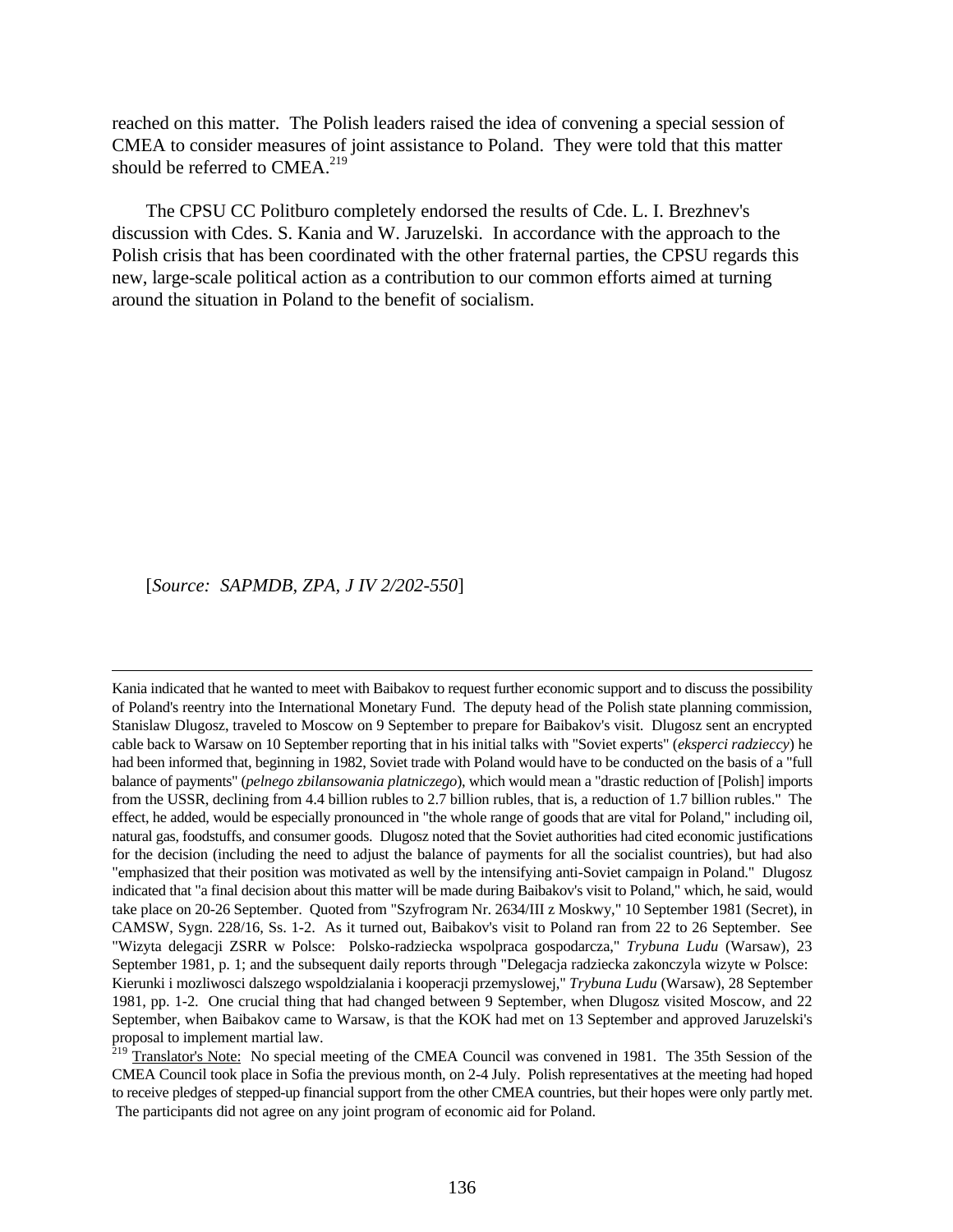reached on this matter. The Polish leaders raised the idea of convening a special session of CMEA to consider measures of joint assistance to Poland. They were told that this matter should be referred to CMEA.[219]

The CPSU CC Politburo completely endorsed the results of Cde. L. I. Brezhnev's discussion with Cdes. S. Kania and W. Jaruzelski. In accordance with the approach to the Polish crisis that has been coordinated with the other fraternal parties, the CPSU regards this new, large-scale political action as a contribution to our common efforts aimed at turning around the situation in Poland to the benefit of socialism.

[*Source: SAPMDB, ZPA, J IV 2/202-550*]

---

Kania indicated that he wanted to meet with Baibakov to request further economic support and to discuss the possibility of Poland's reentry into the International Monetary Fund. The deputy head of the Polish state planning commission, Stanislaw Dlugosz, traveled to Moscow on 9 September to prepare for Baibakov's visit. Dlugosz sent an encrypted cable back to Warsaw on 10 September reporting that in his initial talks with "Soviet experts" (*eksperci radzieccy*) he had been informed that, beginning in 1982, Soviet trade with Poland would have to be conducted on the basis of a "full balance of payments" (*pelnego zbilansowania platniczego*), which would mean a "drastic reduction of [Polish] imports from the USSR, declining from 4.4 billion rubles to 2.7 billion rubles, that is, a reduction of 1.7 billion rubles." The effect, he added, would be especially pronounced in "the whole range of goods that are vital for Poland," including oil, natural gas, foodstuffs, and consumer goods. Dlugosz noted that the Soviet authorities had cited economic justifications for the decision (including the need to adjust the balance of payments for all the socialist countries), but had also "emphasized that their position was motivated as well by the intensifying anti-Soviet campaign in Poland." Dlugosz indicated that "a final decision about this matter will be made during Baibakov's visit to Poland," which, he said, would take place on 20-26 September. Quoted from "Szyfrogram Nr. 2634/III z Moskwy," 10 September 1981 (Secret), in CAMSW, Sygn. 228/16, Ss. 1-2. As it turned out, Baibakov's visit to Poland ran from 22 to 26 September. See "Wizyta delegacji ZSRR w Polsce: Polsko-radziecka wspolpraca gospodarcza," *Trybuna Ludu* (Warsaw), 23 September 1981, p. 1; and the subsequent daily reports through "Delegacja radziecka zakonczyla wizyte w Polsce: Kierunki i mozliwosci dalszego wspoldzialania i kooperacji przemyslowej," *Trybuna Ludu* (Warsaw), 28 September 1981, pp. 1-2. One crucial thing that had changed between 9 September, when Dlugosz visited Moscow, and 22 September, when Baibakov came to Warsaw, is that the KOK had met on 13 September and approved Jaruzelski's proposal to implement martial law.

[219] Translator's Note: No special meeting of the CMEA Council was convened in 1981. The 35th Session of the CMEA Council took place in Sofia the previous month, on 2-4 July. Polish representatives at the meeting had hoped to receive pledges of stepped-up financial support from the other CMEA countries, but their hopes were only partly met. The participants did not agree on any joint program of economic aid for Poland.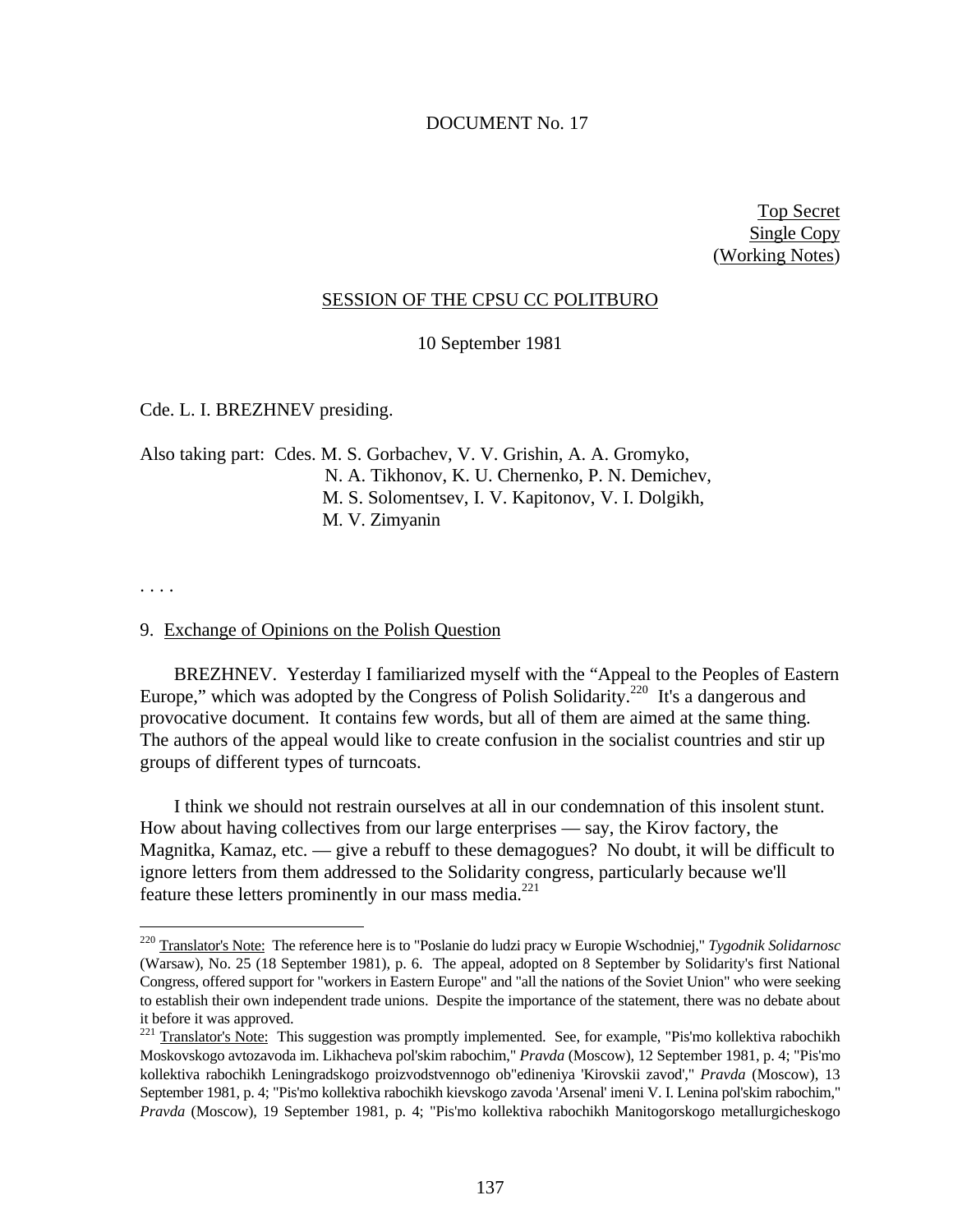DOCUMENT No. 17

Top Secret
Single Copy
(Working Notes)

SESSION OF THE CPSU CC POLITBURO

10 September 1981

Cde. L. I. BREZHNEV presiding.

Also taking part: Cdes. M. S. Gorbachev, V. V. Grishin, A. A. Gromyko, N. A. Tikhonov, K. U. Chernenko, P. N. Demichev, M. S. Solomentsev, I. V. Kapitonov, V. I. Dolgikh, M. V. Zimyanin

. . . .

9. Exchange of Opinions on the Polish Question

BREZHNEV. Yesterday I familiarized myself with the "Appeal to the Peoples of Eastern Europe," which was adopted by the Congress of Polish Solidarity.[220] It's a dangerous and provocative document. It contains few words, but all of them are aimed at the same thing. The authors of the appeal would like to create confusion in the socialist countries and stir up groups of different types of turncoats.

I think we should not restrain ourselves at all in our condemnation of this insolent stunt. How about having collectives from our large enterprises — say, the Kirov factory, the Magnitka, Kamaz, etc. — give a rebuff to these demagogues? No doubt, it will be difficult to ignore letters from them addressed to the Solidarity congress, particularly because we'll feature these letters prominently in our mass media.[221]

---

[220] Translator's Note: The reference here is to "Poslanie do ludzi pracy w Europie Wschodniej," *Tygodnik Solidarnosc* (Warsaw), No. 25 (18 September 1981), p. 6. The appeal, adopted on 8 September by Solidarity's first National Congress, offered support for "workers in Eastern Europe" and "all the nations of the Soviet Union" who were seeking to establish their own independent trade unions. Despite the importance of the statement, there was no debate about it before it was approved.

[221] Translator's Note: This suggestion was promptly implemented. See, for example, "Pis'mo kollektiva rabochikh Moskovskogo avtozavoda im. Likhacheva pol'skim rabochim," *Pravda* (Moscow), 12 September 1981, p. 4; "Pis'mo kollektiva rabochikh Leningradskogo proizvodstvennogo ob"edineniya 'Kirovskii zavod'," *Pravda* (Moscow), 13 September 1981, p. 4; "Pis'mo kollektiva rabochikh kievskogo zavoda 'Arsenal' imeni V. I. Lenina pol'skim rabochim," *Pravda* (Moscow), 19 September 1981, p. 4; "Pis'mo kollektiva rabochikh Manitogorskogo metallurgicheskogo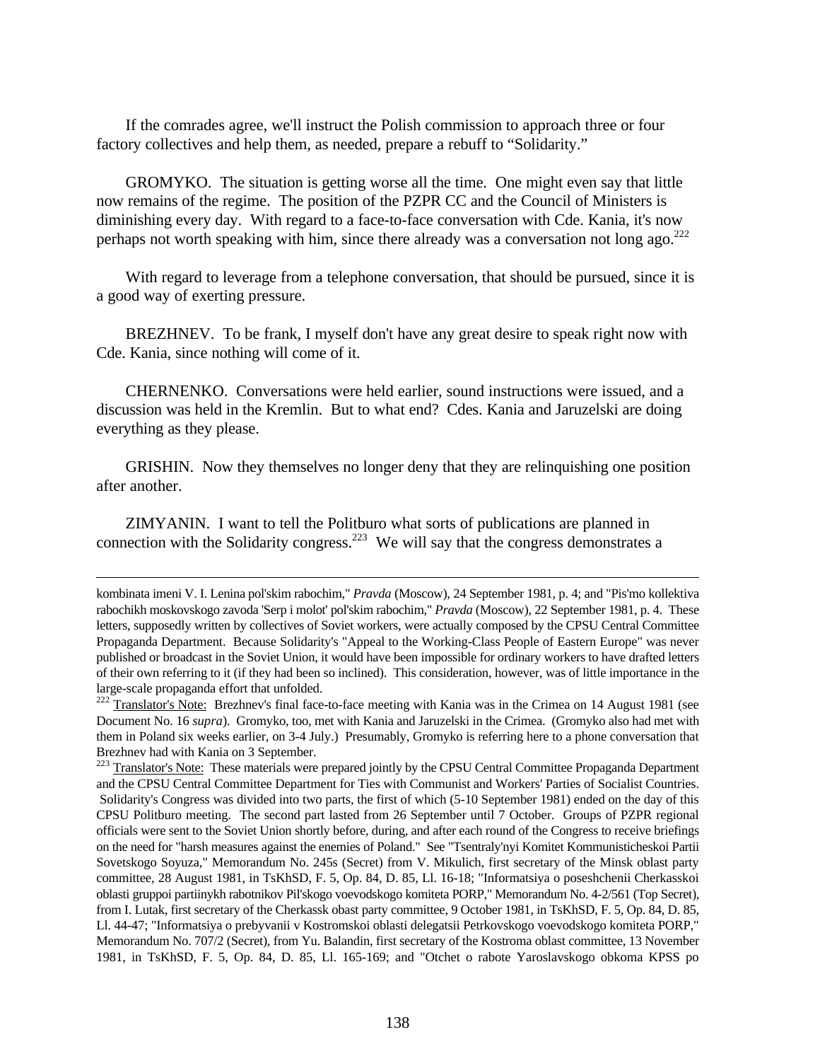If the comrades agree, we'll instruct the Polish commission to approach three or four factory collectives and help them, as needed, prepare a rebuff to “Solidarity.”

GROMYKO. The situation is getting worse all the time. One might even say that little now remains of the regime. The position of the PZPR CC and the Council of Ministers is diminishing every day. With regard to a face-to-face conversation with Cde. Kania, it's now perhaps not worth speaking with him, since there already was a conversation not long ago.[222]

With regard to leverage from a telephone conversation, that should be pursued, since it is a good way of exerting pressure.

BREZHNEV. To be frank, I myself don't have any great desire to speak right now with Cde. Kania, since nothing will come of it.

CHERNENKO. Conversations were held earlier, sound instructions were issued, and a discussion was held in the Kremlin. But to what end? Cdes. Kania and Jaruzelski are doing everything as they please.

GRISHIN. Now they themselves no longer deny that they are relinquishing one position after another.

ZIMYANIN. I want to tell the Politburo what sorts of publications are planned in connection with the Solidarity congress.[223] We will say that the congress demonstrates a

---

kombinata imeni V. I. Lenina pol'skim rabochim," *Pravda* (Moscow), 24 September 1981, p. 4; and "Pis'mo kollektiva rabochikh moskovskogo zavoda 'Serp i molot' pol'skim rabochim," *Pravda* (Moscow), 22 September 1981, p. 4. These letters, supposedly written by collectives of Soviet workers, were actually composed by the CPSU Central Committee Propaganda Department. Because Solidarity's "Appeal to the Working-Class People of Eastern Europe" was never published or broadcast in the Soviet Union, it would have been impossible for ordinary workers to have drafted letters of their own referring to it (if they had been so inclined). This consideration, however, was of little importance in the large-scale propaganda effort that unfolded.

[222] Translator's Note: Brezhnev's final face-to-face meeting with Kania was in the Crimea on 14 August 1981 (see Document No. 16 *supra*). Gromyko, too, met with Kania and Jaruzelski in the Crimea. (Gromyko also had met with them in Poland six weeks earlier, on 3-4 July.) Presumably, Gromyko is referring here to a phone conversation that Brezhnev had with Kania on 3 September.

[223] Translator's Note: These materials were prepared jointly by the CPSU Central Committee Propaganda Department and the CPSU Central Committee Department for Ties with Communist and Workers' Parties of Socialist Countries. Solidarity's Congress was divided into two parts, the first of which (5-10 September 1981) ended on the day of this CPSU Politburo meeting. The second part lasted from 26 September until 7 October. Groups of PZPR regional officials were sent to the Soviet Union shortly before, during, and after each round of the Congress to receive briefings on the need for "harsh measures against the enemies of Poland." See "Tsentraly'nyi Komitet Kommunisticheskoi Partii Sovetskogo Soyuza," Memorandum No. 245s (Secret) from V. Mikulich, first secretary of the Minsk oblast party committee, 28 August 1981, in TsKhSD, F. 5, Op. 84, D. 85, Ll. 16-18; "Informatsiya o poseshchenii Cherkasskoi oblasti gruppoi partiinykh rabotnikov Pil'skogo voevodskogo komiteta PORP," Memorandum No. 4-2/561 (Top Secret), from I. Lutak, first secretary of the Cherkassk obast party committee, 9 October 1981, in TsKhSD, F. 5, Op. 84, D. 85, Ll. 44-47; "Informatsiya o prebyvanii v Kostromskoi oblasti delegatsii Petrkovskogo voevodskogo komiteta PORP," Memorandum No. 707/2 (Secret), from Yu. Balandin, first secretary of the Kostroma oblast committee, 13 November 1981, in TsKhSD, F. 5, Op. 84, D. 85, Ll. 165-169; and "Otchet o rabote Yaroslavskogo obkoma KPSS po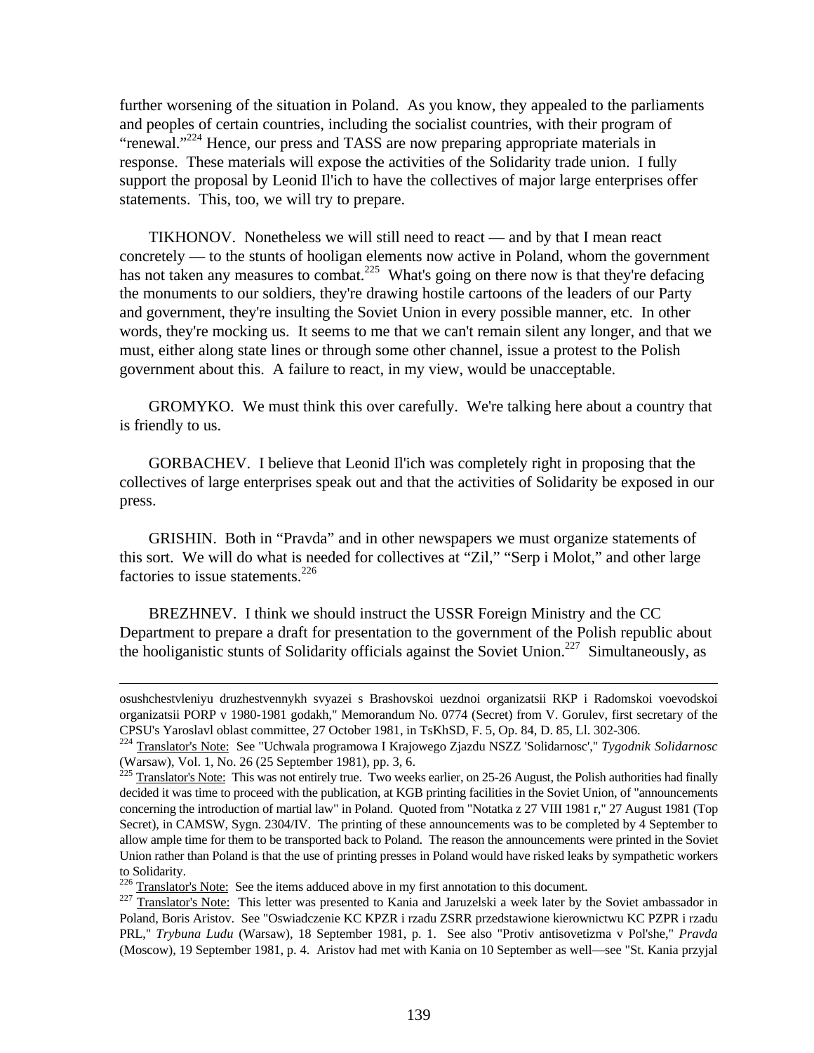further worsening of the situation in Poland. As you know, they appealed to the parliaments and peoples of certain countries, including the socialist countries, with their program of "renewal."[224] Hence, our press and TASS are now preparing appropriate materials in response. These materials will expose the activities of the Solidarity trade union. I fully support the proposal by Leonid Il'ich to have the collectives of major large enterprises offer statements. This, too, we will try to prepare.

TIKHONOV. Nonetheless we will still need to react — and by that I mean react concretely — to the stunts of hooligan elements now active in Poland, whom the government has not taken any measures to combat.[225] What's going on there now is that they're defacing the monuments to our soldiers, they're drawing hostile cartoons of the leaders of our Party and government, they're insulting the Soviet Union in every possible manner, etc. In other words, they're mocking us. It seems to me that we can't remain silent any longer, and that we must, either along state lines or through some other channel, issue a protest to the Polish government about this. A failure to react, in my view, would be unacceptable.

GROMYKO. We must think this over carefully. We're talking here about a country that is friendly to us.

GORBACHEV. I believe that Leonid Il'ich was completely right in proposing that the collectives of large enterprises speak out and that the activities of Solidarity be exposed in our press.

GRISHIN. Both in "Pravda" and in other newspapers we must organize statements of this sort. We will do what is needed for collectives at "Zil," "Serp i Molot," and other large factories to issue statements.[226]

BREZHNEV. I think we should instruct the USSR Foreign Ministry and the CC Department to prepare a draft for presentation to the government of the Polish republic about the hooliganistic stunts of Solidarity officials against the Soviet Union.[227] Simultaneously, as

---

osushchestvleniyu druzhestvennykh svyazei s Brashovskoi uezdnoi organizatsii RKP i Radomskoi voevodskoi organizatsii PORP v 1980-1981 godakh," Memorandum No. 0774 (Secret) from V. Gorulev, first secretary of the CPSU's Yaroslavl oblast committee, 27 October 1981, in TsKhSD, F. 5, Op. 84, D. 85, Ll. 302-306.

[224] Translator's Note: See "Uchwala programowa I Krajowego Zjazdu NSZZ 'Solidarnosc'," *Tygodnik Solidarnosc* (Warsaw), Vol. 1, No. 26 (25 September 1981), pp. 3, 6.

[225] Translator's Note: This was not entirely true. Two weeks earlier, on 25-26 August, the Polish authorities had finally decided it was time to proceed with the publication, at KGB printing facilities in the Soviet Union, of "announcements concerning the introduction of martial law" in Poland. Quoted from "Notatka z 27 VIII 1981 r," 27 August 1981 (Top Secret), in CAMSW, Sygn. 2304/IV. The printing of these announcements was to be completed by 4 September to allow ample time for them to be transported back to Poland. The reason the announcements were printed in the Soviet Union rather than Poland is that the use of printing presses in Poland would have risked leaks by sympathetic workers to Solidarity.

[226] Translator's Note: See the items adduced above in my first annotation to this document.

[227] Translator's Note: This letter was presented to Kania and Jaruzelski a week later by the Soviet ambassador in Poland, Boris Aristov. See "Oswiadczenie KC KPZR i rzadu ZSRR przedstawione kierownictwu KC PZPR i rzadu PRL," *Trybuna Ludu* (Warsaw), 18 September 1981, p. 1. See also "Protiv antisovetizma v Pol'she," *Pravda* (Moscow), 19 September 1981, p. 4. Aristov had met with Kania on 10 September as well—see "St. Kania przyjal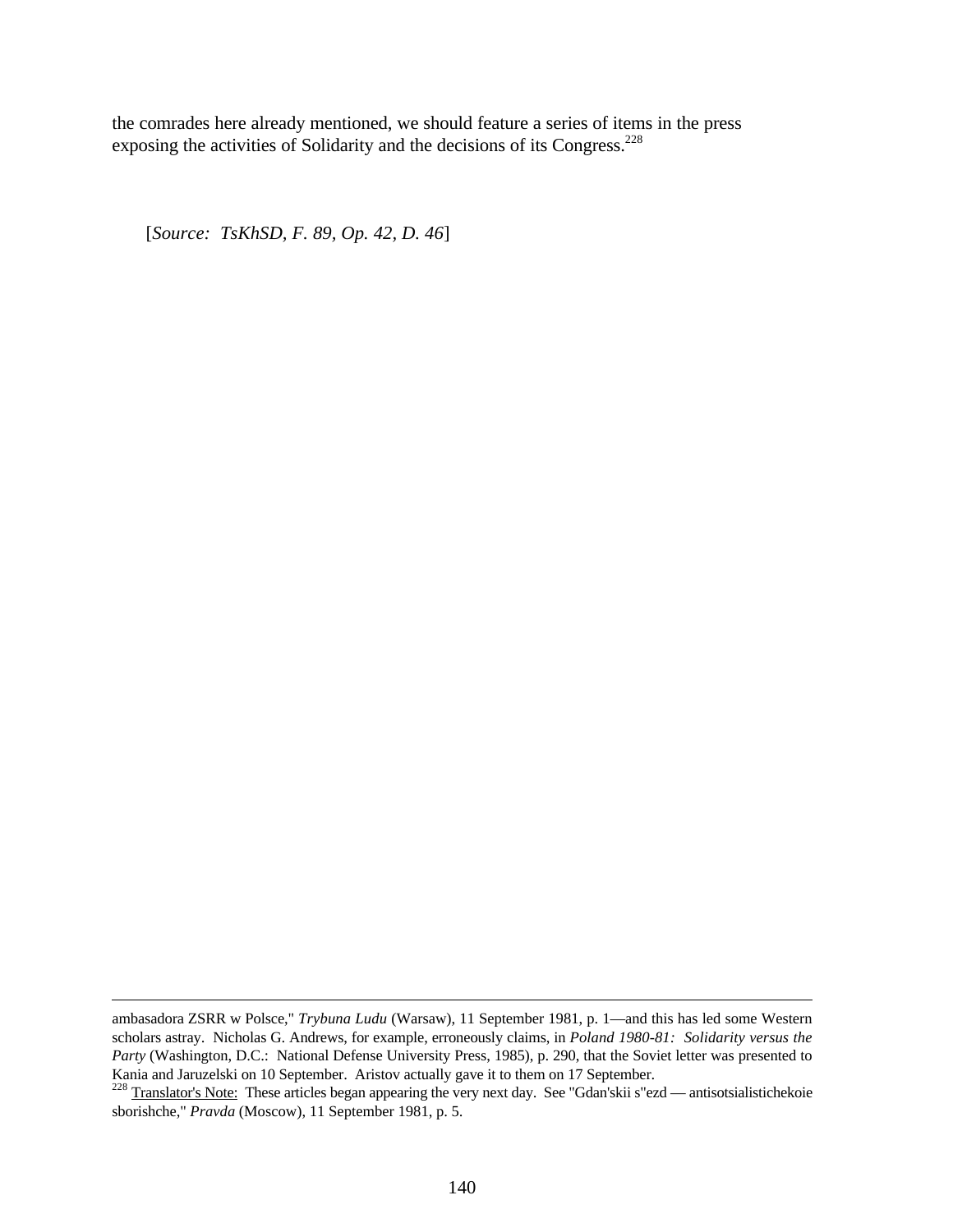the comrades here already mentioned, we should feature a series of items in the press exposing the activities of Solidarity and the decisions of its Congress.[228]

[*Source: TsKhSD, F. 89, Op. 42, D. 46*]

---

ambasadora ZSRR w Polsce," *Trybuna Ludu* (Warsaw), 11 September 1981, p. 1—and this has led some Western scholars astray. Nicholas G. Andrews, for example, erroneously claims, in *Poland 1980-81: Solidarity versus the Party* (Washington, D.C.: National Defense University Press, 1985), p. 290, that the Soviet letter was presented to Kania and Jaruzelski on 10 September. Aristov actually gave it to them on 17 September.

[228] Translator's Note: These articles began appearing the very next day. See "Gdan'skii s"ezd — antisotsialistichekoie sborishche," *Pravda* (Moscow), 11 September 1981, p. 5.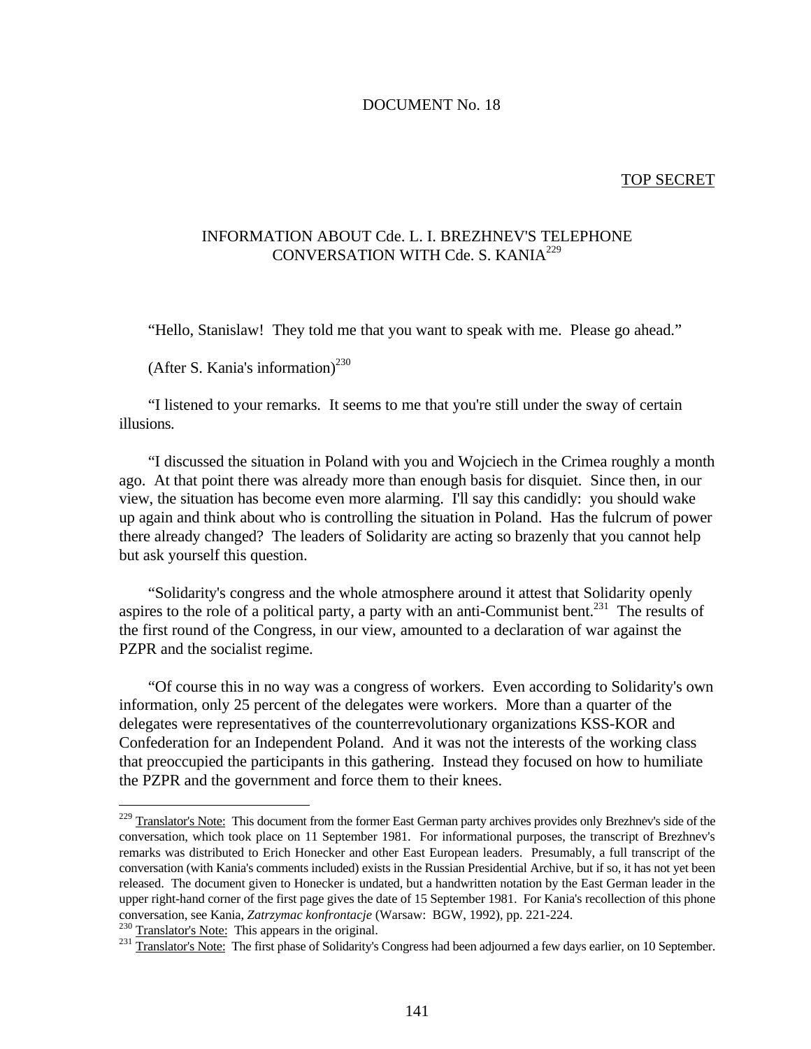DOCUMENT No. 18

TOP SECRET

## INFORMATION ABOUT Cde. L. I. BREZHNEV'S TELEPHONE CONVERSATION WITH Cde. S. KANIA[229]

"Hello, Stanislaw! They told me that you want to speak with me. Please go ahead."

(After S. Kania's information)[230]

"I listened to your remarks. It seems to me that you're still under the sway of certain illusions.

"I discussed the situation in Poland with you and Wojciech in the Crimea roughly a month ago. At that point there was already more than enough basis for disquiet. Since then, in our view, the situation has become even more alarming. I'll say this candidly: you should wake up again and think about who is controlling the situation in Poland. Has the fulcrum of power there already changed? The leaders of Solidarity are acting so brazenly that you cannot help but ask yourself this question.

"Solidarity's congress and the whole atmosphere around it attest that Solidarity openly aspires to the role of a political party, a party with an anti-Communist bent.[231] The results of the first round of the Congress, in our view, amounted to a declaration of war against the PZPR and the socialist regime.

"Of course this in no way was a congress of workers. Even according to Solidarity's own information, only 25 percent of the delegates were workers. More than a quarter of the delegates were representatives of the counterrevolutionary organizations KSS-KOR and Confederation for an Independent Poland. And it was not the interests of the working class that preoccupied the participants in this gathering. Instead they focused on how to humiliate the PZPR and the government and force them to their knees.

---

[229] Translator's Note: This document from the former East German party archives provides only Brezhnev's side of the conversation, which took place on 11 September 1981. For informational purposes, the transcript of Brezhnev's remarks was distributed to Erich Honecker and other East European leaders. Presumably, a full transcript of the conversation (with Kania's comments included) exists in the Russian Presidential Archive, but if so, it has not yet been released. The document given to Honecker is undated, but a handwritten notation by the East German leader in the upper right-hand corner of the first page gives the date of 15 September 1981. For Kania's recollection of this phone conversation, see Kania, *Zatrzymac konfrontacje* (Warsaw: BGW, 1992), pp. 221-224.

[230] Translator's Note: This appears in the original.

[231] Translator's Note: The first phase of Solidarity's Congress had been adjourned a few days earlier, on 10 September.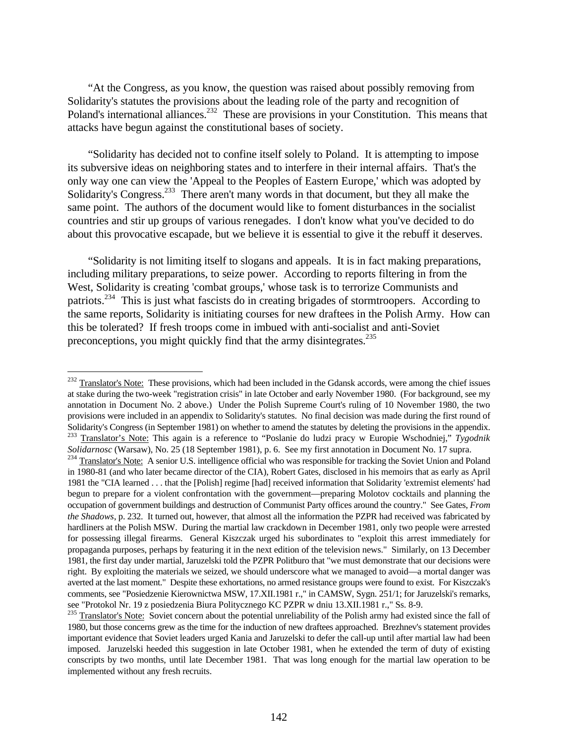"At the Congress, as you know, the question was raised about possibly removing from Solidarity's statutes the provisions about the leading role of the party and recognition of Poland's international alliances.[232] These are provisions in your Constitution. This means that attacks have begun against the constitutional bases of society.

"Solidarity has decided not to confine itself solely to Poland. It is attempting to impose its subversive ideas on neighboring states and to interfere in their internal affairs. That's the only way one can view the 'Appeal to the Peoples of Eastern Europe,' which was adopted by Solidarity's Congress.[233] There aren't many words in that document, but they all make the same point. The authors of the document would like to foment disturbances in the socialist countries and stir up groups of various renegades. I don't know what you've decided to do about this provocative escapade, but we believe it is essential to give it the rebuff it deserves.

"Solidarity is not limiting itself to slogans and appeals. It is in fact making preparations, including military preparations, to seize power. According to reports filtering in from the West, Solidarity is creating 'combat groups,' whose task is to terrorize Communists and patriots.[234] This is just what fascists do in creating brigades of stormtroopers. According to the same reports, Solidarity is initiating courses for new draftees in the Polish Army. How can this be tolerated? If fresh troops come in imbued with anti-socialist and anti-Soviet preconceptions, you might quickly find that the army disintegrates.[235]

---

[232] Translator's Note: These provisions, which had been included in the Gdansk accords, were among the chief issues at stake during the two-week "registration crisis" in late October and early November 1980. (For background, see my annotation in Document No. 2 above.) Under the Polish Supreme Court's ruling of 10 November 1980, the two provisions were included in an appendix to Solidarity's statutes. No final decision was made during the first round of Solidarity's Congress (in September 1981) on whether to amend the statutes by deleting the provisions in the appendix.

[233] Translator's Note: This again is a reference to "Poslanie do ludzi pracy w Europie Wschodniej," *Tygodnik Solidarnosc* (Warsaw), No. 25 (18 September 1981), p. 6. See my first annotation in Document No. 17 supra.

[234] Translator's Note: A senior U.S. intelligence official who was responsible for tracking the Soviet Union and Poland in 1980-81 (and who later became director of the CIA), Robert Gates, disclosed in his memoirs that as early as April 1981 the "CIA learned . . . that the [Polish] regime [had] received information that Solidarity 'extremist elements' had begun to prepare for a violent confrontation with the government—preparing Molotov cocktails and planning the occupation of government buildings and destruction of Communist Party offices around the country." See Gates, *From the Shadows*, p. 232. It turned out, however, that almost all the information the PZPR had received was fabricated by hardliners at the Polish MSW. During the martial law crackdown in December 1981, only two people were arrested for possessing illegal firearms. General Kiszczak urged his subordinates to "exploit this arrest immediately for propaganda purposes, perhaps by featuring it in the next edition of the television news." Similarly, on 13 December 1981, the first day under martial, Jaruzelski told the PZPR Politburo that "we must demonstrate that our decisions were right. By exploiting the materials we seized, we should underscore what we managed to avoid—a mortal danger was averted at the last moment." Despite these exhortations, no armed resistance groups were found to exist. For Kiszczak's comments, see "Posiedzenie Kierownictwa MSW, 17.XII.1981 r.," in CAMSW, Sygn. 251/1; for Jaruzelski's remarks, see "Protokol Nr. 19 z posiedzenia Biura Politycznego KC PZPR w dniu 13.XII.1981 r.," Ss. 8-9.

[235] Translator's Note: Soviet concern about the potential unreliability of the Polish army had existed since the fall of 1980, but those concerns grew as the time for the induction of new draftees approached. Brezhnev's statement provides important evidence that Soviet leaders urged Kania and Jaruzelski to defer the call-up until after martial law had been imposed. Jaruzelski heeded this suggestion in late October 1981, when he extended the term of duty of existing conscripts by two months, until late December 1981. That was long enough for the martial law operation to be implemented without any fresh recruits.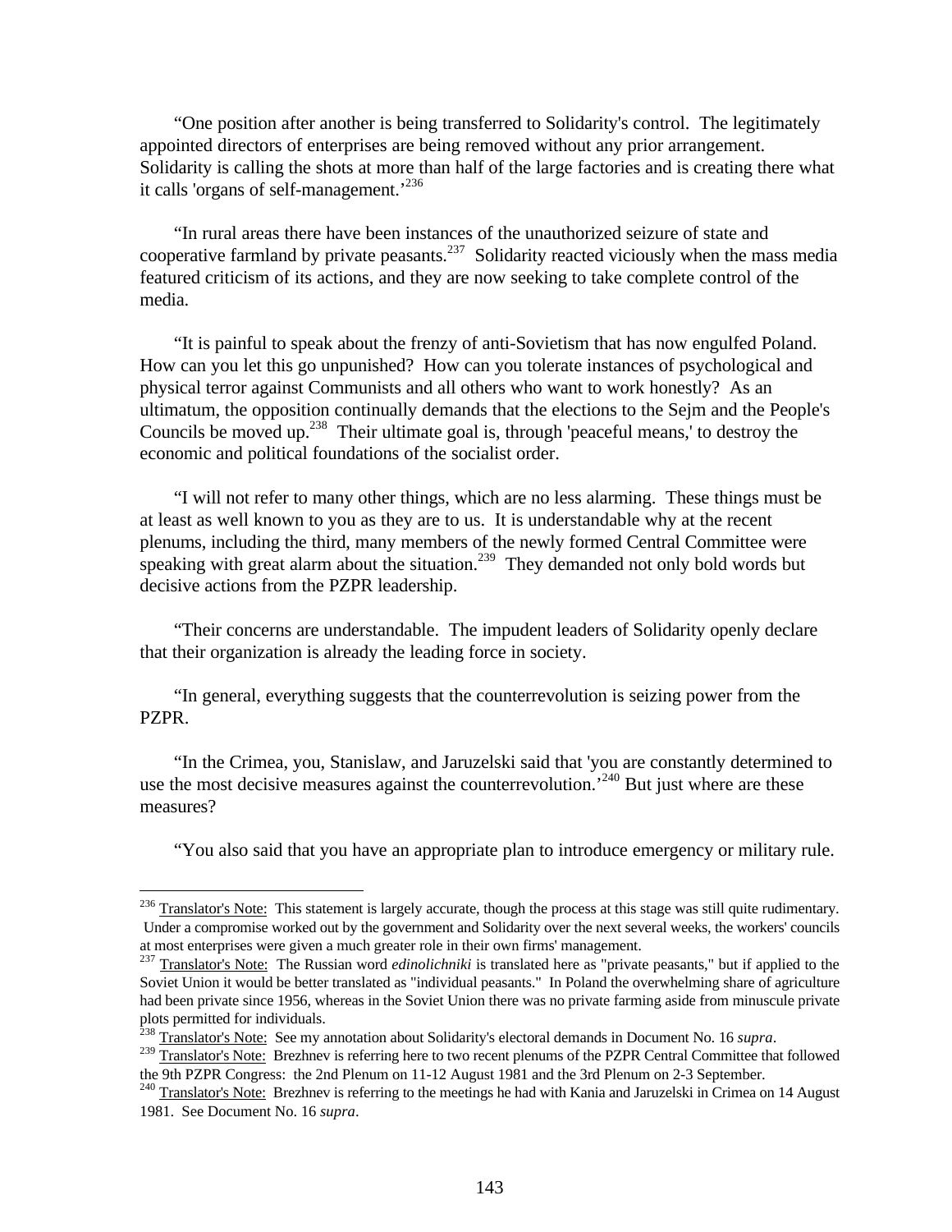"One position after another is being transferred to Solidarity's control. The legitimately appointed directors of enterprises are being removed without any prior arrangement. Solidarity is calling the shots at more than half of the large factories and is creating there what it calls 'organs of self-management.'[236]

"In rural areas there have been instances of the unauthorized seizure of state and cooperative farmland by private peasants.[237] Solidarity reacted viciously when the mass media featured criticism of its actions, and they are now seeking to take complete control of the media.

"It is painful to speak about the frenzy of anti-Sovietism that has now engulfed Poland. How can you let this go unpunished? How can you tolerate instances of psychological and physical terror against Communists and all others who want to work honestly? As an ultimatum, the opposition continually demands that the elections to the Sejm and the People's Councils be moved up.[238] Their ultimate goal is, through 'peaceful means,' to destroy the economic and political foundations of the socialist order.

"I will not refer to many other things, which are no less alarming. These things must be at least as well known to you as they are to us. It is understandable why at the recent plenums, including the third, many members of the newly formed Central Committee were speaking with great alarm about the situation.[239] They demanded not only bold words but decisive actions from the PZPR leadership.

"Their concerns are understandable. The impudent leaders of Solidarity openly declare that their organization is already the leading force in society.

"In general, everything suggests that the counterrevolution is seizing power from the PZPR.

"In the Crimea, you, Stanislaw, and Jaruzelski said that 'you are constantly determined to use the most decisive measures against the counterrevolution.'[240] But just where are these measures?

"You also said that you have an appropriate plan to introduce emergency or military rule.

---

[236] Translator's Note: This statement is largely accurate, though the process at this stage was still quite rudimentary. Under a compromise worked out by the government and Solidarity over the next several weeks, the workers' councils at most enterprises were given a much greater role in their own firms' management.

[237] Translator's Note: The Russian word *edinolichniki* is translated here as "private peasants," but if applied to the Soviet Union it would be better translated as "individual peasants." In Poland the overwhelming share of agriculture had been private since 1956, whereas in the Soviet Union there was no private farming aside from minuscule private plots permitted for individuals.

[238] Translator's Note: See my annotation about Solidarity's electoral demands in Document No. 16 *supra*.

[239] Translator's Note: Brezhnev is referring here to two recent plenums of the PZPR Central Committee that followed the 9th PZPR Congress: the 2nd Plenum on 11-12 August 1981 and the 3rd Plenum on 2-3 September.

[240] Translator's Note: Brezhnev is referring to the meetings he had with Kania and Jaruzelski in Crimea on 14 August 1981. See Document No. 16 *supra*.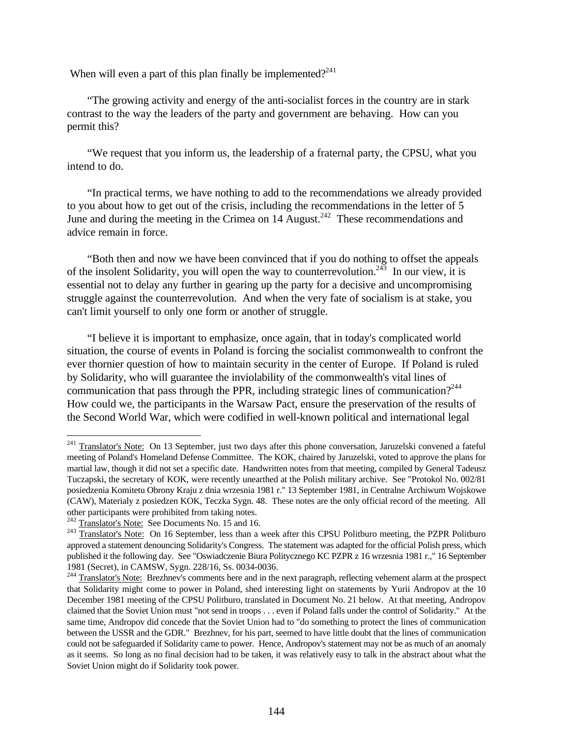When will even a part of this plan finally be implemented?[241]

"The growing activity and energy of the anti-socialist forces in the country are in stark contrast to the way the leaders of the party and government are behaving. How can you permit this?

"We request that you inform us, the leadership of a fraternal party, the CPSU, what you intend to do.

"In practical terms, we have nothing to add to the recommendations we already provided to you about how to get out of the crisis, including the recommendations in the letter of 5 June and during the meeting in the Crimea on 14 August.[242] These recommendations and advice remain in force.

"Both then and now we have been convinced that if you do nothing to offset the appeals of the insolent Solidarity, you will open the way to counterrevolution.[243] In our view, it is essential not to delay any further in gearing up the party for a decisive and uncompromising struggle against the counterrevolution. And when the very fate of socialism is at stake, you can't limit yourself to only one form or another of struggle.

"I believe it is important to emphasize, once again, that in today's complicated world situation, the course of events in Poland is forcing the socialist commonwealth to confront the ever thornier question of how to maintain security in the center of Europe. If Poland is ruled by Solidarity, who will guarantee the inviolability of the commonwealth's vital lines of communication that pass through the PPR, including strategic lines of communication?[244] How could we, the participants in the Warsaw Pact, ensure the preservation of the results of the Second World War, which were codified in well-known political and international legal

---

[241] Translator's Note: On 13 September, just two days after this phone conversation, Jaruzelski convened a fateful meeting of Poland's Homeland Defense Committee. The KOK, chaired by Jaruzelski, voted to approve the plans for martial law, though it did not set a specific date. Handwritten notes from that meeting, compiled by General Tadeusz Tuczapski, the secretary of KOK, were recently unearthed at the Polish military archive. See "Protokol No. 002/81 posiedzenia Komitetu Obrony Kraju z dnia wrzesnia 1981 r." 13 September 1981, in Centralne Archiwum Wojskowe (CAW), Materialy z posiedzen KOK, Teczka Sygn. 48. These notes are the only official record of the meeting. All other participants were prohibited from taking notes.

[242] Translator's Note: See Documents No. 15 and 16.

[243] Translator's Note: On 16 September, less than a week after this CPSU Politburo meeting, the PZPR Politburo approved a statement denouncing Solidarity's Congress. The statement was adapted for the official Polish press, which published it the following day. See "Oswiadczenie Biura Politycznego KC PZPR z 16 wrzesnia 1981 r.," 16 September 1981 (Secret), in CAMSW, Sygn. 228/16, Ss. 0034-0036.

[244] Translator's Note: Brezhnev's comments here and in the next paragraph, reflecting vehement alarm at the prospect that Solidarity might come to power in Poland, shed interesting light on statements by Yurii Andropov at the 10 December 1981 meeting of the CPSU Politburo, translated in Document No. 21 below. At that meeting, Andropov claimed that the Soviet Union must "not send in troops . . . even if Poland falls under the control of Solidarity." At the same time, Andropov did concede that the Soviet Union had to "do something to protect the lines of communication between the USSR and the GDR." Brezhnev, for his part, seemed to have little doubt that the lines of communication could not be safeguarded if Solidarity came to power. Hence, Andropov's statement may not be as much of an anomaly as it seems. So long as no final decision had to be taken, it was relatively easy to talk in the abstract about what the Soviet Union might do if Solidarity took power.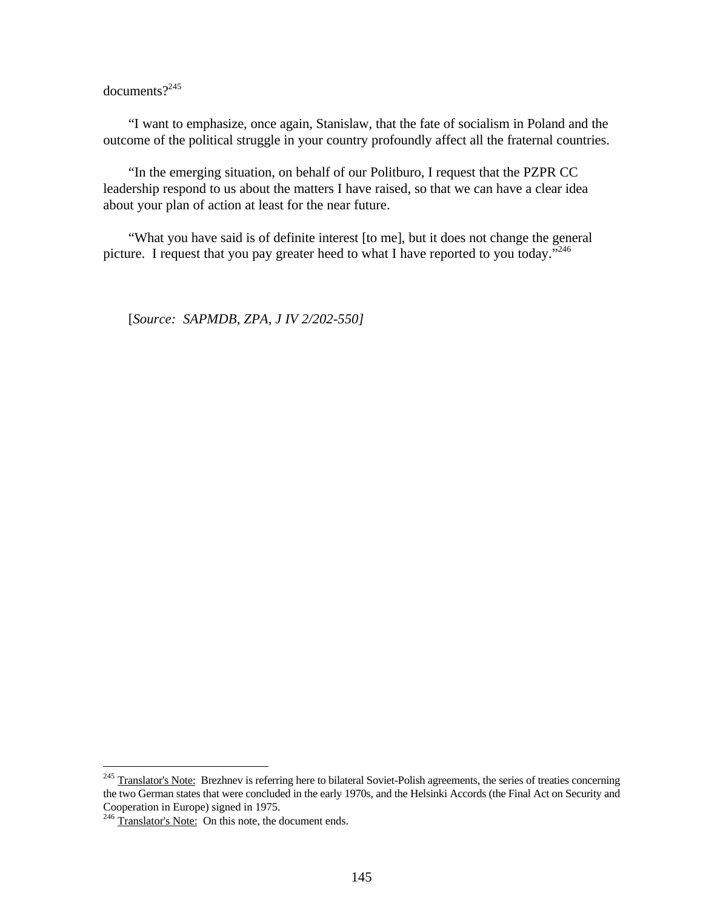documents?[245]

"I want to emphasize, once again, Stanislaw, that the fate of socialism in Poland and the outcome of the political struggle in your country profoundly affect all the fraternal countries.

"In the emerging situation, on behalf of our Politburo, I request that the PZPR CC leadership respond to us about the matters I have raised, so that we can have a clear idea about your plan of action at least for the near future.

"What you have said is of definite interest [to me], but it does not change the general picture. I request that you pay greater heed to what I have reported to you today."[246]

[*Source: SAPMDB, ZPA, J IV 2/202-550]*

---

[245] Translator's Note: Brezhnev is referring here to bilateral Soviet-Polish agreements, the series of treaties concerning the two German states that were concluded in the early 1970s, and the Helsinki Accords (the Final Act on Security and Cooperation in Europe) signed in 1975.

[246] Translator's Note: On this note, the document ends.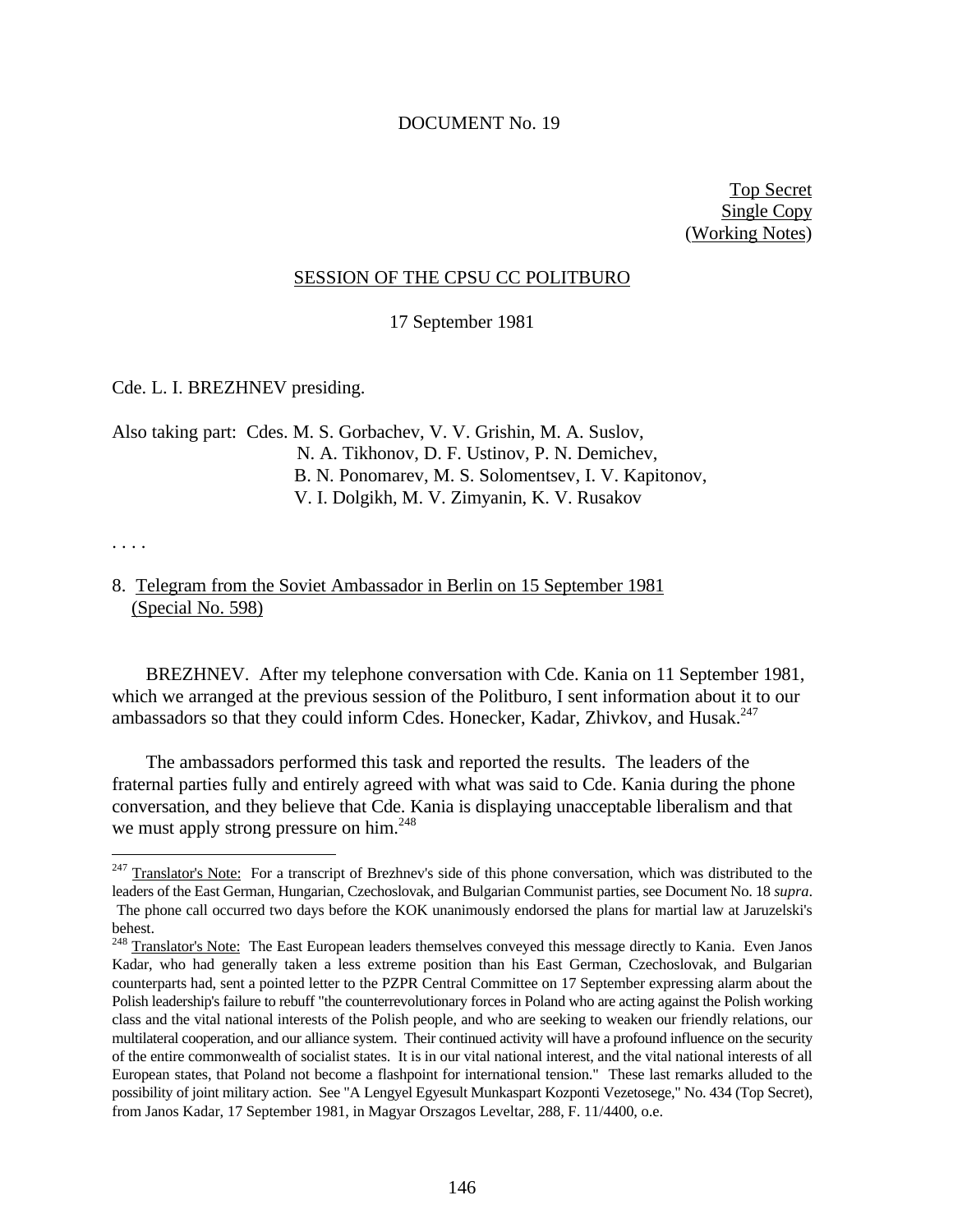DOCUMENT No. 19

Top Secret
Single Copy
(Working Notes)

SESSION OF THE CPSU CC POLITBURO

17 September 1981

Cde. L. I. BREZHNEV presiding.

Also taking part: Cdes. M. S. Gorbachev, V. V. Grishin, M. A. Suslov, N. A. Tikhonov, D. F. Ustinov, P. N. Demichev, B. N. Ponomarev, M. S. Solomentsev, I. V. Kapitonov, V. I. Dolgikh, M. V. Zimyanin, K. V. Rusakov

. . . .

8. Telegram from the Soviet Ambassador in Berlin on 15 September 1981 (Special No. 598)

BREZHNEV. After my telephone conversation with Cde. Kania on 11 September 1981, which we arranged at the previous session of the Politburo, I sent information about it to our ambassadors so that they could inform Cdes. Honecker, Kadar, Zhivkov, and Husak.[247]

The ambassadors performed this task and reported the results. The leaders of the fraternal parties fully and entirely agreed with what was said to Cde. Kania during the phone conversation, and they believe that Cde. Kania is displaying unacceptable liberalism and that we must apply strong pressure on him.[248]

---

[247] Translator's Note: For a transcript of Brezhnev's side of this phone conversation, which was distributed to the leaders of the East German, Hungarian, Czechoslovak, and Bulgarian Communist parties, see Document No. 18 *supra*. The phone call occurred two days before the KOK unanimously endorsed the plans for martial law at Jaruzelski's behest.

[248] Translator's Note: The East European leaders themselves conveyed this message directly to Kania. Even Janos Kadar, who had generally taken a less extreme position than his East German, Czechoslovak, and Bulgarian counterparts had, sent a pointed letter to the PZPR Central Committee on 17 September expressing alarm about the Polish leadership's failure to rebuff "the counterrevolutionary forces in Poland who are acting against the Polish working class and the vital national interests of the Polish people, and who are seeking to weaken our friendly relations, our multilateral cooperation, and our alliance system. Their continued activity will have a profound influence on the security of the entire commonwealth of socialist states. It is in our vital national interest, and the vital national interests of all European states, that Poland not become a flashpoint for international tension." These last remarks alluded to the possibility of joint military action. See "A Lengyel Egyesult Munkaspart Kozponti Vezetosege," No. 434 (Top Secret), from Janos Kadar, 17 September 1981, in Magyar Orszagos Leveltar, 288, F. 11/4400, o.e.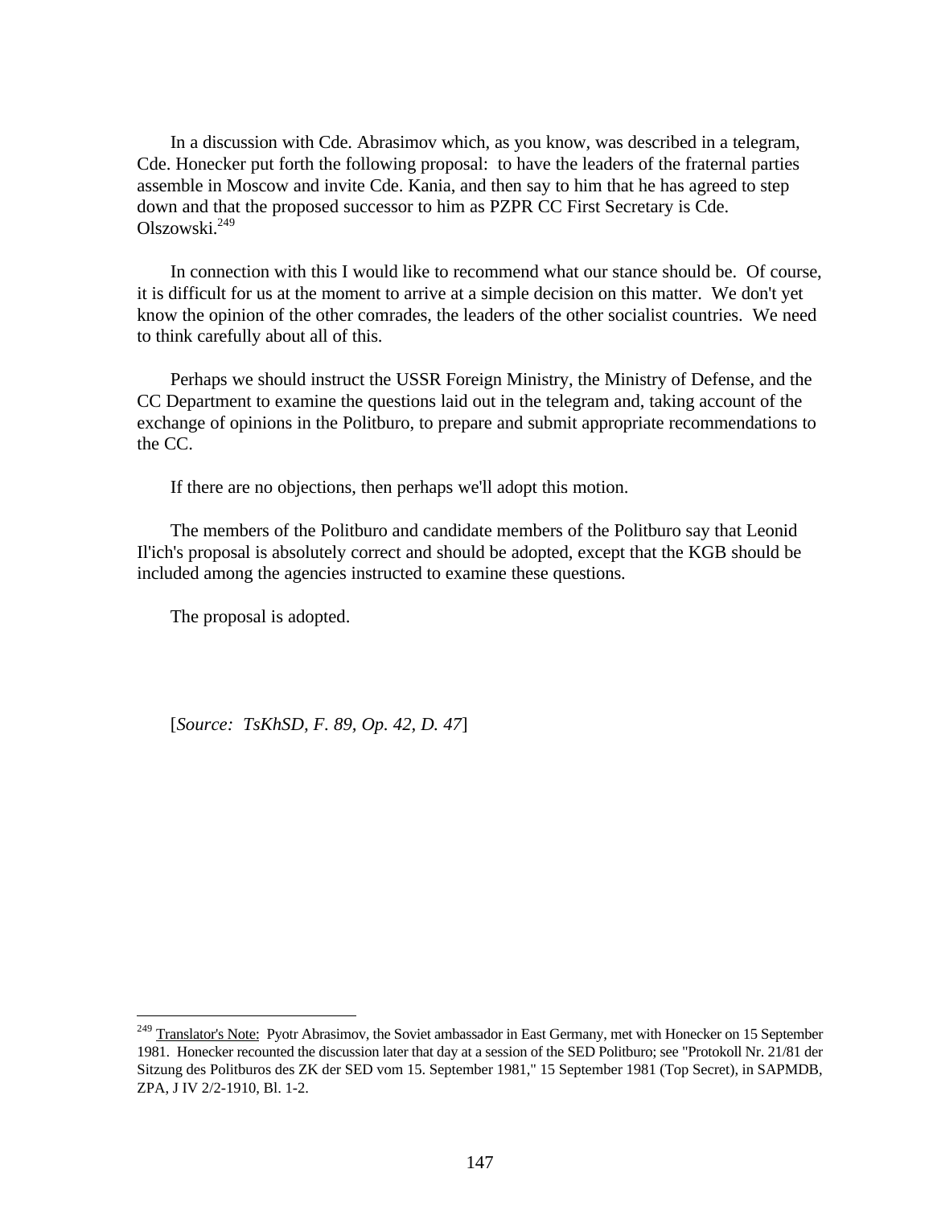In a discussion with Cde. Abrasimov which, as you know, was described in a telegram, Cde. Honecker put forth the following proposal: to have the leaders of the fraternal parties assemble in Moscow and invite Cde. Kania, and then say to him that he has agreed to step down and that the proposed successor to him as PZPR CC First Secretary is Cde. Olszowski.[249]

In connection with this I would like to recommend what our stance should be. Of course, it is difficult for us at the moment to arrive at a simple decision on this matter. We don't yet know the opinion of the other comrades, the leaders of the other socialist countries. We need to think carefully about all of this.

Perhaps we should instruct the USSR Foreign Ministry, the Ministry of Defense, and the CC Department to examine the questions laid out in the telegram and, taking account of the exchange of opinions in the Politburo, to prepare and submit appropriate recommendations to the CC.

If there are no objections, then perhaps we'll adopt this motion.

The members of the Politburo and candidate members of the Politburo say that Leonid Il'ich's proposal is absolutely correct and should be adopted, except that the KGB should be included among the agencies instructed to examine these questions.

The proposal is adopted.

[*Source: TsKhSD, F. 89, Op. 42, D. 47*]

---

[249] Translator's Note: Pyotr Abrasimov, the Soviet ambassador in East Germany, met with Honecker on 15 September 1981. Honecker recounted the discussion later that day at a session of the SED Politburo; see "Protokoll Nr. 21/81 der Sitzung des Politburos des ZK der SED vom 15. September 1981," 15 September 1981 (Top Secret), in SAPMDB, ZPA, J IV 2/2-1910, Bl. 1-2.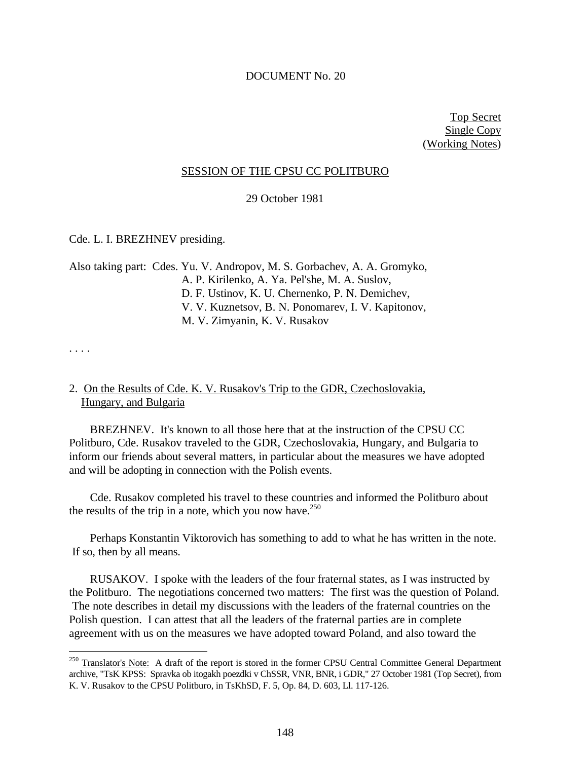DOCUMENT No. 20

Top Secret
Single Copy
(Working Notes)

SESSION OF THE CPSU CC POLITBURO

29 October 1981

Cde. L. I. BREZHNEV presiding.

Also taking part: Cdes. Yu. V. Andropov, M. S. Gorbachev, A. A. Gromyko, A. P. Kirilenko, A. Ya. Pel'she, M. A. Suslov, D. F. Ustinov, K. U. Chernenko, P. N. Demichev, V. V. Kuznetsov, B. N. Ponomarev, I. V. Kapitonov, M. V. Zimyanin, K. V. Rusakov

. . . .

2. On the Results of Cde. K. V. Rusakov's Trip to the GDR, Czechoslovakia, Hungary, and Bulgaria

BREZHNEV. It's known to all those here that at the instruction of the CPSU CC Politburo, Cde. Rusakov traveled to the GDR, Czechoslovakia, Hungary, and Bulgaria to inform our friends about several matters, in particular about the measures we have adopted and will be adopting in connection with the Polish events.

Cde. Rusakov completed his travel to these countries and informed the Politburo about the results of the trip in a note, which you now have.[250]

Perhaps Konstantin Viktorovich has something to add to what he has written in the note. If so, then by all means.

RUSAKOV. I spoke with the leaders of the four fraternal states, as I was instructed by the Politburo. The negotiations concerned two matters: The first was the question of Poland. The note describes in detail my discussions with the leaders of the fraternal countries on the Polish question. I can attest that all the leaders of the fraternal parties are in complete agreement with us on the measures we have adopted toward Poland, and also toward the

[250] Translator's Note: A draft of the report is stored in the former CPSU Central Committee General Department archive, "TsK KPSS: Spravka ob itogakh poezdki v ChSSR, VNR, BNR, i GDR," 27 October 1981 (Top Secret), from K. V. Rusakov to the CPSU Politburo, in TsKhSD, F. 5, Op. 84, D. 603, Ll. 117-126.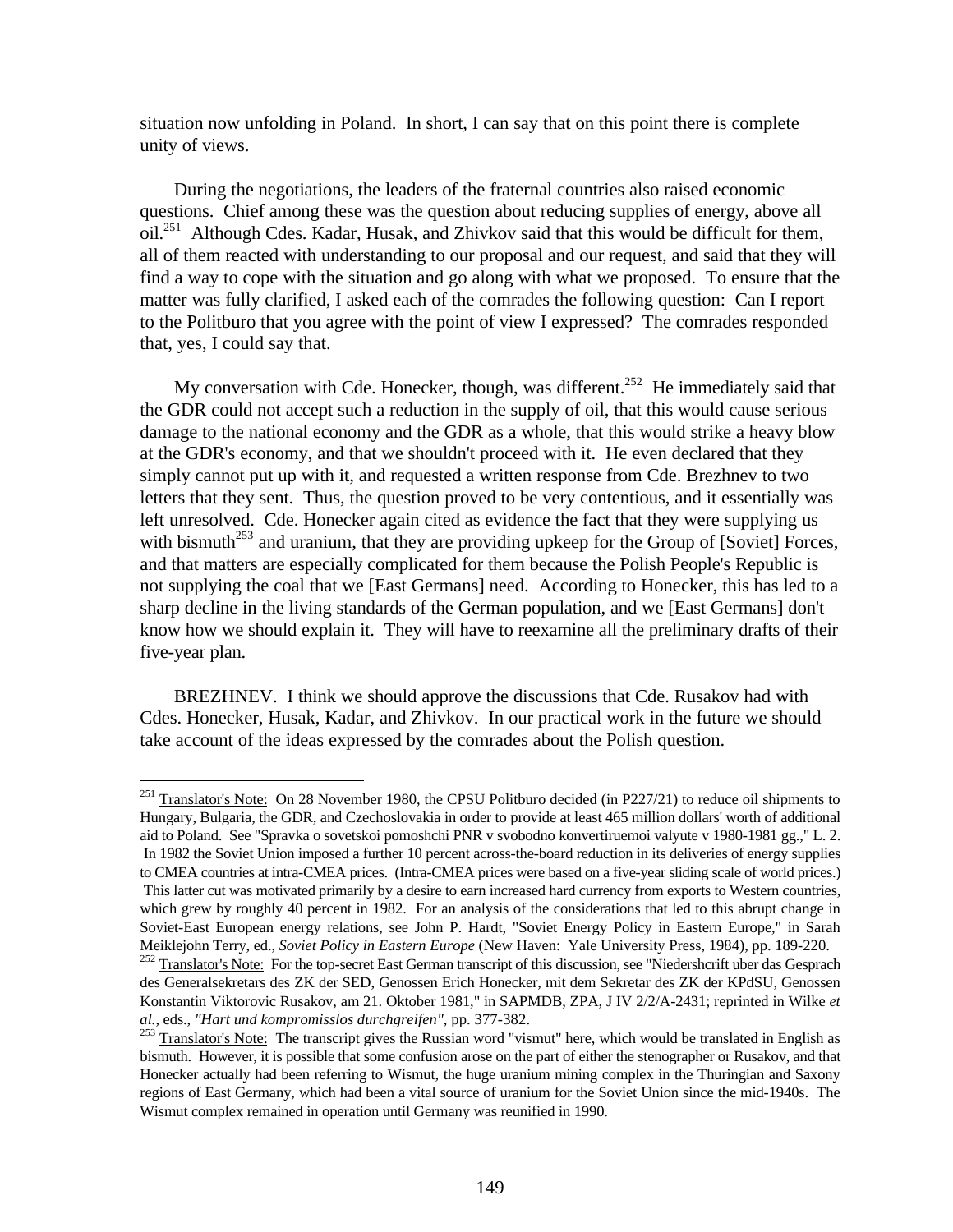situation now unfolding in Poland. In short, I can say that on this point there is complete unity of views.

During the negotiations, the leaders of the fraternal countries also raised economic questions. Chief among these was the question about reducing supplies of energy, above all oil.[251] Although Cdes. Kadar, Husak, and Zhivkov said that this would be difficult for them, all of them reacted with understanding to our proposal and our request, and said that they will find a way to cope with the situation and go along with what we proposed. To ensure that the matter was fully clarified, I asked each of the comrades the following question: Can I report to the Politburo that you agree with the point of view I expressed? The comrades responded that, yes, I could say that.

My conversation with Cde. Honecker, though, was different.[252] He immediately said that the GDR could not accept such a reduction in the supply of oil, that this would cause serious damage to the national economy and the GDR as a whole, that this would strike a heavy blow at the GDR's economy, and that we shouldn't proceed with it. He even declared that they simply cannot put up with it, and requested a written response from Cde. Brezhnev to two letters that they sent. Thus, the question proved to be very contentious, and it essentially was left unresolved. Cde. Honecker again cited as evidence the fact that they were supplying us with bismuth[253] and uranium, that they are providing upkeep for the Group of [Soviet] Forces, and that matters are especially complicated for them because the Polish People's Republic is not supplying the coal that we [East Germans] need. According to Honecker, this has led to a sharp decline in the living standards of the German population, and we [East Germans] don't know how we should explain it. They will have to reexamine all the preliminary drafts of their five-year plan.

BREZHNEV. I think we should approve the discussions that Cde. Rusakov had with Cdes. Honecker, Husak, Kadar, and Zhivkov. In our practical work in the future we should take account of the ideas expressed by the comrades about the Polish question.

---

[251] Translator's Note: On 28 November 1980, the CPSU Politburo decided (in P227/21) to reduce oil shipments to Hungary, Bulgaria, the GDR, and Czechoslovakia in order to provide at least 465 million dollars' worth of additional aid to Poland. See "Spravka o sovetskoi pomoshchi PNR v svobodno konvertiruemoi valyute v 1980-1981 gg.," L. 2. In 1982 the Soviet Union imposed a further 10 percent across-the-board reduction in its deliveries of energy supplies to CMEA countries at intra-CMEA prices. (Intra-CMEA prices were based on a five-year sliding scale of world prices.) This latter cut was motivated primarily by a desire to earn increased hard currency from exports to Western countries, which grew by roughly 40 percent in 1982. For an analysis of the considerations that led to this abrupt change in Soviet-East European energy relations, see John P. Hardt, "Soviet Energy Policy in Eastern Europe," in Sarah Meiklejohn Terry, ed., *Soviet Policy in Eastern Europe* (New Haven: Yale University Press, 1984), pp. 189-220.

[252] Translator's Note: For the top-secret East German transcript of this discussion, see "Niedershcrift uber das Gesprach des Generalsekretars des ZK der SED, Genossen Erich Honecker, mit dem Sekretar des ZK der KPdSU, Genossen Konstantin Viktorovic Rusakov, am 21. Oktober 1981," in SAPMDB, ZPA, J IV 2/2/A-2431; reprinted in Wilke *et al.*, eds., *"Hart und kompromisslos durchgreifen"*, pp. 377-382.

[253] Translator's Note: The transcript gives the Russian word "vismut" here, which would be translated in English as bismuth. However, it is possible that some confusion arose on the part of either the stenographer or Rusakov, and that Honecker actually had been referring to Wismut, the huge uranium mining complex in the Thuringian and Saxony regions of East Germany, which had been a vital source of uranium for the Soviet Union since the mid-1940s. The Wismut complex remained in operation until Germany was reunified in 1990.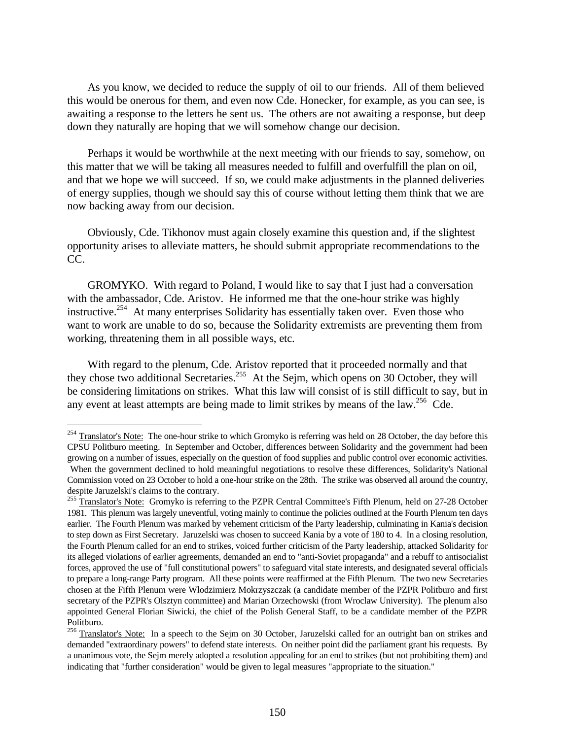As you know, we decided to reduce the supply of oil to our friends. All of them believed this would be onerous for them, and even now Cde. Honecker, for example, as you can see, is awaiting a response to the letters he sent us. The others are not awaiting a response, but deep down they naturally are hoping that we will somehow change our decision.

Perhaps it would be worthwhile at the next meeting with our friends to say, somehow, on this matter that we will be taking all measures needed to fulfill and overfulfill the plan on oil, and that we hope we will succeed. If so, we could make adjustments in the planned deliveries of energy supplies, though we should say this of course without letting them think that we are now backing away from our decision.

Obviously, Cde. Tikhonov must again closely examine this question and, if the slightest opportunity arises to alleviate matters, he should submit appropriate recommendations to the CC.

GROMYKO. With regard to Poland, I would like to say that I just had a conversation with the ambassador, Cde. Aristov. He informed me that the one-hour strike was highly instructive.[254] At many enterprises Solidarity has essentially taken over. Even those who want to work are unable to do so, because the Solidarity extremists are preventing them from working, threatening them in all possible ways, etc.

With regard to the plenum, Cde. Aristov reported that it proceeded normally and that they chose two additional Secretaries.[255] At the Sejm, which opens on 30 October, they will be considering limitations on strikes. What this law will consist of is still difficult to say, but in any event at least attempts are being made to limit strikes by means of the law.[256] Cde.

---

[254] Translator's Note: The one-hour strike to which Gromyko is referring was held on 28 October, the day before this CPSU Politburo meeting. In September and October, differences between Solidarity and the government had been growing on a number of issues, especially on the question of food supplies and public control over economic activities. When the government declined to hold meaningful negotiations to resolve these differences, Solidarity's National Commission voted on 23 October to hold a one-hour strike on the 28th. The strike was observed all around the country, despite Jaruzelski's claims to the contrary.

[255] Translator's Note: Gromyko is referring to the PZPR Central Committee's Fifth Plenum, held on 27-28 October 1981. This plenum was largely uneventful, voting mainly to continue the policies outlined at the Fourth Plenum ten days earlier. The Fourth Plenum was marked by vehement criticism of the Party leadership, culminating in Kania's decision to step down as First Secretary. Jaruzelski was chosen to succeed Kania by a vote of 180 to 4. In a closing resolution, the Fourth Plenum called for an end to strikes, voiced further criticism of the Party leadership, attacked Solidarity for its alleged violations of earlier agreements, demanded an end to "anti-Soviet propaganda" and a rebuff to antisocialist forces, approved the use of "full constitutional powers" to safeguard vital state interests, and designated several officials to prepare a long-range Party program. All these points were reaffirmed at the Fifth Plenum. The two new Secretaries chosen at the Fifth Plenum were Wlodzimierz Mokrzyszczak (a candidate member of the PZPR Politburo and first secretary of the PZPR's Olsztyn committee) and Marian Orzechowski (from Wroclaw University). The plenum also appointed General Florian Siwicki, the chief of the Polish General Staff, to be a candidate member of the PZPR Politburo.

[256] Translator's Note: In a speech to the Sejm on 30 October, Jaruzelski called for an outright ban on strikes and demanded "extraordinary powers" to defend state interests. On neither point did the parliament grant his requests. By a unanimous vote, the Sejm merely adopted a resolution appealing for an end to strikes (but not prohibiting them) and indicating that "further consideration" would be given to legal measures "appropriate to the situation."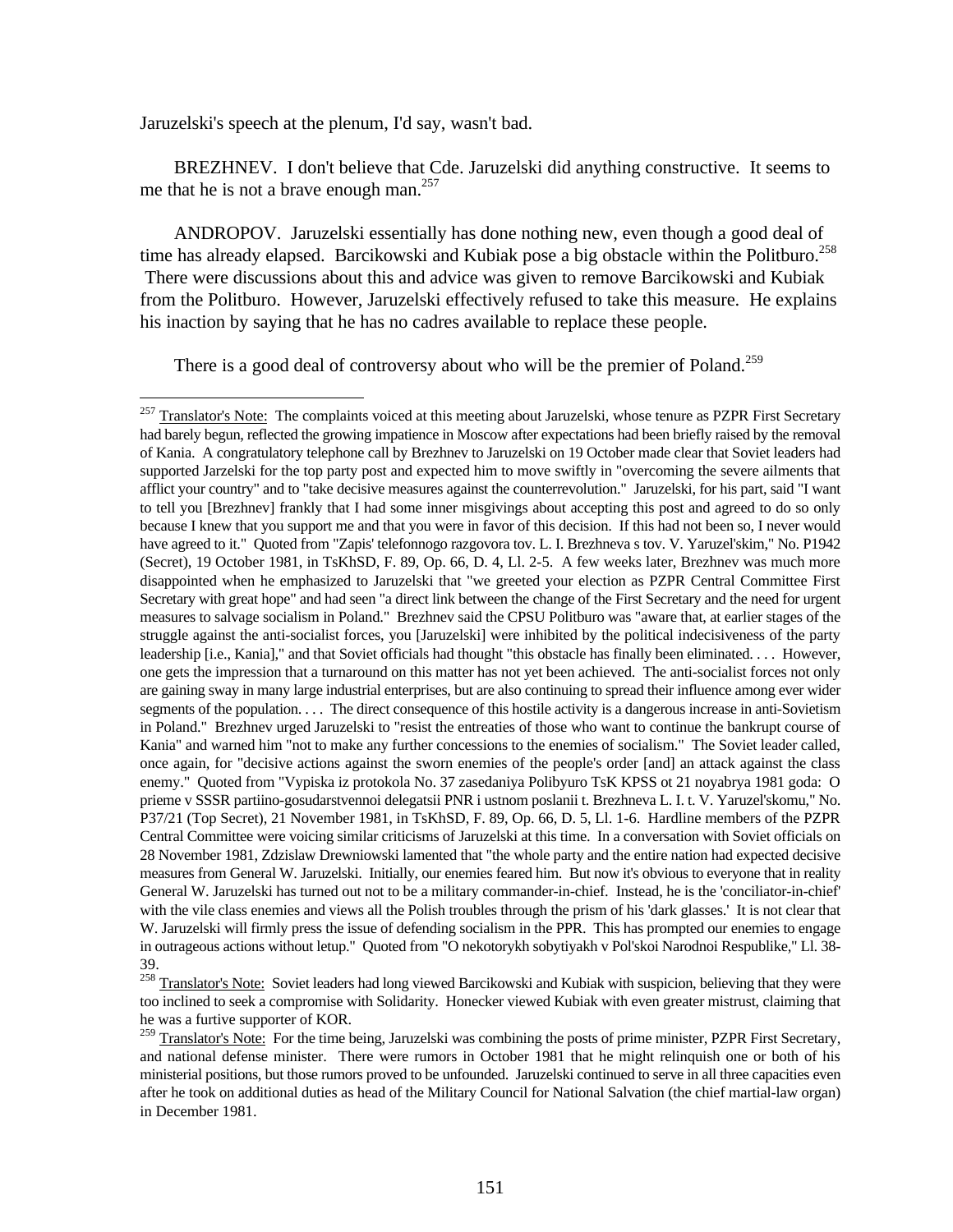Jaruzelski's speech at the plenum, I'd say, wasn't bad.

BREZHNEV. I don't believe that Cde. Jaruzelski did anything constructive. It seems to me that he is not a brave enough man.[257]

ANDROPOV. Jaruzelski essentially has done nothing new, even though a good deal of time has already elapsed. Barcikowski and Kubiak pose a big obstacle within the Politburo.[258] There were discussions about this and advice was given to remove Barcikowski and Kubiak from the Politburo. However, Jaruzelski effectively refused to take this measure. He explains his inaction by saying that he has no cadres available to replace these people.

There is a good deal of controversy about who will be the premier of Poland.[259]

---

[257] Translator's Note: The complaints voiced at this meeting about Jaruzelski, whose tenure as PZPR First Secretary had barely begun, reflected the growing impatience in Moscow after expectations had been briefly raised by the removal of Kania. A congratulatory telephone call by Brezhnev to Jaruzelski on 19 October made clear that Soviet leaders had supported Jarzelski for the top party post and expected him to move swiftly in "overcoming the severe ailments that afflict your country" and to "take decisive measures against the counterrevolution." Jaruzelski, for his part, said "I want to tell you [Brezhnev] frankly that I had some inner misgivings about accepting this post and agreed to do so only because I knew that you support me and that you were in favor of this decision. If this had not been so, I never would have agreed to it." Quoted from "Zapis' telefonnogo razgovora tov. L. I. Brezhneva s tov. V. Yaruzel'skim," No. P1942 (Secret), 19 October 1981, in TsKhSD, F. 89, Op. 66, D. 4, Ll. 2-5. A few weeks later, Brezhnev was much more disappointed when he emphasized to Jaruzelski that "we greeted your election as PZPR Central Committee First Secretary with great hope" and had seen "a direct link between the change of the First Secretary and the need for urgent measures to salvage socialism in Poland." Brezhnev said the CPSU Politburo was "aware that, at earlier stages of the struggle against the anti-socialist forces, you [Jaruzelski] were inhibited by the political indecisiveness of the party leadership [i.e., Kania]," and that Soviet officials had thought "this obstacle has finally been eliminated. . . . However, one gets the impression that a turnaround on this matter has not yet been achieved. The anti-socialist forces not only are gaining sway in many large industrial enterprises, but are also continuing to spread their influence among ever wider segments of the population. . . . The direct consequence of this hostile activity is a dangerous increase in anti-Sovietism in Poland." Brezhnev urged Jaruzelski to "resist the entreaties of those who want to continue the bankrupt course of Kania" and warned him "not to make any further concessions to the enemies of socialism." The Soviet leader called, once again, for "decisive actions against the sworn enemies of the people's order [and] an attack against the class enemy." Quoted from "Vypiska iz protokola No. 37 zasedaniya Polibyuro TsK KPSS ot 21 noyabrya 1981 goda: O prieme v SSSR partiino-gosudarstvennoi delegatsii PNR i ustnom poslanii t. Brezhneva L. I. t. V. Yaruzel'skomu," No. P37/21 (Top Secret), 21 November 1981, in TsKhSD, F. 89, Op. 66, D. 5, Ll. 1-6. Hardline members of the PZPR Central Committee were voicing similar criticisms of Jaruzelski at this time. In a conversation with Soviet officials on 28 November 1981, Zdzislaw Drewniowski lamented that "the whole party and the entire nation had expected decisive measures from General W. Jaruzelski. Initially, our enemies feared him. But now it's obvious to everyone that in reality General W. Jaruzelski has turned out not to be a military commander-in-chief. Instead, he is the 'conciliator-in-chief' with the vile class enemies and views all the Polish troubles through the prism of his 'dark glasses.' It is not clear that W. Jaruzelski will firmly press the issue of defending socialism in the PPR. This has prompted our enemies to engage in outrageous actions without letup." Quoted from "O nekotorykh sobytiyakh v Pol'skoi Narodnoi Respublike," Ll. 38-39.

[258] Translator's Note: Soviet leaders had long viewed Barcikowski and Kubiak with suspicion, believing that they were too inclined to seek a compromise with Solidarity. Honecker viewed Kubiak with even greater mistrust, claiming that he was a furtive supporter of KOR.

[259] Translator's Note: For the time being, Jaruzelski was combining the posts of prime minister, PZPR First Secretary, and national defense minister. There were rumors in October 1981 that he might relinquish one or both of his ministerial positions, but those rumors proved to be unfounded. Jaruzelski continued to serve in all three capacities even after he took on additional duties as head of the Military Council for National Salvation (the chief martial-law organ) in December 1981.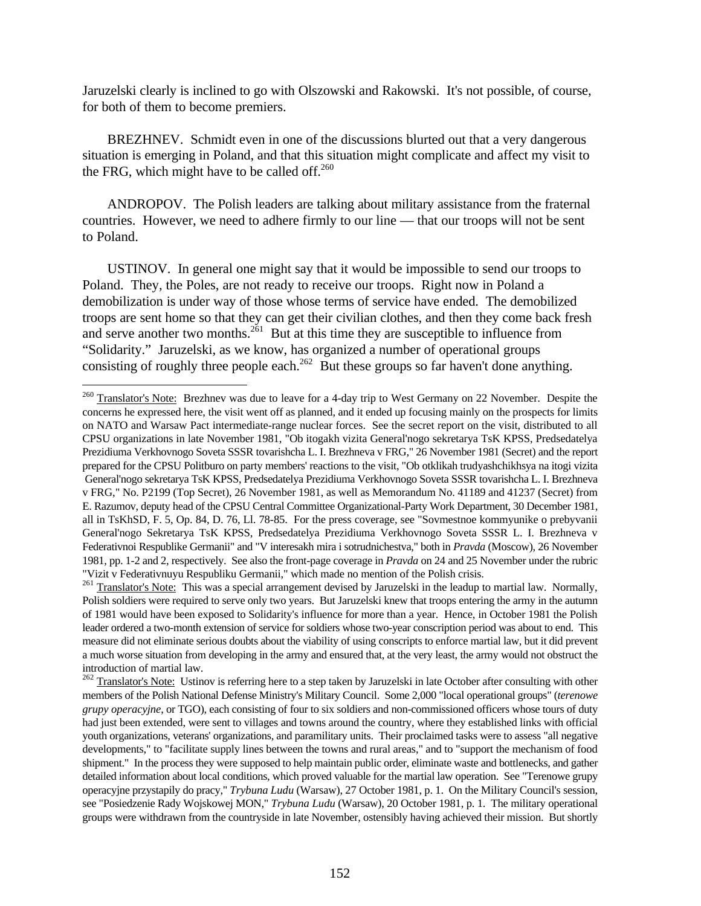Jaruzelski clearly is inclined to go with Olszowski and Rakowski. It's not possible, of course, for both of them to become premiers.

BREZHNEV. Schmidt even in one of the discussions blurted out that a very dangerous situation is emerging in Poland, and that this situation might complicate and affect my visit to the FRG, which might have to be called off.[260]

ANDROPOV. The Polish leaders are talking about military assistance from the fraternal countries. However, we need to adhere firmly to our line — that our troops will not be sent to Poland.

USTINOV. In general one might say that it would be impossible to send our troops to Poland. They, the Poles, are not ready to receive our troops. Right now in Poland a demobilization is under way of those whose terms of service have ended. The demobilized troops are sent home so that they can get their civilian clothes, and then they come back fresh and serve another two months.[261] But at this time they are susceptible to influence from "Solidarity." Jaruzelski, as we know, has organized a number of operational groups consisting of roughly three people each.[262] But these groups so far haven't done anything.

---

[260] Translator's Note: Brezhnev was due to leave for a 4-day trip to West Germany on 22 November. Despite the concerns he expressed here, the visit went off as planned, and it ended up focusing mainly on the prospects for limits on NATO and Warsaw Pact intermediate-range nuclear forces. See the secret report on the visit, distributed to all CPSU organizations in late November 1981, "Ob itogakh vizita General'nogo sekretarya TsK KPSS, Predsedatelya Prezidiuma Verkhovnogo Soveta SSSR tovarishcha L. I. Brezhneva v FRG," 26 November 1981 (Secret) and the report prepared for the CPSU Politburo on party members' reactions to the visit, "Ob otklikah trudyashchikhsya na itogi vizita General'nogo sekretarya TsK KPSS, Predsedatelya Prezidiuma Verkhovnogo Soveta SSSR tovarishcha L. I. Brezhneva v FRG," No. P2199 (Top Secret), 26 November 1981, as well as Memorandum No. 41189 and 41237 (Secret) from E. Razumov, deputy head of the CPSU Central Committee Organizational-Party Work Department, 30 December 1981, all in TsKhSD, F. 5, Op. 84, D. 76, Ll. 78-85. For the press coverage, see "Sovmestnoe kommyunike o prebyvanii General'nogo Sekretarya TsK KPSS, Predsedatelya Prezidiuma Verkhovnogo Soveta SSSR L. I. Brezhneva v Federativnoi Respublike Germanii" and "V interesakh mira i sotrudnichestva," both in *Pravda* (Moscow), 26 November 1981, pp. 1-2 and 2, respectively. See also the front-page coverage in *Pravda* on 24 and 25 November under the rubric "Vizit v Federativnuyu Respubliku Germanii," which made no mention of the Polish crisis.

[261] Translator's Note: This was a special arrangement devised by Jaruzelski in the leadup to martial law. Normally, Polish soldiers were required to serve only two years. But Jaruzelski knew that troops entering the army in the autumn of 1981 would have been exposed to Solidarity's influence for more than a year. Hence, in October 1981 the Polish leader ordered a two-month extension of service for soldiers whose two-year conscription period was about to end. This measure did not eliminate serious doubts about the viability of using conscripts to enforce martial law, but it did prevent a much worse situation from developing in the army and ensured that, at the very least, the army would not obstruct the introduction of martial law.

[262] Translator's Note: Ustinov is referring here to a step taken by Jaruzelski in late October after consulting with other members of the Polish National Defense Ministry's Military Council. Some 2,000 "local operational groups" (*terenowe grupy operacyjne*, or TGO), each consisting of four to six soldiers and non-commissioned officers whose tours of duty had just been extended, were sent to villages and towns around the country, where they established links with official youth organizations, veterans' organizations, and paramilitary units. Their proclaimed tasks were to assess "all negative developments," to "facilitate supply lines between the towns and rural areas," and to "support the mechanism of food shipment." In the process they were supposed to help maintain public order, eliminate waste and bottlenecks, and gather detailed information about local conditions, which proved valuable for the martial law operation. See "Terenowe grupy operacyjne przystapily do pracy," *Trybuna Ludu* (Warsaw), 27 October 1981, p. 1. On the Military Council's session, see "Posiedzenie Rady Wojskowej MON," *Trybuna Ludu* (Warsaw), 20 October 1981, p. 1. The military operational groups were withdrawn from the countryside in late November, ostensibly having achieved their mission. But shortly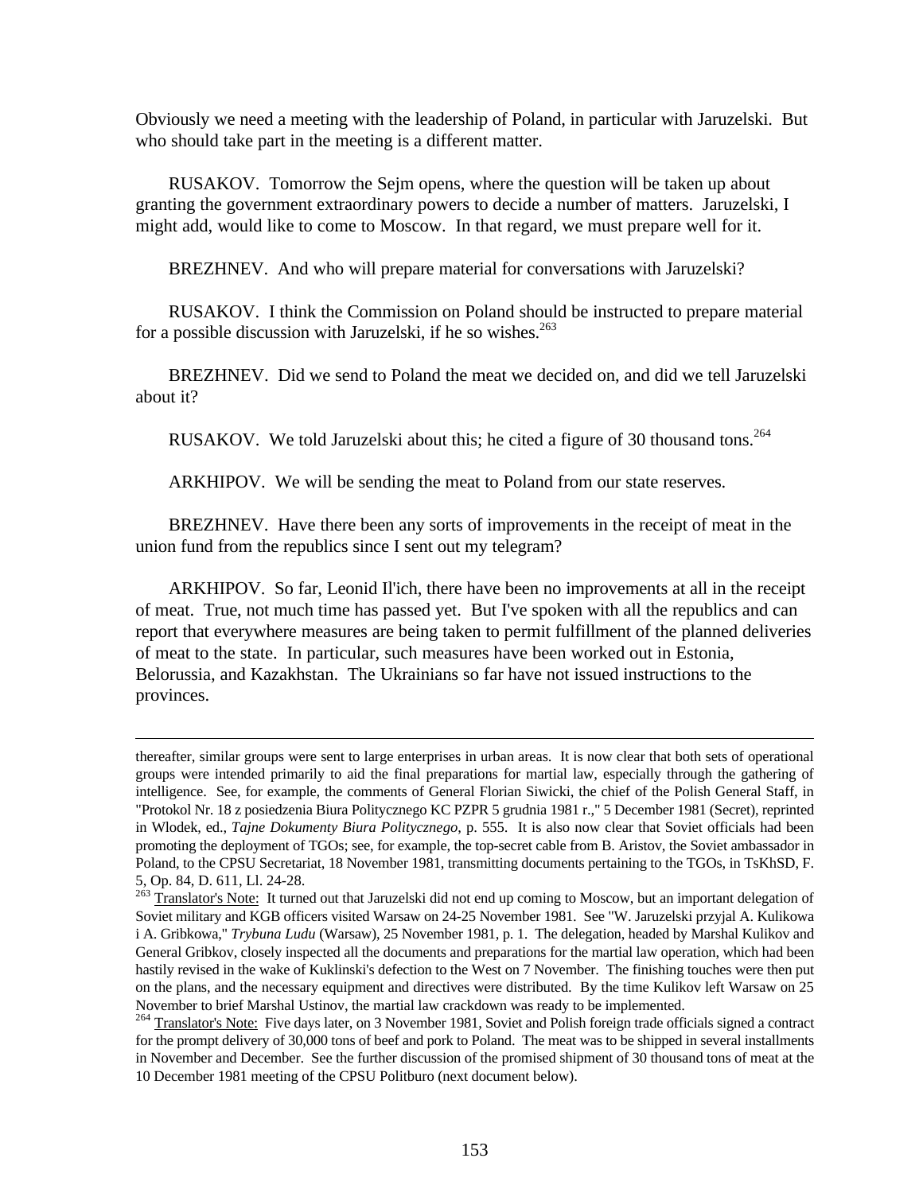Obviously we need a meeting with the leadership of Poland, in particular with Jaruzelski. But who should take part in the meeting is a different matter.

RUSAKOV. Tomorrow the Sejm opens, where the question will be taken up about granting the government extraordinary powers to decide a number of matters. Jaruzelski, I might add, would like to come to Moscow. In that regard, we must prepare well for it.

BREZHNEV. And who will prepare material for conversations with Jaruzelski?

RUSAKOV. I think the Commission on Poland should be instructed to prepare material for a possible discussion with Jaruzelski, if he so wishes.[263]

BREZHNEV. Did we send to Poland the meat we decided on, and did we tell Jaruzelski about it?

RUSAKOV. We told Jaruzelski about this; he cited a figure of 30 thousand tons.[264]

ARKHIPOV. We will be sending the meat to Poland from our state reserves.

BREZHNEV. Have there been any sorts of improvements in the receipt of meat in the union fund from the republics since I sent out my telegram?

ARKHIPOV. So far, Leonid Il'ich, there have been no improvements at all in the receipt of meat. True, not much time has passed yet. But I've spoken with all the republics and can report that everywhere measures are being taken to permit fulfillment of the planned deliveries of meat to the state. In particular, such measures have been worked out in Estonia, Belorussia, and Kazakhstan. The Ukrainians so far have not issued instructions to the provinces.

---

thereafter, similar groups were sent to large enterprises in urban areas. It is now clear that both sets of operational groups were intended primarily to aid the final preparations for martial law, especially through the gathering of intelligence. See, for example, the comments of General Florian Siwicki, the chief of the Polish General Staff, in "Protokol Nr. 18 z posiedzenia Biura Politycznego KC PZPR 5 grudnia 1981 r.," 5 December 1981 (Secret), reprinted in Wlodek, ed., *Tajne Dokumenty Biura Politycznego*, p. 555. It is also now clear that Soviet officials had been promoting the deployment of TGOs; see, for example, the top-secret cable from B. Aristov, the Soviet ambassador in Poland, to the CPSU Secretariat, 18 November 1981, transmitting documents pertaining to the TGOs, in TsKhSD, F. 5, Op. 84, D. 611, Ll. 24-28.

[263] Translator's Note: It turned out that Jaruzelski did not end up coming to Moscow, but an important delegation of Soviet military and KGB officers visited Warsaw on 24-25 November 1981. See "W. Jaruzelski przyjal A. Kulikowa i A. Gribkowa," *Trybuna Ludu* (Warsaw), 25 November 1981, p. 1. The delegation, headed by Marshal Kulikov and General Gribkov, closely inspected all the documents and preparations for the martial law operation, which had been hastily revised in the wake of Kuklinski's defection to the West on 7 November. The finishing touches were then put on the plans, and the necessary equipment and directives were distributed. By the time Kulikov left Warsaw on 25 November to brief Marshal Ustinov, the martial law crackdown was ready to be implemented.

[264] Translator's Note: Five days later, on 3 November 1981, Soviet and Polish foreign trade officials signed a contract for the prompt delivery of 30,000 tons of beef and pork to Poland. The meat was to be shipped in several installments in November and December. See the further discussion of the promised shipment of 30 thousand tons of meat at the 10 December 1981 meeting of the CPSU Politburo (next document below).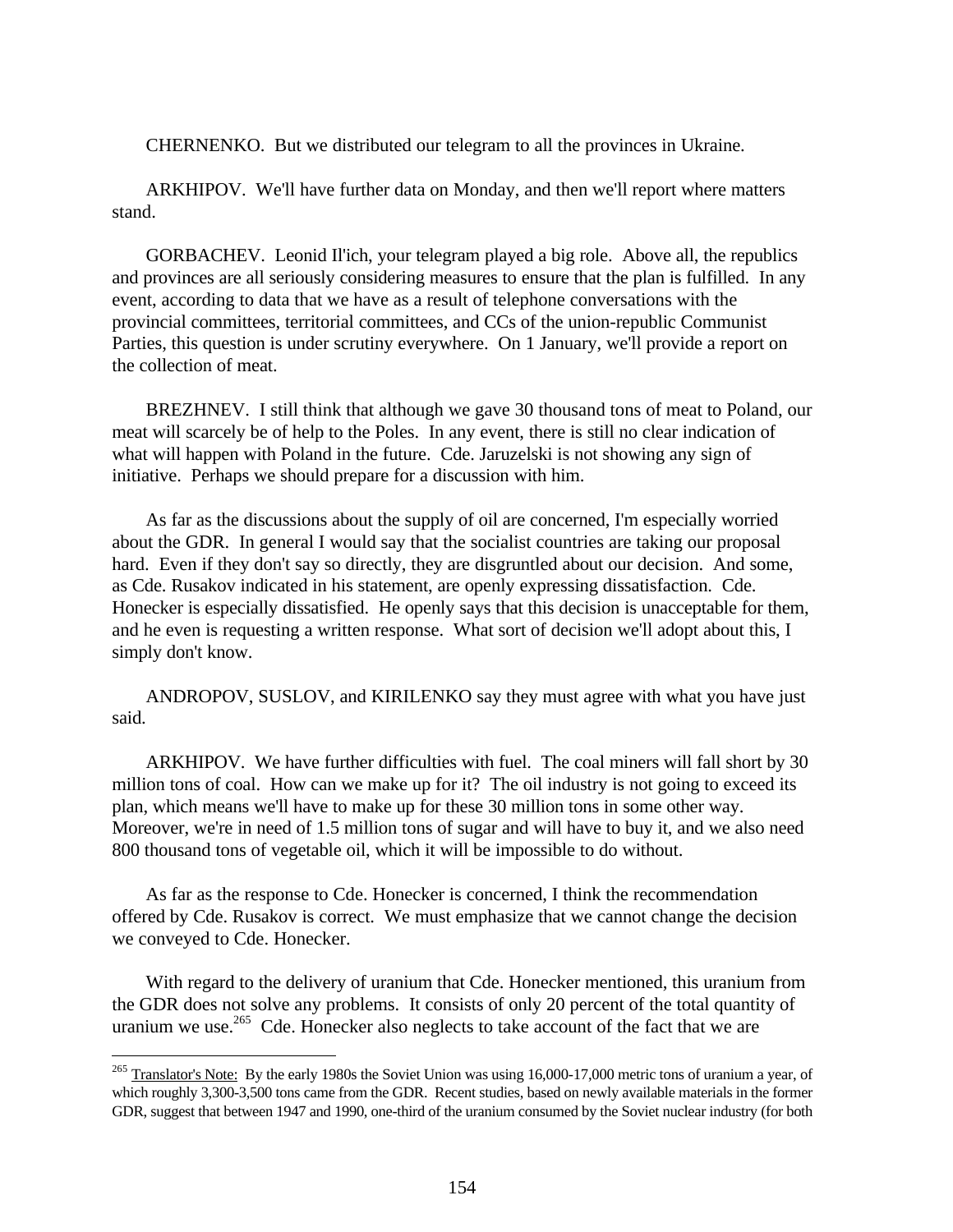CHERNENKO. But we distributed our telegram to all the provinces in Ukraine.

ARKHIPOV. We'll have further data on Monday, and then we'll report where matters stand.

GORBACHEV. Leonid Il'ich, your telegram played a big role. Above all, the republics and provinces are all seriously considering measures to ensure that the plan is fulfilled. In any event, according to data that we have as a result of telephone conversations with the provincial committees, territorial committees, and CCs of the union-republic Communist Parties, this question is under scrutiny everywhere. On 1 January, we'll provide a report on the collection of meat.

BREZHNEV. I still think that although we gave 30 thousand tons of meat to Poland, our meat will scarcely be of help to the Poles. In any event, there is still no clear indication of what will happen with Poland in the future. Cde. Jaruzelski is not showing any sign of initiative. Perhaps we should prepare for a discussion with him.

As far as the discussions about the supply of oil are concerned, I'm especially worried about the GDR. In general I would say that the socialist countries are taking our proposal hard. Even if they don't say so directly, they are disgruntled about our decision. And some, as Cde. Rusakov indicated in his statement, are openly expressing dissatisfaction. Cde. Honecker is especially dissatisfied. He openly says that this decision is unacceptable for them, and he even is requesting a written response. What sort of decision we'll adopt about this, I simply don't know.

ANDROPOV, SUSLOV, and KIRILENKO say they must agree with what you have just said.

ARKHIPOV. We have further difficulties with fuel. The coal miners will fall short by 30 million tons of coal. How can we make up for it? The oil industry is not going to exceed its plan, which means we'll have to make up for these 30 million tons in some other way. Moreover, we're in need of 1.5 million tons of sugar and will have to buy it, and we also need 800 thousand tons of vegetable oil, which it will be impossible to do without.

As far as the response to Cde. Honecker is concerned, I think the recommendation offered by Cde. Rusakov is correct. We must emphasize that we cannot change the decision we conveyed to Cde. Honecker.

With regard to the delivery of uranium that Cde. Honecker mentioned, this uranium from the GDR does not solve any problems. It consists of only 20 percent of the total quantity of uranium we use.[265] Cde. Honecker also neglects to take account of the fact that we are

---

[265] Translator's Note: By the early 1980s the Soviet Union was using 16,000-17,000 metric tons of uranium a year, of which roughly 3,300-3,500 tons came from the GDR. Recent studies, based on newly available materials in the former GDR, suggest that between 1947 and 1990, one-third of the uranium consumed by the Soviet nuclear industry (for both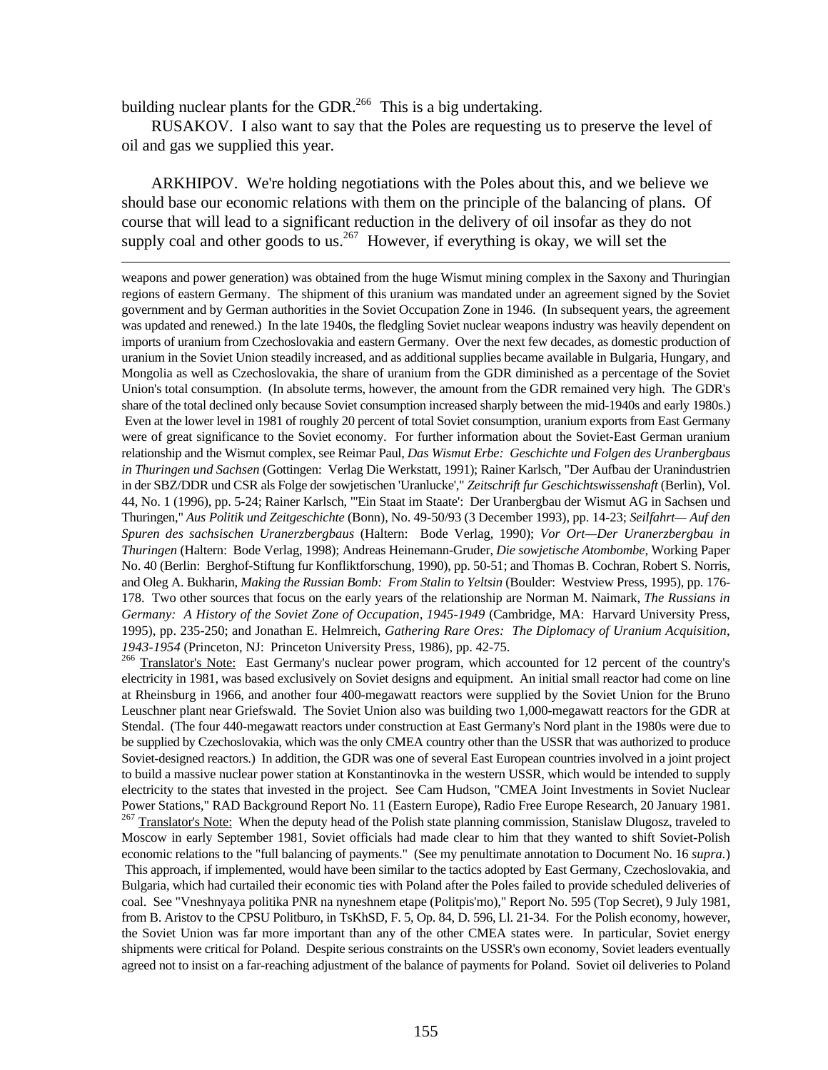building nuclear plants for the GDR.[266] This is a big undertaking.

RUSAKOV. I also want to say that the Poles are requesting us to preserve the level of oil and gas we supplied this year.

ARKHIPOV. We're holding negotiations with the Poles about this, and we believe we should base our economic relations with them on the principle of the balancing of plans. Of course that will lead to a significant reduction in the delivery of oil insofar as they do not supply coal and other goods to us.[267] However, if everything is okay, we will set the

---

weapons and power generation) was obtained from the huge Wismut mining complex in the Saxony and Thuringian regions of eastern Germany. The shipment of this uranium was mandated under an agreement signed by the Soviet government and by German authorities in the Soviet Occupation Zone in 1946. (In subsequent years, the agreement was updated and renewed.) In the late 1940s, the fledgling Soviet nuclear weapons industry was heavily dependent on imports of uranium from Czechoslovakia and eastern Germany. Over the next few decades, as domestic production of uranium in the Soviet Union steadily increased, and as additional supplies became available in Bulgaria, Hungary, and Mongolia as well as Czechoslovakia, the share of uranium from the GDR diminished as a percentage of the Soviet Union's total consumption. (In absolute terms, however, the amount from the GDR remained very high. The GDR's share of the total declined only because Soviet consumption increased sharply between the mid-1940s and early 1980s.) Even at the lower level in 1981 of roughly 20 percent of total Soviet consumption, uranium exports from East Germany were of great significance to the Soviet economy. For further information about the Soviet-East German uranium relationship and the Wismut complex, see Reimar Paul, *Das Wismut Erbe: Geschichte und Folgen des Uranbergbaus in Thuringen und Sachsen* (Gottingen: Verlag Die Werkstatt, 1991); Rainer Karlsch, "Der Aufbau der Uranindustrien in der SBZ/DDR und CSR als Folge der sowjetischen 'Uranlucke'," *Zeitschrift fur Geschichtswissenshaft* (Berlin), Vol. 44, No. 1 (1996), pp. 5-24; Rainer Karlsch, "'Ein Staat im Staate': Der Uranbergbau der Wismut AG in Sachsen und Thuringen," *Aus Politik und Zeitgeschichte* (Bonn), No. 49-50/93 (3 December 1993), pp. 14-23; *Seilfahrt— Auf den Spuren des sachsischen Uranerzbergbaus* (Haltern: Bode Verlag, 1990); *Vor Ort—Der Uranerzbergbau in Thuringen* (Haltern: Bode Verlag, 1998); Andreas Heinemann-Gruder, *Die sowjetische Atombombe*, Working Paper No. 40 (Berlin: Berghof-Stiftung fur Konfliktforschung, 1990), pp. 50-51; and Thomas B. Cochran, Robert S. Norris, and Oleg A. Bukharin, *Making the Russian Bomb: From Stalin to Yeltsin* (Boulder: Westview Press, 1995), pp. 176-178. Two other sources that focus on the early years of the relationship are Norman M. Naimark, *The Russians in Germany: A History of the Soviet Zone of Occupation, 1945-1949* (Cambridge, MA: Harvard University Press, 1995), pp. 235-250; and Jonathan E. Helmreich, *Gathering Rare Ores: The Diplomacy of Uranium Acquisition, 1943-1954* (Princeton, NJ: Princeton University Press, 1986), pp. 42-75.

[266] Translator's Note: East Germany's nuclear power program, which accounted for 12 percent of the country's electricity in 1981, was based exclusively on Soviet designs and equipment. An initial small reactor had come on line at Rheinsburg in 1966, and another four 400-megawatt reactors were supplied by the Soviet Union for the Bruno Leuschner plant near Griefswald. The Soviet Union also was building two 1,000-megawatt reactors for the GDR at Stendal. (The four 440-megawatt reactors under construction at East Germany's Nord plant in the 1980s were due to be supplied by Czechoslovakia, which was the only CMEA country other than the USSR that was authorized to produce Soviet-designed reactors.) In addition, the GDR was one of several East European countries involved in a joint project to build a massive nuclear power station at Konstantinovka in the western USSR, which would be intended to supply electricity to the states that invested in the project. See Cam Hudson, "CMEA Joint Investments in Soviet Nuclear Power Stations," RAD Background Report No. 11 (Eastern Europe), Radio Free Europe Research, 20 January 1981.

[267] Translator's Note: When the deputy head of the Polish state planning commission, Stanislaw Dlugosz, traveled to Moscow in early September 1981, Soviet officials had made clear to him that they wanted to shift Soviet-Polish economic relations to the "full balancing of payments." (See my penultimate annotation to Document No. 16 *supra*.) This approach, if implemented, would have been similar to the tactics adopted by East Germany, Czechoslovakia, and Bulgaria, which had curtailed their economic ties with Poland after the Poles failed to provide scheduled deliveries of coal. See "Vneshnyaya politika PNR na nyneshnem etape (Politpis'mo)," Report No. 595 (Top Secret), 9 July 1981, from B. Aristov to the CPSU Politburo, in TsKhSD, F. 5, Op. 84, D. 596, Ll. 21-34. For the Polish economy, however, the Soviet Union was far more important than any of the other CMEA states were. In particular, Soviet energy shipments were critical for Poland. Despite serious constraints on the USSR's own economy, Soviet leaders eventually agreed not to insist on a far-reaching adjustment of the balance of payments for Poland. Soviet oil deliveries to Poland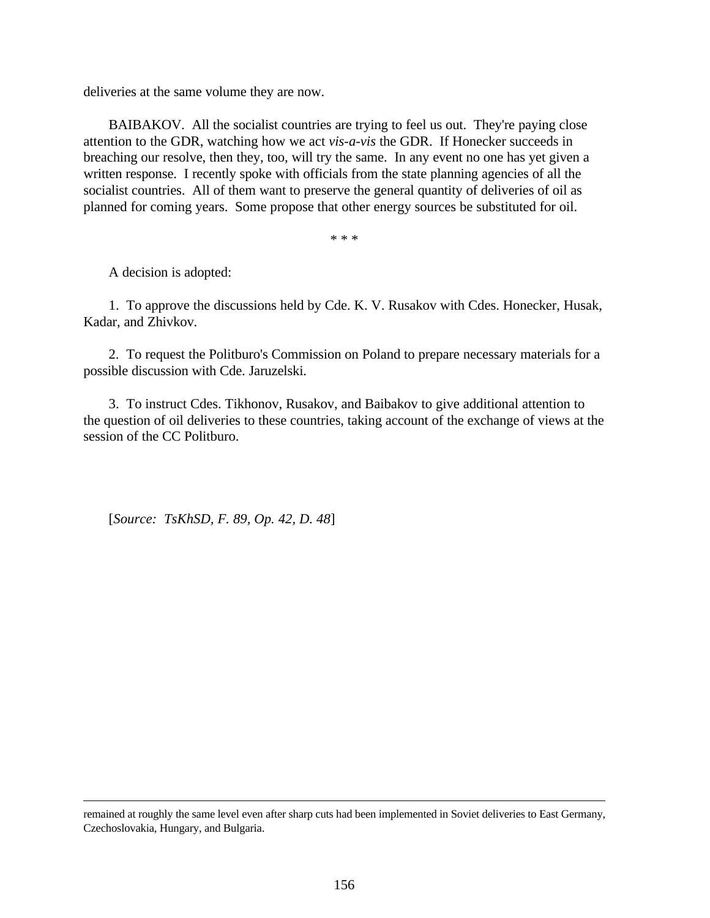deliveries at the same volume they are now.

BAIBAKOV. All the socialist countries are trying to feel us out. They're paying close attention to the GDR, watching how we act *vis-a-vis* the GDR. If Honecker succeeds in breaching our resolve, then they, too, will try the same. In any event no one has yet given a written response. I recently spoke with officials from the state planning agencies of all the socialist countries. All of them want to preserve the general quantity of deliveries of oil as planned for coming years. Some propose that other energy sources be substituted for oil.

\* \* \*

A decision is adopted:

1. To approve the discussions held by Cde. K. V. Rusakov with Cdes. Honecker, Husak, Kadar, and Zhivkov.

2. To request the Politburo's Commission on Poland to prepare necessary materials for a possible discussion with Cde. Jaruzelski.

3. To instruct Cdes. Tikhonov, Rusakov, and Baibakov to give additional attention to the question of oil deliveries to these countries, taking account of the exchange of views at the session of the CC Politburo.

[*Source: TsKhSD, F. 89, Op. 42, D. 48*]

---

remained at roughly the same level even after sharp cuts had been implemented in Soviet deliveries to East Germany, Czechoslovakia, Hungary, and Bulgaria.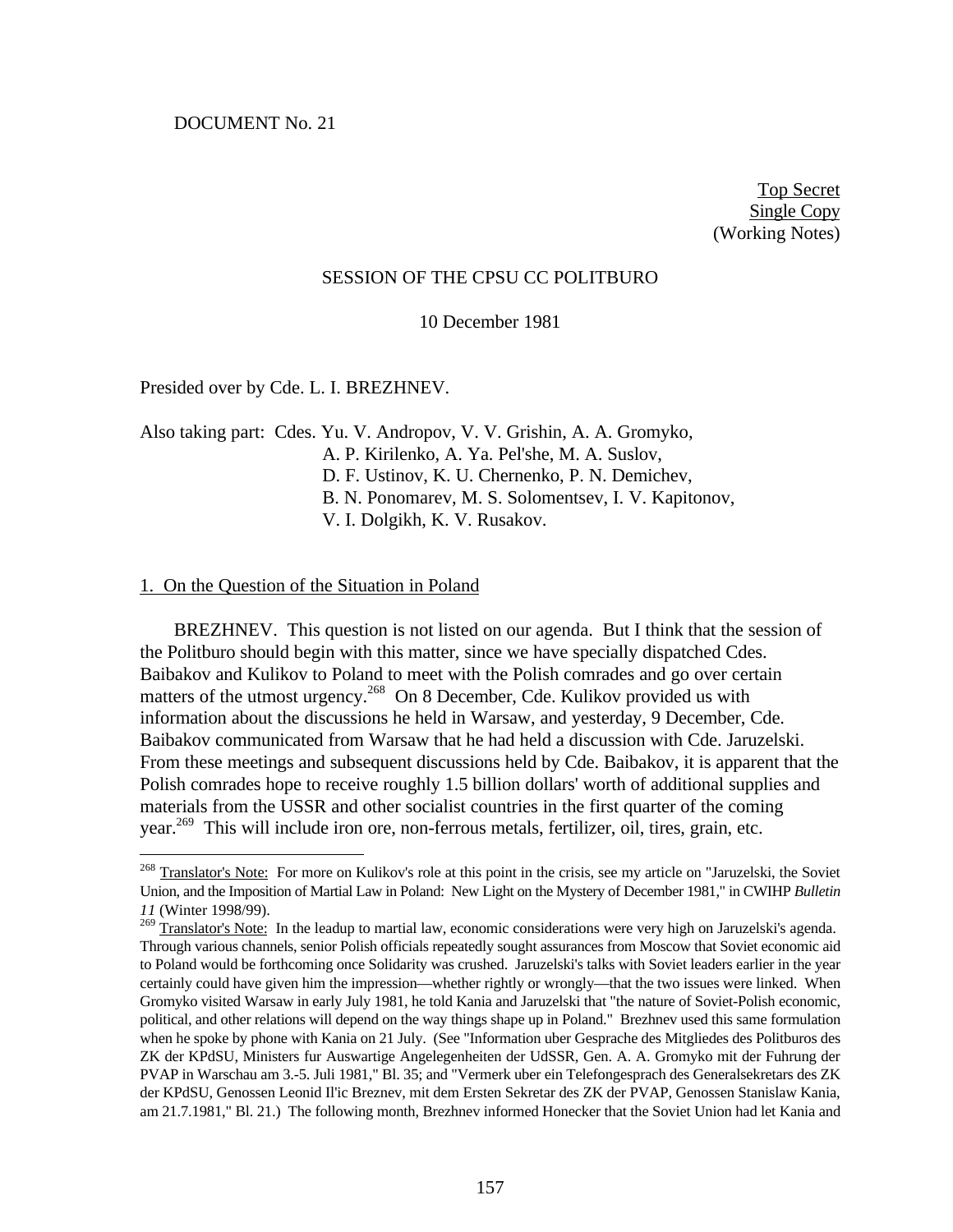DOCUMENT No. 21

Top Secret
Single Copy
(Working Notes)

SESSION OF THE CPSU CC POLITBURO

10 December 1981

Presided over by Cde. L. I. BREZHNEV.

Also taking part: Cdes. Yu. V. Andropov, V. V. Grishin, A. A. Gromyko, A. P. Kirilenko, A. Ya. Pel'she, M. A. Suslov, D. F. Ustinov, K. U. Chernenko, P. N. Demichev, B. N. Ponomarev, M. S. Solomentsev, I. V. Kapitonov, V. I. Dolgikh, K. V. Rusakov.

1. On the Question of the Situation in Poland

BREZHNEV. This question is not listed on our agenda. But I think that the session of the Politburo should begin with this matter, since we have specially dispatched Cdes. Baibakov and Kulikov to Poland to meet with the Polish comrades and go over certain matters of the utmost urgency.[268] On 8 December, Cde. Kulikov provided us with information about the discussions he held in Warsaw, and yesterday, 9 December, Cde. Baibakov communicated from Warsaw that he had held a discussion with Cde. Jaruzelski. From these meetings and subsequent discussions held by Cde. Baibakov, it is apparent that the Polish comrades hope to receive roughly 1.5 billion dollars' worth of additional supplies and materials from the USSR and other socialist countries in the first quarter of the coming year.[269] This will include iron ore, non-ferrous metals, fertilizer, oil, tires, grain, etc.

---

[268] Translator's Note: For more on Kulikov's role at this point in the crisis, see my article on "Jaruzelski, the Soviet Union, and the Imposition of Martial Law in Poland: New Light on the Mystery of December 1981," in CWIHP *Bulletin 11* (Winter 1998/99).

[269] Translator's Note: In the leadup to martial law, economic considerations were very high on Jaruzelski's agenda. Through various channels, senior Polish officials repeatedly sought assurances from Moscow that Soviet economic aid to Poland would be forthcoming once Solidarity was crushed. Jaruzelski's talks with Soviet leaders earlier in the year certainly could have given him the impression—whether rightly or wrongly—that the two issues were linked. When Gromyko visited Warsaw in early July 1981, he told Kania and Jaruzelski that "the nature of Soviet-Polish economic, political, and other relations will depend on the way things shape up in Poland." Brezhnev used this same formulation when he spoke by phone with Kania on 21 July. (See "Information uber Gesprache des Mitgliedes des Politburos des ZK der KPdSU, Ministers fur Auswartige Angelegenheiten der UdSSR, Gen. A. A. Gromyko mit der Fuhrung der PVAP in Warschau am 3.-5. Juli 1981," Bl. 35; and "Vermerk uber ein Telefongesprach des Generalsekretars des ZK der KPdSU, Genossen Leonid Il'ic Breznev, mit dem Ersten Sekretar des ZK der PVAP, Genossen Stanislaw Kania, am 21.7.1981," Bl. 21.) The following month, Brezhnev informed Honecker that the Soviet Union had let Kania and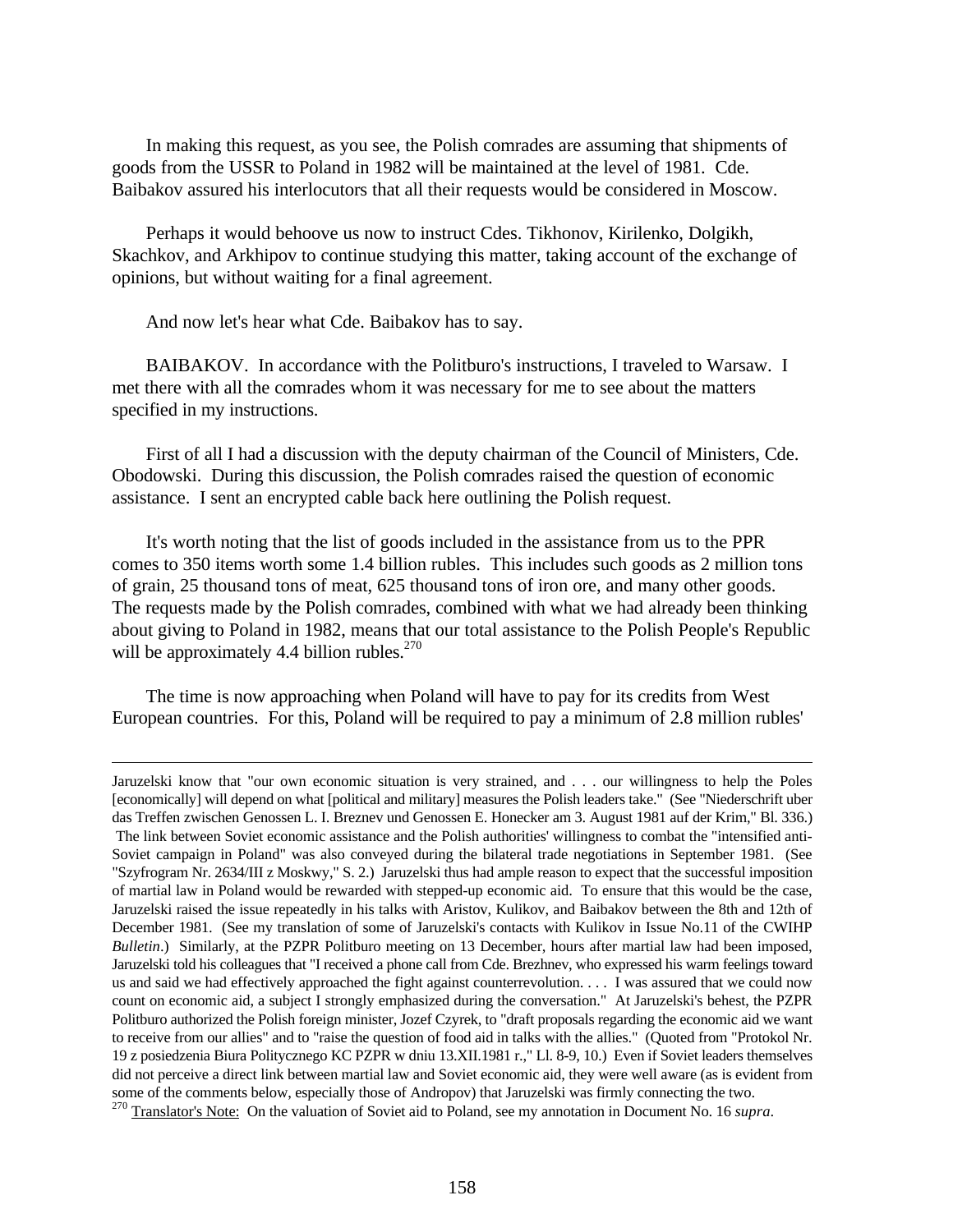In making this request, as you see, the Polish comrades are assuming that shipments of goods from the USSR to Poland in 1982 will be maintained at the level of 1981. Cde. Baibakov assured his interlocutors that all their requests would be considered in Moscow.

Perhaps it would behoove us now to instruct Cdes. Tikhonov, Kirilenko, Dolgikh, Skachkov, and Arkhipov to continue studying this matter, taking account of the exchange of opinions, but without waiting for a final agreement.

And now let's hear what Cde. Baibakov has to say.

BAIBAKOV. In accordance with the Politburo's instructions, I traveled to Warsaw. I met there with all the comrades whom it was necessary for me to see about the matters specified in my instructions.

First of all I had a discussion with the deputy chairman of the Council of Ministers, Cde. Obodowski. During this discussion, the Polish comrades raised the question of economic assistance. I sent an encrypted cable back here outlining the Polish request.

It's worth noting that the list of goods included in the assistance from us to the PPR comes to 350 items worth some 1.4 billion rubles. This includes such goods as 2 million tons of grain, 25 thousand tons of meat, 625 thousand tons of iron ore, and many other goods. The requests made by the Polish comrades, combined with what we had already been thinking about giving to Poland in 1982, means that our total assistance to the Polish People's Republic will be approximately 4.4 billion rubles.[270]

The time is now approaching when Poland will have to pay for its credits from West European countries. For this, Poland will be required to pay a minimum of 2.8 million rubles'

---

Jaruzelski know that "our own economic situation is very strained, and . . . our willingness to help the Poles [economically] will depend on what [political and military] measures the Polish leaders take." (See "Niederschrift uber das Treffen zwischen Genossen L. I. Breznev und Genossen E. Honecker am 3. August 1981 auf der Krim," Bl. 336.) The link between Soviet economic assistance and the Polish authorities' willingness to combat the "intensified anti-Soviet campaign in Poland" was also conveyed during the bilateral trade negotiations in September 1981. (See "Szyfrogram Nr. 2634/III z Moskwy," S. 2.) Jaruzelski thus had ample reason to expect that the successful imposition of martial law in Poland would be rewarded with stepped-up economic aid. To ensure that this would be the case, Jaruzelski raised the issue repeatedly in his talks with Aristov, Kulikov, and Baibakov between the 8th and 12th of December 1981. (See my translation of some of Jaruzelski's contacts with Kulikov in Issue No.11 of the CWIHP *Bulletin*.) Similarly, at the PZPR Politburo meeting on 13 December, hours after martial law had been imposed, Jaruzelski told his colleagues that "I received a phone call from Cde. Brezhnev, who expressed his warm feelings toward us and said we had effectively approached the fight against counterrevolution. . . . I was assured that we could now count on economic aid, a subject I strongly emphasized during the conversation." At Jaruzelski's behest, the PZPR Politburo authorized the Polish foreign minister, Jozef Czyrek, to "draft proposals regarding the economic aid we want to receive from our allies" and to "raise the question of food aid in talks with the allies." (Quoted from "Protokol Nr. 19 z posiedzenia Biura Politycznego KC PZPR w dniu 13.XII.1981 r.," Ll. 8-9, 10.) Even if Soviet leaders themselves did not perceive a direct link between martial law and Soviet economic aid, they were well aware (as is evident from some of the comments below, especially those of Andropov) that Jaruzelski was firmly connecting the two.

[270] Translator's Note: On the valuation of Soviet aid to Poland, see my annotation in Document No. 16 *supra*.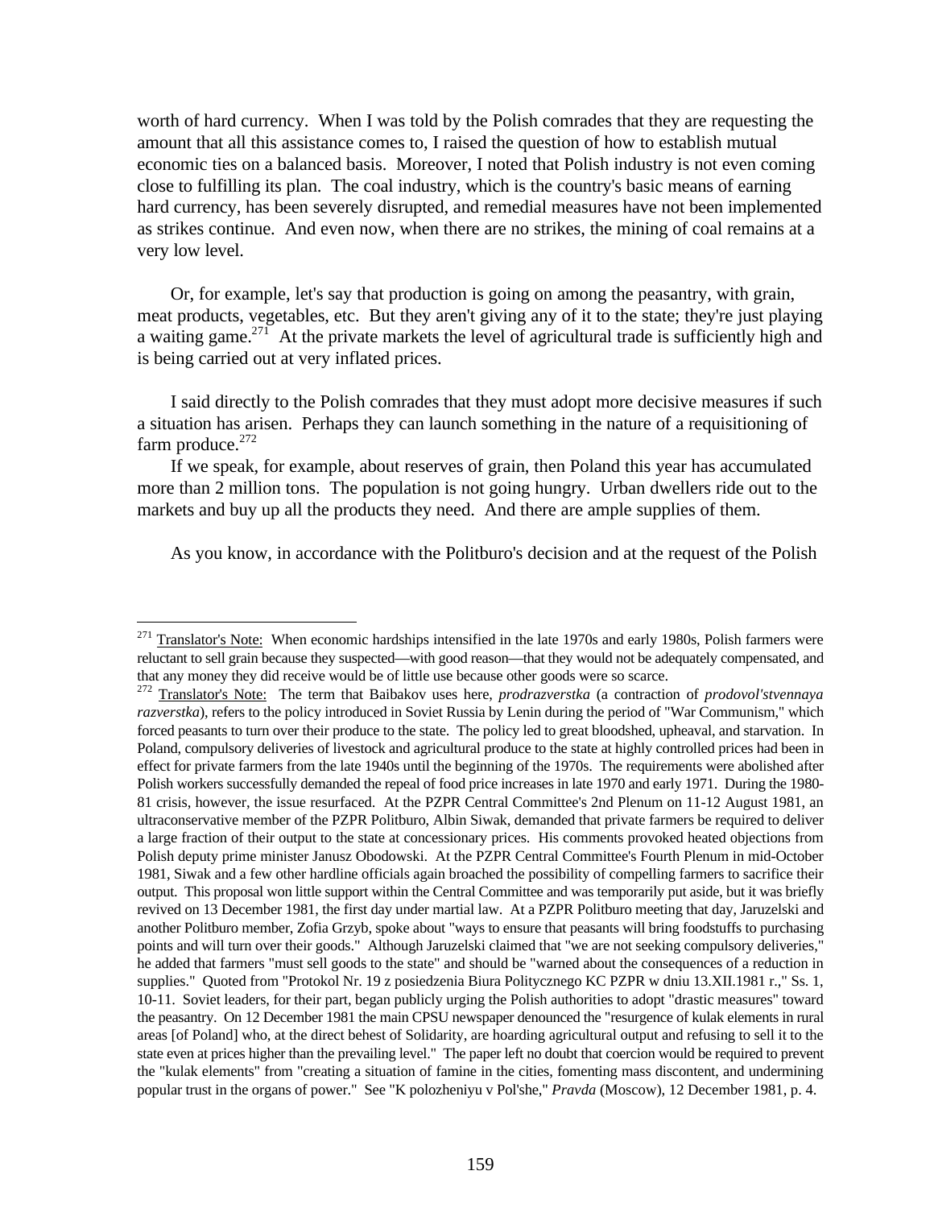worth of hard currency. When I was told by the Polish comrades that they are requesting the amount that all this assistance comes to, I raised the question of how to establish mutual economic ties on a balanced basis. Moreover, I noted that Polish industry is not even coming close to fulfilling its plan. The coal industry, which is the country's basic means of earning hard currency, has been severely disrupted, and remedial measures have not been implemented as strikes continue. And even now, when there are no strikes, the mining of coal remains at a very low level.

Or, for example, let's say that production is going on among the peasantry, with grain, meat products, vegetables, etc. But they aren't giving any of it to the state; they're just playing a waiting game.[271] At the private markets the level of agricultural trade is sufficiently high and is being carried out at very inflated prices.

I said directly to the Polish comrades that they must adopt more decisive measures if such a situation has arisen. Perhaps they can launch something in the nature of a requisitioning of farm produce.[272]

If we speak, for example, about reserves of grain, then Poland this year has accumulated more than 2 million tons. The population is not going hungry. Urban dwellers ride out to the markets and buy up all the products they need. And there are ample supplies of them.

As you know, in accordance with the Politburo's decision and at the request of the Polish

---

[271] Translator's Note: When economic hardships intensified in the late 1970s and early 1980s, Polish farmers were reluctant to sell grain because they suspected—with good reason—that they would not be adequately compensated, and that any money they did receive would be of little use because other goods were so scarce.

[272] Translator's Note: The term that Baibakov uses here, *prodrazverstka* (a contraction of *prodovol'stvennaya razverstka*), refers to the policy introduced in Soviet Russia by Lenin during the period of "War Communism," which forced peasants to turn over their produce to the state. The policy led to great bloodshed, upheaval, and starvation. In Poland, compulsory deliveries of livestock and agricultural produce to the state at highly controlled prices had been in effect for private farmers from the late 1940s until the beginning of the 1970s. The requirements were abolished after Polish workers successfully demanded the repeal of food price increases in late 1970 and early 1971. During the 1980-81 crisis, however, the issue resurfaced. At the PZPR Central Committee's 2nd Plenum on 11-12 August 1981, an ultraconservative member of the PZPR Politburo, Albin Siwak, demanded that private farmers be required to deliver a large fraction of their output to the state at concessionary prices. His comments provoked heated objections from Polish deputy prime minister Janusz Obodowski. At the PZPR Central Committee's Fourth Plenum in mid-October 1981, Siwak and a few other hardline officials again broached the possibility of compelling farmers to sacrifice their output. This proposal won little support within the Central Committee and was temporarily put aside, but it was briefly revived on 13 December 1981, the first day under martial law. At a PZPR Politburo meeting that day, Jaruzelski and another Politburo member, Zofia Grzyb, spoke about "ways to ensure that peasants will bring foodstuffs to purchasing points and will turn over their goods." Although Jaruzelski claimed that "we are not seeking compulsory deliveries," he added that farmers "must sell goods to the state" and should be "warned about the consequences of a reduction in supplies." Quoted from "Protokol Nr. 19 z posiedzenia Biura Politycznego KC PZPR w dniu 13.XII.1981 r.," Ss. 1, 10-11. Soviet leaders, for their part, began publicly urging the Polish authorities to adopt "drastic measures" toward the peasantry. On 12 December 1981 the main CPSU newspaper denounced the "resurgence of kulak elements in rural areas [of Poland] who, at the direct behest of Solidarity, are hoarding agricultural output and refusing to sell it to the state even at prices higher than the prevailing level." The paper left no doubt that coercion would be required to prevent the "kulak elements" from "creating a situation of famine in the cities, fomenting mass discontent, and undermining popular trust in the organs of power." See "K polozheniyu v Pol'she," *Pravda* (Moscow), 12 December 1981, p. 4.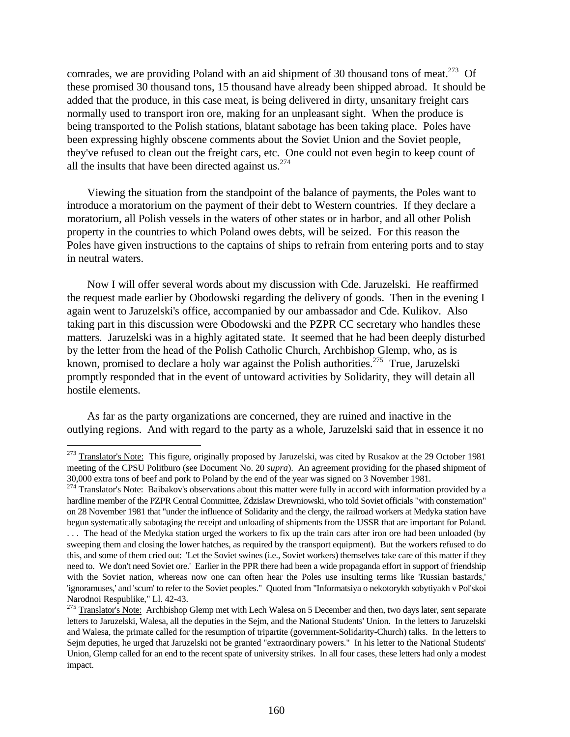comrades, we are providing Poland with an aid shipment of 30 thousand tons of meat.[273] Of these promised 30 thousand tons, 15 thousand have already been shipped abroad. It should be added that the produce, in this case meat, is being delivered in dirty, unsanitary freight cars normally used to transport iron ore, making for an unpleasant sight. When the produce is being transported to the Polish stations, blatant sabotage has been taking place. Poles have been expressing highly obscene comments about the Soviet Union and the Soviet people, they've refused to clean out the freight cars, etc. One could not even begin to keep count of all the insults that have been directed against us.[274]

Viewing the situation from the standpoint of the balance of payments, the Poles want to introduce a moratorium on the payment of their debt to Western countries. If they declare a moratorium, all Polish vessels in the waters of other states or in harbor, and all other Polish property in the countries to which Poland owes debts, will be seized. For this reason the Poles have given instructions to the captains of ships to refrain from entering ports and to stay in neutral waters.

Now I will offer several words about my discussion with Cde. Jaruzelski. He reaffirmed the request made earlier by Obodowski regarding the delivery of goods. Then in the evening I again went to Jaruzelski's office, accompanied by our ambassador and Cde. Kulikov. Also taking part in this discussion were Obodowski and the PZPR CC secretary who handles these matters. Jaruzelski was in a highly agitated state. It seemed that he had been deeply disturbed by the letter from the head of the Polish Catholic Church, Archbishop Glemp, who, as is known, promised to declare a holy war against the Polish authorities.[275] True, Jaruzelski promptly responded that in the event of untoward activities by Solidarity, they will detain all hostile elements.

As far as the party organizations are concerned, they are ruined and inactive in the outlying regions. And with regard to the party as a whole, Jaruzelski said that in essence it no

---

[273] Translator's Note: This figure, originally proposed by Jaruzelski, was cited by Rusakov at the 29 October 1981 meeting of the CPSU Politburo (see Document No. 20 *supra*). An agreement providing for the phased shipment of 30,000 extra tons of beef and pork to Poland by the end of the year was signed on 3 November 1981.

[274] Translator's Note: Baibakov's observations about this matter were fully in accord with information provided by a hardline member of the PZPR Central Committee, Zdzislaw Drewniowski, who told Soviet officials "with consternation" on 28 November 1981 that "under the influence of Solidarity and the clergy, the railroad workers at Medyka station have begun systematically sabotaging the receipt and unloading of shipments from the USSR that are important for Poland. . . . The head of the Medyka station urged the workers to fix up the train cars after iron ore had been unloaded (by sweeping them and closing the lower hatches, as required by the transport equipment). But the workers refused to do this, and some of them cried out: 'Let the Soviet swines (i.e., Soviet workers) themselves take care of this matter if they need to. We don't need Soviet ore.' Earlier in the PPR there had been a wide propaganda effort in support of friendship with the Soviet nation, whereas now one can often hear the Poles use insulting terms like 'Russian bastards,' 'ignoramuses,' and 'scum' to refer to the Soviet peoples." Quoted from "Informatsiya o nekotorykh sobytiyakh v Pol'skoi Narodnoi Respublike," Ll. 42-43.

[275] Translator's Note: Archbishop Glemp met with Lech Walesa on 5 December and then, two days later, sent separate letters to Jaruzelski, Walesa, all the deputies in the Sejm, and the National Students' Union. In the letters to Jaruzelski and Walesa, the primate called for the resumption of tripartite (government-Solidarity-Church) talks. In the letters to Sejm deputies, he urged that Jaruzelski not be granted "extraordinary powers." In his letter to the National Students' Union, Glemp called for an end to the recent spate of university strikes. In all four cases, these letters had only a modest impact.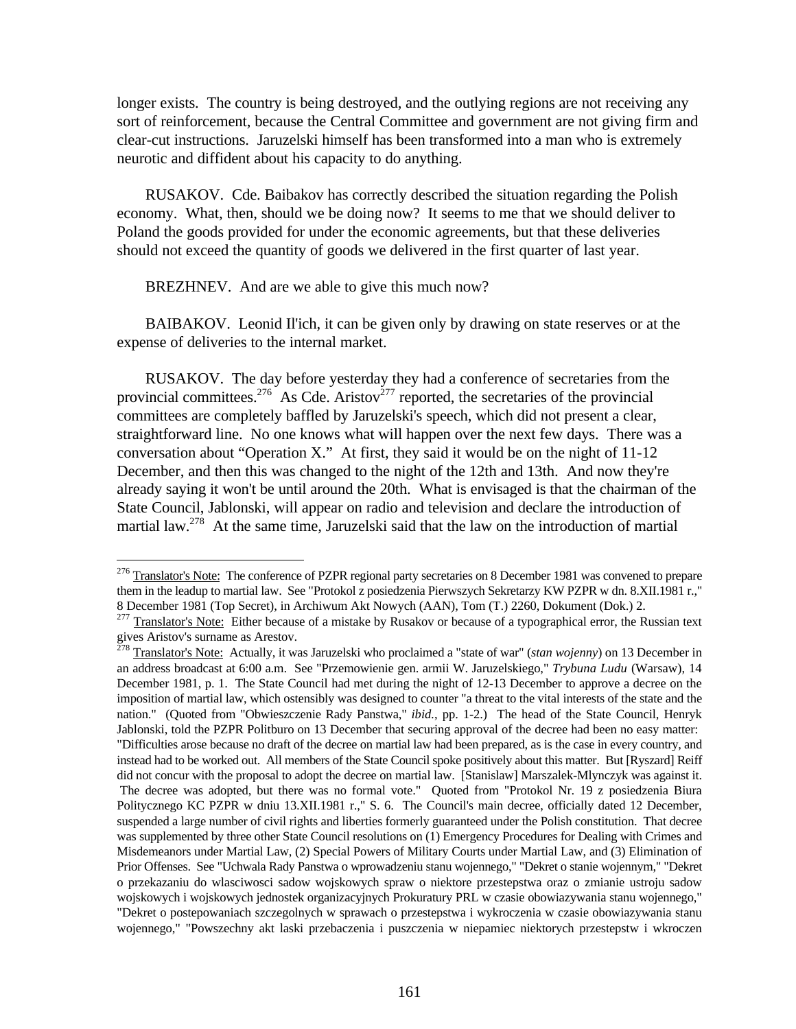longer exists. The country is being destroyed, and the outlying regions are not receiving any sort of reinforcement, because the Central Committee and government are not giving firm and clear-cut instructions. Jaruzelski himself has been transformed into a man who is extremely neurotic and diffident about his capacity to do anything.

RUSAKOV. Cde. Baibakov has correctly described the situation regarding the Polish economy. What, then, should we be doing now? It seems to me that we should deliver to Poland the goods provided for under the economic agreements, but that these deliveries should not exceed the quantity of goods we delivered in the first quarter of last year.

BREZHNEV. And are we able to give this much now?

BAIBAKOV. Leonid Il'ich, it can be given only by drawing on state reserves or at the expense of deliveries to the internal market.

RUSAKOV. The day before yesterday they had a conference of secretaries from the provincial committees.[276] As Cde. Aristov[277] reported, the secretaries of the provincial committees are completely baffled by Jaruzelski's speech, which did not present a clear, straightforward line. No one knows what will happen over the next few days. There was a conversation about "Operation X." At first, they said it would be on the night of 11-12 December, and then this was changed to the night of the 12th and 13th. And now they're already saying it won't be until around the 20th. What is envisaged is that the chairman of the State Council, Jablonski, will appear on radio and television and declare the introduction of martial law.[278] At the same time, Jaruzelski said that the law on the introduction of martial

---

[276] Translator's Note: The conference of PZPR regional party secretaries on 8 December 1981 was convened to prepare them in the leadup to martial law. See "Protokol z posiedzenia Pierwszych Sekretarzy KW PZPR w dn. 8.XII.1981 r.," 8 December 1981 (Top Secret), in Archiwum Akt Nowych (AAN), Tom (T.) 2260, Dokument (Dok.) 2.

[277] Translator's Note: Either because of a mistake by Rusakov or because of a typographical error, the Russian text gives Aristov's surname as Arestov.

[278] Translator's Note: Actually, it was Jaruzelski who proclaimed a "state of war" (*stan wojenny*) on 13 December in an address broadcast at 6:00 a.m. See "Przemowienie gen. armii W. Jaruzelskiego," *Trybuna Ludu* (Warsaw), 14 December 1981, p. 1. The State Council had met during the night of 12-13 December to approve a decree on the imposition of martial law, which ostensibly was designed to counter "a threat to the vital interests of the state and the nation." (Quoted from "Obwieszczenie Rady Panstwa," *ibid.*, pp. 1-2.) The head of the State Council, Henryk Jablonski, told the PZPR Politburo on 13 December that securing approval of the decree had been no easy matter: "Difficulties arose because no draft of the decree on martial law had been prepared, as is the case in every country, and instead had to be worked out. All members of the State Council spoke positively about this matter. But [Ryszard] Reiff did not concur with the proposal to adopt the decree on martial law. [Stanislaw] Marszalek-Mlynczyk was against it. The decree was adopted, but there was no formal vote." Quoted from "Protokol Nr. 19 z posiedzenia Biura Politycznego KC PZPR w dniu 13.XII.1981 r.," S. 6. The Council's main decree, officially dated 12 December, suspended a large number of civil rights and liberties formerly guaranteed under the Polish constitution. That decree was supplemented by three other State Council resolutions on (1) Emergency Procedures for Dealing with Crimes and Misdemeanors under Martial Law, (2) Special Powers of Military Courts under Martial Law, and (3) Elimination of Prior Offenses. See "Uchwala Rady Panstwa o wprowadzeniu stanu wojennego," "Dekret o stanie wojennym," "Dekret o przekazaniu do wlasciwosci sadow wojskowych spraw o niektore przestepstwa oraz o zmianie ustroju sadow wojskowych i wojskowych jednostek organizacyjnych Prokuratury PRL w czasie obowiazywania stanu wojennego," "Dekret o postepowaniach szczegolnych w sprawach o przestepstwa i wykroczenia w czasie obowiazywania stanu wojennego," "Powszechny akt laski przebaczenia i puszczenia w niepamiec niektorych przestepstw i wkroczen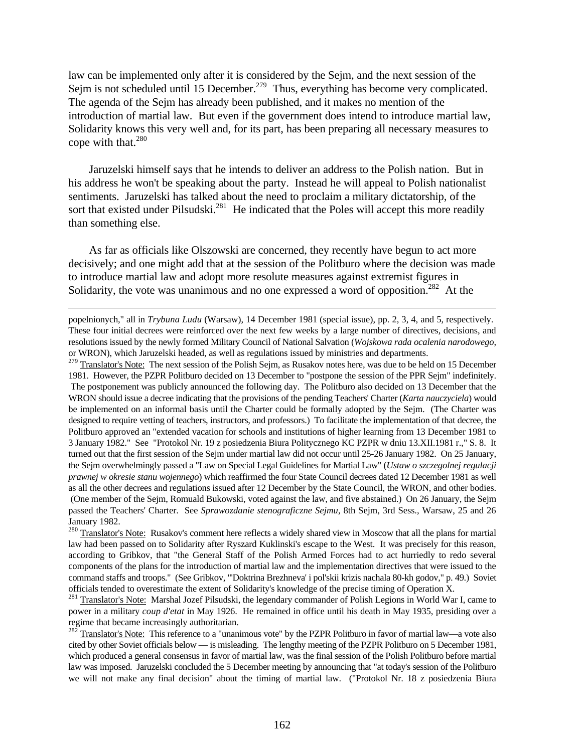law can be implemented only after it is considered by the Sejm, and the next session of the Sejm is not scheduled until 15 December.[279] Thus, everything has become very complicated. The agenda of the Sejm has already been published, and it makes no mention of the introduction of martial law. But even if the government does intend to introduce martial law, Solidarity knows this very well and, for its part, has been preparing all necessary measures to cope with that.[280]

Jaruzelski himself says that he intends to deliver an address to the Polish nation. But in his address he won't be speaking about the party. Instead he will appeal to Polish nationalist sentiments. Jaruzelski has talked about the need to proclaim a military dictatorship, of the sort that existed under Pilsudski.[281] He indicated that the Poles will accept this more readily than something else.

As far as officials like Olszowski are concerned, they recently have begun to act more decisively; and one might add that at the session of the Politburo where the decision was made to introduce martial law and adopt more resolute measures against extremist figures in Solidarity, the vote was unanimous and no one expressed a word of opposition.[282] At the

---

popelnionych," all in *Trybuna Ludu* (Warsaw), 14 December 1981 (special issue), pp. 2, 3, 4, and 5, respectively. These four initial decrees were reinforced over the next few weeks by a large number of directives, decisions, and resolutions issued by the newly formed Military Council of National Salvation (*Wojskowa rada ocalenia narodowego*, or WRON), which Jaruzelski headed, as well as regulations issued by ministries and departments.

[279] Translator's Note: The next session of the Polish Sejm, as Rusakov notes here, was due to be held on 15 December 1981. However, the PZPR Politburo decided on 13 December to "postpone the session of the PPR Sejm" indefinitely. The postponement was publicly announced the following day. The Politburo also decided on 13 December that the WRON should issue a decree indicating that the provisions of the pending Teachers' Charter (*Karta nauczyciela*) would be implemented on an informal basis until the Charter could be formally adopted by the Sejm. (The Charter was designed to require vetting of teachers, instructors, and professors.) To facilitate the implementation of that decree, the Politburo approved an "extended vacation for schools and institutions of higher learning from 13 December 1981 to 3 January 1982." See "Protokol Nr. 19 z posiedzenia Biura Politycznego KC PZPR w dniu 13.XII.1981 r.," S. 8. It turned out that the first session of the Sejm under martial law did not occur until 25-26 January 1982. On 25 January, the Sejm overwhelmingly passed a "Law on Special Legal Guidelines for Martial Law" (*Ustaw o szczegolnej regulacji prawnej w okresie stanu wojennego*) which reaffirmed the four State Council decrees dated 12 December 1981 as well as all the other decrees and regulations issued after 12 December by the State Council, the WRON, and other bodies. (One member of the Sejm, Romuald Bukowski, voted against the law, and five abstained.) On 26 January, the Sejm passed the Teachers' Charter. See *Sprawozdanie stenograficzne Sejmu*, 8th Sejm, 3rd Sess., Warsaw, 25 and 26 January 1982.

[280] Translator's Note: Rusakov's comment here reflects a widely shared view in Moscow that all the plans for martial law had been passed on to Solidarity after Ryszard Kuklinski's escape to the West. It was precisely for this reason, according to Gribkov, that "the General Staff of the Polish Armed Forces had to act hurriedly to redo several components of the plans for the introduction of martial law and the implementation directives that were issued to the command staffs and troops." (See Gribkov, "'Doktrina Brezhneva' i pol'skii krizis nachala 80-kh godov," p. 49.) Soviet officials tended to overestimate the extent of Solidarity's knowledge of the precise timing of Operation X.

[281] Translator's Note: Marshal Jozef Pilsudski, the legendary commander of Polish Legions in World War I, came to power in a military *coup d'etat* in May 1926. He remained in office until his death in May 1935, presiding over a regime that became increasingly authoritarian.

[282] Translator's Note: This reference to a "unanimous vote" by the PZPR Politburo in favor of martial law—a vote also cited by other Soviet officials below — is misleading. The lengthy meeting of the PZPR Politburo on 5 December 1981, which produced a general consensus in favor of martial law, was the final session of the Polish Politburo before martial law was imposed. Jaruzelski concluded the 5 December meeting by announcing that "at today's session of the Politburo we will not make any final decision" about the timing of martial law. ("Protokol Nr. 18 z posiedzenia Biura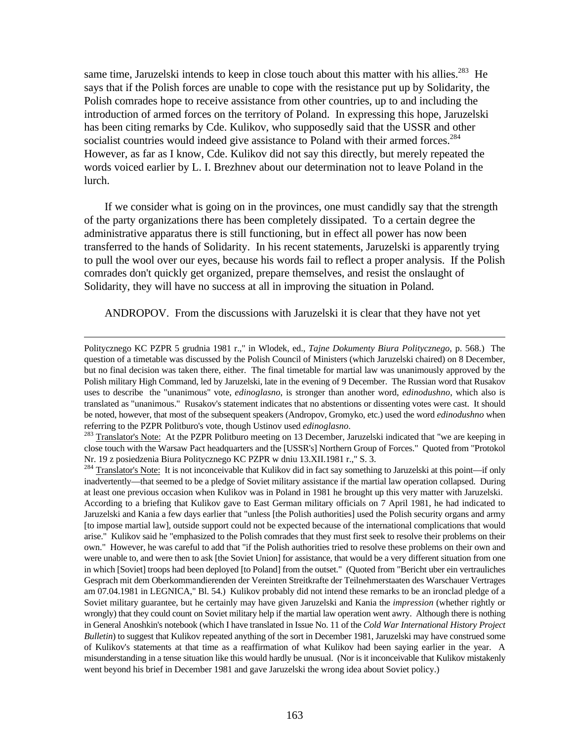same time, Jaruzelski intends to keep in close touch about this matter with his allies.[283] He says that if the Polish forces are unable to cope with the resistance put up by Solidarity, the Polish comrades hope to receive assistance from other countries, up to and including the introduction of armed forces on the territory of Poland. In expressing this hope, Jaruzelski has been citing remarks by Cde. Kulikov, who supposedly said that the USSR and other socialist countries would indeed give assistance to Poland with their armed forces.[284] However, as far as I know, Cde. Kulikov did not say this directly, but merely repeated the words voiced earlier by L. I. Brezhnev about our determination not to leave Poland in the lurch.

If we consider what is going on in the provinces, one must candidly say that the strength of the party organizations there has been completely dissipated. To a certain degree the administrative apparatus there is still functioning, but in effect all power has now been transferred to the hands of Solidarity. In his recent statements, Jaruzelski is apparently trying to pull the wool over our eyes, because his words fail to reflect a proper analysis. If the Polish comrades don't quickly get organized, prepare themselves, and resist the onslaught of Solidarity, they will have no success at all in improving the situation in Poland.

ANDROPOV. From the discussions with Jaruzelski it is clear that they have not yet

---

Politycznego KC PZPR 5 grudnia 1981 r.," in Wlodek, ed., *Tajne Dokumenty Biura Politycznego*, p. 568.) The question of a timetable was discussed by the Polish Council of Ministers (which Jaruzelski chaired) on 8 December, but no final decision was taken there, either. The final timetable for martial law was unanimously approved by the Polish military High Command, led by Jaruzelski, late in the evening of 9 December. The Russian word that Rusakov uses to describe the "unanimous" vote, *edinoglasno*, is stronger than another word, *edinodushno*, which also is translated as "unanimous." Rusakov's statement indicates that no abstentions or dissenting votes were cast. It should be noted, however, that most of the subsequent speakers (Andropov, Gromyko, etc.) used the word *edinodushno* when referring to the PZPR Politburo's vote, though Ustinov used *edinoglasno*.

[283] Translator's Note: At the PZPR Politburo meeting on 13 December, Jaruzelski indicated that "we are keeping in close touch with the Warsaw Pact headquarters and the [USSR's] Northern Group of Forces." Quoted from "Protokol Nr. 19 z posiedzenia Biura Politycznego KC PZPR w dniu 13.XII.1981 r.," S. 3.

[284] Translator's Note: It is not inconceivable that Kulikov did in fact say something to Jaruzelski at this point—if only inadvertently—that seemed to be a pledge of Soviet military assistance if the martial law operation collapsed. During at least one previous occasion when Kulikov was in Poland in 1981 he brought up this very matter with Jaruzelski. According to a briefing that Kulikov gave to East German military officials on 7 April 1981, he had indicated to Jaruzelski and Kania a few days earlier that "unless [the Polish authorities] used the Polish security organs and army [to impose martial law], outside support could not be expected because of the international complications that would arise." Kulikov said he "emphasized to the Polish comrades that they must first seek to resolve their problems on their own." However, he was careful to add that "if the Polish authorities tried to resolve these problems on their own and were unable to, and were then to ask [the Soviet Union] for assistance, that would be a very different situation from one in which [Soviet] troops had been deployed [to Poland] from the outset." (Quoted from "Bericht uber ein vertrauliches Gesprach mit dem Oberkommandierenden der Vereinten Streitkrafte der Teilnehmerstaaten des Warschauer Vertrages am 07.04.1981 in LEGNICA," Bl. 54.) Kulikov probably did not intend these remarks to be an ironclad pledge of a Soviet military guarantee, but he certainly may have given Jaruzelski and Kania the *impression* (whether rightly or wrongly) that they could count on Soviet military help if the martial law operation went awry. Although there is nothing in General Anoshkin's notebook (which I have translated in Issue No. 11 of the *Cold War International History Project Bulletin*) to suggest that Kulikov repeated anything of the sort in December 1981, Jaruzelski may have construed some of Kulikov's statements at that time as a reaffirmation of what Kulikov had been saying earlier in the year. A misunderstanding in a tense situation like this would hardly be unusual. (Nor is it inconceivable that Kulikov mistakenly went beyond his brief in December 1981 and gave Jaruzelski the wrong idea about Soviet policy.)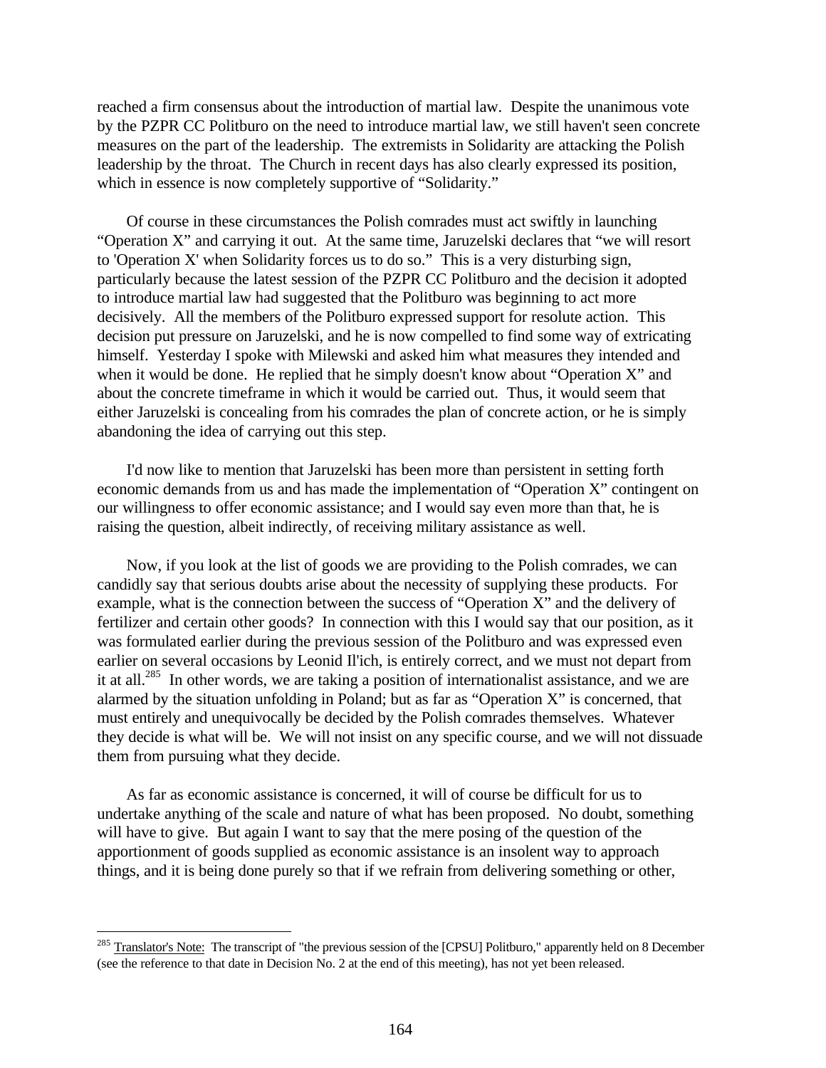reached a firm consensus about the introduction of martial law. Despite the unanimous vote by the PZPR CC Politburo on the need to introduce martial law, we still haven't seen concrete measures on the part of the leadership. The extremists in Solidarity are attacking the Polish leadership by the throat. The Church in recent days has also clearly expressed its position, which in essence is now completely supportive of "Solidarity."

Of course in these circumstances the Polish comrades must act swiftly in launching "Operation X" and carrying it out. At the same time, Jaruzelski declares that "we will resort to 'Operation X' when Solidarity forces us to do so." This is a very disturbing sign, particularly because the latest session of the PZPR CC Politburo and the decision it adopted to introduce martial law had suggested that the Politburo was beginning to act more decisively. All the members of the Politburo expressed support for resolute action. This decision put pressure on Jaruzelski, and he is now compelled to find some way of extricating himself. Yesterday I spoke with Milewski and asked him what measures they intended and when it would be done. He replied that he simply doesn't know about "Operation X" and about the concrete timeframe in which it would be carried out. Thus, it would seem that either Jaruzelski is concealing from his comrades the plan of concrete action, or he is simply abandoning the idea of carrying out this step.

I'd now like to mention that Jaruzelski has been more than persistent in setting forth economic demands from us and has made the implementation of "Operation X" contingent on our willingness to offer economic assistance; and I would say even more than that, he is raising the question, albeit indirectly, of receiving military assistance as well.

Now, if you look at the list of goods we are providing to the Polish comrades, we can candidly say that serious doubts arise about the necessity of supplying these products. For example, what is the connection between the success of "Operation X" and the delivery of fertilizer and certain other goods? In connection with this I would say that our position, as it was formulated earlier during the previous session of the Politburo and was expressed even earlier on several occasions by Leonid Il'ich, is entirely correct, and we must not depart from it at all.[285] In other words, we are taking a position of internationalist assistance, and we are alarmed by the situation unfolding in Poland; but as far as "Operation X" is concerned, that must entirely and unequivocally be decided by the Polish comrades themselves. Whatever they decide is what will be. We will not insist on any specific course, and we will not dissuade them from pursuing what they decide.

As far as economic assistance is concerned, it will of course be difficult for us to undertake anything of the scale and nature of what has been proposed. No doubt, something will have to give. But again I want to say that the mere posing of the question of the apportionment of goods supplied as economic assistance is an insolent way to approach things, and it is being done purely so that if we refrain from delivering something or other,

---

[285] Translator's Note: The transcript of "the previous session of the [CPSU] Politburo," apparently held on 8 December (see the reference to that date in Decision No. 2 at the end of this meeting), has not yet been released.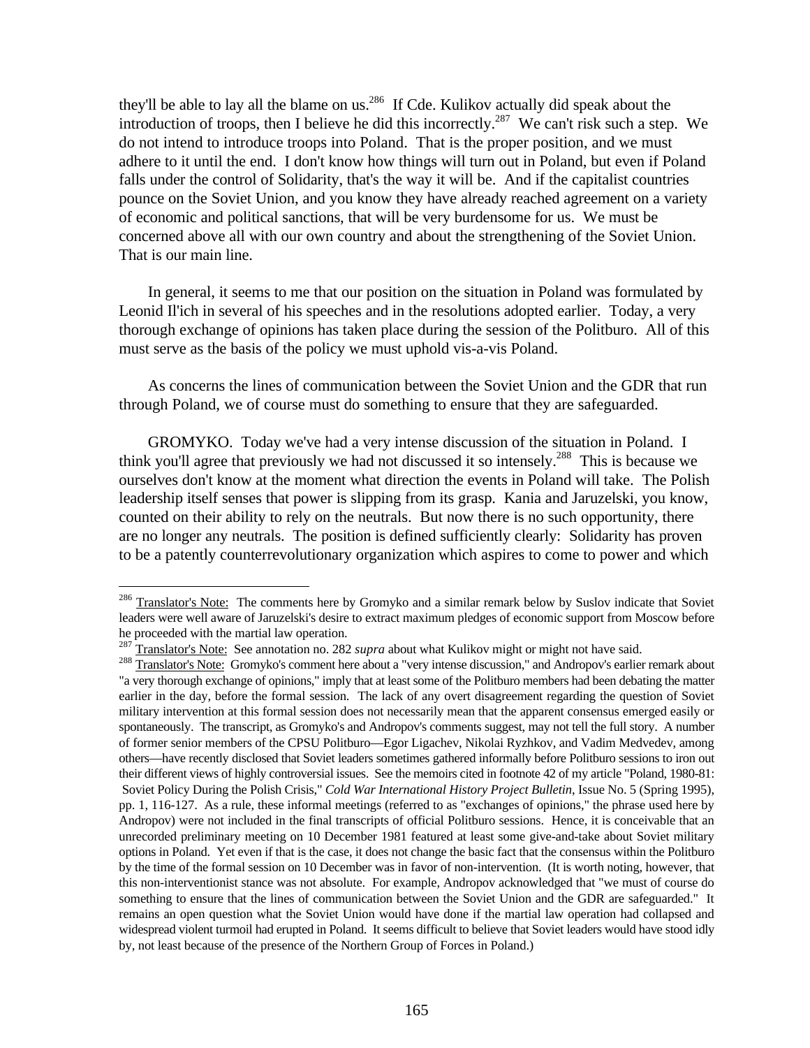they'll be able to lay all the blame on us.[286] If Cde. Kulikov actually did speak about the introduction of troops, then I believe he did this incorrectly.[287] We can't risk such a step. We do not intend to introduce troops into Poland. That is the proper position, and we must adhere to it until the end. I don't know how things will turn out in Poland, but even if Poland falls under the control of Solidarity, that's the way it will be. And if the capitalist countries pounce on the Soviet Union, and you know they have already reached agreement on a variety of economic and political sanctions, that will be very burdensome for us. We must be concerned above all with our own country and about the strengthening of the Soviet Union. That is our main line.

In general, it seems to me that our position on the situation in Poland was formulated by Leonid Il'ich in several of his speeches and in the resolutions adopted earlier. Today, a very thorough exchange of opinions has taken place during the session of the Politburo. All of this must serve as the basis of the policy we must uphold vis-a-vis Poland.

As concerns the lines of communication between the Soviet Union and the GDR that run through Poland, we of course must do something to ensure that they are safeguarded.

GROMYKO. Today we've had a very intense discussion of the situation in Poland. I think you'll agree that previously we had not discussed it so intensely.[288] This is because we ourselves don't know at the moment what direction the events in Poland will take. The Polish leadership itself senses that power is slipping from its grasp. Kania and Jaruzelski, you know, counted on their ability to rely on the neutrals. But now there is no such opportunity, there are no longer any neutrals. The position is defined sufficiently clearly: Solidarity has proven to be a patently counterrevolutionary organization which aspires to come to power and which

---

[286] Translator's Note: The comments here by Gromyko and a similar remark below by Suslov indicate that Soviet leaders were well aware of Jaruzelski's desire to extract maximum pledges of economic support from Moscow before he proceeded with the martial law operation.

[287] Translator's Note: See annotation no. 282 *supra* about what Kulikov might or might not have said.

[288] Translator's Note: Gromyko's comment here about a "very intense discussion," and Andropov's earlier remark about "a very thorough exchange of opinions," imply that at least some of the Politburo members had been debating the matter earlier in the day, before the formal session. The lack of any overt disagreement regarding the question of Soviet military intervention at this formal session does not necessarily mean that the apparent consensus emerged easily or spontaneously. The transcript, as Gromyko's and Andropov's comments suggest, may not tell the full story. A number of former senior members of the CPSU Politburo—Egor Ligachev, Nikolai Ryzhkov, and Vadim Medvedev, among others—have recently disclosed that Soviet leaders sometimes gathered informally before Politburo sessions to iron out their different views of highly controversial issues. See the memoirs cited in footnote 42 of my article "Poland, 1980-81: Soviet Policy During the Polish Crisis," *Cold War International History Project Bulletin*, Issue No. 5 (Spring 1995), pp. 1, 116-127. As a rule, these informal meetings (referred to as "exchanges of opinions," the phrase used here by Andropov) were not included in the final transcripts of official Politburo sessions. Hence, it is conceivable that an unrecorded preliminary meeting on 10 December 1981 featured at least some give-and-take about Soviet military options in Poland. Yet even if that is the case, it does not change the basic fact that the consensus within the Politburo by the time of the formal session on 10 December was in favor of non-intervention. (It is worth noting, however, that this non-interventionist stance was not absolute. For example, Andropov acknowledged that "we must of course do something to ensure that the lines of communication between the Soviet Union and the GDR are safeguarded." It remains an open question what the Soviet Union would have done if the martial law operation had collapsed and widespread violent turmoil had erupted in Poland. It seems difficult to believe that Soviet leaders would have stood idly by, not least because of the presence of the Northern Group of Forces in Poland.)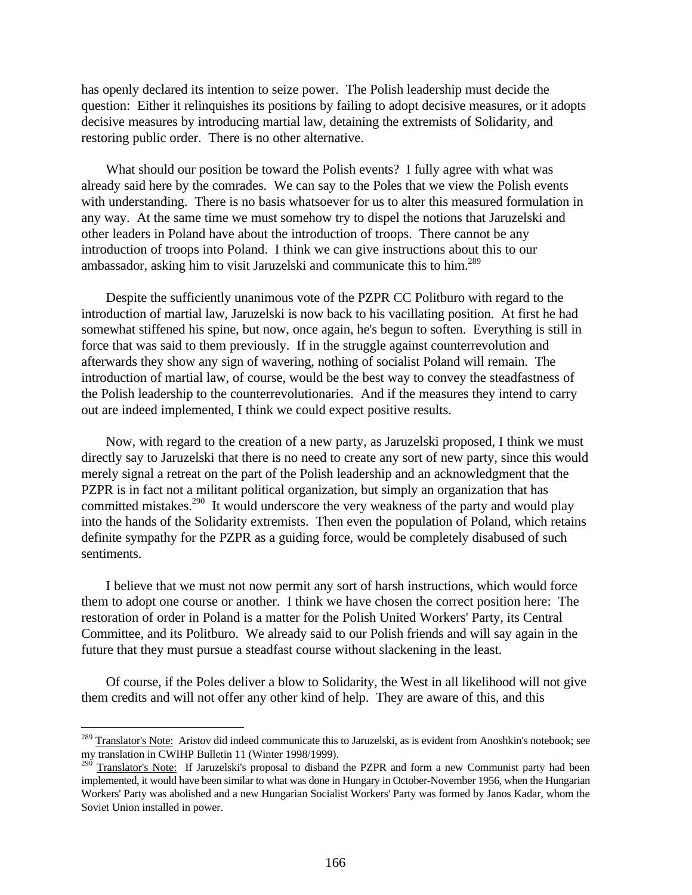has openly declared its intention to seize power. The Polish leadership must decide the question: Either it relinquishes its positions by failing to adopt decisive measures, or it adopts decisive measures by introducing martial law, detaining the extremists of Solidarity, and restoring public order. There is no other alternative.

What should our position be toward the Polish events? I fully agree with what was already said here by the comrades. We can say to the Poles that we view the Polish events with understanding. There is no basis whatsoever for us to alter this measured formulation in any way. At the same time we must somehow try to dispel the notions that Jaruzelski and other leaders in Poland have about the introduction of troops. There cannot be any introduction of troops into Poland. I think we can give instructions about this to our ambassador, asking him to visit Jaruzelski and communicate this to him.[289]

Despite the sufficiently unanimous vote of the PZPR CC Politburo with regard to the introduction of martial law, Jaruzelski is now back to his vacillating position. At first he had somewhat stiffened his spine, but now, once again, he's begun to soften. Everything is still in force that was said to them previously. If in the struggle against counterrevolution and afterwards they show any sign of wavering, nothing of socialist Poland will remain. The introduction of martial law, of course, would be the best way to convey the steadfastness of the Polish leadership to the counterrevolutionaries. And if the measures they intend to carry out are indeed implemented, I think we could expect positive results.

Now, with regard to the creation of a new party, as Jaruzelski proposed, I think we must directly say to Jaruzelski that there is no need to create any sort of new party, since this would merely signal a retreat on the part of the Polish leadership and an acknowledgment that the PZPR is in fact not a militant political organization, but simply an organization that has committed mistakes.[290] It would underscore the very weakness of the party and would play into the hands of the Solidarity extremists. Then even the population of Poland, which retains definite sympathy for the PZPR as a guiding force, would be completely disabused of such sentiments.

I believe that we must not now permit any sort of harsh instructions, which would force them to adopt one course or another. I think we have chosen the correct position here: The restoration of order in Poland is a matter for the Polish United Workers' Party, its Central Committee, and its Politburo. We already said to our Polish friends and will say again in the future that they must pursue a steadfast course without slackening in the least.

Of course, if the Poles deliver a blow to Solidarity, the West in all likelihood will not give them credits and will not offer any other kind of help. They are aware of this, and this

---

[289] Translator's Note: Aristov did indeed communicate this to Jaruzelski, as is evident from Anoshkin's notebook; see my translation in CWIHP Bulletin 11 (Winter 1998/1999).

[290] Translator's Note: If Jaruzelski's proposal to disband the PZPR and form a new Communist party had been implemented, it would have been similar to what was done in Hungary in October-November 1956, when the Hungarian Workers' Party was abolished and a new Hungarian Socialist Workers' Party was formed by Janos Kadar, whom the Soviet Union installed in power.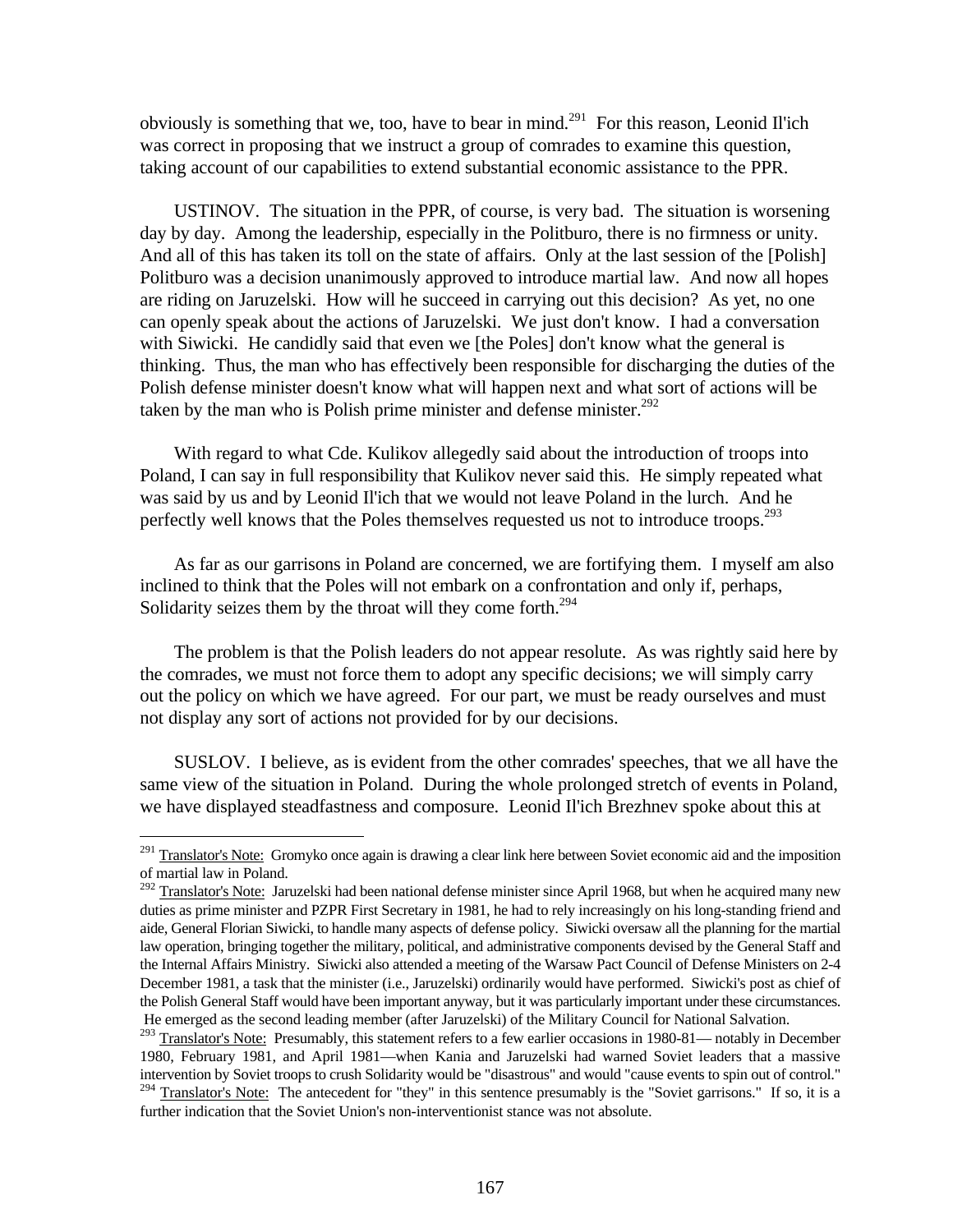obviously is something that we, too, have to bear in mind.[291] For this reason, Leonid Il'ich was correct in proposing that we instruct a group of comrades to examine this question, taking account of our capabilities to extend substantial economic assistance to the PPR.

USTINOV. The situation in the PPR, of course, is very bad. The situation is worsening day by day. Among the leadership, especially in the Politburo, there is no firmness or unity. And all of this has taken its toll on the state of affairs. Only at the last session of the [Polish] Politburo was a decision unanimously approved to introduce martial law. And now all hopes are riding on Jaruzelski. How will he succeed in carrying out this decision? As yet, no one can openly speak about the actions of Jaruzelski. We just don't know. I had a conversation with Siwicki. He candidly said that even we [the Poles] don't know what the general is thinking. Thus, the man who has effectively been responsible for discharging the duties of the Polish defense minister doesn't know what will happen next and what sort of actions will be taken by the man who is Polish prime minister and defense minister.[292]

With regard to what Cde. Kulikov allegedly said about the introduction of troops into Poland, I can say in full responsibility that Kulikov never said this. He simply repeated what was said by us and by Leonid Il'ich that we would not leave Poland in the lurch. And he perfectly well knows that the Poles themselves requested us not to introduce troops.[293]

As far as our garrisons in Poland are concerned, we are fortifying them. I myself am also inclined to think that the Poles will not embark on a confrontation and only if, perhaps, Solidarity seizes them by the throat will they come forth.[294]

The problem is that the Polish leaders do not appear resolute. As was rightly said here by the comrades, we must not force them to adopt any specific decisions; we will simply carry out the policy on which we have agreed. For our part, we must be ready ourselves and must not display any sort of actions not provided for by our decisions.

SUSLOV. I believe, as is evident from the other comrades' speeches, that we all have the same view of the situation in Poland. During the whole prolonged stretch of events in Poland, we have displayed steadfastness and composure. Leonid Il'ich Brezhnev spoke about this at

---

[291] Translator's Note: Gromyko once again is drawing a clear link here between Soviet economic aid and the imposition of martial law in Poland.

[292] Translator's Note: Jaruzelski had been national defense minister since April 1968, but when he acquired many new duties as prime minister and PZPR First Secretary in 1981, he had to rely increasingly on his long-standing friend and aide, General Florian Siwicki, to handle many aspects of defense policy. Siwicki oversaw all the planning for the martial law operation, bringing together the military, political, and administrative components devised by the General Staff and the Internal Affairs Ministry. Siwicki also attended a meeting of the Warsaw Pact Council of Defense Ministers on 2-4 December 1981, a task that the minister (i.e., Jaruzelski) ordinarily would have performed. Siwicki's post as chief of the Polish General Staff would have been important anyway, but it was particularly important under these circumstances. He emerged as the second leading member (after Jaruzelski) of the Military Council for National Salvation.

[293] Translator's Note: Presumably, this statement refers to a few earlier occasions in 1980-81— notably in December 1980, February 1981, and April 1981—when Kania and Jaruzelski had warned Soviet leaders that a massive intervention by Soviet troops to crush Solidarity would be "disastrous" and would "cause events to spin out of control."

[294] Translator's Note: The antecedent for "they" in this sentence presumably is the "Soviet garrisons." If so, it is a further indication that the Soviet Union's non-interventionist stance was not absolute.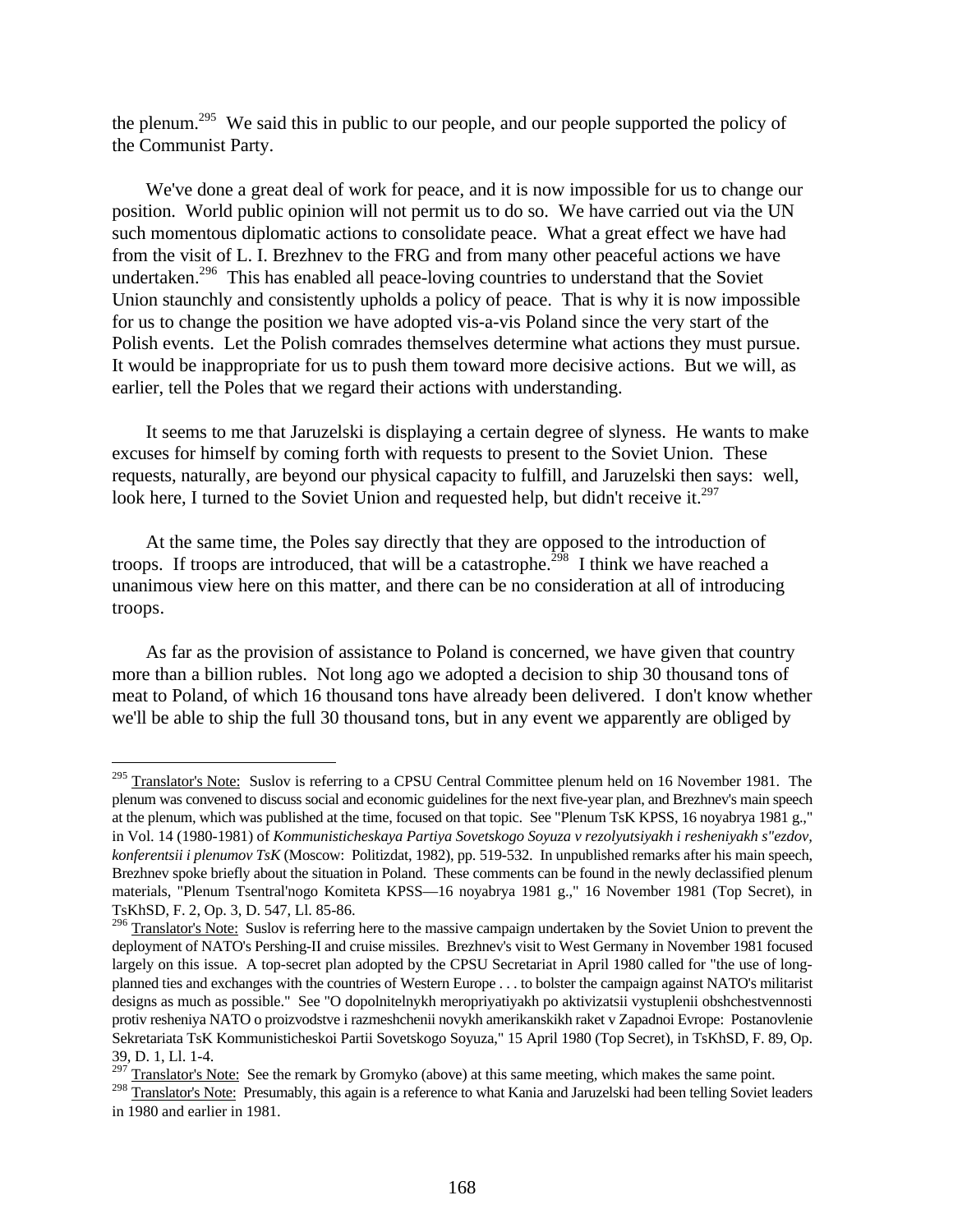the plenum.[295] We said this in public to our people, and our people supported the policy of the Communist Party.

We've done a great deal of work for peace, and it is now impossible for us to change our position. World public opinion will not permit us to do so. We have carried out via the UN such momentous diplomatic actions to consolidate peace. What a great effect we have had from the visit of L. I. Brezhnev to the FRG and from many other peaceful actions we have undertaken.[296] This has enabled all peace-loving countries to understand that the Soviet Union staunchly and consistently upholds a policy of peace. That is why it is now impossible for us to change the position we have adopted vis-a-vis Poland since the very start of the Polish events. Let the Polish comrades themselves determine what actions they must pursue. It would be inappropriate for us to push them toward more decisive actions. But we will, as earlier, tell the Poles that we regard their actions with understanding.

It seems to me that Jaruzelski is displaying a certain degree of slyness. He wants to make excuses for himself by coming forth with requests to present to the Soviet Union. These requests, naturally, are beyond our physical capacity to fulfill, and Jaruzelski then says: well, look here, I turned to the Soviet Union and requested help, but didn't receive it.[297]

At the same time, the Poles say directly that they are opposed to the introduction of troops. If troops are introduced, that will be a catastrophe.[298] I think we have reached a unanimous view here on this matter, and there can be no consideration at all of introducing troops.

As far as the provision of assistance to Poland is concerned, we have given that country more than a billion rubles. Not long ago we adopted a decision to ship 30 thousand tons of meat to Poland, of which 16 thousand tons have already been delivered. I don't know whether we'll be able to ship the full 30 thousand tons, but in any event we apparently are obliged by

---

[295] Translator's Note: Suslov is referring to a CPSU Central Committee plenum held on 16 November 1981. The plenum was convened to discuss social and economic guidelines for the next five-year plan, and Brezhnev's main speech at the plenum, which was published at the time, focused on that topic. See "Plenum TsK KPSS, 16 noyabrya 1981 g.," in Vol. 14 (1980-1981) of *Kommunisticheskaya Partiya Sovetskogo Soyuza v rezolyutsiyakh i resheniyakh s"ezdov, konferentsii i plenumov TsK* (Moscow: Politizdat, 1982), pp. 519-532. In unpublished remarks after his main speech, Brezhnev spoke briefly about the situation in Poland. These comments can be found in the newly declassified plenum materials, "Plenum Tsentral'nogo Komiteta KPSS—16 noyabrya 1981 g.," 16 November 1981 (Top Secret), in TsKhSD, F. 2, Op. 3, D. 547, Ll. 85-86.

[296] Translator's Note: Suslov is referring here to the massive campaign undertaken by the Soviet Union to prevent the deployment of NATO's Pershing-II and cruise missiles. Brezhnev's visit to West Germany in November 1981 focused largely on this issue. A top-secret plan adopted by the CPSU Secretariat in April 1980 called for "the use of long-planned ties and exchanges with the countries of Western Europe . . . to bolster the campaign against NATO's militarist designs as much as possible." See "O dopolnitelnykh meropriyatiyakh po aktivizatsii vystuplenii obshchestvennosti protiv resheniya NATO o proizvodstve i razmeshchenii novykh amerikanskikh raket v Zapadnoi Evrope: Postanovlenie Sekretariata TsK Kommunisticheskoi Partii Sovetskogo Soyuza," 15 April 1980 (Top Secret), in TsKhSD, F. 89, Op. 39, D. 1, Ll. 1-4.

[297] Translator's Note: See the remark by Gromyko (above) at this same meeting, which makes the same point.

[298] Translator's Note: Presumably, this again is a reference to what Kania and Jaruzelski had been telling Soviet leaders in 1980 and earlier in 1981.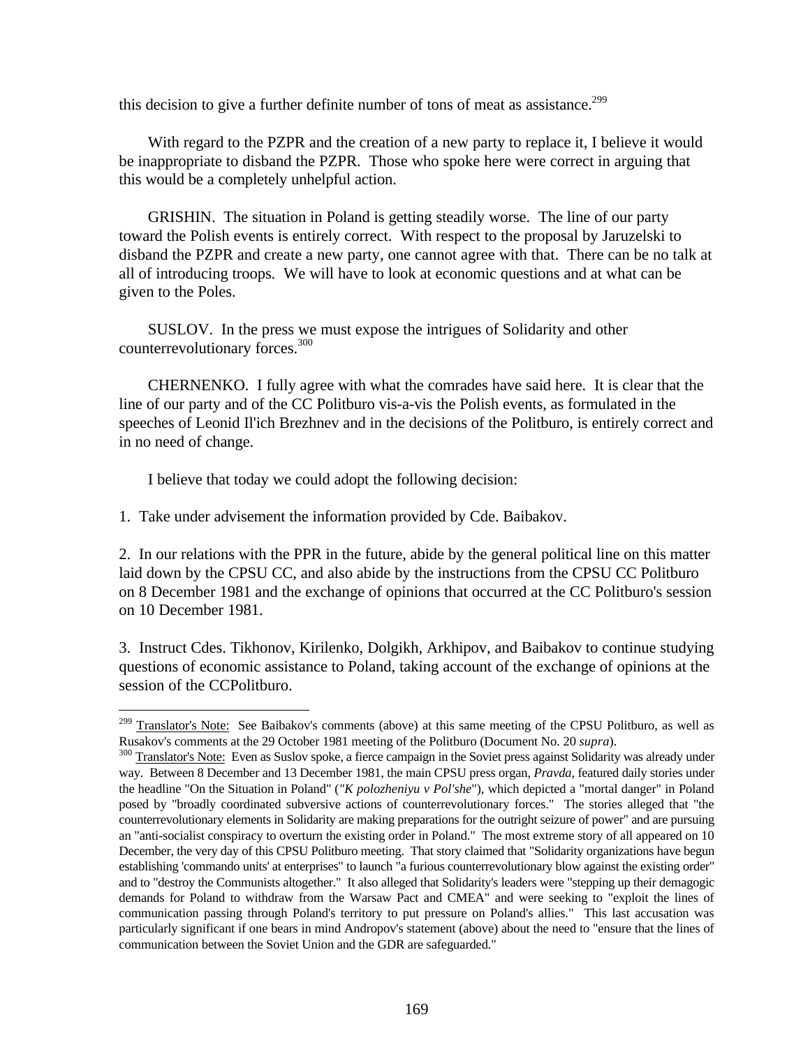this decision to give a further definite number of tons of meat as assistance.[299]

With regard to the PZPR and the creation of a new party to replace it, I believe it would be inappropriate to disband the PZPR. Those who spoke here were correct in arguing that this would be a completely unhelpful action.

GRISHIN. The situation in Poland is getting steadily worse. The line of our party toward the Polish events is entirely correct. With respect to the proposal by Jaruzelski to disband the PZPR and create a new party, one cannot agree with that. There can be no talk at all of introducing troops. We will have to look at economic questions and at what can be given to the Poles.

SUSLOV. In the press we must expose the intrigues of Solidarity and other counterrevolutionary forces.[300]

CHERNENKO. I fully agree with what the comrades have said here. It is clear that the line of our party and of the CC Politburo vis-a-vis the Polish events, as formulated in the speeches of Leonid Il'ich Brezhnev and in the decisions of the Politburo, is entirely correct and in no need of change.

I believe that today we could adopt the following decision:

1. Take under advisement the information provided by Cde. Baibakov.

2. In our relations with the PPR in the future, abide by the general political line on this matter laid down by the CPSU CC, and also abide by the instructions from the CPSU CC Politburo on 8 December 1981 and the exchange of opinions that occurred at the CC Politburo's session on 10 December 1981.

3. Instruct Cdes. Tikhonov, Kirilenko, Dolgikh, Arkhipov, and Baibakov to continue studying questions of economic assistance to Poland, taking account of the exchange of opinions at the session of the CCPolitburo.

---

[299] Translator's Note: See Baibakov's comments (above) at this same meeting of the CPSU Politburo, as well as Rusakov's comments at the 29 October 1981 meeting of the Politburo (Document No. 20 *supra*).

[300] Translator's Note: Even as Suslov spoke, a fierce campaign in the Soviet press against Solidarity was already under way. Between 8 December and 13 December 1981, the main CPSU press organ, *Pravda*, featured daily stories under the headline "On the Situation in Poland" (*"K polozheniyu v Pol'she*"), which depicted a "mortal danger" in Poland posed by "broadly coordinated subversive actions of counterrevolutionary forces." The stories alleged that "the counterrevolutionary elements in Solidarity are making preparations for the outright seizure of power" and are pursuing an "anti-socialist conspiracy to overturn the existing order in Poland." The most extreme story of all appeared on 10 December, the very day of this CPSU Politburo meeting. That story claimed that "Solidarity organizations have begun establishing 'commando units' at enterprises" to launch "a furious counterrevolutionary blow against the existing order" and to "destroy the Communists altogether." It also alleged that Solidarity's leaders were "stepping up their demagogic demands for Poland to withdraw from the Warsaw Pact and CMEA" and were seeking to "exploit the lines of communication passing through Poland's territory to put pressure on Poland's allies." This last accusation was particularly significant if one bears in mind Andropov's statement (above) about the need to "ensure that the lines of communication between the Soviet Union and the GDR are safeguarded."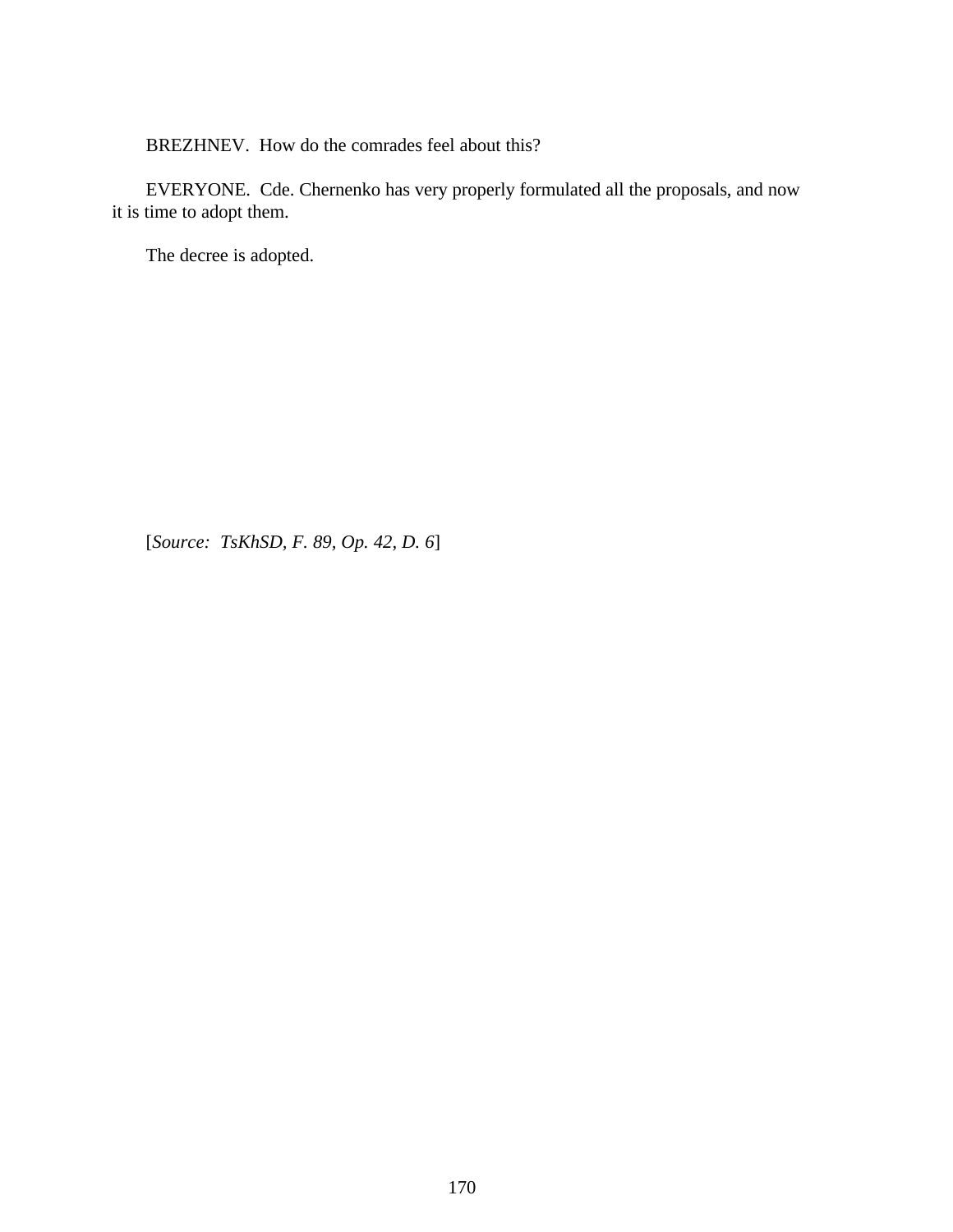BREZHNEV. How do the comrades feel about this?

EVERYONE. Cde. Chernenko has very properly formulated all the proposals, and now it is time to adopt them.

The decree is adopted.

[*Source: TsKhSD, F. 89, Op. 42, D. 6*]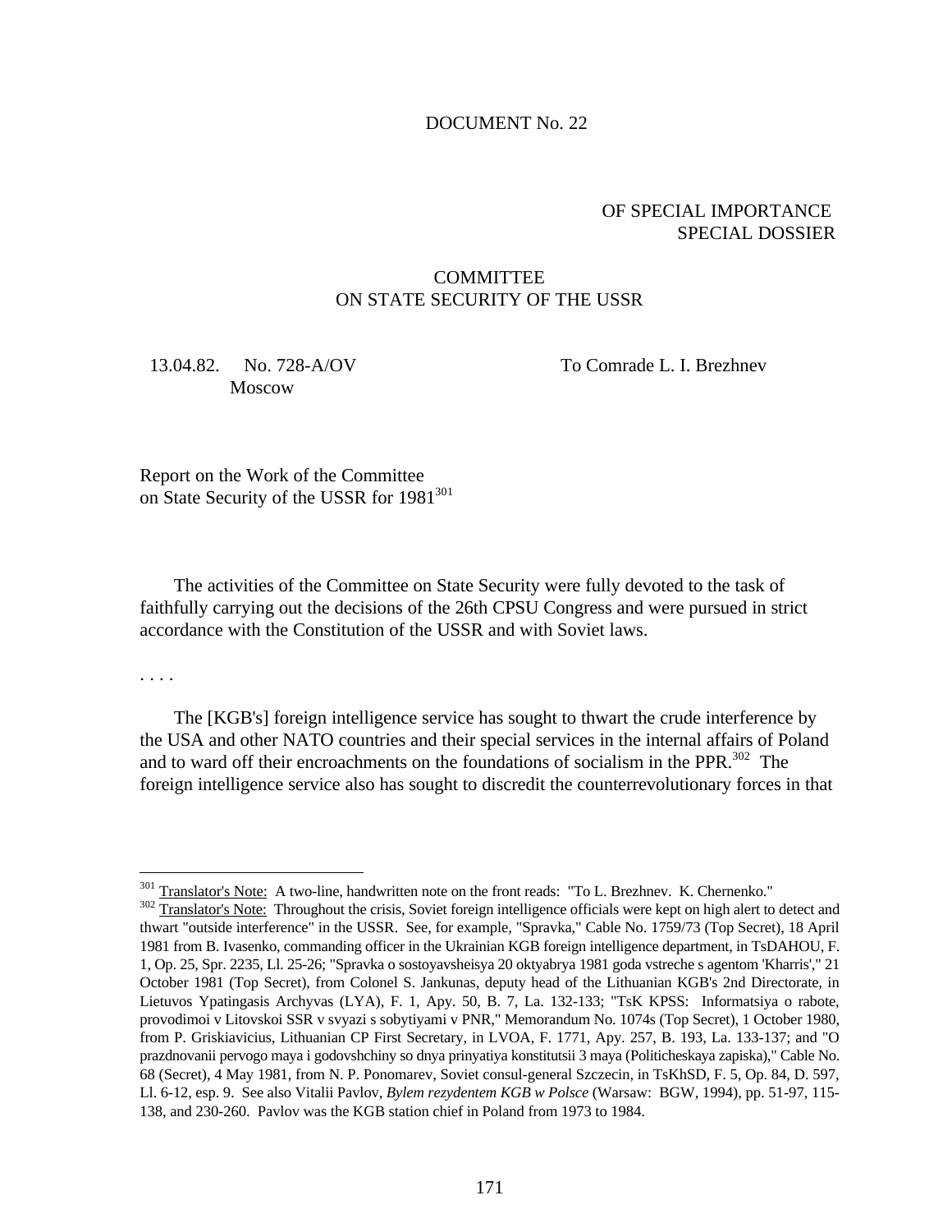DOCUMENT No. 22

OF SPECIAL IMPORTANCE
SPECIAL DOSSIER

COMMITTEE
ON STATE SECURITY OF THE USSR

13.04.82. No. 728-A/OV
Moscow

To Comrade L. I. Brezhnev

Report on the Work of the Committee on State Security of the USSR for 1981[301]

The activities of the Committee on State Security were fully devoted to the task of faithfully carrying out the decisions of the 26th CPSU Congress and were pursued in strict accordance with the Constitution of the USSR and with Soviet laws.

. . . .

The [KGB's] foreign intelligence service has sought to thwart the crude interference by the USA and other NATO countries and their special services in the internal affairs of Poland and to ward off their encroachments on the foundations of socialism in the PPR.[302] The foreign intelligence service also has sought to discredit the counterrevolutionary forces in that

---

[301] Translator's Note: A two-line, handwritten note on the front reads: "To L. Brezhnev. K. Chernenko."

[302] Translator's Note: Throughout the crisis, Soviet foreign intelligence officials were kept on high alert to detect and thwart "outside interference" in the USSR. See, for example, "Spravka," Cable No. 1759/73 (Top Secret), 18 April 1981 from B. Ivasenko, commanding officer in the Ukrainian KGB foreign intelligence department, in TsDAHOU, F. 1, Op. 25, Spr. 2235, Ll. 25-26; "Spravka o sostoyavsheisya 20 oktyabrya 1981 goda vstreche s agentom 'Kharris'," 21 October 1981 (Top Secret), from Colonel S. Jankunas, deputy head of the Lithuanian KGB's 2nd Directorate, in Lietuvos Ypatingasis Archyvas (LYA), F. 1, Apy. 50, B. 7, La. 132-133; "TsK KPSS: Informatsiya o rabote, provodimoi v Litovskoi SSR v svyazi s sobytiyami v PNR," Memorandum No. 1074s (Top Secret), 1 October 1980, from P. Griskiavicius, Lithuanian CP First Secretary, in LVOA, F. 1771, Apy. 257, B. 193, La. 133-137; and "O prazdnovanii pervogo maya i godovshchiny so dnya prinyatiya konstitutsii 3 maya (Politicheskaya zapiska)," Cable No. 68 (Secret), 4 May 1981, from N. P. Ponomarev, Soviet consul-general Szczecin, in TsKhSD, F. 5, Op. 84, D. 597, Ll. 6-12, esp. 9. See also Vitalii Pavlov, *Bylem rezydentem KGB w Polsce* (Warsaw: BGW, 1994), pp. 51-97, 115-138, and 230-260. Pavlov was the KGB station chief in Poland from 1973 to 1984.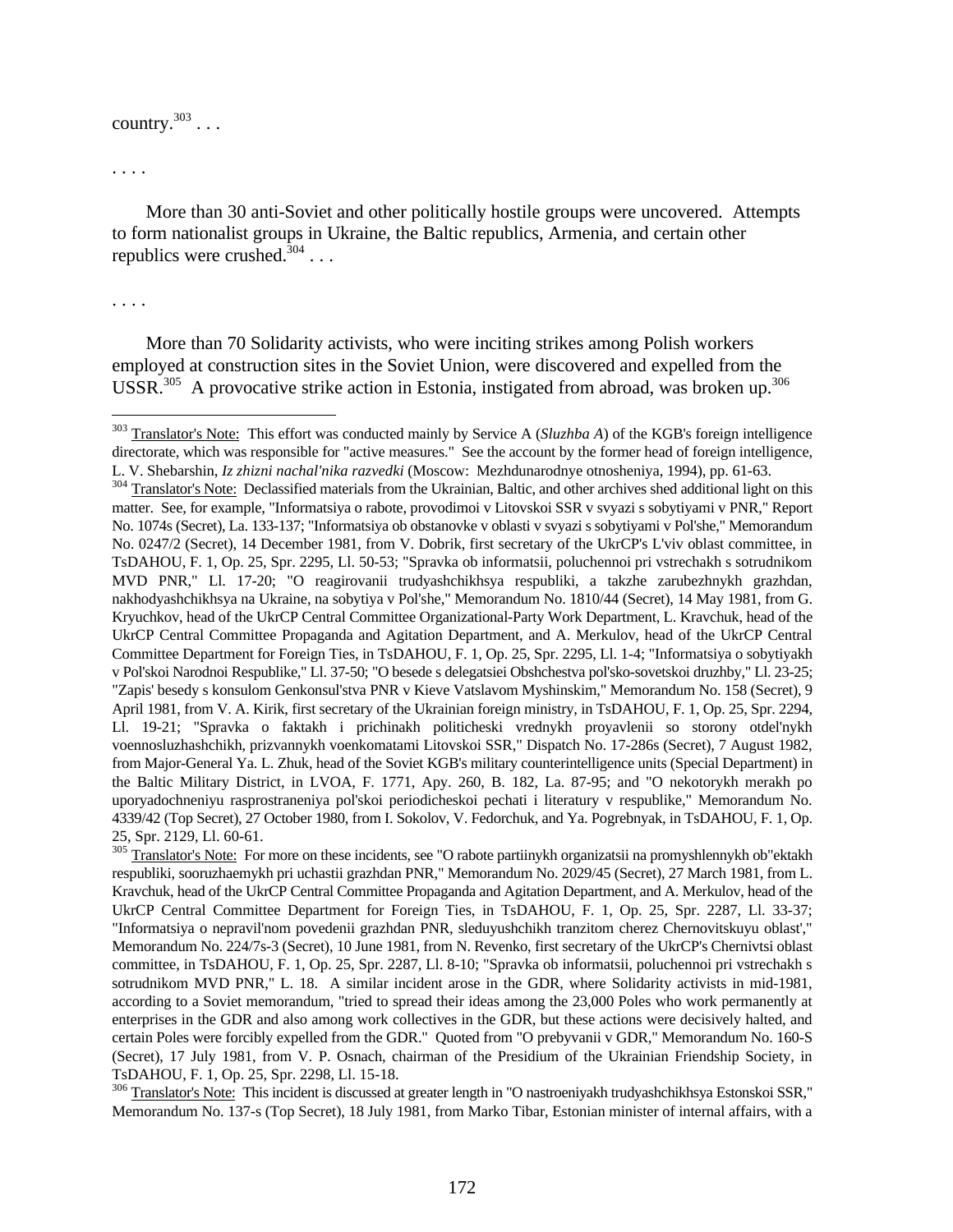country.[303] . . .

. . . .

More than 30 anti-Soviet and other politically hostile groups were uncovered. Attempts to form nationalist groups in Ukraine, the Baltic republics, Armenia, and certain other republics were crushed.[304] . . .

. . . .

More than 70 Solidarity activists, who were inciting strikes among Polish workers employed at construction sites in the Soviet Union, were discovered and expelled from the USSR.[305] A provocative strike action in Estonia, instigated from abroad, was broken up.[306]

---

[303] Translator's Note: This effort was conducted mainly by Service A (*Sluzhba A*) of the KGB's foreign intelligence directorate, which was responsible for "active measures." See the account by the former head of foreign intelligence, L. V. Shebarshin, *Iz zhizni nachal'nika razvedki* (Moscow: Mezhdunarodnye otnosheniya, 1994), pp. 61-63.

[304] Translator's Note: Declassified materials from the Ukrainian, Baltic, and other archives shed additional light on this matter. See, for example, "Informatsiya o rabote, provodimoi v Litovskoi SSR v svyazi s sobytiyami v PNR," Report No. 1074s (Secret), La. 133-137; "Informatsiya ob obstanovke v oblasti v svyazi s sobytiyami v Pol'she," Memorandum No. 0247/2 (Secret), 14 December 1981, from V. Dobrik, first secretary of the UkrCP's L'viv oblast committee, in TsDAHOU, F. 1, Op. 25, Spr. 2295, Ll. 50-53; "Spravka ob informatsii, poluchennoi pri vstrechakh s sotrudnikom MVD PNR," Ll. 17-20; "O reagirovanii trudyashchikhsya respubliki, a takzhe zarubezhnykh grazhdan, nakhodyashchikhsya na Ukraine, na sobytiya v Pol'she," Memorandum No. 1810/44 (Secret), 14 May 1981, from G. Kryuchkov, head of the UkrCP Central Committee Organizational-Party Work Department, L. Kravchuk, head of the UkrCP Central Committee Propaganda and Agitation Department, and A. Merkulov, head of the UkrCP Central Committee Department for Foreign Ties, in TsDAHOU, F. 1, Op. 25, Spr. 2295, Ll. 1-4; "Informatsiya o sobytiyakh v Pol'skoi Narodnoi Respublike," Ll. 37-50; "O besede s delegatsiei Obshchestva pol'sko-sovetskoi druzhby," Ll. 23-25; "Zapis' besedy s konsulom Genkonsul'stva PNR v Kieve Vatslavom Myshinskim," Memorandum No. 158 (Secret), 9 April 1981, from V. A. Kirik, first secretary of the Ukrainian foreign ministry, in TsDAHOU, F. 1, Op. 25, Spr. 2294, Ll. 19-21; "Spravka o faktakh i prichinakh politicheski vrednykh proyavlenii so storony otdel'nykh voennosluzhashchikh, prizvannykh voenkomatami Litovskoi SSR," Dispatch No. 17-286s (Secret), 7 August 1982, from Major-General Ya. L. Zhuk, head of the Soviet KGB's military counterintelligence units (Special Department) in the Baltic Military District, in LVOA, F. 1771, Apy. 260, B. 182, La. 87-95; and "O nekotorykh merakh po uporyadochneniyu rasprostraneniya pol'skoi periodicheskoi pechati i literatury v respublike," Memorandum No. 4339/42 (Top Secret), 27 October 1980, from I. Sokolov, V. Fedorchuk, and Ya. Pogrebnyak, in TsDAHOU, F. 1, Op. 25, Spr. 2129, Ll. 60-61.

[305] Translator's Note: For more on these incidents, see "O rabote partiinykh organizatsii na promyshlennykh ob"ektakh respubliki, sooruzhaemykh pri uchastii grazhdan PNR," Memorandum No. 2029/45 (Secret), 27 March 1981, from L. Kravchuk, head of the UkrCP Central Committee Propaganda and Agitation Department, and A. Merkulov, head of the UkrCP Central Committee Department for Foreign Ties, in TsDAHOU, F. 1, Op. 25, Spr. 2287, Ll. 33-37; "Informatsiya o nepravil'nom povedenii grazhdan PNR, sleduyushchikh tranzitom cherez Chernovitskuyu oblast'," Memorandum No. 224/7s-3 (Secret), 10 June 1981, from N. Revenko, first secretary of the UkrCP's Chernivtsi oblast committee, in TsDAHOU, F. 1, Op. 25, Spr. 2287, Ll. 8-10; "Spravka ob informatsii, poluchennoi pri vstrechakh s sotrudnikom MVD PNR," L. 18. A similar incident arose in the GDR, where Solidarity activists in mid-1981, according to a Soviet memorandum, "tried to spread their ideas among the 23,000 Poles who work permanently at enterprises in the GDR and also among work collectives in the GDR, but these actions were decisively halted, and certain Poles were forcibly expelled from the GDR." Quoted from "O prebyvanii v GDR," Memorandum No. 160-S (Secret), 17 July 1981, from V. P. Osnach, chairman of the Presidium of the Ukrainian Friendship Society, in TsDAHOU, F. 1, Op. 25, Spr. 2298, Ll. 15-18.

[306] Translator's Note: This incident is discussed at greater length in "O nastroeniyakh trudyashchikhsya Estonskoi SSR," Memorandum No. 137-s (Top Secret), 18 July 1981, from Marko Tibar, Estonian minister of internal affairs, with a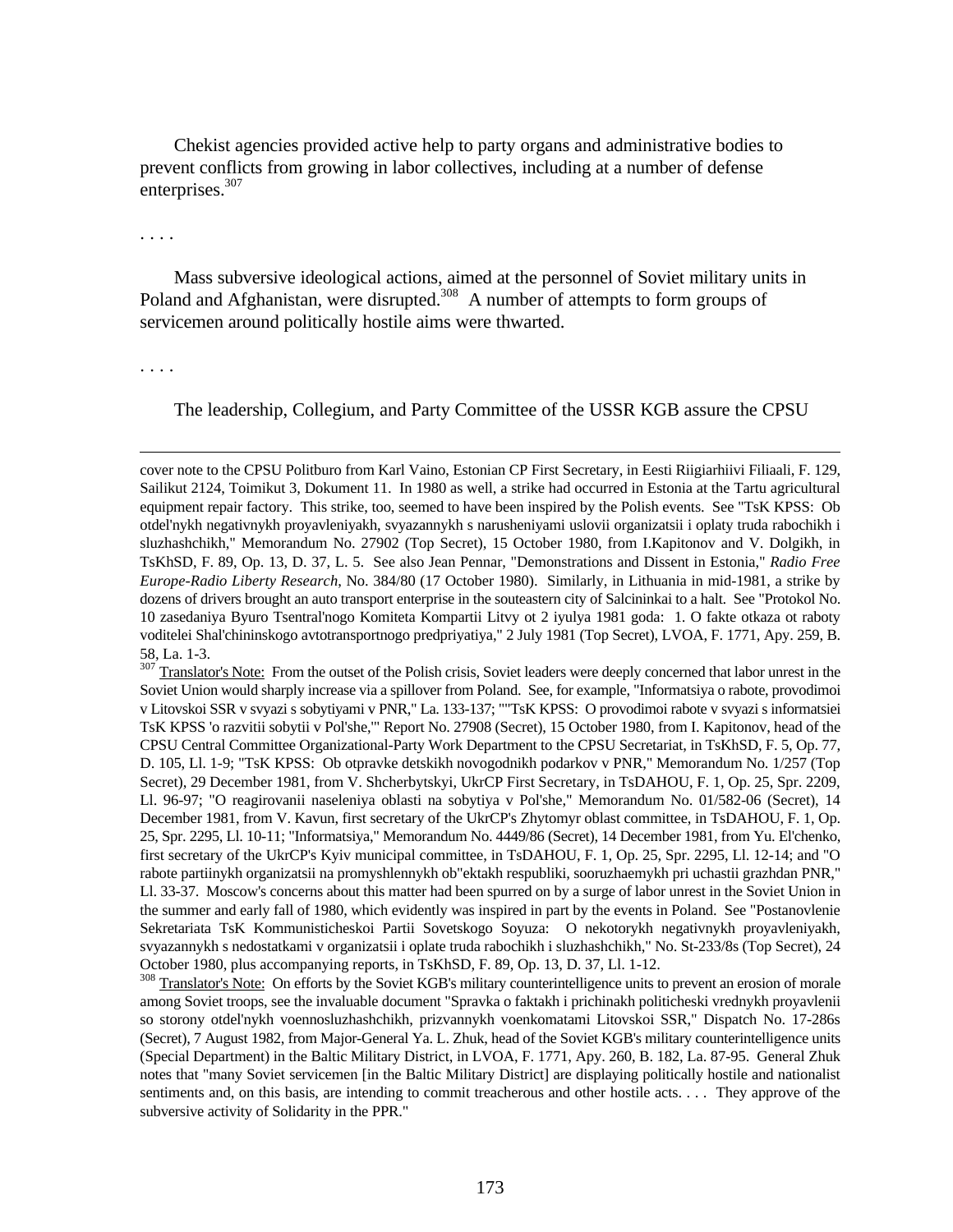Chekist agencies provided active help to party organs and administrative bodies to prevent conflicts from growing in labor collectives, including at a number of defense enterprises.[307]

. . . .

Mass subversive ideological actions, aimed at the personnel of Soviet military units in Poland and Afghanistan, were disrupted.[308] A number of attempts to form groups of servicemen around politically hostile aims were thwarted.

. . . .

The leadership, Collegium, and Party Committee of the USSR KGB assure the CPSU

---

cover note to the CPSU Politburo from Karl Vaino, Estonian CP First Secretary, in Eesti Riigiarhiivi Filiaali, F. 129, Sailikut 2124, Toimikut 3, Dokument 11. In 1980 as well, a strike had occurred in Estonia at the Tartu agricultural equipment repair factory. This strike, too, seemed to have been inspired by the Polish events. See "TsK KPSS: Ob otdel'nykh negativnykh proyavleniyakh, svyazannykh s narusheniyami uslovii organizatsii i oplaty truda rabochikh i sluzhashchikh," Memorandum No. 27902 (Top Secret), 15 October 1980, from I.Kapitonov and V. Dolgikh, in TsKhSD, F. 89, Op. 13, D. 37, L. 5. See also Jean Pennar, "Demonstrations and Dissent in Estonia," *Radio Free Europe-Radio Liberty Research*, No. 384/80 (17 October 1980). Similarly, in Lithuania in mid-1981, a strike by dozens of drivers brought an auto transport enterprise in the souteastern city of Salcininkai to a halt. See "Protokol No. 10 zasedaniya Byuro Tsentral'nogo Komiteta Kompartii Litvy ot 2 iyulya 1981 goda: 1. O fakte otkaza ot raboty voditelei Shal'chininskogo avtotransportnogo predpriyatiya," 2 July 1981 (Top Secret), LVOA, F. 1771, Apy. 259, B. 58, La. 1-3.

[307] Translator's Note: From the outset of the Polish crisis, Soviet leaders were deeply concerned that labor unrest in the Soviet Union would sharply increase via a spillover from Poland. See, for example, "Informatsiya o rabote, provodimoi v Litovskoi SSR v svyazi s sobytiyami v PNR," La. 133-137; ""TsK KPSS: O provodimoi rabote v svyazi s informatsiei TsK KPSS 'o razvitii sobytii v Pol'she,'" Report No. 27908 (Secret), 15 October 1980, from I. Kapitonov, head of the CPSU Central Committee Organizational-Party Work Department to the CPSU Secretariat, in TsKhSD, F. 5, Op. 77, D. 105, Ll. 1-9; "TsK KPSS: Ob otpravke detskikh novogodnikh podarkov v PNR," Memorandum No. 1/257 (Top Secret), 29 December 1981, from V. Shcherbytskyi, UkrCP First Secretary, in TsDAHOU, F. 1, Op. 25, Spr. 2209, Ll. 96-97; "O reagirovanii naseleniya oblasti na sobytiya v Pol'she," Memorandum No. 01/582-06 (Secret), 14 December 1981, from V. Kavun, first secretary of the UkrCP's Zhytomyr oblast committee, in TsDAHOU, F. 1, Op. 25, Spr. 2295, Ll. 10-11; "Informatsiya," Memorandum No. 4449/86 (Secret), 14 December 1981, from Yu. El'chenko, first secretary of the UkrCP's Kyiv municipal committee, in TsDAHOU, F. 1, Op. 25, Spr. 2295, Ll. 12-14; and "O rabote partiinykh organizatsii na promyshlennykh ob"ektakh respubliki, sooruzhaemykh pri uchastii grazhdan PNR," Ll. 33-37. Moscow's concerns about this matter had been spurred on by a surge of labor unrest in the Soviet Union in the summer and early fall of 1980, which evidently was inspired in part by the events in Poland. See "Postanovlenie Sekretariata TsK Kommunisticheskoi Partii Sovetskogo Soyuza: O nekotorykh negativnykh proyavleniyakh, svyazannykh s nedostatkami v organizatsii i oplate truda rabochikh i sluzhashchikh," No. St-233/8s (Top Secret), 24 October 1980, plus accompanying reports, in TsKhSD, F. 89, Op. 13, D. 37, Ll. 1-12.

[308] Translator's Note: On efforts by the Soviet KGB's military counterintelligence units to prevent an erosion of morale among Soviet troops, see the invaluable document "Spravka o faktakh i prichinakh politicheski vrednykh proyavlenii so storony otdel'nykh voennosluzhashchikh, prizvannykh voenkomatami Litovskoi SSR," Dispatch No. 17-286s (Secret), 7 August 1982, from Major-General Ya. L. Zhuk, head of the Soviet KGB's military counterintelligence units (Special Department) in the Baltic Military District, in LVOA, F. 1771, Apy. 260, B. 182, La. 87-95. General Zhuk notes that "many Soviet servicemen [in the Baltic Military District] are displaying politically hostile and nationalist sentiments and, on this basis, are intending to commit treacherous and other hostile acts. . . . They approve of the subversive activity of Solidarity in the PPR."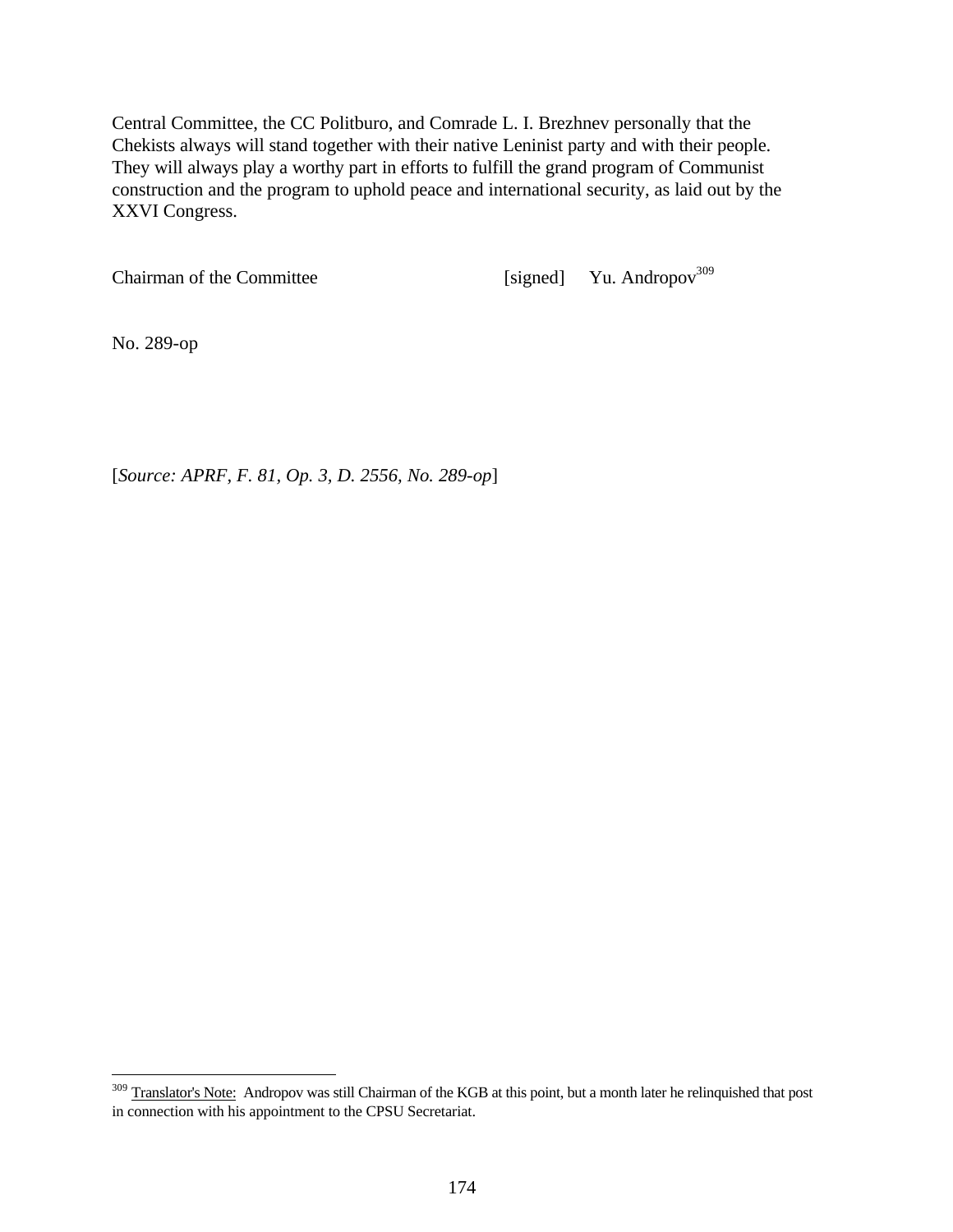Central Committee, the CC Politburo, and Comrade L. I. Brezhnev personally that the Chekists always will stand together with their native Leninist party and with their people. They will always play a worthy part in efforts to fulfill the grand program of Communist construction and the program to uphold peace and international security, as laid out by the XXVI Congress.

Chairman of the Committee [signed] Yu. Andropov[309]

No. 289-op

[*Source: APRF, F. 81, Op. 3, D. 2556, No. 289-op*]

---

[309] Translator's Note: Andropov was still Chairman of the KGB at this point, but a month later he relinquished that post in connection with his appointment to the CPSU Secretariat.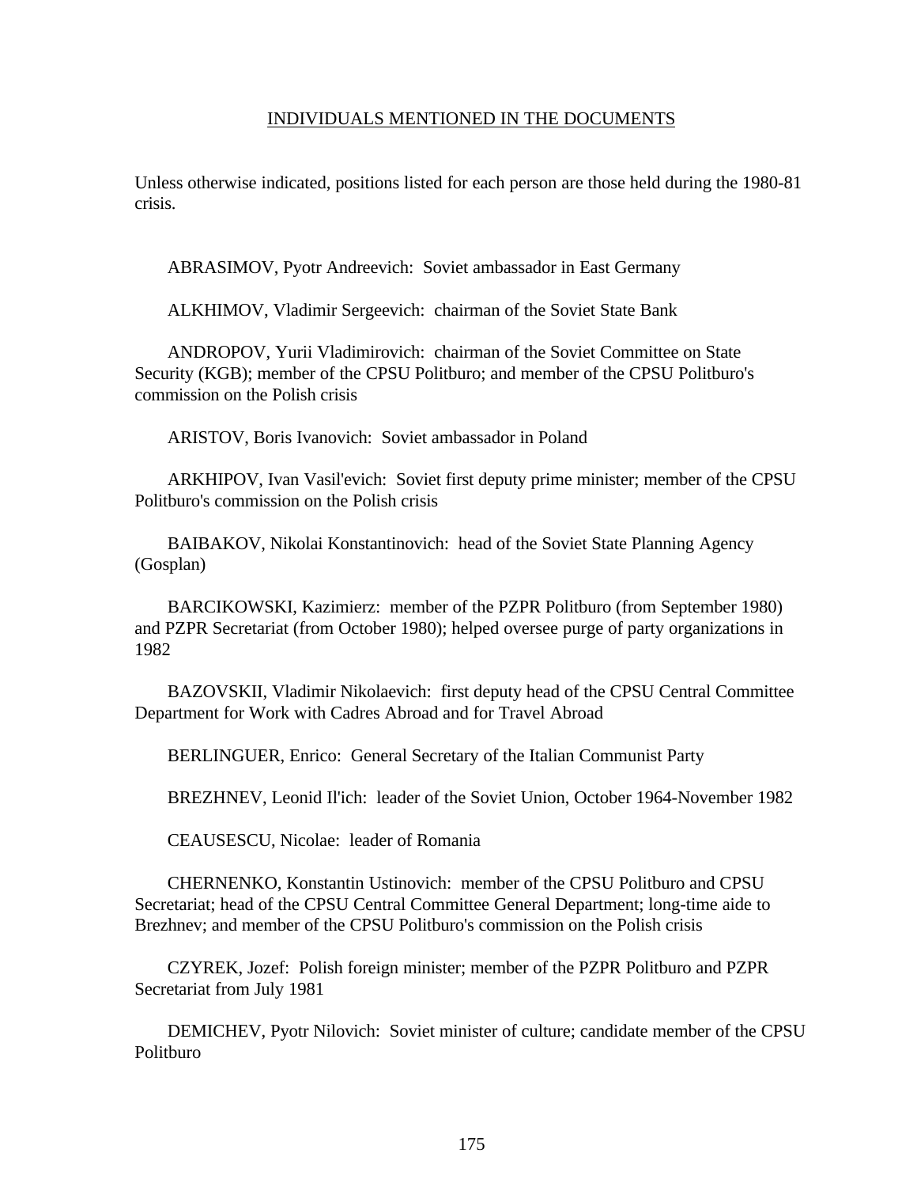## INDIVIDUALS MENTIONED IN THE DOCUMENTS

Unless otherwise indicated, positions listed for each person are those held during the 1980-81 crisis.

ABRASIMOV, Pyotr Andreevich: Soviet ambassador in East Germany

ALKHIMOV, Vladimir Sergeevich: chairman of the Soviet State Bank

ANDROPOV, Yurii Vladimirovich: chairman of the Soviet Committee on State Security (KGB); member of the CPSU Politburo; and member of the CPSU Politburo's commission on the Polish crisis

ARISTOV, Boris Ivanovich: Soviet ambassador in Poland

ARKHIPOV, Ivan Vasil'evich: Soviet first deputy prime minister; member of the CPSU Politburo's commission on the Polish crisis

BAIBAKOV, Nikolai Konstantinovich: head of the Soviet State Planning Agency (Gosplan)

BARCIKOWSKI, Kazimierz: member of the PZPR Politburo (from September 1980) and PZPR Secretariat (from October 1980); helped oversee purge of party organizations in 1982

BAZOVSKII, Vladimir Nikolaevich: first deputy head of the CPSU Central Committee Department for Work with Cadres Abroad and for Travel Abroad

BERLINGUER, Enrico: General Secretary of the Italian Communist Party

BREZHNEV, Leonid Il'ich: leader of the Soviet Union, October 1964-November 1982

CEAUSESCU, Nicolae: leader of Romania

CHERNENKO, Konstantin Ustinovich: member of the CPSU Politburo and CPSU Secretariat; head of the CPSU Central Committee General Department; long-time aide to Brezhnev; and member of the CPSU Politburo's commission on the Polish crisis

CZYREK, Jozef: Polish foreign minister; member of the PZPR Politburo and PZPR Secretariat from July 1981

DEMICHEV, Pyotr Nilovich: Soviet minister of culture; candidate member of the CPSU Politburo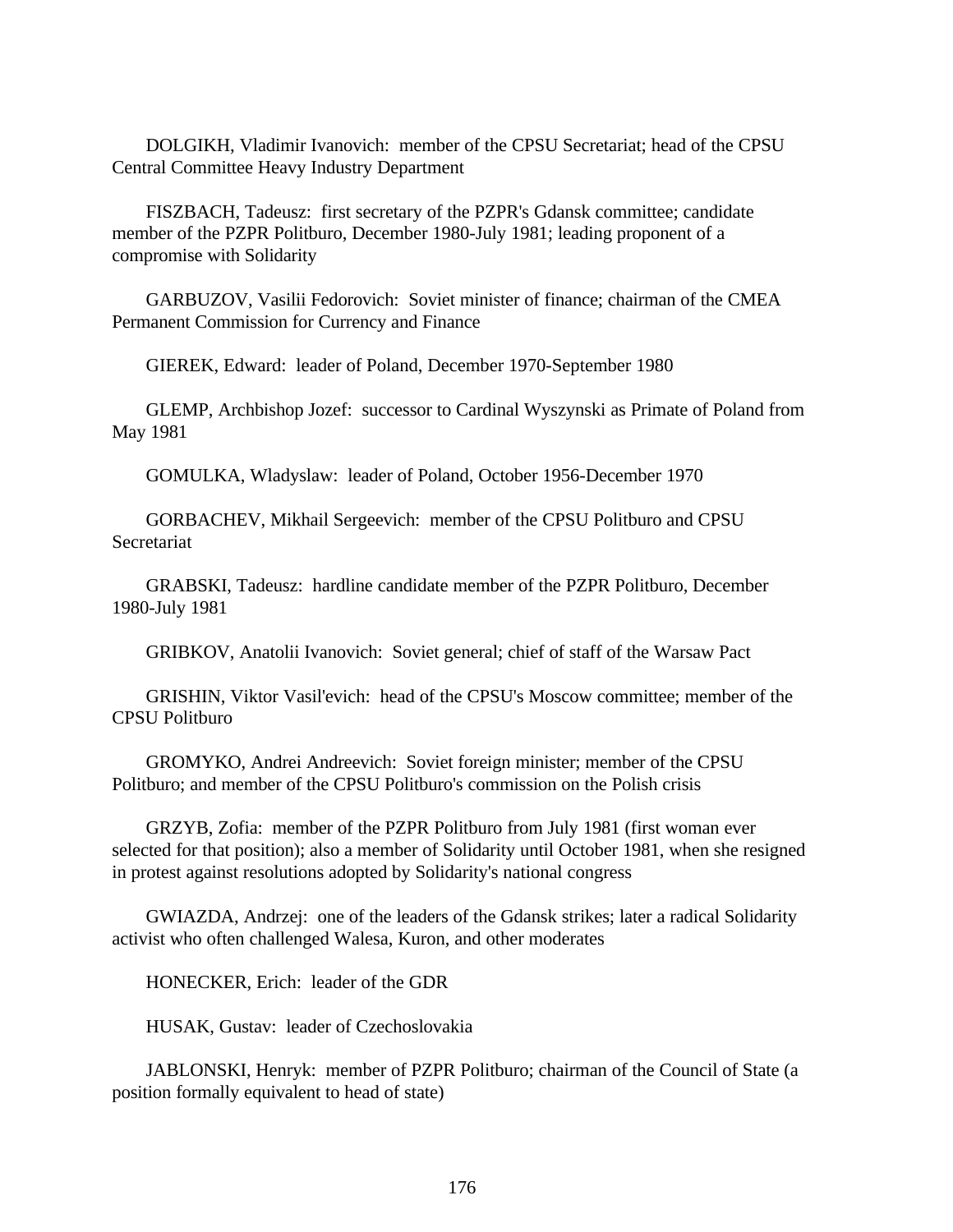DOLGIKH, Vladimir Ivanovich: member of the CPSU Secretariat; head of the CPSU Central Committee Heavy Industry Department

FISZBACH, Tadeusz: first secretary of the PZPR's Gdansk committee; candidate member of the PZPR Politburo, December 1980-July 1981; leading proponent of a compromise with Solidarity

GARBUZOV, Vasilii Fedorovich: Soviet minister of finance; chairman of the CMEA Permanent Commission for Currency and Finance

GIEREK, Edward: leader of Poland, December 1970-September 1980

GLEMP, Archbishop Jozef: successor to Cardinal Wyszynski as Primate of Poland from May 1981

GOMULKA, Wladyslaw: leader of Poland, October 1956-December 1970

GORBACHEV, Mikhail Sergeevich: member of the CPSU Politburo and CPSU Secretariat

GRABSKI, Tadeusz: hardline candidate member of the PZPR Politburo, December 1980-July 1981

GRIBKOV, Anatolii Ivanovich: Soviet general; chief of staff of the Warsaw Pact

GRISHIN, Viktor Vasil'evich: head of the CPSU's Moscow committee; member of the CPSU Politburo

GROMYKO, Andrei Andreevich: Soviet foreign minister; member of the CPSU Politburo; and member of the CPSU Politburo's commission on the Polish crisis

GRZYB, Zofia: member of the PZPR Politburo from July 1981 (first woman ever selected for that position); also a member of Solidarity until October 1981, when she resigned in protest against resolutions adopted by Solidarity's national congress

GWIAZDA, Andrzej: one of the leaders of the Gdansk strikes; later a radical Solidarity activist who often challenged Walesa, Kuron, and other moderates

HONECKER, Erich: leader of the GDR

HUSAK, Gustav: leader of Czechoslovakia

JABLONSKI, Henryk: member of PZPR Politburo; chairman of the Council of State (a position formally equivalent to head of state)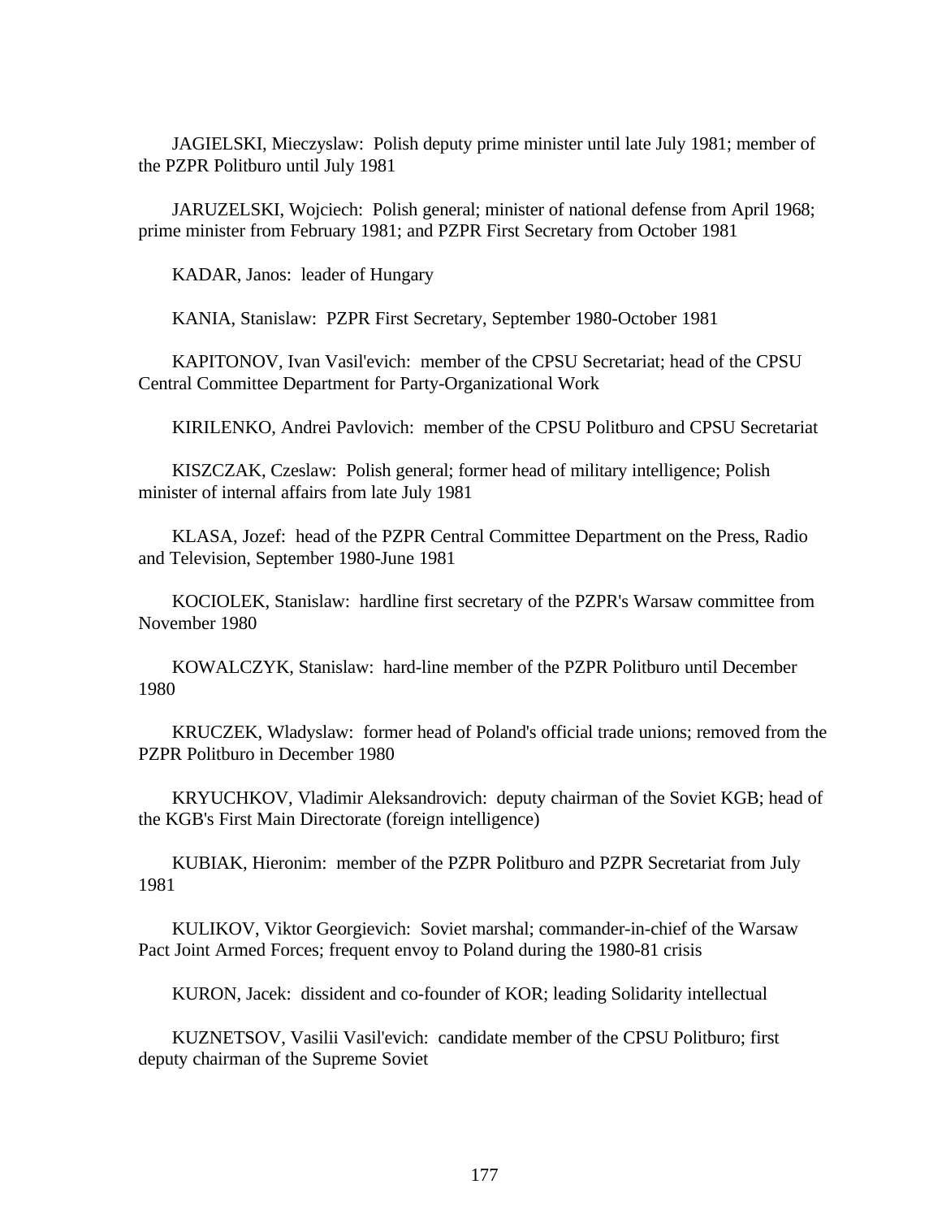JAGIELSKI, Mieczyslaw: Polish deputy prime minister until late July 1981; member of the PZPR Politburo until July 1981

JARUZELSKI, Wojciech: Polish general; minister of national defense from April 1968; prime minister from February 1981; and PZPR First Secretary from October 1981

KADAR, Janos: leader of Hungary

KANIA, Stanislaw: PZPR First Secretary, September 1980-October 1981

KAPITONOV, Ivan Vasil'evich: member of the CPSU Secretariat; head of the CPSU Central Committee Department for Party-Organizational Work

KIRILENKO, Andrei Pavlovich: member of the CPSU Politburo and CPSU Secretariat

KISZCZAK, Czeslaw: Polish general; former head of military intelligence; Polish minister of internal affairs from late July 1981

KLASA, Jozef: head of the PZPR Central Committee Department on the Press, Radio and Television, September 1980-June 1981

KOCIOLEK, Stanislaw: hardline first secretary of the PZPR's Warsaw committee from November 1980

KOWALCZYK, Stanislaw: hard-line member of the PZPR Politburo until December 1980

KRUCZEK, Wladyslaw: former head of Poland's official trade unions; removed from the PZPR Politburo in December 1980

KRYUCHKOV, Vladimir Aleksandrovich: deputy chairman of the Soviet KGB; head of the KGB's First Main Directorate (foreign intelligence)

KUBIAK, Hieronim: member of the PZPR Politburo and PZPR Secretariat from July 1981

KULIKOV, Viktor Georgievich: Soviet marshal; commander-in-chief of the Warsaw Pact Joint Armed Forces; frequent envoy to Poland during the 1980-81 crisis

KURON, Jacek: dissident and co-founder of KOR; leading Solidarity intellectual

KUZNETSOV, Vasilii Vasil'evich: candidate member of the CPSU Politburo; first deputy chairman of the Supreme Soviet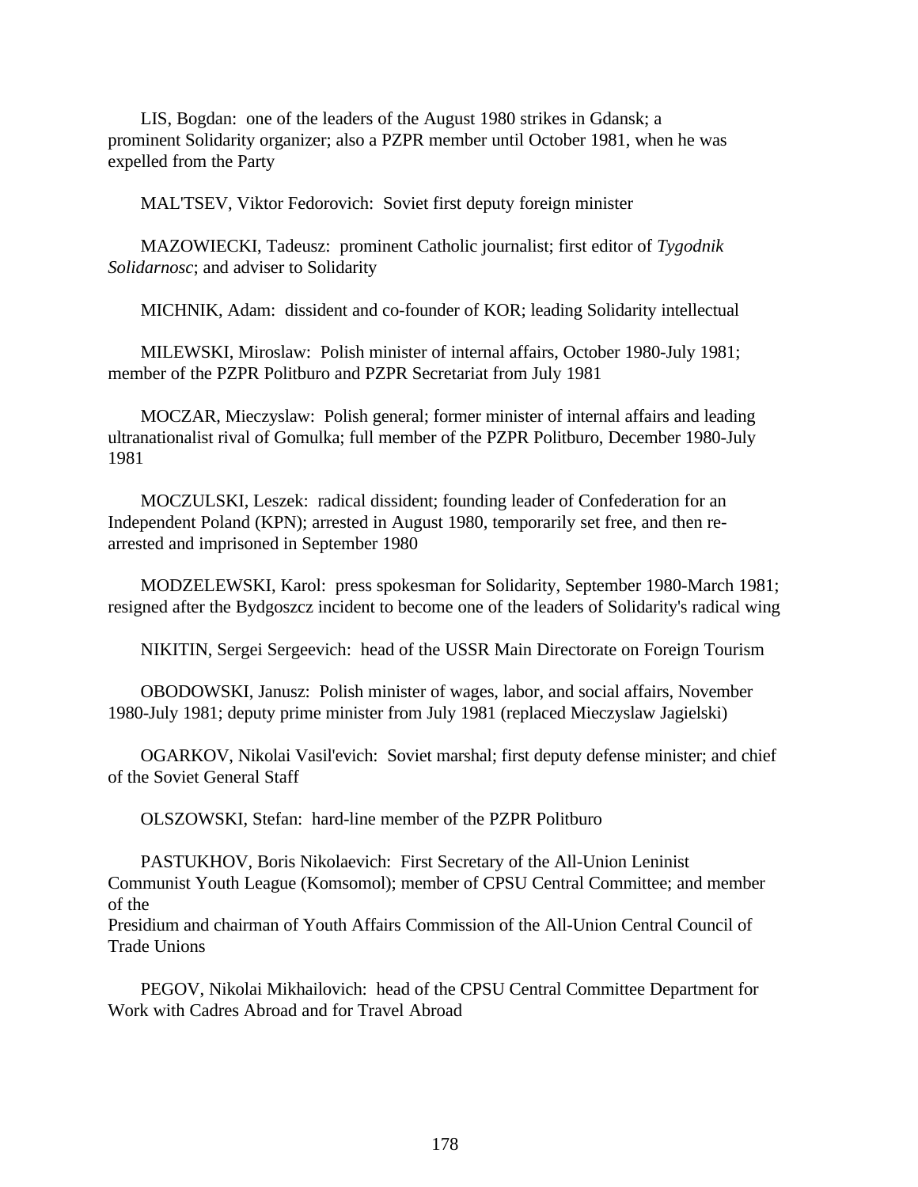LIS, Bogdan: one of the leaders of the August 1980 strikes in Gdansk; a prominent Solidarity organizer; also a PZPR member until October 1981, when he was expelled from the Party

MAL'TSEV, Viktor Fedorovich: Soviet first deputy foreign minister

MAZOWIECKI, Tadeusz: prominent Catholic journalist; first editor of *Tygodnik Solidarnosc*; and adviser to Solidarity

MICHNIK, Adam: dissident and co-founder of KOR; leading Solidarity intellectual

MILEWSKI, Miroslaw: Polish minister of internal affairs, October 1980-July 1981; member of the PZPR Politburo and PZPR Secretariat from July 1981

MOCZAR, Mieczyslaw: Polish general; former minister of internal affairs and leading ultranationalist rival of Gomulka; full member of the PZPR Politburo, December 1980-July 1981

MOCZULSKI, Leszek: radical dissident; founding leader of Confederation for an Independent Poland (KPN); arrested in August 1980, temporarily set free, and then re-arrested and imprisoned in September 1980

MODZELEWSKI, Karol: press spokesman for Solidarity, September 1980-March 1981; resigned after the Bydgoszcz incident to become one of the leaders of Solidarity's radical wing

NIKITIN, Sergei Sergeevich: head of the USSR Main Directorate on Foreign Tourism

OBODOWSKI, Janusz: Polish minister of wages, labor, and social affairs, November 1980-July 1981; deputy prime minister from July 1981 (replaced Mieczyslaw Jagielski)

OGARKOV, Nikolai Vasil'evich: Soviet marshal; first deputy defense minister; and chief of the Soviet General Staff

OLSZOWSKI, Stefan: hard-line member of the PZPR Politburo

PASTUKHOV, Boris Nikolaevich: First Secretary of the All-Union Leninist Communist Youth League (Komsomol); member of CPSU Central Committee; and member of the Presidium and chairman of Youth Affairs Commission of the All-Union Central Council of Trade Unions

PEGOV, Nikolai Mikhailovich: head of the CPSU Central Committee Department for Work with Cadres Abroad and for Travel Abroad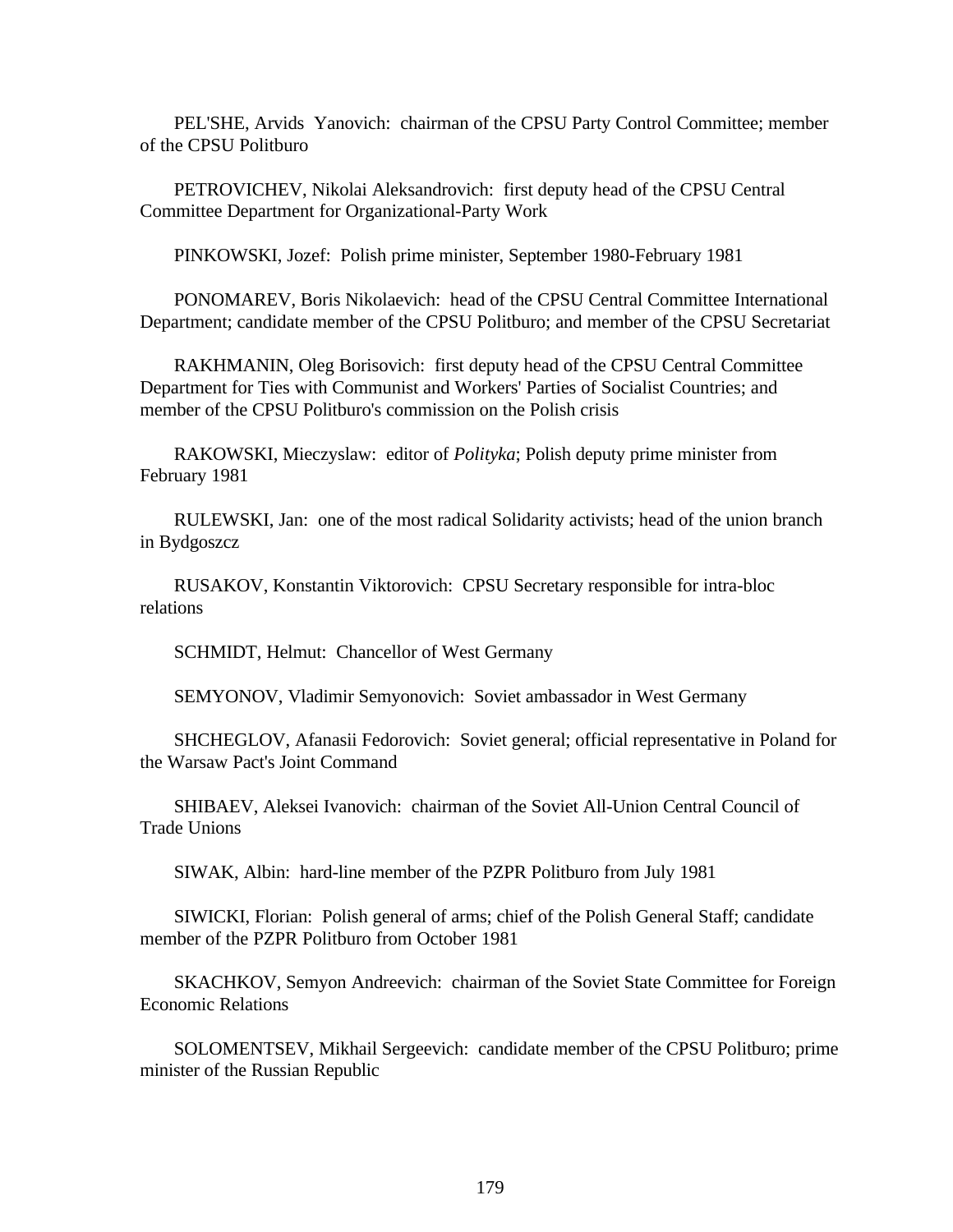PEL'SHE, Arvids Yanovich: chairman of the CPSU Party Control Committee; member of the CPSU Politburo

PETROVICHEV, Nikolai Aleksandrovich: first deputy head of the CPSU Central Committee Department for Organizational-Party Work

PINKOWSKI, Jozef: Polish prime minister, September 1980-February 1981

PONOMAREV, Boris Nikolaevich: head of the CPSU Central Committee International Department; candidate member of the CPSU Politburo; and member of the CPSU Secretariat

RAKHMANIN, Oleg Borisovich: first deputy head of the CPSU Central Committee Department for Ties with Communist and Workers' Parties of Socialist Countries; and member of the CPSU Politburo's commission on the Polish crisis

RAKOWSKI, Mieczyslaw: editor of *Polityka*; Polish deputy prime minister from February 1981

RULEWSKI, Jan: one of the most radical Solidarity activists; head of the union branch in Bydgoszcz

RUSAKOV, Konstantin Viktorovich: CPSU Secretary responsible for intra-bloc relations

SCHMIDT, Helmut: Chancellor of West Germany

SEMYONOV, Vladimir Semyonovich: Soviet ambassador in West Germany

SHCHEGLOV, Afanasii Fedorovich: Soviet general; official representative in Poland for the Warsaw Pact's Joint Command

SHIBAEV, Aleksei Ivanovich: chairman of the Soviet All-Union Central Council of Trade Unions

SIWAK, Albin: hard-line member of the PZPR Politburo from July 1981

SIWICKI, Florian: Polish general of arms; chief of the Polish General Staff; candidate member of the PZPR Politburo from October 1981

SKACHKOV, Semyon Andreevich: chairman of the Soviet State Committee for Foreign Economic Relations

SOLOMENTSEV, Mikhail Sergeevich: candidate member of the CPSU Politburo; prime minister of the Russian Republic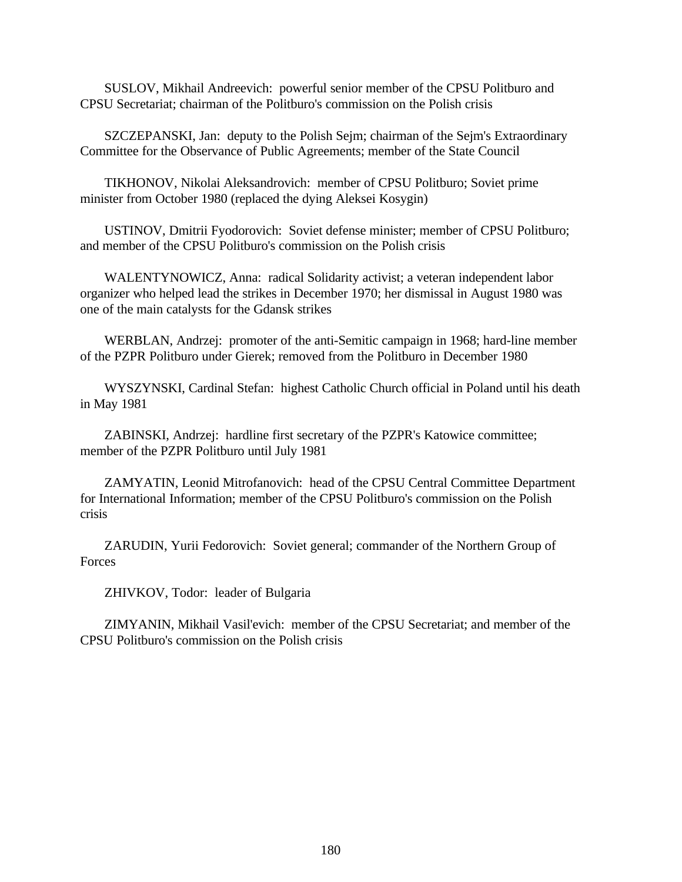SUSLOV, Mikhail Andreevich:  powerful senior member of the CPSU Politburo and CPSU Secretariat; chairman of the Politburo's commission on the Polish crisis

SZCZEPANSKI, Jan:  deputy to the Polish Sejm; chairman of the Sejm's Extraordinary Committee for the Observance of Public Agreements; member of the State Council

TIKHONOV, Nikolai Aleksandrovich:  member of CPSU Politburo; Soviet prime minister from October 1980 (replaced the dying Aleksei Kosygin)

USTINOV, Dmitrii Fyodorovich:  Soviet defense minister; member of CPSU Politburo; and member of the CPSU Politburo's commission on the Polish crisis

WALENTYNOWICZ, Anna:  radical Solidarity activist; a veteran independent labor organizer who helped lead the strikes in December 1970; her dismissal in August 1980 was one of the main catalysts for the Gdansk strikes

WERBLAN, Andrzej:  promoter of the anti-Semitic campaign in 1968; hard-line member of the PZPR Politburo under Gierek; removed from the Politburo in December 1980

WYSZYNSKI, Cardinal Stefan:  highest Catholic Church official in Poland until his death in May 1981

ZABINSKI, Andrzej:  hardline first secretary of the PZPR's Katowice committee; member of the PZPR Politburo until July 1981

ZAMYATIN, Leonid Mitrofanovich:  head of the CPSU Central Committee Department for International Information; member of the CPSU Politburo's commission on the Polish crisis

ZARUDIN, Yurii Fedorovich:  Soviet general; commander of the Northern Group of Forces

ZHIVKOV, Todor:  leader of Bulgaria

ZIMYANIN, Mikhail Vasil'evich:  member of the CPSU Secretariat; and member of the CPSU Politburo's commission on the Polish crisis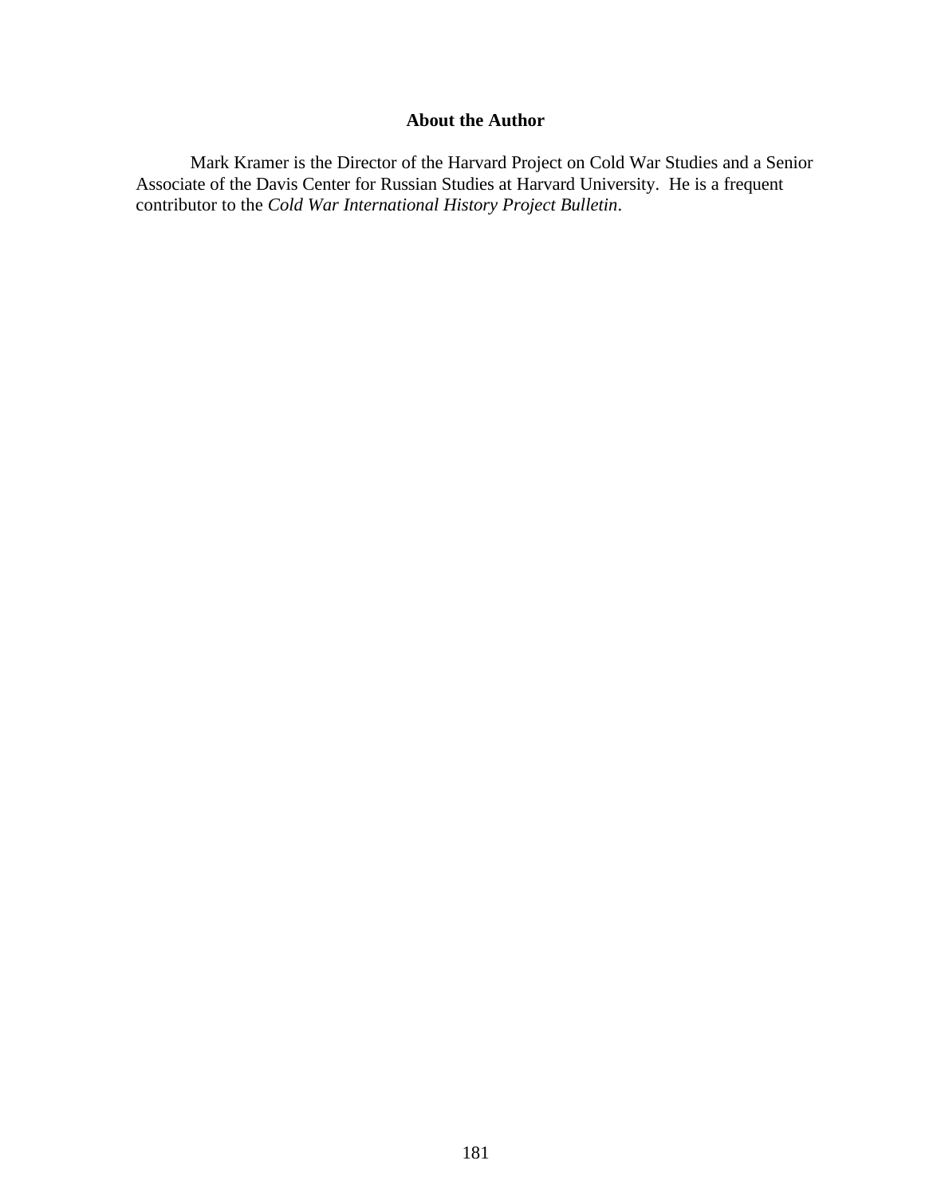## About the Author

Mark Kramer is the Director of the Harvard Project on Cold War Studies and a Senior Associate of the Davis Center for Russian Studies at Harvard University. He is a frequent contributor to the *Cold War International History Project Bulletin*.